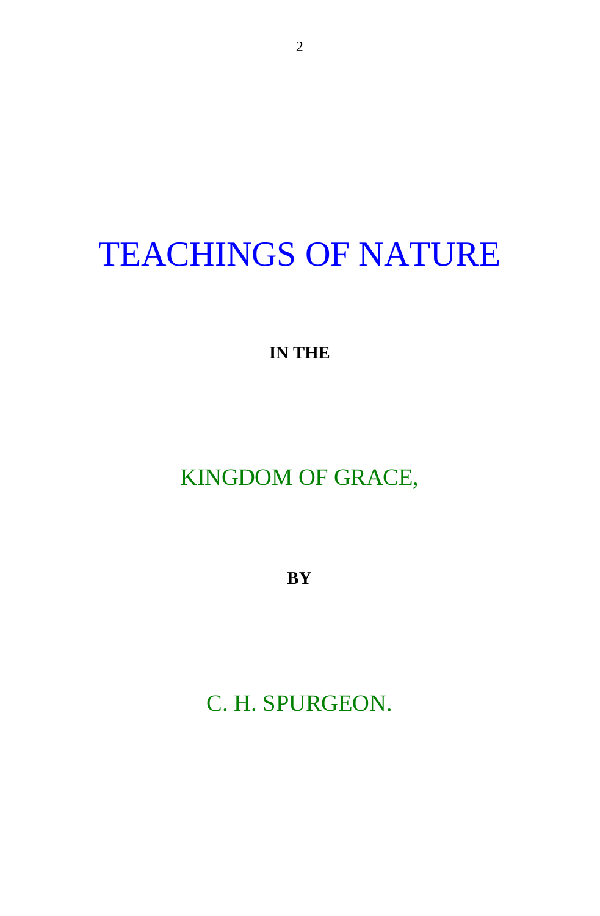# TEACHINGS OF NATURE

**IN THE**

## KINGDOM OF GRACE,

**BY**

## C. H. SPURGEON.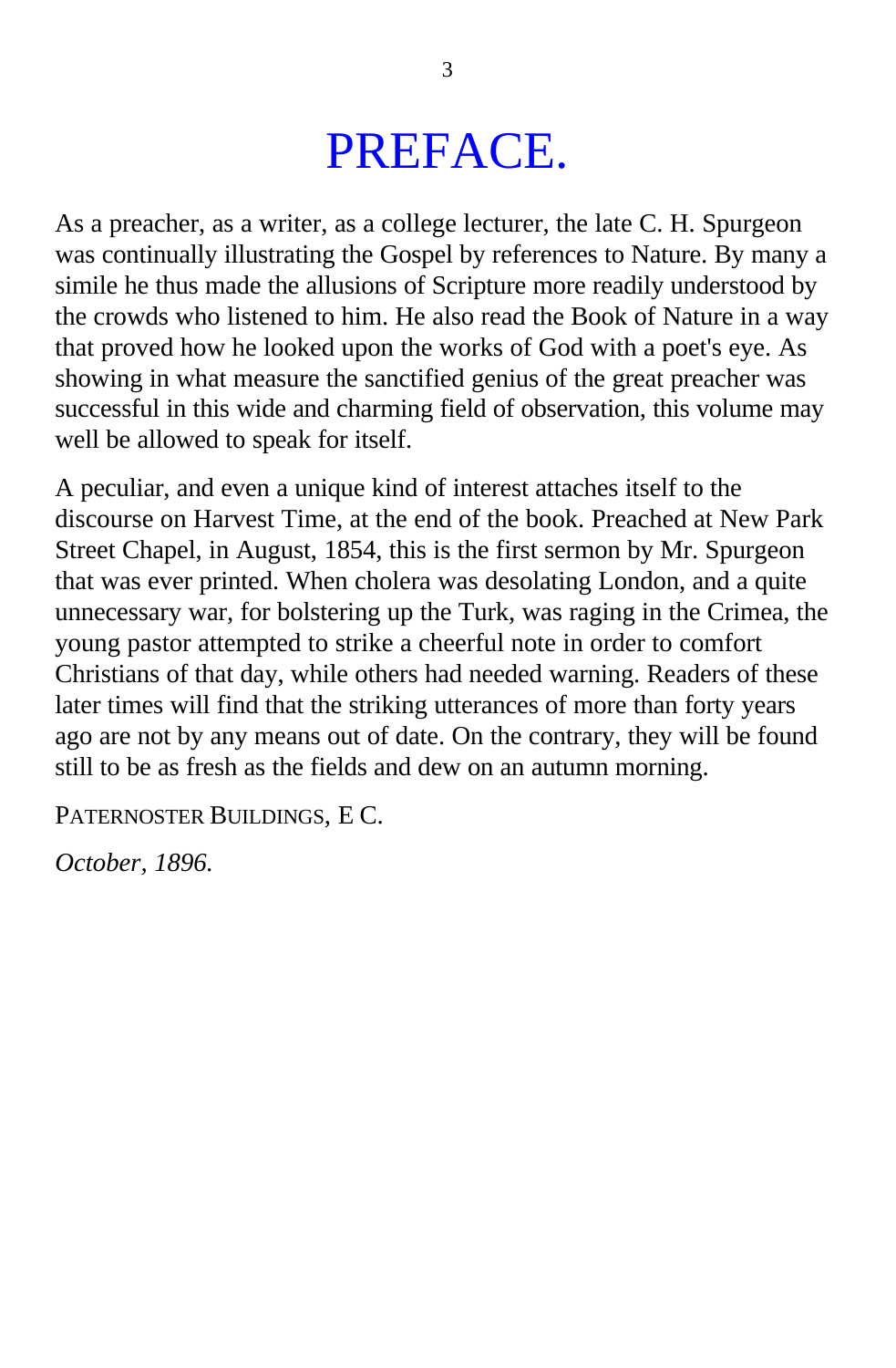# PREFACE.

As a preacher, as a writer, as a college lecturer, the late C. H. Spurgeon was continually illustrating the Gospel by references to Nature. By many a simile he thus made the allusions of Scripture more readily understood by the crowds who listened to him. He also read the Book of Nature in a way that proved how he looked upon the works of God with a poet's eye. As showing in what measure the sanctified genius of the great preacher was successful in this wide and charming field of observation, this volume may well be allowed to speak for itself.

A peculiar, and even a unique kind of interest attaches itself to the discourse on Harvest Time, at the end of the book. Preached at New Park Street Chapel, in August, 1854, this is the first sermon by Mr. Spurgeon that was ever printed. When cholera was desolating London, and a quite unnecessary war, for bolstering up the Turk, was raging in the Crimea, the young pastor attempted to strike a cheerful note in order to comfort Christians of that day, while others had needed warning. Readers of these later times will find that the striking utterances of more than forty years ago are not by any means out of date. On the contrary, they will be found still to be as fresh as the fields and dew on an autumn morning.

PATERNOSTER BUILDINGS, E C.

*October, 1896.*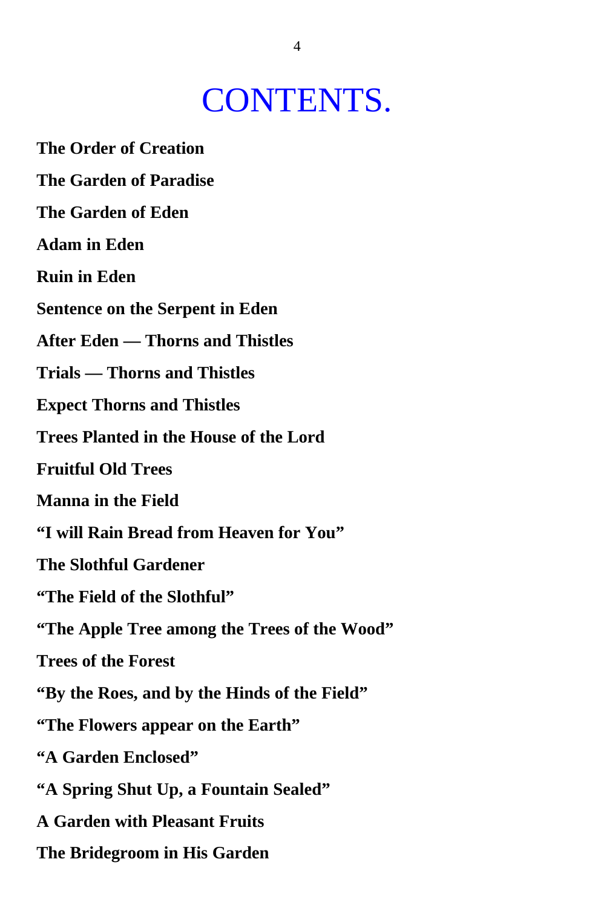# CONTENTS.

**The Order of Creation**

**The Garden of Paradise**

**The Garden of Eden**

**Adam in Eden**

**Ruin in Eden**

**Sentence on the Serpent in Eden**

**After Eden — Thorns and Thistles**

**Trials — Thorns and Thistles**

**Expect Thorns and Thistles**

**Trees Planted in the House of the Lord**

**Fruitful Old Trees**

**Manna in the Field**

**“I will Rain Bread from Heaven for You”**

**The Slothful Gardener**

**“The Field of the Slothful”**

**“The Apple Tree among the Trees of the Wood”**

**Trees of the Forest**

**“By the Roes, and by the Hinds of the Field”**

**“The Flowers appear on the Earth”**

**“A Garden Enclosed”**

**“A Spring Shut Up, a Fountain Sealed”**

**A Garden with Pleasant Fruits**

**The Bridegroom in His Garden**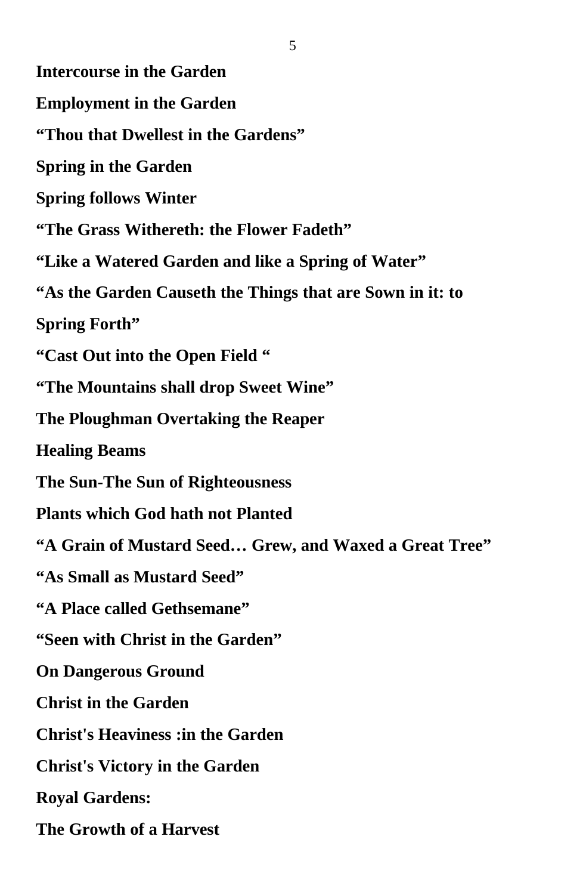**Intercourse in the Garden**

**Employment in the Garden**

**"Thou that Dwellest in the Gardens"**

**Spring in the Garden**

**Spring follows Winter**

**"The Grass Withereth: the Flower Fadeth"**

**"Like a Watered Garden and like a Spring of Water"**

**"As the Garden Causeth the Things that are Sown in it: to Spring Forth"**

**"Cast Out into the Open Field "**

**"The Mountains shall drop Sweet Wine"**

**The Ploughman Overtaking the Reaper**

**Healing Beams**

**The Sun-The Sun of Righteousness**

**Plants which God hath not Planted**

**"A Grain of Mustard Seed… Grew, and Waxed a Great Tree"**

**"As Small as Mustard Seed"**

**"A Place called Gethsemane"**

**"Seen with Christ in the Garden"**

**On Dangerous Ground**

**Christ in the Garden**

**Christ's Heaviness :in the Garden**

**Christ's Victory in the Garden**

**Royal Gardens:**

**The Growth of a Harvest**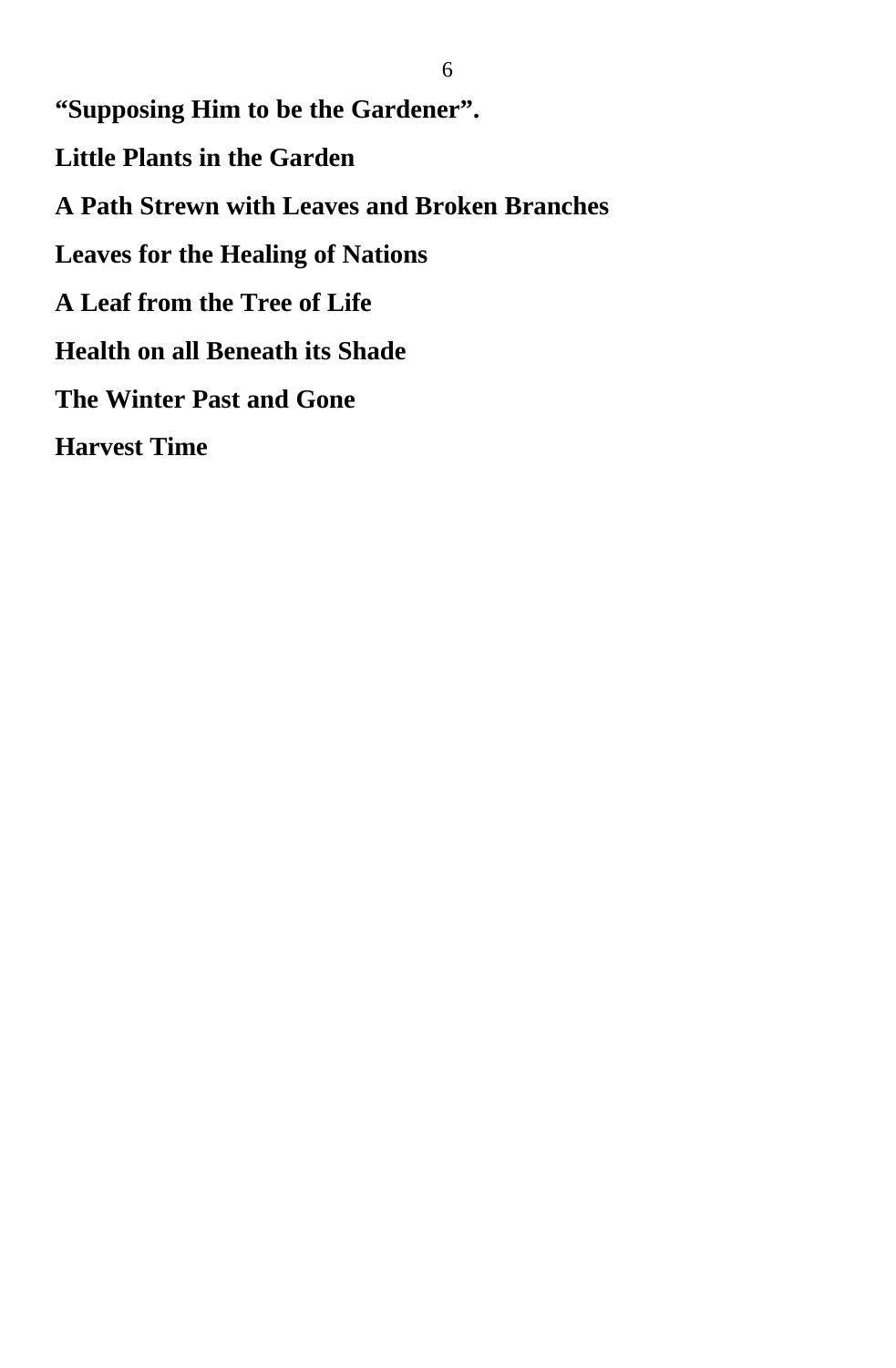**“Supposing Him to be the Gardener”.**

**Little Plants in the Garden**

**A Path Strewn with Leaves and Broken Branches**

**Leaves for the Healing of Nations**

**A Leaf from the Tree of Life**

**Health on all Beneath its Shade**

**The Winter Past and Gone**

**Harvest Time**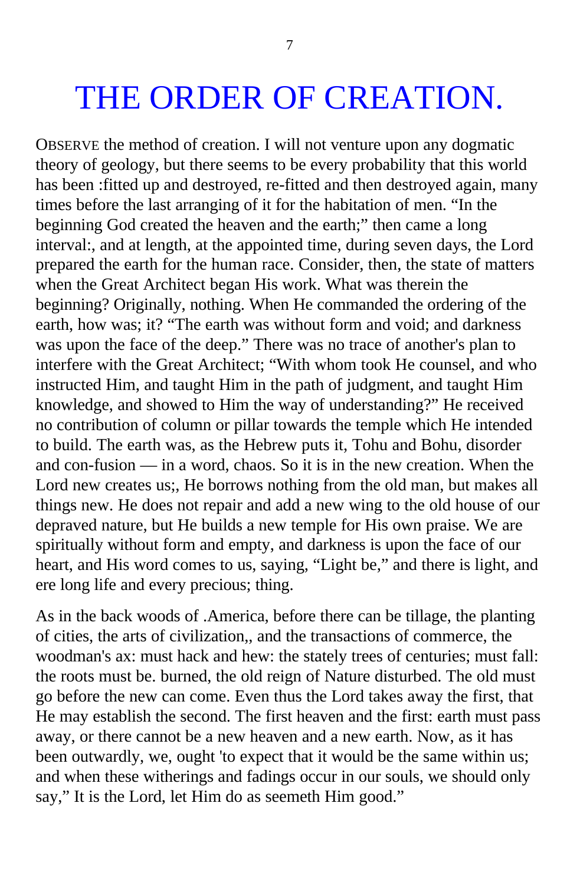# THE ORDER OF CREATION.

OBSERVE the method of creation. I will not venture upon any dogmatic theory of geology, but there seems to be every probability that this world has been :fitted up and destroyed, re-fitted and then destroyed again, many times before the last arranging of it for the habitation of men. “In the beginning God created the heaven and the earth;” then came a long interval:, and at length, at the appointed time, during seven days, the Lord prepared the earth for the human race. Consider, then, the state of matters when the Great Architect began His work. What was therein the beginning? Originally, nothing. When He commanded the ordering of the earth, how was; it? “The earth was without form and void; and darkness was upon the face of the deep.” There was no trace of another's plan to interfere with the Great Architect; “With whom took He counsel, and who instructed Him, and taught Him in the path of judgment, and taught Him knowledge, and showed to Him the way of understanding?” He received no contribution of column or pillar towards the temple which He intended to build. The earth was, as the Hebrew puts it, Tohu and Bohu, disorder and con-fusion — in a word, chaos. So it is in the new creation. When the Lord new creates us;, He borrows nothing from the old man, but makes all things new. He does not repair and add a new wing to the old house of our depraved nature, but He builds a new temple for His own praise. We are spiritually without form and empty, and darkness is upon the face of our heart, and His word comes to us, saying, “Light be,” and there is light, and ere long life and every precious; thing.

As in the back woods of .America, before there can be tillage, the planting of cities, the arts of civilization,, and the transactions of commerce, the woodman's ax: must hack and hew: the stately trees of centuries; must fall: the roots must be. burned, the old reign of Nature disturbed. The old must go before the new can come. Even thus the Lord takes away the first, that He may establish the second. The first heaven and the first: earth must pass away, or there cannot be a new heaven and a new earth. Now, as it has been outwardly, we, ought 'to expect that it would be the same within us; and when these witherings and fadings occur in our souls, we should only say,” It is the Lord, let Him do as seemeth Him good.”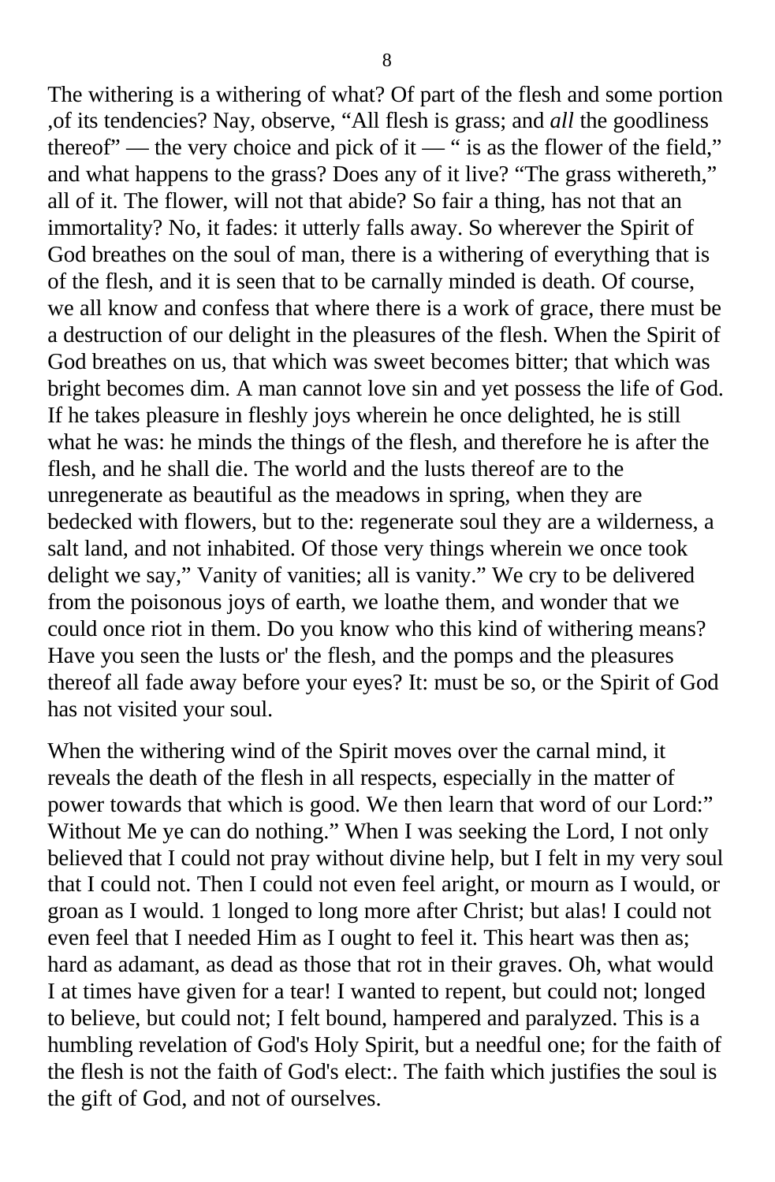The withering is a withering of what? Of part of the flesh and some portion ,of its tendencies? Nay, observe, "All flesh is grass; and *all* the goodliness thereof" — the very choice and pick of it — " is as the flower of the field," and what happens to the grass? Does any of it live? "The grass withereth," all of it. The flower, will not that abide? So fair a thing, has not that an immortality? No, it fades: it utterly falls away. So wherever the Spirit of God breathes on the soul of man, there is a withering of everything that is of the flesh, and it is seen that to be carnally minded is death. Of course, we all know and confess that where there is a work of grace, there must be a destruction of our delight in the pleasures of the flesh. When the Spirit of God breathes on us, that which was sweet becomes bitter; that which was bright becomes dim. A man cannot love sin and yet possess the life of God. If he takes pleasure in fleshly joys wherein he once delighted, he is still what he was: he minds the things of the flesh, and therefore he is after the flesh, and he shall die. The world and the lusts thereof are to the unregenerate as beautiful as the meadows in spring, when they are bedecked with flowers, but to the: regenerate soul they are a wilderness, a salt land, and not inhabited. Of those very things wherein we once took delight we say," Vanity of vanities; all is vanity." We cry to be delivered from the poisonous joys of earth, we loathe them, and wonder that we could once riot in them. Do you know who this kind of withering means? Have you seen the lusts or' the flesh, and the pomps and the pleasures thereof all fade away before your eyes? It: must be so, or the Spirit of God has not visited your soul.

When the withering wind of the Spirit moves over the carnal mind, it reveals the death of the flesh in all respects, especially in the matter of power towards that which is good. We then learn that word of our Lord:" Without Me ye can do nothing." When I was seeking the Lord, I not only believed that I could not pray without divine help, but I felt in my very soul that I could not. Then I could not even feel aright, or mourn as I would, or groan as I would. 1 longed to long more after Christ; but alas! I could not even feel that I needed Him as I ought to feel it. This heart was then as; hard as adamant, as dead as those that rot in their graves. Oh, what would I at times have given for a tear! I wanted to repent, but could not; longed to believe, but could not; I felt bound, hampered and paralyzed. This is a humbling revelation of God's Holy Spirit, but a needful one; for the faith of the flesh is not the faith of God's elect:. The faith which justifies the soul is the gift of God, and not of ourselves.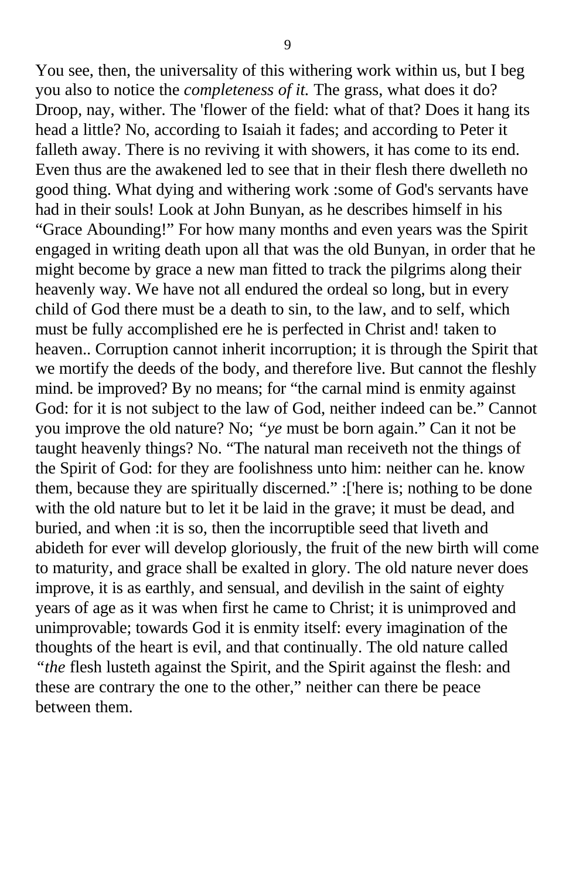You see, then, the universality of this withering work within us, but I beg you also to notice the *completeness of it.* The grass, what does it do? Droop, nay, wither. The 'flower of the field: what of that? Does it hang its head a little? No, according to Isaiah it fades; and according to Peter it falleth away. There is no reviving it with showers, it has come to its end. Even thus are the awakened led to see that in their flesh there dwelleth no good thing. What dying and withering work :some of God's servants have had in their souls! Look at John Bunyan, as he describes himself in his "Grace Abounding!" For how many months and even years was the Spirit engaged in writing death upon all that was the old Bunyan, in order that he might become by grace a new man fitted to track the pilgrims along their heavenly way. We have not all endured the ordeal so long, but in every child of God there must be a death to sin, to the law, and to self, which must be fully accomplished ere he is perfected in Christ and! taken to heaven.. Corruption cannot inherit incorruption; it is through the Spirit that we mortify the deeds of the body, and therefore live. But cannot the fleshly mind. be improved? By no means; for "the carnal mind is enmity against God: for it is not subject to the law of God, neither indeed can be." Cannot you improve the old nature? No; *"ye* must be born again." Can it not be taught heavenly things? No. "The natural man receiveth not the things of the Spirit of God: for they are foolishness unto him: neither can he. know them, because they are spiritually discerned." :['here is; nothing to be done with the old nature but to let it be laid in the grave; it must be dead, and buried, and when :it is so, then the incorruptible seed that liveth and abideth for ever will develop gloriously, the fruit of the new birth will come to maturity, and grace shall be exalted in glory. The old nature never does improve, it is as earthly, and sensual, and devilish in the saint of eighty years of age as it was when first he came to Christ; it is unimproved and unimprovable; towards God it is enmity itself: every imagination of the thoughts of the heart is evil, and that continually. The old nature called *"the* flesh lusteth against the Spirit, and the Spirit against the flesh: and these are contrary the one to the other," neither can there be peace between them.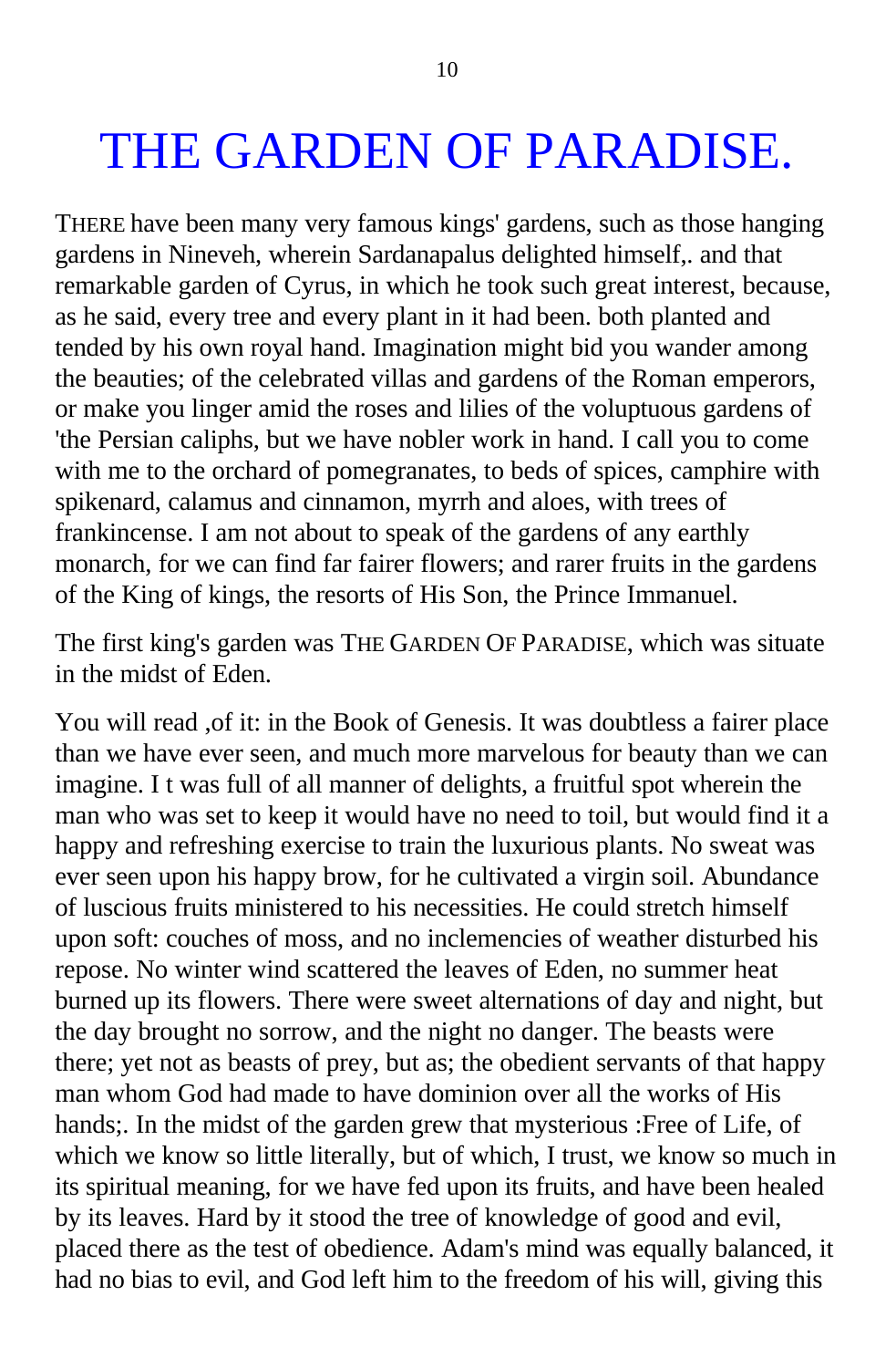# THE GARDEN OF PARADISE.

THERE have been many very famous kings' gardens, such as those hanging gardens in Nineveh, wherein Sardanapalus delighted himself,. and that remarkable garden of Cyrus, in which he took such great interest, because, as he said, every tree and every plant in it had been. both planted and tended by his own royal hand. Imagination might bid you wander among the beauties; of the celebrated villas and gardens of the Roman emperors, or make you linger amid the roses and lilies of the voluptuous gardens of 'the Persian caliphs, but we have nobler work in hand. I call you to come with me to the orchard of pomegranates, to beds of spices, camphire with spikenard, calamus and cinnamon, myrrh and aloes, with trees of frankincense. I am not about to speak of the gardens of any earthly monarch, for we can find far fairer flowers; and rarer fruits in the gardens of the King of kings, the resorts of His Son, the Prince Immanuel.

The first king's garden was THE GARDEN OF PARADISE, which was situate in the midst of Eden.

You will read ,of it: in the Book of Genesis. It was doubtless a fairer place than we have ever seen, and much more marvelous for beauty than we can imagine. I t was full of all manner of delights, a fruitful spot wherein the man who was set to keep it would have no need to toil, but would find it a happy and refreshing exercise to train the luxurious plants. No sweat was ever seen upon his happy brow, for he cultivated a virgin soil. Abundance of luscious fruits ministered to his necessities. He could stretch himself upon soft: couches of moss, and no inclemencies of weather disturbed his repose. No winter wind scattered the leaves of Eden, no summer heat burned up its flowers. There were sweet alternations of day and night, but the day brought no sorrow, and the night no danger. The beasts were there; yet not as beasts of prey, but as; the obedient servants of that happy man whom God had made to have dominion over all the works of His hands;. In the midst of the garden grew that mysterious :Free of Life, of which we know so little literally, but of which, I trust, we know so much in its spiritual meaning, for we have fed upon its fruits, and have been healed by its leaves. Hard by it stood the tree of knowledge of good and evil, placed there as the test of obedience. Adam's mind was equally balanced, it had no bias to evil, and God left him to the freedom of his will, giving this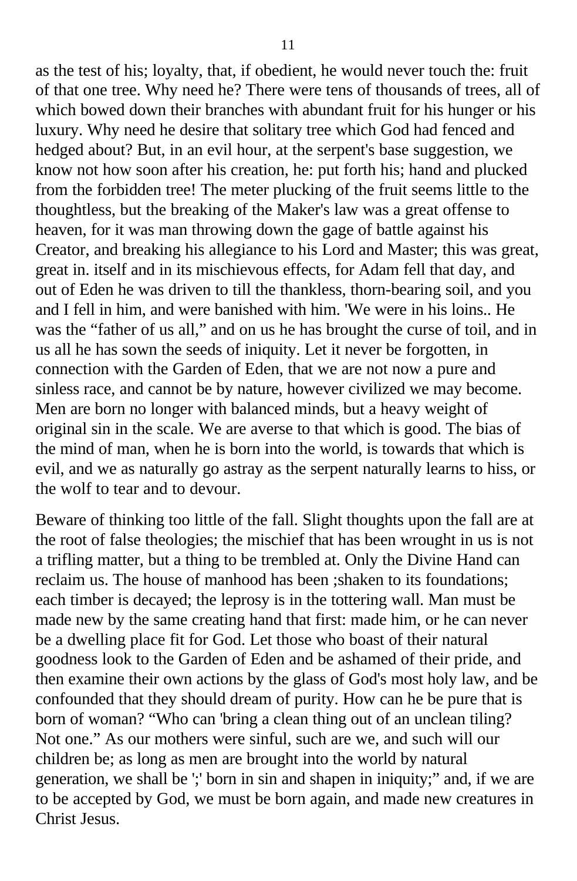as the test of his; loyalty, that, if obedient, he would never touch the: fruit of that one tree. Why need he? There were tens of thousands of trees, all of which bowed down their branches with abundant fruit for his hunger or his luxury. Why need he desire that solitary tree which God had fenced and hedged about? But, in an evil hour, at the serpent's base suggestion, we know not how soon after his creation, he: put forth his; hand and plucked from the forbidden tree! The meter plucking of the fruit seems little to the thoughtless, but the breaking of the Maker's law was a great offense to heaven, for it was man throwing down the gage of battle against his Creator, and breaking his allegiance to his Lord and Master; this was great, great in. itself and in its mischievous effects, for Adam fell that day, and out of Eden he was driven to till the thankless, thorn-bearing soil, and you and I fell in him, and were banished with him. 'We were in his loins.. He was the "father of us all," and on us he has brought the curse of toil, and in us all he has sown the seeds of iniquity. Let it never be forgotten, in connection with the Garden of Eden, that we are not now a pure and sinless race, and cannot be by nature, however civilized we may become. Men are born no longer with balanced minds, but a heavy weight of original sin in the scale. We are averse to that which is good. The bias of the mind of man, when he is born into the world, is towards that which is evil, and we as naturally go astray as the serpent naturally learns to hiss, or the wolf to tear and to devour.

Beware of thinking too little of the fall. Slight thoughts upon the fall are at the root of false theologies; the mischief that has been wrought in us is not a trifling matter, but a thing to be trembled at. Only the Divine Hand can reclaim us. The house of manhood has been ;shaken to its foundations; each timber is decayed; the leprosy is in the tottering wall. Man must be made new by the same creating hand that first: made him, or he can never be a dwelling place fit for God. Let those who boast of their natural goodness look to the Garden of Eden and be ashamed of their pride, and then examine their own actions by the glass of God's most holy law, and be confounded that they should dream of purity. How can he be pure that is born of woman? "Who can 'bring a clean thing out of an unclean tiling? Not one." As our mothers were sinful, such are we, and such will our children be; as long as men are brought into the world by natural generation, we shall be ';' born in sin and shapen in iniquity;" and, if we are to be accepted by God, we must be born again, and made new creatures in Christ Jesus.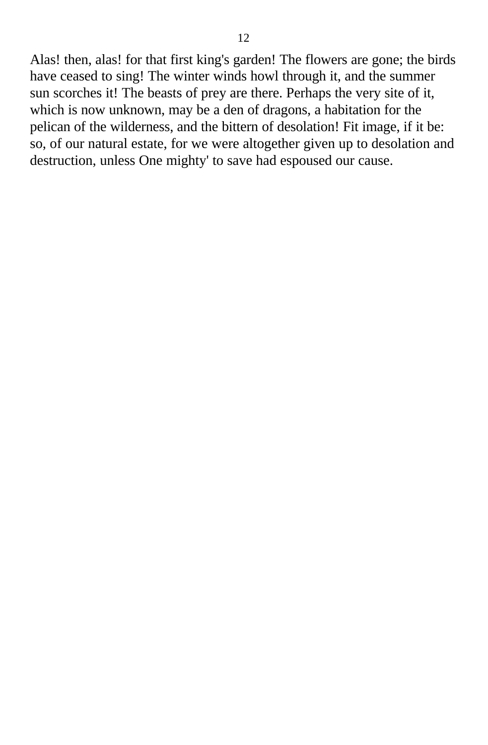Alas! then, alas! for that first king's garden! The flowers are gone; the birds have ceased to sing! The winter winds howl through it, and the summer sun scorches it! The beasts of prey are there. Perhaps the very site of it, which is now unknown, may be a den of dragons, a habitation for the pelican of the wilderness, and the bittern of desolation! Fit image, if it be: so, of our natural estate, for we were altogether given up to desolation and destruction, unless One mighty' to save had espoused our cause.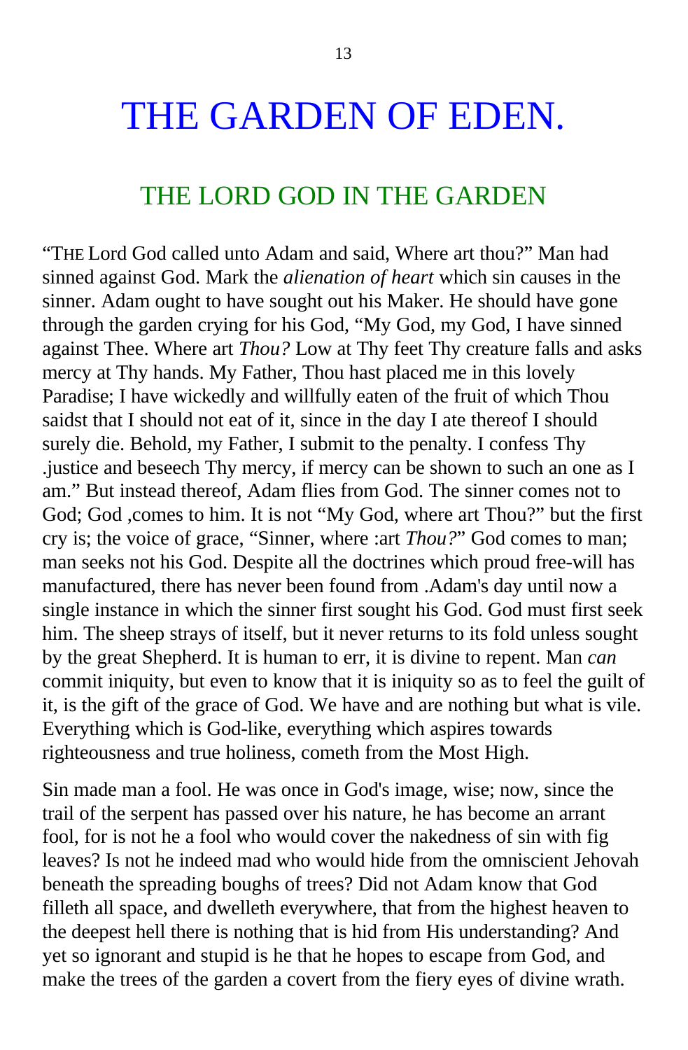# THE GARDEN OF EDEN.

## THE LORD GOD IN THE GARDEN

"THE Lord God called unto Adam and said, Where art thou?" Man had sinned against God. Mark the *alienation of heart* which sin causes in the sinner. Adam ought to have sought out his Maker. He should have gone through the garden crying for his God, "My God, my God, I have sinned against Thee. Where art *Thou?* Low at Thy feet Thy creature falls and asks mercy at Thy hands. My Father, Thou hast placed me in this lovely Paradise; I have wickedly and willfully eaten of the fruit of which Thou saidst that I should not eat of it, since in the day I ate thereof I should surely die. Behold, my Father, I submit to the penalty. I confess Thy .justice and beseech Thy mercy, if mercy can be shown to such an one as I am." But instead thereof, Adam flies from God. The sinner comes not to God; God ,comes to him. It is not "My God, where art Thou?" but the first cry is; the voice of grace, "Sinner, where :art *Thou?*" God comes to man; man seeks not his God. Despite all the doctrines which proud free-will has manufactured, there has never been found from .Adam's day until now a single instance in which the sinner first sought his God. God must first seek him. The sheep strays of itself, but it never returns to its fold unless sought by the great Shepherd. It is human to err, it is divine to repent. Man *can* commit iniquity, but even to know that it is iniquity so as to feel the guilt of it, is the gift of the grace of God. We have and are nothing but what is vile. Everything which is God-like, everything which aspires towards righteousness and true holiness, cometh from the Most High.

Sin made man a fool. He was once in God's image, wise; now, since the trail of the serpent has passed over his nature, he has become an arrant fool, for is not he a fool who would cover the nakedness of sin with fig leaves? Is not he indeed mad who would hide from the omniscient Jehovah beneath the spreading boughs of trees? Did not Adam know that God filleth all space, and dwelleth everywhere, that from the highest heaven to the deepest hell there is nothing that is hid from His understanding? And yet so ignorant and stupid is he that he hopes to escape from God, and make the trees of the garden a covert from the fiery eyes of divine wrath.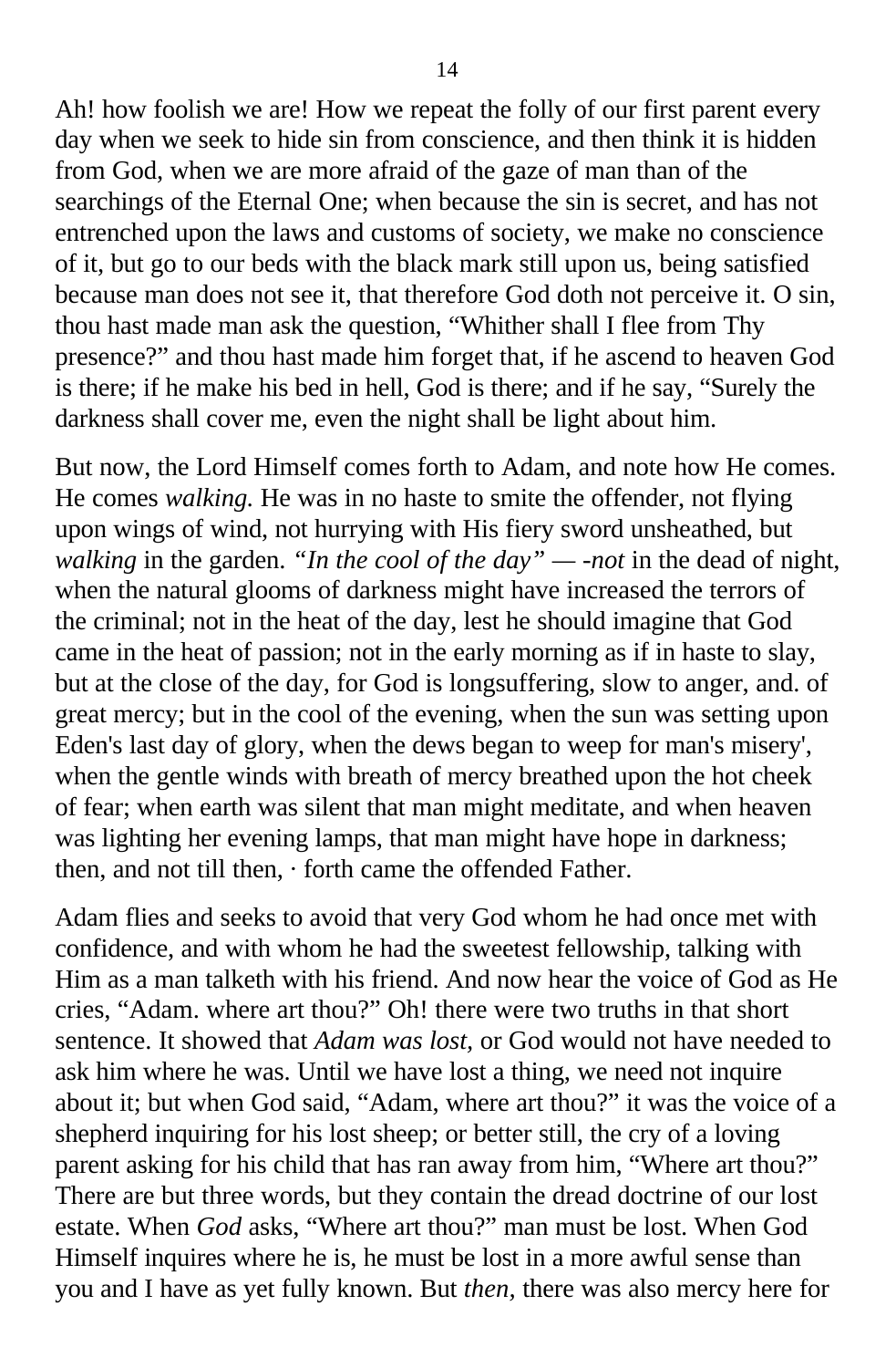Ah! how foolish we are! How we repeat the folly of our first parent every day when we seek to hide sin from conscience, and then think it is hidden from God, when we are more afraid of the gaze of man than of the searchings of the Eternal One; when because the sin is secret, and has not entrenched upon the laws and customs of society, we make no conscience of it, but go to our beds with the black mark still upon us, being satisfied because man does not see it, that therefore God doth not perceive it. O sin, thou hast made man ask the question, "Whither shall I flee from Thy presence?" and thou hast made him forget that, if he ascend to heaven God is there; if he make his bed in hell, God is there; and if he say, "Surely the darkness shall cover me, even the night shall be light about him.

But now, the Lord Himself comes forth to Adam, and note how He comes. He comes *walking.* He was in no haste to smite the offender, not flying upon wings of wind, not hurrying with His fiery sword unsheathed, but *walking* in the garden. *"In the cool of the day"* — -*not* in the dead of night, when the natural glooms of darkness might have increased the terrors of the criminal; not in the heat of the day, lest he should imagine that God came in the heat of passion; not in the early morning as if in haste to slay, but at the close of the day, for God is longsuffering, slow to anger, and. of great mercy; but in the cool of the evening, when the sun was setting upon Eden's last day of glory, when the dews began to weep for man's misery', when the gentle winds with breath of mercy breathed upon the hot cheek of fear; when earth was silent that man might meditate, and when heaven was lighting her evening lamps, that man might have hope in darkness; then, and not till then, · forth came the offended Father.

Adam flies and seeks to avoid that very God whom he had once met with confidence, and with whom he had the sweetest fellowship, talking with Him as a man talketh with his friend. And now hear the voice of God as He cries, "Adam. where art thou?" Oh! there were two truths in that short sentence. It showed that *Adam was lost,* or God would not have needed to ask him where he was. Until we have lost a thing, we need not inquire about it; but when God said, "Adam, where art thou?" it was the voice of a shepherd inquiring for his lost sheep; or better still, the cry of a loving parent asking for his child that has ran away from him, "Where art thou?" There are but three words, but they contain the dread doctrine of our lost estate. When *God* asks, "Where art thou?" man must be lost. When God Himself inquires where he is, he must be lost in a more awful sense than you and I have as yet fully known. But *then,* there was also mercy here for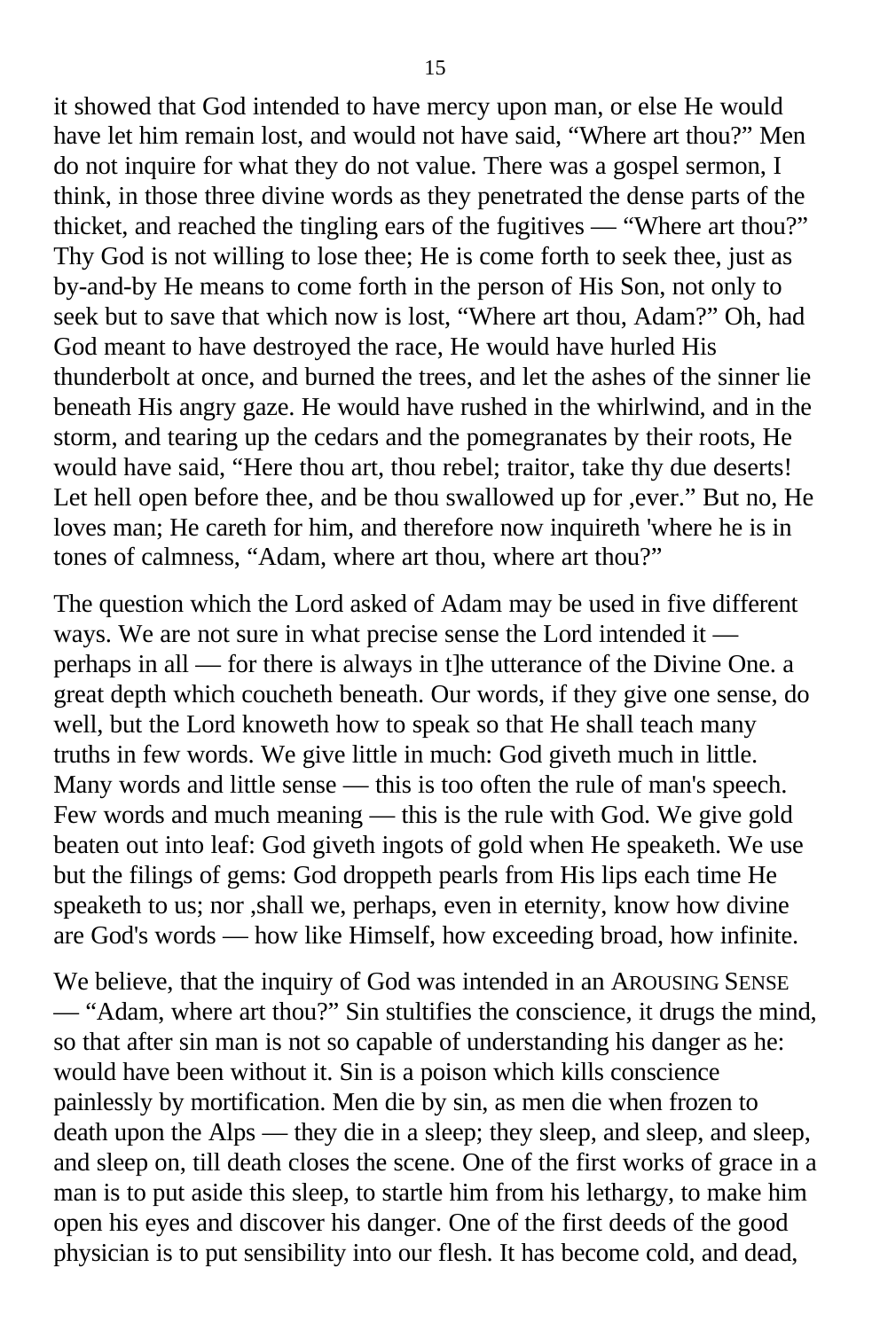it showed that God intended to have mercy upon man, or else He would have let him remain lost, and would not have said, "Where art thou?" Men do not inquire for what they do not value. There was a gospel sermon, I think, in those three divine words as they penetrated the dense parts of the thicket, and reached the tingling ears of the fugitives — "Where art thou?" Thy God is not willing to lose thee; He is come forth to seek thee, just as by-and-by He means to come forth in the person of His Son, not only to seek but to save that which now is lost, "Where art thou, Adam?" Oh, had God meant to have destroyed the race, He would have hurled His thunderbolt at once, and burned the trees, and let the ashes of the sinner lie beneath His angry gaze. He would have rushed in the whirlwind, and in the storm, and tearing up the cedars and the pomegranates by their roots, He would have said, "Here thou art, thou rebel; traitor, take thy due deserts! Let hell open before thee, and be thou swallowed up for ,ever." But no, He loves man; He careth for him, and therefore now inquireth 'where he is in tones of calmness, "Adam, where art thou, where art thou?"

The question which the Lord asked of Adam may be used in five different ways. We are not sure in what precise sense the Lord intended it — perhaps in all — for there is always in t]he utterance of the Divine One. a great depth which coucheth beneath. Our words, if they give one sense, do well, but the Lord knoweth how to speak so that He shall teach many truths in few words. We give little in much: God giveth much in little. Many words and little sense — this is too often the rule of man's speech. Few words and much meaning — this is the rule with God. We give gold beaten out into leaf: God giveth ingots of gold when He speaketh. We use but the filings of gems: God droppeth pearls from His lips each time He speaketh to us; nor ,shall we, perhaps, even in eternity, know how divine are God's words — how like Himself, how exceeding broad, how infinite.

We believe, that the inquiry of God was intended in an AROUSING SENSE — "Adam, where art thou?" Sin stultifies the conscience, it drugs the mind, so that after sin man is not so capable of understanding his danger as he: would have been without it. Sin is a poison which kills conscience painlessly by mortification. Men die by sin, as men die when frozen to death upon the Alps — they die in a sleep; they sleep, and sleep, and sleep, and sleep on, till death closes the scene. One of the first works of grace in a man is to put aside this sleep, to startle him from his lethargy, to make him open his eyes and discover his danger. One of the first deeds of the good physician is to put sensibility into our flesh. It has become cold, and dead,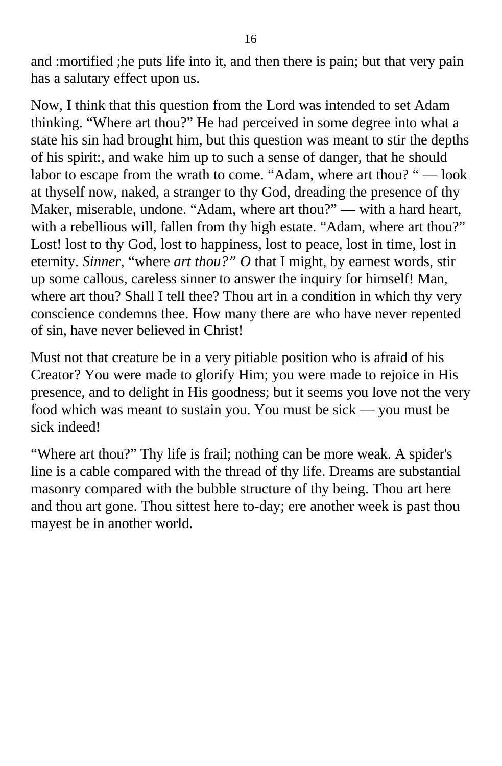and :mortified ;he puts life into it, and then there is pain; but that very pain has a salutary effect upon us.

Now, I think that this question from the Lord was intended to set Adam thinking. “Where art thou?” He had perceived in some degree into what a state his sin had brought him, but this question was meant to stir the depths of his spirit:, and wake him up to such a sense of danger, that he should labor to escape from the wrath to come. “Adam, where art thou? “ — look at thyself now, naked, a stranger to thy God, dreading the presence of thy Maker, miserable, undone. “Adam, where art thou?” — with a hard heart, with a rebellious will, fallen from thy high estate. “Adam, where art thou?” Lost! lost to thy God, lost to happiness, lost to peace, lost in time, lost in eternity. *Sinner*, “where *art thou?” O* that I might, by earnest words, stir up some callous, careless sinner to answer the inquiry for himself! Man, where art thou? Shall I tell thee? Thou art in a condition in which thy very conscience condemns thee. How many there are who have never repented of sin, have never believed in Christ!

Must not that creature be in a very pitiable position who is afraid of his Creator? You were made to glorify Him; you were made to rejoice in His presence, and to delight in His goodness; but it seems you love not the very food which was meant to sustain you. You must be sick — you must be sick indeed!

“Where art thou?” Thy life is frail; nothing can be more weak. A spider's line is a cable compared with the thread of thy life. Dreams are substantial masonry compared with the bubble structure of thy being. Thou art here and thou art gone. Thou sittest here to-day; ere another week is past thou mayest be in another world.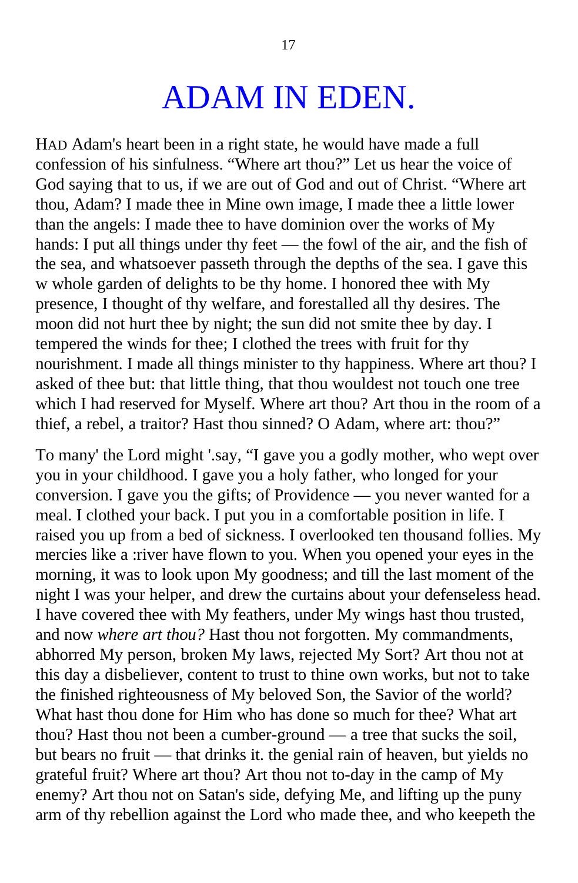# ADAM IN EDEN.

HAD Adam's heart been in a right state, he would have made a full confession of his sinfulness. "Where art thou?" Let us hear the voice of God saying that to us, if we are out of God and out of Christ. "Where art thou, Adam? I made thee in Mine own image, I made thee a little lower than the angels: I made thee to have dominion over the works of My hands: I put all things under thy feet — the fowl of the air, and the fish of the sea, and whatsoever passeth through the depths of the sea. I gave this w whole garden of delights to be thy home. I honored thee with My presence, I thought of thy welfare, and forestalled all thy desires. The moon did not hurt thee by night; the sun did not smite thee by day. I tempered the winds for thee; I clothed the trees with fruit for thy nourishment. I made all things minister to thy happiness. Where art thou? I asked of thee but: that little thing, that thou wouldest not touch one tree which I had reserved for Myself. Where art thou? Art thou in the room of a thief, a rebel, a traitor? Hast thou sinned? O Adam, where art: thou?"

To many' the Lord might '.say, "I gave you a godly mother, who wept over you in your childhood. I gave you a holy father, who longed for your conversion. I gave you the gifts; of Providence — you never wanted for a meal. I clothed your back. I put you in a comfortable position in life. I raised you up from a bed of sickness. I overlooked ten thousand follies. My mercies like a :river have flown to you. When you opened your eyes in the morning, it was to look upon My goodness; and till the last moment of the night I was your helper, and drew the curtains about your defenseless head. I have covered thee with My feathers, under My wings hast thou trusted, and now *where art thou?* Hast thou not forgotten. My commandments, abhorred My person, broken My laws, rejected My Sort? Art thou not at this day a disbeliever, content to trust to thine own works, but not to take the finished righteousness of My beloved Son, the Savior of the world? What hast thou done for Him who has done so much for thee? What art thou? Hast thou not been a cumber-ground — a tree that sucks the soil, but bears no fruit — that drinks it. the genial rain of heaven, but yields no grateful fruit? Where art thou? Art thou not to-day in the camp of My enemy? Art thou not on Satan's side, defying Me, and lifting up the puny arm of thy rebellion against the Lord who made thee, and who keepeth the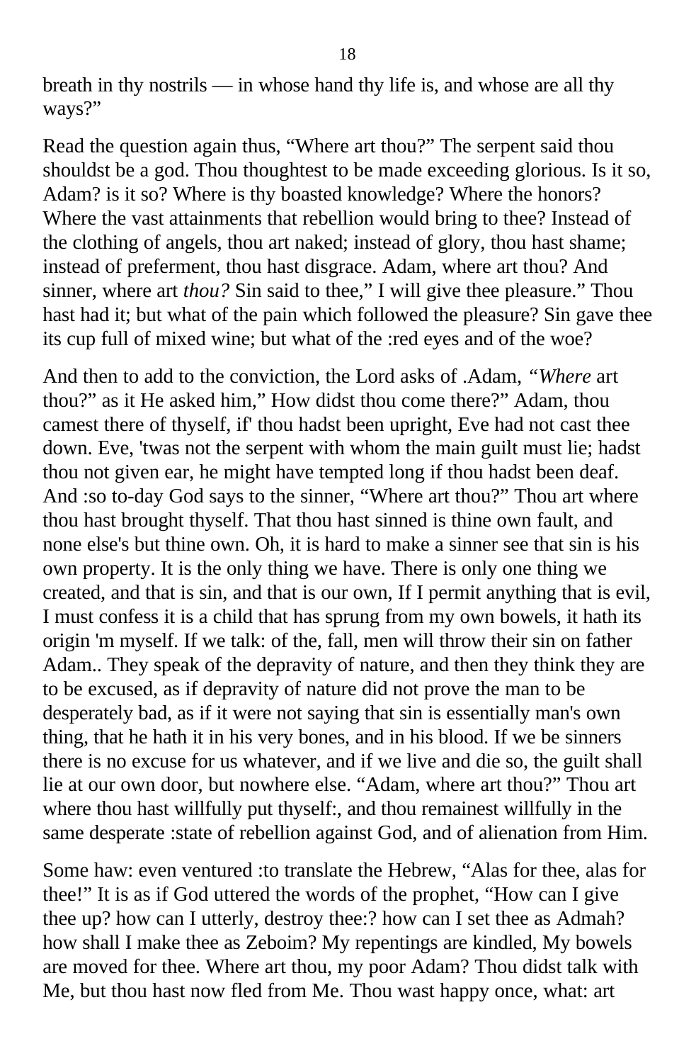breath in thy nostrils — in whose hand thy life is, and whose are all thy ways?"

Read the question again thus, "Where art thou?" The serpent said thou shouldst be a god. Thou thoughtest to be made exceeding glorious. Is it so, Adam? is it so? Where is thy boasted knowledge? Where the honors? Where the vast attainments that rebellion would bring to thee? Instead of the clothing of angels, thou art naked; instead of glory, thou hast shame; instead of preferment, thou hast disgrace. Adam, where art thou? And sinner, where art *thou?* Sin said to thee," I will give thee pleasure." Thou hast had it; but what of the pain which followed the pleasure? Sin gave thee its cup full of mixed wine; but what of the :red eyes and of the woe?

And then to add to the conviction, the Lord asks of .Adam, "*Where* art thou?" as it He asked him," How didst thou come there?" Adam, thou camest there of thyself, if' thou hadst been upright, Eve had not cast thee down. Eve, 'twas not the serpent with whom the main guilt must lie; hadst thou not given ear, he might have tempted long if thou hadst been deaf. And :so to-day God says to the sinner, "Where art thou?" Thou art where thou hast brought thyself. That thou hast sinned is thine own fault, and none else's but thine own. Oh, it is hard to make a sinner see that sin is his own property. It is the only thing we have. There is only one thing we created, and that is sin, and that is our own, If I permit anything that is evil, I must confess it is a child that has sprung from my own bowels, it hath its origin 'm myself. If we talk: of the, fall, men will throw their sin on father Adam.. They speak of the depravity of nature, and then they think they are to be excused, as if depravity of nature did not prove the man to be desperately bad, as if it were not saying that sin is essentially man's own thing, that he hath it in his very bones, and in his blood. If we be sinners there is no excuse for us whatever, and if we live and die so, the guilt shall lie at our own door, but nowhere else. "Adam, where art thou?" Thou art where thou hast willfully put thyself:, and thou remainest willfully in the same desperate :state of rebellion against God, and of alienation from Him.

Some haw: even ventured :to translate the Hebrew, "Alas for thee, alas for thee!" It is as if God uttered the words of the prophet, "How can I give thee up? how can I utterly, destroy thee:? how can I set thee as Admah? how shall I make thee as Zeboim? My repentings are kindled, My bowels are moved for thee. Where art thou, my poor Adam? Thou didst talk with Me, but thou hast now fled from Me. Thou wast happy once, what: art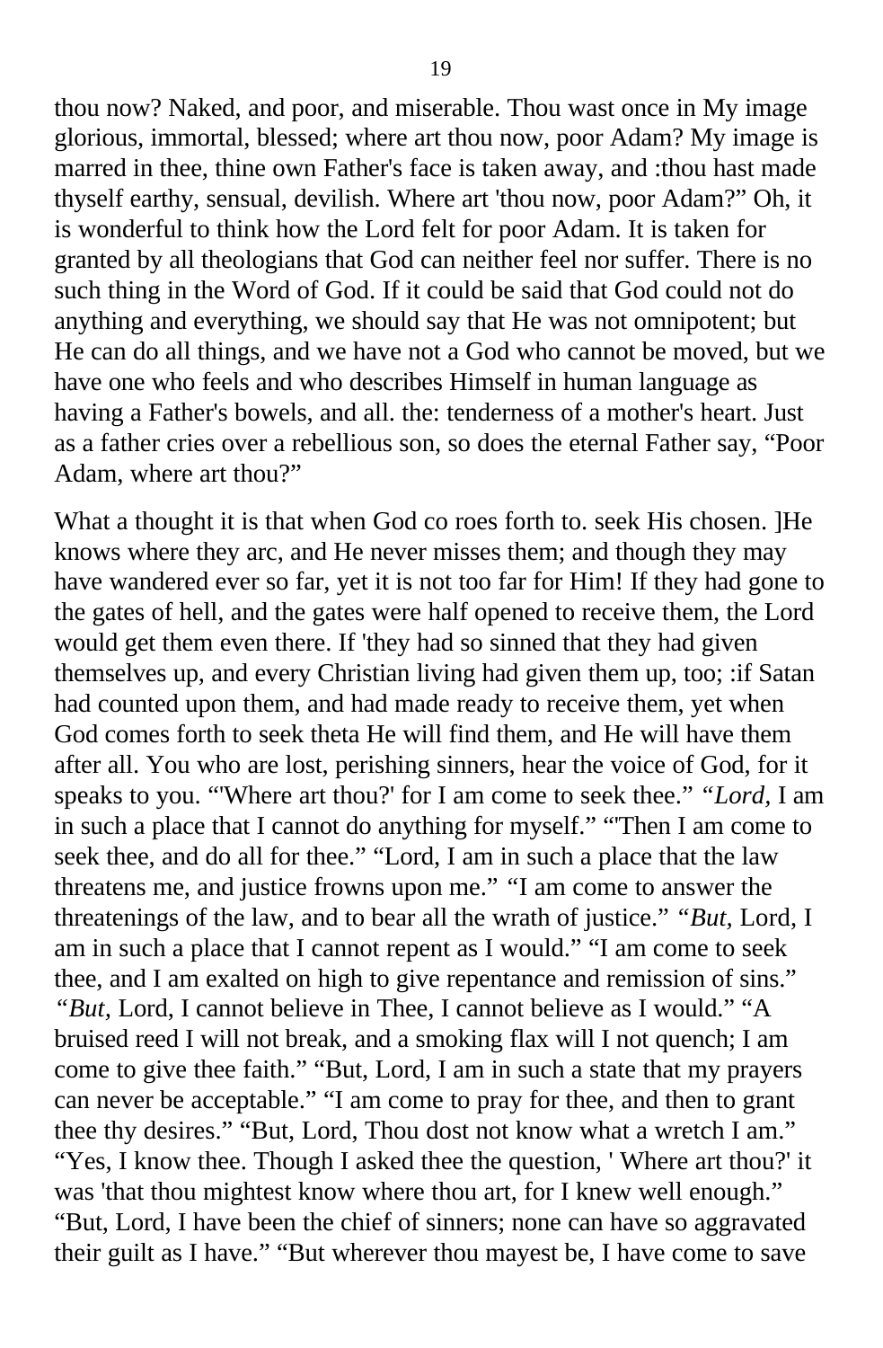thou now? Naked, and poor, and miserable. Thou wast once in My image glorious, immortal, blessed; where art thou now, poor Adam? My image is marred in thee, thine own Father's face is taken away, and :thou hast made thyself earthy, sensual, devilish. Where art 'thou now, poor Adam?" Oh, it is wonderful to think how the Lord felt for poor Adam. It is taken for granted by all theologians that God can neither feel nor suffer. There is no such thing in the Word of God. If it could be said that God could not do anything and everything, we should say that He was not omnipotent; but He can do all things, and we have not a God who cannot be moved, but we have one who feels and who describes Himself in human language as having a Father's bowels, and all. the: tenderness of a mother's heart. Just as a father cries over a rebellious son, so does the eternal Father say, "Poor Adam, where art thou?"

What a thought it is that when God co roes forth to. seek His chosen. ]He knows where they arc, and He never misses them; and though they may have wandered ever so far, yet it is not too far for Him! If they had gone to the gates of hell, and the gates were half opened to receive them, the Lord would get them even there. If 'they had so sinned that they had given themselves up, and every Christian living had given them up, too; :if Satan had counted upon them, and had made ready to receive them, yet when God comes forth to seek theta He will find them, and He will have them after all. You who are lost, perishing sinners, hear the voice of God, for it speaks to you. "'Where art thou?' for I am come to seek thee." *"Lord*, I am in such a place that I cannot do anything for myself." "'Then I am come to seek thee, and do all for thee." "Lord, I am in such a place that the law threatens me, and justice frowns upon me." "I am come to answer the threatenings of the law, and to bear all the wrath of justice." *"But,* Lord, I am in such a place that I cannot repent as I would." "I am come to seek thee, and I am exalted on high to give repentance and remission of sins." *"But,* Lord, I cannot believe in Thee, I cannot believe as I would." "A bruised reed I will not break, and a smoking flax will I not quench; I am come to give thee faith." "But, Lord, I am in such a state that my prayers can never be acceptable." "I am come to pray for thee, and then to grant thee thy desires." "But, Lord, Thou dost not know what a wretch I am." "Yes, I know thee. Though I asked thee the question, ' Where art thou?' it was 'that thou mightest know where thou art, for I knew well enough." "But, Lord, I have been the chief of sinners; none can have so aggravated their guilt as I have." "But wherever thou mayest be, I have come to save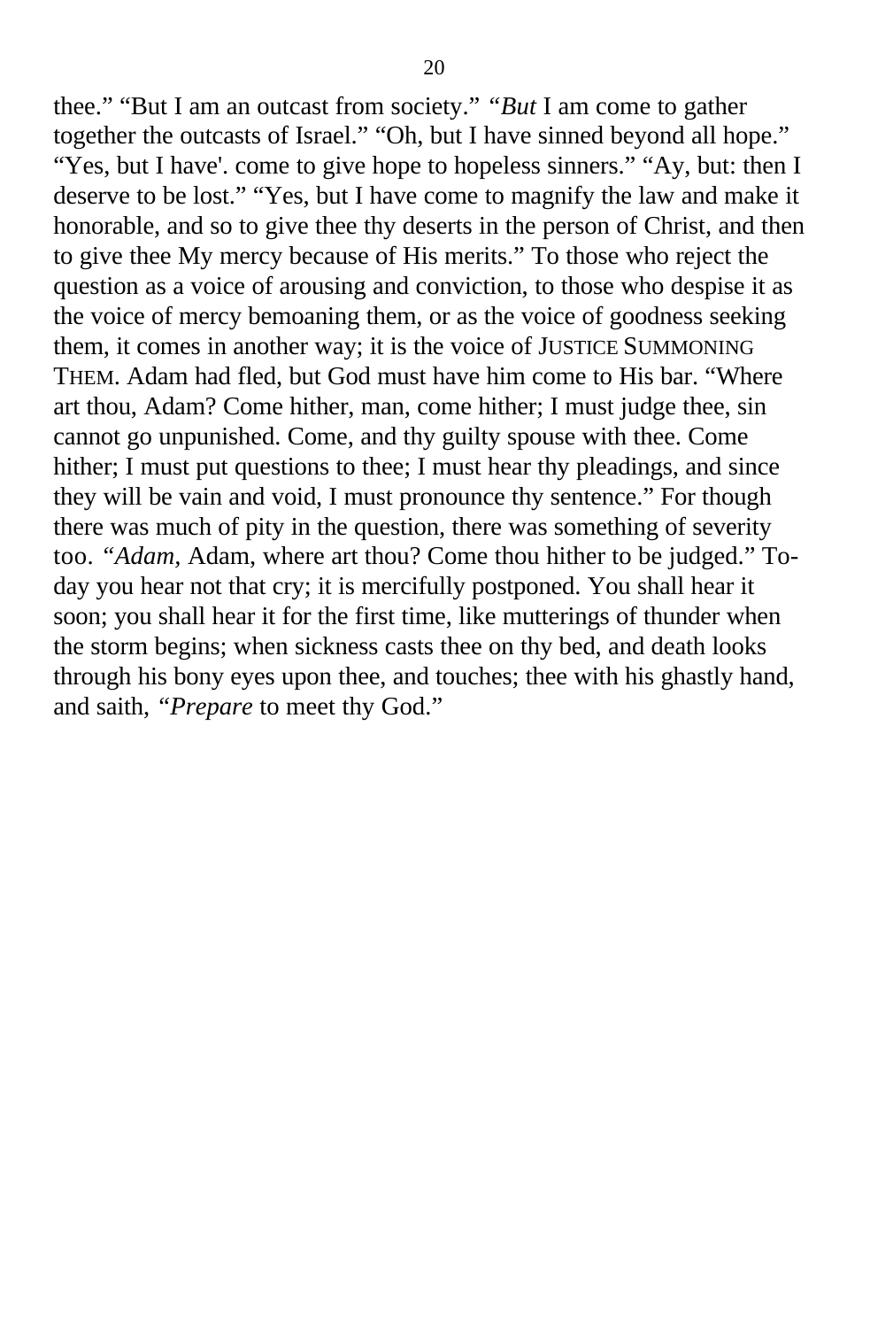thee." "But I am an outcast from society." *"But* I am come to gather together the outcasts of Israel." "Oh, but I have sinned beyond all hope." "Yes, but I have'. come to give hope to hopeless sinners." "Ay, but: then I deserve to be lost." "Yes, but I have come to magnify the law and make it honorable, and so to give thee thy deserts in the person of Christ, and then to give thee My mercy because of His merits." To those who reject the question as a voice of arousing and conviction, to those who despise it as the voice of mercy bemoaning them, or as the voice of goodness seeking them, it comes in another way; it is the voice of JUSTICE SUMMONING THEM. Adam had fled, but God must have him come to His bar. "Where art thou, Adam? Come hither, man, come hither; I must judge thee, sin cannot go unpunished. Come, and thy guilty spouse with thee. Come hither; I must put questions to thee; I must hear thy pleadings, and since they will be vain and void, I must pronounce thy sentence." For though there was much of pity in the question, there was something of severity too. *"Adam,* Adam, where art thou? Come thou hither to be judged." To-day you hear not that cry; it is mercifully postponed. You shall hear it soon; you shall hear it for the first time, like mutterings of thunder when the storm begins; when sickness casts thee on thy bed, and death looks through his bony eyes upon thee, and touches; thee with his ghastly hand, and saith, *"Prepare* to meet thy God."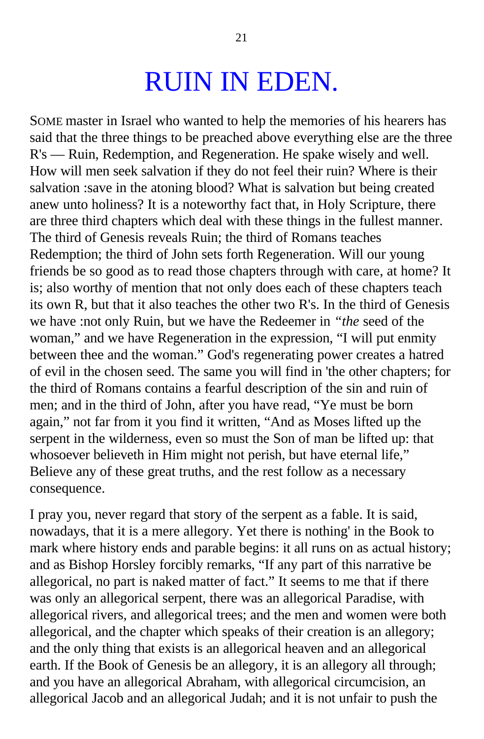# RUIN IN EDEN.

SOME master in Israel who wanted to help the memories of his hearers has said that the three things to be preached above everything else are the three R's — Ruin, Redemption, and Regeneration. He spake wisely and well. How will men seek salvation if they do not feel their ruin? Where is their salvation :save in the atoning blood? What is salvation but being created anew unto holiness? It is a noteworthy fact that, in Holy Scripture, there are three third chapters which deal with these things in the fullest manner. The third of Genesis reveals Ruin; the third of Romans teaches Redemption; the third of John sets forth Regeneration. Will our young friends be so good as to read those chapters through with care, at home? It is; also worthy of mention that not only does each of these chapters teach its own R, but that it also teaches the other two R's. In the third of Genesis we have :not only Ruin, but we have the Redeemer in *"the* seed of the woman," and we have Regeneration in the expression, "I will put enmity between thee and the woman." God's regenerating power creates a hatred of evil in the chosen seed. The same you will find in 'the other chapters; for the third of Romans contains a fearful description of the sin and ruin of men; and in the third of John, after you have read, "Ye must be born again," not far from it you find it written, "And as Moses lifted up the serpent in the wilderness, even so must the Son of man be lifted up: that whosoever believeth in Him might not perish, but have eternal life," Believe any of these great truths, and the rest follow as a necessary consequence.

I pray you, never regard that story of the serpent as a fable. It is said, nowadays, that it is a mere allegory. Yet there is nothing' in the Book to mark where history ends and parable begins: it all runs on as actual history; and as Bishop Horsley forcibly remarks, "If any part of this narrative be allegorical, no part is naked matter of fact." It seems to me that if there was only an allegorical serpent, there was an allegorical Paradise, with allegorical rivers, and allegorical trees; and the men and women were both allegorical, and the chapter which speaks of their creation is an allegory; and the only thing that exists is an allegorical heaven and an allegorical earth. If the Book of Genesis be an allegory, it is an allegory all through; and you have an allegorical Abraham, with allegorical circumcision, an allegorical Jacob and an allegorical Judah; and it is not unfair to push the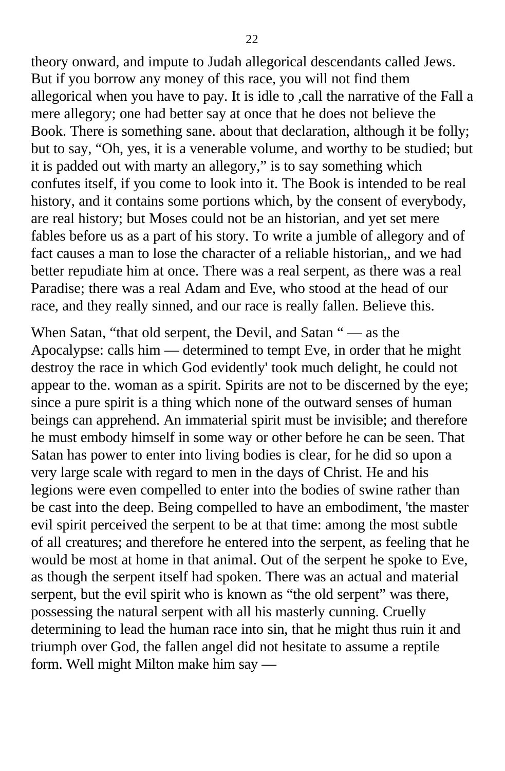theory onward, and impute to Judah allegorical descendants called Jews. But if you borrow any money of this race, you will not find them allegorical when you have to pay. It is idle to ,call the narrative of the Fall a mere allegory; one had better say at once that he does not believe the Book. There is something sane. about that declaration, although it be folly; but to say, "Oh, yes, it is a venerable volume, and worthy to be studied; but it is padded out with marty an allegory," is to say something which confutes itself, if you come to look into it. The Book is intended to be real history, and it contains some portions which, by the consent of everybody, are real history; but Moses could not be an historian, and yet set mere fables before us as a part of his story. To write a jumble of allegory and of fact causes a man to lose the character of a reliable historian,, and we had better repudiate him at once. There was a real serpent, as there was a real Paradise; there was a real Adam and Eve, who stood at the head of our race, and they really sinned, and our race is really fallen. Believe this.

When Satan, "that old serpent, the Devil, and Satan " — as the Apocalypse: calls him — determined to tempt Eve, in order that he might destroy the race in which God evidently' took much delight, he could not appear to the. woman as a spirit. Spirits are not to be discerned by the eye; since a pure spirit is a thing which none of the outward senses of human beings can apprehend. An immaterial spirit must be invisible; and therefore he must embody himself in some way or other before he can be seen. That Satan has power to enter into living bodies is clear, for he did so upon a very large scale with regard to men in the days of Christ. He and his legions were even compelled to enter into the bodies of swine rather than be cast into the deep. Being compelled to have an embodiment, 'the master evil spirit perceived the serpent to be at that time: among the most subtle of all creatures; and therefore he entered into the serpent, as feeling that he would be most at home in that animal. Out of the serpent he spoke to Eve, as though the serpent itself had spoken. There was an actual and material serpent, but the evil spirit who is known as "the old serpent" was there, possessing the natural serpent with all his masterly cunning. Cruelly determining to lead the human race into sin, that he might thus ruin it and triumph over God, the fallen angel did not hesitate to assume a reptile form. Well might Milton make him say —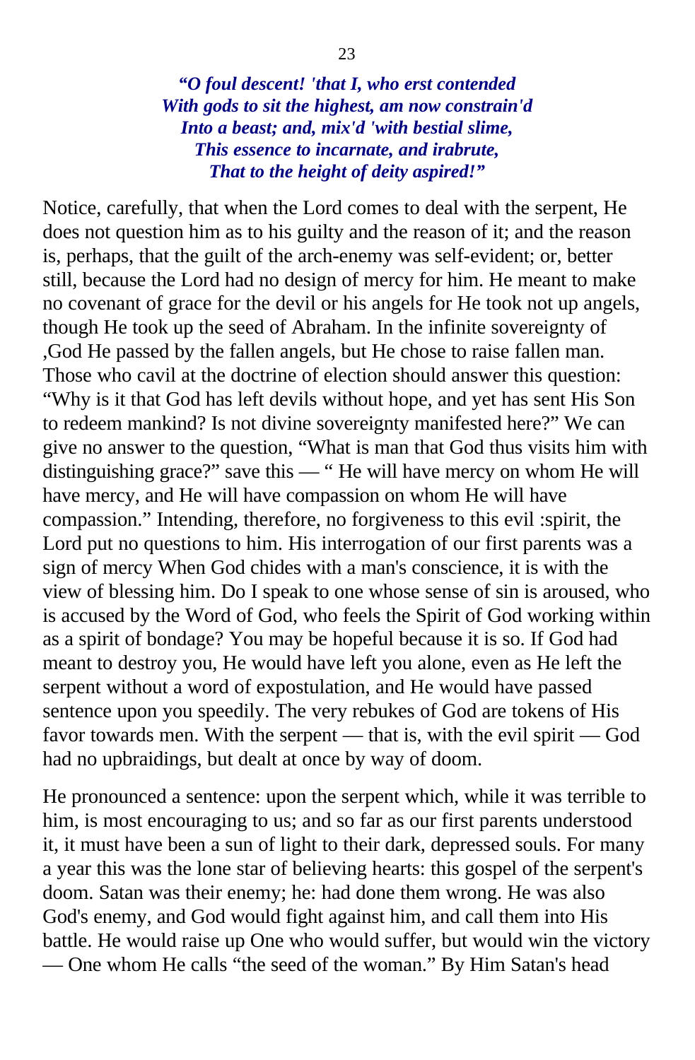*"O foul descent! 'that I, who erst contended*
*With gods to sit the highest, am now constrain'd*
*Into a beast; and, mix'd 'with bestial slime,*
*This essence to incarnate, and irabrute,*
*That to the height of deity aspired!"*

Notice, carefully, that when the Lord comes to deal with the serpent, He does not question him as to his guilty and the reason of it; and the reason is, perhaps, that the guilt of the arch-enemy was self-evident; or, better still, because the Lord had no design of mercy for him. He meant to make no covenant of grace for the devil or his angels for He took not up angels, though He took up the seed of Abraham. In the infinite sovereignty of ,God He passed by the fallen angels, but He chose to raise fallen man. Those who cavil at the doctrine of election should answer this question: "Why is it that God has left devils without hope, and yet has sent His Son to redeem mankind? Is not divine sovereignty manifested here?" We can give no answer to the question, "What is man that God thus visits him with distinguishing grace?" save this — " He will have mercy on whom He will have mercy, and He will have compassion on whom He will have compassion." Intending, therefore, no forgiveness to this evil :spirit, the Lord put no questions to him. His interrogation of our first parents was a sign of mercy When God chides with a man's conscience, it is with the view of blessing him. Do I speak to one whose sense of sin is aroused, who is accused by the Word of God, who feels the Spirit of God working within as a spirit of bondage? You may be hopeful because it is so. If God had meant to destroy you, He would have left you alone, even as He left the serpent without a word of expostulation, and He would have passed sentence upon you speedily. The very rebukes of God are tokens of His favor towards men. With the serpent — that is, with the evil spirit — God had no upbraidings, but dealt at once by way of doom.

He pronounced a sentence: upon the serpent which, while it was terrible to him, is most encouraging to us; and so far as our first parents understood it, it must have been a sun of light to their dark, depressed souls. For many a year this was the lone star of believing hearts: this gospel of the serpent's doom. Satan was their enemy; he: had done them wrong. He was also God's enemy, and God would fight against him, and call them into His battle. He would raise up One who would suffer, but would win the victory — One whom He calls "the seed of the woman." By Him Satan's head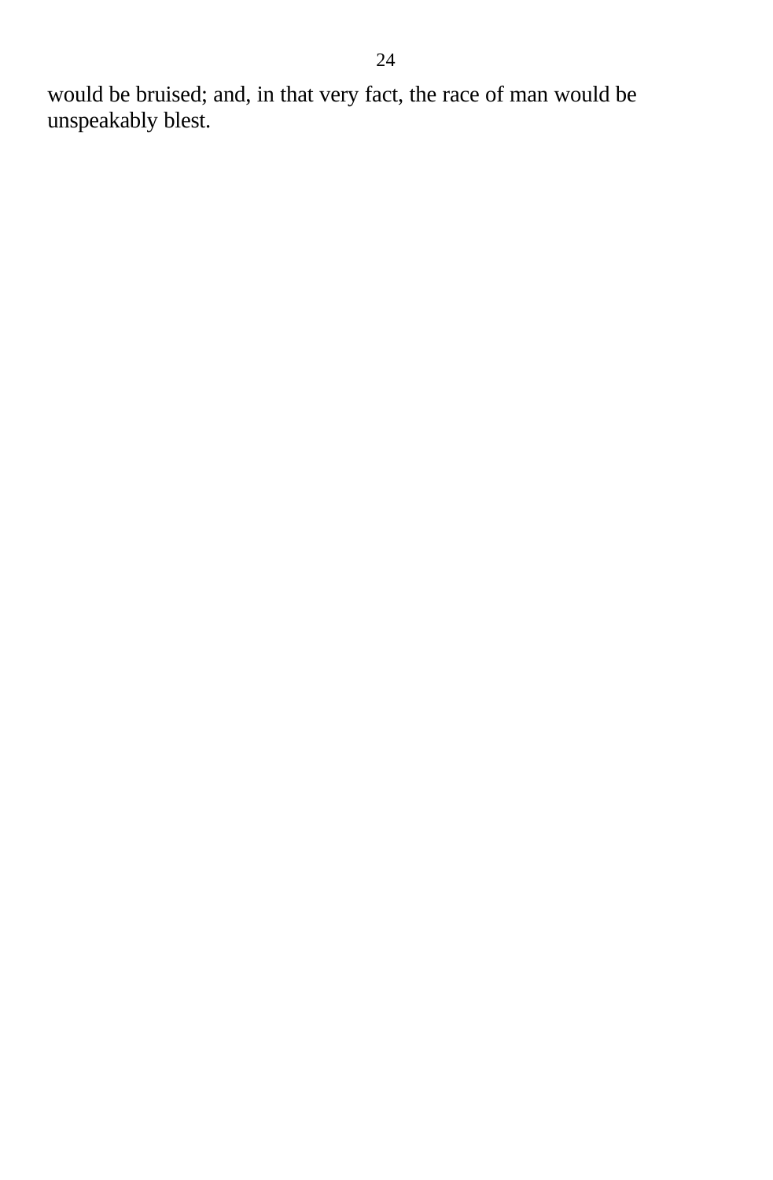would be bruised; and, in that very fact, the race of man would be unspeakably blest.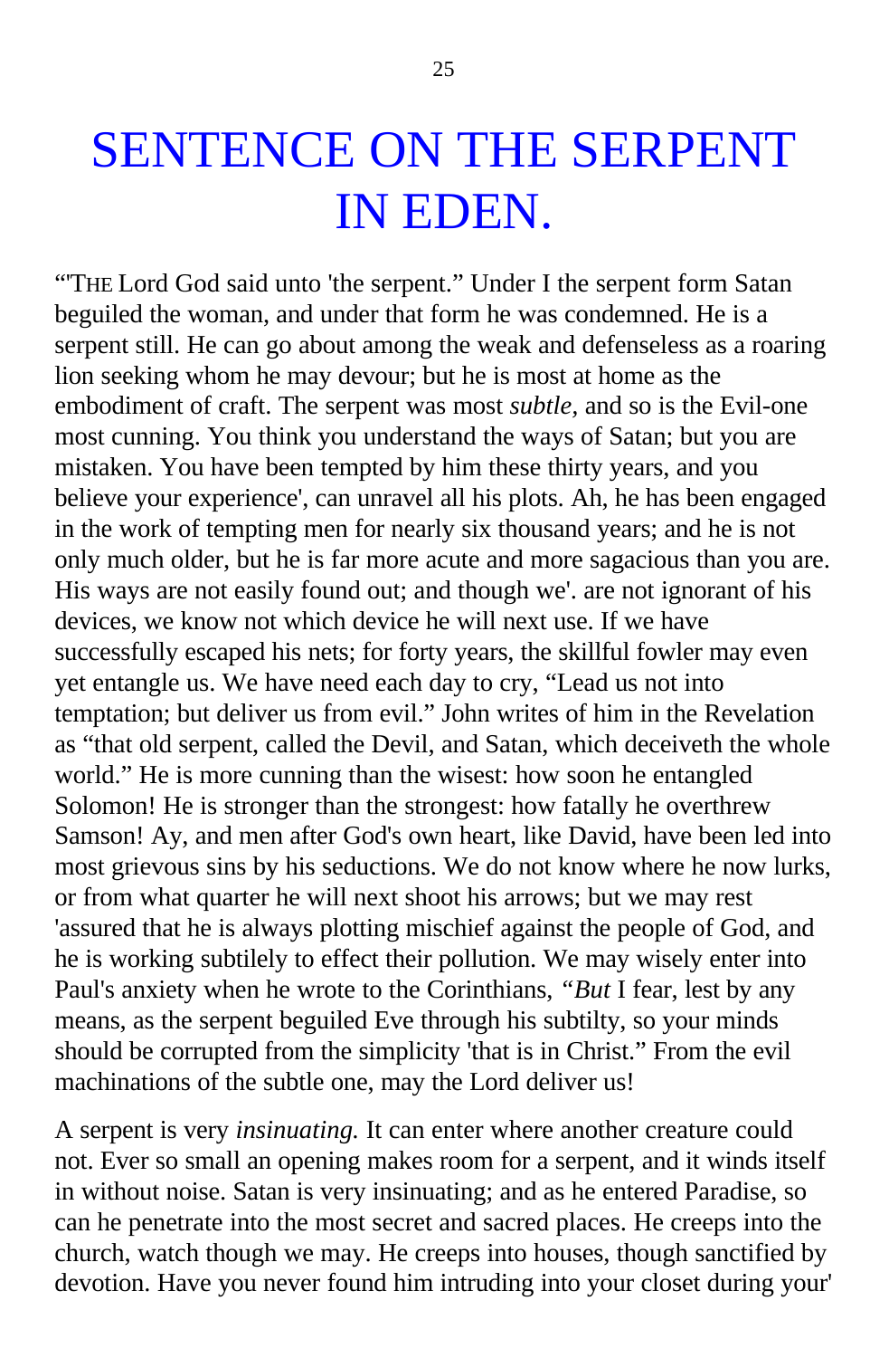# SENTENCE ON THE SERPENT IN EDEN.

"'THE Lord God said unto 'the serpent." Under I the serpent form Satan beguiled the woman, and under that form he was condemned. He is a serpent still. He can go about among the weak and defenseless as a roaring lion seeking whom he may devour; but he is most at home as the embodiment of craft. The serpent was most *subtle,* and so is the Evil-one most cunning. You think you understand the ways of Satan; but you are mistaken. You have been tempted by him these thirty years, and you believe your experience', can unravel all his plots. Ah, he has been engaged in the work of tempting men for nearly six thousand years; and he is not only much older, but he is far more acute and more sagacious than you are. His ways are not easily found out; and though we'. are not ignorant of his devices, we know not which device he will next use. If we have successfully escaped his nets; for forty years, the skillful fowler may even yet entangle us. We have need each day to cry, "Lead us not into temptation; but deliver us from evil." John writes of him in the Revelation as "that old serpent, called the Devil, and Satan, which deceiveth the whole world." He is more cunning than the wisest: how soon he entangled Solomon! He is stronger than the strongest: how fatally he overthrew Samson! Ay, and men after God's own heart, like David, have been led into most grievous sins by his seductions. We do not know where he now lurks, or from what quarter he will next shoot his arrows; but we may rest 'assured that he is always plotting mischief against the people of God, and he is working subtilely to effect their pollution. We may wisely enter into Paul's anxiety when he wrote to the Corinthians, *"But* I fear, lest by any means, as the serpent beguiled Eve through his subtilty, so your minds should be corrupted from the simplicity 'that is in Christ." From the evil machinations of the subtle one, may the Lord deliver us!

A serpent is very *insinuating.* It can enter where another creature could not. Ever so small an opening makes room for a serpent, and it winds itself in without noise. Satan is very insinuating; and as he entered Paradise, so can he penetrate into the most secret and sacred places. He creeps into the church, watch though we may. He creeps into houses, though sanctified by devotion. Have you never found him intruding into your closet during your'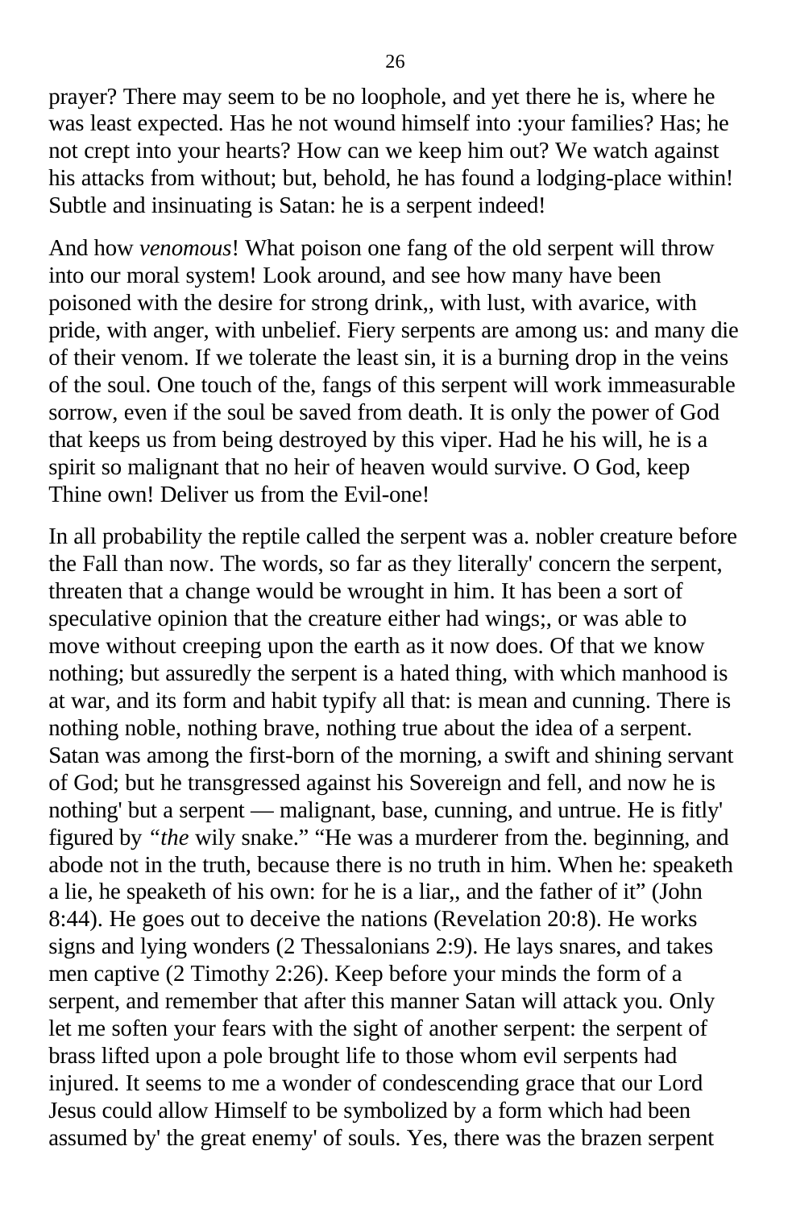prayer? There may seem to be no loophole, and yet there he is, where he was least expected. Has he not wound himself into :your families? Has; he not crept into your hearts? How can we keep him out? We watch against his attacks from without; but, behold, he has found a lodging-place within! Subtle and insinuating is Satan: he is a serpent indeed!

And how *venomous*! What poison one fang of the old serpent will throw into our moral system! Look around, and see how many have been poisoned with the desire for strong drink,, with lust, with avarice, with pride, with anger, with unbelief. Fiery serpents are among us: and many die of their venom. If we tolerate the least sin, it is a burning drop in the veins of the soul. One touch of the, fangs of this serpent will work immeasurable sorrow, even if the soul be saved from death. It is only the power of God that keeps us from being destroyed by this viper. Had he his will, he is a spirit so malignant that no heir of heaven would survive. O God, keep Thine own! Deliver us from the Evil-one!

In all probability the reptile called the serpent was a. nobler creature before the Fall than now. The words, so far as they literally' concern the serpent, threaten that a change would be wrought in him. It has been a sort of speculative opinion that the creature either had wings;, or was able to move without creeping upon the earth as it now does. Of that we know nothing; but assuredly the serpent is a hated thing, with which manhood is at war, and its form and habit typify all that: is mean and cunning. There is nothing noble, nothing brave, nothing true about the idea of a serpent. Satan was among the first-born of the morning, a swift and shining servant of God; but he transgressed against his Sovereign and fell, and now he is nothing' but a serpent — malignant, base, cunning, and untrue. He is fitly' figured by *"the* wily snake." "He was a murderer from the. beginning, and abode not in the truth, because there is no truth in him. When he: speaketh a lie, he speaketh of his own: for he is a liar,, and the father of it" (John 8:44). He goes out to deceive the nations (Revelation 20:8). He works signs and lying wonders (2 Thessalonians 2:9). He lays snares, and takes men captive (2 Timothy 2:26). Keep before your minds the form of a serpent, and remember that after this manner Satan will attack you. Only let me soften your fears with the sight of another serpent: the serpent of brass lifted upon a pole brought life to those whom evil serpents had injured. It seems to me a wonder of condescending grace that our Lord Jesus could allow Himself to be symbolized by a form which had been assumed by' the great enemy' of souls. Yes, there was the brazen serpent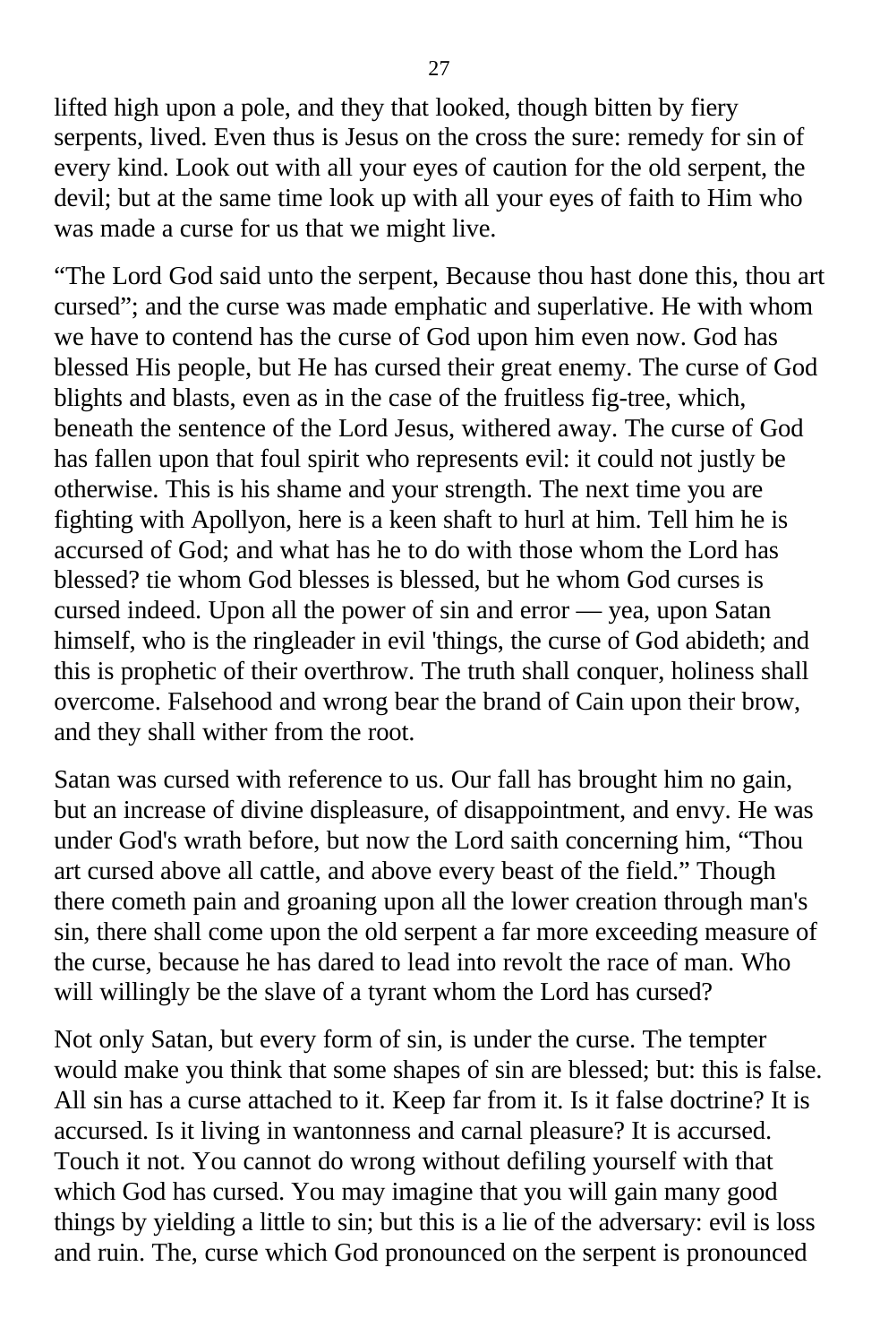lifted high upon a pole, and they that looked, though bitten by fiery serpents, lived. Even thus is Jesus on the cross the sure: remedy for sin of every kind. Look out with all your eyes of caution for the old serpent, the devil; but at the same time look up with all your eyes of faith to Him who was made a curse for us that we might live.

“The Lord God said unto the serpent, Because thou hast done this, thou art cursed”; and the curse was made emphatic and superlative. He with whom we have to contend has the curse of God upon him even now. God has blessed His people, but He has cursed their great enemy. The curse of God blights and blasts, even as in the case of the fruitless fig-tree, which, beneath the sentence of the Lord Jesus, withered away. The curse of God has fallen upon that foul spirit who represents evil: it could not justly be otherwise. This is his shame and your strength. The next time you are fighting with Apollyon, here is a keen shaft to hurl at him. Tell him he is accursed of God; and what has he to do with those whom the Lord has blessed? tie whom God blesses is blessed, but he whom God curses is cursed indeed. Upon all the power of sin and error — yea, upon Satan himself, who is the ringleader in evil 'things, the curse of God abideth; and this is prophetic of their overthrow. The truth shall conquer, holiness shall overcome. Falsehood and wrong bear the brand of Cain upon their brow, and they shall wither from the root.

Satan was cursed with reference to us. Our fall has brought him no gain, but an increase of divine displeasure, of disappointment, and envy. He was under God's wrath before, but now the Lord saith concerning him, “Thou art cursed above all cattle, and above every beast of the field.” Though there cometh pain and groaning upon all the lower creation through man's sin, there shall come upon the old serpent a far more exceeding measure of the curse, because he has dared to lead into revolt the race of man. Who will willingly be the slave of a tyrant whom the Lord has cursed?

Not only Satan, but every form of sin, is under the curse. The tempter would make you think that some shapes of sin are blessed; but: this is false. All sin has a curse attached to it. Keep far from it. Is it false doctrine? It is accursed. Is it living in wantonness and carnal pleasure? It is accursed. Touch it not. You cannot do wrong without defiling yourself with that which God has cursed. You may imagine that you will gain many good things by yielding a little to sin; but this is a lie of the adversary: evil is loss and ruin. The, curse which God pronounced on the serpent is pronounced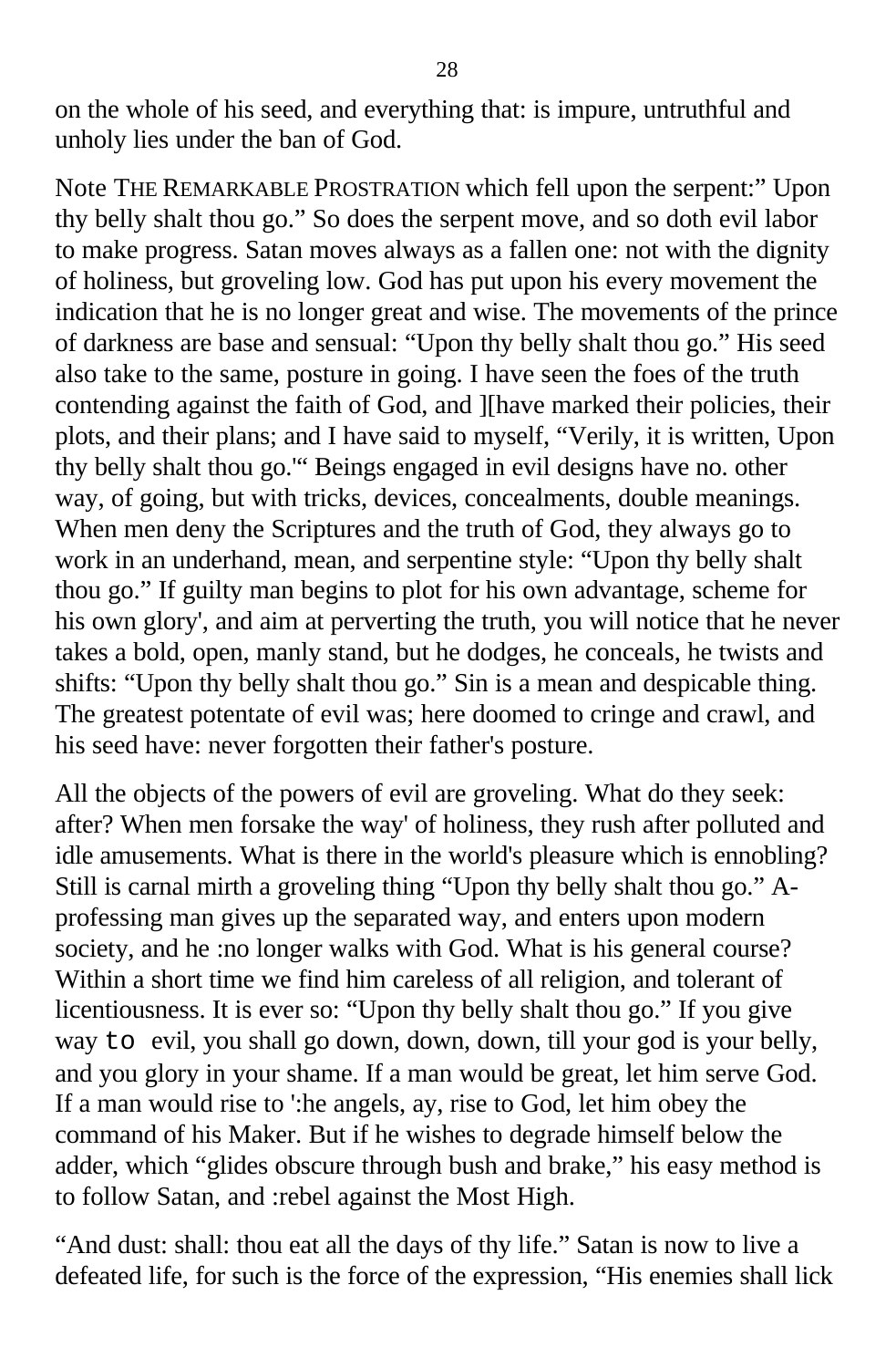on the whole of his seed, and everything that: is impure, untruthful and unholy lies under the ban of God.

Note THE REMARKABLE PROSTRATION which fell upon the serpent:" Upon thy belly shalt thou go." So does the serpent move, and so doth evil labor to make progress. Satan moves always as a fallen one: not with the dignity of holiness, but groveling low. God has put upon his every movement the indication that he is no longer great and wise. The movements of the prince of darkness are base and sensual: "Upon thy belly shalt thou go." His seed also take to the same, posture in going. I have seen the foes of the truth contending against the faith of God, and ][have marked their policies, their plots, and their plans; and I have said to myself, "Verily, it is written, Upon thy belly shalt thou go.'" Beings engaged in evil designs have no. other way, of going, but with tricks, devices, concealments, double meanings. When men deny the Scriptures and the truth of God, they always go to work in an underhand, mean, and serpentine style: "Upon thy belly shalt thou go." If guilty man begins to plot for his own advantage, scheme for his own glory', and aim at perverting the truth, you will notice that he never takes a bold, open, manly stand, but he dodges, he conceals, he twists and shifts: "Upon thy belly shalt thou go." Sin is a mean and despicable thing. The greatest potentate of evil was; here doomed to cringe and crawl, and his seed have: never forgotten their father's posture.

All the objects of the powers of evil are groveling. What do they seek: after? When men forsake the way' of holiness, they rush after polluted and idle amusements. What is there in the world's pleasure which is ennobling? Still is carnal mirth a groveling thing "Upon thy belly shalt thou go." A-professing man gives up the separated way, and enters upon modern society, and he :no longer walks with God. What is his general course? Within a short time we find him careless of all religion, and tolerant of licentiousness. It is ever so: "Upon thy belly shalt thou go." If you give way to evil, you shall go down, down, down, till your god is your belly, and you glory in your shame. If a man would be great, let him serve God. If a man would rise to ':he angels, ay, rise to God, let him obey the command of his Maker. But if he wishes to degrade himself below the adder, which "glides obscure through bush and brake," his easy method is to follow Satan, and :rebel against the Most High.

"And dust: shall: thou eat all the days of thy life." Satan is now to live a defeated life, for such is the force of the expression, "His enemies shall lick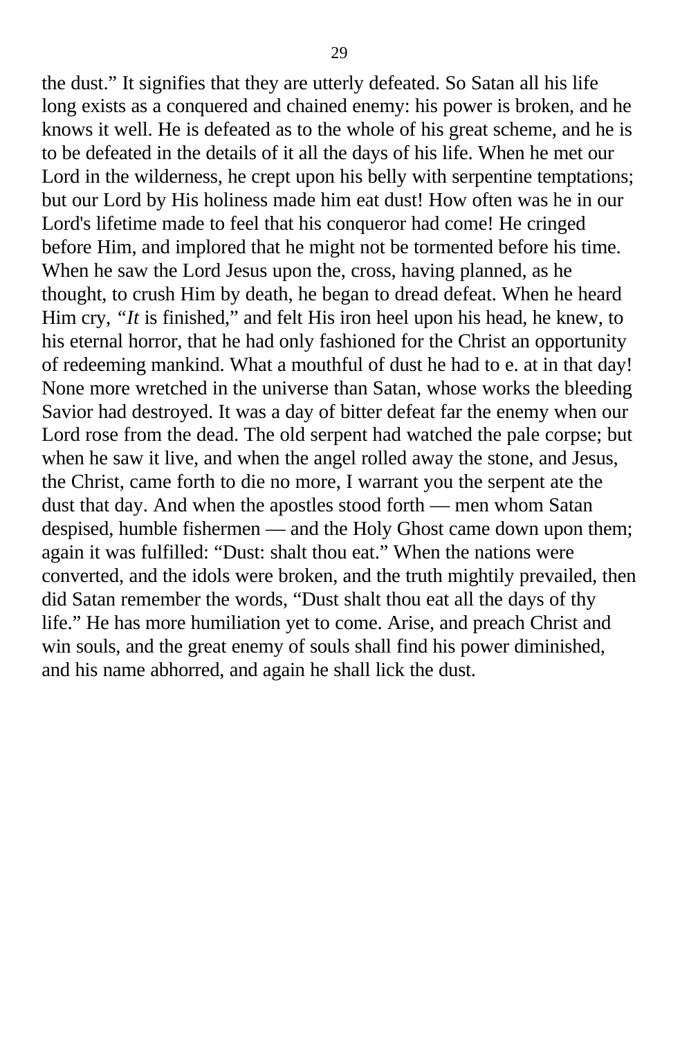the dust.” It signifies that they are utterly defeated. So Satan all his life long exists as a conquered and chained enemy: his power is broken, and he knows it well. He is defeated as to the whole of his great scheme, and he is to be defeated in the details of it all the days of his life. When he met our Lord in the wilderness, he crept upon his belly with serpentine temptations; but our Lord by His holiness made him eat dust! How often was he in our Lord's lifetime made to feel that his conqueror had come! He cringed before Him, and implored that he might not be tormented before his time. When he saw the Lord Jesus upon the, cross, having planned, as he thought, to crush Him by death, he began to dread defeat. When he heard Him cry, *“It* is finished,” and felt His iron heel upon his head, he knew, to his eternal horror, that he had only fashioned for the Christ an opportunity of redeeming mankind. What a mouthful of dust he had to e. at in that day! None more wretched in the universe than Satan, whose works the bleeding Savior had destroyed. It was a day of bitter defeat far the enemy when our Lord rose from the dead. The old serpent had watched the pale corpse; but when he saw it live, and when the angel rolled away the stone, and Jesus, the Christ, came forth to die no more, I warrant you the serpent ate the dust that day. And when the apostles stood forth — men whom Satan despised, humble fishermen — and the Holy Ghost came down upon them; again it was fulfilled: “Dust: shalt thou eat.” When the nations were converted, and the idols were broken, and the truth mightily prevailed, then did Satan remember the words, “Dust shalt thou eat all the days of thy life.” He has more humiliation yet to come. Arise, and preach Christ and win souls, and the great enemy of souls shall find his power diminished, and his name abhorred, and again he shall lick the dust.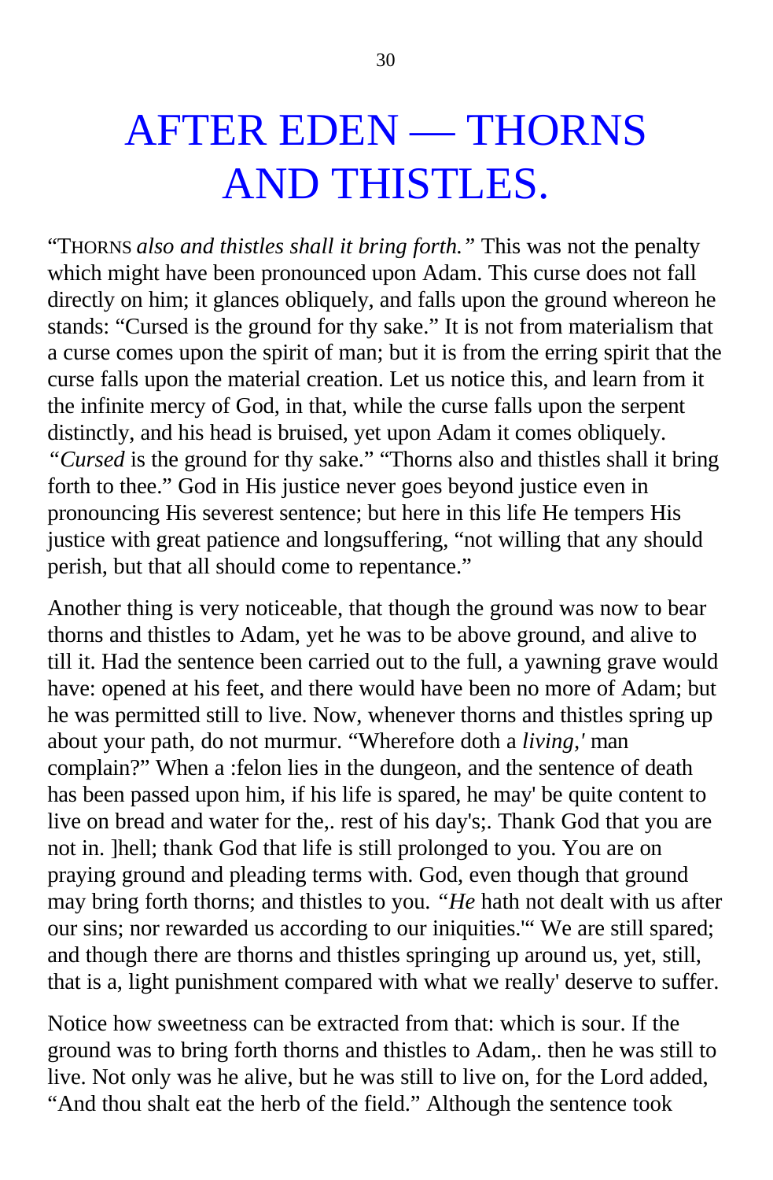# AFTER EDEN — THORNS AND THISTLES.

"THORNS *also and thistles shall it bring forth."* This was not the penalty which might have been pronounced upon Adam. This curse does not fall directly on him; it glances obliquely, and falls upon the ground whereon he stands: "Cursed is the ground for thy sake." It is not from materialism that a curse comes upon the spirit of man; but it is from the erring spirit that the curse falls upon the material creation. Let us notice this, and learn from it the infinite mercy of God, in that, while the curse falls upon the serpent distinctly, and his head is bruised, yet upon Adam it comes obliquely. *"Cursed* is the ground for thy sake." "Thorns also and thistles shall it bring forth to thee." God in His justice never goes beyond justice even in pronouncing His severest sentence; but here in this life He tempers His justice with great patience and longsuffering, "not willing that any should perish, but that all should come to repentance."

Another thing is very noticeable, that though the ground was now to bear thorns and thistles to Adam, yet he was to be above ground, and alive to till it. Had the sentence been carried out to the full, a yawning grave would have: opened at his feet, and there would have been no more of Adam; but he was permitted still to live. Now, whenever thorns and thistles spring up about your path, do not murmur. "Wherefore doth a *living,'* man complain?" When a :felon lies in the dungeon, and the sentence of death has been passed upon him, if his life is spared, he may' be quite content to live on bread and water for the,. rest of his day's;. Thank God that you are not in. ]hell; thank God that life is still prolonged to you. You are on praying ground and pleading terms with. God, even though that ground may bring forth thorns; and thistles to you. *"He* hath not dealt with us after our sins; nor rewarded us according to our iniquities.'" We are still spared; and though there are thorns and thistles springing up around us, yet, still, that is a, light punishment compared with what we really' deserve to suffer.

Notice how sweetness can be extracted from that: which is sour. If the ground was to bring forth thorns and thistles to Adam,. then he was still to live. Not only was he alive, but he was still to live on, for the Lord added, "And thou shalt eat the herb of the field." Although the sentence took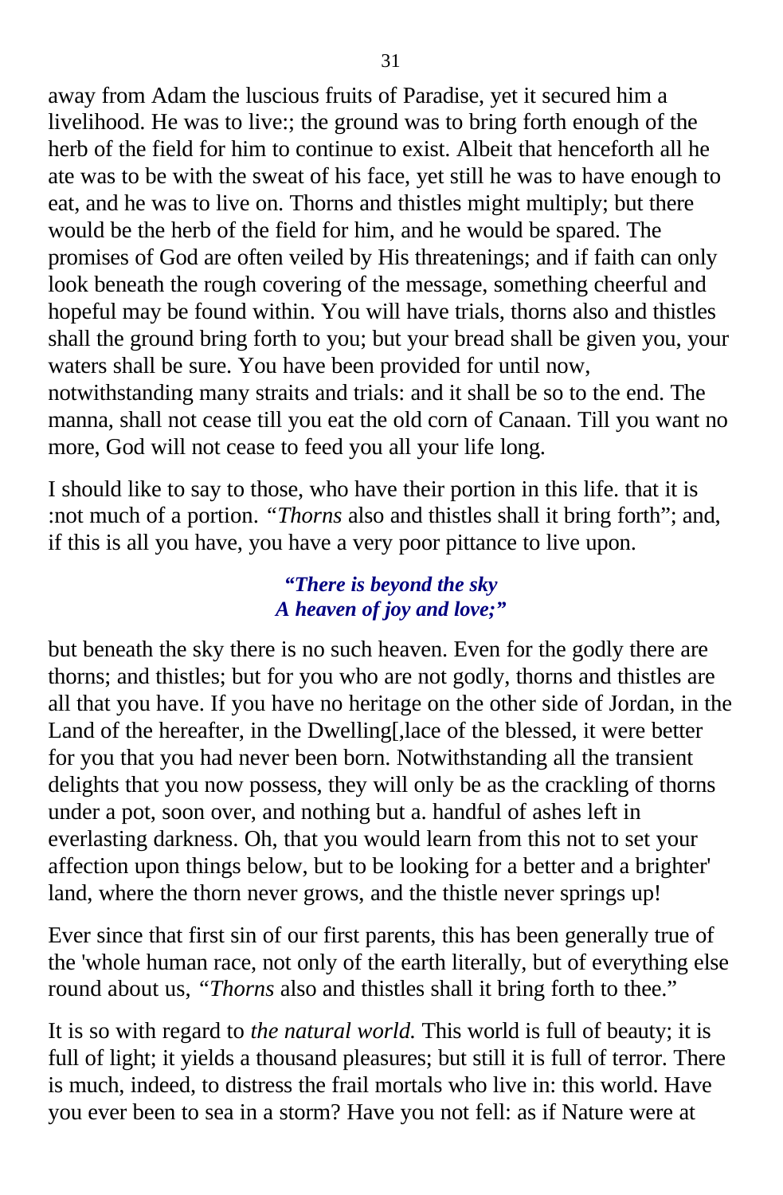away from Adam the luscious fruits of Paradise, yet it secured him a livelihood. He was to live:; the ground was to bring forth enough of the herb of the field for him to continue to exist. Albeit that henceforth all he ate was to be with the sweat of his face, yet still he was to have enough to eat, and he was to live on. Thorns and thistles might multiply; but there would be the herb of the field for him, and he would be spared. The promises of God are often veiled by His threatenings; and if faith can only look beneath the rough covering of the message, something cheerful and hopeful may be found within. You will have trials, thorns also and thistles shall the ground bring forth to you; but your bread shall be given you, your waters shall be sure. You have been provided for until now, notwithstanding many straits and trials: and it shall be so to the end. The manna, shall not cease till you eat the old corn of Canaan. Till you want no more, God will not cease to feed you all your life long.

I should like to say to those, who have their portion in this life. that it is :not much of a portion. *"Thorns* also and thistles shall it bring forth"; and, if this is all you have, you have a very poor pittance to live upon.

***"There is beyond the sky***
***A heaven of joy and love;"***

but beneath the sky there is no such heaven. Even for the godly there are thorns; and thistles; but for you who are not godly, thorns and thistles are all that you have. If you have no heritage on the other side of Jordan, in the Land of the hereafter, in the Dwelling[,lace of the blessed, it were better for you that you had never been born. Notwithstanding all the transient delights that you now possess, they will only be as the crackling of thorns under a pot, soon over, and nothing but a. handful of ashes left in everlasting darkness. Oh, that you would learn from this not to set your affection upon things below, but to be looking for a better and a brighter' land, where the thorn never grows, and the thistle never springs up!

Ever since that first sin of our first parents, this has been generally true of the 'whole human race, not only of the earth literally, but of everything else round about us, *"Thorns* also and thistles shall it bring forth to thee."

It is so with regard to *the natural world.* This world is full of beauty; it is full of light; it yields a thousand pleasures; but still it is full of terror. There is much, indeed, to distress the frail mortals who live in: this world. Have you ever been to sea in a storm? Have you not fell: as if Nature were at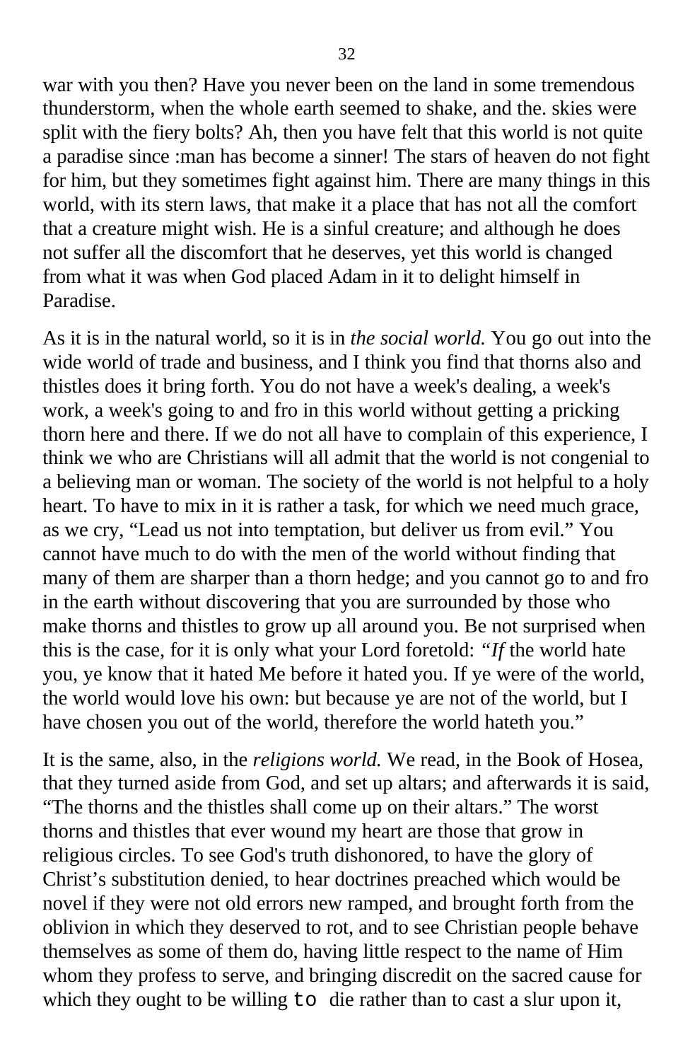war with you then? Have you never been on the land in some tremendous thunderstorm, when the whole earth seemed to shake, and the. skies were split with the fiery bolts? Ah, then you have felt that this world is not quite a paradise since :man has become a sinner! The stars of heaven do not fight for him, but they sometimes fight against him. There are many things in this world, with its stern laws, that make it a place that has not all the comfort that a creature might wish. He is a sinful creature; and although he does not suffer all the discomfort that he deserves, yet this world is changed from what it was when God placed Adam in it to delight himself in Paradise.

As it is in the natural world, so it is in *the social world.* You go out into the wide world of trade and business, and I think you find that thorns also and thistles does it bring forth. You do not have a week's dealing, a week's work, a week's going to and fro in this world without getting a pricking thorn here and there. If we do not all have to complain of this experience, I think we who are Christians will all admit that the world is not congenial to a believing man or woman. The society of the world is not helpful to a holy heart. To have to mix in it is rather a task, for which we need much grace, as we cry, "Lead us not into temptation, but deliver us from evil." You cannot have much to do with the men of the world without finding that many of them are sharper than a thorn hedge; and you cannot go to and fro in the earth without discovering that you are surrounded by those who make thorns and thistles to grow up all around you. Be not surprised when this is the case, for it is only what your Lord foretold: "*If* the world hate you, ye know that it hated Me before it hated you. If ye were of the world, the world would love his own: but because ye are not of the world, but I have chosen you out of the world, therefore the world hateth you."

It is the same, also, in the *religions world.* We read, in the Book of Hosea, that they turned aside from God, and set up altars; and afterwards it is said, "The thorns and the thistles shall come up on their altars." The worst thorns and thistles that ever wound my heart are those that grow in religious circles. To see God's truth dishonored, to have the glory of Christ's substitution denied, to hear doctrines preached which would be novel if they were not old errors new ramped, and brought forth from the oblivion in which they deserved to rot, and to see Christian people behave themselves as some of them do, having little respect to the name of Him whom they profess to serve, and bringing discredit on the sacred cause for which they ought to be willing to die rather than to cast a slur upon it,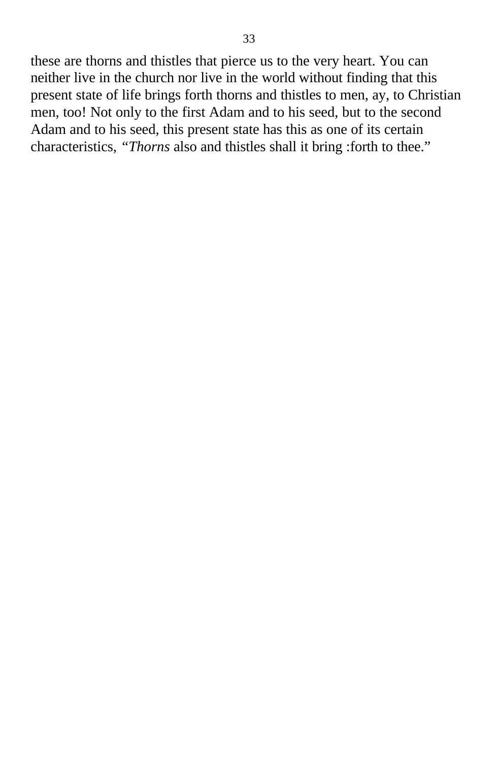these are thorns and thistles that pierce us to the very heart. You can neither live in the church nor live in the world without finding that this present state of life brings forth thorns and thistles to men, ay, to Christian men, too! Not only to the first Adam and to his seed, but to the second Adam and to his seed, this present state has this as one of its certain characteristics, *"Thorns* also and thistles shall it bring :forth to thee."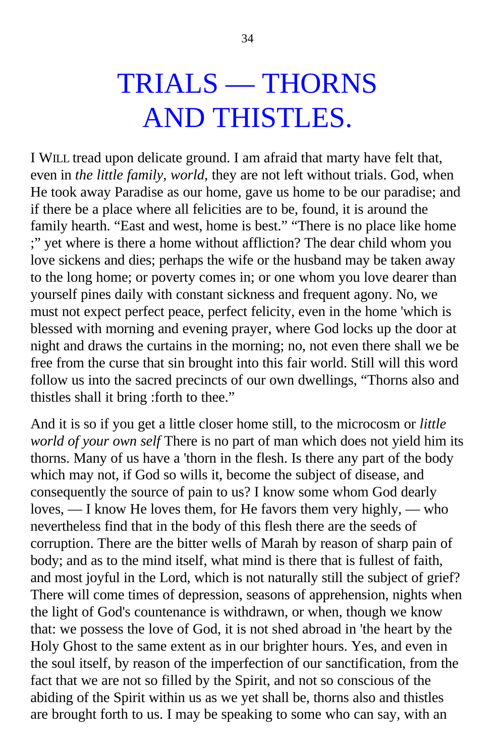# TRIALS — THORNS AND THISTLES.

I WILL tread upon delicate ground. I am afraid that marty have felt that, even in *the little family, world,* they are not left without trials. God, when He took away Paradise as our home, gave us home to be our paradise; and if there be a place where all felicities are to be, found, it is around the family hearth. "East and west, home is best." "There is no place like home ;" yet where is there a home without affliction? The dear child whom you love sickens and dies; perhaps the wife or the husband may be taken away to the long home; or poverty comes in; or one whom you love dearer than yourself pines daily with constant sickness and frequent agony. No, we must not expect perfect peace, perfect felicity, even in the home 'which is blessed with morning and evening prayer, where God locks up the door at night and draws the curtains in the morning; no, not even there shall we be free from the curse that sin brought into this fair world. Still will this word follow us into the sacred precincts of our own dwellings, "Thorns also and thistles shall it bring :forth to thee."

And it is so if you get a little closer home still, to the microcosm or *little world of your own self* There is no part of man which does not yield him its thorns. Many of us have a 'thorn in the flesh. Is there any part of the body which may not, if God so wills it, become the subject of disease, and consequently the source of pain to us? I know some whom God dearly loves, — I know He loves them, for He favors them very highly, — who nevertheless find that in the body of this flesh there are the seeds of corruption. There are the bitter wells of Marah by reason of sharp pain of body; and as to the mind itself, what mind is there that is fullest of faith, and most joyful in the Lord, which is not naturally still the subject of grief? There will come times of depression, seasons of apprehension, nights when the light of God's countenance is withdrawn, or when, though we know that: we possess the love of God, it is not shed abroad in 'the heart by the Holy Ghost to the same extent as in our brighter hours. Yes, and even in the soul itself, by reason of the imperfection of our sanctification, from the fact that we are not so filled by the Spirit, and not so conscious of the abiding of the Spirit within us as we yet shall be, thorns also and thistles are brought forth to us. I may be speaking to some who can say, with an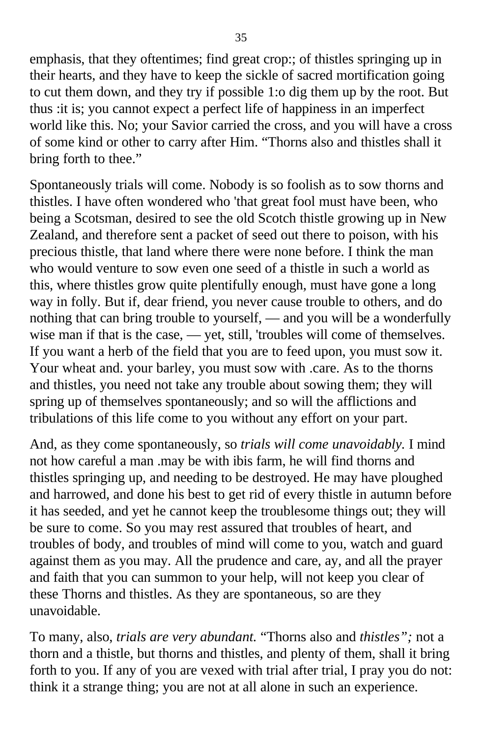emphasis, that they oftentimes; find great crop:; of thistles springing up in their hearts, and they have to keep the sickle of sacred mortification going to cut them down, and they try if possible 1:o dig them up by the root. But thus :it is; you cannot expect a perfect life of happiness in an imperfect world like this. No; your Savior carried the cross, and you will have a cross of some kind or other to carry after Him. “Thorns also and thistles shall it bring forth to thee.”

Spontaneously trials will come. Nobody is so foolish as to sow thorns and thistles. I have often wondered who 'that great fool must have been, who being a Scotsman, desired to see the old Scotch thistle growing up in New Zealand, and therefore sent a packet of seed out there to poison, with his precious thistle, that land where there were none before. I think the man who would venture to sow even one seed of a thistle in such a world as this, where thistles grow quite plentifully enough, must have gone a long way in folly. But if, dear friend, you never cause trouble to others, and do nothing that can bring trouble to yourself, — and you will be a wonderfully wise man if that is the case, — yet, still, 'troubles will come of themselves. If you want a herb of the field that you are to feed upon, you must sow it. Your wheat and. your barley, you must sow with .care. As to the thorns and thistles, you need not take any trouble about sowing them; they will spring up of themselves spontaneously; and so will the afflictions and tribulations of this life come to you without any effort on your part.

And, as they come spontaneously, so *trials will come unavoidably.* I mind not how careful a man .may be with ibis farm, he will find thorns and thistles springing up, and needing to be destroyed. He may have ploughed and harrowed, and done his best to get rid of every thistle in autumn before it has seeded, and yet he cannot keep the troublesome things out; they will be sure to come. So you may rest assured that troubles of heart, and troubles of body, and troubles of mind will come to you, watch and guard against them as you may. All the prudence and care, ay, and all the prayer and faith that you can summon to your help, will not keep you clear of these Thorns and thistles. As they are spontaneous, so are they unavoidable.

To many, also, *trials are very abundant.* “Thorns also and *thistles”;* not a thorn and a thistle, but thorns and thistles, and plenty of them, shall it bring forth to you. If any of you are vexed with trial after trial, I pray you do not: think it a strange thing; you are not at all alone in such an experience.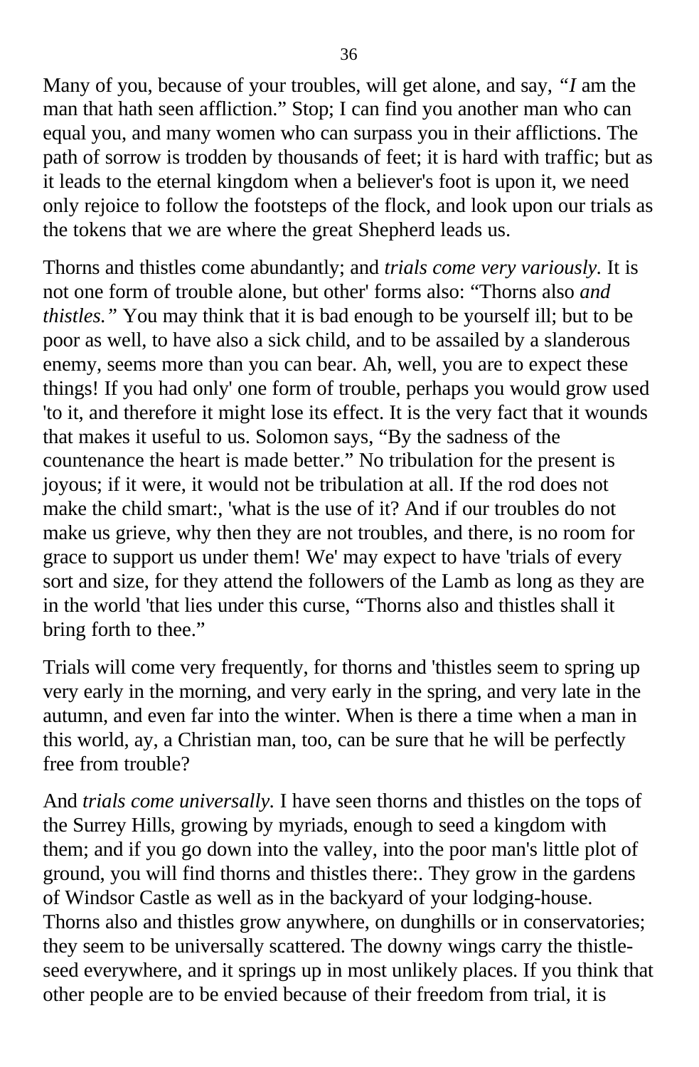Many of you, because of your troubles, will get alone, and say, *"I* am the man that hath seen affliction." Stop; I can find you another man who can equal you, and many women who can surpass you in their afflictions. The path of sorrow is trodden by thousands of feet; it is hard with traffic; but as it leads to the eternal kingdom when a believer's foot is upon it, we need only rejoice to follow the footsteps of the flock, and look upon our trials as the tokens that we are where the great Shepherd leads us.

Thorns and thistles come abundantly; and *trials come very variously.* It is not one form of trouble alone, but other' forms also: "Thorns also *and thistles."* You may think that it is bad enough to be yourself ill; but to be poor as well, to have also a sick child, and to be assailed by a slanderous enemy, seems more than you can bear. Ah, well, you are to expect these things! If you had only' one form of trouble, perhaps you would grow used 'to it, and therefore it might lose its effect. It is the very fact that it wounds that makes it useful to us. Solomon says, "By the sadness of the countenance the heart is made better." No tribulation for the present is joyous; if it were, it would not be tribulation at all. If the rod does not make the child smart:, 'what is the use of it? And if our troubles do not make us grieve, why then they are not troubles, and there, is no room for grace to support us under them! We' may expect to have 'trials of every sort and size, for they attend the followers of the Lamb as long as they are in the world 'that lies under this curse, "Thorns also and thistles shall it bring forth to thee."

Trials will come very frequently, for thorns and 'thistles seem to spring up very early in the morning, and very early in the spring, and very late in the autumn, and even far into the winter. When is there a time when a man in this world, ay, a Christian man, too, can be sure that he will be perfectly free from trouble?

And *trials come universally.* I have seen thorns and thistles on the tops of the Surrey Hills, growing by myriads, enough to seed a kingdom with them; and if you go down into the valley, into the poor man's little plot of ground, you will find thorns and thistles there:. They grow in the gardens of Windsor Castle as well as in the backyard of your lodging-house. Thorns also and thistles grow anywhere, on dunghills or in conservatories; they seem to be universally scattered. The downy wings carry the thistle-seed everywhere, and it springs up in most unlikely places. If you think that other people are to be envied because of their freedom from trial, it is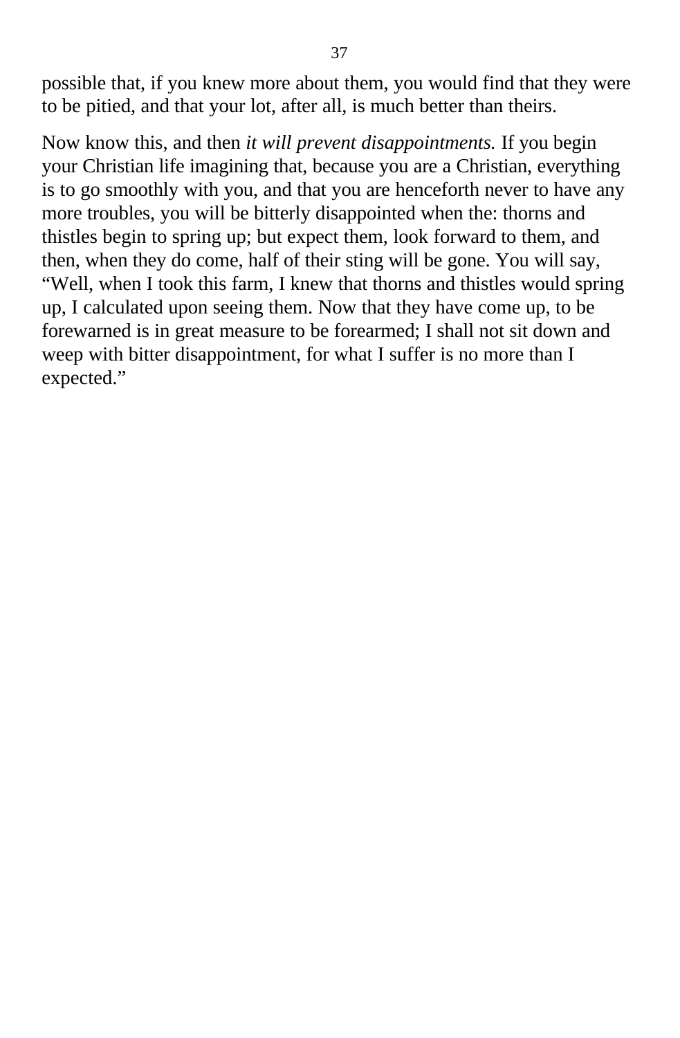possible that, if you knew more about them, you would find that they were to be pitied, and that your lot, after all, is much better than theirs.

Now know this, and then *it will prevent disappointments.* If you begin your Christian life imagining that, because you are a Christian, everything is to go smoothly with you, and that you are henceforth never to have any more troubles, you will be bitterly disappointed when the: thorns and thistles begin to spring up; but expect them, look forward to them, and then, when they do come, half of their sting will be gone. You will say, "Well, when I took this farm, I knew that thorns and thistles would spring up, I calculated upon seeing them. Now that they have come up, to be forewarned is in great measure to be forearmed; I shall not sit down and weep with bitter disappointment, for what I suffer is no more than I expected."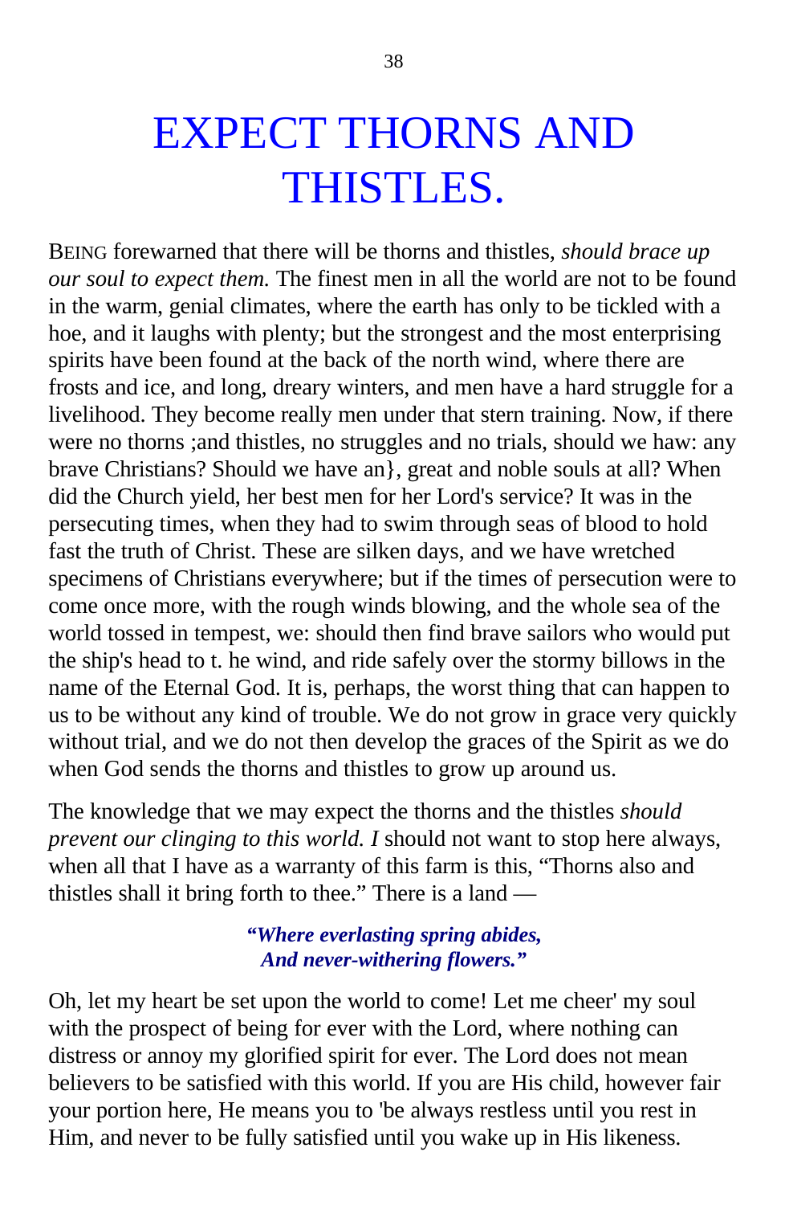# EXPECT THORNS AND THISTLES.

BEING forewarned that there will be thorns and thistles, *should brace up our soul to expect them.* The finest men in all the world are not to be found in the warm, genial climates, where the earth has only to be tickled with a hoe, and it laughs with plenty; but the strongest and the most enterprising spirits have been found at the back of the north wind, where there are frosts and ice, and long, dreary winters, and men have a hard struggle for a livelihood. They become really men under that stern training. Now, if there were no thorns ;and thistles, no struggles and no trials, should we haw: any brave Christians? Should we have an}, great and noble souls at all? When did the Church yield, her best men for her Lord's service? It was in the persecuting times, when they had to swim through seas of blood to hold fast the truth of Christ. These are silken days, and we have wretched specimens of Christians everywhere; but if the times of persecution were to come once more, with the rough winds blowing, and the whole sea of the world tossed in tempest, we: should then find brave sailors who would put the ship's head to t. he wind, and ride safely over the stormy billows in the name of the Eternal God. It is, perhaps, the worst thing that can happen to us to be without any kind of trouble. We do not grow in grace very quickly without trial, and we do not then develop the graces of the Spirit as we do when God sends the thorns and thistles to grow up around us.

The knowledge that we may expect the thorns and the thistles *should prevent our clinging to this world. I* should not want to stop here always, when all that I have as a warranty of this farm is this, “Thorns also and thistles shall it bring forth to thee.” There is a land —

> ***“Where everlasting spring abides,***
> ***And never-withering flowers.”***

Oh, let my heart be set upon the world to come! Let me cheer' my soul with the prospect of being for ever with the Lord, where nothing can distress or annoy my glorified spirit for ever. The Lord does not mean believers to be satisfied with this world. If you are His child, however fair your portion here, He means you to 'be always restless until you rest in Him, and never to be fully satisfied until you wake up in His likeness.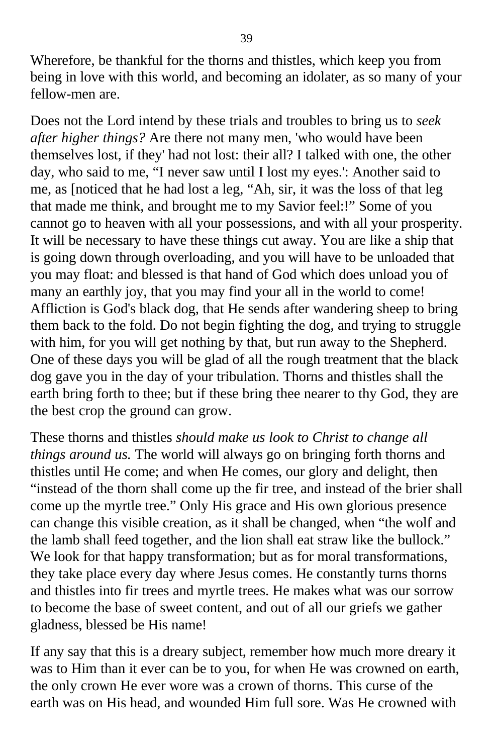Wherefore, be thankful for the thorns and thistles, which keep you from being in love with this world, and becoming an idolater, as so many of your fellow-men are.

Does not the Lord intend by these trials and troubles to bring us to *seek after higher things?* Are there not many men, 'who would have been themselves lost, if they' had not lost: their all? I talked with one, the other day, who said to me, "I never saw until I lost my eyes.': Another said to me, as [noticed that he had lost a leg, "Ah, sir, it was the loss of that leg that made me think, and brought me to my Savior feel:!" Some of you cannot go to heaven with all your possessions, and with all your prosperity. It will be necessary to have these things cut away. You are like a ship that is going down through overloading, and you will have to be unloaded that you may float: and blessed is that hand of God which does unload you of many an earthly joy, that you may find your all in the world to come! Affliction is God's black dog, that He sends after wandering sheep to bring them back to the fold. Do not begin fighting the dog, and trying to struggle with him, for you will get nothing by that, but run away to the Shepherd. One of these days you will be glad of all the rough treatment that the black dog gave you in the day of your tribulation. Thorns and thistles shall the earth bring forth to thee; but if these bring thee nearer to thy God, they are the best crop the ground can grow.

These thorns and thistles *should make us look to Christ to change all things around us.* The world will always go on bringing forth thorns and thistles until He come; and when He comes, our glory and delight, then "instead of the thorn shall come up the fir tree, and instead of the brier shall come up the myrtle tree." Only His grace and His own glorious presence can change this visible creation, as it shall be changed, when "the wolf and the lamb shall feed together, and the lion shall eat straw like the bullock." We look for that happy transformation; but as for moral transformations, they take place every day where Jesus comes. He constantly turns thorns and thistles into fir trees and myrtle trees. He makes what was our sorrow to become the base of sweet content, and out of all our griefs we gather gladness, blessed be His name!

If any say that this is a dreary subject, remember how much more dreary it was to Him than it ever can be to you, for when He was crowned on earth, the only crown He ever wore was a crown of thorns. This curse of the earth was on His head, and wounded Him full sore. Was He crowned with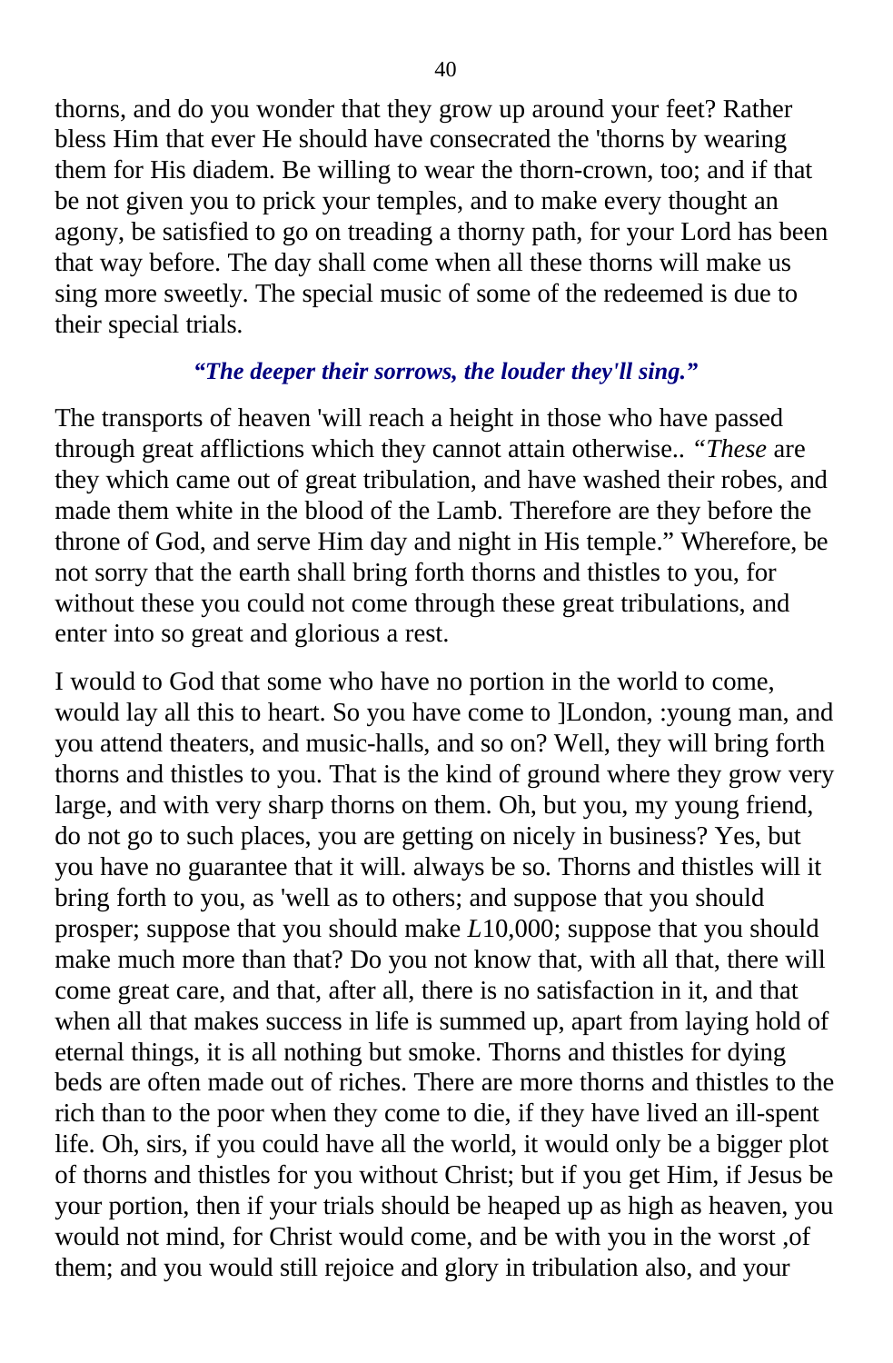thorns, and do you wonder that they grow up around your feet? Rather bless Him that ever He should have consecrated the 'thorns by wearing them for His diadem. Be willing to wear the thorn-crown, too; and if that be not given you to prick your temples, and to make every thought an agony, be satisfied to go on treading a thorny path, for your Lord has been that way before. The day shall come when all these thorns will make us sing more sweetly. The special music of some of the redeemed is due to their special trials.

***"The deeper their sorrows, the louder they'll sing."***

The transports of heaven 'will reach a height in those who have passed through great afflictions which they cannot attain otherwise.. *"These* are they which came out of great tribulation, and have washed their robes, and made them white in the blood of the Lamb. Therefore are they before the throne of God, and serve Him day and night in His temple." Wherefore, be not sorry that the earth shall bring forth thorns and thistles to you, for without these you could not come through these great tribulations, and enter into so great and glorious a rest.

I would to God that some who have no portion in the world to come, would lay all this to heart. So you have come to ]London, :young man, and you attend theaters, and music-halls, and so on? Well, they will bring forth thorns and thistles to you. That is the kind of ground where they grow very large, and with very sharp thorns on them. Oh, but you, my young friend, do not go to such places, you are getting on nicely in business? Yes, but you have no guarantee that it will. always be so. Thorns and thistles will it bring forth to you, as 'well as to others; and suppose that you should prosper; suppose that you should make *L*10,000; suppose that you should make much more than that? Do you not know that, with all that, there will come great care, and that, after all, there is no satisfaction in it, and that when all that makes success in life is summed up, apart from laying hold of eternal things, it is all nothing but smoke. Thorns and thistles for dying beds are often made out of riches. There are more thorns and thistles to the rich than to the poor when they come to die, if they have lived an ill-spent life. Oh, sirs, if you could have all the world, it would only be a bigger plot of thorns and thistles for you without Christ; but if you get Him, if Jesus be your portion, then if your trials should be heaped up as high as heaven, you would not mind, for Christ would come, and be with you in the worst ,of them; and you would still rejoice and glory in tribulation also, and your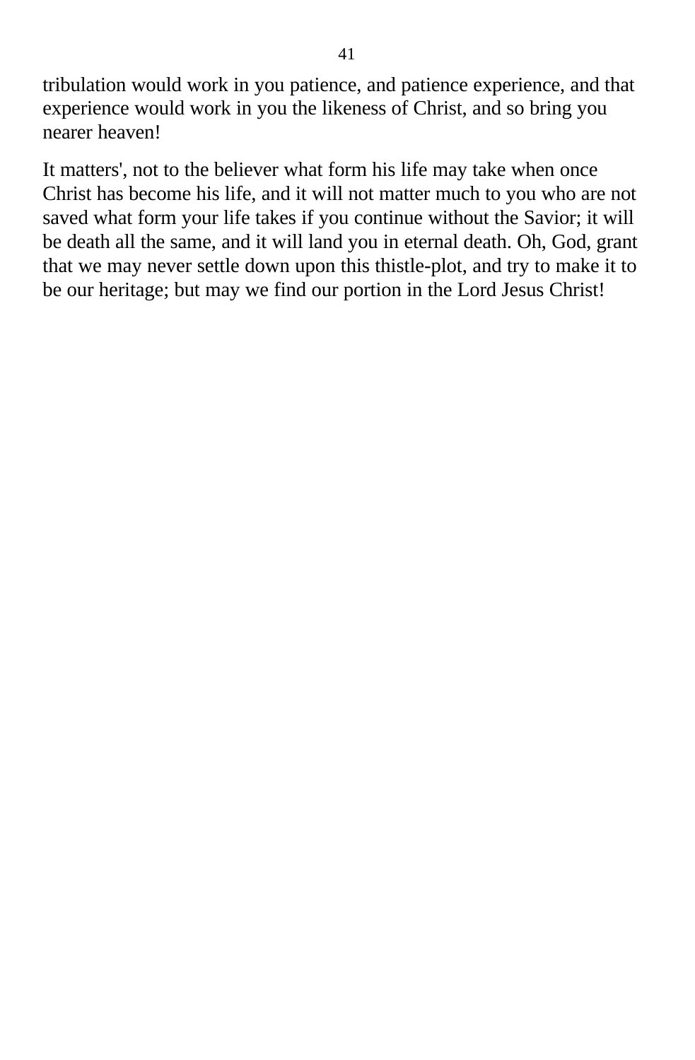tribulation would work in you patience, and patience experience, and that experience would work in you the likeness of Christ, and so bring you nearer heaven!

It matters', not to the believer what form his life may take when once Christ has become his life, and it will not matter much to you who are not saved what form your life takes if you continue without the Savior; it will be death all the same, and it will land you in eternal death. Oh, God, grant that we may never settle down upon this thistle-plot, and try to make it to be our heritage; but may we find our portion in the Lord Jesus Christ!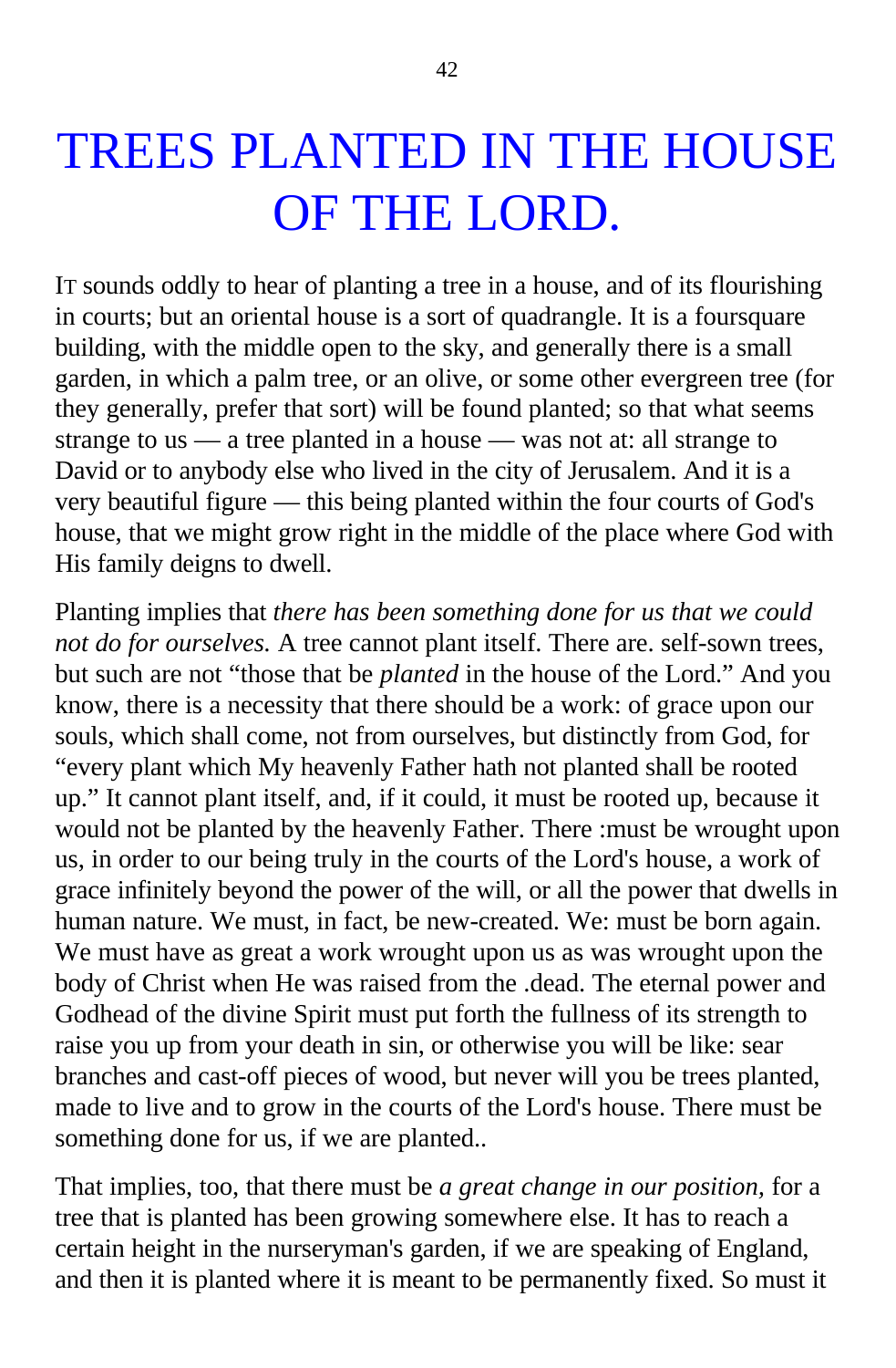# TREES PLANTED IN THE HOUSE OF THE LORD.

IT sounds oddly to hear of planting a tree in a house, and of its flourishing in courts; but an oriental house is a sort of quadrangle. It is a foursquare building, with the middle open to the sky, and generally there is a small garden, in which a palm tree, or an olive, or some other evergreen tree (for they generally, prefer that sort) will be found planted; so that what seems strange to us — a tree planted in a house — was not at: all strange to David or to anybody else who lived in the city of Jerusalem. And it is a very beautiful figure — this being planted within the four courts of God's house, that we might grow right in the middle of the place where God with His family deigns to dwell.

Planting implies that *there has been something done for us that we could not do for ourselves.* A tree cannot plant itself. There are. self-sown trees, but such are not "those that be *planted* in the house of the Lord." And you know, there is a necessity that there should be a work: of grace upon our souls, which shall come, not from ourselves, but distinctly from God, for "every plant which My heavenly Father hath not planted shall be rooted up." It cannot plant itself, and, if it could, it must be rooted up, because it would not be planted by the heavenly Father. There :must be wrought upon us, in order to our being truly in the courts of the Lord's house, a work of grace infinitely beyond the power of the will, or all the power that dwells in human nature. We must, in fact, be new-created. We: must be born again. We must have as great a work wrought upon us as was wrought upon the body of Christ when He was raised from the .dead. The eternal power and Godhead of the divine Spirit must put forth the fullness of its strength to raise you up from your death in sin, or otherwise you will be like: sear branches and cast-off pieces of wood, but never will you be trees planted, made to live and to grow in the courts of the Lord's house. There must be something done for us, if we are planted..

That implies, too, that there must be *a great change in our position,* for a tree that is planted has been growing somewhere else. It has to reach a certain height in the nurseryman's garden, if we are speaking of England, and then it is planted where it is meant to be permanently fixed. So must it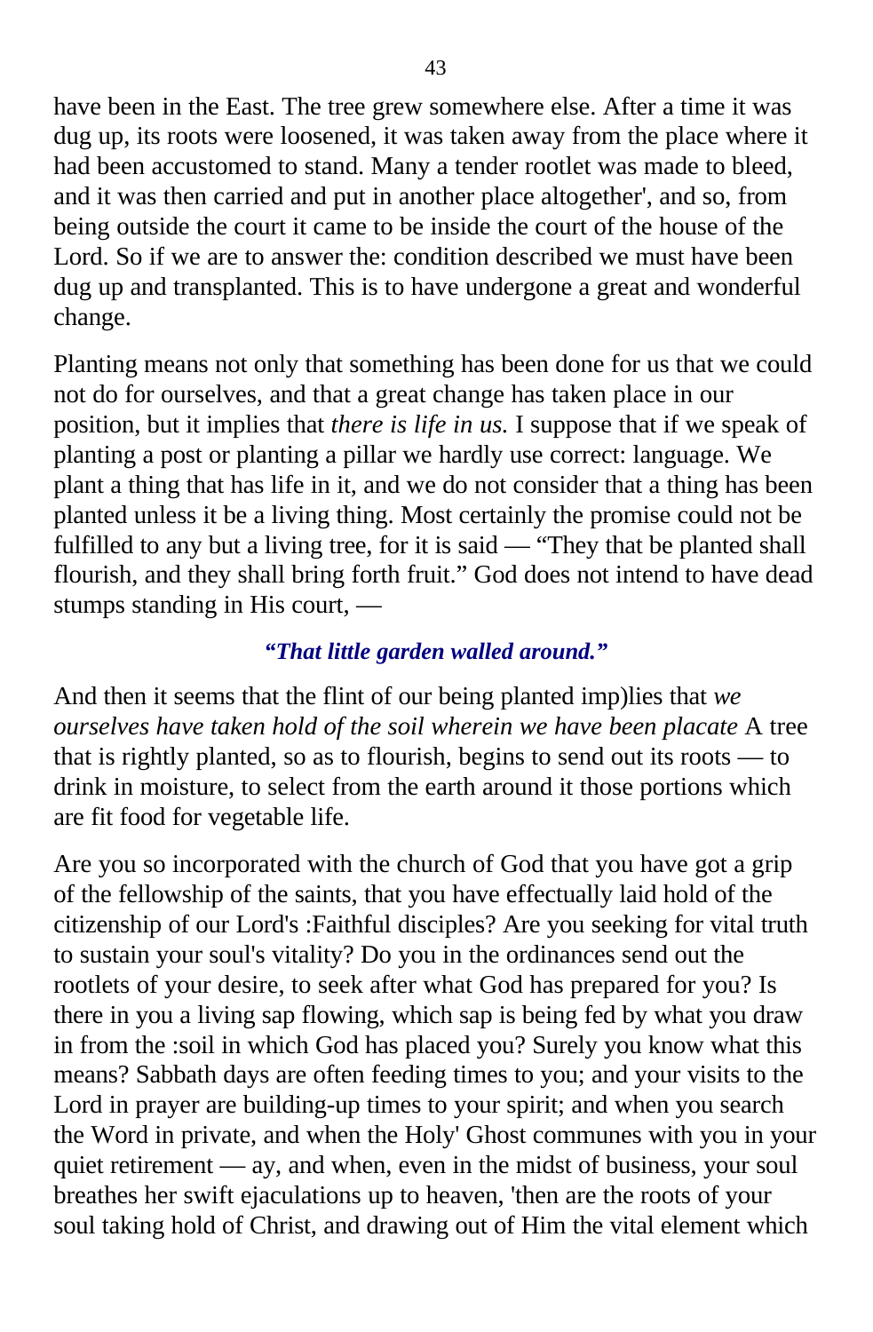have been in the East. The tree grew somewhere else. After a time it was dug up, its roots were loosened, it was taken away from the place where it had been accustomed to stand. Many a tender rootlet was made to bleed, and it was then carried and put in another place altogether', and so, from being outside the court it came to be inside the court of the house of the Lord. So if we are to answer the: condition described we must have been dug up and transplanted. This is to have undergone a great and wonderful change.

Planting means not only that something has been done for us that we could not do for ourselves, and that a great change has taken place in our position, but it implies that *there is life in us.* I suppose that if we speak of planting a post or planting a pillar we hardly use correct: language. We plant a thing that has life in it, and we do not consider that a thing has been planted unless it be a living thing. Most certainly the promise could not be fulfilled to any but a living tree, for it is said — "They that be planted shall flourish, and they shall bring forth fruit." God does not intend to have dead stumps standing in His court, —

***"That little garden walled around."***

And then it seems that the flint of our being planted imp)lies that *we ourselves have taken hold of the soil wherein we have been placate* A tree that is rightly planted, so as to flourish, begins to send out its roots — to drink in moisture, to select from the earth around it those portions which are fit food for vegetable life.

Are you so incorporated with the church of God that you have got a grip of the fellowship of the saints, that you have effectually laid hold of the citizenship of our Lord's :Faithful disciples? Are you seeking for vital truth to sustain your soul's vitality? Do you in the ordinances send out the rootlets of your desire, to seek after what God has prepared for you? Is there in you a living sap flowing, which sap is being fed by what you draw in from the :soil in which God has placed you? Surely you know what this means? Sabbath days are often feeding times to you; and your visits to the Lord in prayer are building-up times to your spirit; and when you search the Word in private, and when the Holy' Ghost communes with you in your quiet retirement — ay, and when, even in the midst of business, your soul breathes her swift ejaculations up to heaven, 'then are the roots of your soul taking hold of Christ, and drawing out of Him the vital element which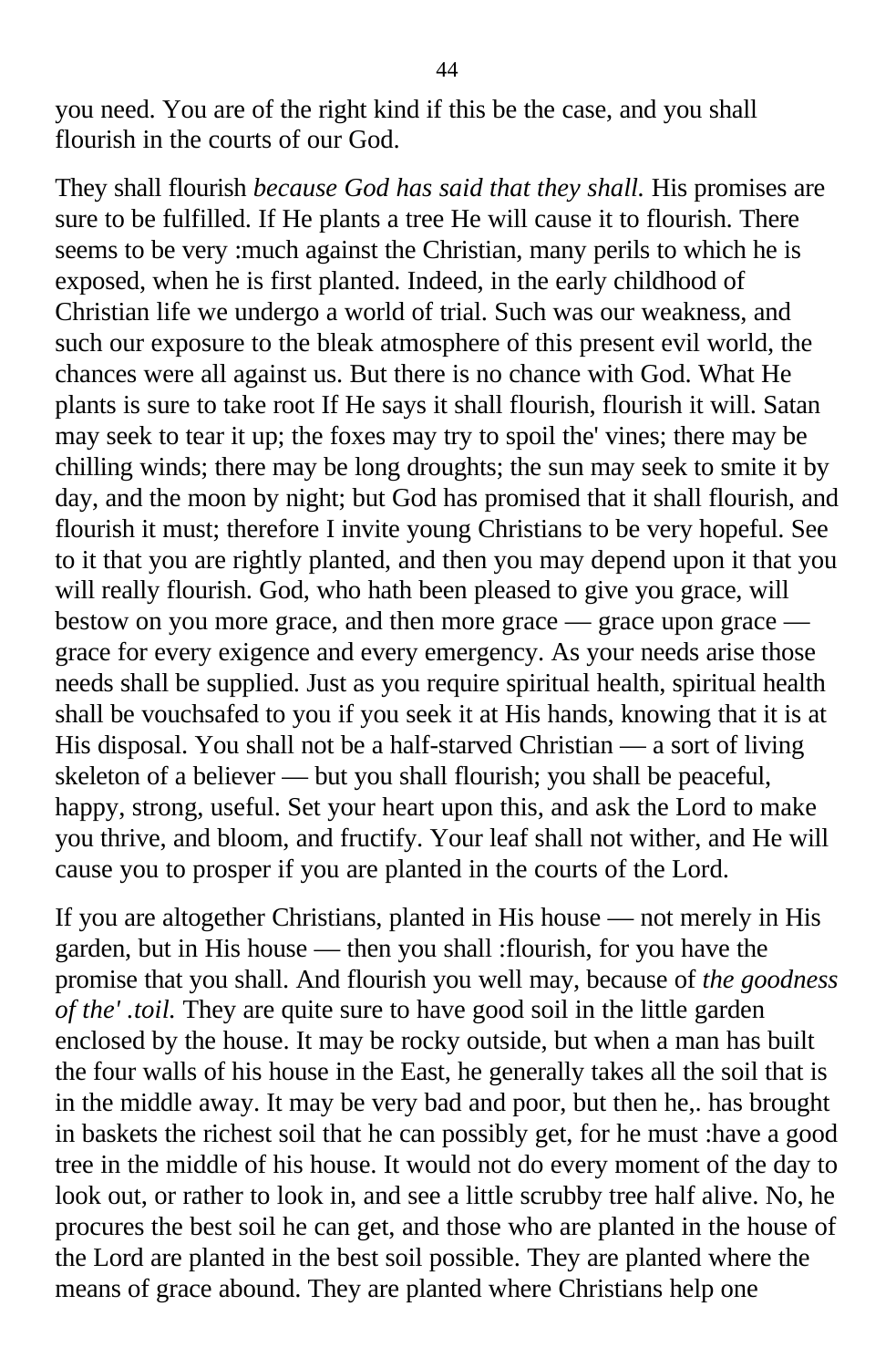you need. You are of the right kind if this be the case, and you shall flourish in the courts of our God.

They shall flourish *because God has said that they shall.* His promises are sure to be fulfilled. If He plants a tree He will cause it to flourish. There seems to be very :much against the Christian, many perils to which he is exposed, when he is first planted. Indeed, in the early childhood of Christian life we undergo a world of trial. Such was our weakness, and such our exposure to the bleak atmosphere of this present evil world, the chances were all against us. But there is no chance with God. What He plants is sure to take root If He says it shall flourish, flourish it will. Satan may seek to tear it up; the foxes may try to spoil the' vines; there may be chilling winds; there may be long droughts; the sun may seek to smite it by day, and the moon by night; but God has promised that it shall flourish, and flourish it must; therefore I invite young Christians to be very hopeful. See to it that you are rightly planted, and then you may depend upon it that you will really flourish. God, who hath been pleased to give you grace, will bestow on you more grace, and then more grace — grace upon grace — grace for every exigence and every emergency. As your needs arise those needs shall be supplied. Just as you require spiritual health, spiritual health shall be vouchsafed to you if you seek it at His hands, knowing that it is at His disposal. You shall not be a half-starved Christian — a sort of living skeleton of a believer — but you shall flourish; you shall be peaceful, happy, strong, useful. Set your heart upon this, and ask the Lord to make you thrive, and bloom, and fructify. Your leaf shall not wither, and He will cause you to prosper if you are planted in the courts of the Lord.

If you are altogether Christians, planted in His house — not merely in His garden, but in His house — then you shall :flourish, for you have the promise that you shall. And flourish you well may, because of *the goodness of the' .toil.* They are quite sure to have good soil in the little garden enclosed by the house. It may be rocky outside, but when a man has built the four walls of his house in the East, he generally takes all the soil that is in the middle away. It may be very bad and poor, but then he,. has brought in baskets the richest soil that he can possibly get, for he must :have a good tree in the middle of his house. It would not do every moment of the day to look out, or rather to look in, and see a little scrubby tree half alive. No, he procures the best soil he can get, and those who are planted in the house of the Lord are planted in the best soil possible. They are planted where the means of grace abound. They are planted where Christians help one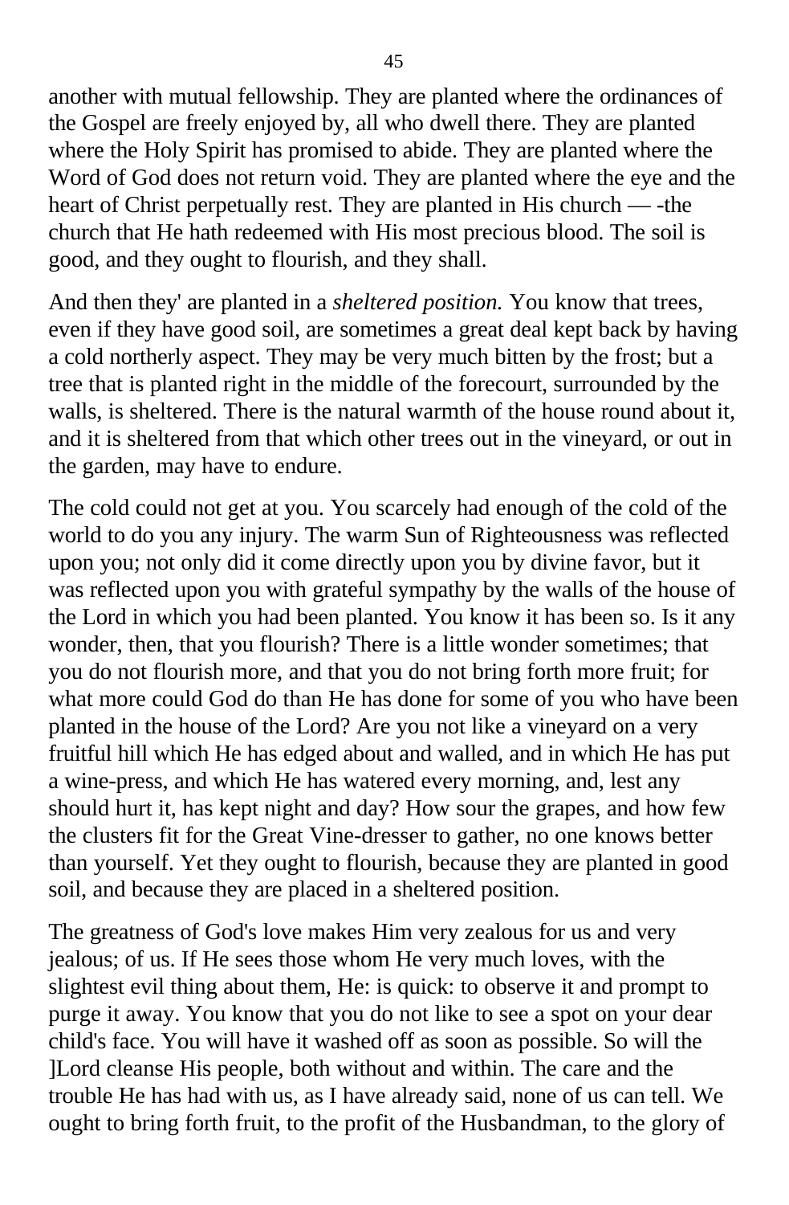another with mutual fellowship. They are planted where the ordinances of the Gospel are freely enjoyed by, all who dwell there. They are planted where the Holy Spirit has promised to abide. They are planted where the Word of God does not return void. They are planted where the eye and the heart of Christ perpetually rest. They are planted in His church — -the church that He hath redeemed with His most precious blood. The soil is good, and they ought to flourish, and they shall.

And then they' are planted in a *sheltered position.* You know that trees, even if they have good soil, are sometimes a great deal kept back by having a cold northerly aspect. They may be very much bitten by the frost; but a tree that is planted right in the middle of the forecourt, surrounded by the walls, is sheltered. There is the natural warmth of the house round about it, and it is sheltered from that which other trees out in the vineyard, or out in the garden, may have to endure.

The cold could not get at you. You scarcely had enough of the cold of the world to do you any injury. The warm Sun of Righteousness was reflected upon you; not only did it come directly upon you by divine favor, but it was reflected upon you with grateful sympathy by the walls of the house of the Lord in which you had been planted. You know it has been so. Is it any wonder, then, that you flourish? There is a little wonder sometimes; that you do not flourish more, and that you do not bring forth more fruit; for what more could God do than He has done for some of you who have been planted in the house of the Lord? Are you not like a vineyard on a very fruitful hill which He has edged about and walled, and in which He has put a wine-press, and which He has watered every morning, and, lest any should hurt it, has kept night and day? How sour the grapes, and how few the clusters fit for the Great Vine-dresser to gather, no one knows better than yourself. Yet they ought to flourish, because they are planted in good soil, and because they are placed in a sheltered position.

The greatness of God's love makes Him very zealous for us and very jealous; of us. If He sees those whom He very much loves, with the slightest evil thing about them, He: is quick: to observe it and prompt to purge it away. You know that you do not like to see a spot on your dear child's face. You will have it washed off as soon as possible. So will the ]Lord cleanse His people, both without and within. The care and the trouble He has had with us, as I have already said, none of us can tell. We ought to bring forth fruit, to the profit of the Husbandman, to the glory of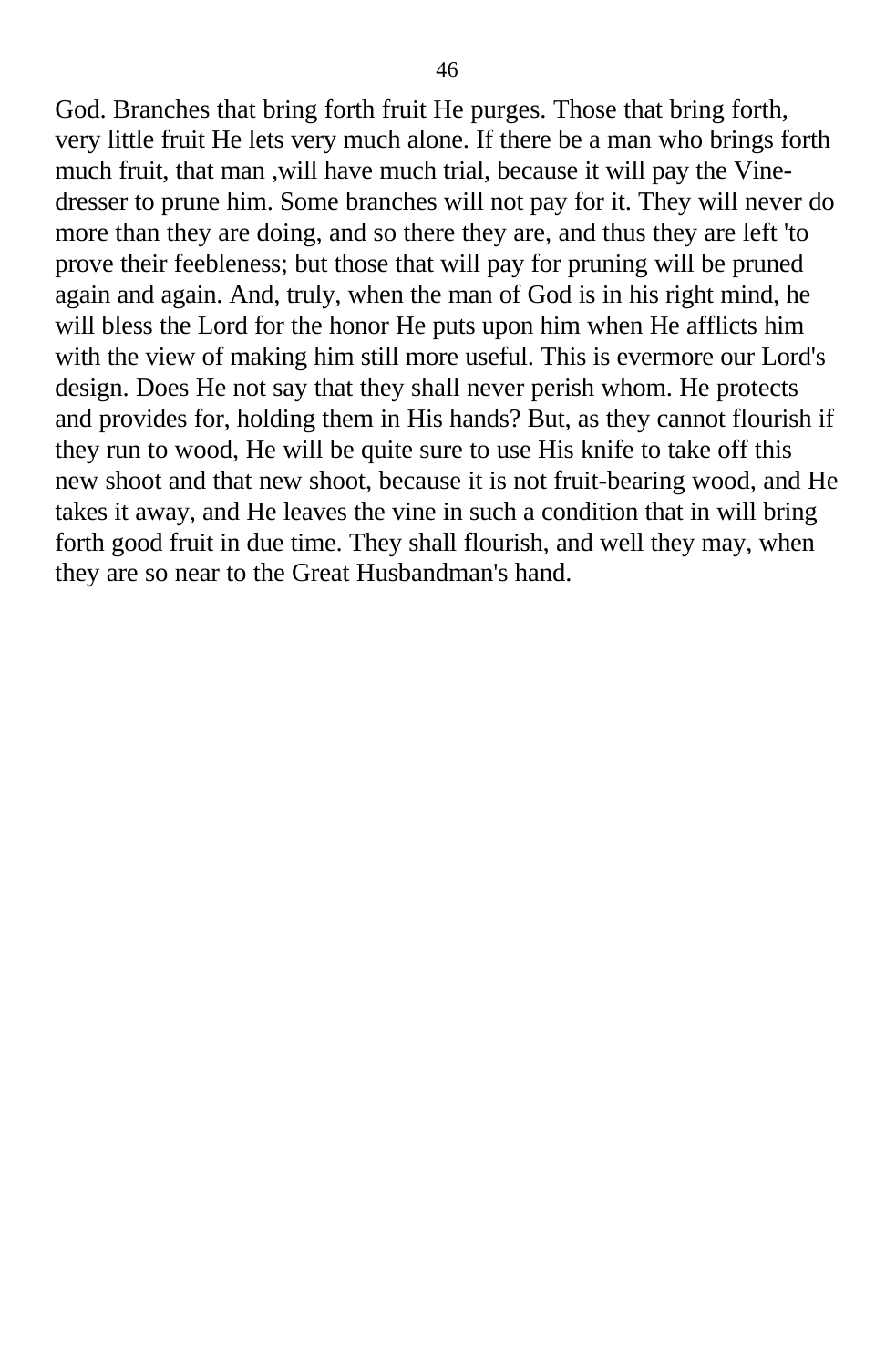God. Branches that bring forth fruit He purges. Those that bring forth, very little fruit He lets very much alone. If there be a man who brings forth much fruit, that man ,will have much trial, because it will pay the Vine-dresser to prune him. Some branches will not pay for it. They will never do more than they are doing, and so there they are, and thus they are left 'to prove their feebleness; but those that will pay for pruning will be pruned again and again. And, truly, when the man of God is in his right mind, he will bless the Lord for the honor He puts upon him when He afflicts him with the view of making him still more useful. This is evermore our Lord's design. Does He not say that they shall never perish whom. He protects and provides for, holding them in His hands? But, as they cannot flourish if they run to wood, He will be quite sure to use His knife to take off this new shoot and that new shoot, because it is not fruit-bearing wood, and He takes it away, and He leaves the vine in such a condition that in will bring forth good fruit in due time. They shall flourish, and well they may, when they are so near to the Great Husbandman's hand.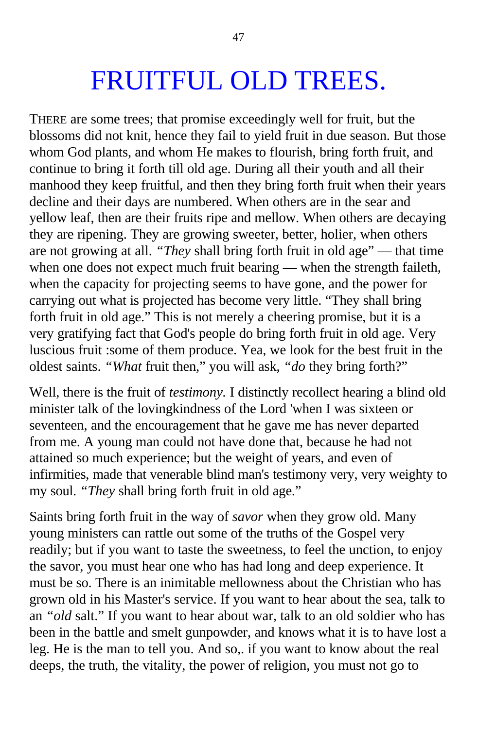# FRUITFUL OLD TREES.

THERE are some trees; that promise exceedingly well for fruit, but the blossoms did not knit, hence they fail to yield fruit in due season. But those whom God plants, and whom He makes to flourish, bring forth fruit, and continue to bring it forth till old age. During all their youth and all their manhood they keep fruitful, and then they bring forth fruit when their years decline and their days are numbered. When others are in the sear and yellow leaf, then are their fruits ripe and mellow. When others are decaying they are ripening. They are growing sweeter, better, holier, when others are not growing at all. *"They* shall bring forth fruit in old age" — that time when one does not expect much fruit bearing — when the strength faileth, when the capacity for projecting seems to have gone, and the power for carrying out what is projected has become very little. "They shall bring forth fruit in old age." This is not merely a cheering promise, but it is a very gratifying fact that God's people do bring forth fruit in old age. Very luscious fruit :some of them produce. Yea, we look for the best fruit in the oldest saints. *"What* fruit then," you will ask, *"do* they bring forth?"

Well, there is the fruit of *testimony.* I distinctly recollect hearing a blind old minister talk of the lovingkindness of the Lord 'when I was sixteen or seventeen, and the encouragement that he gave me has never departed from me. A young man could not have done that, because he had not attained so much experience; but the weight of years, and even of infirmities, made that venerable blind man's testimony very, very weighty to my soul. *"They* shall bring forth fruit in old age."

Saints bring forth fruit in the way of *savor* when they grow old. Many young ministers can rattle out some of the truths of the Gospel very readily; but if you want to taste the sweetness, to feel the unction, to enjoy the savor, you must hear one who has had long and deep experience. It must be so. There is an inimitable mellowness about the Christian who has grown old in his Master's service. If you want to hear about the sea, talk to an *"old* salt." If you want to hear about war, talk to an old soldier who has been in the battle and smelt gunpowder, and knows what it is to have lost a leg. He is the man to tell you. And so,. if you want to know about the real deeps, the truth, the vitality, the power of religion, you must not go to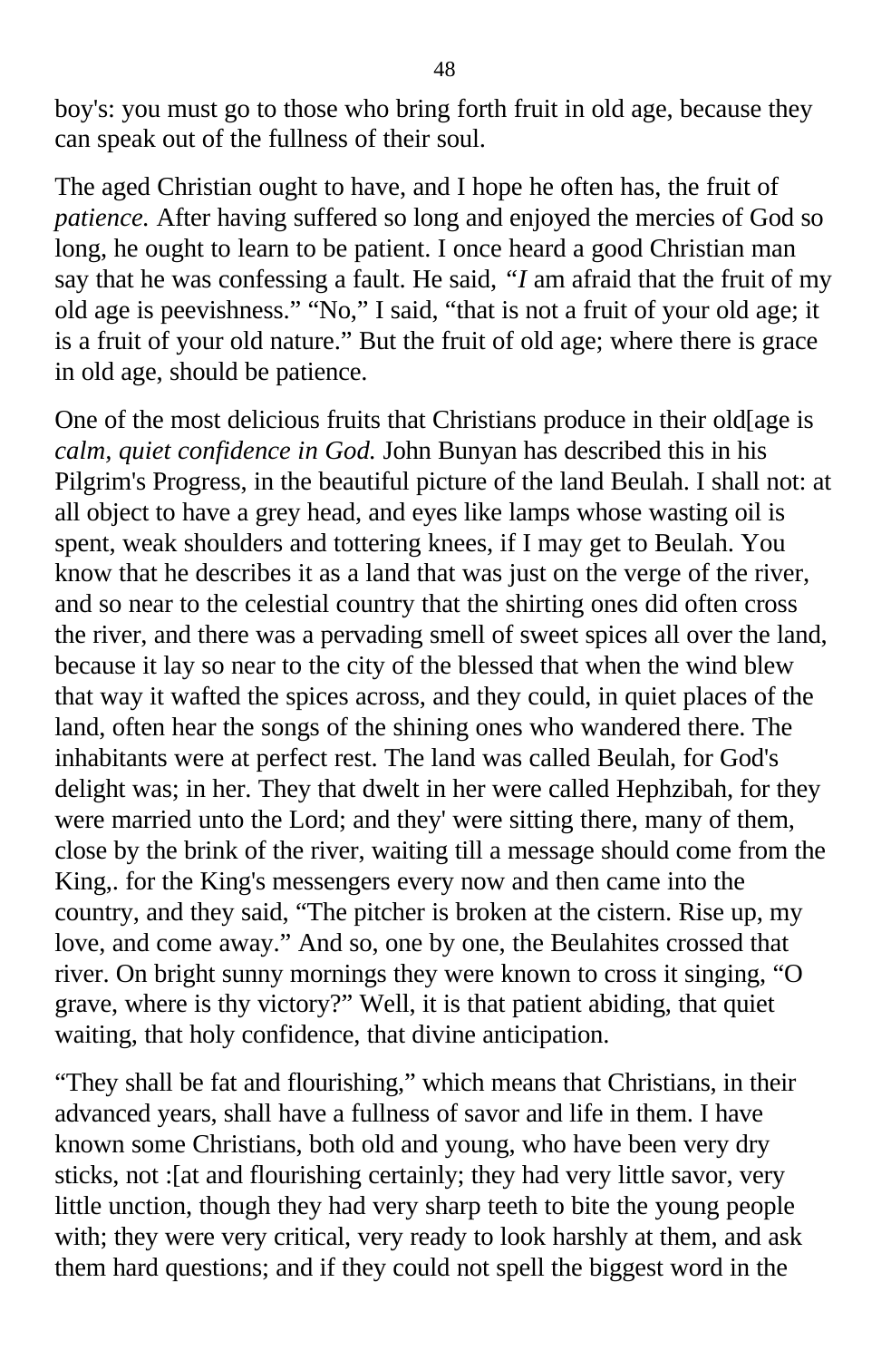boy's: you must go to those who bring forth fruit in old age, because they can speak out of the fullness of their soul.

The aged Christian ought to have, and I hope he often has, the fruit of *patience.* After having suffered so long and enjoyed the mercies of God so long, he ought to learn to be patient. I once heard a good Christian man say that he was confessing a fault. He said, *"I* am afraid that the fruit of my old age is peevishness." "No," I said, "that is not a fruit of your old age; it is a fruit of your old nature." But the fruit of old age; where there is grace in old age, should be patience.

One of the most delicious fruits that Christians produce in their old[age is *calm, quiet confidence in God.* John Bunyan has described this in his Pilgrim's Progress, in the beautiful picture of the land Beulah. I shall not: at all object to have a grey head, and eyes like lamps whose wasting oil is spent, weak shoulders and tottering knees, if I may get to Beulah. You know that he describes it as a land that was just on the verge of the river, and so near to the celestial country that the shirting ones did often cross the river, and there was a pervading smell of sweet spices all over the land, because it lay so near to the city of the blessed that when the wind blew that way it wafted the spices across, and they could, in quiet places of the land, often hear the songs of the shining ones who wandered there. The inhabitants were at perfect rest. The land was called Beulah, for God's delight was; in her. They that dwelt in her were called Hephzibah, for they were married unto the Lord; and they' were sitting there, many of them, close by the brink of the river, waiting till a message should come from the King,. for the King's messengers every now and then came into the country, and they said, "The pitcher is broken at the cistern. Rise up, my love, and come away." And so, one by one, the Beulahites crossed that river. On bright sunny mornings they were known to cross it singing, "O grave, where is thy victory?" Well, it is that patient abiding, that quiet waiting, that holy confidence, that divine anticipation.

"They shall be fat and flourishing," which means that Christians, in their advanced years, shall have a fullness of savor and life in them. I have known some Christians, both old and young, who have been very dry sticks, not :[at and flourishing certainly; they had very little savor, very little unction, though they had very sharp teeth to bite the young people with; they were very critical, very ready to look harshly at them, and ask them hard questions; and if they could not spell the biggest word in the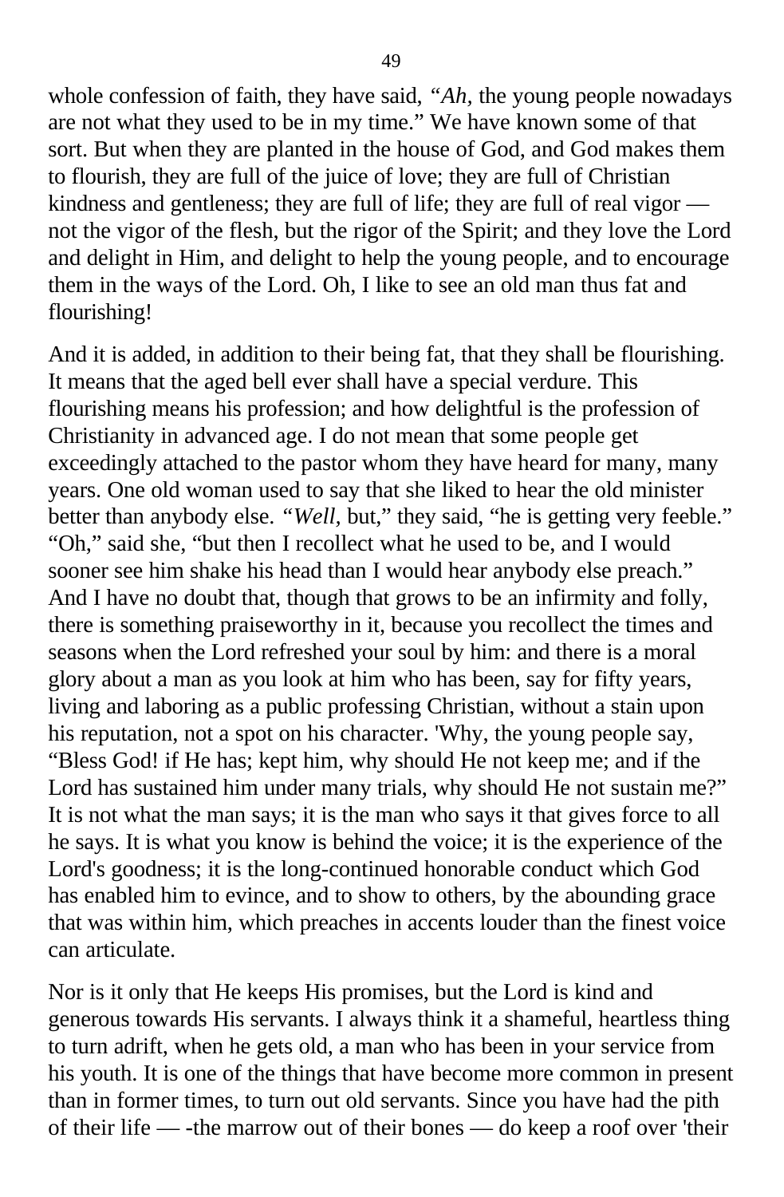whole confession of faith, they have said, *"Ah*, the young people nowadays are not what they used to be in my time." We have known some of that sort. But when they are planted in the house of God, and God makes them to flourish, they are full of the juice of love; they are full of Christian kindness and gentleness; they are full of life; they are full of real vigor — not the vigor of the flesh, but the rigor of the Spirit; and they love the Lord and delight in Him, and delight to help the young people, and to encourage them in the ways of the Lord. Oh, I like to see an old man thus fat and flourishing!

And it is added, in addition to their being fat, that they shall be flourishing. It means that the aged bell ever shall have a special verdure. This flourishing means his profession; and how delightful is the profession of Christianity in advanced age. I do not mean that some people get exceedingly attached to the pastor whom they have heard for many, many years. One old woman used to say that she liked to hear the old minister better than anybody else. *"Well*, but," they said, "he is getting very feeble." "Oh," said she, "but then I recollect what he used to be, and I would sooner see him shake his head than I would hear anybody else preach." And I have no doubt that, though that grows to be an infirmity and folly, there is something praiseworthy in it, because you recollect the times and seasons when the Lord refreshed your soul by him: and there is a moral glory about a man as you look at him who has been, say for fifty years, living and laboring as a public professing Christian, without a stain upon his reputation, not a spot on his character. 'Why, the young people say, "Bless God! if He has; kept him, why should He not keep me; and if the Lord has sustained him under many trials, why should He not sustain me?" It is not what the man says; it is the man who says it that gives force to all he says. It is what you know is behind the voice; it is the experience of the Lord's goodness; it is the long-continued honorable conduct which God has enabled him to evince, and to show to others, by the abounding grace that was within him, which preaches in accents louder than the finest voice can articulate.

Nor is it only that He keeps His promises, but the Lord is kind and generous towards His servants. I always think it a shameful, heartless thing to turn adrift, when he gets old, a man who has been in your service from his youth. It is one of the things that have become more common in present than in former times, to turn out old servants. Since you have had the pith of their life — -the marrow out of their bones — do keep a roof over 'their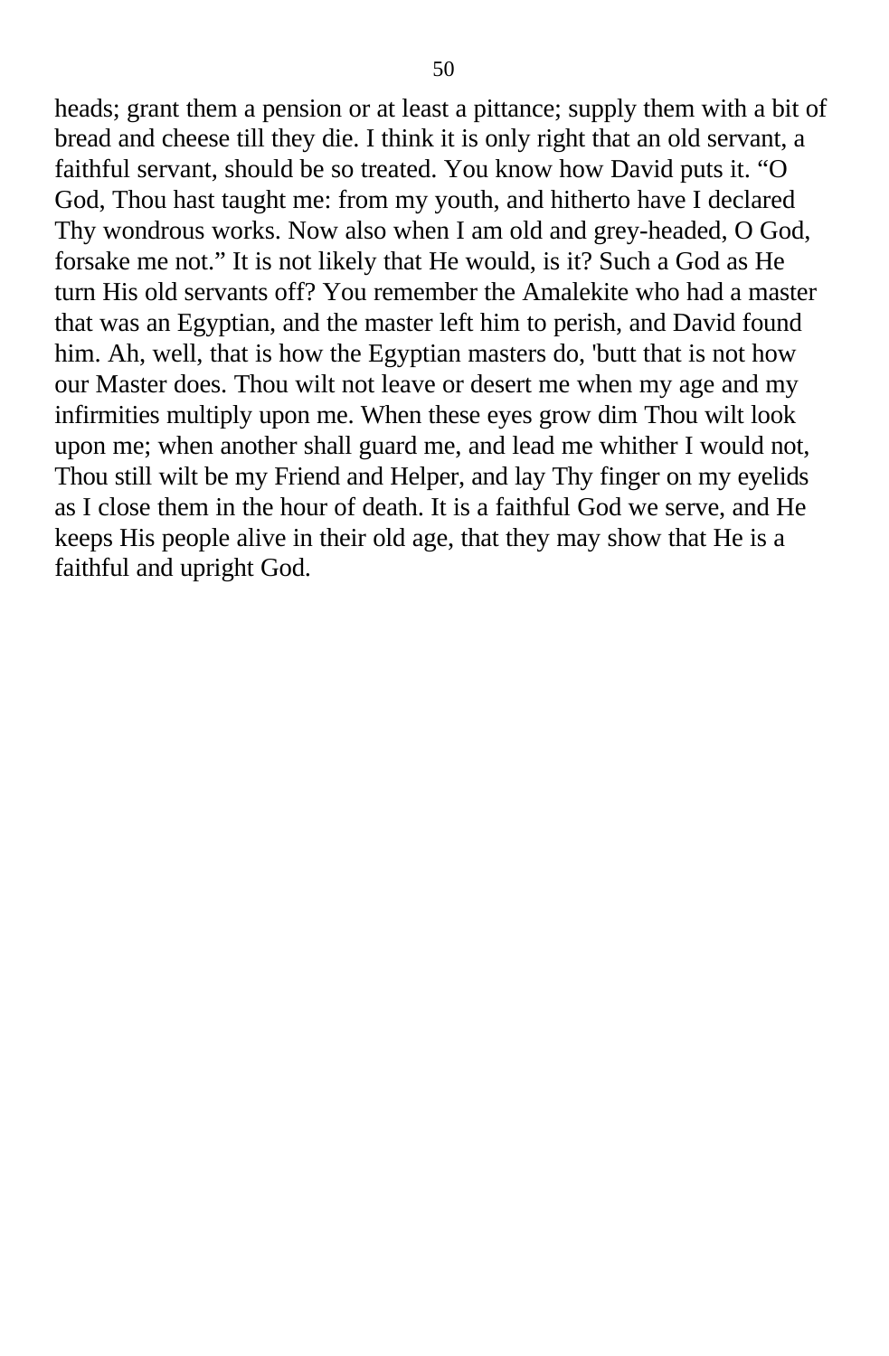heads; grant them a pension or at least a pittance; supply them with a bit of bread and cheese till they die. I think it is only right that an old servant, a faithful servant, should be so treated. You know how David puts it. “O God, Thou hast taught me: from my youth, and hitherto have I declared Thy wondrous works. Now also when I am old and grey-headed, O God, forsake me not.” It is not likely that He would, is it? Such a God as He turn His old servants off? You remember the Amalekite who had a master that was an Egyptian, and the master left him to perish, and David found him. Ah, well, that is how the Egyptian masters do, 'butt that is not how our Master does. Thou wilt not leave or desert me when my age and my infirmities multiply upon me. When these eyes grow dim Thou wilt look upon me; when another shall guard me, and lead me whither I would not, Thou still wilt be my Friend and Helper, and lay Thy finger on my eyelids as I close them in the hour of death. It is a faithful God we serve, and He keeps His people alive in their old age, that they may show that He is a faithful and upright God.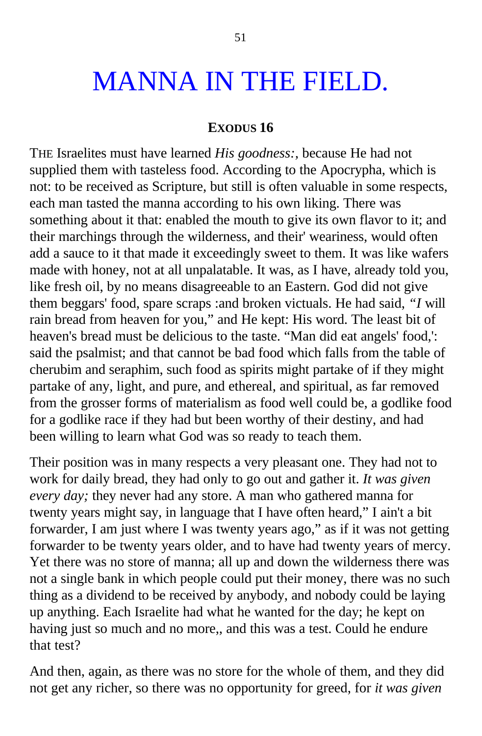# MANNA IN THE FIELD.

**EXODUS 16**

THE Israelites must have learned *His goodness:,* because He had not supplied them with tasteless food. According to the Apocrypha, which is not: to be received as Scripture, but still is often valuable in some respects, each man tasted the manna according to his own liking. There was something about it that: enabled the mouth to give its own flavor to it; and their marchings through the wilderness, and their' weariness, would often add a sauce to it that made it exceedingly sweet to them. It was like wafers made with honey, not at all unpalatable. It was, as I have, already told you, like fresh oil, by no means disagreeable to an Eastern. God did not give them beggars' food, spare scraps :and broken victuals. He had said, *"I* will rain bread from heaven for you," and He kept: His word. The least bit of heaven's bread must be delicious to the taste. "Man did eat angels' food,': said the psalmist; and that cannot be bad food which falls from the table of cherubim and seraphim, such food as spirits might partake of if they might partake of any, light, and pure, and ethereal, and spiritual, as far removed from the grosser forms of materialism as food well could be, a godlike food for a godlike race if they had but been worthy of their destiny, and had been willing to learn what God was so ready to teach them.

Their position was in many respects a very pleasant one. They had not to work for daily bread, they had only to go out and gather it. *It was given every day;* they never had any store. A man who gathered manna for twenty years might say, in language that I have often heard," I ain't a bit forwarder, I am just where I was twenty years ago," as if it was not getting forwarder to be twenty years older, and to have had twenty years of mercy. Yet there was no store of manna; all up and down the wilderness there was not a single bank in which people could put their money, there was no such thing as a dividend to be received by anybody, and nobody could be laying up anything. Each Israelite had what he wanted for the day; he kept on having just so much and no more,, and this was a test. Could he endure that test?

And then, again, as there was no store for the whole of them, and they did not get any richer, so there was no opportunity for greed, for *it was given*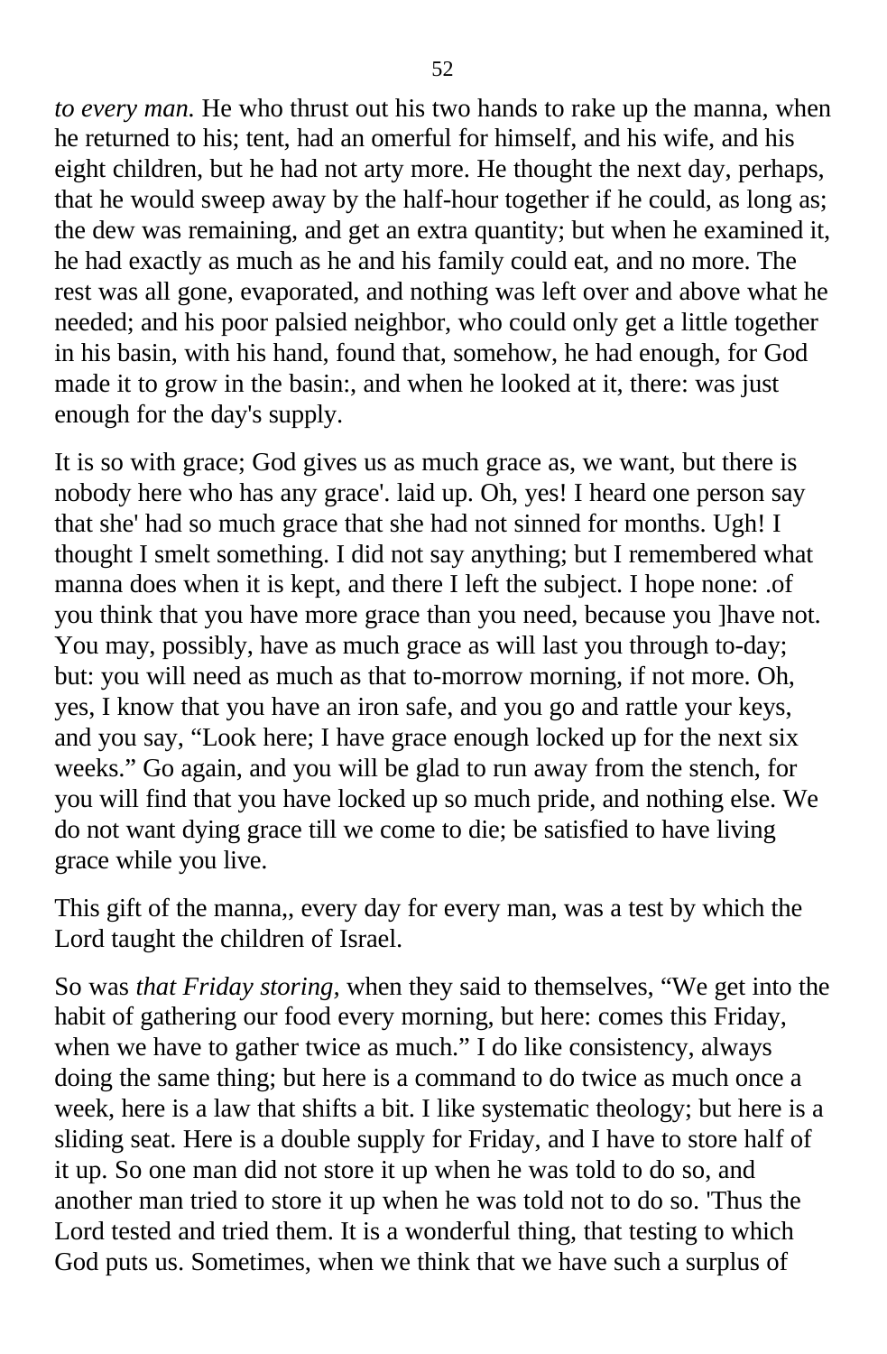*to every man.* He who thrust out his two hands to rake up the manna, when he returned to his; tent, had an omerful for himself, and his wife, and his eight children, but he had not arty more. He thought the next day, perhaps, that he would sweep away by the half-hour together if he could, as long as; the dew was remaining, and get an extra quantity; but when he examined it, he had exactly as much as he and his family could eat, and no more. The rest was all gone, evaporated, and nothing was left over and above what he needed; and his poor palsied neighbor, who could only get a little together in his basin, with his hand, found that, somehow, he had enough, for God made it to grow in the basin:, and when he looked at it, there: was just enough for the day's supply.

It is so with grace; God gives us as much grace as, we want, but there is nobody here who has any grace'. laid up. Oh, yes! I heard one person say that she' had so much grace that she had not sinned for months. Ugh! I thought I smelt something. I did not say anything; but I remembered what manna does when it is kept, and there I left the subject. I hope none: .of you think that you have more grace than you need, because you ]have not. You may, possibly, have as much grace as will last you through to-day; but: you will need as much as that to-morrow morning, if not more. Oh, yes, I know that you have an iron safe, and you go and rattle your keys, and you say, “Look here; I have grace enough locked up for the next six weeks.” Go again, and you will be glad to run away from the stench, for you will find that you have locked up so much pride, and nothing else. We do not want dying grace till we come to die; be satisfied to have living grace while you live.

This gift of the manna,, every day for every man, was a test by which the Lord taught the children of Israel.

So was *that Friday storing,* when they said to themselves, “We get into the habit of gathering our food every morning, but here: comes this Friday, when we have to gather twice as much.” I do like consistency, always doing the same thing; but here is a command to do twice as much once a week, here is a law that shifts a bit. I like systematic theology; but here is a sliding seat. Here is a double supply for Friday, and I have to store half of it up. So one man did not store it up when he was told to do so, and another man tried to store it up when he was told not to do so. 'Thus the Lord tested and tried them. It is a wonderful thing, that testing to which God puts us. Sometimes, when we think that we have such a surplus of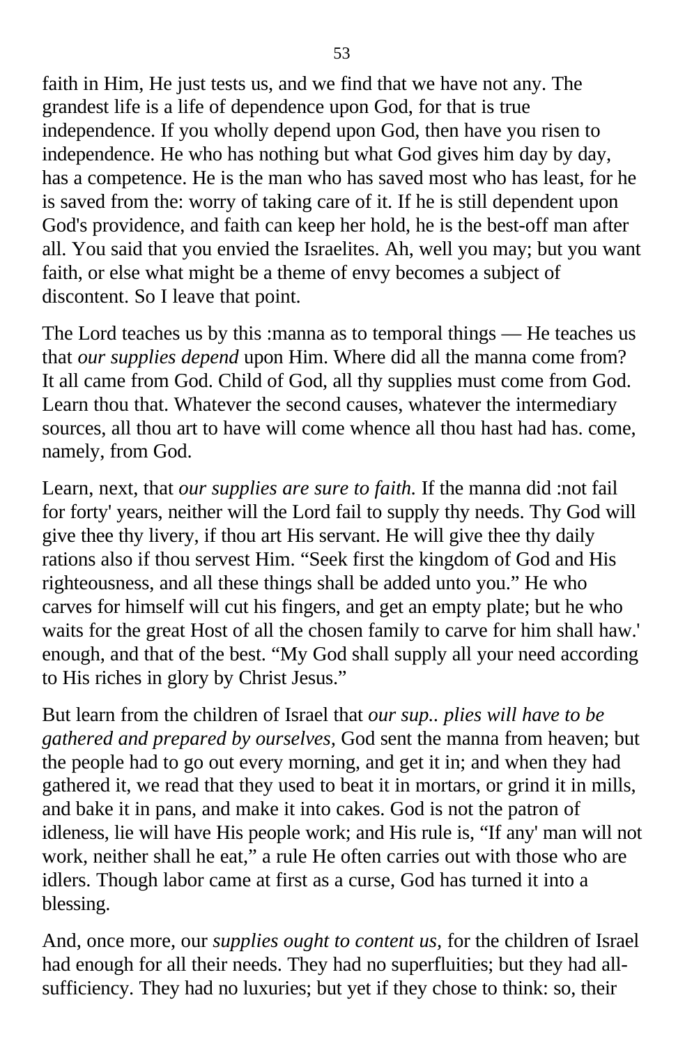faith in Him, He just tests us, and we find that we have not any. The grandest life is a life of dependence upon God, for that is true independence. If you wholly depend upon God, then have you risen to independence. He who has nothing but what God gives him day by day, has a competence. He is the man who has saved most who has least, for he is saved from the: worry of taking care of it. If he is still dependent upon God's providence, and faith can keep her hold, he is the best-off man after all. You said that you envied the Israelites. Ah, well you may; but you want faith, or else what might be a theme of envy becomes a subject of discontent. So I leave that point.

The Lord teaches us by this :manna as to temporal things — He teaches us that *our supplies depend* upon Him. Where did all the manna come from? It all came from God. Child of God, all thy supplies must come from God. Learn thou that. Whatever the second causes, whatever the intermediary sources, all thou art to have will come whence all thou hast had has. come, namely, from God.

Learn, next, that *our supplies are sure to faith.* If the manna did :not fail for forty' years, neither will the Lord fail to supply thy needs. Thy God will give thee thy livery, if thou art His servant. He will give thee thy daily rations also if thou servest Him. "Seek first the kingdom of God and His righteousness, and all these things shall be added unto you." He who carves for himself will cut his fingers, and get an empty plate; but he who waits for the great Host of all the chosen family to carve for him shall haw.' enough, and that of the best. "My God shall supply all your need according to His riches in glory by Christ Jesus."

But learn from the children of Israel that *our sup.. plies will have to be gathered and prepared by ourselves,* God sent the manna from heaven; but the people had to go out every morning, and get it in; and when they had gathered it, we read that they used to beat it in mortars, or grind it in mills, and bake it in pans, and make it into cakes. God is not the patron of idleness, lie will have His people work; and His rule is, "If any' man will not work, neither shall he eat," a rule He often carries out with those who are idlers. Though labor came at first as a curse, God has turned it into a blessing.

And, once more, our *supplies ought to content us,* for the children of Israel had enough for all their needs. They had no superfluities; but they had all-sufficiency. They had no luxuries; but yet if they chose to think: so, their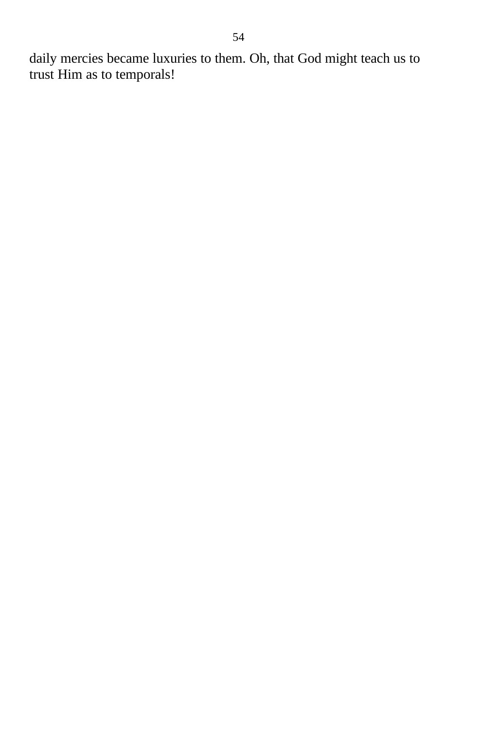daily mercies became luxuries to them. Oh, that God might teach us to trust Him as to temporals!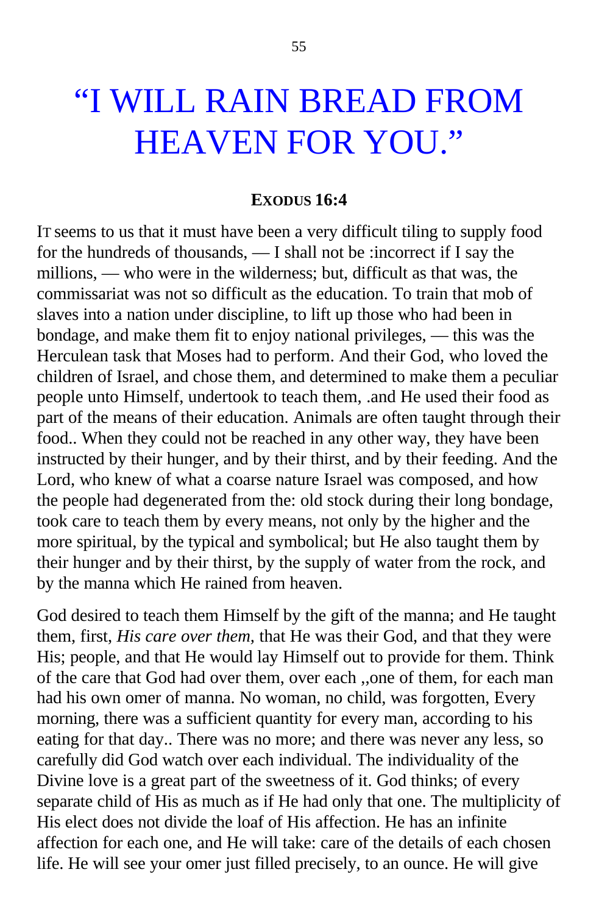# "I WILL RAIN BREAD FROM HEAVEN FOR YOU."

**EXODUS 16:4**

IT seems to us that it must have been a very difficult tiling to supply food for the hundreds of thousands, — I shall not be :incorrect if I say the millions, — who were in the wilderness; but, difficult as that was, the commissariat was not so difficult as the education. To train that mob of slaves into a nation under discipline, to lift up those who had been in bondage, and make them fit to enjoy national privileges, — this was the Herculean task that Moses had to perform. And their God, who loved the children of Israel, and chose them, and determined to make them a peculiar people unto Himself, undertook to teach them, .and He used their food as part of the means of their education. Animals are often taught through their food.. When they could not be reached in any other way, they have been instructed by their hunger, and by their thirst, and by their feeding. And the Lord, who knew of what a coarse nature Israel was composed, and how the people had degenerated from the: old stock during their long bondage, took care to teach them by every means, not only by the higher and the more spiritual, by the typical and symbolical; but He also taught them by their hunger and by their thirst, by the supply of water from the rock, and by the manna which He rained from heaven.

God desired to teach them Himself by the gift of the manna; and He taught them, first, *His care over them,* that He was their God, and that they were His; people, and that He would lay Himself out to provide for them. Think of the care that God had over them, over each ,,one of them, for each man had his own omer of manna. No woman, no child, was forgotten, Every morning, there was a sufficient quantity for every man, according to his eating for that day.. There was no more; and there was never any less, so carefully did God watch over each individual. The individuality of the Divine love is a great part of the sweetness of it. God thinks; of every separate child of His as much as if He had only that one. The multiplicity of His elect does not divide the loaf of His affection. He has an infinite affection for each one, and He will take: care of the details of each chosen life. He will see your omer just filled precisely, to an ounce. He will give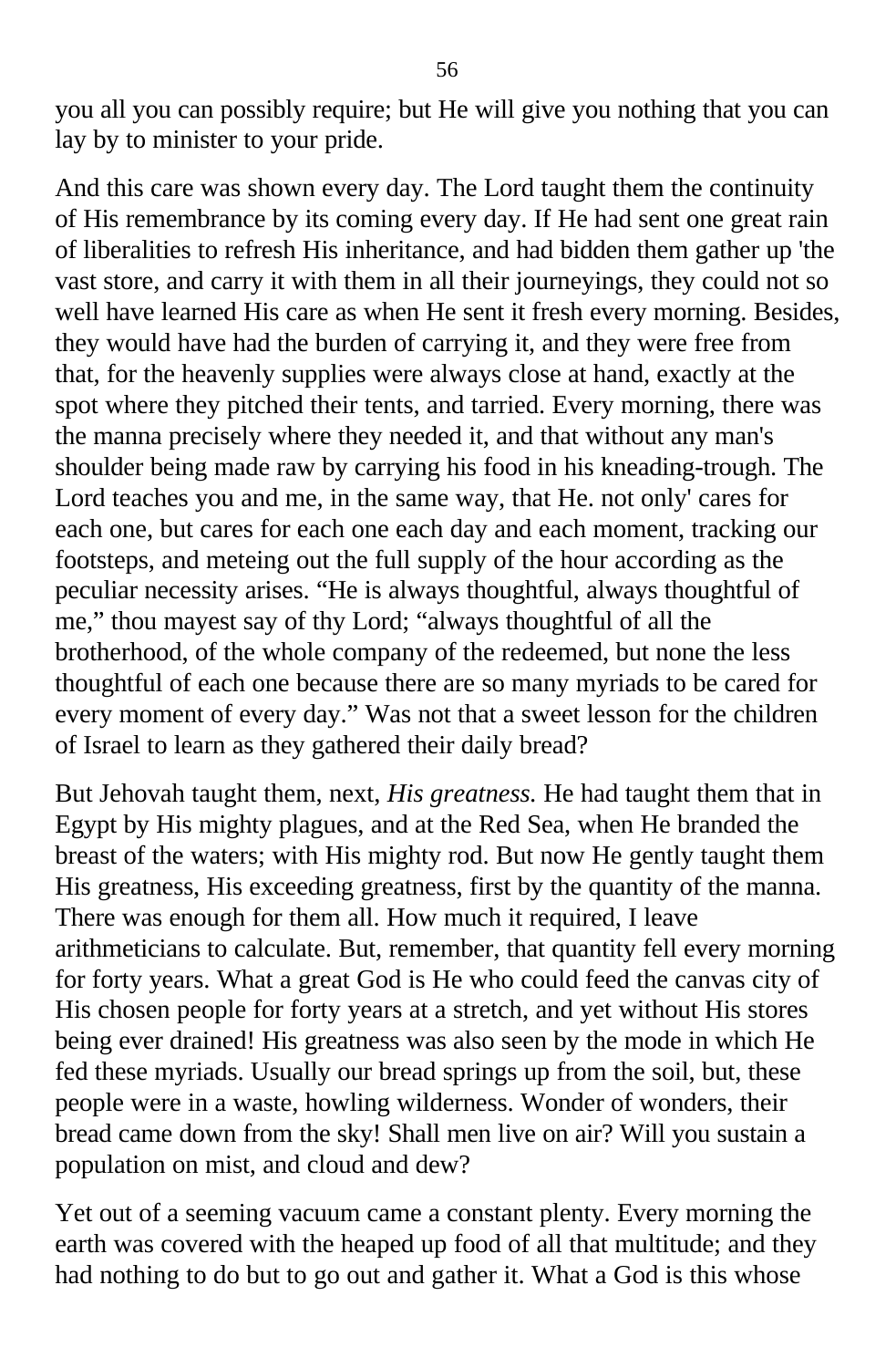you all you can possibly require; but He will give you nothing that you can lay by to minister to your pride.

And this care was shown every day. The Lord taught them the continuity of His remembrance by its coming every day. If He had sent one great rain of liberalities to refresh His inheritance, and had bidden them gather up 'the vast store, and carry it with them in all their journeyings, they could not so well have learned His care as when He sent it fresh every morning. Besides, they would have had the burden of carrying it, and they were free from that, for the heavenly supplies were always close at hand, exactly at the spot where they pitched their tents, and tarried. Every morning, there was the manna precisely where they needed it, and that without any man's shoulder being made raw by carrying his food in his kneading-trough. The Lord teaches you and me, in the same way, that He. not only' cares for each one, but cares for each one each day and each moment, tracking our footsteps, and meteing out the full supply of the hour according as the peculiar necessity arises. "He is always thoughtful, always thoughtful of me," thou mayest say of thy Lord; "always thoughtful of all the brotherhood, of the whole company of the redeemed, but none the less thoughtful of each one because there are so many myriads to be cared for every moment of every day." Was not that a sweet lesson for the children of Israel to learn as they gathered their daily bread?

But Jehovah taught them, next, *His greatness.* He had taught them that in Egypt by His mighty plagues, and at the Red Sea, when He branded the breast of the waters; with His mighty rod. But now He gently taught them His greatness, His exceeding greatness, first by the quantity of the manna. There was enough for them all. How much it required, I leave arithmeticians to calculate. But, remember, that quantity fell every morning for forty years. What a great God is He who could feed the canvas city of His chosen people for forty years at a stretch, and yet without His stores being ever drained! His greatness was also seen by the mode in which He fed these myriads. Usually our bread springs up from the soil, but, these people were in a waste, howling wilderness. Wonder of wonders, their bread came down from the sky! Shall men live on air? Will you sustain a population on mist, and cloud and dew?

Yet out of a seeming vacuum came a constant plenty. Every morning the earth was covered with the heaped up food of all that multitude; and they had nothing to do but to go out and gather it. What a God is this whose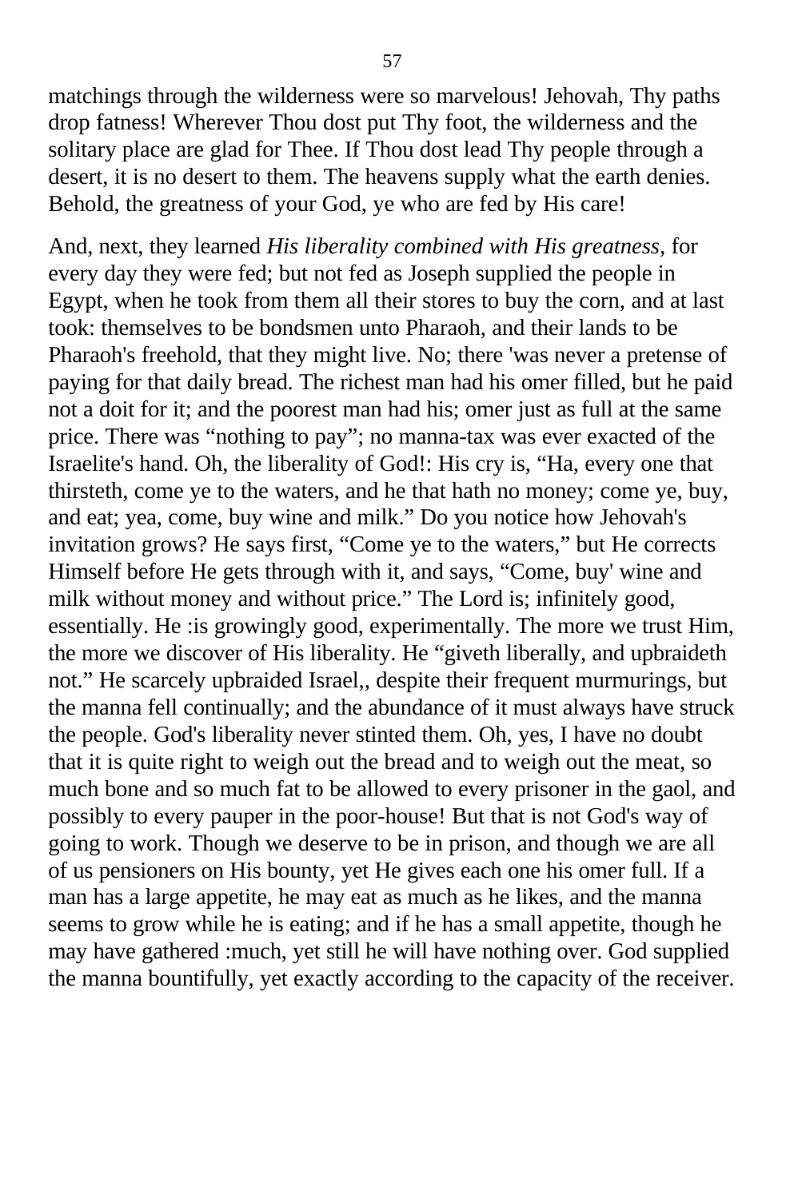matchings through the wilderness were so marvelous! Jehovah, Thy paths drop fatness! Wherever Thou dost put Thy foot, the wilderness and the solitary place are glad for Thee. If Thou dost lead Thy people through a desert, it is no desert to them. The heavens supply what the earth denies. Behold, the greatness of your God, ye who are fed by His care!

And, next, they learned *His liberality combined with His greatness,* for every day they were fed; but not fed as Joseph supplied the people in Egypt, when he took from them all their stores to buy the corn, and at last took: themselves to be bondsmen unto Pharaoh, and their lands to be Pharaoh's freehold, that they might live. No; there 'was never a pretense of paying for that daily bread. The richest man had his omer filled, but he paid not a doit for it; and the poorest man had his; omer just as full at the same price. There was "nothing to pay"; no manna-tax was ever exacted of the Israelite's hand. Oh, the liberality of God!: His cry is, "Ha, every one that thirsteth, come ye to the waters, and he that hath no money; come ye, buy, and eat; yea, come, buy wine and milk." Do you notice how Jehovah's invitation grows? He says first, "Come ye to the waters," but He corrects Himself before He gets through with it, and says, "Come, buy' wine and milk without money and without price." The Lord is; infinitely good, essentially. He :is growingly good, experimentally. The more we trust Him, the more we discover of His liberality. He "giveth liberally, and upbraideth not." He scarcely upbraided Israel,, despite their frequent murmurings, but the manna fell continually; and the abundance of it must always have struck the people. God's liberality never stinted them. Oh, yes, I have no doubt that it is quite right to weigh out the bread and to weigh out the meat, so much bone and so much fat to be allowed to every prisoner in the gaol, and possibly to every pauper in the poor-house! But that is not God's way of going to work. Though we deserve to be in prison, and though we are all of us pensioners on His bounty, yet He gives each one his omer full. If a man has a large appetite, he may eat as much as he likes, and the manna seems to grow while he is eating; and if he has a small appetite, though he may have gathered :much, yet still he will have nothing over. God supplied the manna bountifully, yet exactly according to the capacity of the receiver.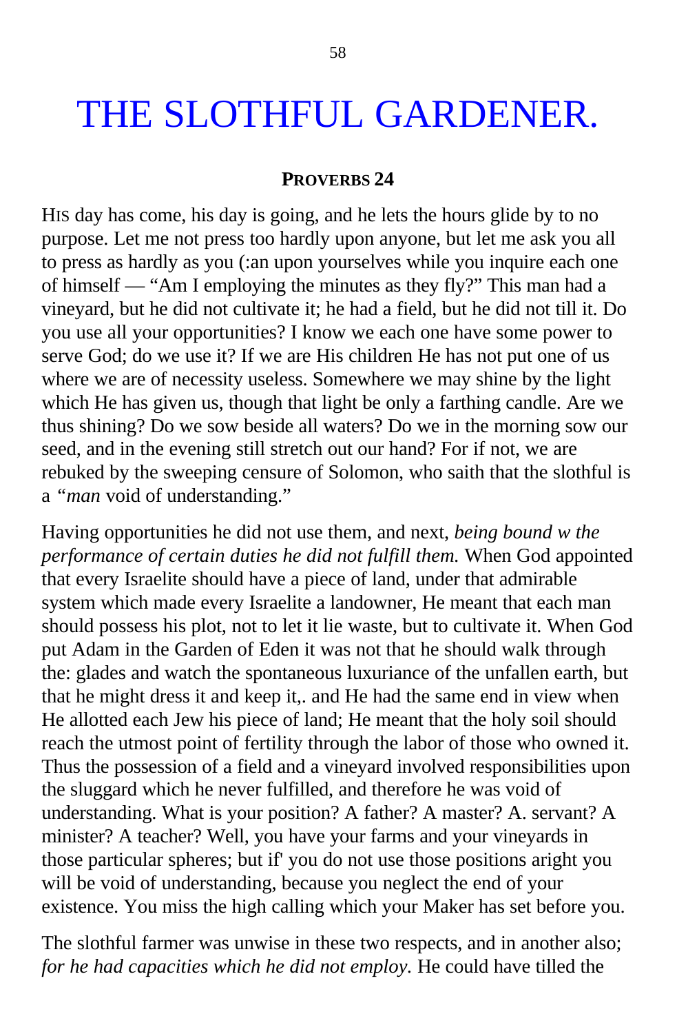# THE SLOTHFUL GARDENER.

**PROVERBS 24**

HIS day has come, his day is going, and he lets the hours glide by to no purpose. Let me not press too hardly upon anyone, but let me ask you all to press as hardly as you (:an upon yourselves while you inquire each one of himself — "Am I employing the minutes as they fly?" This man had a vineyard, but he did not cultivate it; he had a field, but he did not till it. Do you use all your opportunities? I know we each one have some power to serve God; do we use it? If we are His children He has not put one of us where we are of necessity useless. Somewhere we may shine by the light which He has given us, though that light be only a farthing candle. Are we thus shining? Do we sow beside all waters? Do we in the morning sow our seed, and in the evening still stretch out our hand? For if not, we are rebuked by the sweeping censure of Solomon, who saith that the slothful is a *"man* void of understanding."

Having opportunities he did not use them, and next, *being bound w the performance of certain duties he did not fulfill them.* When God appointed that every Israelite should have a piece of land, under that admirable system which made every Israelite a landowner, He meant that each man should possess his plot, not to let it lie waste, but to cultivate it. When God put Adam in the Garden of Eden it was not that he should walk through the: glades and watch the spontaneous luxuriance of the unfallen earth, but that he might dress it and keep it,. and He had the same end in view when He allotted each Jew his piece of land; He meant that the holy soil should reach the utmost point of fertility through the labor of those who owned it. Thus the possession of a field and a vineyard involved responsibilities upon the sluggard which he never fulfilled, and therefore he was void of understanding. What is your position? A father? A master? A. servant? A minister? A teacher? Well, you have your farms and your vineyards in those particular spheres; but if' you do not use those positions aright you will be void of understanding, because you neglect the end of your existence. You miss the high calling which your Maker has set before you.

The slothful farmer was unwise in these two respects, and in another also; *for he had capacities which he did not employ.* He could have tilled the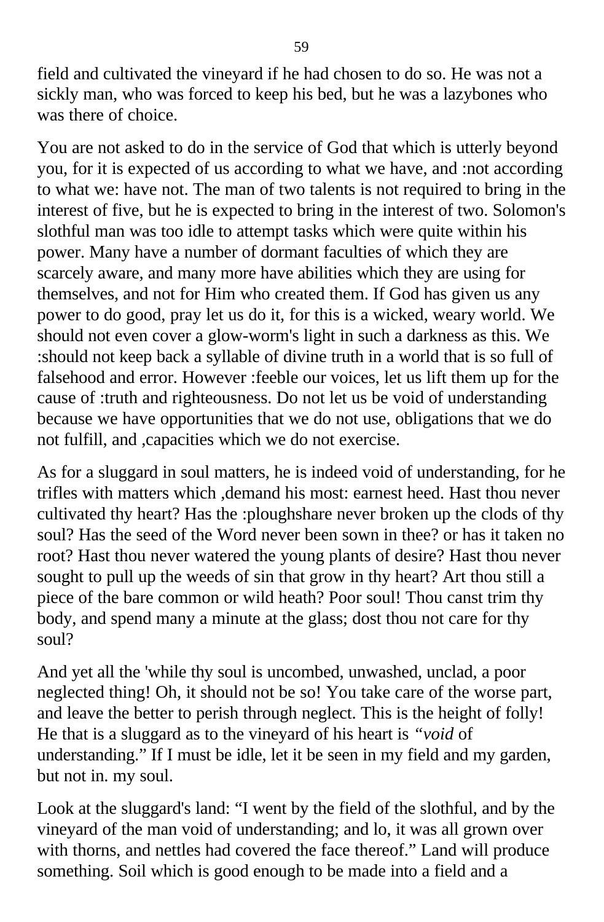field and cultivated the vineyard if he had chosen to do so. He was not a sickly man, who was forced to keep his bed, but he was a lazybones who was there of choice.

You are not asked to do in the service of God that which is utterly beyond you, for it is expected of us according to what we have, and :not according to what we: have not. The man of two talents is not required to bring in the interest of five, but he is expected to bring in the interest of two. Solomon's slothful man was too idle to attempt tasks which were quite within his power. Many have a number of dormant faculties of which they are scarcely aware, and many more have abilities which they are using for themselves, and not for Him who created them. If God has given us any power to do good, pray let us do it, for this is a wicked, weary world. We should not even cover a glow-worm's light in such a darkness as this. We :should not keep back a syllable of divine truth in a world that is so full of falsehood and error. However :feeble our voices, let us lift them up for the cause of :truth and righteousness. Do not let us be void of understanding because we have opportunities that we do not use, obligations that we do not fulfill, and ,capacities which we do not exercise.

As for a sluggard in soul matters, he is indeed void of understanding, for he trifles with matters which ,demand his most: earnest heed. Hast thou never cultivated thy heart? Has the :ploughshare never broken up the clods of thy soul? Has the seed of the Word never been sown in thee? or has it taken no root? Hast thou never watered the young plants of desire? Hast thou never sought to pull up the weeds of sin that grow in thy heart? Art thou still a piece of the bare common or wild heath? Poor soul! Thou canst trim thy body, and spend many a minute at the glass; dost thou not care for thy soul?

And yet all the 'while thy soul is uncombed, unwashed, unclad, a poor neglected thing! Oh, it should not be so! You take care of the worse part, and leave the better to perish through neglect. This is the height of folly! He that is a sluggard as to the vineyard of his heart is *"void* of understanding." If I must be idle, let it be seen in my field and my garden, but not in. my soul.

Look at the sluggard's land: "I went by the field of the slothful, and by the vineyard of the man void of understanding; and lo, it was all grown over with thorns, and nettles had covered the face thereof." Land will produce something. Soil which is good enough to be made into a field and a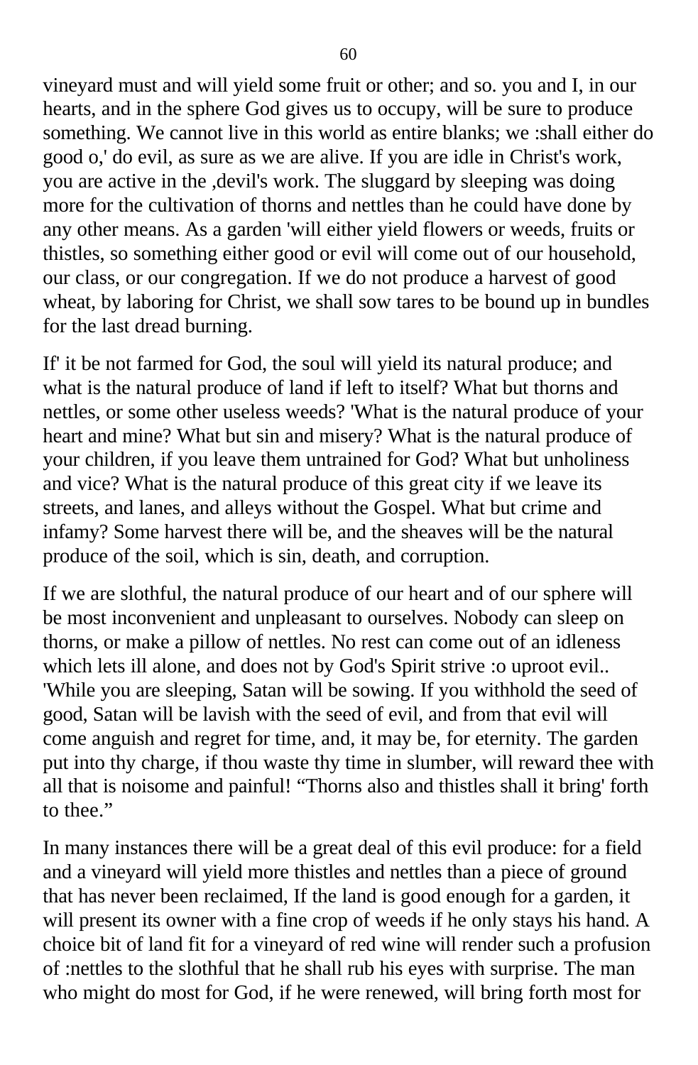vineyard must and will yield some fruit or other; and so. you and I, in our hearts, and in the sphere God gives us to occupy, will be sure to produce something. We cannot live in this world as entire blanks; we :shall either do good o,' do evil, as sure as we are alive. If you are idle in Christ's work, you are active in the ,devil's work. The sluggard by sleeping was doing more for the cultivation of thorns and nettles than he could have done by any other means. As a garden 'will either yield flowers or weeds, fruits or thistles, so something either good or evil will come out of our household, our class, or our congregation. If we do not produce a harvest of good wheat, by laboring for Christ, we shall sow tares to be bound up in bundles for the last dread burning.

If' it be not farmed for God, the soul will yield its natural produce; and what is the natural produce of land if left to itself? What but thorns and nettles, or some other useless weeds? 'What is the natural produce of your heart and mine? What but sin and misery? What is the natural produce of your children, if you leave them untrained for God? What but unholiness and vice? What is the natural produce of this great city if we leave its streets, and lanes, and alleys without the Gospel. What but crime and infamy? Some harvest there will be, and the sheaves will be the natural produce of the soil, which is sin, death, and corruption.

If we are slothful, the natural produce of our heart and of our sphere will be most inconvenient and unpleasant to ourselves. Nobody can sleep on thorns, or make a pillow of nettles. No rest can come out of an idleness which lets ill alone, and does not by God's Spirit strive :o uproot evil.. 'While you are sleeping, Satan will be sowing. If you withhold the seed of good, Satan will be lavish with the seed of evil, and from that evil will come anguish and regret for time, and, it may be, for eternity. The garden put into thy charge, if thou waste thy time in slumber, will reward thee with all that is noisome and painful! “Thorns also and thistles shall it bring' forth to thee.”

In many instances there will be a great deal of this evil produce: for a field and a vineyard will yield more thistles and nettles than a piece of ground that has never been reclaimed, If the land is good enough for a garden, it will present its owner with a fine crop of weeds if he only stays his hand. A choice bit of land fit for a vineyard of red wine will render such a profusion of :nettles to the slothful that he shall rub his eyes with surprise. The man who might do most for God, if he were renewed, will bring forth most for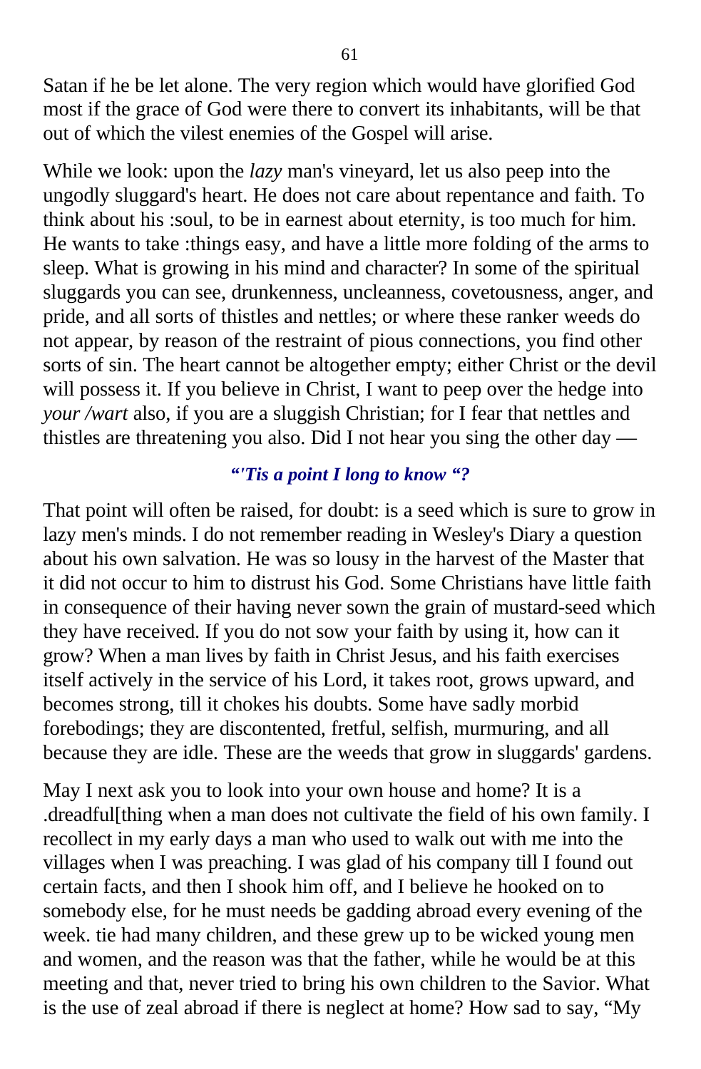Satan if he be let alone. The very region which would have glorified God most if the grace of God were there to convert its inhabitants, will be that out of which the vilest enemies of the Gospel will arise.

While we look: upon the *lazy* man's vineyard, let us also peep into the ungodly sluggard's heart. He does not care about repentance and faith. To think about his :soul, to be in earnest about eternity, is too much for him. He wants to take :things easy, and have a little more folding of the arms to sleep. What is growing in his mind and character? In some of the spiritual sluggards you can see, drunkenness, uncleanness, covetousness, anger, and pride, and all sorts of thistles and nettles; or where these ranker weeds do not appear, by reason of the restraint of pious connections, you find other sorts of sin. The heart cannot be altogether empty; either Christ or the devil will possess it. If you believe in Christ, I want to peep over the hedge into *your /wart* also, if you are a sluggish Christian; for I fear that nettles and thistles are threatening you also. Did I not hear you sing the other day —

**“*'Tis a point I long to know* “?**

That point will often be raised, for doubt: is a seed which is sure to grow in lazy men's minds. I do not remember reading in Wesley's Diary a question about his own salvation. He was so lousy in the harvest of the Master that it did not occur to him to distrust his God. Some Christians have little faith in consequence of their having never sown the grain of mustard-seed which they have received. If you do not sow your faith by using it, how can it grow? When a man lives by faith in Christ Jesus, and his faith exercises itself actively in the service of his Lord, it takes root, grows upward, and becomes strong, till it chokes his doubts. Some have sadly morbid forebodings; they are discontented, fretful, selfish, murmuring, and all because they are idle. These are the weeds that grow in sluggards' gardens.

May I next ask you to look into your own house and home? It is a .dreadful[thing when a man does not cultivate the field of his own family. I recollect in my early days a man who used to walk out with me into the villages when I was preaching. I was glad of his company till I found out certain facts, and then I shook him off, and I believe he hooked on to somebody else, for he must needs be gadding abroad every evening of the week. tie had many children, and these grew up to be wicked young men and women, and the reason was that the father, while he would be at this meeting and that, never tried to bring his own children to the Savior. What is the use of zeal abroad if there is neglect at home? How sad to say, “My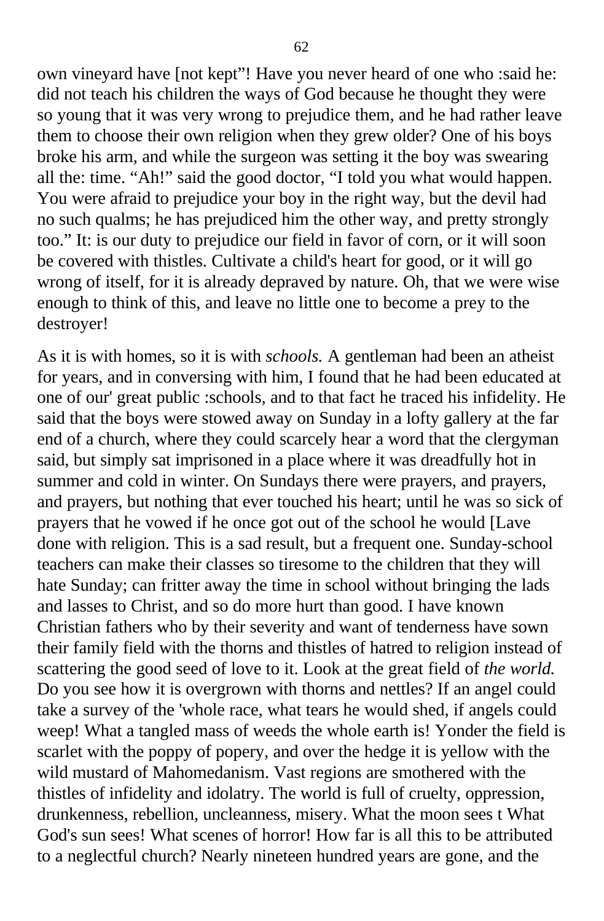own vineyard have [not kept"! Have you never heard of one who :said he: did not teach his children the ways of God because he thought they were so young that it was very wrong to prejudice them, and he had rather leave them to choose their own religion when they grew older? One of his boys broke his arm, and while the surgeon was setting it the boy was swearing all the: time. "Ah!" said the good doctor, "I told you what would happen. You were afraid to prejudice your boy in the right way, but the devil had no such qualms; he has prejudiced him the other way, and pretty strongly too." It: is our duty to prejudice our field in favor of corn, or it will soon be covered with thistles. Cultivate a child's heart for good, or it will go wrong of itself, for it is already depraved by nature. Oh, that we were wise enough to think of this, and leave no little one to become a prey to the destroyer!

As it is with homes, so it is with *schools.* A gentleman had been an atheist for years, and in conversing with him, I found that he had been educated at one of our' great public :schools, and to that fact he traced his infidelity. He said that the boys were stowed away on Sunday in a lofty gallery at the far end of a church, where they could scarcely hear a word that the clergyman said, but simply sat imprisoned in a place where it was dreadfully hot in summer and cold in winter. On Sundays there were prayers, and prayers, and prayers, but nothing that ever touched his heart; until he was so sick of prayers that he vowed if he once got out of the school he would [Lave done with religion. This is a sad result, but a frequent one. Sunday-school teachers can make their classes so tiresome to the children that they will hate Sunday; can fritter away the time in school without bringing the lads and lasses to Christ, and so do more hurt than good. I have known Christian fathers who by their severity and want of tenderness have sown their family field with the thorns and thistles of hatred to religion instead of scattering the good seed of love to it. Look at the great field of *the world.* Do you see how it is overgrown with thorns and nettles? If an angel could take a survey of the 'whole race, what tears he would shed, if angels could weep! What a tangled mass of weeds the whole earth is! Yonder the field is scarlet with the poppy of popery, and over the hedge it is yellow with the wild mustard of Mahomedanism. Vast regions are smothered with the thistles of infidelity and idolatry. The world is full of cruelty, oppression, drunkenness, rebellion, uncleanness, misery. What the moon sees t What God's sun sees! What scenes of horror! How far is all this to be attributed to a neglectful church? Nearly nineteen hundred years are gone, and the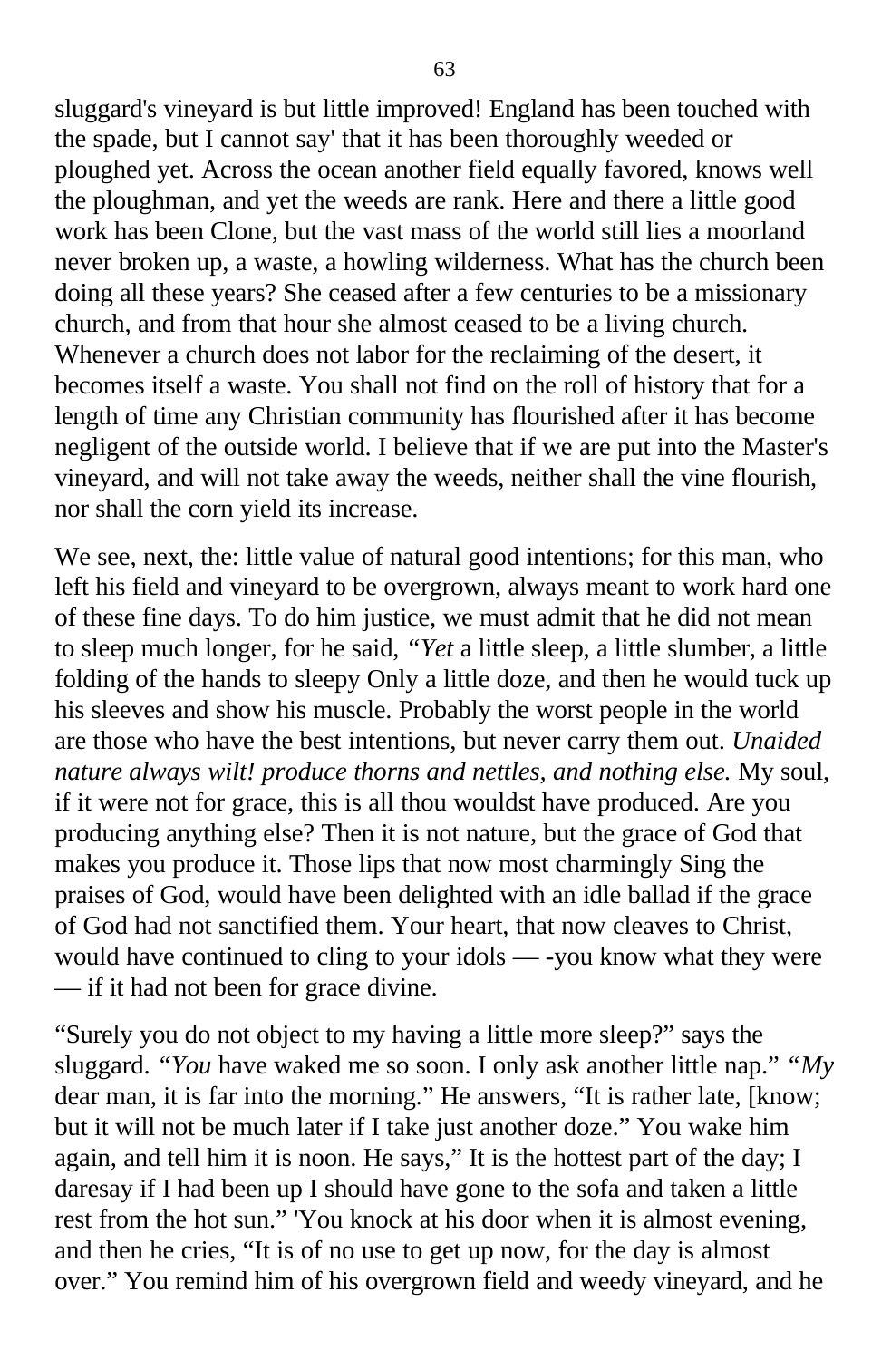sluggard's vineyard is but little improved! England has been touched with the spade, but I cannot say' that it has been thoroughly weeded or ploughed yet. Across the ocean another field equally favored, knows well the ploughman, and yet the weeds are rank. Here and there a little good work has been Clone, but the vast mass of the world still lies a moorland never broken up, a waste, a howling wilderness. What has the church been doing all these years? She ceased after a few centuries to be a missionary church, and from that hour she almost ceased to be a living church. Whenever a church does not labor for the reclaiming of the desert, it becomes itself a waste. You shall not find on the roll of history that for a length of time any Christian community has flourished after it has become negligent of the outside world. I believe that if we are put into the Master's vineyard, and will not take away the weeds, neither shall the vine flourish, nor shall the corn yield its increase.

We see, next, the: little value of natural good intentions; for this man, who left his field and vineyard to be overgrown, always meant to work hard one of these fine days. To do him justice, we must admit that he did not mean to sleep much longer, for he said, *"Yet* a little sleep, a little slumber, a little folding of the hands to sleepy Only a little doze, and then he would tuck up his sleeves and show his muscle. Probably the worst people in the world are those who have the best intentions, but never carry them out. *Unaided nature always wilt! produce thorns and nettles, and nothing else.* My soul, if it were not for grace, this is all thou wouldst have produced. Are you producing anything else? Then it is not nature, but the grace of God that makes you produce it. Those lips that now most charmingly Sing the praises of God, would have been delighted with an idle ballad if the grace of God had not sanctified them. Your heart, that now cleaves to Christ, would have continued to cling to your idols — -you know what they were — if it had not been for grace divine.

"Surely you do not object to my having a little more sleep?" says the sluggard. *"You* have waked me so soon. I only ask another little nap." *"My* dear man, it is far into the morning." He answers, "It is rather late, [know; but it will not be much later if I take just another doze." You wake him again, and tell him it is noon. He says," It is the hottest part of the day; I daresay if I had been up I should have gone to the sofa and taken a little rest from the hot sun." 'You knock at his door when it is almost evening, and then he cries, "It is of no use to get up now, for the day is almost over." You remind him of his overgrown field and weedy vineyard, and he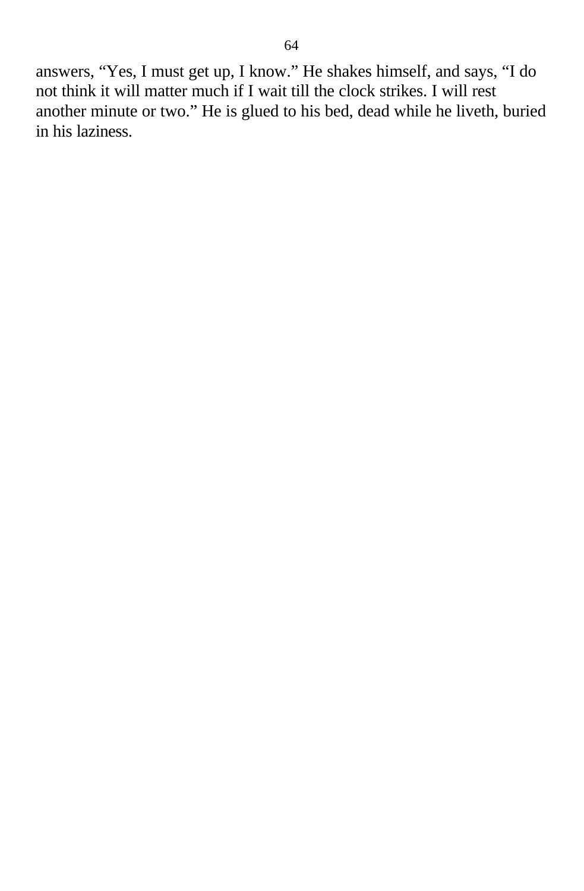answers, “Yes, I must get up, I know.” He shakes himself, and says, “I do not think it will matter much if I wait till the clock strikes. I will rest another minute or two.” He is glued to his bed, dead while he liveth, buried in his laziness.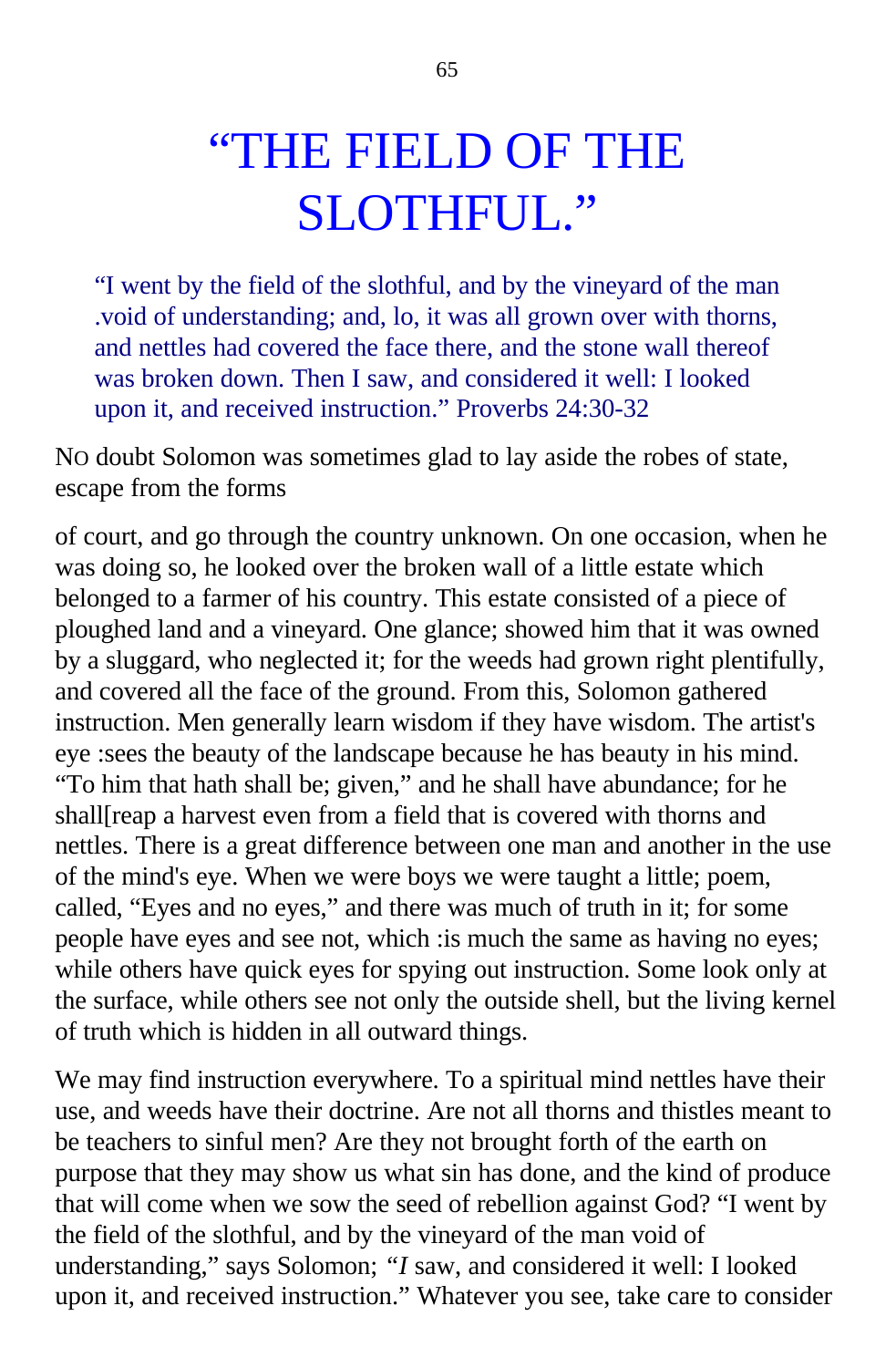# "THE FIELD OF THE SLOTHFUL."

> "I went by the field of the slothful, and by the vineyard of the man .void of understanding; and, lo, it was all grown over with thorns, and nettles had covered the face there, and the stone wall thereof was broken down. Then I saw, and considered it well: I looked upon it, and received instruction." Proverbs 24:30-32

NO doubt Solomon was sometimes glad to lay aside the robes of state, escape from the forms

of court, and go through the country unknown. On one occasion, when he was doing so, he looked over the broken wall of a little estate which belonged to a farmer of his country. This estate consisted of a piece of ploughed land and a vineyard. One glance; showed him that it was owned by a sluggard, who neglected it; for the weeds had grown right plentifully, and covered all the face of the ground. From this, Solomon gathered instruction. Men generally learn wisdom if they have wisdom. The artist's eye :sees the beauty of the landscape because he has beauty in his mind. "To him that hath shall be; given," and he shall have abundance; for he shall[reap a harvest even from a field that is covered with thorns and nettles. There is a great difference between one man and another in the use of the mind's eye. When we were boys we were taught a little; poem, called, "Eyes and no eyes," and there was much of truth in it; for some people have eyes and see not, which :is much the same as having no eyes; while others have quick eyes for spying out instruction. Some look only at the surface, while others see not only the outside shell, but the living kernel of truth which is hidden in all outward things.

We may find instruction everywhere. To a spiritual mind nettles have their use, and weeds have their doctrine. Are not all thorns and thistles meant to be teachers to sinful men? Are they not brought forth of the earth on purpose that they may show us what sin has done, and the kind of produce that will come when we sow the seed of rebellion against God? "I went by the field of the slothful, and by the vineyard of the man void of understanding," says Solomon; "*I* saw, and considered it well: I looked upon it, and received instruction." Whatever you see, take care to consider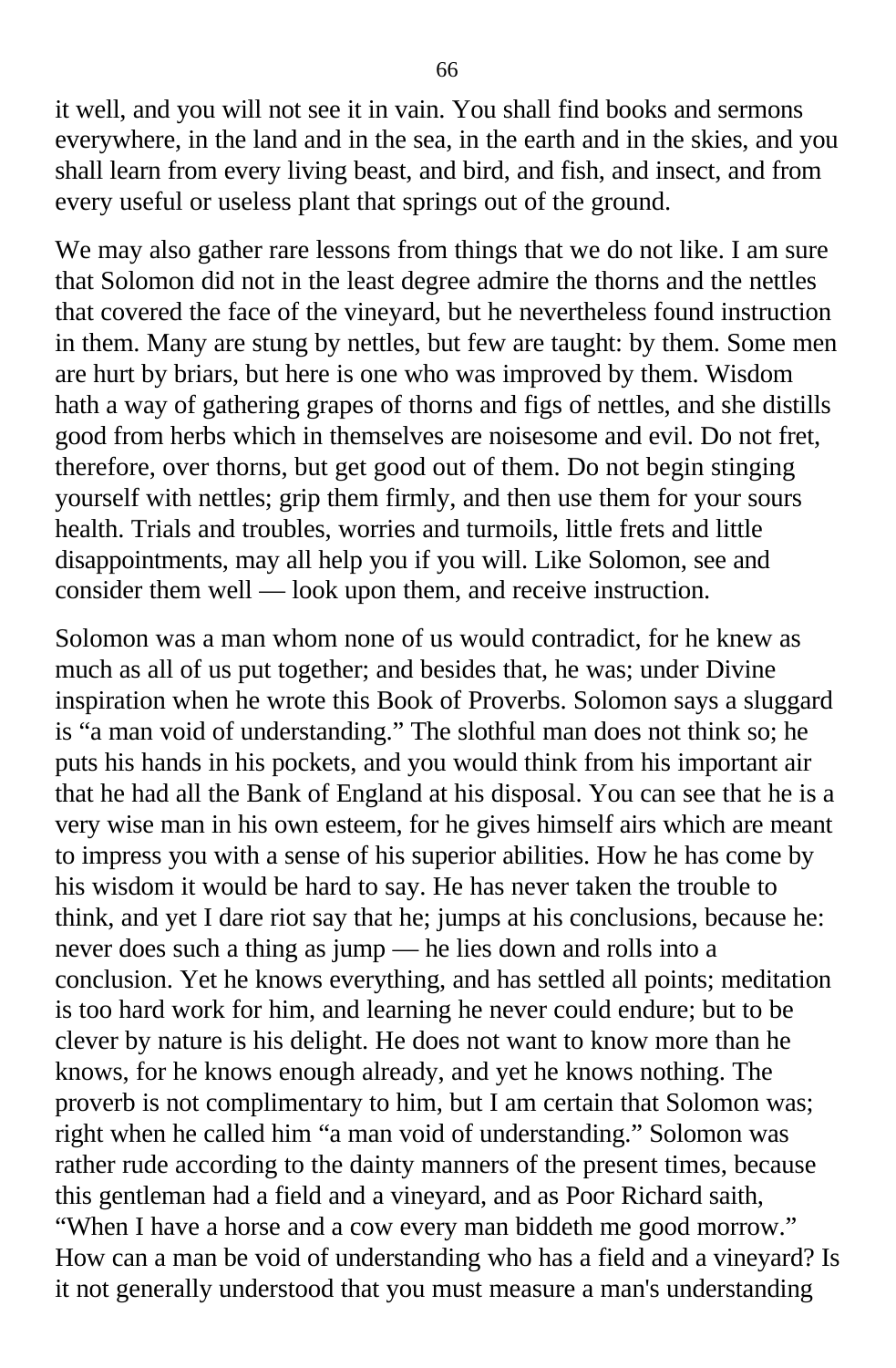it well, and you will not see it in vain. You shall find books and sermons everywhere, in the land and in the sea, in the earth and in the skies, and you shall learn from every living beast, and bird, and fish, and insect, and from every useful or useless plant that springs out of the ground.

We may also gather rare lessons from things that we do not like. I am sure that Solomon did not in the least degree admire the thorns and the nettles that covered the face of the vineyard, but he nevertheless found instruction in them. Many are stung by nettles, but few are taught: by them. Some men are hurt by briars, but here is one who was improved by them. Wisdom hath a way of gathering grapes of thorns and figs of nettles, and she distills good from herbs which in themselves are noisesome and evil. Do not fret, therefore, over thorns, but get good out of them. Do not begin stinging yourself with nettles; grip them firmly, and then use them for your sours health. Trials and troubles, worries and turmoils, little frets and little disappointments, may all help you if you will. Like Solomon, see and consider them well — look upon them, and receive instruction.

Solomon was a man whom none of us would contradict, for he knew as much as all of us put together; and besides that, he was; under Divine inspiration when he wrote this Book of Proverbs. Solomon says a sluggard is "a man void of understanding." The slothful man does not think so; he puts his hands in his pockets, and you would think from his important air that he had all the Bank of England at his disposal. You can see that he is a very wise man in his own esteem, for he gives himself airs which are meant to impress you with a sense of his superior abilities. How he has come by his wisdom it would be hard to say. He has never taken the trouble to think, and yet I dare riot say that he; jumps at his conclusions, because he: never does such a thing as jump — he lies down and rolls into a conclusion. Yet he knows everything, and has settled all points; meditation is too hard work for him, and learning he never could endure; but to be clever by nature is his delight. He does not want to know more than he knows, for he knows enough already, and yet he knows nothing. The proverb is not complimentary to him, but I am certain that Solomon was; right when he called him "a man void of understanding." Solomon was rather rude according to the dainty manners of the present times, because this gentleman had a field and a vineyard, and as Poor Richard saith, "When I have a horse and a cow every man biddeth me good morrow." How can a man be void of understanding who has a field and a vineyard? Is it not generally understood that you must measure a man's understanding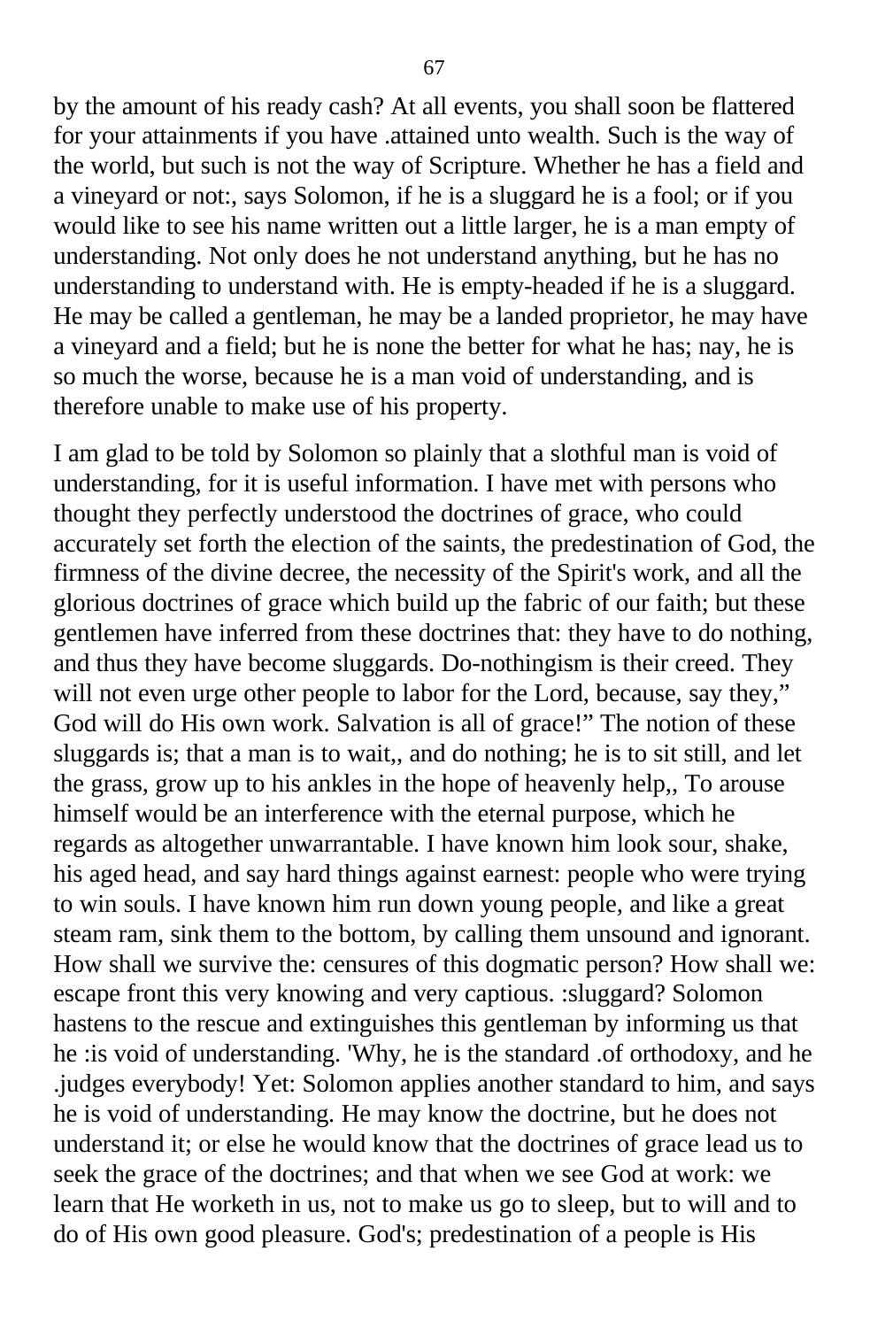by the amount of his ready cash? At all events, you shall soon be flattered for your attainments if you have .attained unto wealth. Such is the way of the world, but such is not the way of Scripture. Whether he has a field and a vineyard or not:, says Solomon, if he is a sluggard he is a fool; or if you would like to see his name written out a little larger, he is a man empty of understanding. Not only does he not understand anything, but he has no understanding to understand with. He is empty-headed if he is a sluggard. He may be called a gentleman, he may be a landed proprietor, he may have a vineyard and a field; but he is none the better for what he has; nay, he is so much the worse, because he is a man void of understanding, and is therefore unable to make use of his property.

I am glad to be told by Solomon so plainly that a slothful man is void of understanding, for it is useful information. I have met with persons who thought they perfectly understood the doctrines of grace, who could accurately set forth the election of the saints, the predestination of God, the firmness of the divine decree, the necessity of the Spirit's work, and all the glorious doctrines of grace which build up the fabric of our faith; but these gentlemen have inferred from these doctrines that: they have to do nothing, and thus they have become sluggards. Do-nothingism is their creed. They will not even urge other people to labor for the Lord, because, say they," God will do His own work. Salvation is all of grace!" The notion of these sluggards is; that a man is to wait,, and do nothing; he is to sit still, and let the grass, grow up to his ankles in the hope of heavenly help,, To arouse himself would be an interference with the eternal purpose, which he regards as altogether unwarrantable. I have known him look sour, shake, his aged head, and say hard things against earnest: people who were trying to win souls. I have known him run down young people, and like a great steam ram, sink them to the bottom, by calling them unsound and ignorant. How shall we survive the: censures of this dogmatic person? How shall we: escape front this very knowing and very captious. :sluggard? Solomon hastens to the rescue and extinguishes this gentleman by informing us that he :is void of understanding. 'Why, he is the standard .of orthodoxy, and he .judges everybody! Yet: Solomon applies another standard to him, and says he is void of understanding. He may know the doctrine, but he does not understand it; or else he would know that the doctrines of grace lead us to seek the grace of the doctrines; and that when we see God at work: we learn that He worketh in us, not to make us go to sleep, but to will and to do of His own good pleasure. God's; predestination of a people is His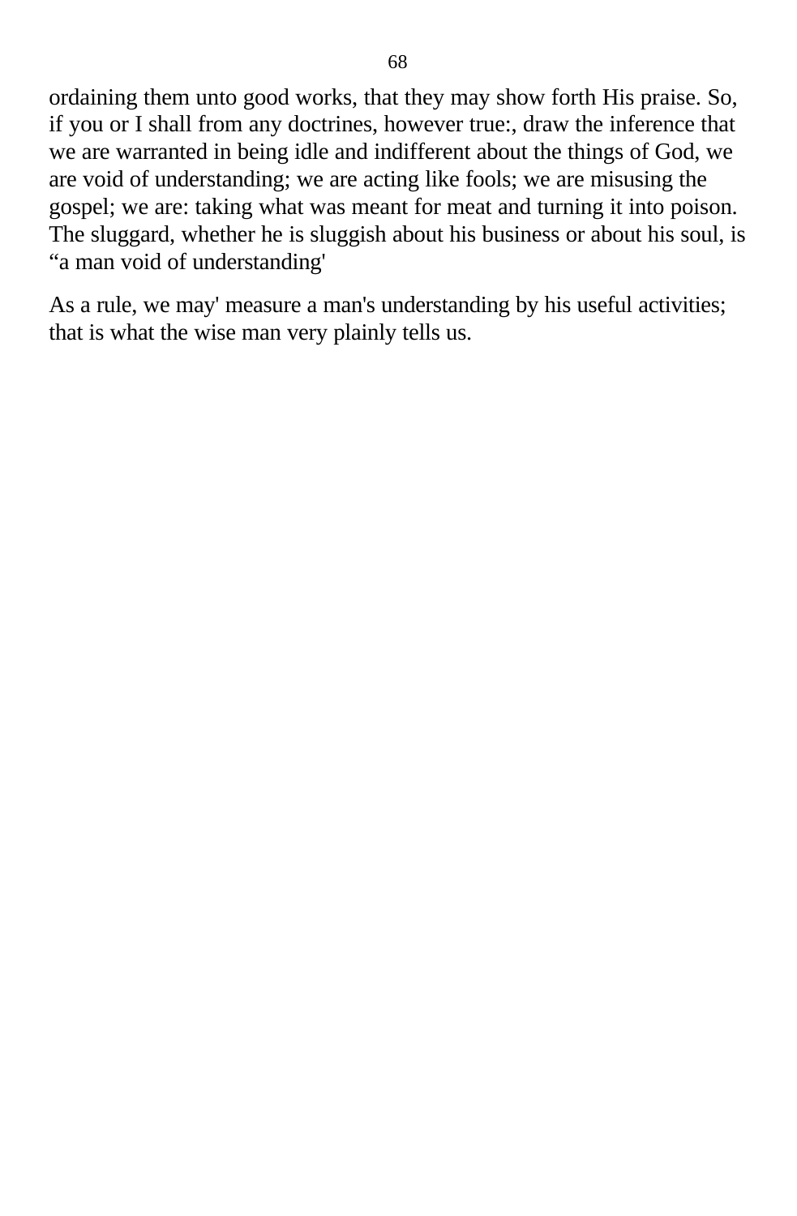ordaining them unto good works, that they may show forth His praise. So, if you or I shall from any doctrines, however true:, draw the inference that we are warranted in being idle and indifferent about the things of God, we are void of understanding; we are acting like fools; we are misusing the gospel; we are: taking what was meant for meat and turning it into poison. The sluggard, whether he is sluggish about his business or about his soul, is “a man void of understanding'

As a rule, we may' measure a man's understanding by his useful activities; that is what the wise man very plainly tells us.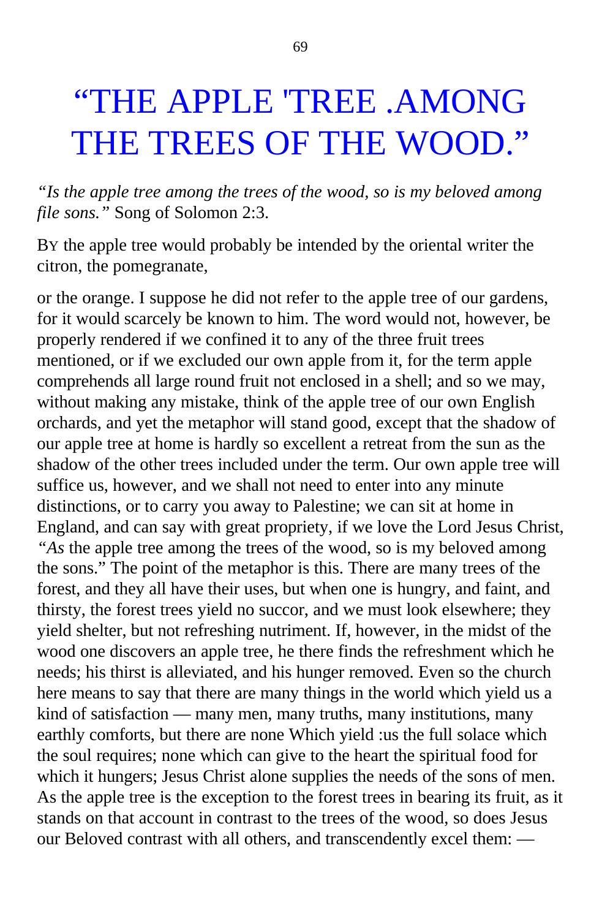# “THE APPLE 'TREE .AMONG THE TREES OF THE WOOD.”

*“Is the apple tree among the trees of the wood, so is my beloved among file sons.”* Song of Solomon 2:3.

BY the apple tree would probably be intended by the oriental writer the citron, the pomegranate,

or the orange. I suppose he did not refer to the apple tree of our gardens, for it would scarcely be known to him. The word would not, however, be properly rendered if we confined it to any of the three fruit trees mentioned, or if we excluded our own apple from it, for the term apple comprehends all large round fruit not enclosed in a shell; and so we may, without making any mistake, think of the apple tree of our own English orchards, and yet the metaphor will stand good, except that the shadow of our apple tree at home is hardly so excellent a retreat from the sun as the shadow of the other trees included under the term. Our own apple tree will suffice us, however, and we shall not need to enter into any minute distinctions, or to carry you away to Palestine; we can sit at home in England, and can say with great propriety, if we love the Lord Jesus Christ, *“As* the apple tree among the trees of the wood, so is my beloved among the sons.” The point of the metaphor is this. There are many trees of the forest, and they all have their uses, but when one is hungry, and faint, and thirsty, the forest trees yield no succor, and we must look elsewhere; they yield shelter, but not refreshing nutriment. If, however, in the midst of the wood one discovers an apple tree, he there finds the refreshment which he needs; his thirst is alleviated, and his hunger removed. Even so the church here means to say that there are many things in the world which yield us a kind of satisfaction — many men, many truths, many institutions, many earthly comforts, but there are none Which yield :us the full solace which the soul requires; none which can give to the heart the spiritual food for which it hungers; Jesus Christ alone supplies the needs of the sons of men. As the apple tree is the exception to the forest trees in bearing its fruit, as it stands on that account in contrast to the trees of the wood, so does Jesus our Beloved contrast with all others, and transcendently excel them: —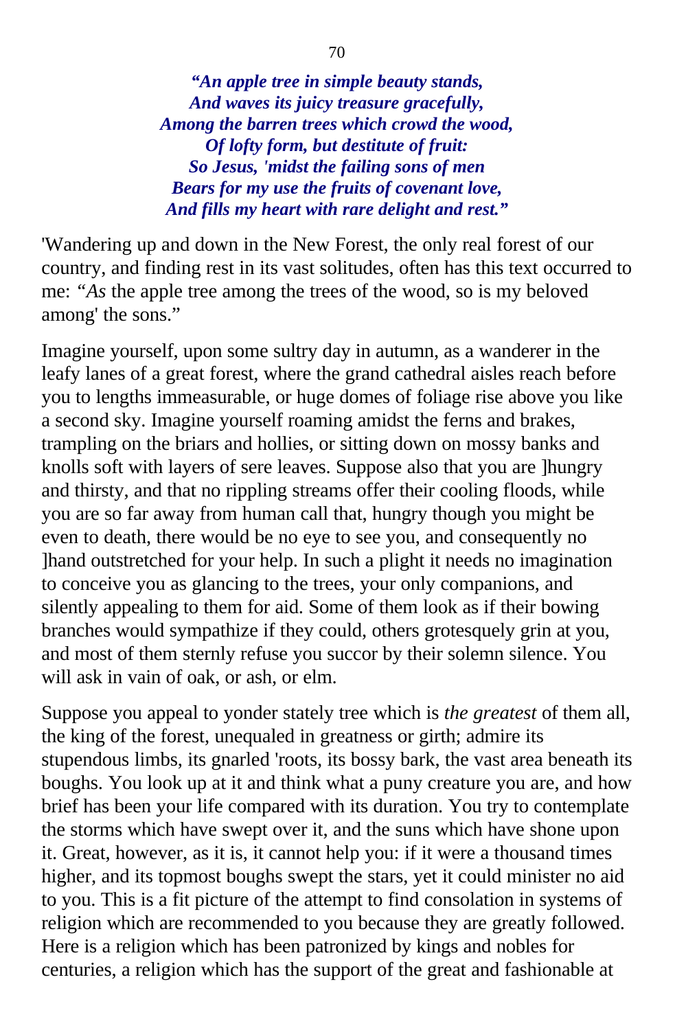***"An apple tree in simple beauty stands,***
***And waves its juicy treasure gracefully,***
***Among the barren trees which crowd the wood,***
***Of lofty form, but destitute of fruit:***
***So Jesus, 'midst the failing sons of men***
***Bears for my use the fruits of covenant love,***
***And fills my heart with rare delight and rest."***

'Wandering up and down in the New Forest, the only real forest of our country, and finding rest in its vast solitudes, often has this text occurred to me: *"As* the apple tree among the trees of the wood, so is my beloved among' the sons."

Imagine yourself, upon some sultry day in autumn, as a wanderer in the leafy lanes of a great forest, where the grand cathedral aisles reach before you to lengths immeasurable, or huge domes of foliage rise above you like a second sky. Imagine yourself roaming amidst the ferns and brakes, trampling on the briars and hollies, or sitting down on mossy banks and knolls soft with layers of sere leaves. Suppose also that you are ]hungry and thirsty, and that no rippling streams offer their cooling floods, while you are so far away from human call that, hungry though you might be even to death, there would be no eye to see you, and consequently no ]hand outstretched for your help. In such a plight it needs no imagination to conceive you as glancing to the trees, your only companions, and silently appealing to them for aid. Some of them look as if their bowing branches would sympathize if they could, others grotesquely grin at you, and most of them sternly refuse you succor by their solemn silence. You will ask in vain of oak, or ash, or elm.

Suppose you appeal to yonder stately tree which is *the greatest* of them all, the king of the forest, unequaled in greatness or girth; admire its stupendous limbs, its gnarled 'roots, its bossy bark, the vast area beneath its boughs. You look up at it and think what a puny creature you are, and how brief has been your life compared with its duration. You try to contemplate the storms which have swept over it, and the suns which have shone upon it. Great, however, as it is, it cannot help you: if it were a thousand times higher, and its topmost boughs swept the stars, yet it could minister no aid to you. This is a fit picture of the attempt to find consolation in systems of religion which are recommended to you because they are greatly followed. Here is a religion which has been patronized by kings and nobles for centuries, a religion which has the support of the great and fashionable at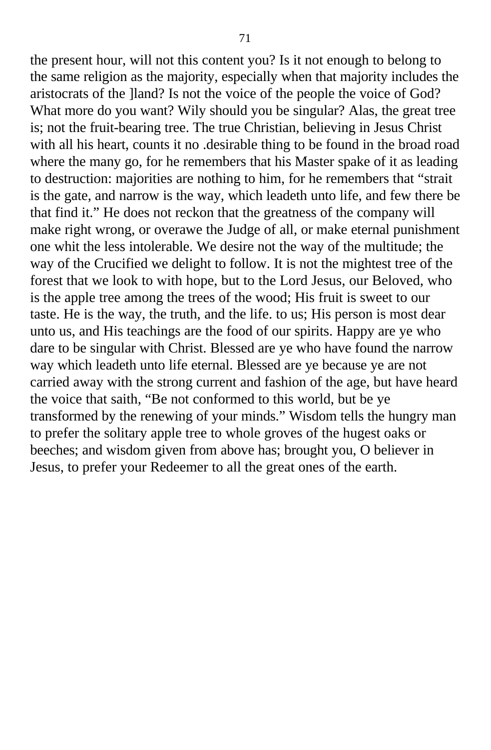the present hour, will not this content you? Is it not enough to belong to the same religion as the majority, especially when that majority includes the aristocrats of the ]land? Is not the voice of the people the voice of God? What more do you want? Wily should you be singular? Alas, the great tree is; not the fruit-bearing tree. The true Christian, believing in Jesus Christ with all his heart, counts it no .desirable thing to be found in the broad road where the many go, for he remembers that his Master spake of it as leading to destruction: majorities are nothing to him, for he remembers that "strait is the gate, and narrow is the way, which leadeth unto life, and few there be that find it." He does not reckon that the greatness of the company will make right wrong, or overawe the Judge of all, or make eternal punishment one whit the less intolerable. We desire not the way of the multitude; the way of the Crucified we delight to follow. It is not the mightest tree of the forest that we look to with hope, but to the Lord Jesus, our Beloved, who is the apple tree among the trees of the wood; His fruit is sweet to our taste. He is the way, the truth, and the life. to us; His person is most dear unto us, and His teachings are the food of our spirits. Happy are ye who dare to be singular with Christ. Blessed are ye who have found the narrow way which leadeth unto life eternal. Blessed are ye because ye are not carried away with the strong current and fashion of the age, but have heard the voice that saith, "Be not conformed to this world, but be ye transformed by the renewing of your minds." Wisdom tells the hungry man to prefer the solitary apple tree to whole groves of the hugest oaks or beeches; and wisdom given from above has; brought you, O believer in Jesus, to prefer your Redeemer to all the great ones of the earth.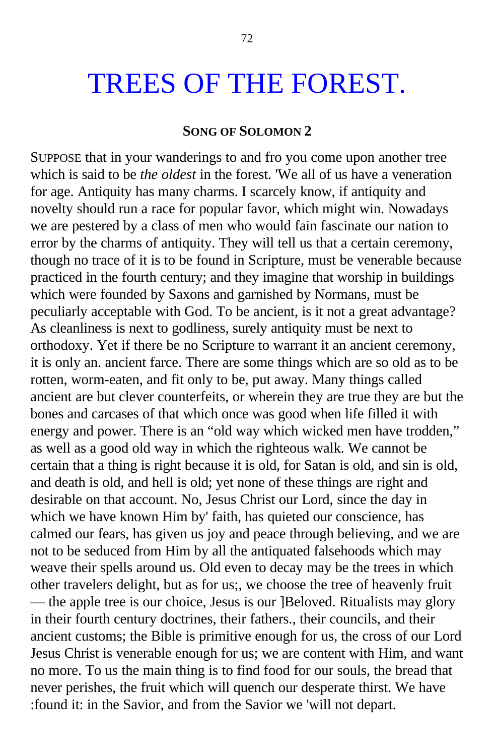# TREES OF THE FOREST.

**SONG OF SOLOMON 2**

SUPPOSE that in your wanderings to and fro you come upon another tree which is said to be *the oldest* in the forest. 'We all of us have a veneration for age. Antiquity has many charms. I scarcely know, if antiquity and novelty should run a race for popular favor, which might win. Nowadays we are pestered by a class of men who would fain fascinate our nation to error by the charms of antiquity. They will tell us that a certain ceremony, though no trace of it is to be found in Scripture, must be venerable because practiced in the fourth century; and they imagine that worship in buildings which were founded by Saxons and garnished by Normans, must be peculiarly acceptable with God. To be ancient, is it not a great advantage? As cleanliness is next to godliness, surely antiquity must be next to orthodoxy. Yet if there be no Scripture to warrant it an ancient ceremony, it is only an. ancient farce. There are some things which are so old as to be rotten, worm-eaten, and fit only to be, put away. Many things called ancient are but clever counterfeits, or wherein they are true they are but the bones and carcases of that which once was good when life filled it with energy and power. There is an “old way which wicked men have trodden,” as well as a good old way in which the righteous walk. We cannot be certain that a thing is right because it is old, for Satan is old, and sin is old, and death is old, and hell is old; yet none of these things are right and desirable on that account. No, Jesus Christ our Lord, since the day in which we have known Him by' faith, has quieted our conscience, has calmed our fears, has given us joy and peace through believing, and we are not to be seduced from Him by all the antiquated falsehoods which may weave their spells around us. Old even to decay may be the trees in which other travelers delight, but as for us;, we choose the tree of heavenly fruit — the apple tree is our choice, Jesus is our ]Beloved. Ritualists may glory in their fourth century doctrines, their fathers., their councils, and their ancient customs; the Bible is primitive enough for us, the cross of our Lord Jesus Christ is venerable enough for us; we are content with Him, and want no more. To us the main thing is to find food for our souls, the bread that never perishes, the fruit which will quench our desperate thirst. We have :found it: in the Savior, and from the Savior we 'will not depart.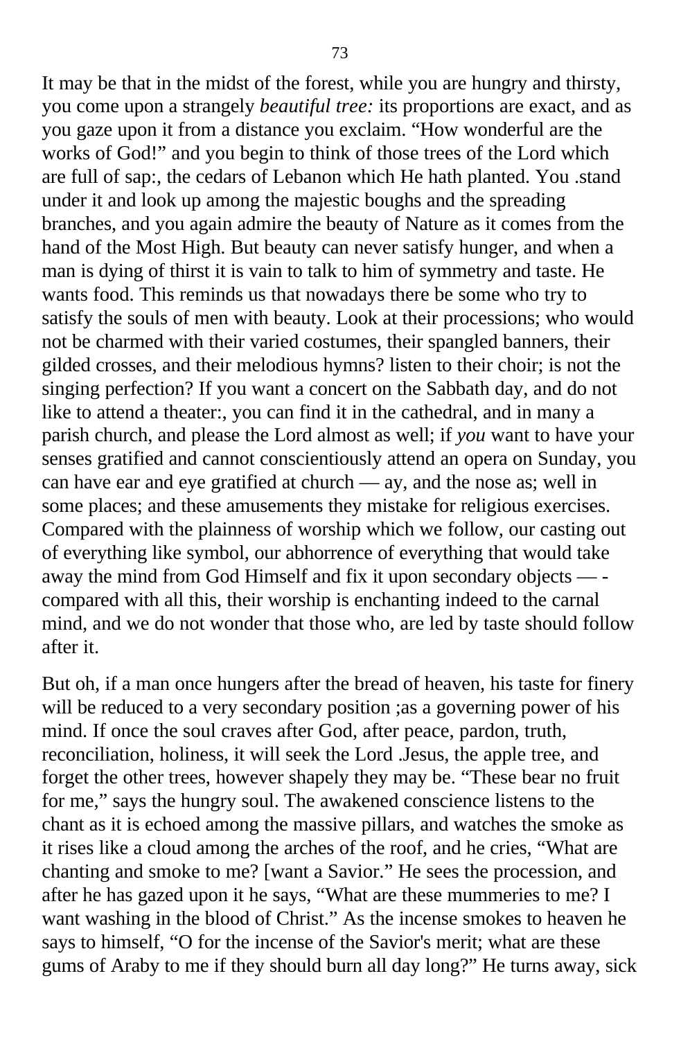It may be that in the midst of the forest, while you are hungry and thirsty, you come upon a strangely *beautiful tree:* its proportions are exact, and as you gaze upon it from a distance you exclaim. "How wonderful are the works of God!" and you begin to think of those trees of the Lord which are full of sap:, the cedars of Lebanon which He hath planted. You .stand under it and look up among the majestic boughs and the spreading branches, and you again admire the beauty of Nature as it comes from the hand of the Most High. But beauty can never satisfy hunger, and when a man is dying of thirst it is vain to talk to him of symmetry and taste. He wants food. This reminds us that nowadays there be some who try to satisfy the souls of men with beauty. Look at their processions; who would not be charmed with their varied costumes, their spangled banners, their gilded crosses, and their melodious hymns? listen to their choir; is not the singing perfection? If you want a concert on the Sabbath day, and do not like to attend a theater:, you can find it in the cathedral, and in many a parish church, and please the Lord almost as well; if *you* want to have your senses gratified and cannot conscientiously attend an opera on Sunday, you can have ear and eye gratified at church — ay, and the nose as; well in some places; and these amusements they mistake for religious exercises. Compared with the plainness of worship which we follow, our casting out of everything like symbol, our abhorrence of everything that would take away the mind from God Himself and fix it upon secondary objects — - compared with all this, their worship is enchanting indeed to the carnal mind, and we do not wonder that those who, are led by taste should follow after it.

But oh, if a man once hungers after the bread of heaven, his taste for finery will be reduced to a very secondary position ;as a governing power of his mind. If once the soul craves after God, after peace, pardon, truth, reconciliation, holiness, it will seek the Lord .Jesus, the apple tree, and forget the other trees, however shapely they may be. "These bear no fruit for me," says the hungry soul. The awakened conscience listens to the chant as it is echoed among the massive pillars, and watches the smoke as it rises like a cloud among the arches of the roof, and he cries, "What are chanting and smoke to me? [want a Savior." He sees the procession, and after he has gazed upon it he says, "What are these mummeries to me? I want washing in the blood of Christ." As the incense smokes to heaven he says to himself, "O for the incense of the Savior's merit; what are these gums of Araby to me if they should burn all day long?" He turns away, sick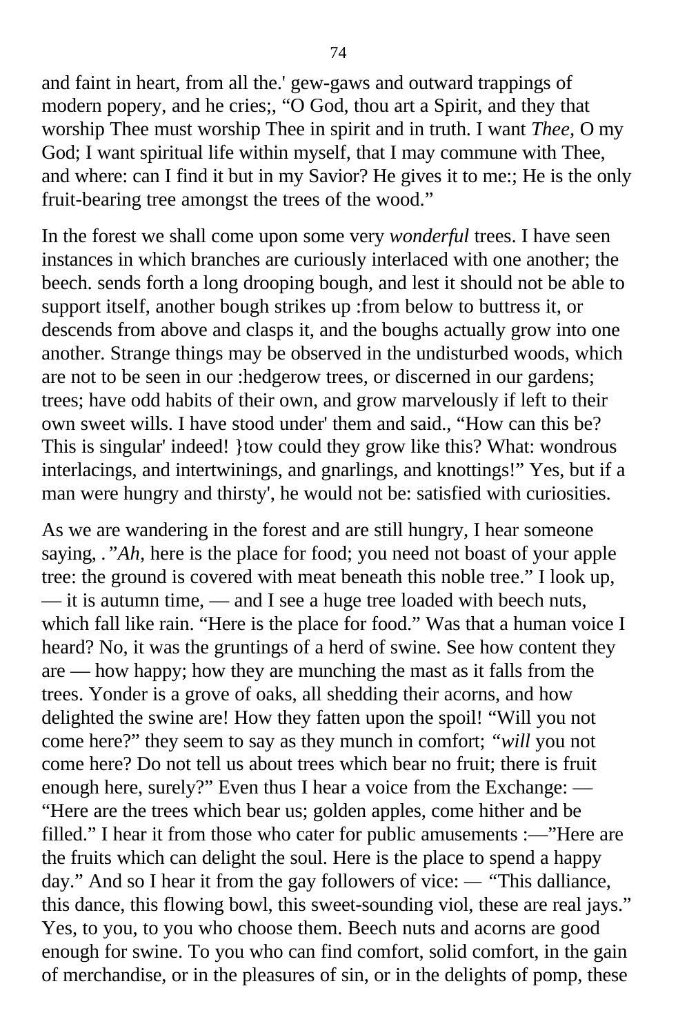and faint in heart, from all the.' gew-gaws and outward trappings of modern popery, and he cries;, "O God, thou art a Spirit, and they that worship Thee must worship Thee in spirit and in truth. I want *Thee,* O my God; I want spiritual life within myself, that I may commune with Thee, and where: can I find it but in my Savior? He gives it to me:; He is the only fruit-bearing tree amongst the trees of the wood."

In the forest we shall come upon some very *wonderful* trees. I have seen instances in which branches are curiously interlaced with one another; the beech. sends forth a long drooping bough, and lest it should not be able to support itself, another bough strikes up :from below to buttress it, or descends from above and clasps it, and the boughs actually grow into one another. Strange things may be observed in the undisturbed woods, which are not to be seen in our :hedgerow trees, or discerned in our gardens; trees; have odd habits of their own, and grow marvelously if left to their own sweet wills. I have stood under' them and said., "How can this be? This is singular' indeed! }tow could they grow like this? What: wondrous interlacings, and intertwinings, and gnarlings, and knottings!" Yes, but if a man were hungry and thirsty', he would not be: satisfied with curiosities.

As we are wandering in the forest and are still hungry, I hear someone saying, .*"Ah,* here is the place for food; you need not boast of your apple tree: the ground is covered with meat beneath this noble tree." I look up, — it is autumn time, — and I see a huge tree loaded with beech nuts, which fall like rain. "Here is the place for food." Was that a human voice I heard? No, it was the gruntings of a herd of swine. See how content they are — how happy; how they are munching the mast as it falls from the trees. Yonder is a grove of oaks, all shedding their acorns, and how delighted the swine are! How they fatten upon the spoil! "Will you not come here?" they seem to say as they munch in comfort; *"will* you not come here? Do not tell us about trees which bear no fruit; there is fruit enough here, surely?" Even thus I hear a voice from the Exchange: — "Here are the trees which bear us; golden apples, come hither and be filled." I hear it from those who cater for public amusements :—"Here are the fruits which can delight the soul. Here is the place to spend a happy day." And so I hear it from the gay followers of vice: — "This dalliance, this dance, this flowing bowl, this sweet-sounding viol, these are real jays." Yes, to you, to you who choose them. Beech nuts and acorns are good enough for swine. To you who can find comfort, solid comfort, in the gain of merchandise, or in the pleasures of sin, or in the delights of pomp, these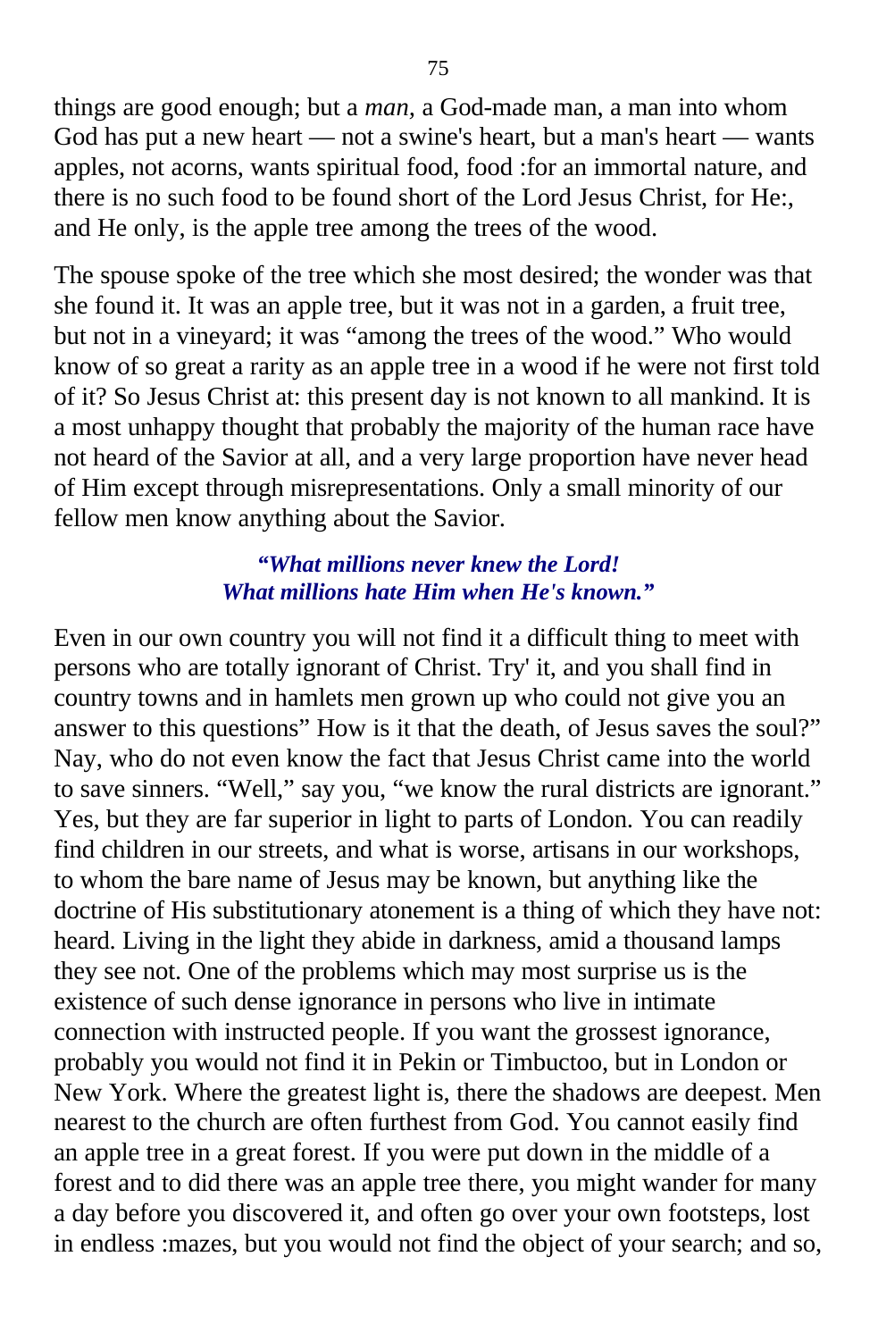things are good enough; but a *man*, a God-made man, a man into whom God has put a new heart — not a swine's heart, but a man's heart — wants apples, not acorns, wants spiritual food, food :for an immortal nature, and there is no such food to be found short of the Lord Jesus Christ, for He:, and He only, is the apple tree among the trees of the wood.

The spouse spoke of the tree which she most desired; the wonder was that she found it. It was an apple tree, but it was not in a garden, a fruit tree, but not in a vineyard; it was "among the trees of the wood." Who would know of so great a rarity as an apple tree in a wood if he were not first told of it? So Jesus Christ at: this present day is not known to all mankind. It is a most unhappy thought that probably the majority of the human race have not heard of the Savior at all, and a very large proportion have never head of Him except through misrepresentations. Only a small minority of our fellow men know anything about the Savior.

> ***"What millions never knew the Lord!***
> ***What millions hate Him when He's known."***

Even in our own country you will not find it a difficult thing to meet with persons who are totally ignorant of Christ. Try' it, and you shall find in country towns and in hamlets men grown up who could not give you an answer to this questions" How is it that the death, of Jesus saves the soul?" Nay, who do not even know the fact that Jesus Christ came into the world to save sinners. "Well," say you, "we know the rural districts are ignorant." Yes, but they are far superior in light to parts of London. You can readily find children in our streets, and what is worse, artisans in our workshops, to whom the bare name of Jesus may be known, but anything like the doctrine of His substitutionary atonement is a thing of which they have not: heard. Living in the light they abide in darkness, amid a thousand lamps they see not. One of the problems which may most surprise us is the existence of such dense ignorance in persons who live in intimate connection with instructed people. If you want the grossest ignorance, probably you would not find it in Pekin or Timbuctoo, but in London or New York. Where the greatest light is, there the shadows are deepest. Men nearest to the church are often furthest from God. You cannot easily find an apple tree in a great forest. If you were put down in the middle of a forest and to did there was an apple tree there, you might wander for many a day before you discovered it, and often go over your own footsteps, lost in endless :mazes, but you would not find the object of your search; and so,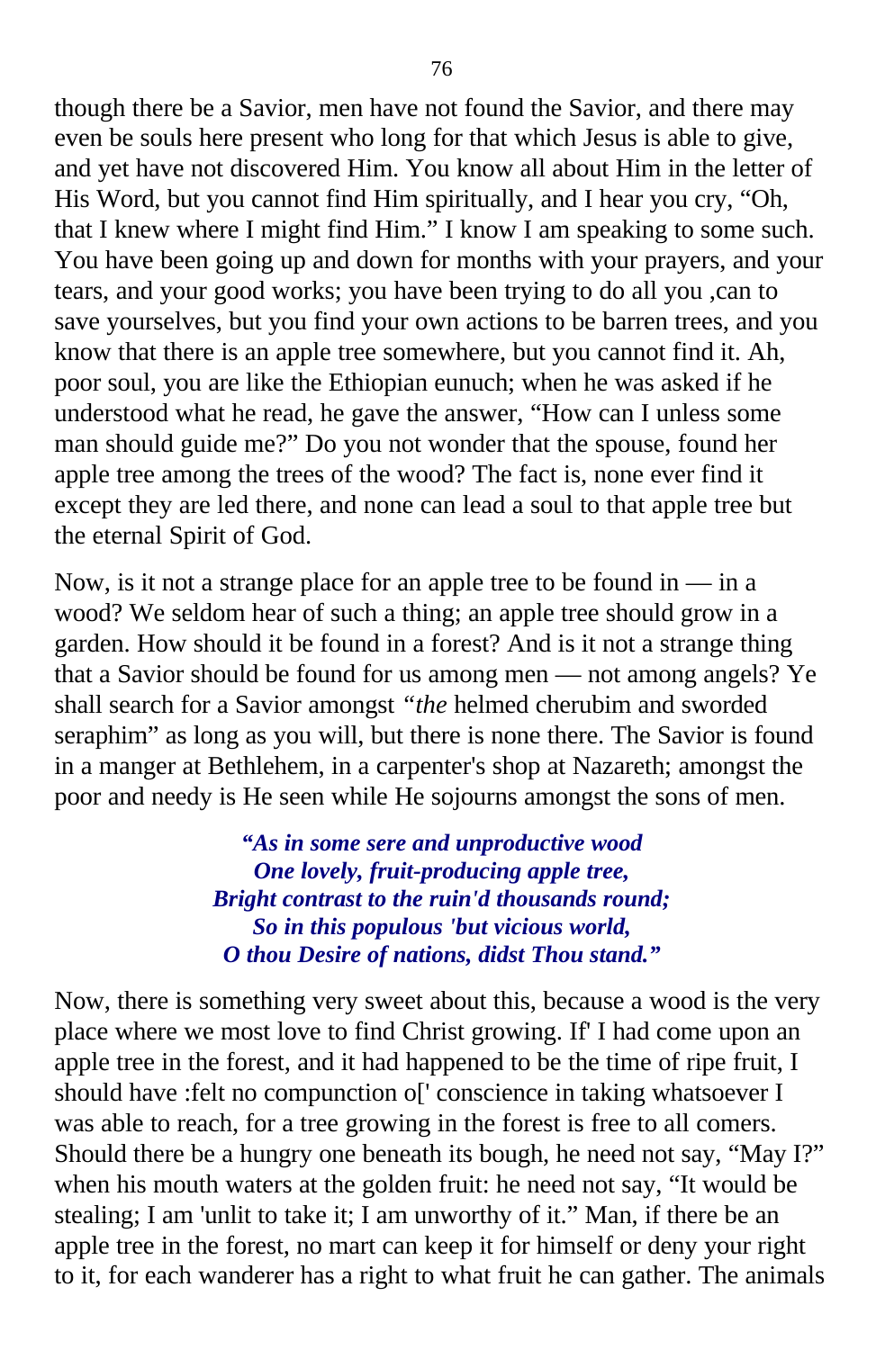though there be a Savior, men have not found the Savior, and there may even be souls here present who long for that which Jesus is able to give, and yet have not discovered Him. You know all about Him in the letter of His Word, but you cannot find Him spiritually, and I hear you cry, "Oh, that I knew where I might find Him." I know I am speaking to some such. You have been going up and down for months with your prayers, and your tears, and your good works; you have been trying to do all you ,can to save yourselves, but you find your own actions to be barren trees, and you know that there is an apple tree somewhere, but you cannot find it. Ah, poor soul, you are like the Ethiopian eunuch; when he was asked if he understood what he read, he gave the answer, "How can I unless some man should guide me?" Do you not wonder that the spouse, found her apple tree among the trees of the wood? The fact is, none ever find it except they are led there, and none can lead a soul to that apple tree but the eternal Spirit of God.

Now, is it not a strange place for an apple tree to be found in — in a wood? We seldom hear of such a thing; an apple tree should grow in a garden. How should it be found in a forest? And is it not a strange thing that a Savior should be found for us among men — not among angels? Ye shall search for a Savior amongst *"the* helmed cherubim and sworded seraphim" as long as you will, but there is none there. The Savior is found in a manger at Bethlehem, in a carpenter's shop at Nazareth; amongst the poor and needy is He seen while He sojourns amongst the sons of men.

> ***"As in some sere and unproductive wood***
> ***One lovely, fruit-producing apple tree,***
> ***Bright contrast to the ruin'd thousands round;***
> ***So in this populous 'but vicious world,***
> ***O thou Desire of nations, didst Thou stand."***

Now, there is something very sweet about this, because a wood is the very place where we most love to find Christ growing. If' I had come upon an apple tree in the forest, and it had happened to be the time of ripe fruit, I should have :felt no compunction o[' conscience in taking whatsoever I was able to reach, for a tree growing in the forest is free to all comers. Should there be a hungry one beneath its bough, he need not say, "May I?" when his mouth waters at the golden fruit: he need not say, "It would be stealing; I am 'unlit to take it; I am unworthy of it." Man, if there be an apple tree in the forest, no mart can keep it for himself or deny your right to it, for each wanderer has a right to what fruit he can gather. The animals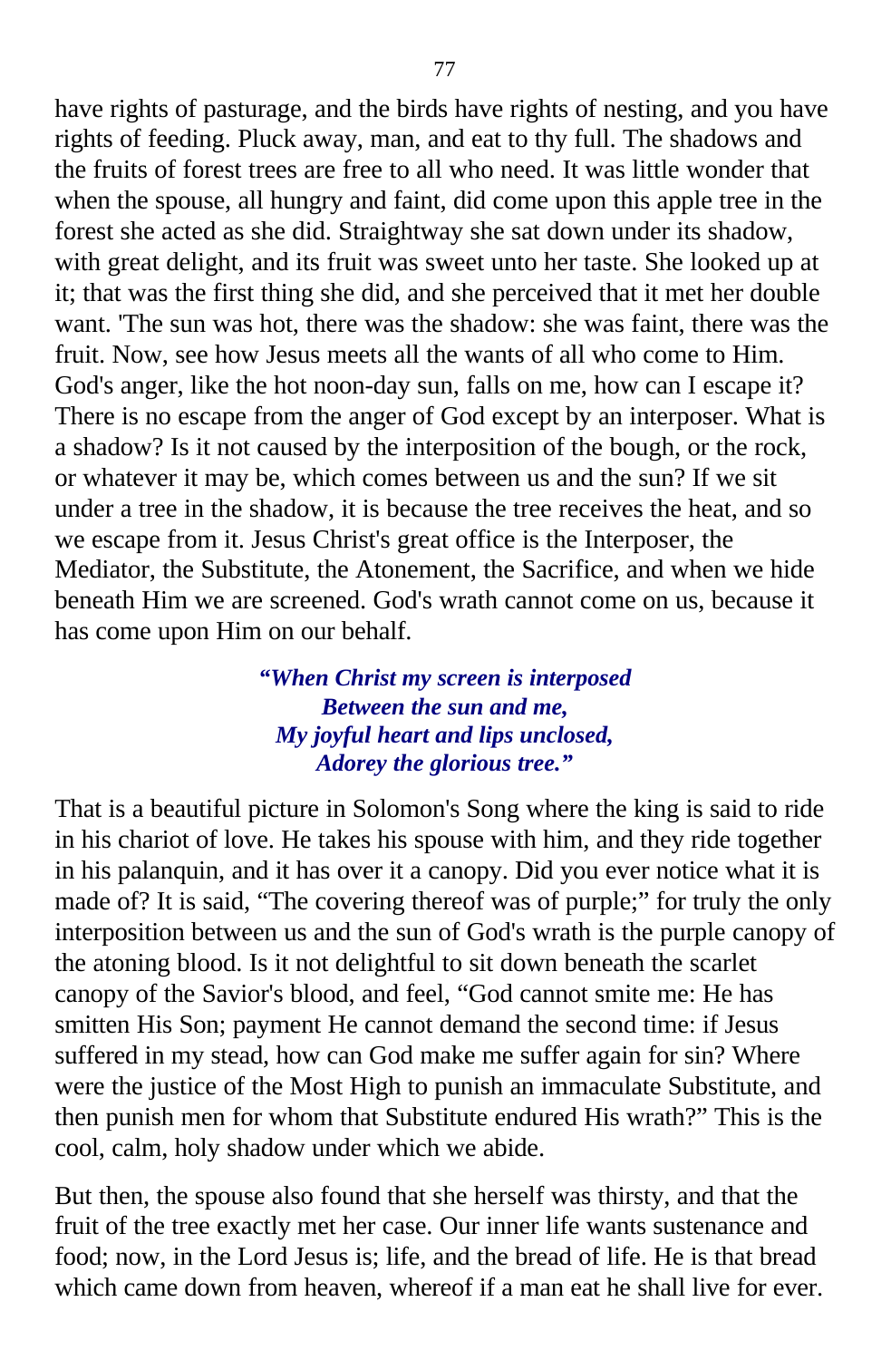have rights of pasturage, and the birds have rights of nesting, and you have rights of feeding. Pluck away, man, and eat to thy full. The shadows and the fruits of forest trees are free to all who need. It was little wonder that when the spouse, all hungry and faint, did come upon this apple tree in the forest she acted as she did. Straightway she sat down under its shadow, with great delight, and its fruit was sweet unto her taste. She looked up at it; that was the first thing she did, and she perceived that it met her double want. 'The sun was hot, there was the shadow: she was faint, there was the fruit. Now, see how Jesus meets all the wants of all who come to Him. God's anger, like the hot noon-day sun, falls on me, how can I escape it? There is no escape from the anger of God except by an interposer. What is a shadow? Is it not caused by the interposition of the bough, or the rock, or whatever it may be, which comes between us and the sun? If we sit under a tree in the shadow, it is because the tree receives the heat, and so we escape from it. Jesus Christ's great office is the Interposer, the Mediator, the Substitute, the Atonement, the Sacrifice, and when we hide beneath Him we are screened. God's wrath cannot come on us, because it has come upon Him on our behalf.

> ***"When Christ my screen is interposed***
> ***Between the sun and me,***
> ***My joyful heart and lips unclosed,***
> ***Adorey the glorious tree."***

That is a beautiful picture in Solomon's Song where the king is said to ride in his chariot of love. He takes his spouse with him, and they ride together in his palanquin, and it has over it a canopy. Did you ever notice what it is made of? It is said, "The covering thereof was of purple;" for truly the only interposition between us and the sun of God's wrath is the purple canopy of the atoning blood. Is it not delightful to sit down beneath the scarlet canopy of the Savior's blood, and feel, "God cannot smite me: He has smitten His Son; payment He cannot demand the second time: if Jesus suffered in my stead, how can God make me suffer again for sin? Where were the justice of the Most High to punish an immaculate Substitute, and then punish men for whom that Substitute endured His wrath?" This is the cool, calm, holy shadow under which we abide.

But then, the spouse also found that she herself was thirsty, and that the fruit of the tree exactly met her case. Our inner life wants sustenance and food; now, in the Lord Jesus is; life, and the bread of life. He is that bread which came down from heaven, whereof if a man eat he shall live for ever.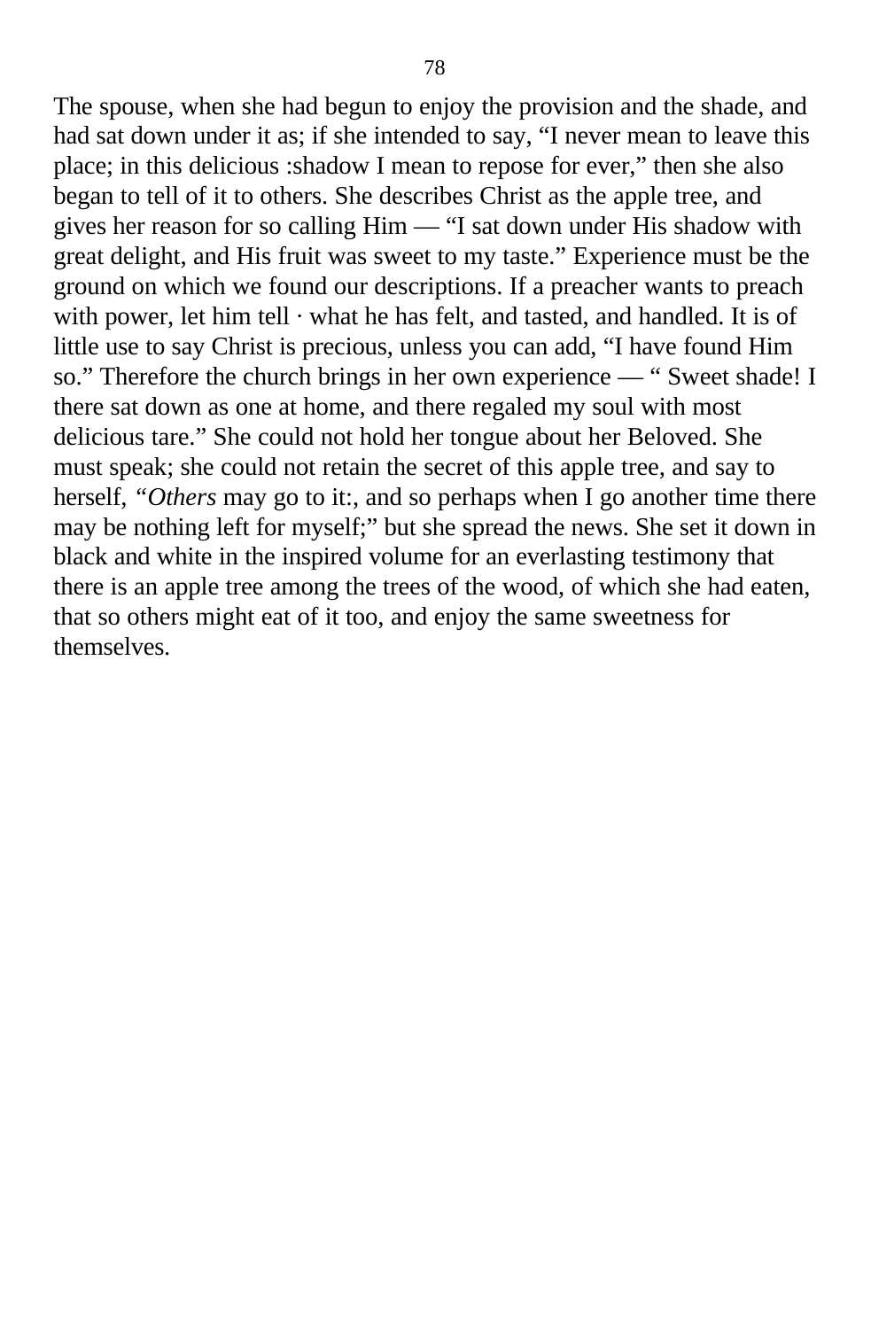The spouse, when she had begun to enjoy the provision and the shade, and had sat down under it as; if she intended to say, “I never mean to leave this place; in this delicious :shadow I mean to repose for ever,” then she also began to tell of it to others. She describes Christ as the apple tree, and gives her reason for so calling Him — “I sat down under His shadow with great delight, and His fruit was sweet to my taste.” Experience must be the ground on which we found our descriptions. If a preacher wants to preach with power, let him tell · what he has felt, and tasted, and handled. It is of little use to say Christ is precious, unless you can add, “I have found Him so.” Therefore the church brings in her own experience — “ Sweet shade! I there sat down as one at home, and there regaled my soul with most delicious tare.” She could not hold her tongue about her Beloved. She must speak; she could not retain the secret of this apple tree, and say to herself, *“Others* may go to it:, and so perhaps when I go another time there may be nothing left for myself;” but she spread the news. She set it down in black and white in the inspired volume for an everlasting testimony that there is an apple tree among the trees of the wood, of which she had eaten, that so others might eat of it too, and enjoy the same sweetness for themselves.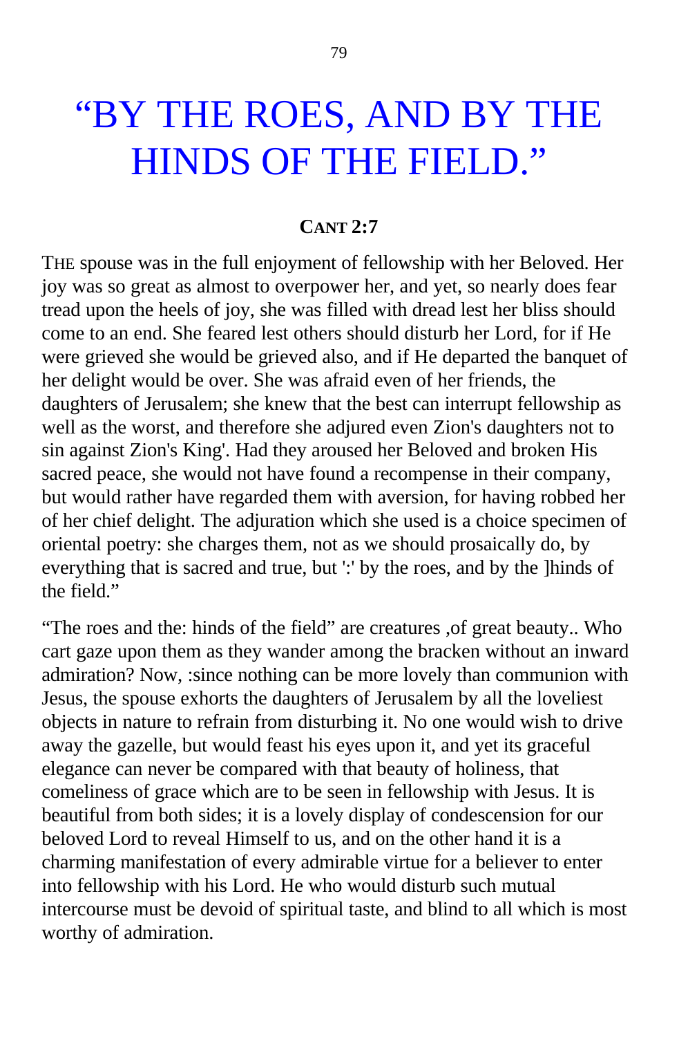# "BY THE ROES, AND BY THE HINDS OF THE FIELD."

**CANT 2:7**

THE spouse was in the full enjoyment of fellowship with her Beloved. Her joy was so great as almost to overpower her, and yet, so nearly does fear tread upon the heels of joy, she was filled with dread lest her bliss should come to an end. She feared lest others should disturb her Lord, for if He were grieved she would be grieved also, and if He departed the banquet of her delight would be over. She was afraid even of her friends, the daughters of Jerusalem; she knew that the best can interrupt fellowship as well as the worst, and therefore she adjured even Zion's daughters not to sin against Zion's King'. Had they aroused her Beloved and broken His sacred peace, she would not have found a recompense in their company, but would rather have regarded them with aversion, for having robbed her of her chief delight. The adjuration which she used is a choice specimen of oriental poetry: she charges them, not as we should prosaically do, by everything that is sacred and true, but ':' by the roes, and by the ]hinds of the field."

"The roes and the: hinds of the field" are creatures ,of great beauty.. Who cart gaze upon them as they wander among the bracken without an inward admiration? Now, :since nothing can be more lovely than communion with Jesus, the spouse exhorts the daughters of Jerusalem by all the loveliest objects in nature to refrain from disturbing it. No one would wish to drive away the gazelle, but would feast his eyes upon it, and yet its graceful elegance can never be compared with that beauty of holiness, that comeliness of grace which are to be seen in fellowship with Jesus. It is beautiful from both sides; it is a lovely display of condescension for our beloved Lord to reveal Himself to us, and on the other hand it is a charming manifestation of every admirable virtue for a believer to enter into fellowship with his Lord. He who would disturb such mutual intercourse must be devoid of spiritual taste, and blind to all which is most worthy of admiration.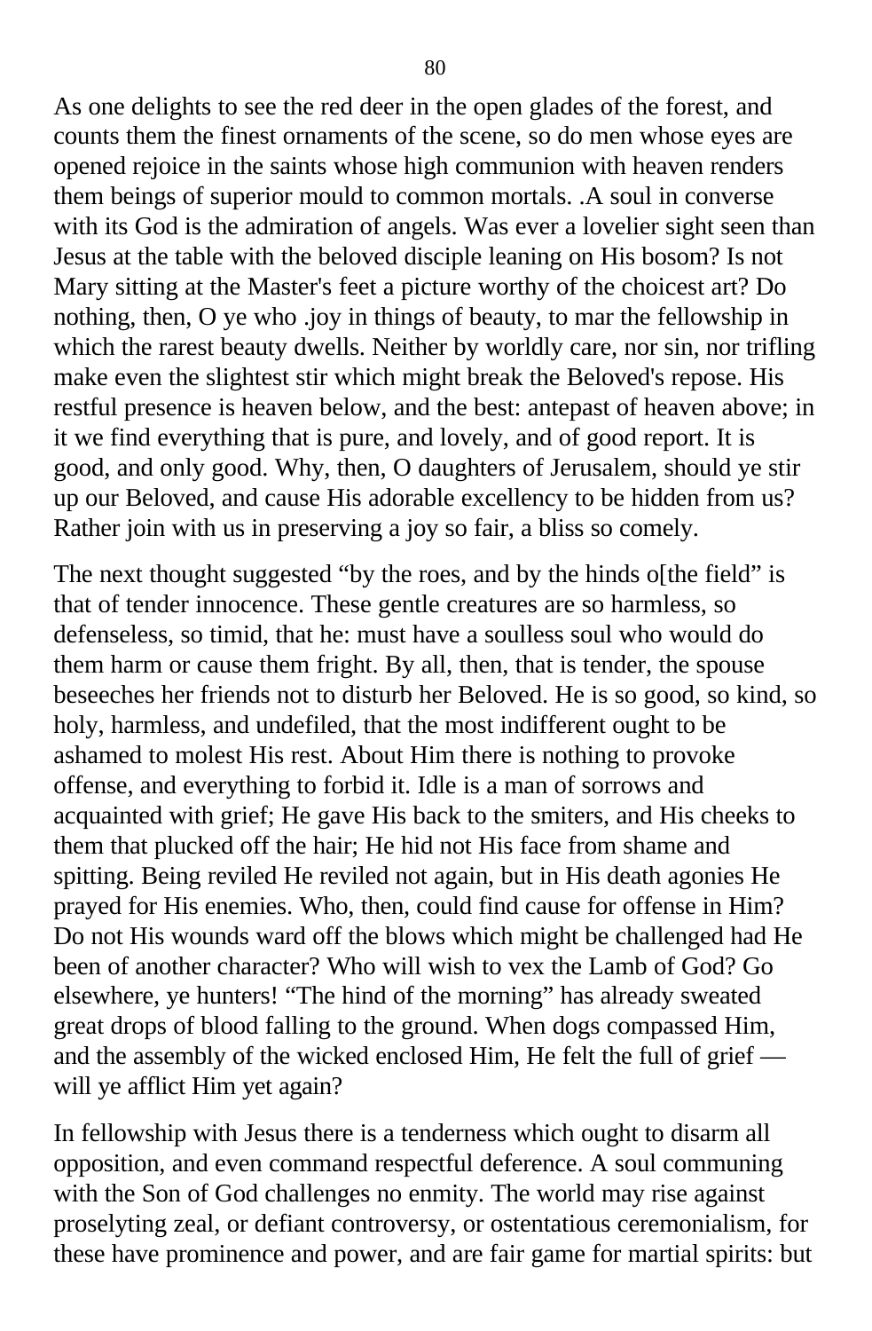As one delights to see the red deer in the open glades of the forest, and counts them the finest ornaments of the scene, so do men whose eyes are opened rejoice in the saints whose high communion with heaven renders them beings of superior mould to common mortals. .A soul in converse with its God is the admiration of angels. Was ever a lovelier sight seen than Jesus at the table with the beloved disciple leaning on His bosom? Is not Mary sitting at the Master's feet a picture worthy of the choicest art? Do nothing, then, O ye who .joy in things of beauty, to mar the fellowship in which the rarest beauty dwells. Neither by worldly care, nor sin, nor trifling make even the slightest stir which might break the Beloved's repose. His restful presence is heaven below, and the best: antepast of heaven above; in it we find everything that is pure, and lovely, and of good report. It is good, and only good. Why, then, O daughters of Jerusalem, should ye stir up our Beloved, and cause His adorable excellency to be hidden from us? Rather join with us in preserving a joy so fair, a bliss so comely.

The next thought suggested "by the roes, and by the hinds o[the field" is that of tender innocence. These gentle creatures are so harmless, so defenseless, so timid, that he: must have a soulless soul who would do them harm or cause them fright. By all, then, that is tender, the spouse beseeches her friends not to disturb her Beloved. He is so good, so kind, so holy, harmless, and undefiled, that the most indifferent ought to be ashamed to molest His rest. About Him there is nothing to provoke offense, and everything to forbid it. Idle is a man of sorrows and acquainted with grief; He gave His back to the smiters, and His cheeks to them that plucked off the hair; He hid not His face from shame and spitting. Being reviled He reviled not again, but in His death agonies He prayed for His enemies. Who, then, could find cause for offense in Him? Do not His wounds ward off the blows which might be challenged had He been of another character? Who will wish to vex the Lamb of God? Go elsewhere, ye hunters! "The hind of the morning" has already sweated great drops of blood falling to the ground. When dogs compassed Him, and the assembly of the wicked enclosed Him, He felt the full of grief — will ye afflict Him yet again?

In fellowship with Jesus there is a tenderness which ought to disarm all opposition, and even command respectful deference. A soul communing with the Son of God challenges no enmity. The world may rise against proselyting zeal, or defiant controversy, or ostentatious ceremonialism, for these have prominence and power, and are fair game for martial spirits: but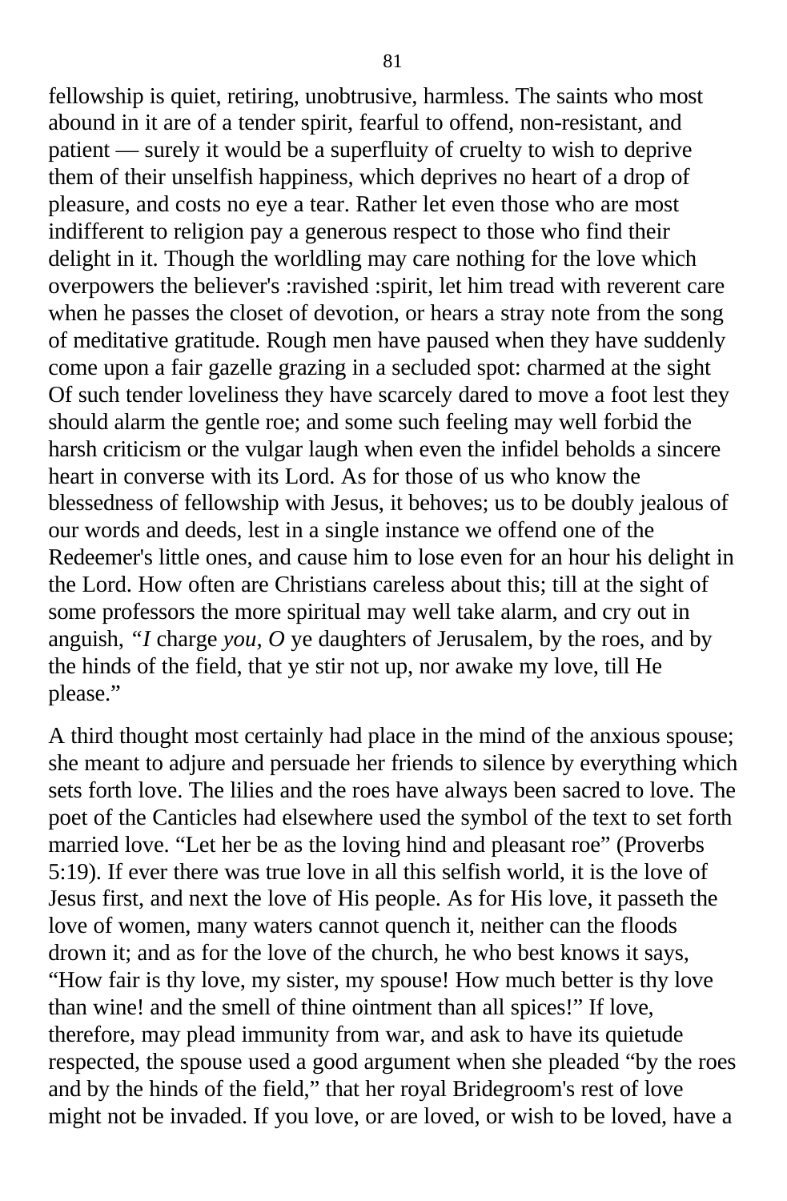fellowship is quiet, retiring, unobtrusive, harmless. The saints who most abound in it are of a tender spirit, fearful to offend, non-resistant, and patient — surely it would be a superfluity of cruelty to wish to deprive them of their unselfish happiness, which deprives no heart of a drop of pleasure, and costs no eye a tear. Rather let even those who are most indifferent to religion pay a generous respect to those who find their delight in it. Though the worldling may care nothing for the love which overpowers the believer's :ravished :spirit, let him tread with reverent care when he passes the closet of devotion, or hears a stray note from the song of meditative gratitude. Rough men have paused when they have suddenly come upon a fair gazelle grazing in a secluded spot: charmed at the sight Of such tender loveliness they have scarcely dared to move a foot lest they should alarm the gentle roe; and some such feeling may well forbid the harsh criticism or the vulgar laugh when even the infidel beholds a sincere heart in converse with its Lord. As for those of us who know the blessedness of fellowship with Jesus, it behoves; us to be doubly jealous of our words and deeds, lest in a single instance we offend one of the Redeemer's little ones, and cause him to lose even for an hour his delight in the Lord. How often are Christians careless about this; till at the sight of some professors the more spiritual may well take alarm, and cry out in anguish, *"I* charge *you*, *O* ye daughters of Jerusalem, by the roes, and by the hinds of the field, that ye stir not up, nor awake my love, till He please."

A third thought most certainly had place in the mind of the anxious spouse; she meant to adjure and persuade her friends to silence by everything which sets forth love. The lilies and the roes have always been sacred to love. The poet of the Canticles had elsewhere used the symbol of the text to set forth married love. "Let her be as the loving hind and pleasant roe" (Proverbs 5:19). If ever there was true love in all this selfish world, it is the love of Jesus first, and next the love of His people. As for His love, it passeth the love of women, many waters cannot quench it, neither can the floods drown it; and as for the love of the church, he who best knows it says, "How fair is thy love, my sister, my spouse! How much better is thy love than wine! and the smell of thine ointment than all spices!" If love, therefore, may plead immunity from war, and ask to have its quietude respected, the spouse used a good argument when she pleaded "by the roes and by the hinds of the field," that her royal Bridegroom's rest of love might not be invaded. If you love, or are loved, or wish to be loved, have a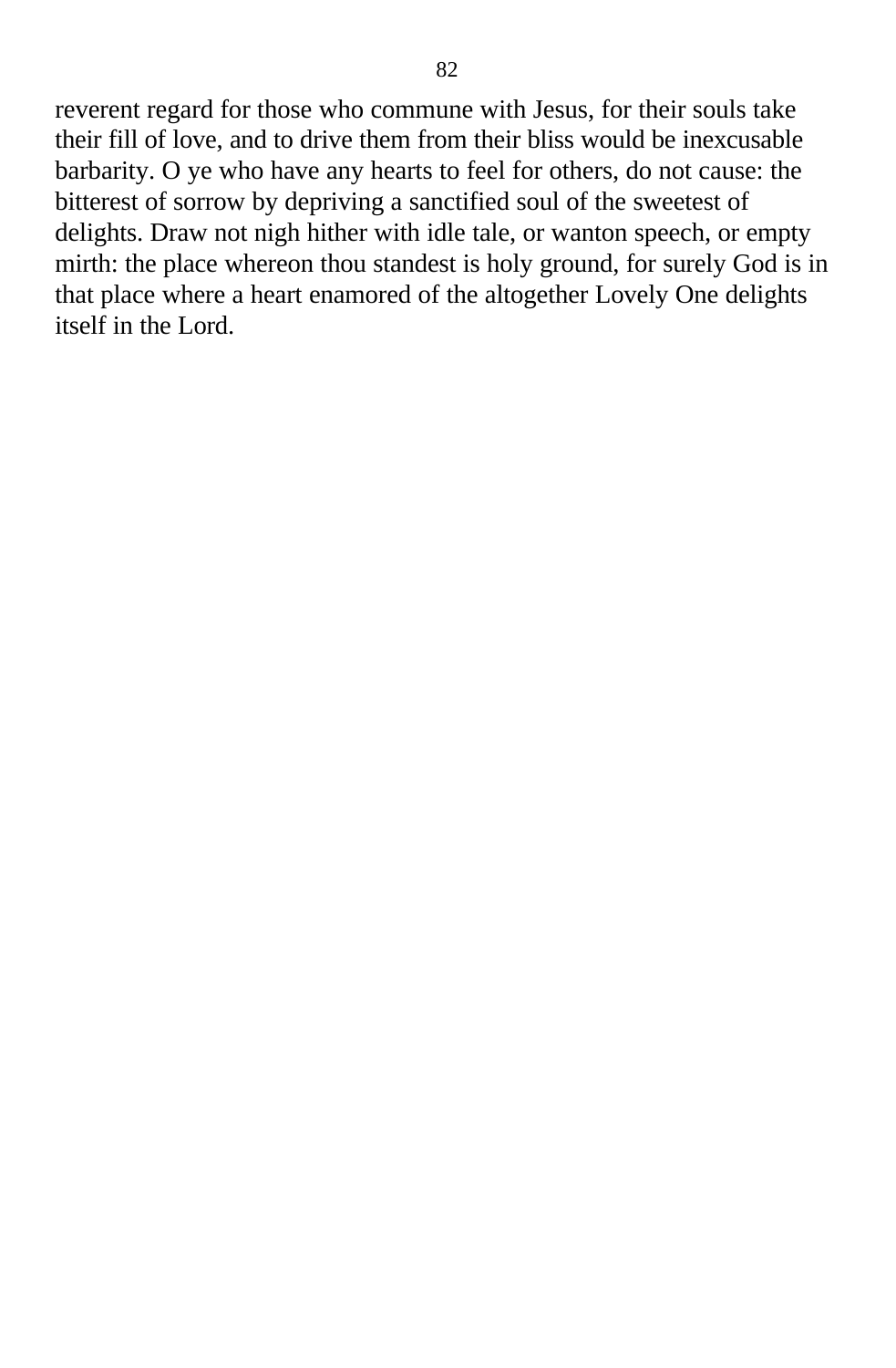reverent regard for those who commune with Jesus, for their souls take their fill of love, and to drive them from their bliss would be inexcusable barbarity. O ye who have any hearts to feel for others, do not cause: the bitterest of sorrow by depriving a sanctified soul of the sweetest of delights. Draw not nigh hither with idle tale, or wanton speech, or empty mirth: the place whereon thou standest is holy ground, for surely God is in that place where a heart enamored of the altogether Lovely One delights itself in the Lord.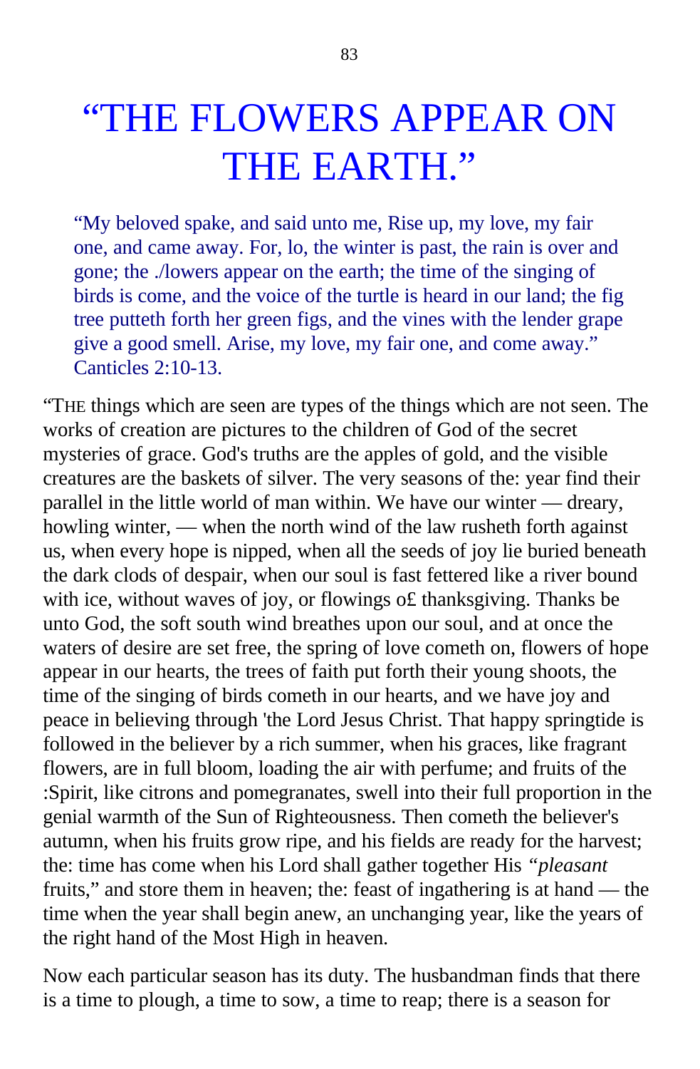# “THE FLOWERS APPEAR ON THE EARTH.”

> “My beloved spake, and said unto me, Rise up, my love, my fair one, and came away. For, lo, the winter is past, the rain is over and gone; the ./lowers appear on the earth; the time of the singing of birds is come, and the voice of the turtle is heard in our land; the fig tree putteth forth her green figs, and the vines with the lender grape give a good smell. Arise, my love, my fair one, and come away.” Canticles 2:10-13.

“THE things which are seen are types of the things which are not seen. The works of creation are pictures to the children of God of the secret mysteries of grace. God's truths are the apples of gold, and the visible creatures are the baskets of silver. The very seasons of the: year find their parallel in the little world of man within. We have our winter — dreary, howling winter, — when the north wind of the law rusheth forth against us, when every hope is nipped, when all the seeds of joy lie buried beneath the dark clods of despair, when our soul is fast fettered like a river bound with ice, without waves of joy, or flowings o£ thanksgiving. Thanks be unto God, the soft south wind breathes upon our soul, and at once the waters of desire are set free, the spring of love cometh on, flowers of hope appear in our hearts, the trees of faith put forth their young shoots, the time of the singing of birds cometh in our hearts, and we have joy and peace in believing through 'the Lord Jesus Christ. That happy springtide is followed in the believer by a rich summer, when his graces, like fragrant flowers, are in full bloom, loading the air with perfume; and fruits of the :Spirit, like citrons and pomegranates, swell into their full proportion in the genial warmth of the Sun of Righteousness. Then cometh the believer's autumn, when his fruits grow ripe, and his fields are ready for the harvest; the: time has come when his Lord shall gather together His *“pleasant* fruits,” and store them in heaven; the: feast of ingathering is at hand — the time when the year shall begin anew, an unchanging year, like the years of the right hand of the Most High in heaven.

Now each particular season has its duty. The husbandman finds that there is a time to plough, a time to sow, a time to reap; there is a season for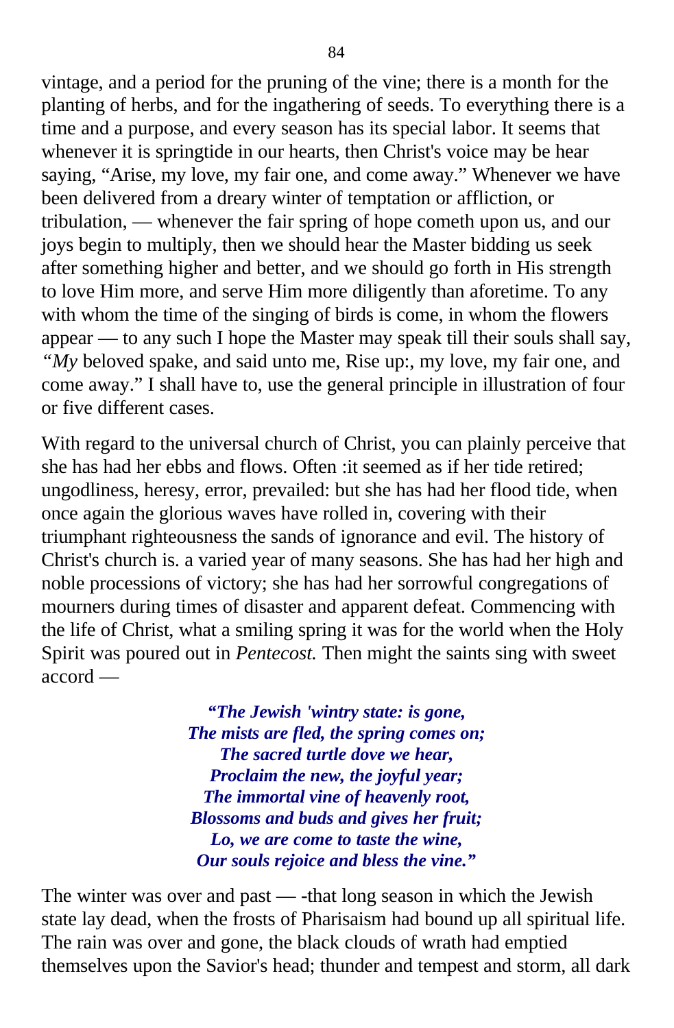vintage, and a period for the pruning of the vine; there is a month for the planting of herbs, and for the ingathering of seeds. To everything there is a time and a purpose, and every season has its special labor. It seems that whenever it is springtide in our hearts, then Christ's voice may be hear saying, "Arise, my love, my fair one, and come away." Whenever we have been delivered from a dreary winter of temptation or affliction, or tribulation, — whenever the fair spring of hope cometh upon us, and our joys begin to multiply, then we should hear the Master bidding us seek after something higher and better, and we should go forth in His strength to love Him more, and serve Him more diligently than aforetime. To any with whom the time of the singing of birds is come, in whom the flowers appear — to any such I hope the Master may speak till their souls shall say, "*My* beloved spake, and said unto me, Rise up:, my love, my fair one, and come away." I shall have to, use the general principle in illustration of four or five different cases.

With regard to the universal church of Christ, you can plainly perceive that she has had her ebbs and flows. Often :it seemed as if her tide retired; ungodliness, heresy, error, prevailed: but she has had her flood tide, when once again the glorious waves have rolled in, covering with their triumphant righteousness the sands of ignorance and evil. The history of Christ's church is. a varied year of many seasons. She has had her high and noble processions of victory; she has had her sorrowful congregations of mourners during times of disaster and apparent defeat. Commencing with the life of Christ, what a smiling spring it was for the world when the Holy Spirit was poured out in *Pentecost.* Then might the saints sing with sweet accord —

> ***"The Jewish 'wintry state: is gone,***
> ***The mists are fled, the spring comes on;***
> ***The sacred turtle dove we hear,***
> ***Proclaim the new, the joyful year;***
> ***The immortal vine of heavenly root,***
> ***Blossoms and buds and gives her fruit;***
> ***Lo, we are come to taste the wine,***
> ***Our souls rejoice and bless the vine."***

The winter was over and past — -that long season in which the Jewish state lay dead, when the frosts of Pharisaism had bound up all spiritual life. The rain was over and gone, the black clouds of wrath had emptied themselves upon the Savior's head; thunder and tempest and storm, all dark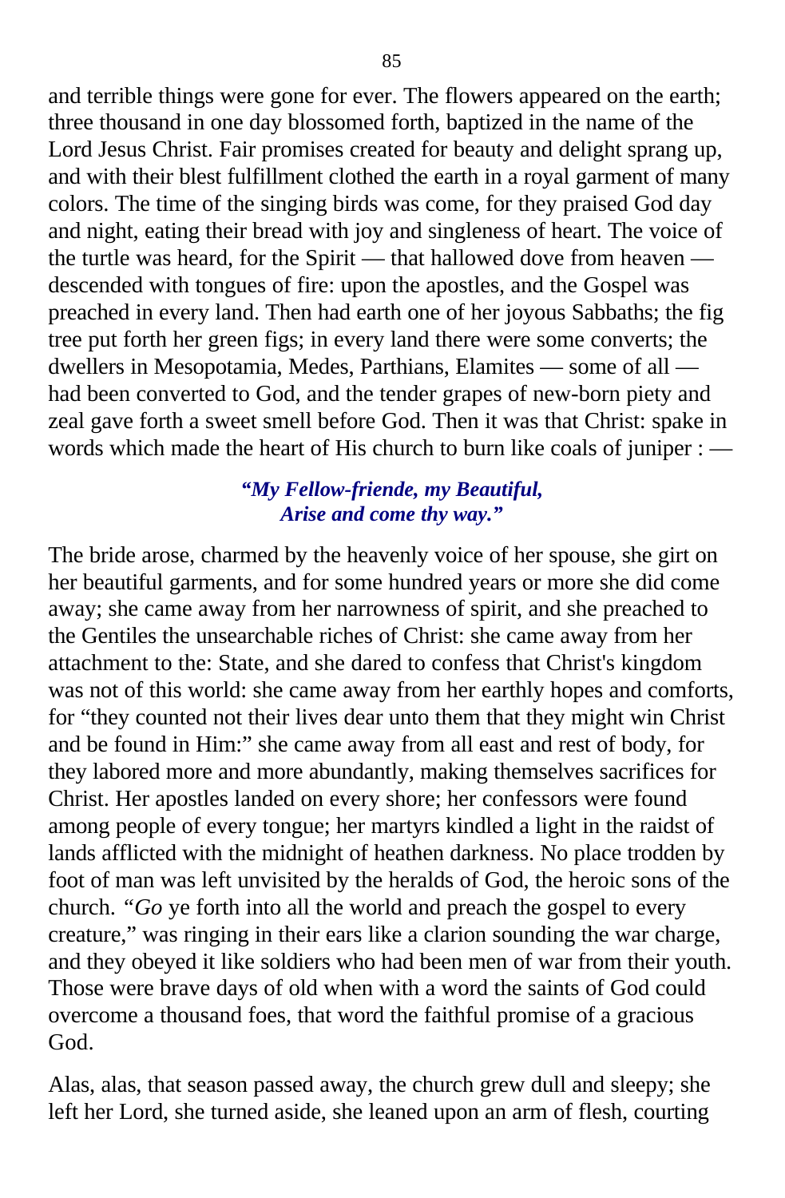and terrible things were gone for ever. The flowers appeared on the earth; three thousand in one day blossomed forth, baptized in the name of the Lord Jesus Christ. Fair promises created for beauty and delight sprang up, and with their blest fulfillment clothed the earth in a royal garment of many colors. The time of the singing birds was come, for they praised God day and night, eating their bread with joy and singleness of heart. The voice of the turtle was heard, for the Spirit — that hallowed dove from heaven — descended with tongues of fire: upon the apostles, and the Gospel was preached in every land. Then had earth one of her joyous Sabbaths; the fig tree put forth her green figs; in every land there were some converts; the dwellers in Mesopotamia, Medes, Parthians, Elamites — some of all — had been converted to God, and the tender grapes of new-born piety and zeal gave forth a sweet smell before God. Then it was that Christ: spake in words which made the heart of His church to burn like coals of juniper : —

> ***"My Fellow-friende, my Beautiful,***
> ***Arise and come thy way."***

The bride arose, charmed by the heavenly voice of her spouse, she girt on her beautiful garments, and for some hundred years or more she did come away; she came away from her narrowness of spirit, and she preached to the Gentiles the unsearchable riches of Christ: she came away from her attachment to the: State, and she dared to confess that Christ's kingdom was not of this world: she came away from her earthly hopes and comforts, for "they counted not their lives dear unto them that they might win Christ and be found in Him:" she came away from all east and rest of body, for they labored more and more abundantly, making themselves sacrifices for Christ. Her apostles landed on every shore; her confessors were found among people of every tongue; her martyrs kindled a light in the raidst of lands afflicted with the midnight of heathen darkness. No place trodden by foot of man was left unvisited by the heralds of God, the heroic sons of the church. "*Go* ye forth into all the world and preach the gospel to every creature," was ringing in their ears like a clarion sounding the war charge, and they obeyed it like soldiers who had been men of war from their youth. Those were brave days of old when with a word the saints of God could overcome a thousand foes, that word the faithful promise of a gracious God.

Alas, alas, that season passed away, the church grew dull and sleepy; she left her Lord, she turned aside, she leaned upon an arm of flesh, courting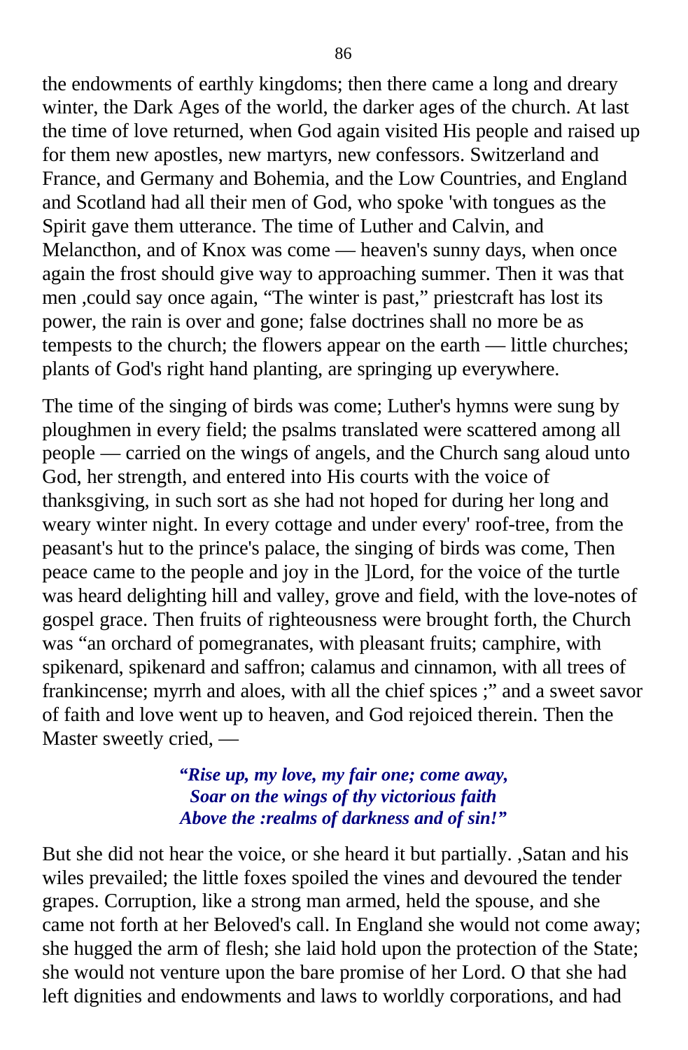the endowments of earthly kingdoms; then there came a long and dreary winter, the Dark Ages of the world, the darker ages of the church. At last the time of love returned, when God again visited His people and raised up for them new apostles, new martyrs, new confessors. Switzerland and France, and Germany and Bohemia, and the Low Countries, and England and Scotland had all their men of God, who spoke 'with tongues as the Spirit gave them utterance. The time of Luther and Calvin, and Melancthon, and of Knox was come — heaven's sunny days, when once again the frost should give way to approaching summer. Then it was that men ,could say once again, "The winter is past," priestcraft has lost its power, the rain is over and gone; false doctrines shall no more be as tempests to the church; the flowers appear on the earth — little churches; plants of God's right hand planting, are springing up everywhere.

The time of the singing of birds was come; Luther's hymns were sung by ploughmen in every field; the psalms translated were scattered among all people — carried on the wings of angels, and the Church sang aloud unto God, her strength, and entered into His courts with the voice of thanksgiving, in such sort as she had not hoped for during her long and weary winter night. In every cottage and under every' roof-tree, from the peasant's hut to the prince's palace, the singing of birds was come, Then peace came to the people and joy in the ]Lord, for the voice of the turtle was heard delighting hill and valley, grove and field, with the love-notes of gospel grace. Then fruits of righteousness were brought forth, the Church was "an orchard of pomegranates, with pleasant fruits; camphire, with spikenard, spikenard and saffron; calamus and cinnamon, with all trees of frankincense; myrrh and aloes, with all the chief spices ;" and a sweet savor of faith and love went up to heaven, and God rejoiced therein. Then the Master sweetly cried, —

> ***"Rise up, my love, my fair one; come away,***
> ***Soar on the wings of thy victorious faith***
> ***Above the :realms of darkness and of sin!"***

But she did not hear the voice, or she heard it but partially. ,Satan and his wiles prevailed; the little foxes spoiled the vines and devoured the tender grapes. Corruption, like a strong man armed, held the spouse, and she came not forth at her Beloved's call. In England she would not come away; she hugged the arm of flesh; she laid hold upon the protection of the State; she would not venture upon the bare promise of her Lord. O that she had left dignities and endowments and laws to worldly corporations, and had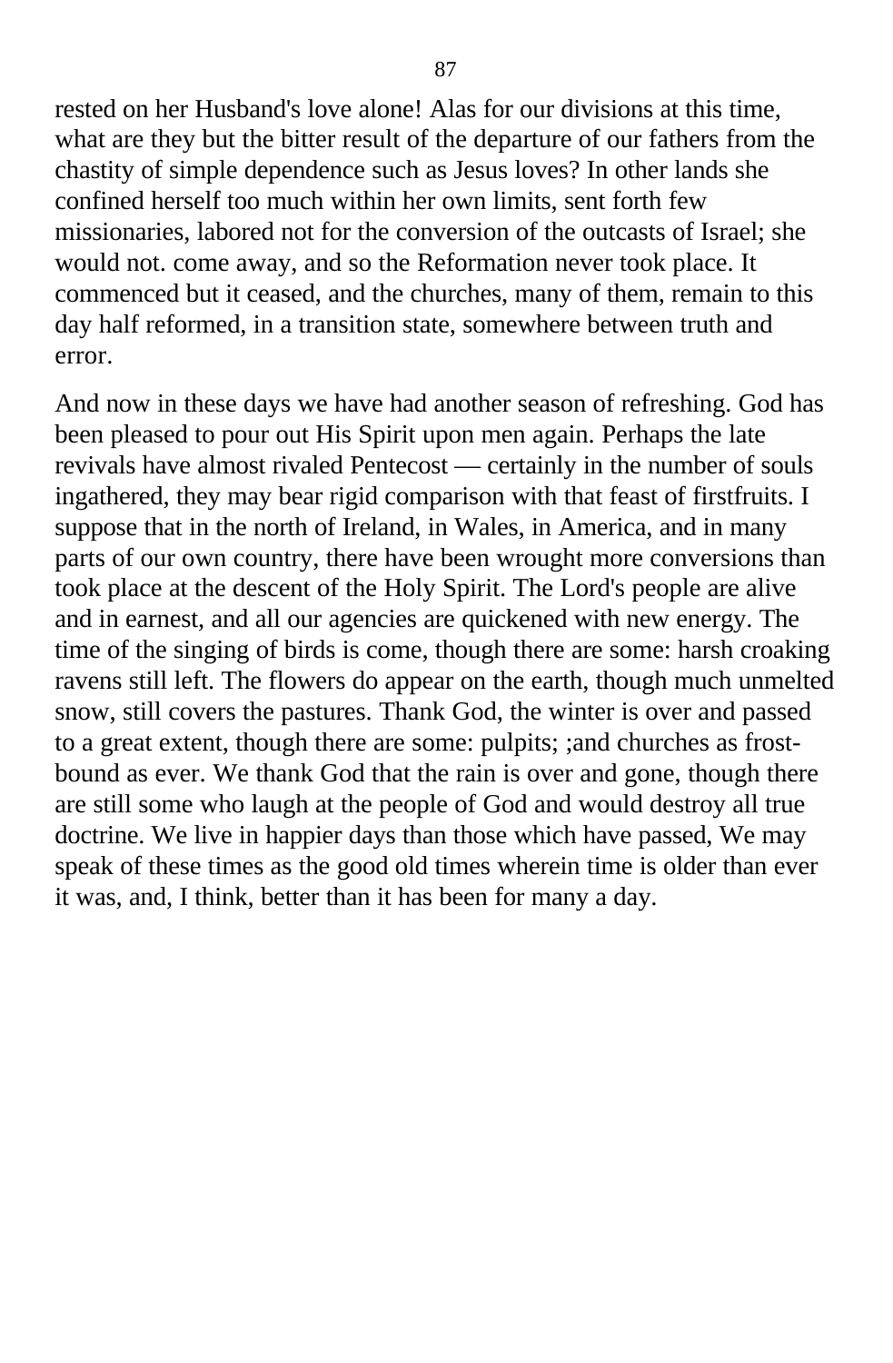rested on her Husband's love alone! Alas for our divisions at this time, what are they but the bitter result of the departure of our fathers from the chastity of simple dependence such as Jesus loves? In other lands she confined herself too much within her own limits, sent forth few missionaries, labored not for the conversion of the outcasts of Israel; she would not. come away, and so the Reformation never took place. It commenced but it ceased, and the churches, many of them, remain to this day half reformed, in a transition state, somewhere between truth and error.

And now in these days we have had another season of refreshing. God has been pleased to pour out His Spirit upon men again. Perhaps the late revivals have almost rivaled Pentecost — certainly in the number of souls ingathered, they may bear rigid comparison with that feast of firstfruits. I suppose that in the north of Ireland, in Wales, in America, and in many parts of our own country, there have been wrought more conversions than took place at the descent of the Holy Spirit. The Lord's people are alive and in earnest, and all our agencies are quickened with new energy. The time of the singing of birds is come, though there are some: harsh croaking ravens still left. The flowers do appear on the earth, though much unmelted snow, still covers the pastures. Thank God, the winter is over and passed to a great extent, though there are some: pulpits; ;and churches as frost-bound as ever. We thank God that the rain is over and gone, though there are still some who laugh at the people of God and would destroy all true doctrine. We live in happier days than those which have passed, We may speak of these times as the good old times wherein time is older than ever it was, and, I think, better than it has been for many a day.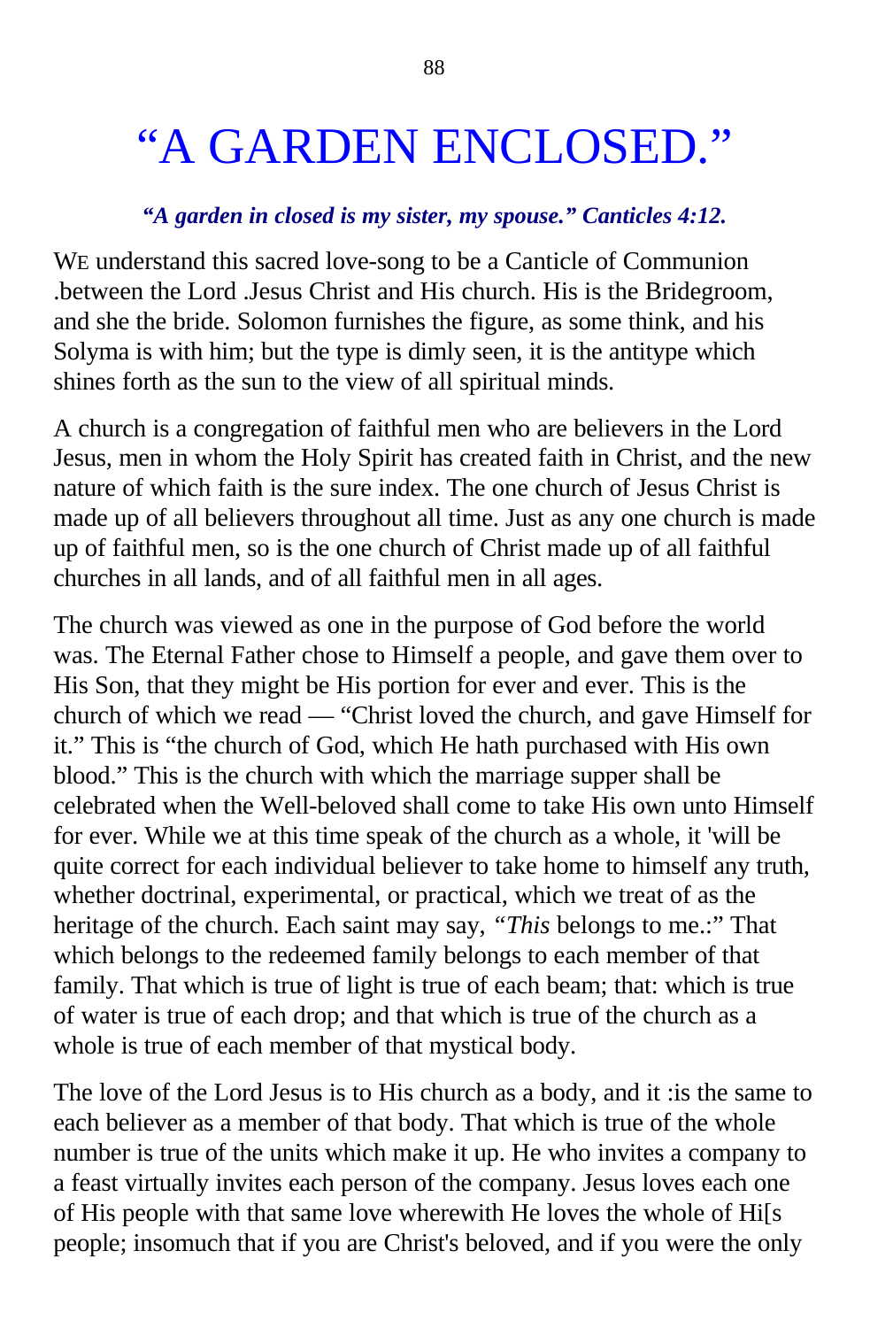# "A GARDEN ENCLOSED."

***"A garden in closed is my sister, my spouse." Canticles 4:12.***

WE understand this sacred love-song to be a Canticle of Communion .between the Lord .Jesus Christ and His church. His is the Bridegroom, and she the bride. Solomon furnishes the figure, as some think, and his Solyma is with him; but the type is dimly seen, it is the antitype which shines forth as the sun to the view of all spiritual minds.

A church is a congregation of faithful men who are believers in the Lord Jesus, men in whom the Holy Spirit has created faith in Christ, and the new nature of which faith is the sure index. The one church of Jesus Christ is made up of all believers throughout all time. Just as any one church is made up of faithful men, so is the one church of Christ made up of all faithful churches in all lands, and of all faithful men in all ages.

The church was viewed as one in the purpose of God before the world was. The Eternal Father chose to Himself a people, and gave them over to His Son, that they might be His portion for ever and ever. This is the church of which we read — "Christ loved the church, and gave Himself for it." This is "the church of God, which He hath purchased with His own blood." This is the church with which the marriage supper shall be celebrated when the Well-beloved shall come to take His own unto Himself for ever. While we at this time speak of the church as a whole, it 'will be quite correct for each individual believer to take home to himself any truth, whether doctrinal, experimental, or practical, which we treat of as the heritage of the church. Each saint may say, "*This* belongs to me.:" That which belongs to the redeemed family belongs to each member of that family. That which is true of light is true of each beam; that: which is true of water is true of each drop; and that which is true of the church as a whole is true of each member of that mystical body.

The love of the Lord Jesus is to His church as a body, and it :is the same to each believer as a member of that body. That which is true of the whole number is true of the units which make it up. He who invites a company to a feast virtually invites each person of the company. Jesus loves each one of His people with that same love wherewith He loves the whole of Hi[s people; insomuch that if you are Christ's beloved, and if you were the only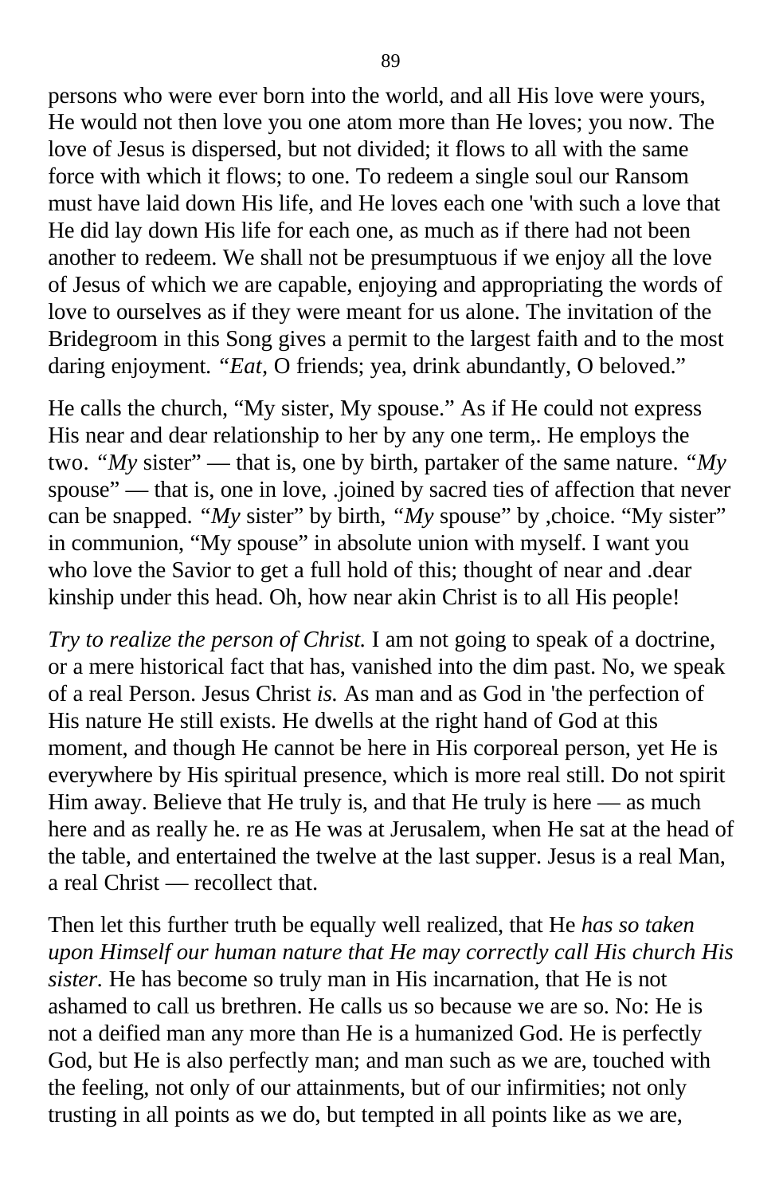persons who were ever born into the world, and all His love were yours, He would not then love you one atom more than He loves; you now. The love of Jesus is dispersed, but not divided; it flows to all with the same force with which it flows; to one. To redeem a single soul our Ransom must have laid down His life, and He loves each one 'with such a love that He did lay down His life for each one, as much as if there had not been another to redeem. We shall not be presumptuous if we enjoy all the love of Jesus of which we are capable, enjoying and appropriating the words of love to ourselves as if they were meant for us alone. The invitation of the Bridegroom in this Song gives a permit to the largest faith and to the most daring enjoyment. *"Eat,* O friends; yea, drink abundantly, O beloved."

He calls the church, "My sister, My spouse." As if He could not express His near and dear relationship to her by any one term,. He employs the two. *"My* sister" — that is, one by birth, partaker of the same nature. *"My* spouse" — that is, one in love, .joined by sacred ties of affection that never can be snapped. *"My* sister" by birth, *"My* spouse" by ,choice. "My sister" in communion, "My spouse" in absolute union with myself. I want you who love the Savior to get a full hold of this; thought of near and .dear kinship under this head. Oh, how near akin Christ is to all His people!

*Try to realize the person of Christ.* I am not going to speak of a doctrine, or a mere historical fact that has, vanished into the dim past. No, we speak of a real Person. Jesus Christ *is.* As man and as God in 'the perfection of His nature He still exists. He dwells at the right hand of God at this moment, and though He cannot be here in His corporeal person, yet He is everywhere by His spiritual presence, which is more real still. Do not spirit Him away. Believe that He truly is, and that He truly is here — as much here and as really he. re as He was at Jerusalem, when He sat at the head of the table, and entertained the twelve at the last supper. Jesus is a real Man, a real Christ — recollect that.

Then let this further truth be equally well realized, that He *has so taken upon Himself our human nature that He may correctly call His church His sister.* He has become so truly man in His incarnation, that He is not ashamed to call us brethren. He calls us so because we are so. No: He is not a deified man any more than He is a humanized God. He is perfectly God, but He is also perfectly man; and man such as we are, touched with the feeling, not only of our attainments, but of our infirmities; not only trusting in all points as we do, but tempted in all points like as we are,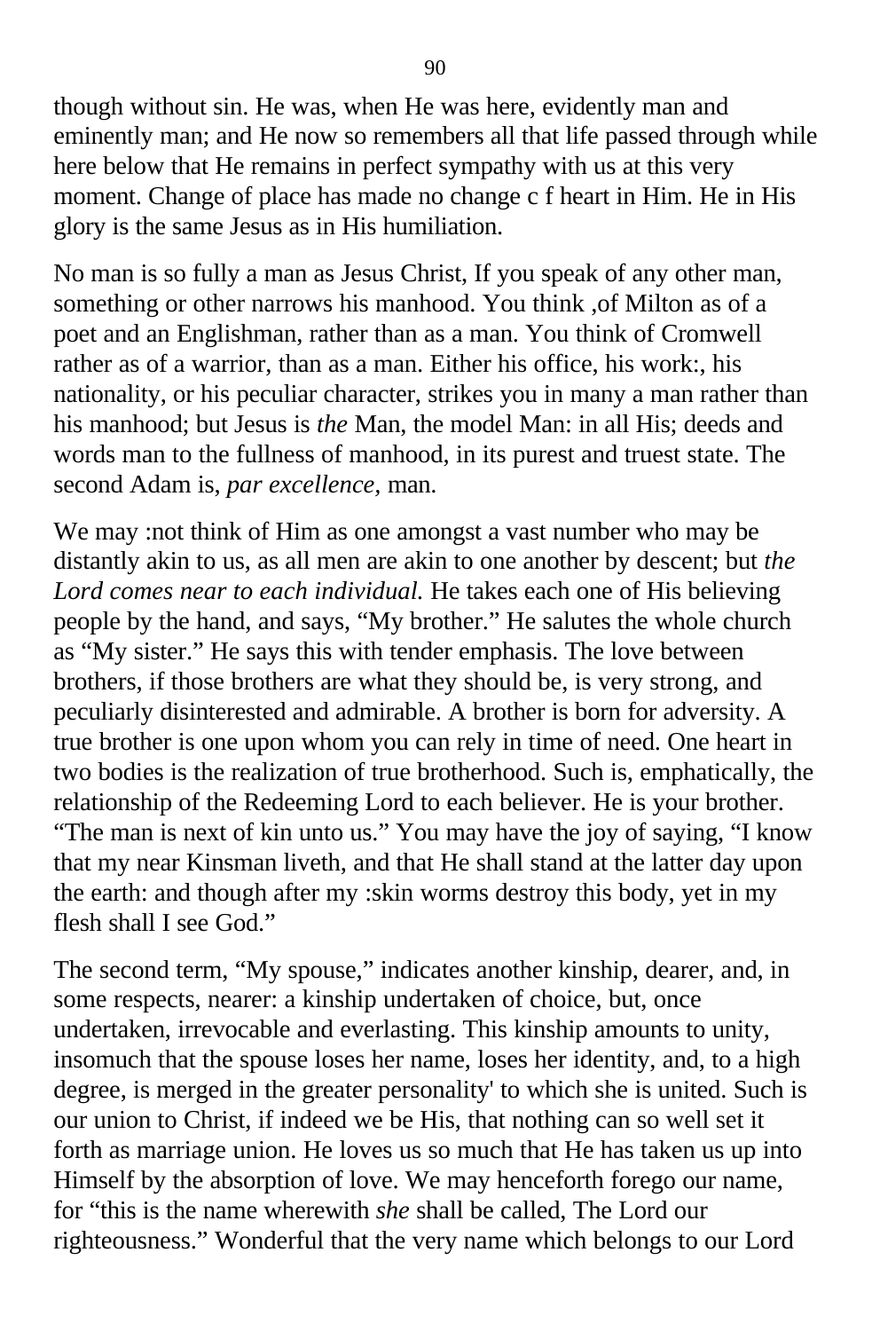though without sin. He was, when He was here, evidently man and eminently man; and He now so remembers all that life passed through while here below that He remains in perfect sympathy with us at this very moment. Change of place has made no change c f heart in Him. He in His glory is the same Jesus as in His humiliation.

No man is so fully a man as Jesus Christ, If you speak of any other man, something or other narrows his manhood. You think ,of Milton as of a poet and an Englishman, rather than as a man. You think of Cromwell rather as of a warrior, than as a man. Either his office, his work:, his nationality, or his peculiar character, strikes you in many a man rather than his manhood; but Jesus is *the* Man, the model Man: in all His; deeds and words man to the fullness of manhood, in its purest and truest state. The second Adam is, *par excellence,* man.

We may :not think of Him as one amongst a vast number who may be distantly akin to us, as all men are akin to one another by descent; but *the Lord comes near to each individual.* He takes each one of His believing people by the hand, and says, "My brother." He salutes the whole church as "My sister." He says this with tender emphasis. The love between brothers, if those brothers are what they should be, is very strong, and peculiarly disinterested and admirable. A brother is born for adversity. A true brother is one upon whom you can rely in time of need. One heart in two bodies is the realization of true brotherhood. Such is, emphatically, the relationship of the Redeeming Lord to each believer. He is your brother. "The man is next of kin unto us." You may have the joy of saying, "I know that my near Kinsman liveth, and that He shall stand at the latter day upon the earth: and though after my :skin worms destroy this body, yet in my flesh shall I see God."

The second term, "My spouse," indicates another kinship, dearer, and, in some respects, nearer: a kinship undertaken of choice, but, once undertaken, irrevocable and everlasting. This kinship amounts to unity, insomuch that the spouse loses her name, loses her identity, and, to a high degree, is merged in the greater personality' to which she is united. Such is our union to Christ, if indeed we be His, that nothing can so well set it forth as marriage union. He loves us so much that He has taken us up into Himself by the absorption of love. We may henceforth forego our name, for "this is the name wherewith *she* shall be called, The Lord our righteousness." Wonderful that the very name which belongs to our Lord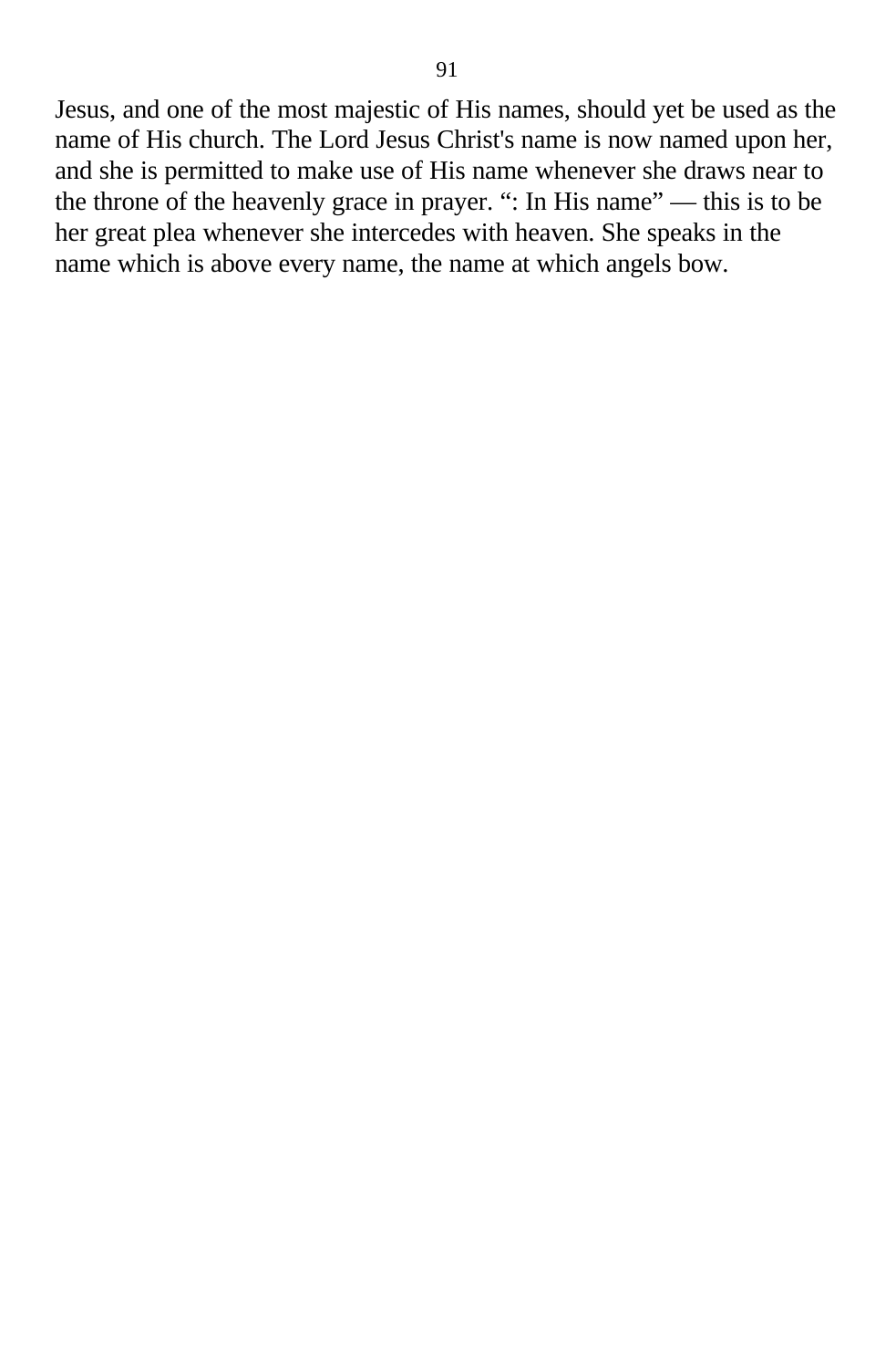Jesus, and one of the most majestic of His names, should yet be used as the name of His church. The Lord Jesus Christ's name is now named upon her, and she is permitted to make use of His name whenever she draws near to the throne of the heavenly grace in prayer. “: In His name” — this is to be her great plea whenever she intercedes with heaven. She speaks in the name which is above every name, the name at which angels bow.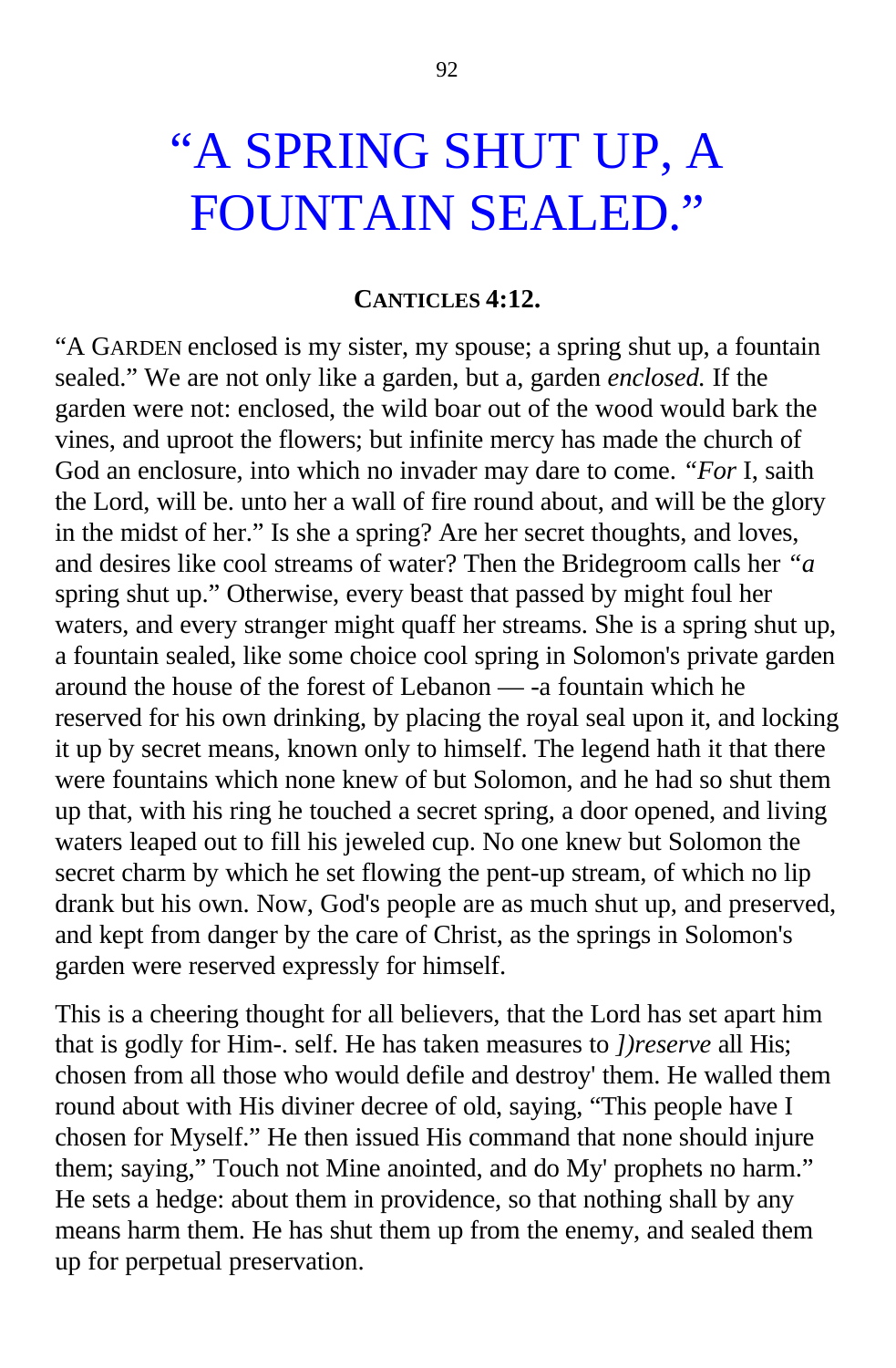# "A SPRING SHUT UP, A FOUNTAIN SEALED."

**CANTICLES 4:12.**

"A GARDEN enclosed is my sister, my spouse; a spring shut up, a fountain sealed." We are not only like a garden, but a, garden *enclosed.* If the garden were not: enclosed, the wild boar out of the wood would bark the vines, and uproot the flowers; but infinite mercy has made the church of God an enclosure, into which no invader may dare to come. *"For* I, saith the Lord, will be. unto her a wall of fire round about, and will be the glory in the midst of her." Is she a spring? Are her secret thoughts, and loves, and desires like cool streams of water? Then the Bridegroom calls her *"a* spring shut up." Otherwise, every beast that passed by might foul her waters, and every stranger might quaff her streams. She is a spring shut up, a fountain sealed, like some choice cool spring in Solomon's private garden around the house of the forest of Lebanon — -a fountain which he reserved for his own drinking, by placing the royal seal upon it, and locking it up by secret means, known only to himself. The legend hath it that there were fountains which none knew of but Solomon, and he had so shut them up that, with his ring he touched a secret spring, a door opened, and living waters leaped out to fill his jeweled cup. No one knew but Solomon the secret charm by which he set flowing the pent-up stream, of which no lip drank but his own. Now, God's people are as much shut up, and preserved, and kept from danger by the care of Christ, as the springs in Solomon's garden were reserved expressly for himself.

This is a cheering thought for all believers, that the Lord has set apart him that is godly for Him-. self. He has taken measures to *])reserve* all His; chosen from all those who would defile and destroy' them. He walled them round about with His diviner decree of old, saying, "This people have I chosen for Myself." He then issued His command that none should injure them; saying," Touch not Mine anointed, and do My' prophets no harm." He sets a hedge: about them in providence, so that nothing shall by any means harm them. He has shut them up from the enemy, and sealed them up for perpetual preservation.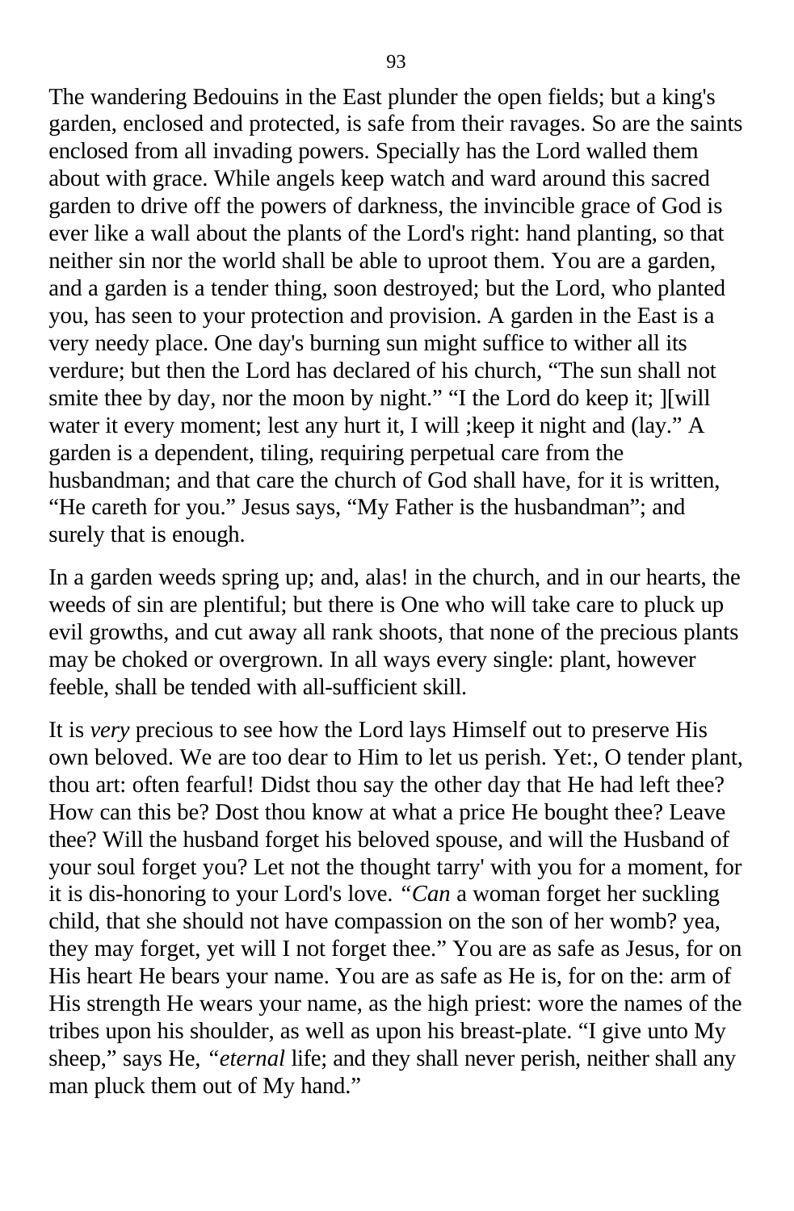The wandering Bedouins in the East plunder the open fields; but a king's garden, enclosed and protected, is safe from their ravages. So are the saints enclosed from all invading powers. Specially has the Lord walled them about with grace. While angels keep watch and ward around this sacred garden to drive off the powers of darkness, the invincible grace of God is ever like a wall about the plants of the Lord's right: hand planting, so that neither sin nor the world shall be able to uproot them. You are a garden, and a garden is a tender thing, soon destroyed; but the Lord, who planted you, has seen to your protection and provision. A garden in the East is a very needy place. One day's burning sun might suffice to wither all its verdure; but then the Lord has declared of his church, “The sun shall not smite thee by day, nor the moon by night.” “I the Lord do keep it; ][will water it every moment; lest any hurt it, I will ;keep it night and (lay.” A garden is a dependent, tiling, requiring perpetual care from the husbandman; and that care the church of God shall have, for it is written, “He careth for you.” Jesus says, “My Father is the husbandman”; and surely that is enough.

In a garden weeds spring up; and, alas! in the church, and in our hearts, the weeds of sin are plentiful; but there is One who will take care to pluck up evil growths, and cut away all rank shoots, that none of the precious plants may be choked or overgrown. In all ways every single: plant, however feeble, shall be tended with all-sufficient skill.

It is *very* precious to see how the Lord lays Himself out to preserve His own beloved. We are too dear to Him to let us perish. Yet:, O tender plant, thou art: often fearful! Didst thou say the other day that He had left thee? How can this be? Dost thou know at what a price He bought thee? Leave thee? Will the husband forget his beloved spouse, and will the Husband of your soul forget you? Let not the thought tarry' with you for a moment, for it is dis-honoring to your Lord's love. *“Can* a woman forget her suckling child, that she should not have compassion on the son of her womb? yea, they may forget, yet will I not forget thee.” You are as safe as Jesus, for on His heart He bears your name. You are as safe as He is, for on the: arm of His strength He wears your name, as the high priest: wore the names of the tribes upon his shoulder, as well as upon his breast-plate. “I give unto My sheep,” says He, *“eternal* life; and they shall never perish, neither shall any man pluck them out of My hand.”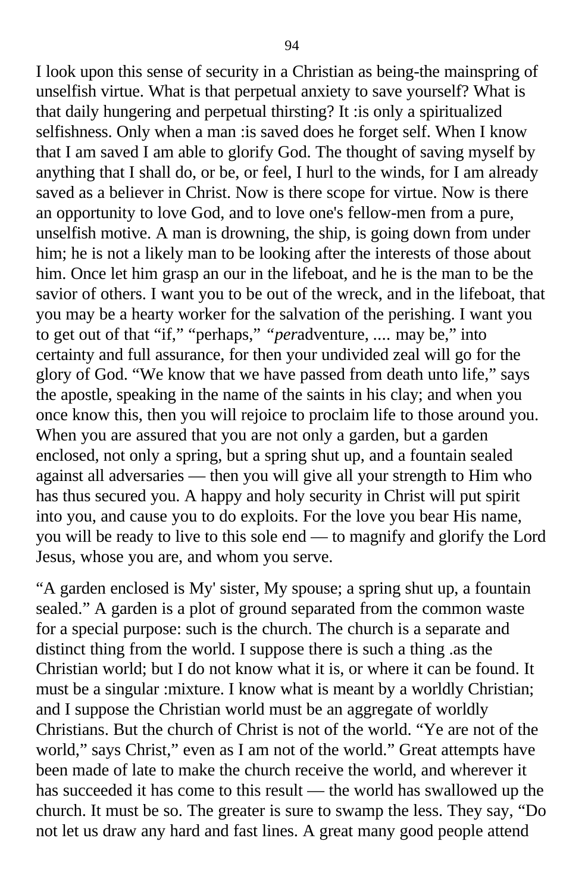I look upon this sense of security in a Christian as being-the mainspring of unselfish virtue. What is that perpetual anxiety to save yourself? What is that daily hungering and perpetual thirsting? It :is only a spiritualized selfishness. Only when a man :is saved does he forget self. When I know that I am saved I am able to glorify God. The thought of saving myself by anything that I shall do, or be, or feel, I hurl to the winds, for I am already saved as a believer in Christ. Now is there scope for virtue. Now is there an opportunity to love God, and to love one's fellow-men from a pure, unselfish motive. A man is drowning, the ship, is going down from under him; he is not a likely man to be looking after the interests of those about him. Once let him grasp an our in the lifeboat, and he is the man to be the savior of others. I want you to be out of the wreck, and in the lifeboat, that you may be a hearty worker for the salvation of the perishing. I want you to get out of that "if," "perhaps," "*per*adventure, .... may be," into certainty and full assurance, for then your undivided zeal will go for the glory of God. "We know that we have passed from death unto life," says the apostle, speaking in the name of the saints in his clay; and when you once know this, then you will rejoice to proclaim life to those around you. When you are assured that you are not only a garden, but a garden enclosed, not only a spring, but a spring shut up, and a fountain sealed against all adversaries — then you will give all your strength to Him who has thus secured you. A happy and holy security in Christ will put spirit into you, and cause you to do exploits. For the love you bear His name, you will be ready to live to this sole end — to magnify and glorify the Lord Jesus, whose you are, and whom you serve.

"A garden enclosed is My' sister, My spouse; a spring shut up, a fountain sealed." A garden is a plot of ground separated from the common waste for a special purpose: such is the church. The church is a separate and distinct thing from the world. I suppose there is such a thing .as the Christian world; but I do not know what it is, or where it can be found. It must be a singular :mixture. I know what is meant by a worldly Christian; and I suppose the Christian world must be an aggregate of worldly Christians. But the church of Christ is not of the world. "Ye are not of the world," says Christ," even as I am not of the world." Great attempts have been made of late to make the church receive the world, and wherever it has succeeded it has come to this result — the world has swallowed up the church. It must be so. The greater is sure to swamp the less. They say, "Do not let us draw any hard and fast lines. A great many good people attend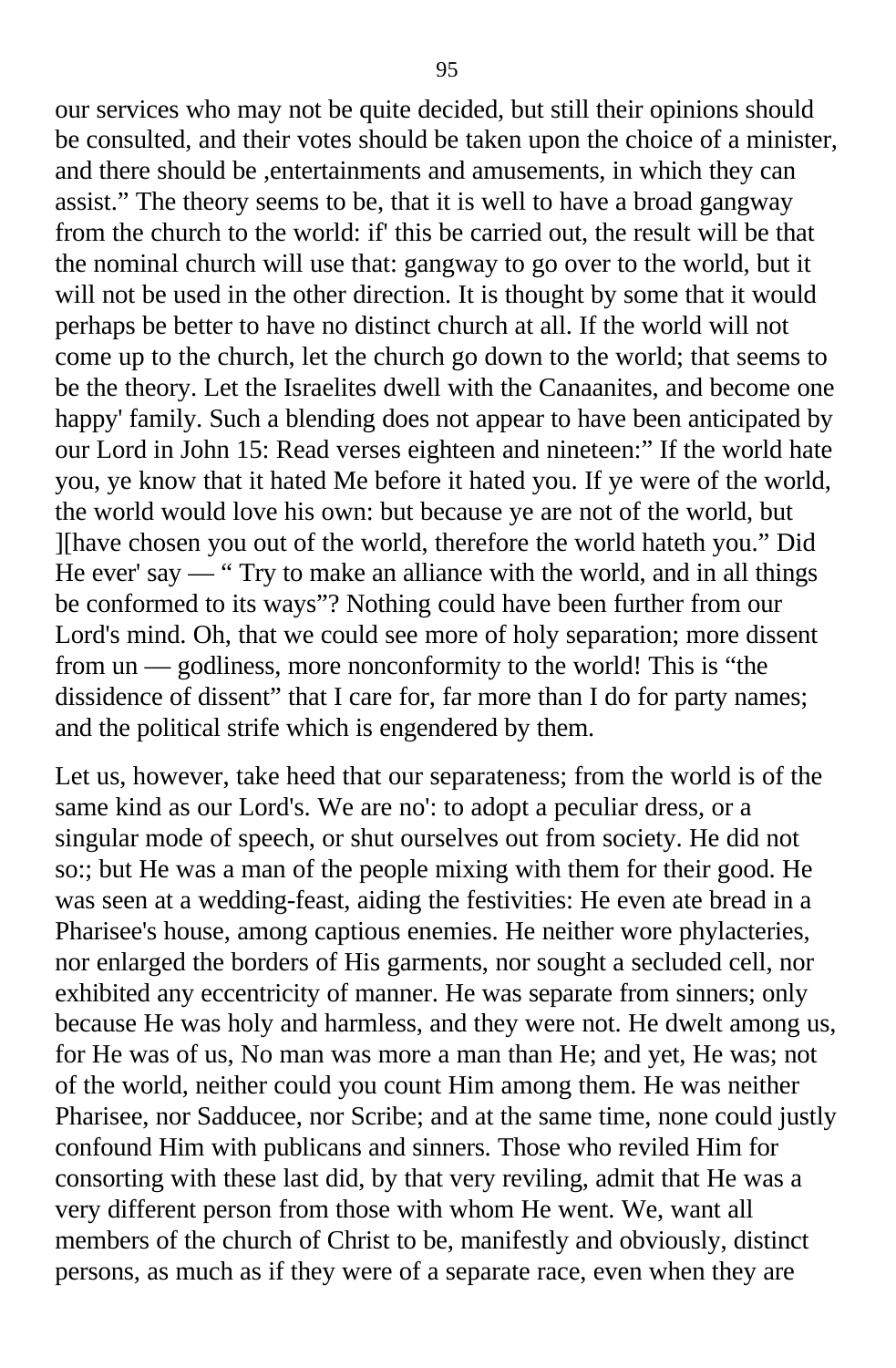our services who may not be quite decided, but still their opinions should be consulted, and their votes should be taken upon the choice of a minister, and there should be ,entertainments and amusements, in which they can assist.” The theory seems to be, that it is well to have a broad gangway from the church to the world: if' this be carried out, the result will be that the nominal church will use that: gangway to go over to the world, but it will not be used in the other direction. It is thought by some that it would perhaps be better to have no distinct church at all. If the world will not come up to the church, let the church go down to the world; that seems to be the theory. Let the Israelites dwell with the Canaanites, and become one happy' family. Such a blending does not appear to have been anticipated by our Lord in John 15: Read verses eighteen and nineteen:” If the world hate you, ye know that it hated Me before it hated you. If ye were of the world, the world would love his own: but because ye are not of the world, but ][have chosen you out of the world, therefore the world hateth you.” Did He ever' say — “ Try to make an alliance with the world, and in all things be conformed to its ways”? Nothing could have been further from our Lord's mind. Oh, that we could see more of holy separation; more dissent from un — godliness, more nonconformity to the world! This is “the dissidence of dissent” that I care for, far more than I do for party names; and the political strife which is engendered by them.

Let us, however, take heed that our separateness; from the world is of the same kind as our Lord's. We are no': to adopt a peculiar dress, or a singular mode of speech, or shut ourselves out from society. He did not so:; but He was a man of the people mixing with them for their good. He was seen at a wedding-feast, aiding the festivities: He even ate bread in a Pharisee's house, among captious enemies. He neither wore phylacteries, nor enlarged the borders of His garments, nor sought a secluded cell, nor exhibited any eccentricity of manner. He was separate from sinners; only because He was holy and harmless, and they were not. He dwelt among us, for He was of us, No man was more a man than He; and yet, He was; not of the world, neither could you count Him among them. He was neither Pharisee, nor Sadducee, nor Scribe; and at the same time, none could justly confound Him with publicans and sinners. Those who reviled Him for consorting with these last did, by that very reviling, admit that He was a very different person from those with whom He went. We, want all members of the church of Christ to be, manifestly and obviously, distinct persons, as much as if they were of a separate race, even when they are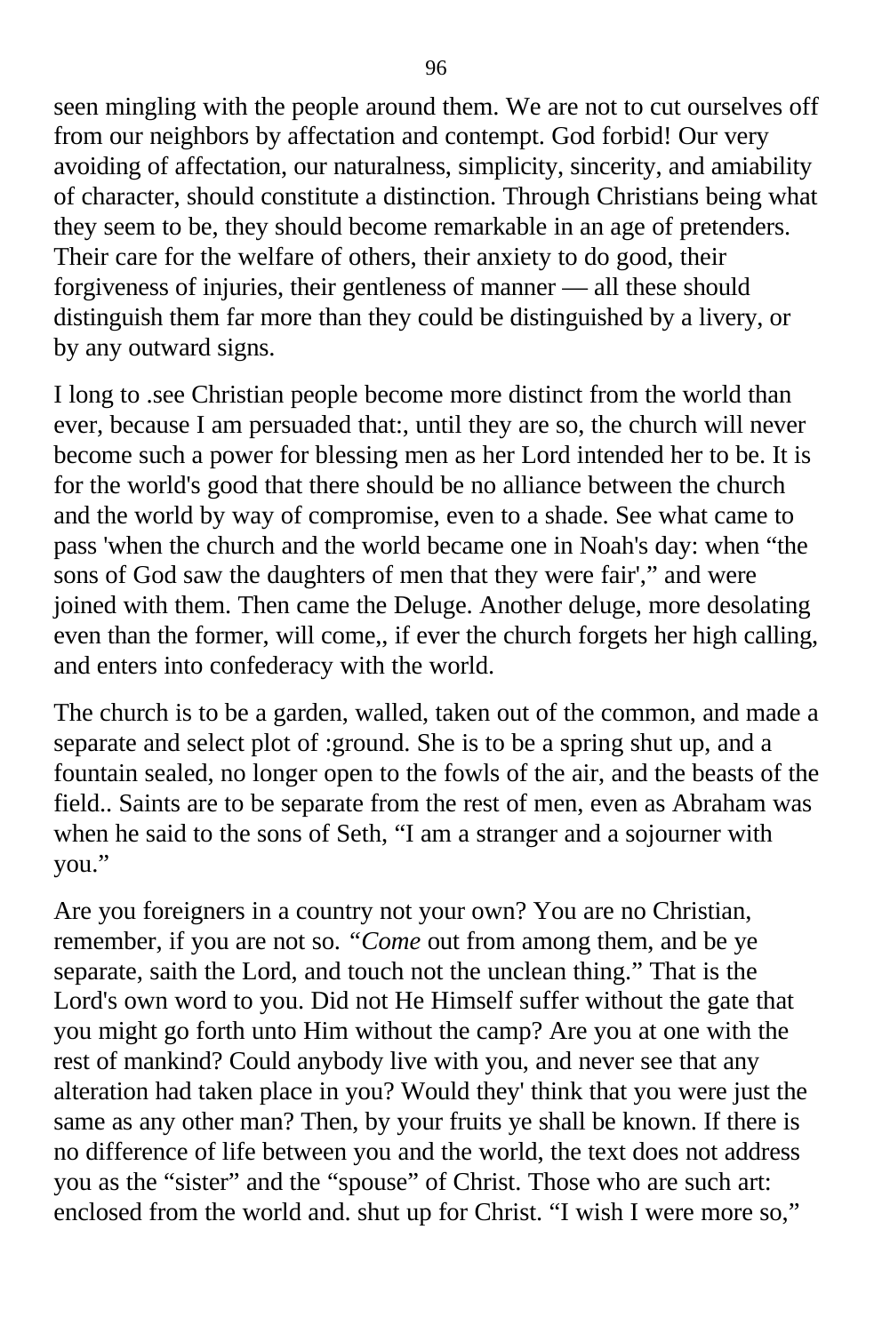seen mingling with the people around them. We are not to cut ourselves off from our neighbors by affectation and contempt. God forbid! Our very avoiding of affectation, our naturalness, simplicity, sincerity, and amiability of character, should constitute a distinction. Through Christians being what they seem to be, they should become remarkable in an age of pretenders. Their care for the welfare of others, their anxiety to do good, their forgiveness of injuries, their gentleness of manner — all these should distinguish them far more than they could be distinguished by a livery, or by any outward signs.

I long to .see Christian people become more distinct from the world than ever, because I am persuaded that:, until they are so, the church will never become such a power for blessing men as her Lord intended her to be. It is for the world's good that there should be no alliance between the church and the world by way of compromise, even to a shade. See what came to pass 'when the church and the world became one in Noah's day: when "the sons of God saw the daughters of men that they were fair'," and were joined with them. Then came the Deluge. Another deluge, more desolating even than the former, will come,, if ever the church forgets her high calling, and enters into confederacy with the world.

The church is to be a garden, walled, taken out of the common, and made a separate and select plot of :ground. She is to be a spring shut up, and a fountain sealed, no longer open to the fowls of the air, and the beasts of the field.. Saints are to be separate from the rest of men, even as Abraham was when he said to the sons of Seth, "I am a stranger and a sojourner with you."

Are you foreigners in a country not your own? You are no Christian, remember, if you are not so. "*Come* out from among them, and be ye separate, saith the Lord, and touch not the unclean thing." That is the Lord's own word to you. Did not He Himself suffer without the gate that you might go forth unto Him without the camp? Are you at one with the rest of mankind? Could anybody live with you, and never see that any alteration had taken place in you? Would they' think that you were just the same as any other man? Then, by your fruits ye shall be known. If there is no difference of life between you and the world, the text does not address you as the "sister" and the "spouse" of Christ. Those who are such art: enclosed from the world and. shut up for Christ. "I wish I were more so,"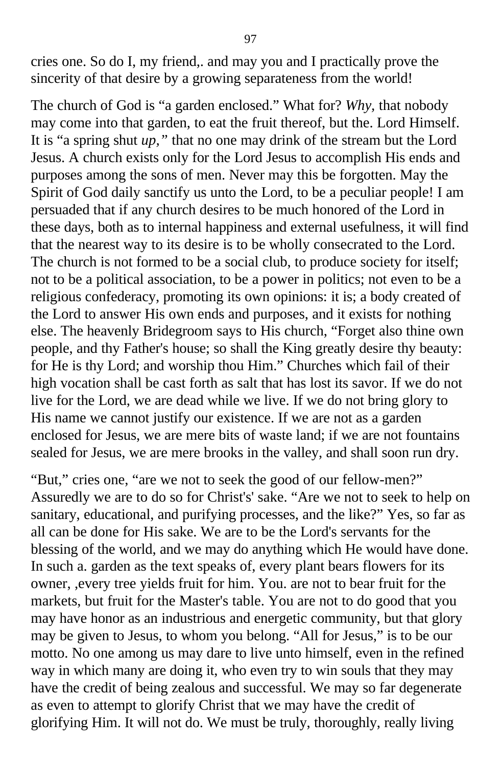cries one. So do I, my friend,. and may you and I practically prove the sincerity of that desire by a growing separateness from the world!

The church of God is "a garden enclosed." What for? *Why,* that nobody may come into that garden, to eat the fruit thereof, but the. Lord Himself. It is "a spring shut *up,"* that no one may drink of the stream but the Lord Jesus. A church exists only for the Lord Jesus to accomplish His ends and purposes among the sons of men. Never may this be forgotten. May the Spirit of God daily sanctify us unto the Lord, to be a peculiar people! I am persuaded that if any church desires to be much honored of the Lord in these days, both as to internal happiness and external usefulness, it will find that the nearest way to its desire is to be wholly consecrated to the Lord. The church is not formed to be a social club, to produce society for itself; not to be a political association, to be a power in politics; not even to be a religious confederacy, promoting its own opinions: it is; a body created of the Lord to answer His own ends and purposes, and it exists for nothing else. The heavenly Bridegroom says to His church, "Forget also thine own people, and thy Father's house; so shall the King greatly desire thy beauty: for He is thy Lord; and worship thou Him." Churches which fail of their high vocation shall be cast forth as salt that has lost its savor. If we do not live for the Lord, we are dead while we live. If we do not bring glory to His name we cannot justify our existence. If we are not as a garden enclosed for Jesus, we are mere bits of waste land; if we are not fountains sealed for Jesus, we are mere brooks in the valley, and shall soon run dry.

"But," cries one, "are we not to seek the good of our fellow-men?" Assuredly we are to do so for Christ's' sake. "Are we not to seek to help on sanitary, educational, and purifying processes, and the like?" Yes, so far as all can be done for His sake. We are to be the Lord's servants for the blessing of the world, and we may do anything which He would have done. In such a. garden as the text speaks of, every plant bears flowers for its owner, ,every tree yields fruit for him. You. are not to bear fruit for the markets, but fruit for the Master's table. You are not to do good that you may have honor as an industrious and energetic community, but that glory may be given to Jesus, to whom you belong. "All for Jesus," is to be our motto. No one among us may dare to live unto himself, even in the refined way in which many are doing it, who even try to win souls that they may have the credit of being zealous and successful. We may so far degenerate as even to attempt to glorify Christ that we may have the credit of glorifying Him. It will not do. We must be truly, thoroughly, really living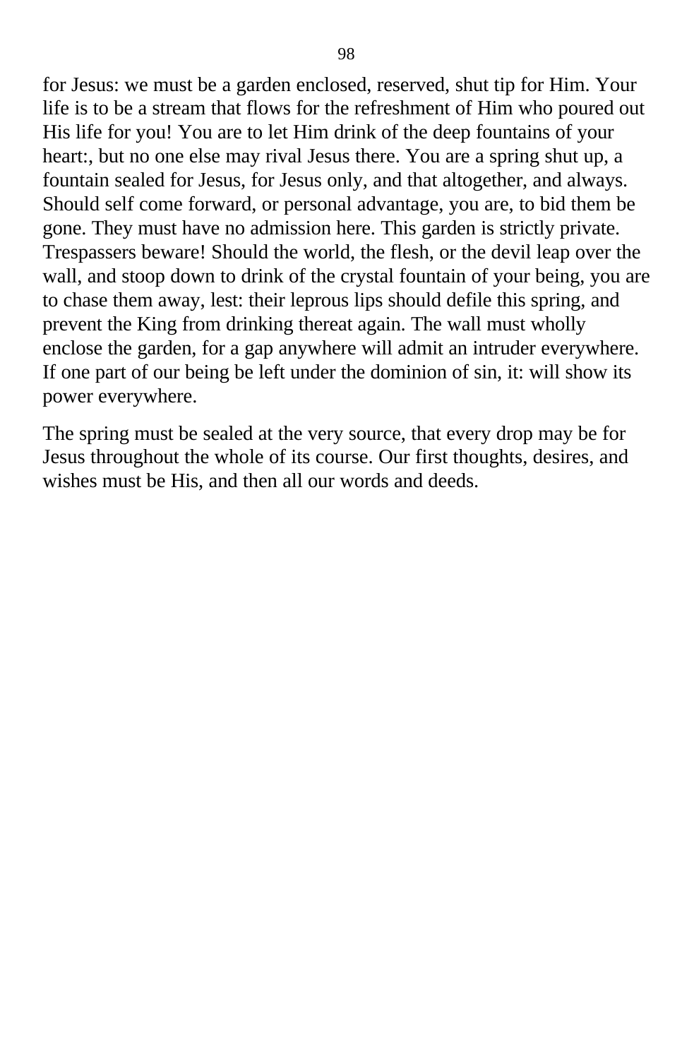for Jesus: we must be a garden enclosed, reserved, shut tip for Him. Your life is to be a stream that flows for the refreshment of Him who poured out His life for you! You are to let Him drink of the deep fountains of your heart:, but no one else may rival Jesus there. You are a spring shut up, a fountain sealed for Jesus, for Jesus only, and that altogether, and always. Should self come forward, or personal advantage, you are, to bid them be gone. They must have no admission here. This garden is strictly private. Trespassers beware! Should the world, the flesh, or the devil leap over the wall, and stoop down to drink of the crystal fountain of your being, you are to chase them away, lest: their leprous lips should defile this spring, and prevent the King from drinking thereat again. The wall must wholly enclose the garden, for a gap anywhere will admit an intruder everywhere. If one part of our being be left under the dominion of sin, it: will show its power everywhere.

The spring must be sealed at the very source, that every drop may be for Jesus throughout the whole of its course. Our first thoughts, desires, and wishes must be His, and then all our words and deeds.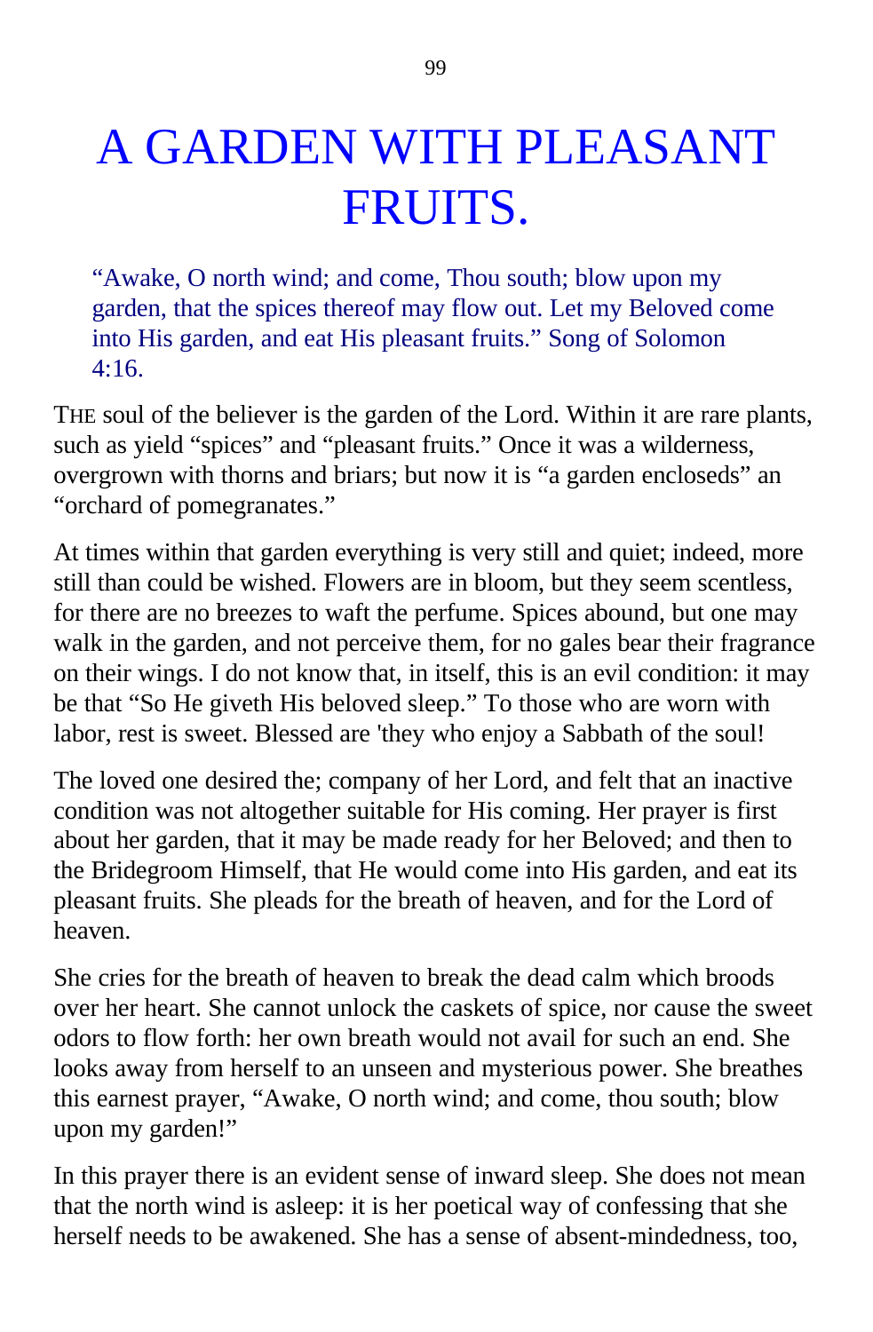# A GARDEN WITH PLEASANT FRUITS.

> "Awake, O north wind; and come, Thou south; blow upon my garden, that the spices thereof may flow out. Let my Beloved come into His garden, and eat His pleasant fruits." Song of Solomon 4:16.

THE soul of the believer is the garden of the Lord. Within it are rare plants, such as yield "spices" and "pleasant fruits." Once it was a wilderness, overgrown with thorns and briars; but now it is "a garden encloseds" an "orchard of pomegranates."

At times within that garden everything is very still and quiet; indeed, more still than could be wished. Flowers are in bloom, but they seem scentless, for there are no breezes to waft the perfume. Spices abound, but one may walk in the garden, and not perceive them, for no gales bear their fragrance on their wings. I do not know that, in itself, this is an evil condition: it may be that "So He giveth His beloved sleep." To those who are worn with labor, rest is sweet. Blessed are 'they who enjoy a Sabbath of the soul!

The loved one desired the; company of her Lord, and felt that an inactive condition was not altogether suitable for His coming. Her prayer is first about her garden, that it may be made ready for her Beloved; and then to the Bridegroom Himself, that He would come into His garden, and eat its pleasant fruits. She pleads for the breath of heaven, and for the Lord of heaven.

She cries for the breath of heaven to break the dead calm which broods over her heart. She cannot unlock the caskets of spice, nor cause the sweet odors to flow forth: her own breath would not avail for such an end. She looks away from herself to an unseen and mysterious power. She breathes this earnest prayer, "Awake, O north wind; and come, thou south; blow upon my garden!"

In this prayer there is an evident sense of inward sleep. She does not mean that the north wind is asleep: it is her poetical way of confessing that she herself needs to be awakened. She has a sense of absent-mindedness, too,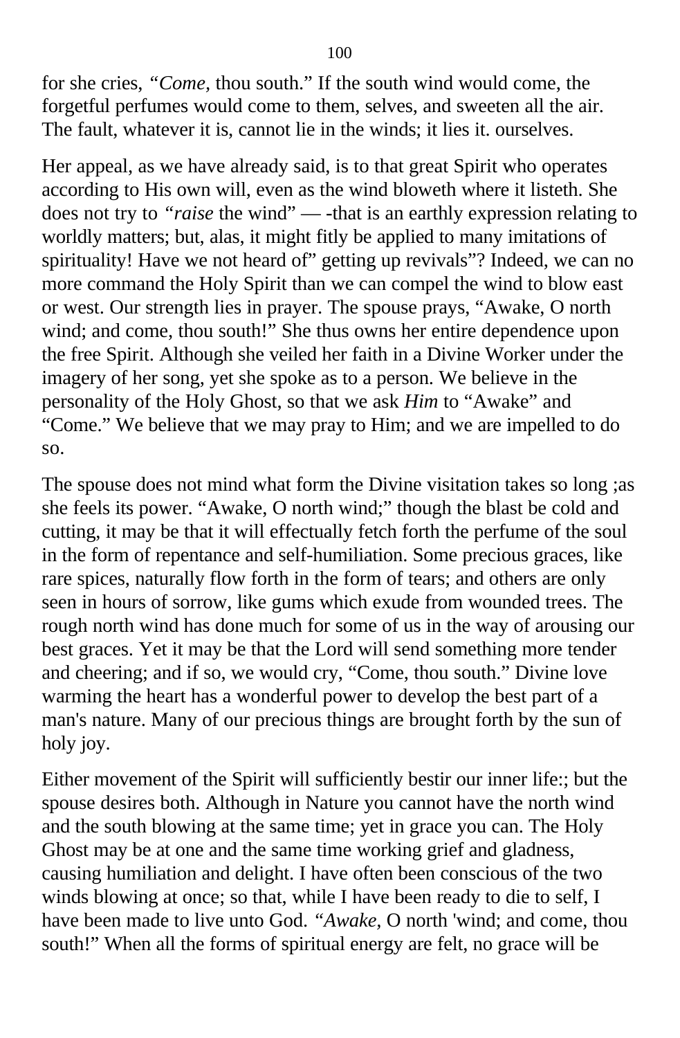for she cries, *"Come,* thou south." If the south wind would come, the forgetful perfumes would come to them, selves, and sweeten all the air. The fault, whatever it is, cannot lie in the winds; it lies it. ourselves.

Her appeal, as we have already said, is to that great Spirit who operates according to His own will, even as the wind bloweth where it listeth. She does not try to *"raise* the wind" — -that is an earthly expression relating to worldly matters; but, alas, it might fitly be applied to many imitations of spirituality! Have we not heard of" getting up revivals"? Indeed, we can no more command the Holy Spirit than we can compel the wind to blow east or west. Our strength lies in prayer. The spouse prays, "Awake, O north wind; and come, thou south!" She thus owns her entire dependence upon the free Spirit. Although she veiled her faith in a Divine Worker under the imagery of her song, yet she spoke as to a person. We believe in the personality of the Holy Ghost, so that we ask *Him* to "Awake" and "Come." We believe that we may pray to Him; and we are impelled to do so.

The spouse does not mind what form the Divine visitation takes so long ;as she feels its power. "Awake, O north wind;" though the blast be cold and cutting, it may be that it will effectually fetch forth the perfume of the soul in the form of repentance and self-humiliation. Some precious graces, like rare spices, naturally flow forth in the form of tears; and others are only seen in hours of sorrow, like gums which exude from wounded trees. The rough north wind has done much for some of us in the way of arousing our best graces. Yet it may be that the Lord will send something more tender and cheering; and if so, we would cry, "Come, thou south." Divine love warming the heart has a wonderful power to develop the best part of a man's nature. Many of our precious things are brought forth by the sun of holy joy.

Either movement of the Spirit will sufficiently bestir our inner life:; but the spouse desires both. Although in Nature you cannot have the north wind and the south blowing at the same time; yet in grace you can. The Holy Ghost may be at one and the same time working grief and gladness, causing humiliation and delight. I have often been conscious of the two winds blowing at once; so that, while I have been ready to die to self, I have been made to live unto God. *"Awake,* O north 'wind; and come, thou south!" When all the forms of spiritual energy are felt, no grace will be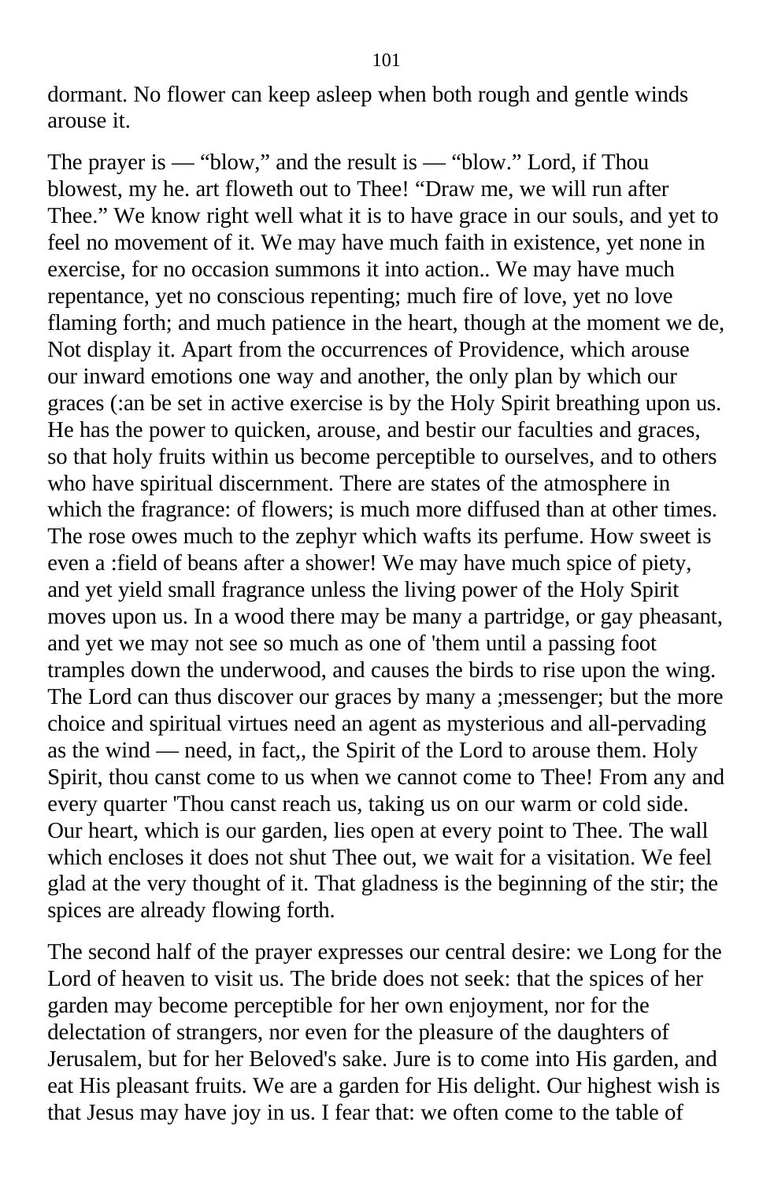dormant. No flower can keep asleep when both rough and gentle winds arouse it.

The prayer is — "blow," and the result is — "blow." Lord, if Thou blowest, my he. art floweth out to Thee! "Draw me, we will run after Thee." We know right well what it is to have grace in our souls, and yet to feel no movement of it. We may have much faith in existence, yet none in exercise, for no occasion summons it into action.. We may have much repentance, yet no conscious repenting; much fire of love, yet no love flaming forth; and much patience in the heart, though at the moment we de, Not display it. Apart from the occurrences of Providence, which arouse our inward emotions one way and another, the only plan by which our graces (:an be set in active exercise is by the Holy Spirit breathing upon us. He has the power to quicken, arouse, and bestir our faculties and graces, so that holy fruits within us become perceptible to ourselves, and to others who have spiritual discernment. There are states of the atmosphere in which the fragrance: of flowers; is much more diffused than at other times. The rose owes much to the zephyr which wafts its perfume. How sweet is even a :field of beans after a shower! We may have much spice of piety, and yet yield small fragrance unless the living power of the Holy Spirit moves upon us. In a wood there may be many a partridge, or gay pheasant, and yet we may not see so much as one of 'them until a passing foot tramples down the underwood, and causes the birds to rise upon the wing. The Lord can thus discover our graces by many a ;messenger; but the more choice and spiritual virtues need an agent as mysterious and all-pervading as the wind — need, in fact,, the Spirit of the Lord to arouse them. Holy Spirit, thou canst come to us when we cannot come to Thee! From any and every quarter 'Thou canst reach us, taking us on our warm or cold side. Our heart, which is our garden, lies open at every point to Thee. The wall which encloses it does not shut Thee out, we wait for a visitation. We feel glad at the very thought of it. That gladness is the beginning of the stir; the spices are already flowing forth.

The second half of the prayer expresses our central desire: we Long for the Lord of heaven to visit us. The bride does not seek: that the spices of her garden may become perceptible for her own enjoyment, nor for the delectation of strangers, nor even for the pleasure of the daughters of Jerusalem, but for her Beloved's sake. Jure is to come into His garden, and eat His pleasant fruits. We are a garden for His delight. Our highest wish is that Jesus may have joy in us. I fear that: we often come to the table of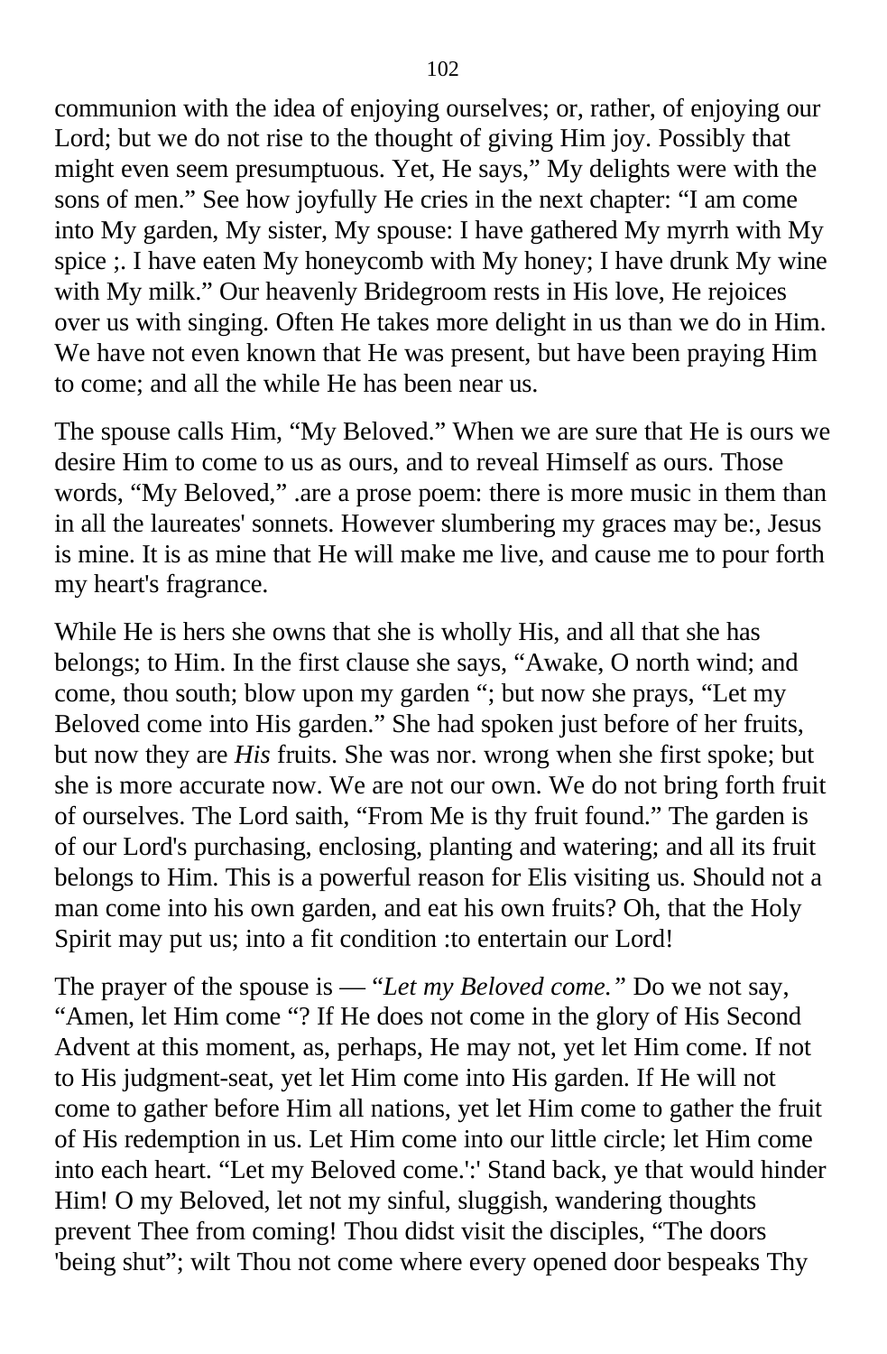communion with the idea of enjoying ourselves; or, rather, of enjoying our Lord; but we do not rise to the thought of giving Him joy. Possibly that might even seem presumptuous. Yet, He says," My delights were with the sons of men." See how joyfully He cries in the next chapter: "I am come into My garden, My sister, My spouse: I have gathered My myrrh with My spice ;. I have eaten My honeycomb with My honey; I have drunk My wine with My milk." Our heavenly Bridegroom rests in His love, He rejoices over us with singing. Often He takes more delight in us than we do in Him. We have not even known that He was present, but have been praying Him to come; and all the while He has been near us.

The spouse calls Him, "My Beloved." When we are sure that He is ours we desire Him to come to us as ours, and to reveal Himself as ours. Those words, "My Beloved," .are a prose poem: there is more music in them than in all the laureates' sonnets. However slumbering my graces may be:, Jesus is mine. It is as mine that He will make me live, and cause me to pour forth my heart's fragrance.

While He is hers she owns that she is wholly His, and all that she has belongs; to Him. In the first clause she says, "Awake, O north wind; and come, thou south; blow upon my garden "; but now she prays, "Let my Beloved come into His garden." She had spoken just before of her fruits, but now they are *His* fruits. She was nor. wrong when she first spoke; but she is more accurate now. We are not our own. We do not bring forth fruit of ourselves. The Lord saith, "From Me is thy fruit found." The garden is of our Lord's purchasing, enclosing, planting and watering; and all its fruit belongs to Him. This is a powerful reason for Elis visiting us. Should not a man come into his own garden, and eat his own fruits? Oh, that the Holy Spirit may put us; into a fit condition :to entertain our Lord!

The prayer of the spouse is — "*Let my Beloved come.*" Do we not say, "Amen, let Him come "? If He does not come in the glory of His Second Advent at this moment, as, perhaps, He may not, yet let Him come. If not to His judgment-seat, yet let Him come into His garden. If He will not come to gather before Him all nations, yet let Him come to gather the fruit of His redemption in us. Let Him come into our little circle; let Him come into each heart. "Let my Beloved come.':' Stand back, ye that would hinder Him! O my Beloved, let not my sinful, sluggish, wandering thoughts prevent Thee from coming! Thou didst visit the disciples, "The doors 'being shut"; wilt Thou not come where every opened door bespeaks Thy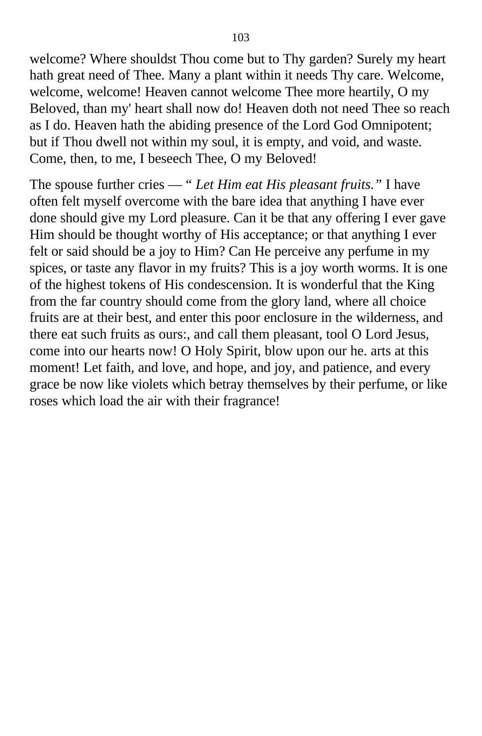welcome? Where shouldst Thou come but to Thy garden? Surely my heart hath great need of Thee. Many a plant within it needs Thy care. Welcome, welcome, welcome! Heaven cannot welcome Thee more heartily, O my Beloved, than my' heart shall now do! Heaven doth not need Thee so reach as I do. Heaven hath the abiding presence of the Lord God Omnipotent; but if Thou dwell not within my soul, it is empty, and void, and waste. Come, then, to me, I beseech Thee, O my Beloved!

The spouse further cries — “ *Let Him eat His pleasant fruits.”* I have often felt myself overcome with the bare idea that anything I have ever done should give my Lord pleasure. Can it be that any offering I ever gave Him should be thought worthy of His acceptance; or that anything I ever felt or said should be a joy to Him? Can He perceive any perfume in my spices, or taste any flavor in my fruits? This is a joy worth worms. It is one of the highest tokens of His condescension. It is wonderful that the King from the far country should come from the glory land, where all choice fruits are at their best, and enter this poor enclosure in the wilderness, and there eat such fruits as ours:, and call them pleasant, tool O Lord Jesus, come into our hearts now! O Holy Spirit, blow upon our he. arts at this moment! Let faith, and love, and hope, and joy, and patience, and every grace be now like violets which betray themselves by their perfume, or like roses which load the air with their fragrance!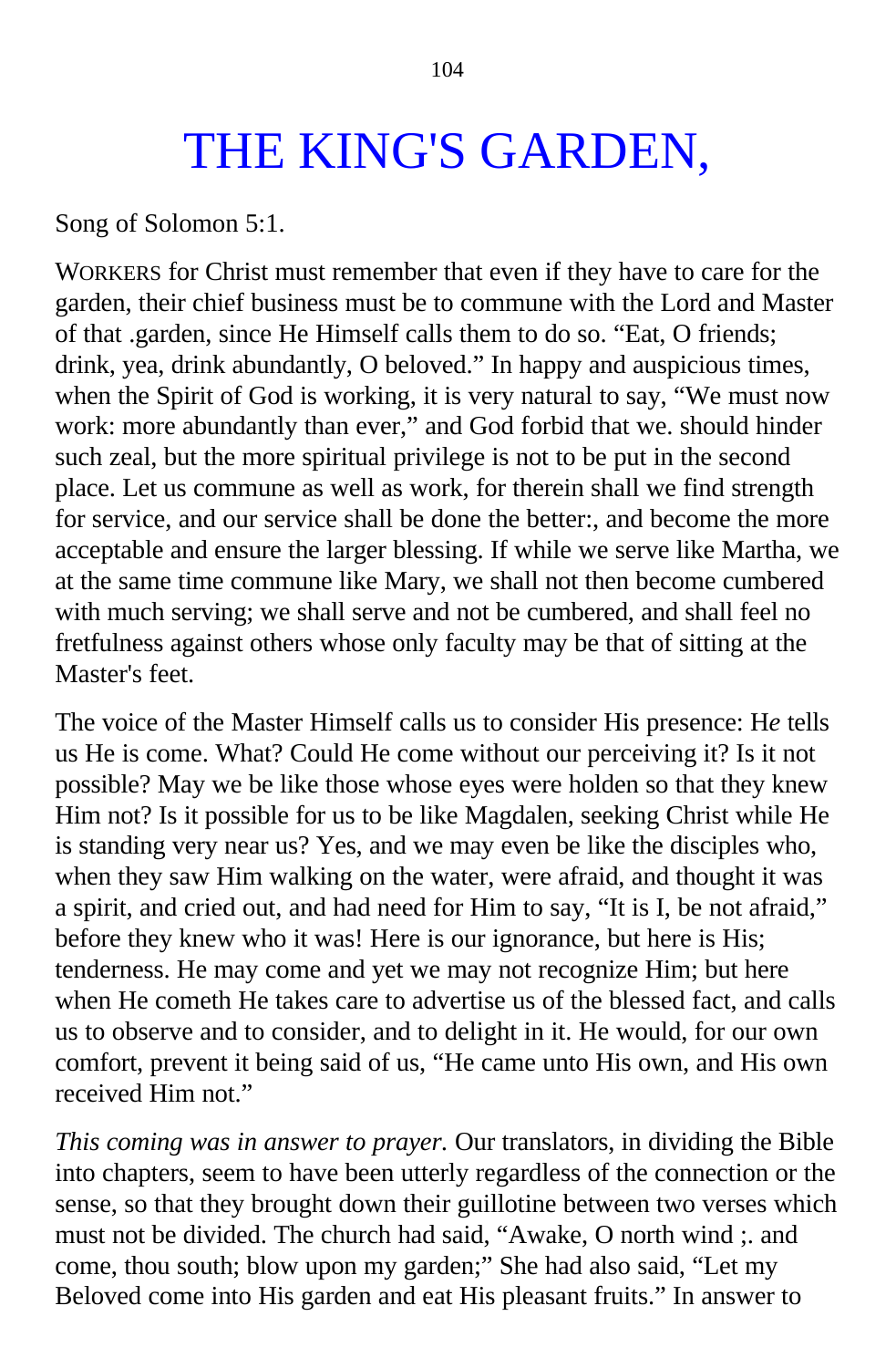# THE KING'S GARDEN,

Song of Solomon 5:1.

WORKERS for Christ must remember that even if they have to care for the garden, their chief business must be to commune with the Lord and Master of that .garden, since He Himself calls them to do so. "Eat, O friends; drink, yea, drink abundantly, O beloved." In happy and auspicious times, when the Spirit of God is working, it is very natural to say, "We must now work: more abundantly than ever," and God forbid that we. should hinder such zeal, but the more spiritual privilege is not to be put in the second place. Let us commune as well as work, for therein shall we find strength for service, and our service shall be done the better:, and become the more acceptable and ensure the larger blessing. If while we serve like Martha, we at the same time commune like Mary, we shall not then become cumbered with much serving; we shall serve and not be cumbered, and shall feel no fretfulness against others whose only faculty may be that of sitting at the Master's feet.

The voice of the Master Himself calls us to consider His presence: H*e* tells us He is come. What? Could He come without our perceiving it? Is it not possible? May we be like those whose eyes were holden so that they knew Him not? Is it possible for us to be like Magdalen, seeking Christ while He is standing very near us? Yes, and we may even be like the disciples who, when they saw Him walking on the water, were afraid, and thought it was a spirit, and cried out, and had need for Him to say, "It is I, be not afraid," before they knew who it was! Here is our ignorance, but here is His; tenderness. He may come and yet we may not recognize Him; but here when He cometh He takes care to advertise us of the blessed fact, and calls us to observe and to consider, and to delight in it. He would, for our own comfort, prevent it being said of us, "He came unto His own, and His own received Him not."

*This coming was in answer to prayer.* Our translators, in dividing the Bible into chapters, seem to have been utterly regardless of the connection or the sense, so that they brought down their guillotine between two verses which must not be divided. The church had said, "Awake, O north wind ;. and come, thou south; blow upon my garden;" She had also said, "Let my Beloved come into His garden and eat His pleasant fruits." In answer to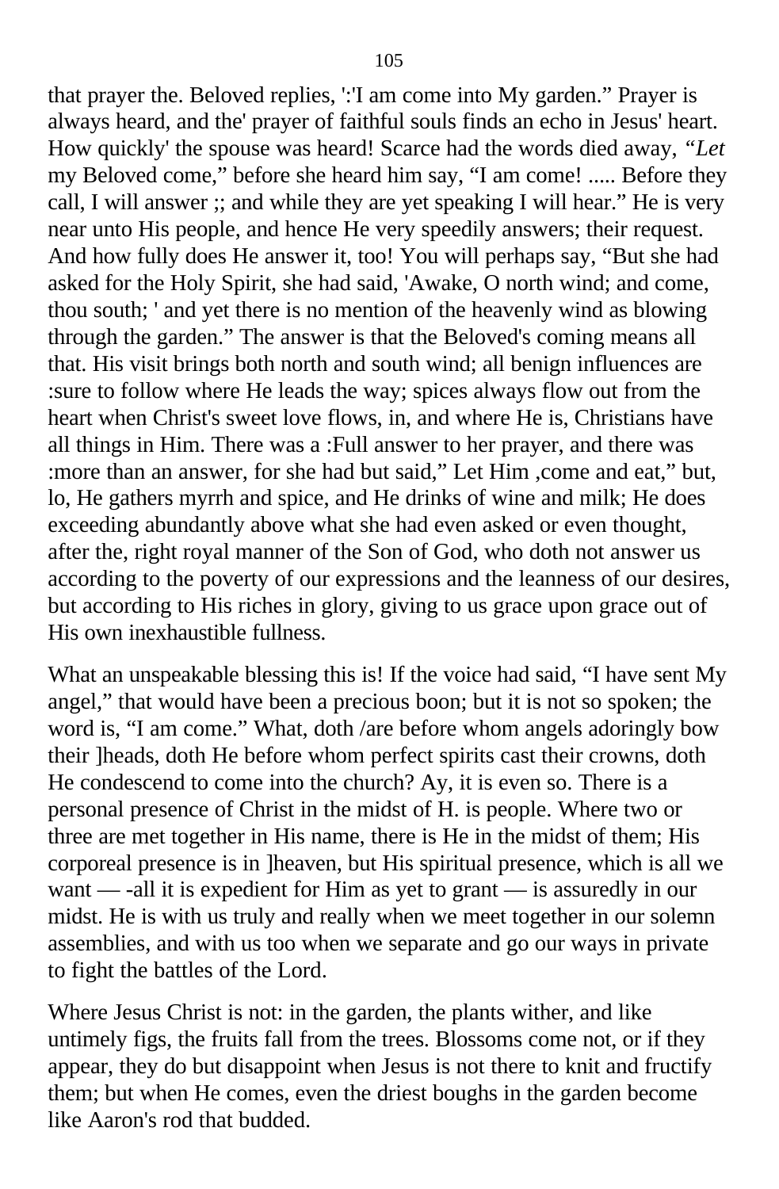that prayer the. Beloved replies, ':'I am come into My garden." Prayer is always heard, and the' prayer of faithful souls finds an echo in Jesus' heart. How quickly' the spouse was heard! Scarce had the words died away, *"Let* my Beloved come," before she heard him say, "I am come! ..... Before they call, I will answer ;; and while they are yet speaking I will hear." He is very near unto His people, and hence He very speedily answers; their request. And how fully does He answer it, too! You will perhaps say, "But she had asked for the Holy Spirit, she had said, 'Awake, O north wind; and come, thou south; ' and yet there is no mention of the heavenly wind as blowing through the garden." The answer is that the Beloved's coming means all that. His visit brings both north and south wind; all benign influences are :sure to follow where He leads the way; spices always flow out from the heart when Christ's sweet love flows, in, and where He is, Christians have all things in Him. There was a :Full answer to her prayer, and there was :more than an answer, for she had but said," Let Him ,come and eat," but, lo, He gathers myrrh and spice, and He drinks of wine and milk; He does exceeding abundantly above what she had even asked or even thought, after the, right royal manner of the Son of God, who doth not answer us according to the poverty of our expressions and the leanness of our desires, but according to His riches in glory, giving to us grace upon grace out of His own inexhaustible fullness.

What an unspeakable blessing this is! If the voice had said, "I have sent My angel," that would have been a precious boon; but it is not so spoken; the word is, "I am come." What, doth /are before whom angels adoringly bow their ]heads, doth He before whom perfect spirits cast their crowns, doth He condescend to come into the church? Ay, it is even so. There is a personal presence of Christ in the midst of H. is people. Where two or three are met together in His name, there is He in the midst of them; His corporeal presence is in ]heaven, but His spiritual presence, which is all we want — -all it is expedient for Him as yet to grant — is assuredly in our midst. He is with us truly and really when we meet together in our solemn assemblies, and with us too when we separate and go our ways in private to fight the battles of the Lord.

Where Jesus Christ is not: in the garden, the plants wither, and like untimely figs, the fruits fall from the trees. Blossoms come not, or if they appear, they do but disappoint when Jesus is not there to knit and fructify them; but when He comes, even the driest boughs in the garden become like Aaron's rod that budded.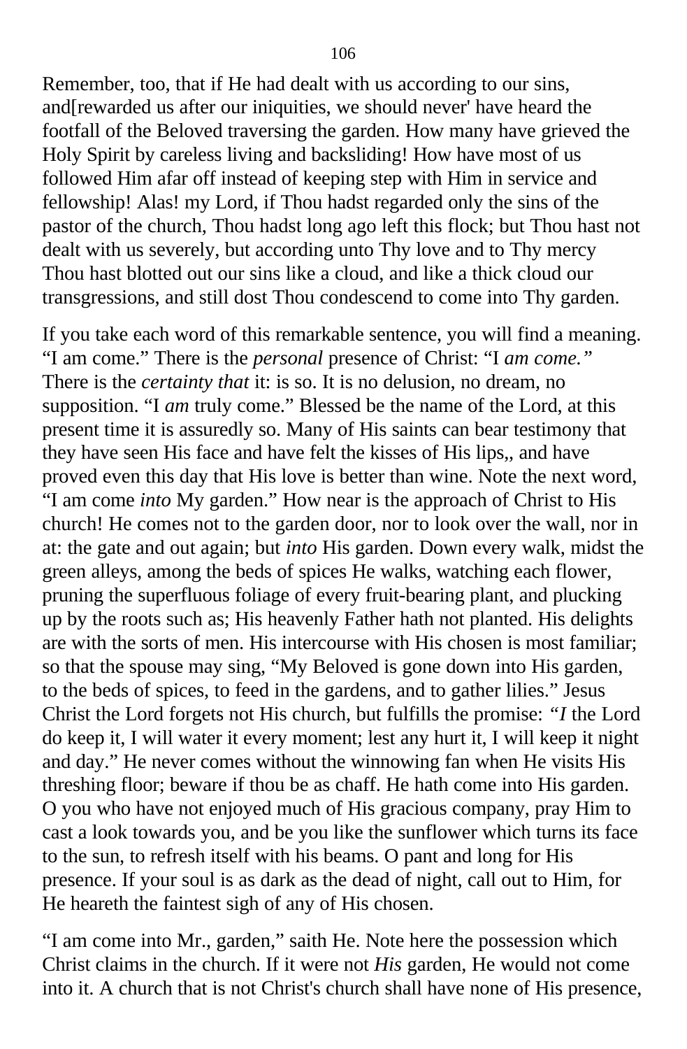Remember, too, that if He had dealt with us according to our sins, and[rewarded us after our iniquities, we should never' have heard the footfall of the Beloved traversing the garden. How many have grieved the Holy Spirit by careless living and backsliding! How have most of us followed Him afar off instead of keeping step with Him in service and fellowship! Alas! my Lord, if Thou hadst regarded only the sins of the pastor of the church, Thou hadst long ago left this flock; but Thou hast not dealt with us severely, but according unto Thy love and to Thy mercy Thou hast blotted out our sins like a cloud, and like a thick cloud our transgressions, and still dost Thou condescend to come into Thy garden.

If you take each word of this remarkable sentence, you will find a meaning. “I am come.” There is the *personal* presence of Christ: “I *am come.”* There is the *certainty that* it: is so. It is no delusion, no dream, no supposition. “I *am* truly come.” Blessed be the name of the Lord, at this present time it is assuredly so. Many of His saints can bear testimony that they have seen His face and have felt the kisses of His lips,, and have proved even this day that His love is better than wine. Note the next word, “I am come *into* My garden.” How near is the approach of Christ to His church! He comes not to the garden door, nor to look over the wall, nor in at: the gate and out again; but *into* His garden. Down every walk, midst the green alleys, among the beds of spices He walks, watching each flower, pruning the superfluous foliage of every fruit-bearing plant, and plucking up by the roots such as; His heavenly Father hath not planted. His delights are with the sorts of men. His intercourse with His chosen is most familiar; so that the spouse may sing, “My Beloved is gone down into His garden, to the beds of spices, to feed in the gardens, and to gather lilies.” Jesus Christ the Lord forgets not His church, but fulfills the promise: *“I* the Lord do keep it, I will water it every moment; lest any hurt it, I will keep it night and day.” He never comes without the winnowing fan when He visits His threshing floor; beware if thou be as chaff. He hath come into His garden. O you who have not enjoyed much of His gracious company, pray Him to cast a look towards you, and be you like the sunflower which turns its face to the sun, to refresh itself with his beams. O pant and long for His presence. If your soul is as dark as the dead of night, call out to Him, for He heareth the faintest sigh of any of His chosen.

“I am come into Mr., garden,” saith He. Note here the possession which Christ claims in the church. If it were not *His* garden, He would not come into it. A church that is not Christ's church shall have none of His presence,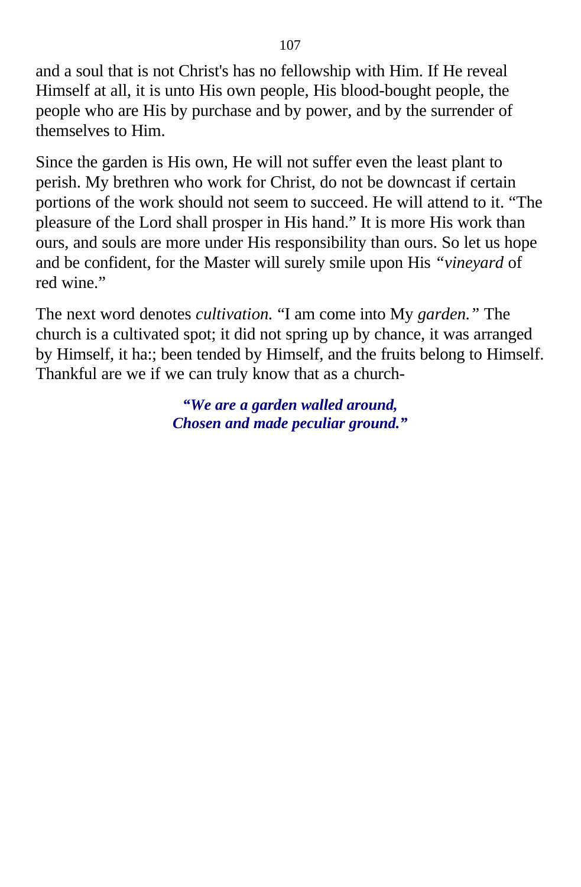and a soul that is not Christ's has no fellowship with Him. If He reveal Himself at all, it is unto His own people, His blood-bought people, the people who are His by purchase and by power, and by the surrender of themselves to Him.

Since the garden is His own, He will not suffer even the least plant to perish. My brethren who work for Christ, do not be downcast if certain portions of the work should not seem to succeed. He will attend to it. "The pleasure of the Lord shall prosper in His hand." It is more His work than ours, and souls are more under His responsibility than ours. So let us hope and be confident, for the Master will surely smile upon His *"vineyard* of red wine."

The next word denotes *cultivation.* "I am come into My *garden."* The church is a cultivated spot; it did not spring up by chance, it was arranged by Himself, it ha:; been tended by Himself, and the fruits belong to Himself. Thankful are we if we can truly know that as a church-

> ***"We are a garden walled around,***
> ***Chosen and made peculiar ground."***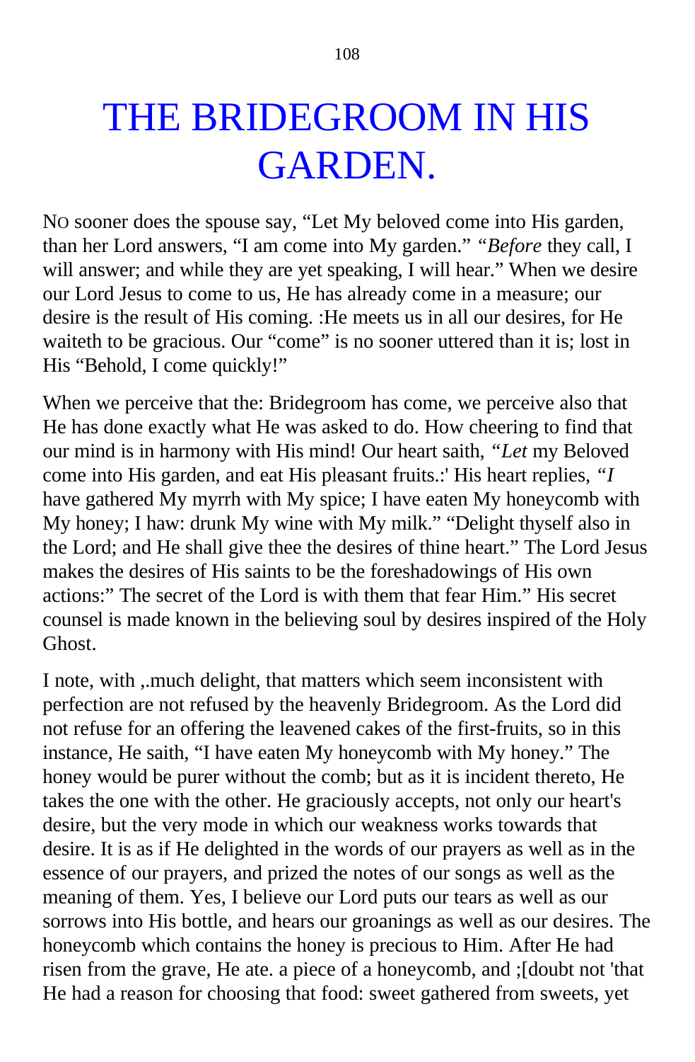# THE BRIDEGROOM IN HIS GARDEN.

NO sooner does the spouse say, “Let My beloved come into His garden, than her Lord answers, “I am come into My garden.” *“Before* they call, I will answer; and while they are yet speaking, I will hear.” When we desire our Lord Jesus to come to us, He has already come in a measure; our desire is the result of His coming. :He meets us in all our desires, for He waiteth to be gracious. Our “come” is no sooner uttered than it is; lost in His “Behold, I come quickly!”

When we perceive that the: Bridegroom has come, we perceive also that He has done exactly what He was asked to do. How cheering to find that our mind is in harmony with His mind! Our heart saith, *“Let* my Beloved come into His garden, and eat His pleasant fruits.:' His heart replies, *“I* have gathered My myrrh with My spice; I have eaten My honeycomb with My honey; I haw: drunk My wine with My milk.” “Delight thyself also in the Lord; and He shall give thee the desires of thine heart.” The Lord Jesus makes the desires of His saints to be the foreshadowings of His own actions:” The secret of the Lord is with them that fear Him.” His secret counsel is made known in the believing soul by desires inspired of the Holy Ghost.

I note, with ,.much delight, that matters which seem inconsistent with perfection are not refused by the heavenly Bridegroom. As the Lord did not refuse for an offering the leavened cakes of the first-fruits, so in this instance, He saith, “I have eaten My honeycomb with My honey.” The honey would be purer without the comb; but as it is incident thereto, He takes the one with the other. He graciously accepts, not only our heart's desire, but the very mode in which our weakness works towards that desire. It is as if He delighted in the words of our prayers as well as in the essence of our prayers, and prized the notes of our songs as well as the meaning of them. Yes, I believe our Lord puts our tears as well as our sorrows into His bottle, and hears our groanings as well as our desires. The honeycomb which contains the honey is precious to Him. After He had risen from the grave, He ate. a piece of a honeycomb, and ;[doubt not 'that He had a reason for choosing that food: sweet gathered from sweets, yet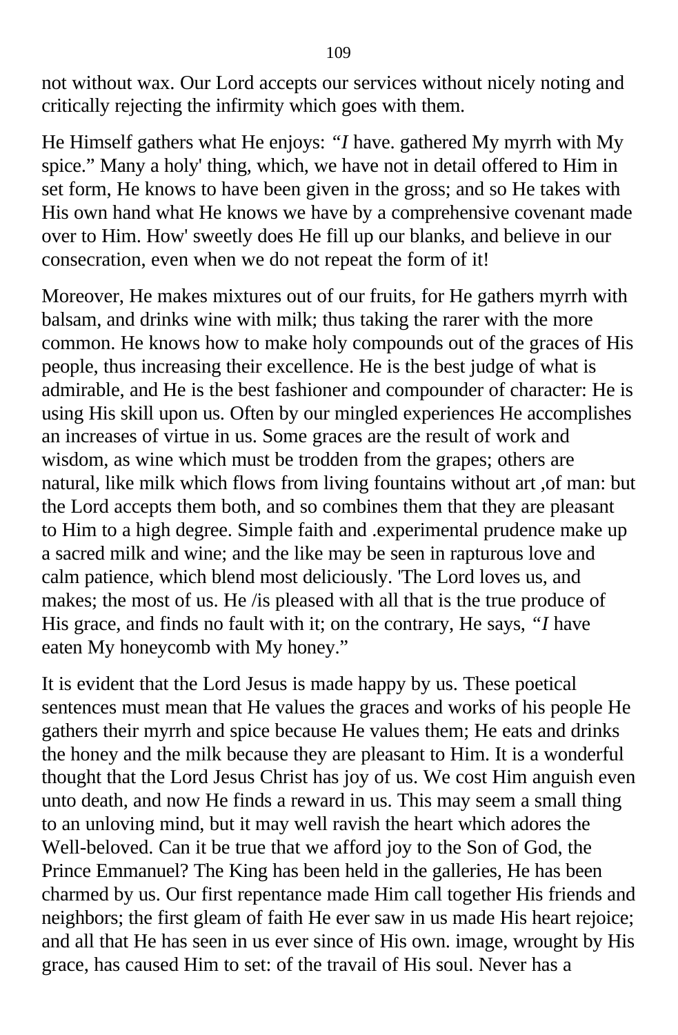not without wax. Our Lord accepts our services without nicely noting and critically rejecting the infirmity which goes with them.

He Himself gathers what He enjoys: *"I* have. gathered My myrrh with My spice." Many a holy' thing, which, we have not in detail offered to Him in set form, He knows to have been given in the gross; and so He takes with His own hand what He knows we have by a comprehensive covenant made over to Him. How' sweetly does He fill up our blanks, and believe in our consecration, even when we do not repeat the form of it!

Moreover, He makes mixtures out of our fruits, for He gathers myrrh with balsam, and drinks wine with milk; thus taking the rarer with the more common. He knows how to make holy compounds out of the graces of His people, thus increasing their excellence. He is the best judge of what is admirable, and He is the best fashioner and compounder of character: He is using His skill upon us. Often by our mingled experiences He accomplishes an increases of virtue in us. Some graces are the result of work and wisdom, as wine which must be trodden from the grapes; others are natural, like milk which flows from living fountains without art ,of man: but the Lord accepts them both, and so combines them that they are pleasant to Him to a high degree. Simple faith and .experimental prudence make up a sacred milk and wine; and the like may be seen in rapturous love and calm patience, which blend most deliciously. 'The Lord loves us, and makes; the most of us. He /is pleased with all that is the true produce of His grace, and finds no fault with it; on the contrary, He says, *"I* have eaten My honeycomb with My honey."

It is evident that the Lord Jesus is made happy by us. These poetical sentences must mean that He values the graces and works of his people He gathers their myrrh and spice because He values them; He eats and drinks the honey and the milk because they are pleasant to Him. It is a wonderful thought that the Lord Jesus Christ has joy of us. We cost Him anguish even unto death, and now He finds a reward in us. This may seem a small thing to an unloving mind, but it may well ravish the heart which adores the Well-beloved. Can it be true that we afford joy to the Son of God, the Prince Emmanuel? The King has been held in the galleries, He has been charmed by us. Our first repentance made Him call together His friends and neighbors; the first gleam of faith He ever saw in us made His heart rejoice; and all that He has seen in us ever since of His own. image, wrought by His grace, has caused Him to set: of the travail of His soul. Never has a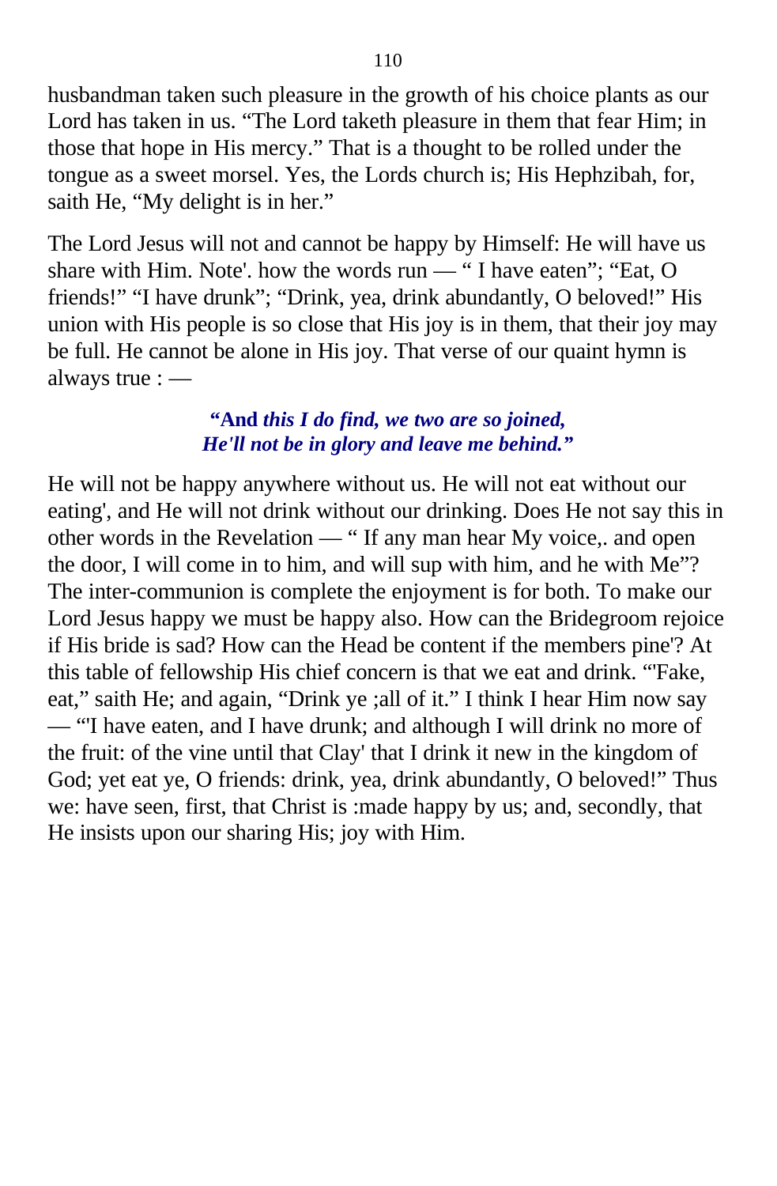husbandman taken such pleasure in the growth of his choice plants as our Lord has taken in us. "The Lord taketh pleasure in them that fear Him; in those that hope in His mercy." That is a thought to be rolled under the tongue as a sweet morsel. Yes, the Lords church is; His Hephzibah, for, saith He, "My delight is in her."

The Lord Jesus will not and cannot be happy by Himself: He will have us share with Him. Note'. how the words run — " I have eaten"; "Eat, O friends!" "I have drunk"; "Drink, yea, drink abundantly, O beloved!" His union with His people is so close that His joy is in them, that their joy may be full. He cannot be alone in His joy. That verse of our quaint hymn is always true : —

> **"And** ***this I do find, we two are so joined,***
> ***He'll not be in glory and leave me behind."***

He will not be happy anywhere without us. He will not eat without our eating', and He will not drink without our drinking. Does He not say this in other words in the Revelation — " If any man hear My voice,. and open the door, I will come in to him, and will sup with him, and he with Me"? The inter-communion is complete the enjoyment is for both. To make our Lord Jesus happy we must be happy also. How can the Bridegroom rejoice if His bride is sad? How can the Head be content if the members pine'? At this table of fellowship His chief concern is that we eat and drink. "'Fake, eat," saith He; and again, "Drink ye ;all of it." I think I hear Him now say — "'I have eaten, and I have drunk; and although I will drink no more of the fruit: of the vine until that Clay' that I drink it new in the kingdom of God; yet eat ye, O friends: drink, yea, drink abundantly, O beloved!" Thus we: have seen, first, that Christ is :made happy by us; and, secondly, that He insists upon our sharing His; joy with Him.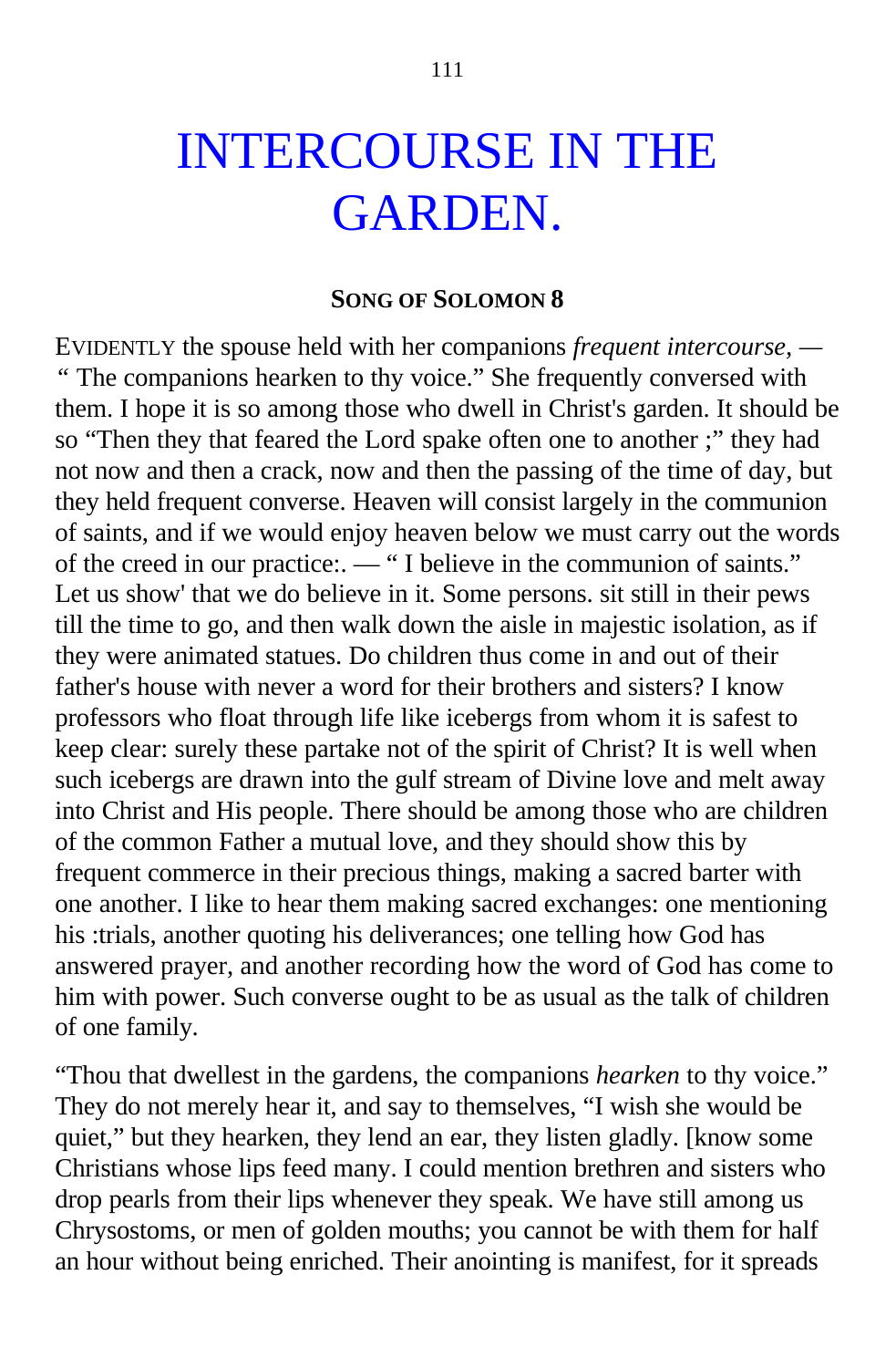# INTERCOURSE IN THE GARDEN.

**SONG OF SOLOMON 8**

EVIDENTLY the spouse held with her companions *frequent intercourse,* — " The companions hearken to thy voice." She frequently conversed with them. I hope it is so among those who dwell in Christ's garden. It should be so "Then they that feared the Lord spake often one to another ;" they had not now and then a crack, now and then the passing of the time of day, but they held frequent converse. Heaven will consist largely in the communion of saints, and if we would enjoy heaven below we must carry out the words of the creed in our practice:. — " I believe in the communion of saints." Let us show' that we do believe in it. Some persons. sit still in their pews till the time to go, and then walk down the aisle in majestic isolation, as if they were animated statues. Do children thus come in and out of their father's house with never a word for their brothers and sisters? I know professors who float through life like icebergs from whom it is safest to keep clear: surely these partake not of the spirit of Christ? It is well when such icebergs are drawn into the gulf stream of Divine love and melt away into Christ and His people. There should be among those who are children of the common Father a mutual love, and they should show this by frequent commerce in their precious things, making a sacred barter with one another. I like to hear them making sacred exchanges: one mentioning his :trials, another quoting his deliverances; one telling how God has answered prayer, and another recording how the word of God has come to him with power. Such converse ought to be as usual as the talk of children of one family.

"Thou that dwellest in the gardens, the companions *hearken* to thy voice." They do not merely hear it, and say to themselves, "I wish she would be quiet," but they hearken, they lend an ear, they listen gladly. [know some Christians whose lips feed many. I could mention brethren and sisters who drop pearls from their lips whenever they speak. We have still among us Chrysostoms, or men of golden mouths; you cannot be with them for half an hour without being enriched. Their anointing is manifest, for it spreads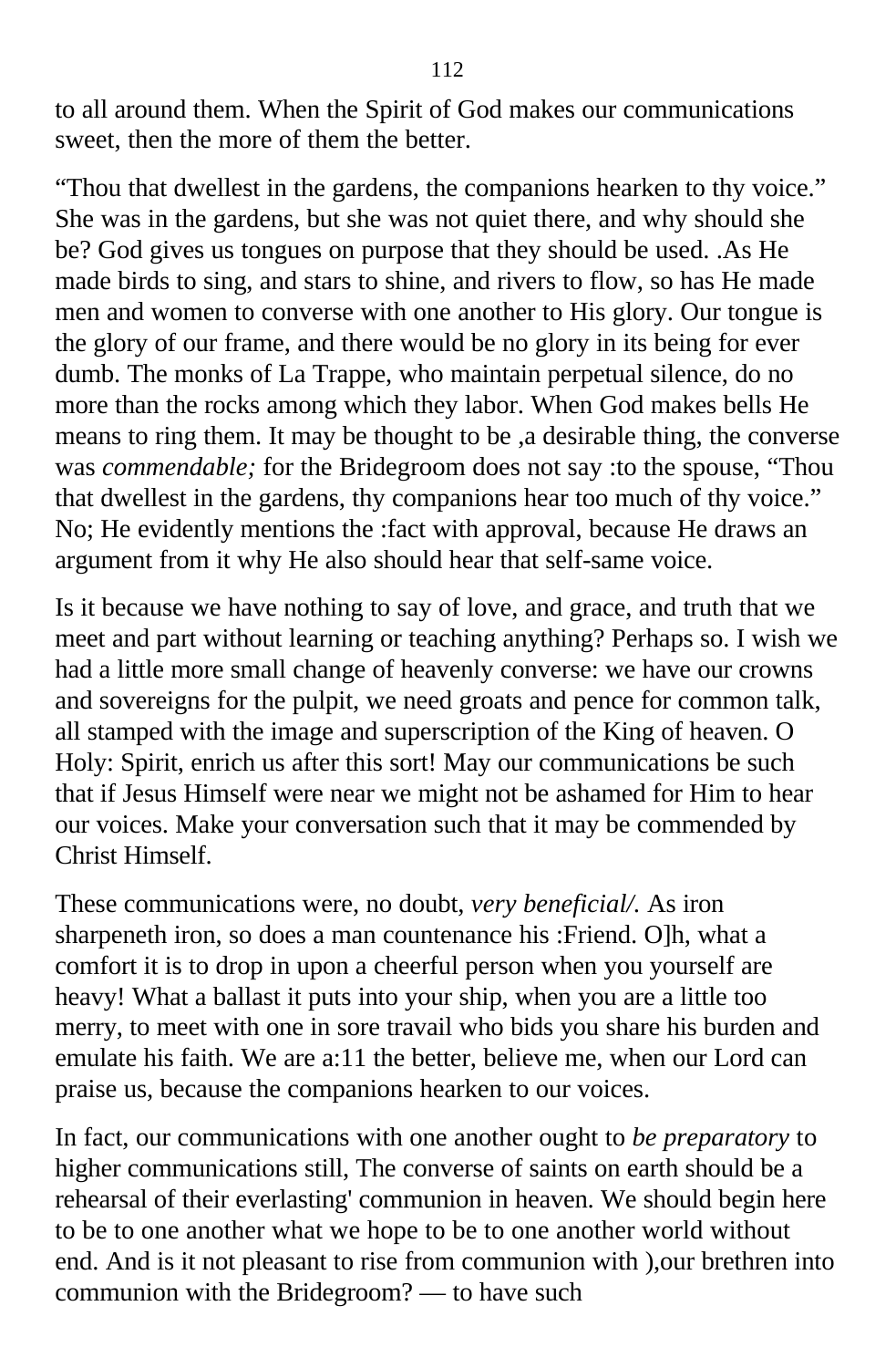to all around them. When the Spirit of God makes our communications sweet, then the more of them the better.

"Thou that dwellest in the gardens, the companions hearken to thy voice." She was in the gardens, but she was not quiet there, and why should she be? God gives us tongues on purpose that they should be used. .As He made birds to sing, and stars to shine, and rivers to flow, so has He made men and women to converse with one another to His glory. Our tongue is the glory of our frame, and there would be no glory in its being for ever dumb. The monks of La Trappe, who maintain perpetual silence, do no more than the rocks among which they labor. When God makes bells He means to ring them. It may be thought to be ,a desirable thing, the converse was *commendable;* for the Bridegroom does not say :to the spouse, "Thou that dwellest in the gardens, thy companions hear too much of thy voice." No; He evidently mentions the :fact with approval, because He draws an argument from it why He also should hear that self-same voice.

Is it because we have nothing to say of love, and grace, and truth that we meet and part without learning or teaching anything? Perhaps so. I wish we had a little more small change of heavenly converse: we have our crowns and sovereigns for the pulpit, we need groats and pence for common talk, all stamped with the image and superscription of the King of heaven. O Holy: Spirit, enrich us after this sort! May our communications be such that if Jesus Himself were near we might not be ashamed for Him to hear our voices. Make your conversation such that it may be commended by Christ Himself.

These communications were, no doubt, *very beneficial/.* As iron sharpeneth iron, so does a man countenance his :Friend. O]h, what a comfort it is to drop in upon a cheerful person when you yourself are heavy! What a ballast it puts into your ship, when you are a little too merry, to meet with one in sore travail who bids you share his burden and emulate his faith. We are a:11 the better, believe me, when our Lord can praise us, because the companions hearken to our voices.

In fact, our communications with one another ought to *be preparatory* to higher communications still, The converse of saints on earth should be a rehearsal of their everlasting' communion in heaven. We should begin here to be to one another what we hope to be to one another world without end. And is it not pleasant to rise from communion with ),our brethren into communion with the Bridegroom? — to have such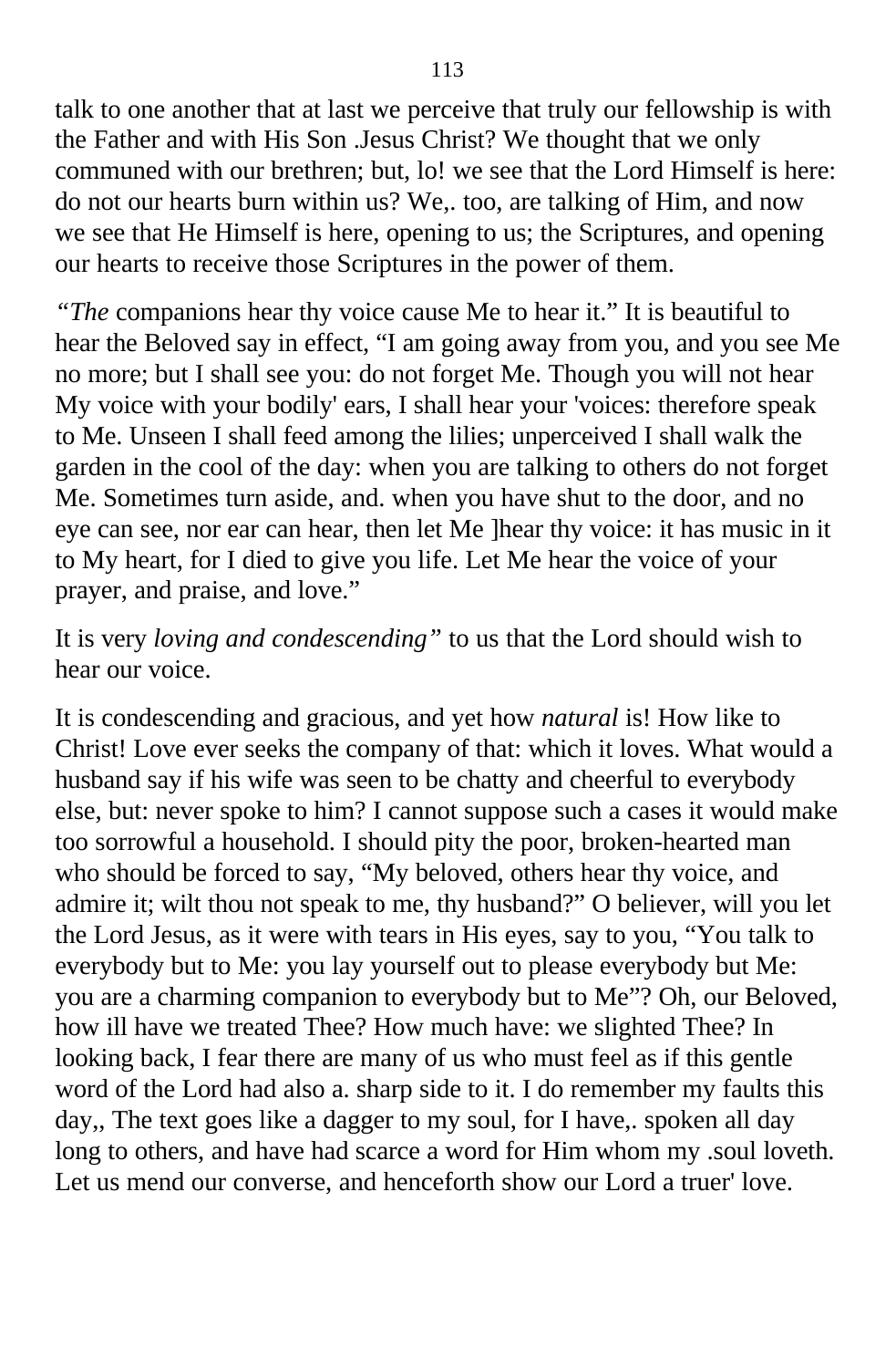talk to one another that at last we perceive that truly our fellowship is with the Father and with His Son .Jesus Christ? We thought that we only communed with our brethren; but, lo! we see that the Lord Himself is here: do not our hearts burn within us? We,. too, are talking of Him, and now we see that He Himself is here, opening to us; the Scriptures, and opening our hearts to receive those Scriptures in the power of them.

*"The* companions hear thy voice cause Me to hear it." It is beautiful to hear the Beloved say in effect, "I am going away from you, and you see Me no more; but I shall see you: do not forget Me. Though you will not hear My voice with your bodily' ears, I shall hear your 'voices: therefore speak to Me. Unseen I shall feed among the lilies; unperceived I shall walk the garden in the cool of the day: when you are talking to others do not forget Me. Sometimes turn aside, and. when you have shut to the door, and no eye can see, nor ear can hear, then let Me ]hear thy voice: it has music in it to My heart, for I died to give you life. Let Me hear the voice of your prayer, and praise, and love."

It is very *loving and condescending"* to us that the Lord should wish to hear our voice.

It is condescending and gracious, and yet how *natural* is! How like to Christ! Love ever seeks the company of that: which it loves. What would a husband say if his wife was seen to be chatty and cheerful to everybody else, but: never spoke to him? I cannot suppose such a cases it would make too sorrowful a household. I should pity the poor, broken-hearted man who should be forced to say, "My beloved, others hear thy voice, and admire it; wilt thou not speak to me, thy husband?" O believer, will you let the Lord Jesus, as it were with tears in His eyes, say to you, "You talk to everybody but to Me: you lay yourself out to please everybody but Me: you are a charming companion to everybody but to Me"? Oh, our Beloved, how ill have we treated Thee? How much have: we slighted Thee? In looking back, I fear there are many of us who must feel as if this gentle word of the Lord had also a. sharp side to it. I do remember my faults this day,, The text goes like a dagger to my soul, for I have,. spoken all day long to others, and have had scarce a word for Him whom my .soul loveth. Let us mend our converse, and henceforth show our Lord a truer' love.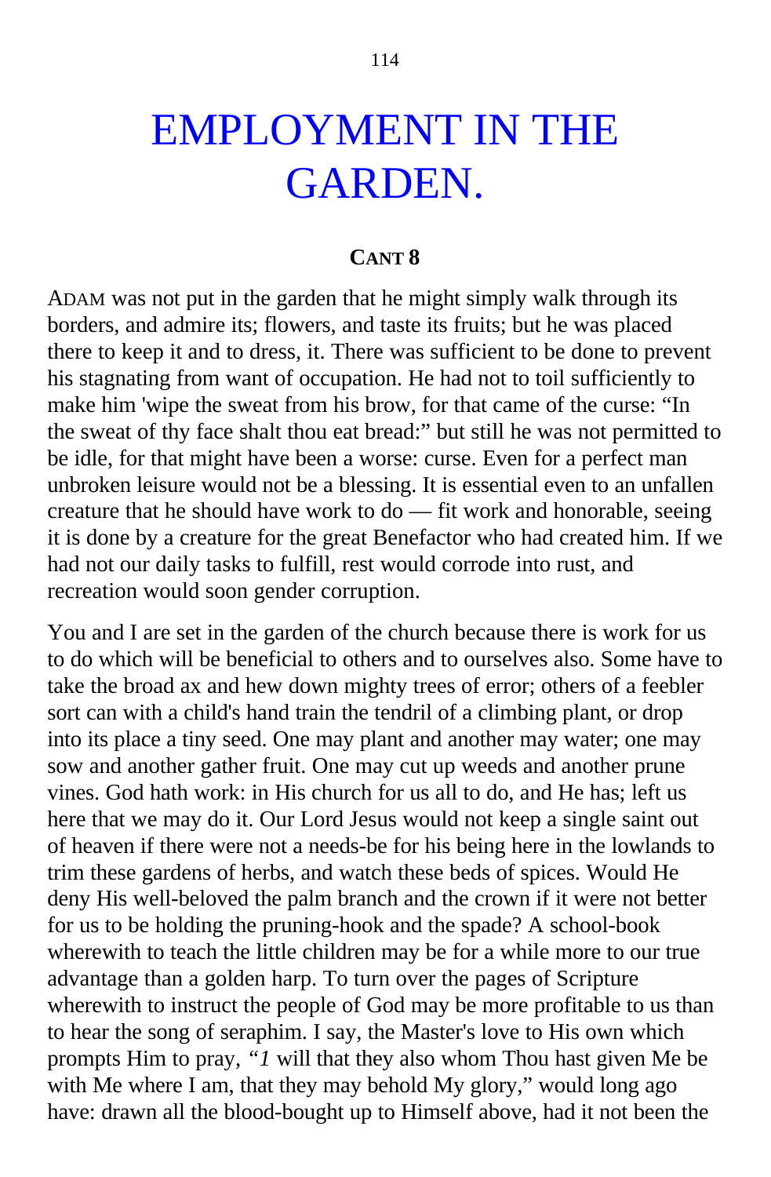# EMPLOYMENT IN THE GARDEN.

**CANT 8**

ADAM was not put in the garden that he might simply walk through its borders, and admire its; flowers, and taste its fruits; but he was placed there to keep it and to dress, it. There was sufficient to be done to prevent his stagnating from want of occupation. He had not to toil sufficiently to make him 'wipe the sweat from his brow, for that came of the curse: "In the sweat of thy face shalt thou eat bread:" but still he was not permitted to be idle, for that might have been a worse: curse. Even for a perfect man unbroken leisure would not be a blessing. It is essential even to an unfallen creature that he should have work to do — fit work and honorable, seeing it is done by a creature for the great Benefactor who had created him. If we had not our daily tasks to fulfill, rest would corrode into rust, and recreation would soon gender corruption.

You and I are set in the garden of the church because there is work for us to do which will be beneficial to others and to ourselves also. Some have to take the broad ax and hew down mighty trees of error; others of a feebler sort can with a child's hand train the tendril of a climbing plant, or drop into its place a tiny seed. One may plant and another may water; one may sow and another gather fruit. One may cut up weeds and another prune vines. God hath work: in His church for us all to do, and He has; left us here that we may do it. Our Lord Jesus would not keep a single saint out of heaven if there were not a needs-be for his being here in the lowlands to trim these gardens of herbs, and watch these beds of spices. Would He deny His well-beloved the palm branch and the crown if it were not better for us to be holding the pruning-hook and the spade? A school-book wherewith to teach the little children may be for a while more to our true advantage than a golden harp. To turn over the pages of Scripture wherewith to instruct the people of God may be more profitable to us than to hear the song of seraphim. I say, the Master's love to His own which prompts Him to pray, *"1* will that they also whom Thou hast given Me be with Me where I am, that they may behold My glory," would long ago have: drawn all the blood-bought up to Himself above, had it not been the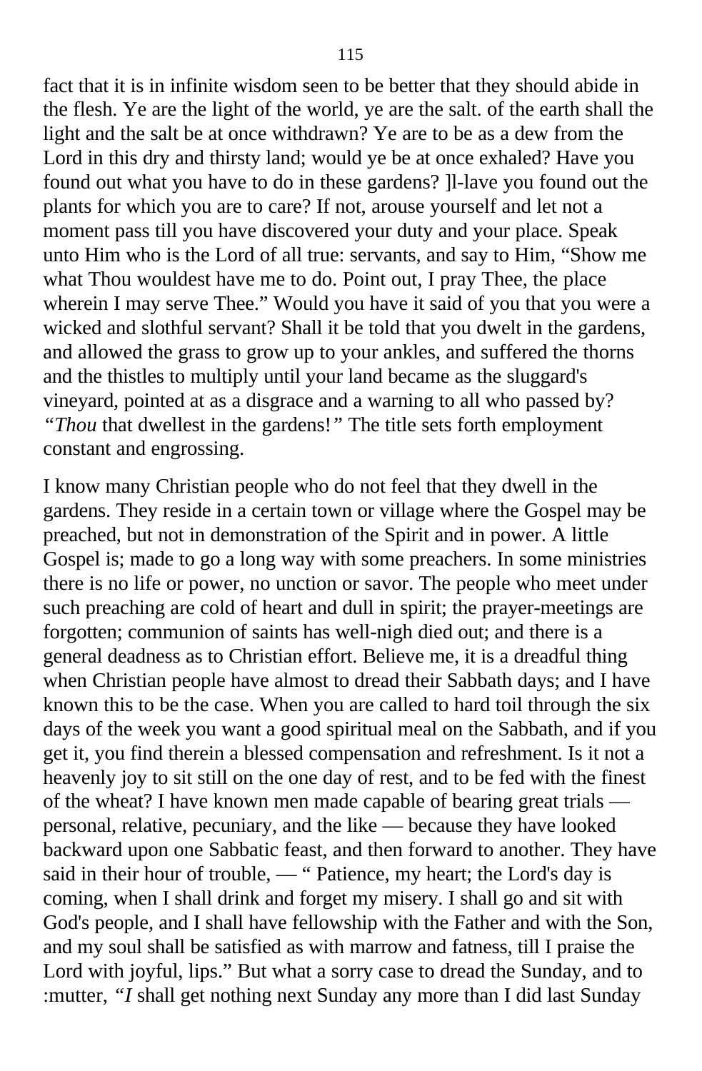fact that it is in infinite wisdom seen to be better that they should abide in the flesh. Ye are the light of the world, ye are the salt. of the earth shall the light and the salt be at once withdrawn? Ye are to be as a dew from the Lord in this dry and thirsty land; would ye be at once exhaled? Have you found out what you have to do in these gardens? ]l-lave you found out the plants for which you are to care? If not, arouse yourself and let not a moment pass till you have discovered your duty and your place. Speak unto Him who is the Lord of all true: servants, and say to Him, "Show me what Thou wouldest have me to do. Point out, I pray Thee, the place wherein I may serve Thee." Would you have it said of you that you were a wicked and slothful servant? Shall it be told that you dwelt in the gardens, and allowed the grass to grow up to your ankles, and suffered the thorns and the thistles to multiply until your land became as the sluggard's vineyard, pointed at as a disgrace and a warning to all who passed by? *"Thou* that dwellest in the gardens!*"* The title sets forth employment constant and engrossing.

I know many Christian people who do not feel that they dwell in the gardens. They reside in a certain town or village where the Gospel may be preached, but not in demonstration of the Spirit and in power. A little Gospel is; made to go a long way with some preachers. In some ministries there is no life or power, no unction or savor. The people who meet under such preaching are cold of heart and dull in spirit; the prayer-meetings are forgotten; communion of saints has well-nigh died out; and there is a general deadness as to Christian effort. Believe me, it is a dreadful thing when Christian people have almost to dread their Sabbath days; and I have known this to be the case. When you are called to hard toil through the six days of the week you want a good spiritual meal on the Sabbath, and if you get it, you find therein a blessed compensation and refreshment. Is it not a heavenly joy to sit still on the one day of rest, and to be fed with the finest of the wheat? I have known men made capable of bearing great trials — personal, relative, pecuniary, and the like — because they have looked backward upon one Sabbatic feast, and then forward to another. They have said in their hour of trouble, — " Patience, my heart; the Lord's day is coming, when I shall drink and forget my misery. I shall go and sit with God's people, and I shall have fellowship with the Father and with the Son, and my soul shall be satisfied as with marrow and fatness, till I praise the Lord with joyful, lips." But what a sorry case to dread the Sunday, and to :mutter, *"I* shall get nothing next Sunday any more than I did last Sunday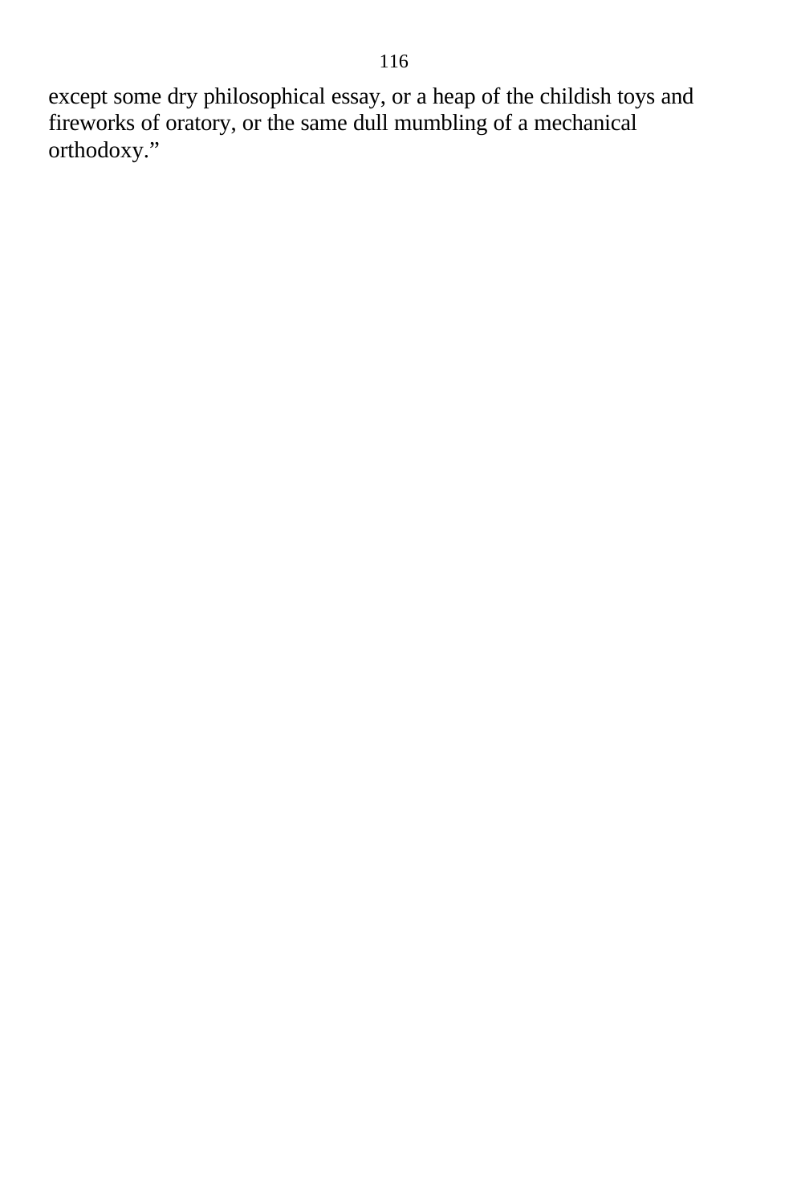except some dry philosophical essay, or a heap of the childish toys and fireworks of oratory, or the same dull mumbling of a mechanical orthodoxy."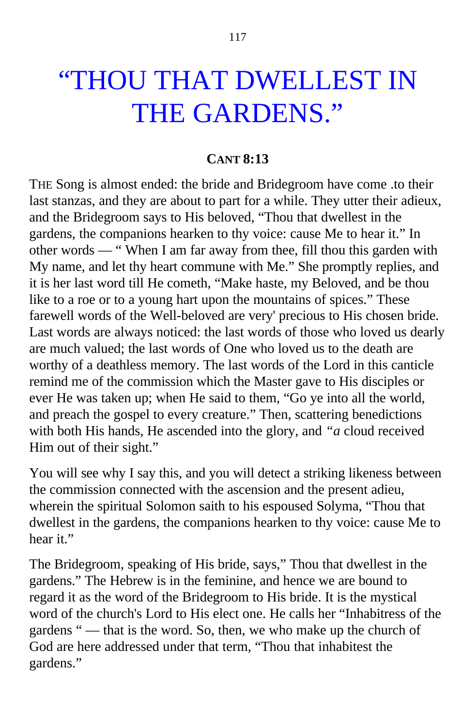# “THOU THAT DWELLEST IN THE GARDENS.”

**CANT 8:13**

THE Song is almost ended: the bride and Bridegroom have come .to their last stanzas, and they are about to part for a while. They utter their adieux, and the Bridegroom says to His beloved, “Thou that dwellest in the gardens, the companions hearken to thy voice: cause Me to hear it.” In other words — “ When I am far away from thee, fill thou this garden with My name, and let thy heart commune with Me.” She promptly replies, and it is her last word till He cometh, “Make haste, my Beloved, and be thou like to a roe or to a young hart upon the mountains of spices.” These farewell words of the Well-beloved are very' precious to His chosen bride. Last words are always noticed: the last words of those who loved us dearly are much valued; the last words of One who loved us to the death are worthy of a deathless memory. The last words of the Lord in this canticle remind me of the commission which the Master gave to His disciples or ever He was taken up; when He said to them, “Go ye into all the world, and preach the gospel to every creature.” Then, scattering benedictions with both His hands, He ascended into the glory, and *“a* cloud received Him out of their sight.”

You will see why I say this, and you will detect a striking likeness between the commission connected with the ascension and the present adieu, wherein the spiritual Solomon saith to his espoused Solyma, “Thou that dwellest in the gardens, the companions hearken to thy voice: cause Me to hear it.”

The Bridegroom, speaking of His bride, says,” Thou that dwellest in the gardens.” The Hebrew is in the feminine, and hence we are bound to regard it as the word of the Bridegroom to His bride. It is the mystical word of the church's Lord to His elect one. He calls her “Inhabitress of the gardens “ — that is the word. So, then, we who make up the church of God are here addressed under that term, “Thou that inhabitest the gardens.”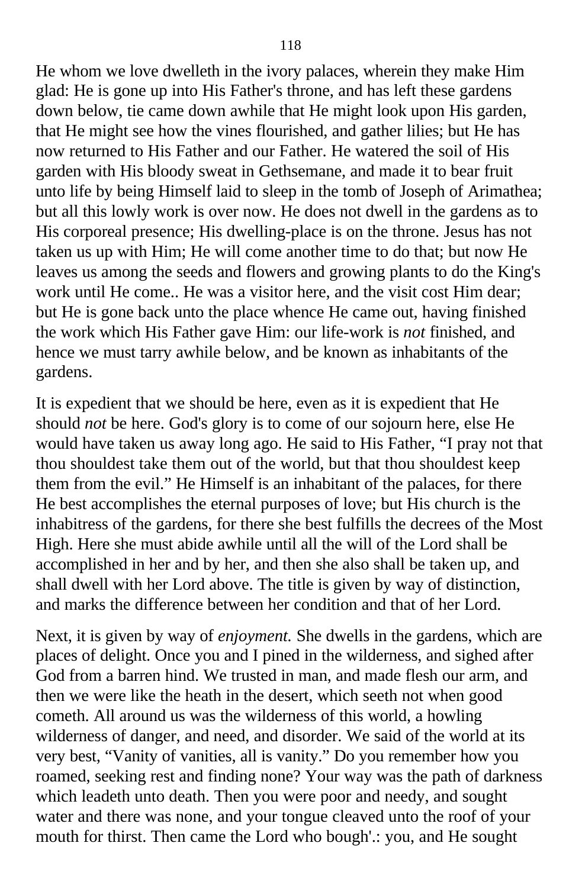He whom we love dwelleth in the ivory palaces, wherein they make Him glad: He is gone up into His Father's throne, and has left these gardens down below, tie came down awhile that He might look upon His garden, that He might see how the vines flourished, and gather lilies; but He has now returned to His Father and our Father. He watered the soil of His garden with His bloody sweat in Gethsemane, and made it to bear fruit unto life by being Himself laid to sleep in the tomb of Joseph of Arimathea; but all this lowly work is over now. He does not dwell in the gardens as to His corporeal presence; His dwelling-place is on the throne. Jesus has not taken us up with Him; He will come another time to do that; but now He leaves us among the seeds and flowers and growing plants to do the King's work until He come.. He was a visitor here, and the visit cost Him dear; but He is gone back unto the place whence He came out, having finished the work which His Father gave Him: our life-work is *not* finished, and hence we must tarry awhile below, and be known as inhabitants of the gardens.

It is expedient that we should be here, even as it is expedient that He should *not* be here. God's glory is to come of our sojourn here, else He would have taken us away long ago. He said to His Father, "I pray not that thou shouldest take them out of the world, but that thou shouldest keep them from the evil." He Himself is an inhabitant of the palaces, for there He best accomplishes the eternal purposes of love; but His church is the inhabitress of the gardens, for there she best fulfills the decrees of the Most High. Here she must abide awhile until all the will of the Lord shall be accomplished in her and by her, and then she also shall be taken up, and shall dwell with her Lord above. The title is given by way of distinction, and marks the difference between her condition and that of her Lord.

Next, it is given by way of *enjoyment.* She dwells in the gardens, which are places of delight. Once you and I pined in the wilderness, and sighed after God from a barren hind. We trusted in man, and made flesh our arm, and then we were like the heath in the desert, which seeth not when good cometh. All around us was the wilderness of this world, a howling wilderness of danger, and need, and disorder. We said of the world at its very best, "Vanity of vanities, all is vanity." Do you remember how you roamed, seeking rest and finding none? Your way was the path of darkness which leadeth unto death. Then you were poor and needy, and sought water and there was none, and your tongue cleaved unto the roof of your mouth for thirst. Then came the Lord who bough'.: you, and He sought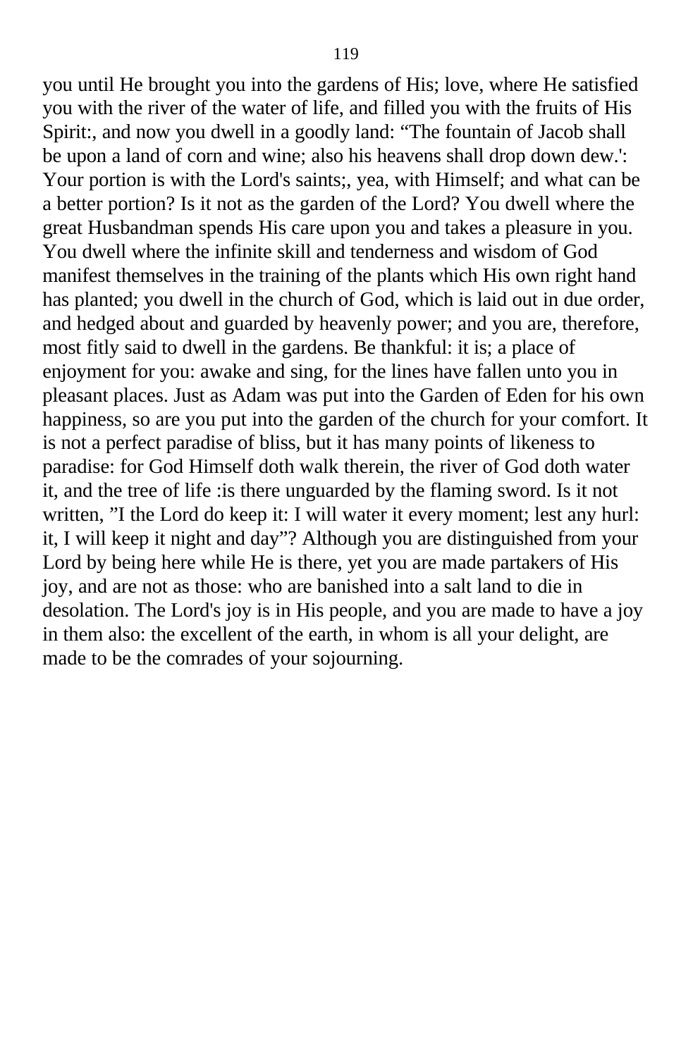you until He brought you into the gardens of His; love, where He satisfied you with the river of the water of life, and filled you with the fruits of His Spirit:, and now you dwell in a goodly land: “The fountain of Jacob shall be upon a land of corn and wine; also his heavens shall drop down dew.': Your portion is with the Lord's saints;, yea, with Himself; and what can be a better portion? Is it not as the garden of the Lord? You dwell where the great Husbandman spends His care upon you and takes a pleasure in you. You dwell where the infinite skill and tenderness and wisdom of God manifest themselves in the training of the plants which His own right hand has planted; you dwell in the church of God, which is laid out in due order, and hedged about and guarded by heavenly power; and you are, therefore, most fitly said to dwell in the gardens. Be thankful: it is; a place of enjoyment for you: awake and sing, for the lines have fallen unto you in pleasant places. Just as Adam was put into the Garden of Eden for his own happiness, so are you put into the garden of the church for your comfort. It is not a perfect paradise of bliss, but it has many points of likeness to paradise: for God Himself doth walk therein, the river of God doth water it, and the tree of life :is there unguarded by the flaming sword. Is it not written, ”I the Lord do keep it: I will water it every moment; lest any hurl: it, I will keep it night and day”? Although you are distinguished from your Lord by being here while He is there, yet you are made partakers of His joy, and are not as those: who are banished into a salt land to die in desolation. The Lord's joy is in His people, and you are made to have a joy in them also: the excellent of the earth, in whom is all your delight, are made to be the comrades of your sojourning.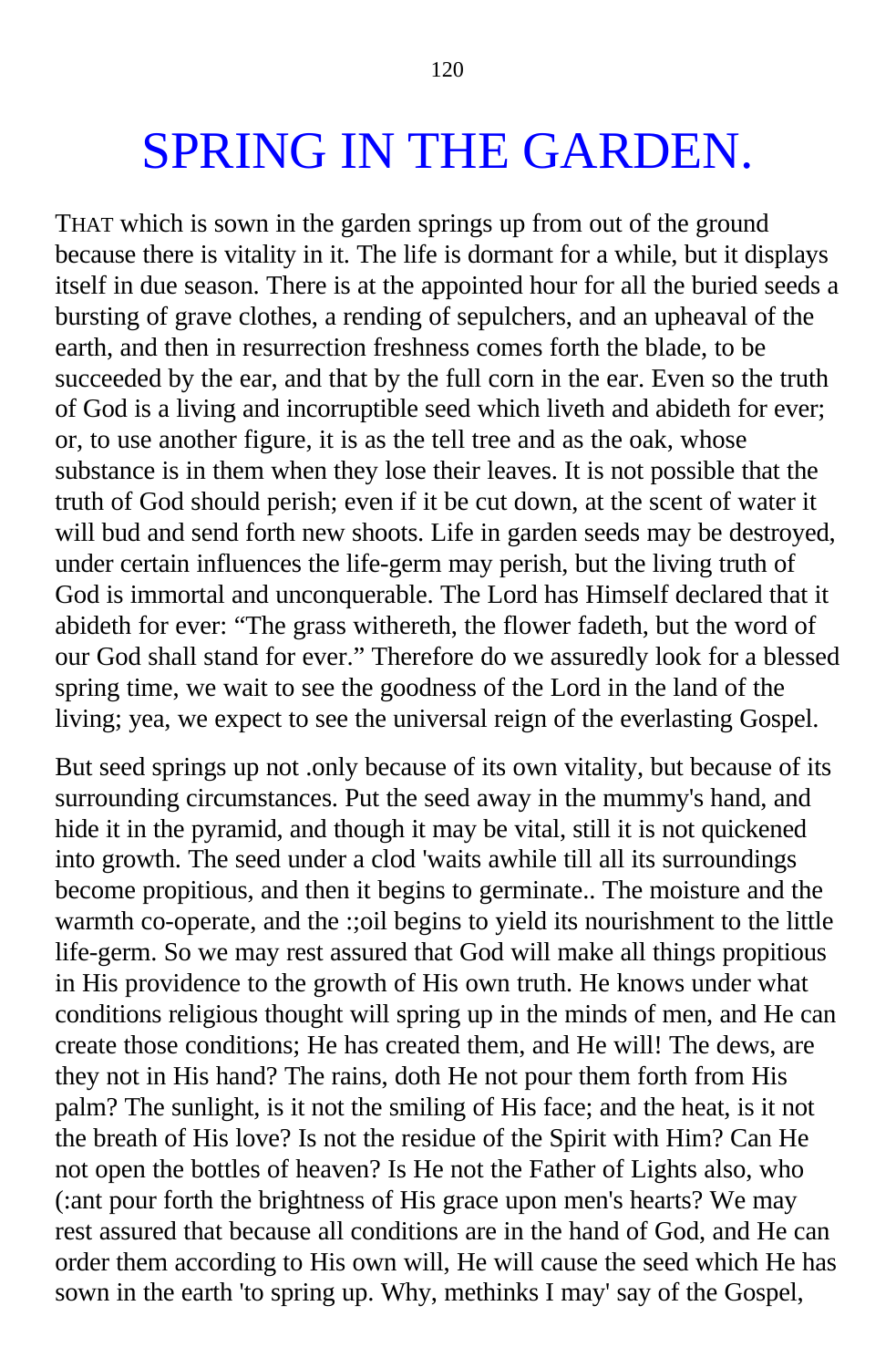# SPRING IN THE GARDEN.

THAT which is sown in the garden springs up from out of the ground because there is vitality in it. The life is dormant for a while, but it displays itself in due season. There is at the appointed hour for all the buried seeds a bursting of grave clothes, a rending of sepulchers, and an upheaval of the earth, and then in resurrection freshness comes forth the blade, to be succeeded by the ear, and that by the full corn in the ear. Even so the truth of God is a living and incorruptible seed which liveth and abideth for ever; or, to use another figure, it is as the tell tree and as the oak, whose substance is in them when they lose their leaves. It is not possible that the truth of God should perish; even if it be cut down, at the scent of water it will bud and send forth new shoots. Life in garden seeds may be destroyed, under certain influences the life-germ may perish, but the living truth of God is immortal and unconquerable. The Lord has Himself declared that it abideth for ever: "The grass withereth, the flower fadeth, but the word of our God shall stand for ever." Therefore do we assuredly look for a blessed spring time, we wait to see the goodness of the Lord in the land of the living; yea, we expect to see the universal reign of the everlasting Gospel.

But seed springs up not .only because of its own vitality, but because of its surrounding circumstances. Put the seed away in the mummy's hand, and hide it in the pyramid, and though it may be vital, still it is not quickened into growth. The seed under a clod 'waits awhile till all its surroundings become propitious, and then it begins to germinate.. The moisture and the warmth co-operate, and the :;oil begins to yield its nourishment to the little life-germ. So we may rest assured that God will make all things propitious in His providence to the growth of His own truth. He knows under what conditions religious thought will spring up in the minds of men, and He can create those conditions; He has created them, and He will! The dews, are they not in His hand? The rains, doth He not pour them forth from His palm? The sunlight, is it not the smiling of His face; and the heat, is it not the breath of His love? Is not the residue of the Spirit with Him? Can He not open the bottles of heaven? Is He not the Father of Lights also, who (:ant pour forth the brightness of His grace upon men's hearts? We may rest assured that because all conditions are in the hand of God, and He can order them according to His own will, He will cause the seed which He has sown in the earth 'to spring up. Why, methinks I may' say of the Gospel,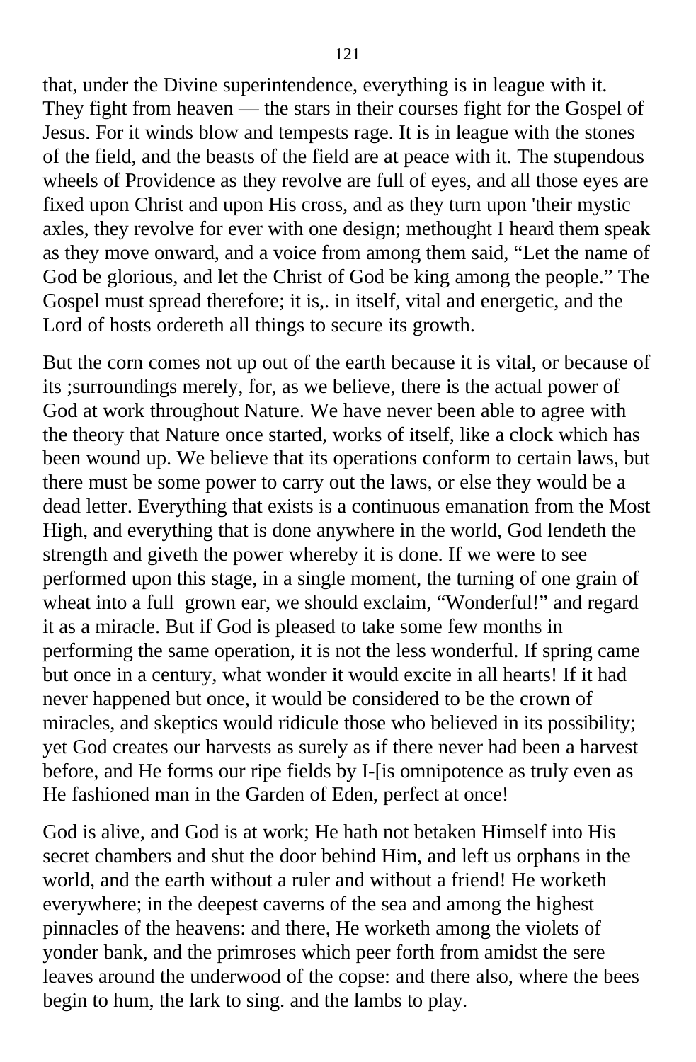that, under the Divine superintendence, everything is in league with it. They fight from heaven — the stars in their courses fight for the Gospel of Jesus. For it winds blow and tempests rage. It is in league with the stones of the field, and the beasts of the field are at peace with it. The stupendous wheels of Providence as they revolve are full of eyes, and all those eyes are fixed upon Christ and upon His cross, and as they turn upon 'their mystic axles, they revolve for ever with one design; methought I heard them speak as they move onward, and a voice from among them said, "Let the name of God be glorious, and let the Christ of God be king among the people." The Gospel must spread therefore; it is,. in itself, vital and energetic, and the Lord of hosts ordereth all things to secure its growth.

But the corn comes not up out of the earth because it is vital, or because of its ;surroundings merely, for, as we believe, there is the actual power of God at work throughout Nature. We have never been able to agree with the theory that Nature once started, works of itself, like a clock which has been wound up. We believe that its operations conform to certain laws, but there must be some power to carry out the laws, or else they would be a dead letter. Everything that exists is a continuous emanation from the Most High, and everything that is done anywhere in the world, God lendeth the strength and giveth the power whereby it is done. If we were to see performed upon this stage, in a single moment, the turning of one grain of wheat into a full grown ear, we should exclaim, "Wonderful!" and regard it as a miracle. But if God is pleased to take some few months in performing the same operation, it is not the less wonderful. If spring came but once in a century, what wonder it would excite in all hearts! If it had never happened but once, it would be considered to be the crown of miracles, and skeptics would ridicule those who believed in its possibility; yet God creates our harvests as surely as if there never had been a harvest before, and He forms our ripe fields by I-[is omnipotence as truly even as He fashioned man in the Garden of Eden, perfect at once!

God is alive, and God is at work; He hath not betaken Himself into His secret chambers and shut the door behind Him, and left us orphans in the world, and the earth without a ruler and without a friend! He worketh everywhere; in the deepest caverns of the sea and among the highest pinnacles of the heavens: and there, He worketh among the violets of yonder bank, and the primroses which peer forth from amidst the sere leaves around the underwood of the copse: and there also, where the bees begin to hum, the lark to sing. and the lambs to play.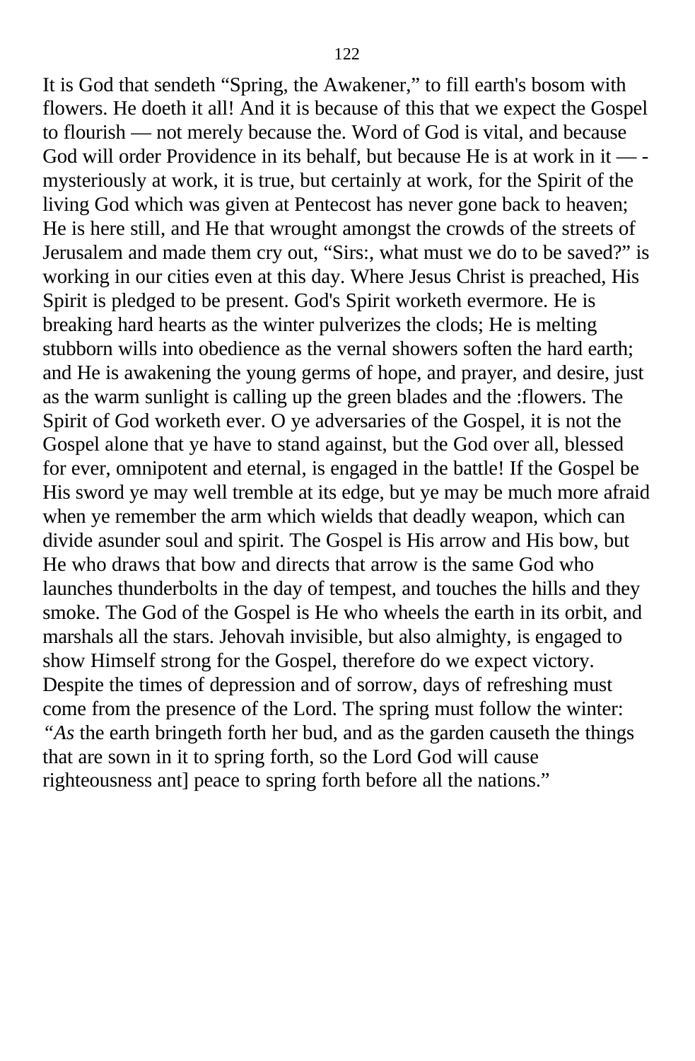It is God that sendeth "Spring, the Awakener," to fill earth's bosom with flowers. He doeth it all! And it is because of this that we expect the Gospel to flourish — not merely because the. Word of God is vital, and because God will order Providence in its behalf, but because He is at work in it — -mysteriously at work, it is true, but certainly at work, for the Spirit of the living God which was given at Pentecost has never gone back to heaven; He is here still, and He that wrought amongst the crowds of the streets of Jerusalem and made them cry out, "Sirs:, what must we do to be saved?" is working in our cities even at this day. Where Jesus Christ is preached, His Spirit is pledged to be present. God's Spirit worketh evermore. He is breaking hard hearts as the winter pulverizes the clods; He is melting stubborn wills into obedience as the vernal showers soften the hard earth; and He is awakening the young germs of hope, and prayer, and desire, just as the warm sunlight is calling up the green blades and the :flowers. The Spirit of God worketh ever. O ye adversaries of the Gospel, it is not the Gospel alone that ye have to stand against, but the God over all, blessed for ever, omnipotent and eternal, is engaged in the battle! If the Gospel be His sword ye may well tremble at its edge, but ye may be much more afraid when ye remember the arm which wields that deadly weapon, which can divide asunder soul and spirit. The Gospel is His arrow and His bow, but He who draws that bow and directs that arrow is the same God who launches thunderbolts in the day of tempest, and touches the hills and they smoke. The God of the Gospel is He who wheels the earth in its orbit, and marshals all the stars. Jehovah invisible, but also almighty, is engaged to show Himself strong for the Gospel, therefore do we expect victory. Despite the times of depression and of sorrow, days of refreshing must come from the presence of the Lord. The spring must follow the winter: *"As* the earth bringeth forth her bud, and as the garden causeth the things that are sown in it to spring forth, so the Lord God will cause righteousness ant] peace to spring forth before all the nations."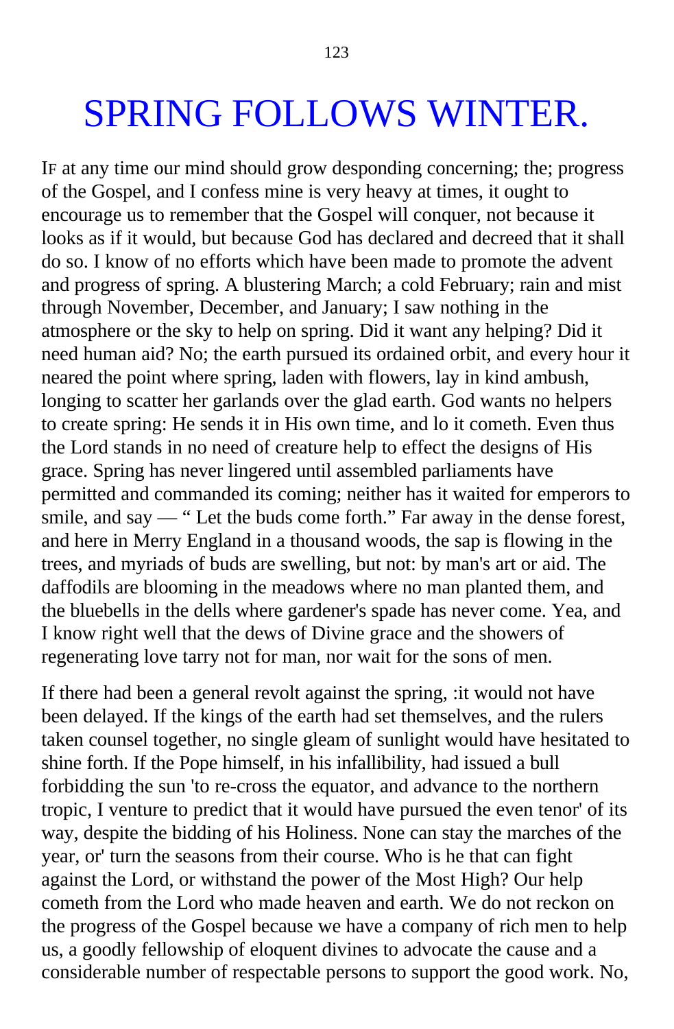# SPRING FOLLOWS WINTER.

IF at any time our mind should grow desponding concerning; the; progress of the Gospel, and I confess mine is very heavy at times, it ought to encourage us to remember that the Gospel will conquer, not because it looks as if it would, but because God has declared and decreed that it shall do so. I know of no efforts which have been made to promote the advent and progress of spring. A blustering March; a cold February; rain and mist through November, December, and January; I saw nothing in the atmosphere or the sky to help on spring. Did it want any helping? Did it need human aid? No; the earth pursued its ordained orbit, and every hour it neared the point where spring, laden with flowers, lay in kind ambush, longing to scatter her garlands over the glad earth. God wants no helpers to create spring: He sends it in His own time, and lo it cometh. Even thus the Lord stands in no need of creature help to effect the designs of His grace. Spring has never lingered until assembled parliaments have permitted and commanded its coming; neither has it waited for emperors to smile, and say — " Let the buds come forth." Far away in the dense forest, and here in Merry England in a thousand woods, the sap is flowing in the trees, and myriads of buds are swelling, but not: by man's art or aid. The daffodils are blooming in the meadows where no man planted them, and the bluebells in the dells where gardener's spade has never come. Yea, and I know right well that the dews of Divine grace and the showers of regenerating love tarry not for man, nor wait for the sons of men.

If there had been a general revolt against the spring, :it would not have been delayed. If the kings of the earth had set themselves, and the rulers taken counsel together, no single gleam of sunlight would have hesitated to shine forth. If the Pope himself, in his infallibility, had issued a bull forbidding the sun 'to re-cross the equator, and advance to the northern tropic, I venture to predict that it would have pursued the even tenor' of its way, despite the bidding of his Holiness. None can stay the marches of the year, or' turn the seasons from their course. Who is he that can fight against the Lord, or withstand the power of the Most High? Our help cometh from the Lord who made heaven and earth. We do not reckon on the progress of the Gospel because we have a company of rich men to help us, a goodly fellowship of eloquent divines to advocate the cause and a considerable number of respectable persons to support the good work. No,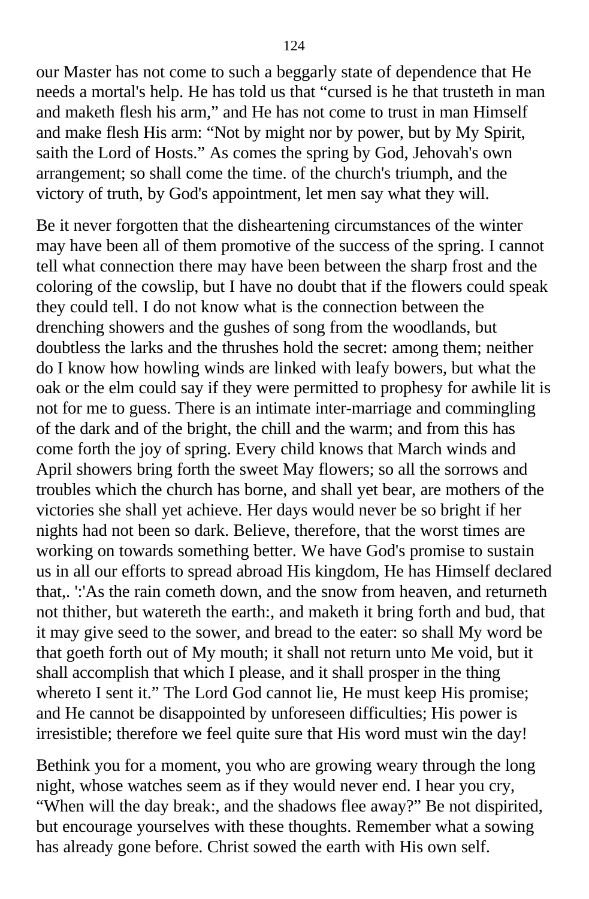our Master has not come to such a beggarly state of dependence that He needs a mortal's help. He has told us that "cursed is he that trusteth in man and maketh flesh his arm," and He has not come to trust in man Himself and make flesh His arm: "Not by might nor by power, but by My Spirit, saith the Lord of Hosts." As comes the spring by God, Jehovah's own arrangement; so shall come the time. of the church's triumph, and the victory of truth, by God's appointment, let men say what they will.

Be it never forgotten that the disheartening circumstances of the winter may have been all of them promotive of the success of the spring. I cannot tell what connection there may have been between the sharp frost and the coloring of the cowslip, but I have no doubt that if the flowers could speak they could tell. I do not know what is the connection between the drenching showers and the gushes of song from the woodlands, but doubtless the larks and the thrushes hold the secret: among them; neither do I know how howling winds are linked with leafy bowers, but what the oak or the elm could say if they were permitted to prophesy for awhile lit is not for me to guess. There is an intimate inter-marriage and commingling of the dark and of the bright, the chill and the warm; and from this has come forth the joy of spring. Every child knows that March winds and April showers bring forth the sweet May flowers; so all the sorrows and troubles which the church has borne, and shall yet bear, are mothers of the victories she shall yet achieve. Her days would never be so bright if her nights had not been so dark. Believe, therefore, that the worst times are working on towards something better. We have God's promise to sustain us in all our efforts to spread abroad His kingdom, He has Himself declared that,. ':'As the rain cometh down, and the snow from heaven, and returneth not thither, but watereth the earth:, and maketh it bring forth and bud, that it may give seed to the sower, and bread to the eater: so shall My word be that goeth forth out of My mouth; it shall not return unto Me void, but it shall accomplish that which I please, and it shall prosper in the thing whereto I sent it." The Lord God cannot lie, He must keep His promise; and He cannot be disappointed by unforeseen difficulties; His power is irresistible; therefore we feel quite sure that His word must win the day!

Bethink you for a moment, you who are growing weary through the long night, whose watches seem as if they would never end. I hear you cry, "When will the day break:, and the shadows flee away?" Be not dispirited, but encourage yourselves with these thoughts. Remember what a sowing has already gone before. Christ sowed the earth with His own self.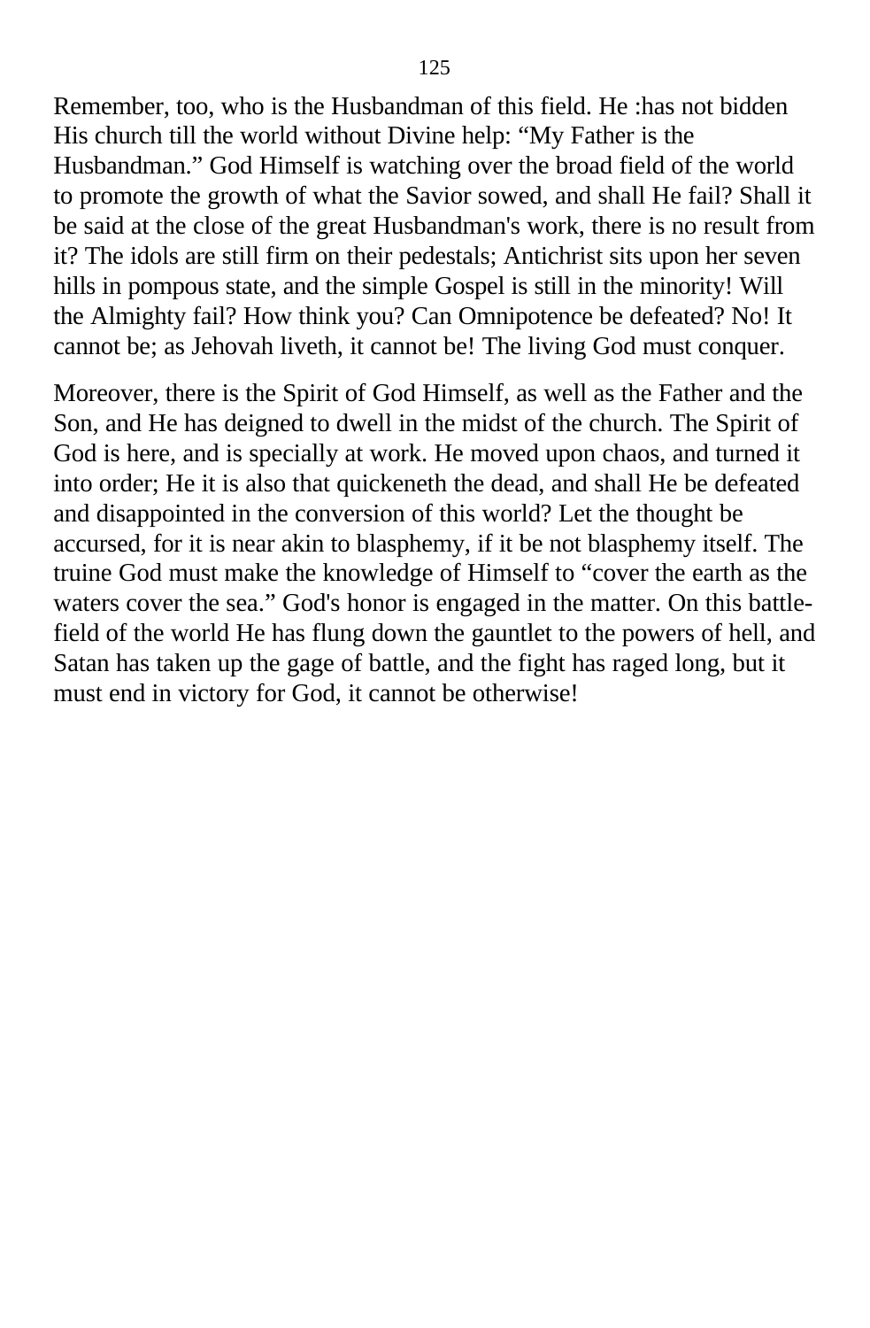Remember, too, who is the Husbandman of this field. He :has not bidden His church till the world without Divine help: “My Father is the Husbandman.” God Himself is watching over the broad field of the world to promote the growth of what the Savior sowed, and shall He fail? Shall it be said at the close of the great Husbandman's work, there is no result from it? The idols are still firm on their pedestals; Antichrist sits upon her seven hills in pompous state, and the simple Gospel is still in the minority! Will the Almighty fail? How think you? Can Omnipotence be defeated? No! It cannot be; as Jehovah liveth, it cannot be! The living God must conquer.

Moreover, there is the Spirit of God Himself, as well as the Father and the Son, and He has deigned to dwell in the midst of the church. The Spirit of God is here, and is specially at work. He moved upon chaos, and turned it into order; He it is also that quickeneth the dead, and shall He be defeated and disappointed in the conversion of this world? Let the thought be accursed, for it is near akin to blasphemy, if it be not blasphemy itself. The truine God must make the knowledge of Himself to “cover the earth as the waters cover the sea.” God's honor is engaged in the matter. On this battle-field of the world He has flung down the gauntlet to the powers of hell, and Satan has taken up the gage of battle, and the fight has raged long, but it must end in victory for God, it cannot be otherwise!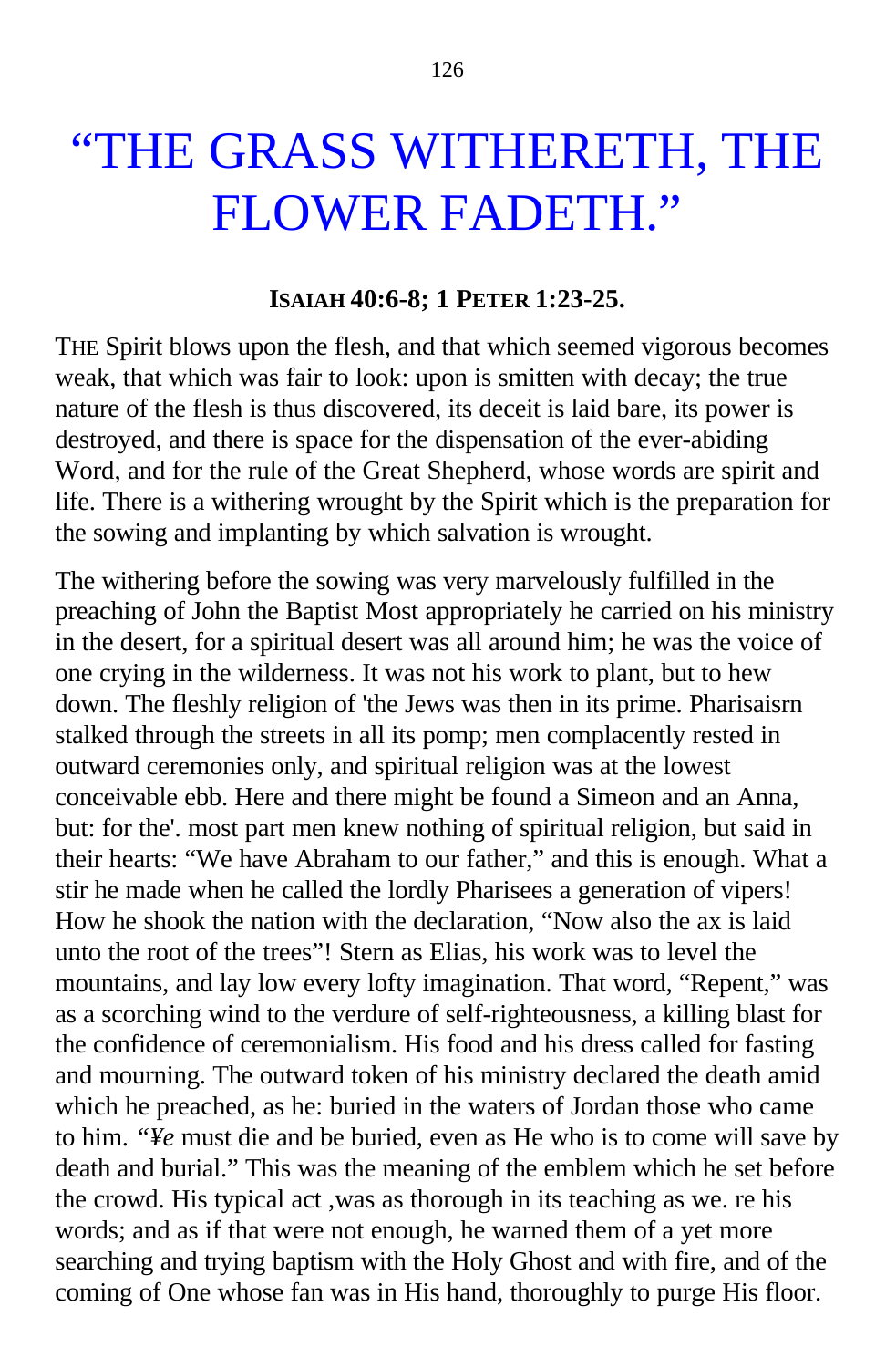# "THE GRASS WITHERETH, THE FLOWER FADETH."

**ISAIAH 40:6-8; 1 PETER 1:23-25.**

THE Spirit blows upon the flesh, and that which seemed vigorous becomes weak, that which was fair to look: upon is smitten with decay; the true nature of the flesh is thus discovered, its deceit is laid bare, its power is destroyed, and there is space for the dispensation of the ever-abiding Word, and for the rule of the Great Shepherd, whose words are spirit and life. There is a withering wrought by the Spirit which is the preparation for the sowing and implanting by which salvation is wrought.

The withering before the sowing was very marvelously fulfilled in the preaching of John the Baptist Most appropriately he carried on his ministry in the desert, for a spiritual desert was all around him; he was the voice of one crying in the wilderness. It was not his work to plant, but to hew down. The fleshly religion of 'the Jews was then in its prime. Pharisaisrn stalked through the streets in all its pomp; men complacently rested in outward ceremonies only, and spiritual religion was at the lowest conceivable ebb. Here and there might be found a Simeon and an Anna, but: for the'. most part men knew nothing of spiritual religion, but said in their hearts: "We have Abraham to our father," and this is enough. What a stir he made when he called the lordly Pharisees a generation of vipers! How he shook the nation with the declaration, "Now also the ax is laid unto the root of the trees"! Stern as Elias, his work was to level the mountains, and lay low every lofty imagination. That word, "Repent," was as a scorching wind to the verdure of self-righteousness, a killing blast for the confidence of ceremonialism. His food and his dress called for fasting and mourning. The outward token of his ministry declared the death amid which he preached, as he: buried in the waters of Jordan those who came to him. "*¥e* must die and be buried, even as He who is to come will save by death and burial." This was the meaning of the emblem which he set before the crowd. His typical act ,was as thorough in its teaching as we. re his words; and as if that were not enough, he warned them of a yet more searching and trying baptism with the Holy Ghost and with fire, and of the coming of One whose fan was in His hand, thoroughly to purge His floor.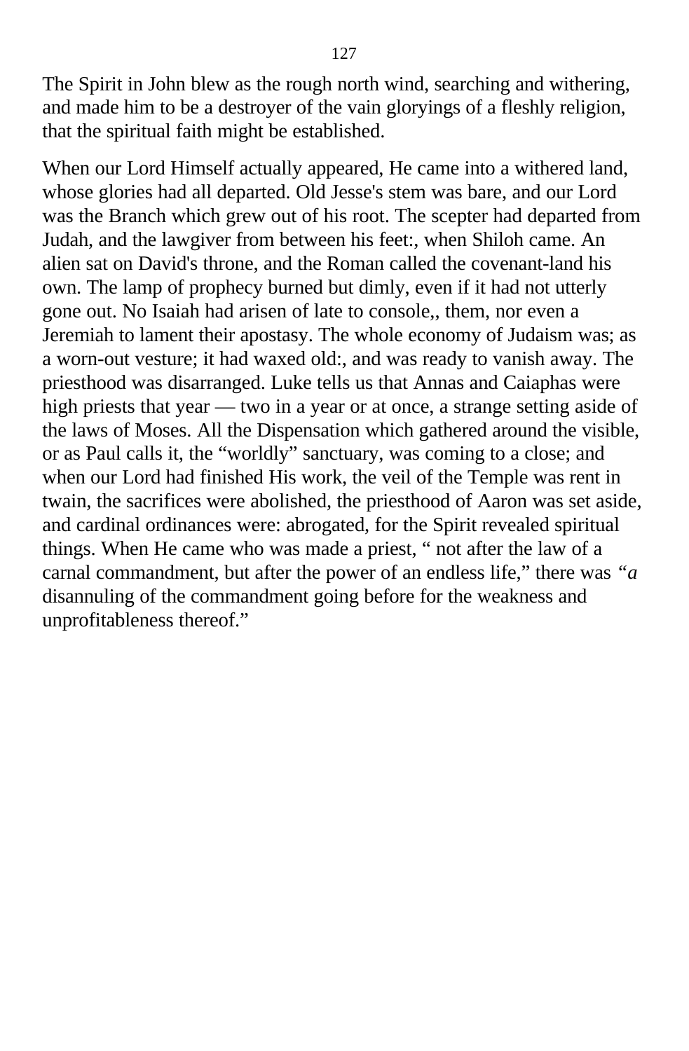The Spirit in John blew as the rough north wind, searching and withering, and made him to be a destroyer of the vain taryings of a fleshly religion, that the spiritual faith might be established.

When our Lord Himself actually appeared, He came into a withered land, whose glories had all departed. Old Jesse's stem was bare, and our Lord was the Branch which grew out of his root. The scepter had departed from Judah, and the lawgiver from between his feet:, when Shiloh came. An alien sat on David's throne, and the Roman called the covenant-land his own. The lamp of prophecy burned but dimly, even if it had not utterly gone out. No Isaiah had arisen of late to console,, them, nor even a Jeremiah to lament their apostasy. The whole economy of Judaism was; as a worn-out vesture; it had waxed old:, and was ready to vanish away. The priesthood was disarranged. Luke tells us that Annas and Caiaphas were high priests that year — two in a year or at once, a strange setting aside of the laws of Moses. All the Dispensation which gathered around the visible, or as Paul calls it, the "worldly" sanctuary, was coming to a close; and when our Lord had finished His work, the veil of the Temple was rent in twain, the sacrifices were abolished, the priesthood of Aaron was set aside, and cardinal ordinances were: abrogated, for the Spirit revealed spiritual things. When He came who was made a priest, " not after the law of a carnal commandment, but after the power of an endless life," there was *"a* disannuling of the commandment going before for the weakness and unprofitableness thereof."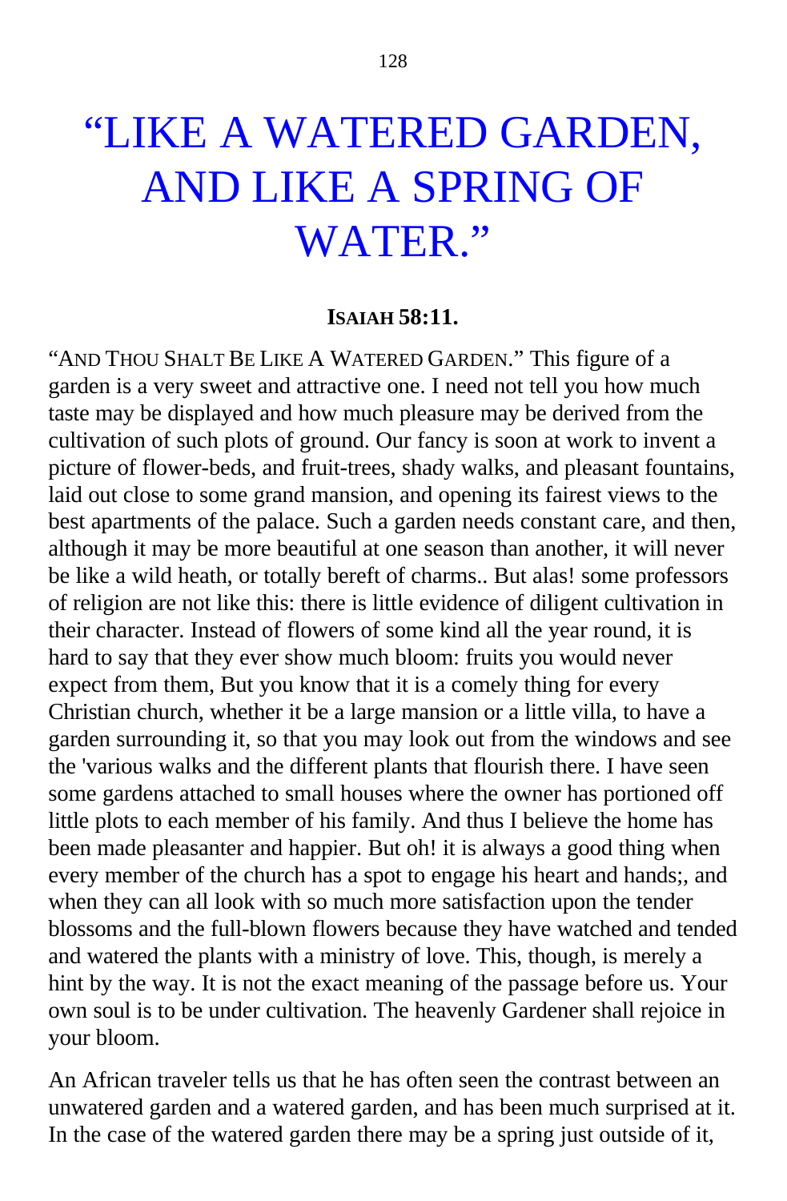# “LIKE A WATERED GARDEN, AND LIKE A SPRING OF WATER.”

**ISAIAH 58:11.**

“AND THOU SHALT BE LIKE A WATERED GARDEN.” This figure of a garden is a very sweet and attractive one. I need not tell you how much taste may be displayed and how much pleasure may be derived from the cultivation of such plots of ground. Our fancy is soon at work to invent a picture of flower-beds, and fruit-trees, shady walks, and pleasant fountains, laid out close to some grand mansion, and opening its fairest views to the best apartments of the palace. Such a garden needs constant care, and then, although it may be more beautiful at one season than another, it will never be like a wild heath, or totally bereft of charms.. But alas! some professors of religion are not like this: there is little evidence of diligent cultivation in their character. Instead of flowers of some kind all the year round, it is hard to say that they ever show much bloom: fruits you would never expect from them, But you know that it is a comely thing for every Christian church, whether it be a large mansion or a little villa, to have a garden surrounding it, so that you may look out from the windows and see the 'various walks and the different plants that flourish there. I have seen some gardens attached to small houses where the owner has portioned off little plots to each member of his family. And thus I believe the home has been made pleasanter and happier. But oh! it is always a good thing when every member of the church has a spot to engage his heart and hands;, and when they can all look with so much more satisfaction upon the tender blossoms and the full-blown flowers because they have watched and tended and watered the plants with a ministry of love. This, though, is merely a hint by the way. It is not the exact meaning of the passage before us. Your own soul is to be under cultivation. The heavenly Gardener shall rejoice in your bloom.

An African traveler tells us that he has often seen the contrast between an unwatered garden and a watered garden, and has been much surprised at it. In the case of the watered garden there may be a spring just outside of it,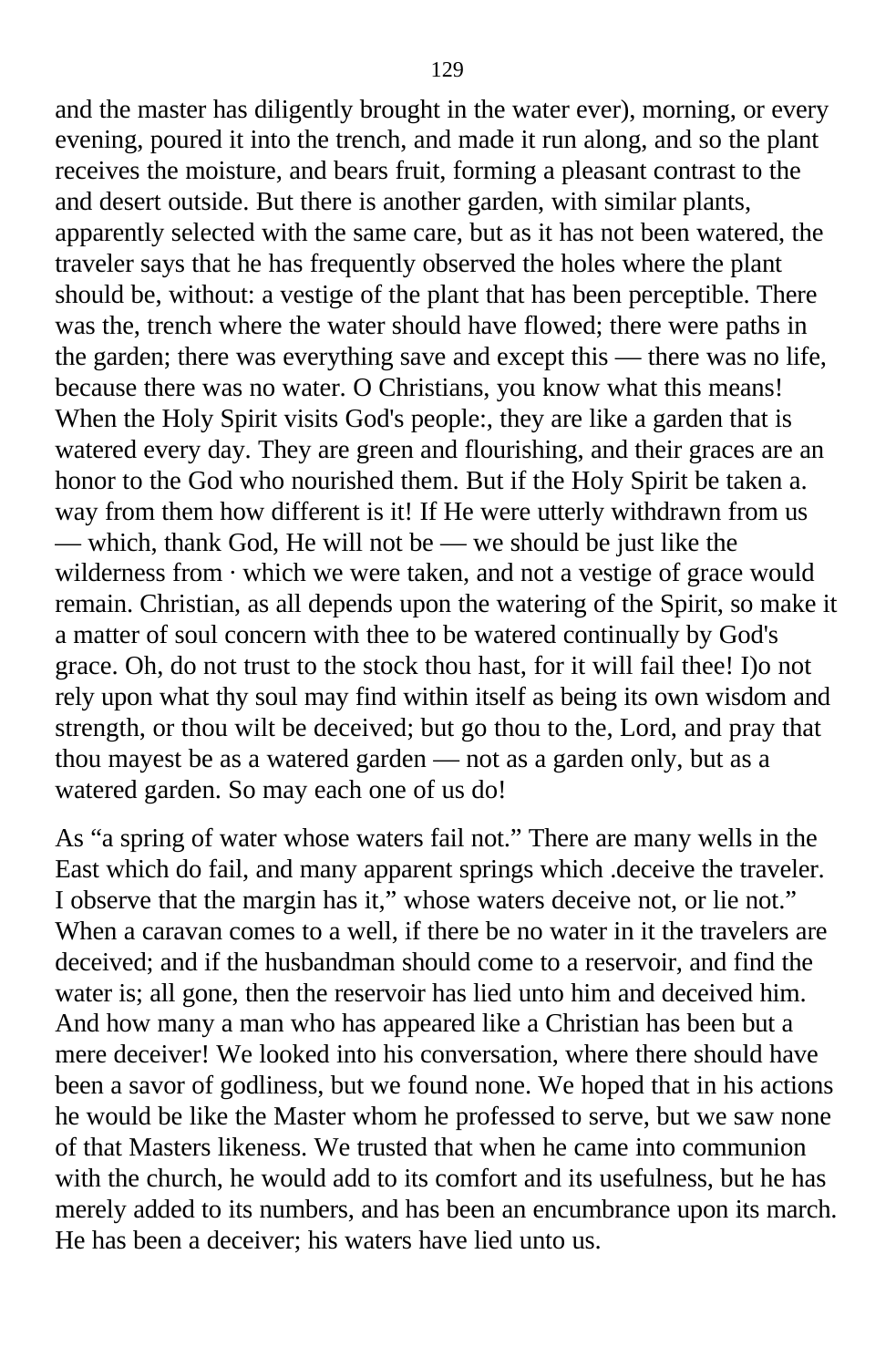and the master has diligently brought in the water ever), morning, or every evening, poured it into the trench, and made it run along, and so the plant receives the moisture, and bears fruit, forming a pleasant contrast to the and desert outside. But there is another garden, with similar plants, apparently selected with the same care, but as it has not been watered, the traveler says that he has frequently observed the holes where the plant should be, without: a vestige of the plant that has been perceptible. There was the, trench where the water should have flowed; there were paths in the garden; there was everything save and except this — there was no life, because there was no water. O Christians, you know what this means! When the Holy Spirit visits God's people:, they are like a garden that is watered every day. They are green and flourishing, and their graces are an honor to the God who nourished them. But if the Holy Spirit be taken a. way from them how different is it! If He were utterly withdrawn from us — which, thank God, He will not be — we should be just like the wilderness from · which we were taken, and not a vestige of grace would remain. Christian, as all depends upon the watering of the Spirit, so make it a matter of soul concern with thee to be watered continually by God's grace. Oh, do not trust to the stock thou hast, for it will fail thee! I)o not rely upon what thy soul may find within itself as being its own wisdom and strength, or thou wilt be deceived; but go thou to the, Lord, and pray that thou mayest be as a watered garden — not as a garden only, but as a watered garden. So may each one of us do!

As "a spring of water whose waters fail not." There are many wells in the East which do fail, and many apparent springs which .deceive the traveler. I observe that the margin has it," whose waters deceive not, or lie not." When a caravan comes to a well, if there be no water in it the travelers are deceived; and if the husbandman should come to a reservoir, and find the water is; all gone, then the reservoir has lied unto him and deceived him. And how many a man who has appeared like a Christian has been but a mere deceiver! We looked into his conversation, where there should have been a savor of godliness, but we found none. We hoped that in his actions he would be like the Master whom he professed to serve, but we saw none of that Masters likeness. We trusted that when he came into communion with the church, he would add to its comfort and its usefulness, but he has merely added to its numbers, and has been an encumbrance upon its march. He has been a deceiver; his waters have lied unto us.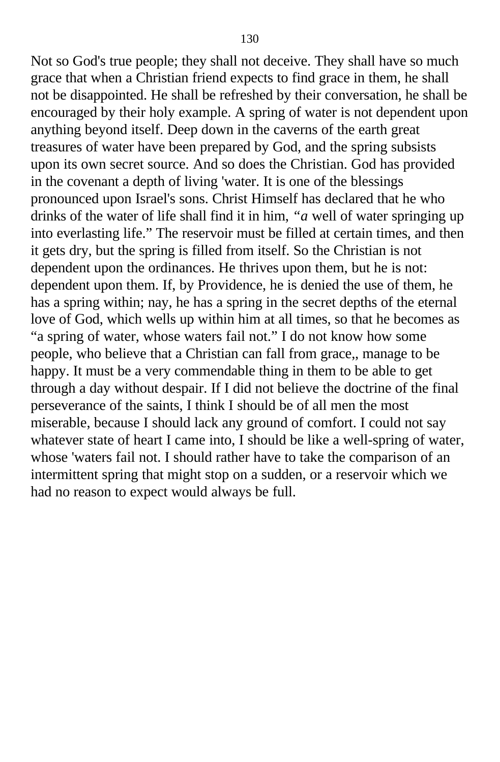Not so God's true people; they shall not deceive. They shall have so much grace that when a Christian friend expects to find grace in them, he shall not be disappointed. He shall be refreshed by their conversation, he shall be encouraged by their holy example. A spring of water is not dependent upon anything beyond itself. Deep down in the caverns of the earth great treasures of water have been prepared by God, and the spring subsists upon its own secret source. And so does the Christian. God has provided in the covenant a depth of living 'water. It is one of the blessings pronounced upon Israel's sons. Christ Himself has declared that he who drinks of the water of life shall find it in him, *“a* well of water springing up into everlasting life.” The reservoir must be filled at certain times, and then it gets dry, but the spring is filled from itself. So the Christian is not dependent upon the ordinances. He thrives upon them, but he is not: dependent upon them. If, by Providence, he is denied the use of them, he has a spring within; nay, he has a spring in the secret depths of the eternal love of God, which wells up within him at all times, so that he becomes as “a spring of water, whose waters fail not.” I do not know how some people, who believe that a Christian can fall from grace,, manage to be happy. It must be a very commendable thing in them to be able to get through a day without despair. If I did not believe the doctrine of the final perseverance of the saints, I think I should be of all men the most miserable, because I should lack any ground of comfort. I could not say whatever state of heart I came into, I should be like a well-spring of water, whose 'waters fail not. I should rather have to take the comparison of an intermittent spring that might stop on a sudden, or a reservoir which we had no reason to expect would always be full.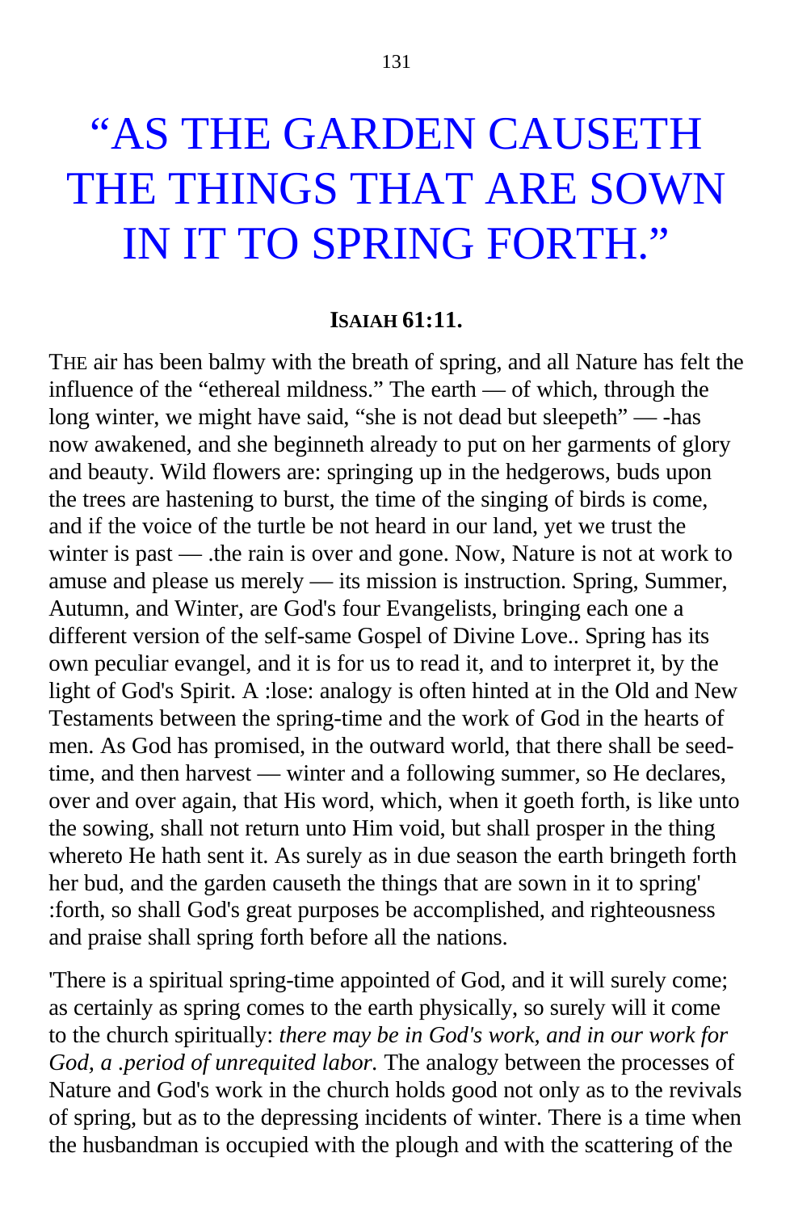# "AS THE GARDEN CAUSETH THE THINGS THAT ARE SOWN IN IT TO SPRING FORTH."

**ISAIAH 61:11.**

THE air has been balmy with the breath of spring, and all Nature has felt the influence of the "ethereal mildness." The earth — of which, through the long winter, we might have said, "she is not dead but sleepeth" — -has now awakened, and she beginneth already to put on her garments of glory and beauty. Wild flowers are: springing up in the hedgerows, buds upon the trees are hastening to burst, the time of the singing of birds is come, and if the voice of the turtle be not heard in our land, yet we trust the winter is past — .the rain is over and gone. Now, Nature is not at work to amuse and please us merely — its mission is instruction. Spring, Summer, Autumn, and Winter, are God's four Evangelists, bringing each one a different version of the self-same Gospel of Divine Love.. Spring has its own peculiar evangel, and it is for us to read it, and to interpret it, by the light of God's Spirit. A :lose: analogy is often hinted at in the Old and New Testaments between the spring-time and the work of God in the hearts of men. As God has promised, in the outward world, that there shall be seed-time, and then harvest — winter and a following summer, so He declares, over and over again, that His word, which, when it goeth forth, is like unto the sowing, shall not return unto Him void, but shall prosper in the thing whereto He hath sent it. As surely as in due season the earth bringeth forth her bud, and the garden causeth the things that are sown in it to spring' :forth, so shall God's great purposes be accomplished, and righteousness and praise shall spring forth before all the nations.

'There is a spiritual spring-time appointed of God, and it will surely come; as certainly as spring comes to the earth physically, so surely will it come to the church spiritually: *there may be in God's work, and in our work for God, a .period of unrequited labor.* The analogy between the processes of Nature and God's work in the church holds good not only as to the revivals of spring, but as to the depressing incidents of winter. There is a time when the husbandman is occupied with the plough and with the scattering of the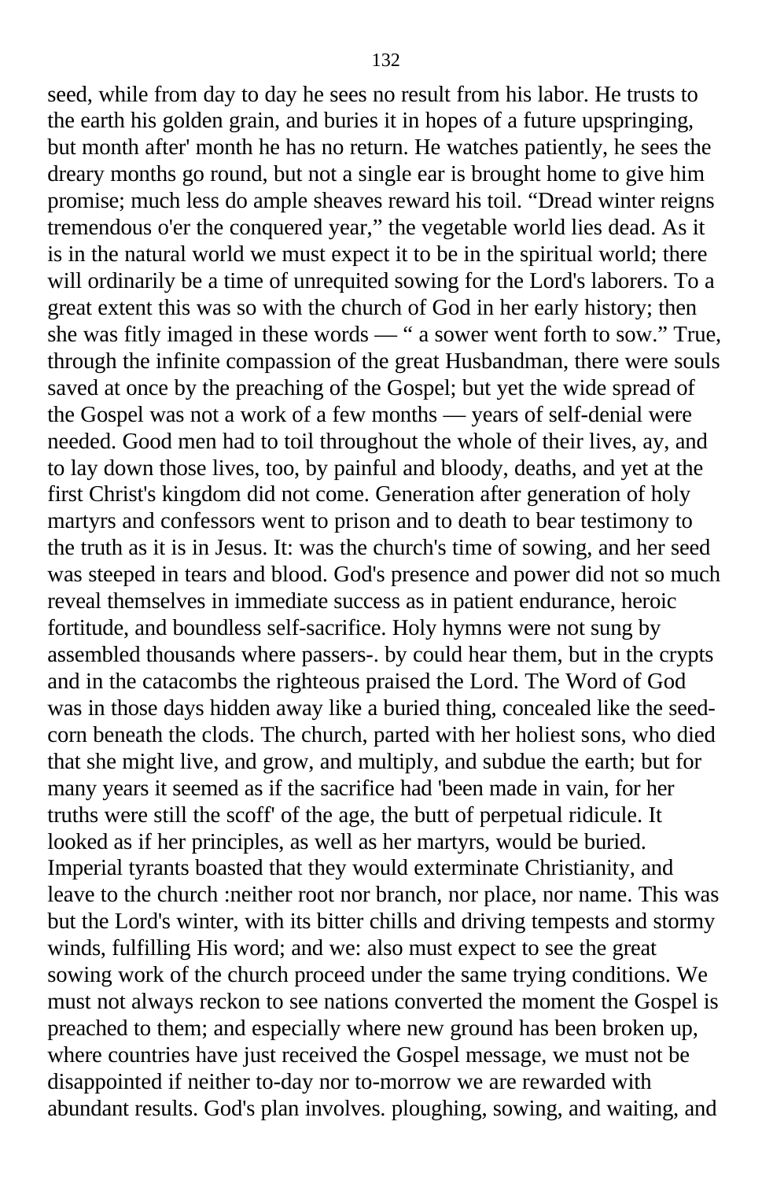seed, while from day to day he sees no result from his labor. He trusts to the earth his golden grain, and buries it in hopes of a future upspringing, but month after' month he has no return. He watches patiently, he sees the dreary months go round, but not a single ear is brought home to give him promise; much less do ample sheaves reward his toil. "Dread winter reigns tremendous o'er the conquered year," the vegetable world lies dead. As it is in the natural world we must expect it to be in the spiritual world; there will ordinarily be a time of unrequited sowing for the Lord's laborers. To a great extent this was so with the church of God in her early history; then she was fitly imaged in these words — " a sower went forth to sow." True, through the infinite compassion of the great Husbandman, there were souls saved at once by the preaching of the Gospel; but yet the wide spread of the Gospel was not a work of a few months — years of self-denial were needed. Good men had to toil throughout the whole of their lives, ay, and to lay down those lives, too, by painful and bloody, deaths, and yet at the first Christ's kingdom did not come. Generation after generation of holy martyrs and confessors went to prison and to death to bear testimony to the truth as it is in Jesus. It: was the church's time of sowing, and her seed was steeped in tears and blood. God's presence and power did not so much reveal themselves in immediate success as in patient endurance, heroic fortitude, and boundless self-sacrifice. Holy hymns were not sung by assembled thousands where passers-. by could hear them, but in the crypts and in the catacombs the righteous praised the Lord. The Word of God was in those days hidden away like a buried thing, concealed like the seed-corn beneath the clods. The church, parted with her holiest sons, who died that she might live, and grow, and multiply, and subdue the earth; but for many years it seemed as if the sacrifice had 'been made in vain, for her truths were still the scoff' of the age, the butt of perpetual ridicule. It looked as if her principles, as well as her martyrs, would be buried. Imperial tyrants boasted that they would exterminate Christianity, and leave to the church :neither root nor branch, nor place, nor name. This was but the Lord's winter, with its bitter chills and driving tempests and stormy winds, fulfilling His word; and we: also must expect to see the great sowing work of the church proceed under the same trying conditions. We must not always reckon to see nations converted the moment the Gospel is preached to them; and especially where new ground has been broken up, where countries have just received the Gospel message, we must not be disappointed if neither to-day nor to-morrow we are rewarded with abundant results. God's plan involves. ploughing, sowing, and waiting, and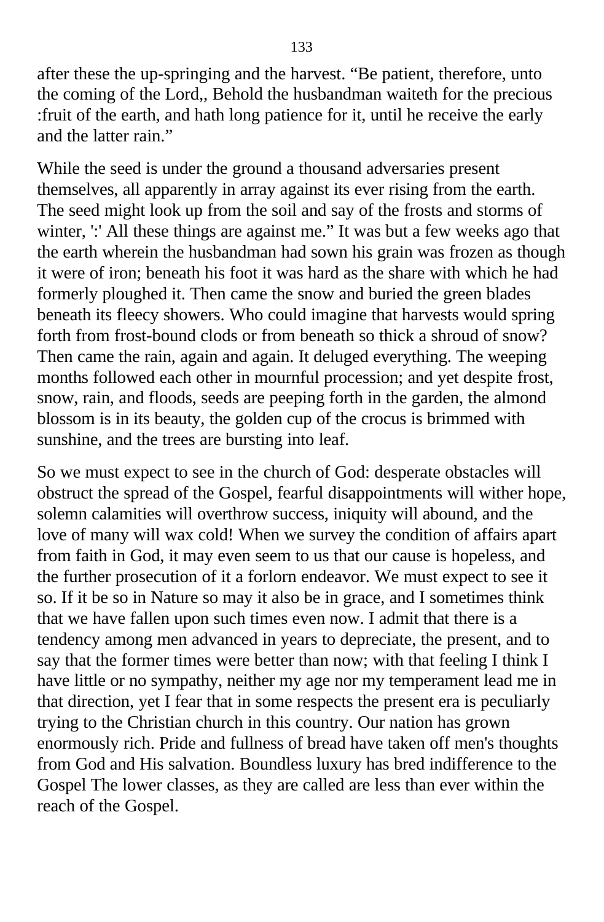after these the up-springing and the harvest. “Be patient, therefore, unto the coming of the Lord,, Behold the husbandman waiteth for the precious :fruit of the earth, and hath long patience for it, until he receive the early and the latter rain.”

While the seed is under the ground a thousand adversaries present themselves, all apparently in array against its ever rising from the earth. The seed might look up from the soil and say of the frosts and storms of winter, ':' All these things are against me.” It was but a few weeks ago that the earth wherein the husbandman had sown his grain was frozen as though it were of iron; beneath his foot it was hard as the share with which he had formerly ploughed it. Then came the snow and buried the green blades beneath its fleecy showers. Who could imagine that harvests would spring forth from frost-bound clods or from beneath so thick a shroud of snow? Then came the rain, again and again. It deluged everything. The weeping months followed each other in mournful procession; and yet despite frost, snow, rain, and floods, seeds are peeping forth in the garden, the almond blossom is in its beauty, the golden cup of the crocus is brimmed with sunshine, and the trees are bursting into leaf.

So we must expect to see in the church of God: desperate obstacles will obstruct the spread of the Gospel, fearful disappointments will wither hope, solemn calamities will overthrow success, iniquity will abound, and the love of many will wax cold! When we survey the condition of affairs apart from faith in God, it may even seem to us that our cause is hopeless, and the further prosecution of it a forlorn endeavor. We must expect to see it so. If it be so in Nature so may it also be in grace, and I sometimes think that we have fallen upon such times even now. I admit that there is a tendency among men advanced in years to depreciate, the present, and to say that the former times were better than now; with that feeling I think I have little or no sympathy, neither my age nor my temperament lead me in that direction, yet I fear that in some respects the present era is peculiarly trying to the Christian church in this country. Our nation has grown enormously rich. Pride and fullness of bread have taken off men's thoughts from God and His salvation. Boundless luxury has bred indifference to the Gospel The lower classes, as they are called are less than ever within the reach of the Gospel.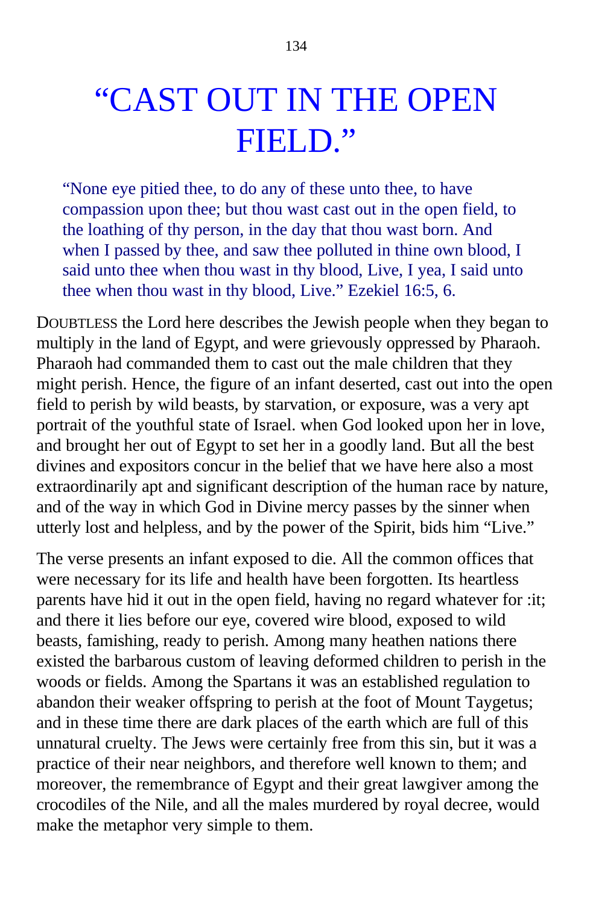# “CAST OUT IN THE OPEN FIELD.”

> “None eye pitied thee, to do any of these unto thee, to have compassion upon thee; but thou wast cast out in the open field, to the loathing of thy person, in the day that thou wast born. And when I passed by thee, and saw thee polluted in thine own blood, I said unto thee when thou wast in thy blood, Live, I yea, I said unto thee when thou wast in thy blood, Live.” Ezekiel 16:5, 6.

DOUBTLESS the Lord here describes the Jewish people when they began to multiply in the land of Egypt, and were grievously oppressed by Pharaoh. Pharaoh had commanded them to cast out the male children that they might perish. Hence, the figure of an infant deserted, cast out into the open field to perish by wild beasts, by starvation, or exposure, was a very apt portrait of the youthful state of Israel. when God looked upon her in love, and brought her out of Egypt to set her in a goodly land. But all the best divines and expositors concur in the belief that we have here also a most extraordinarily apt and significant description of the human race by nature, and of the way in which God in Divine mercy passes by the sinner when utterly lost and helpless, and by the power of the Spirit, bids him “Live.”

The verse presents an infant exposed to die. All the common offices that were necessary for its life and health have been forgotten. Its heartless parents have hid it out in the open field, having no regard whatever for :it; and there it lies before our eye, covered wire blood, exposed to wild beasts, famishing, ready to perish. Among many heathen nations there existed the barbarous custom of leaving deformed children to perish in the woods or fields. Among the Spartans it was an established regulation to abandon their weaker offspring to perish at the foot of Mount Taygetus; and in these time there are dark places of the earth which are full of this unnatural cruelty. The Jews were certainly free from this sin, but it was a practice of their near neighbors, and therefore well known to them; and moreover, the remembrance of Egypt and their great lawgiver among the crocodiles of the Nile, and all the males murdered by royal decree, would make the metaphor very simple to them.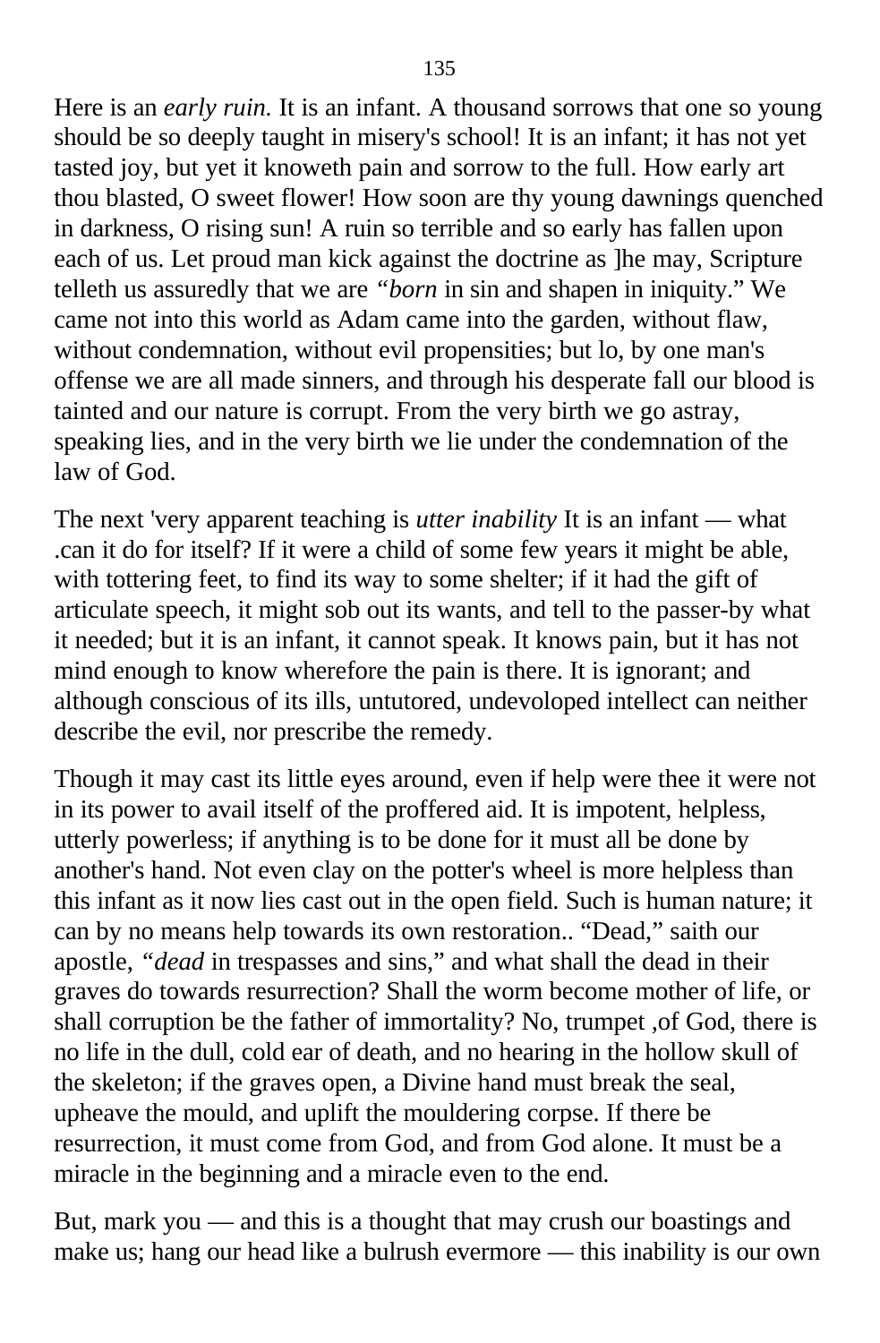Here is an *early ruin.* It is an infant. A thousand sorrows that one so young should be so deeply taught in misery's school! It is an infant; it has not yet tasted joy, but yet it knoweth pain and sorrow to the full. How early art thou blasted, O sweet flower! How soon are thy young dawnings quenched in darkness, O rising sun! A ruin so terrible and so early has fallen upon each of us. Let proud man kick against the doctrine as ]he may, Scripture telleth us assuredly that we are *"born* in sin and shapen in iniquity." We came not into this world as Adam came into the garden, without flaw, without condemnation, without evil propensities; but lo, by one man's offense we are all made sinners, and through his desperate fall our blood is tainted and our nature is corrupt. From the very birth we go astray, speaking lies, and in the very birth we lie under the condemnation of the law of God.

The next 'very apparent teaching is *utter inability* It is an infant — what .can it do for itself? If it were a child of some few years it might be able, with tottering feet, to find its way to some shelter; if it had the gift of articulate speech, it might sob out its wants, and tell to the passer-by what it needed; but it is an infant, it cannot speak. It knows pain, but it has not mind enough to know wherefore the pain is there. It is ignorant; and although conscious of its ills, untutored, undevoloped intellect can neither describe the evil, nor prescribe the remedy.

Though it may cast its little eyes around, even if help were thee it were not in its power to avail itself of the proffered aid. It is impotent, helpless, utterly powerless; if anything is to be done for it must all be done by another's hand. Not even clay on the potter's wheel is more helpless than this infant as it now lies cast out in the open field. Such is human nature; it can by no means help towards its own restoration.. "Dead," saith our apostle, *"dead* in trespasses and sins," and what shall the dead in their graves do towards resurrection? Shall the worm become mother of life, or shall corruption be the father of immortality? No, trumpet ,of God, there is no life in the dull, cold ear of death, and no hearing in the hollow skull of the skeleton; if the graves open, a Divine hand must break the seal, upheave the mould, and uplift the mouldering corpse. If there be resurrection, it must come from God, and from God alone. It must be a miracle in the beginning and a miracle even to the end.

But, mark you — and this is a thought that may crush our boastings and make us; hang our head like a bulrush evermore — this inability is our own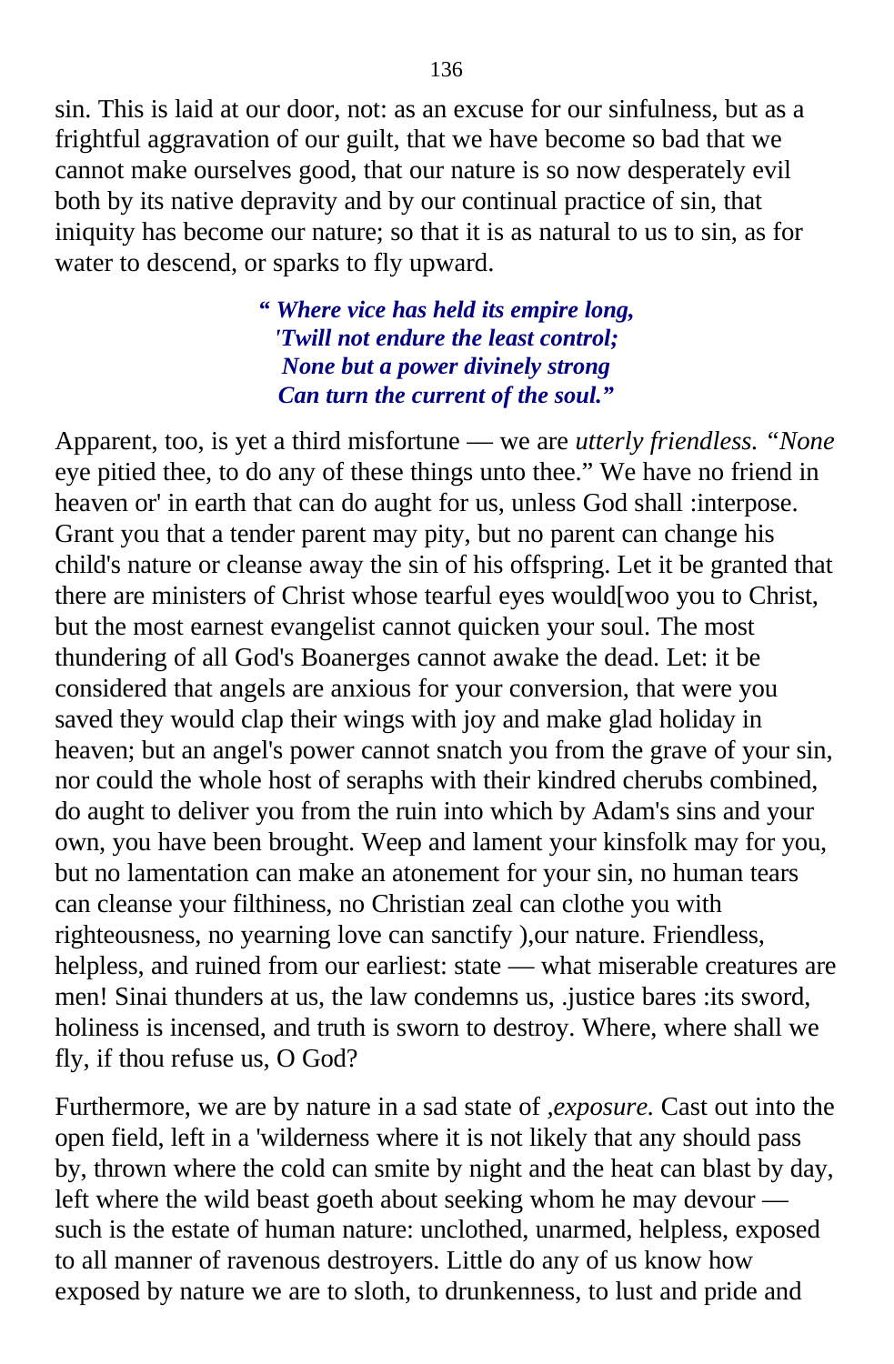sin. This is laid at our door, not: as an excuse for our sinfulness, but as a frightful aggravation of our guilt, that we have become so bad that we cannot make ourselves good, that our nature is so now desperately evil both by its native depravity and by our continual practice of sin, that iniquity has become our nature; so that it is as natural to us to sin, as for water to descend, or sparks to fly upward.

> ***" Where vice has held its empire long,***
> ***'Twill not endure the least control;***
> ***None but a power divinely strong***
> ***Can turn the current of the soul."***

Apparent, too, is yet a third misfortune — we are *utterly friendless.* "*None* eye pitied thee, to do any of these things unto thee." We have no friend in heaven or' in earth that can do aught for us, unless God shall :interpose. Grant you that a tender parent may pity, but no parent can change his child's nature or cleanse away the sin of his offspring. Let it be granted that there are ministers of Christ whose tearful eyes would[woo you to Christ, but the most earnest evangelist cannot quicken your soul. The most thundering of all God's Boanerges cannot awake the dead. Let: it be considered that angels are anxious for your conversion, that were you saved they would clap their wings with joy and make glad holiday in heaven; but an angel's power cannot snatch you from the grave of your sin, nor could the whole host of seraphs with their kindred cherubs combined, do aught to deliver you from the ruin into which by Adam's sins and your own, you have been brought. Weep and lament your kinsfolk may for you, but no lamentation can make an atonement for your sin, no human tears can cleanse your filthiness, no Christian zeal can clothe you with righteousness, no yearning love can sanctify ),our nature. Friendless, helpless, and ruined from our earliest: state — what miserable creatures are men! Sinai thunders at us, the law condemns us, .justice bares :its sword, holiness is incensed, and truth is sworn to destroy. Where, where shall we fly, if thou refuse us, O God?

Furthermore, we are by nature in a sad state of ,*exposure.* Cast out into the open field, left in a 'wilderness where it is not likely that any should pass by, thrown where the cold can smite by night and the heat can blast by day, left where the wild beast goeth about seeking whom he may devour — such is the estate of human nature: unclothed, unarmed, helpless, exposed to all manner of ravenous destroyers. Little do any of us know how exposed by nature we are to sloth, to drunkenness, to lust and pride and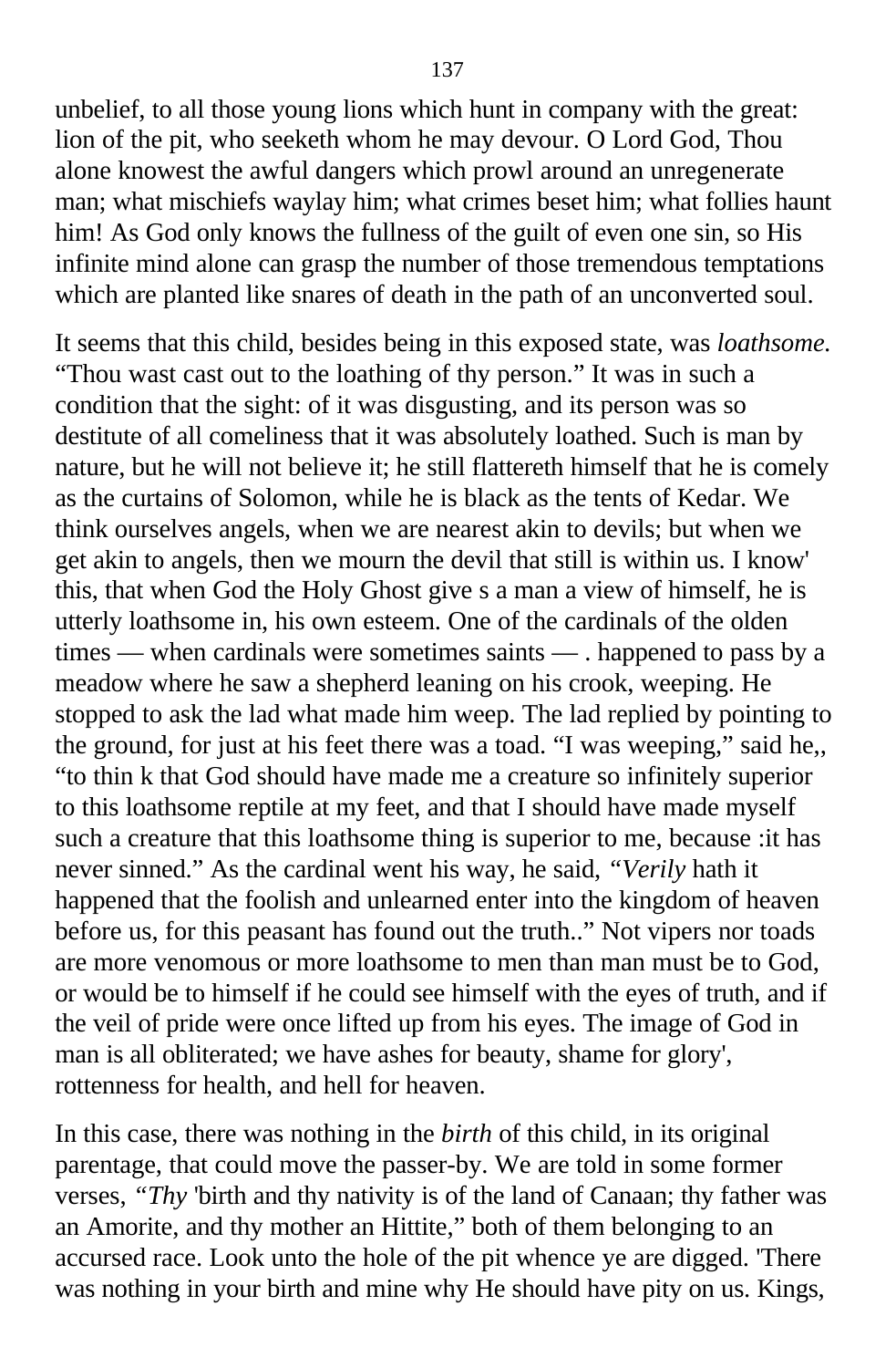unbelief, to all those young lions which hunt in company with the great: lion of the pit, who seeketh whom he may devour. O Lord God, Thou alone knowest the awful dangers which prowl around an unregenerate man; what mischiefs waylay him; what crimes beset him; what follies haunt him! As God only knows the fullness of the guilt of even one sin, so His infinite mind alone can grasp the number of those tremendous temptations which are planted like snares of death in the path of an unconverted soul.

It seems that this child, besides being in this exposed state, was *loathsome.* "Thou wast cast out to the loathing of thy person." It was in such a condition that the sight: of it was disgusting, and its person was so destitute of all comeliness that it was absolutely loathed. Such is man by nature, but he will not believe it; he still flattereth himself that he is comely as the curtains of Solomon, while he is black as the tents of Kedar. We think ourselves angels, when we are nearest akin to devils; but when we get akin to angels, then we mourn the devil that still is within us. I know' this, that when God the Holy Ghost give s a man a view of himself, he is utterly loathsome in, his own esteem. One of the cardinals of the olden times — when cardinals were sometimes saints — . happened to pass by a meadow where he saw a shepherd leaning on his crook, weeping. He stopped to ask the lad what made him weep. The lad replied by pointing to the ground, for just at his feet there was a toad. "I was weeping," said he,, "to thin k that God should have made me a creature so infinitely superior to this loathsome reptile at my feet, and that I should have made myself such a creature that this loathsome thing is superior to me, because :it has never sinned." As the cardinal went his way, he said, *"Verily* hath it happened that the foolish and unlearned enter into the kingdom of heaven before us, for this peasant has found out the truth.." Not vipers nor toads are more venomous or more loathsome to men than man must be to God, or would be to himself if he could see himself with the eyes of truth, and if the veil of pride were once lifted up from his eyes. The image of God in man is all obliterated; we have ashes for beauty, shame for glory', rottenness for health, and hell for heaven.

In this case, there was nothing in the *birth* of this child, in its original parentage, that could move the passer-by. We are told in some former verses, *"Thy* 'birth and thy nativity is of the land of Canaan; thy father was an Amorite, and thy mother an Hittite," both of them belonging to an accursed race. Look unto the hole of the pit whence ye are digged. 'There was nothing in your birth and mine why He should have pity on us. Kings,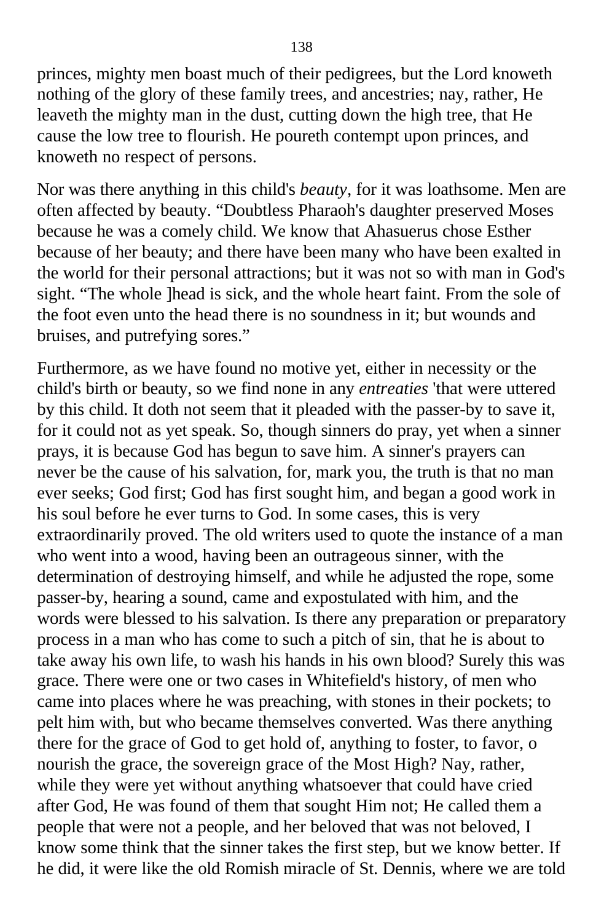princes, mighty men boast much of their pedigrees, but the Lord knoweth nothing of the glory of these family trees, and ancestries; nay, rather, He leaveth the mighty man in the dust, cutting down the high tree, that He cause the low tree to flourish. He poureth contempt upon princes, and knoweth no respect of persons.

Nor was there anything in this child's *beauty*, for it was loathsome. Men are often affected by beauty. “Doubtless Pharaoh's daughter preserved Moses because he was a comely child. We know that Ahasuerus chose Esther because of her beauty; and there have been many who have been exalted in the world for their personal attractions; but it was not so with man in God's sight. “The whole ]head is sick, and the whole heart faint. From the sole of the foot even unto the head there is no soundness in it; but wounds and bruises, and putrefying sores.”

Furthermore, as we have found no motive yet, either in necessity or the child's birth or beauty, so we find none in any *entreaties* 'that were uttered by this child. It doth not seem that it pleaded with the passer-by to save it, for it could not as yet speak. So, though sinners do pray, yet when a sinner prays, it is because God has begun to save him. A sinner's prayers can never be the cause of his salvation, for, mark you, the truth is that no man ever seeks; God first; God has first sought him, and began a good work in his soul before he ever turns to God. In some cases, this is very extraordinarily proved. The old writers used to quote the instance of a man who went into a wood, having been an outrageous sinner, with the determination of destroying himself, and while he adjusted the rope, some passer-by, hearing a sound, came and expostulated with him, and the words were blessed to his salvation. Is there any preparation or preparatory process in a man who has come to such a pitch of sin, that he is about to take away his own life, to wash his hands in his own blood? Surely this was grace. There were one or two cases in Whitefield's history, of men who came into places where he was preaching, with stones in their pockets; to pelt him with, but who became themselves converted. Was there anything there for the grace of God to get hold of, anything to foster, to favor, o nourish the grace, the sovereign grace of the Most High? Nay, rather, while they were yet without anything whatsoever that could have cried after God, He was found of them that sought Him not; He called them a people that were not a people, and her beloved that was not beloved, I know some think that the sinner takes the first step, but we know better. If he did, it were like the old Romish miracle of St. Dennis, where we are told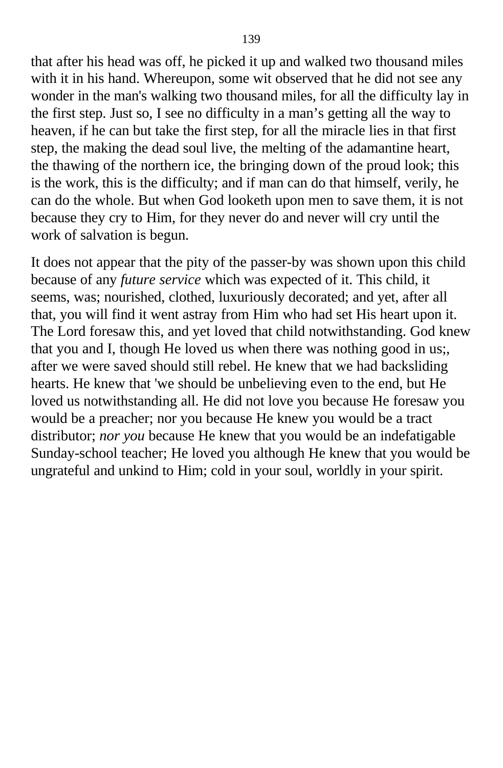that after his head was off, he picked it up and walked two thousand miles with it in his hand. Whereupon, some wit observed that he did not see any wonder in the man's walking two thousand miles, for all the difficulty lay in the first step. Just so, I see no difficulty in a man’s getting all the way to heaven, if he can but take the first step, for all the miracle lies in that first step, the making the dead soul live, the melting of the adamantine heart, the thawing of the northern ice, the bringing down of the proud look; this is the work, this is the difficulty; and if man can do that himself, verily, he can do the whole. But when God looketh upon men to save them, it is not because they cry to Him, for they never do and never will cry until the work of salvation is begun.

It does not appear that the pity of the passer-by was shown upon this child because of any *future service* which was expected of it. This child, it seems, was; nourished, clothed, luxuriously decorated; and yet, after all that, you will find it went astray from Him who had set His heart upon it. The Lord foresaw this, and yet loved that child notwithstanding. God knew that you and I, though He loved us when there was nothing good in us;, after we were saved should still rebel. He knew that we had backsliding hearts. He knew that 'we should be unbelieving even to the end, but He loved us notwithstanding all. He did not love you because He foresaw you would be a preacher; nor you because He knew you would be a tract distributor; *nor you* because He knew that you would be an indefatigable Sunday-school teacher; He loved you although He knew that you would be ungrateful and unkind to Him; cold in your soul, worldly in your spirit.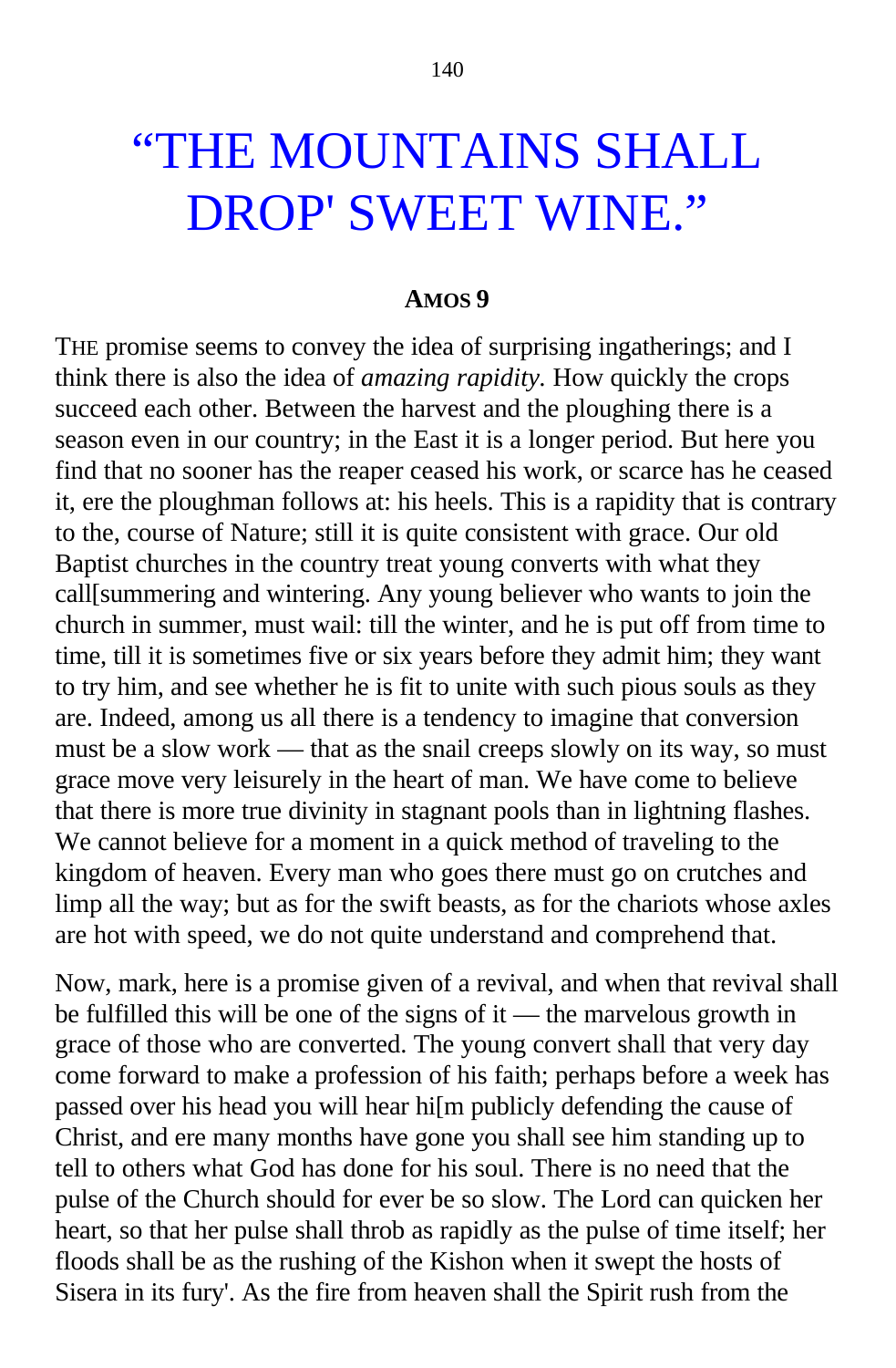# “THE MOUNTAINS SHALL DROP' SWEET WINE.”

**AMOS 9**

THE promise seems to convey the idea of surprising ingatherings; and I think there is also the idea of *amazing rapidity.* How quickly the crops succeed each other. Between the harvest and the ploughing there is a season even in our country; in the East it is a longer period. But here you find that no sooner has the reaper ceased his work, or scarce has he ceased it, ere the ploughman follows at: his heels. This is a rapidity that is contrary to the, course of Nature; still it is quite consistent with grace. Our old Baptist churches in the country treat young converts with what they call[summering and wintering. Any young believer who wants to join the church in summer, must wail: till the winter, and he is put off from time to time, till it is sometimes five or six years before they admit him; they want to try him, and see whether he is fit to unite with such pious souls as they are. Indeed, among us all there is a tendency to imagine that conversion must be a slow work — that as the snail creeps slowly on its way, so must grace move very leisurely in the heart of man. We have come to believe that there is more true divinity in stagnant pools than in lightning flashes. We cannot believe for a moment in a quick method of traveling to the kingdom of heaven. Every man who goes there must go on crutches and limp all the way; but as for the swift beasts, as for the chariots whose axles are hot with speed, we do not quite understand and comprehend that.

Now, mark, here is a promise given of a revival, and when that revival shall be fulfilled this will be one of the signs of it — the marvelous growth in grace of those who are converted. The young convert shall that very day come forward to make a profession of his faith; perhaps before a week has passed over his head you will hear hi[m publicly defending the cause of Christ, and ere many months have gone you shall see him standing up to tell to others what God has done for his soul. There is no need that the pulse of the Church should for ever be so slow. The Lord can quicken her heart, so that her pulse shall throb as rapidly as the pulse of time itself; her floods shall be as the rushing of the Kishon when it swept the hosts of Sisera in its fury'. As the fire from heaven shall the Spirit rush from the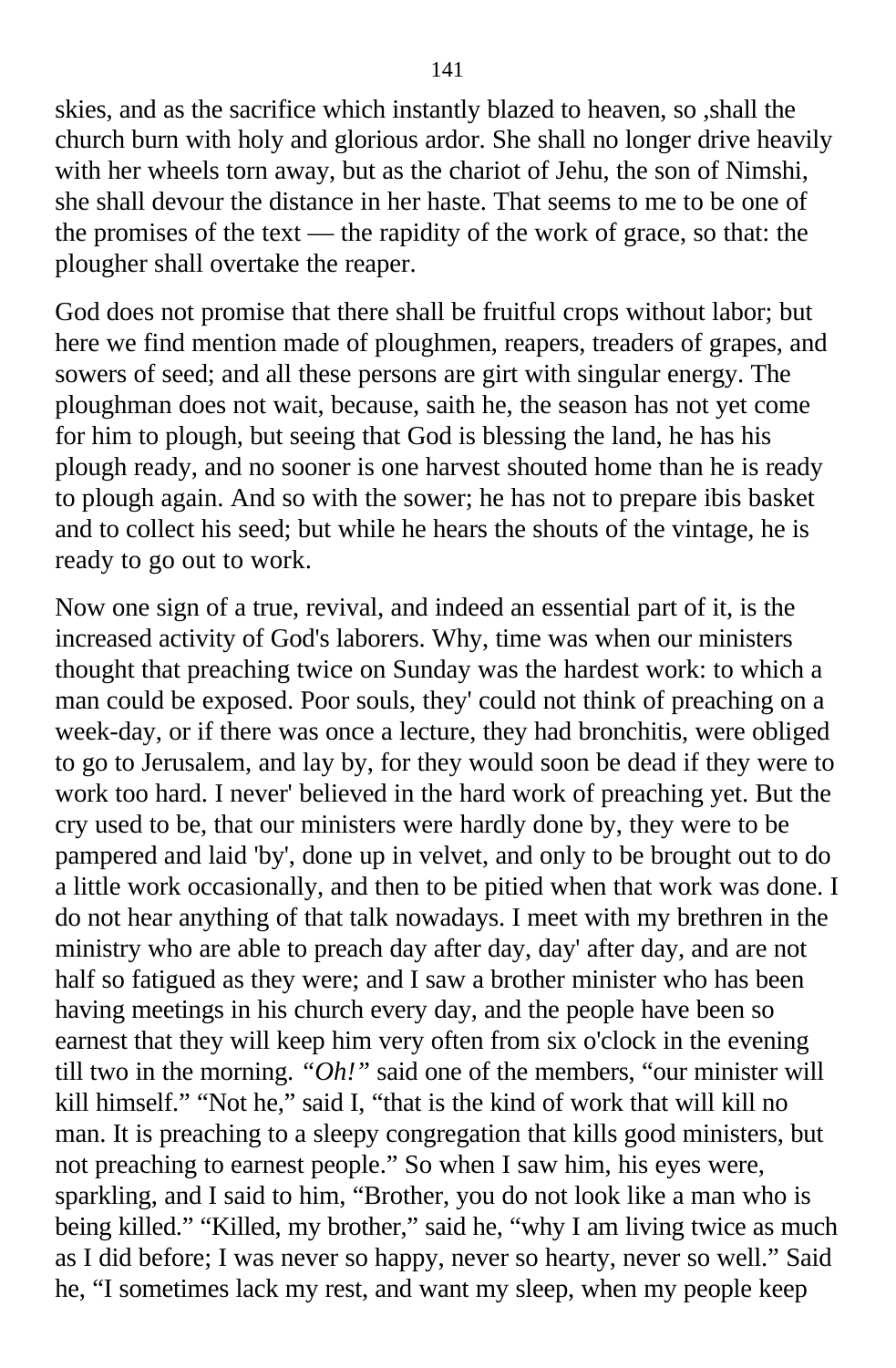skies, and as the sacrifice which instantly blazed to heaven, so ,shall the church burn with holy and glorious ardor. She shall no longer drive heavily with her wheels torn away, but as the chariot of Jehu, the son of Nimshi, she shall devour the distance in her haste. That seems to me to be one of the promises of the text — the rapidity of the work of grace, so that: the plougher shall overtake the reaper.

God does not promise that there shall be fruitful crops without labor; but here we find mention made of ploughmen, reapers, treaders of grapes, and sowers of seed; and all these persons are girt with singular energy. The ploughman does not wait, because, saith he, the season has not yet come for him to plough, but seeing that God is blessing the land, he has his plough ready, and no sooner is one harvest shouted home than he is ready to plough again. And so with the sower; he has not to prepare ibis basket and to collect his seed; but while he hears the shouts of the vintage, he is ready to go out to work.

Now one sign of a true, revival, and indeed an essential part of it, is the increased activity of God's laborers. Why, time was when our ministers thought that preaching twice on Sunday was the hardest work: to which a man could be exposed. Poor souls, they' could not think of preaching on a week-day, or if there was once a lecture, they had bronchitis, were obliged to go to Jerusalem, and lay by, for they would soon be dead if they were to work too hard. I never' believed in the hard work of preaching yet. But the cry used to be, that our ministers were hardly done by, they were to be pampered and laid 'by', done up in velvet, and only to be brought out to do a little work occasionally, and then to be pitied when that work was done. I do not hear anything of that talk nowadays. I meet with my brethren in the ministry who are able to preach day after day, day' after day, and are not half so fatigued as they were; and I saw a brother minister who has been having meetings in his church every day, and the people have been so earnest that they will keep him very often from six o'clock in the evening till two in the morning. *"Oh!"* said one of the members, "our minister will kill himself." "Not he," said I, "that is the kind of work that will kill no man. It is preaching to a sleepy congregation that kills good ministers, but not preaching to earnest people." So when I saw him, his eyes were, sparkling, and I said to him, "Brother, you do not look like a man who is being killed." "Killed, my brother," said he, "why I am living twice as much as I did before; I was never so happy, never so hearty, never so well." Said he, "I sometimes lack my rest, and want my sleep, when my people keep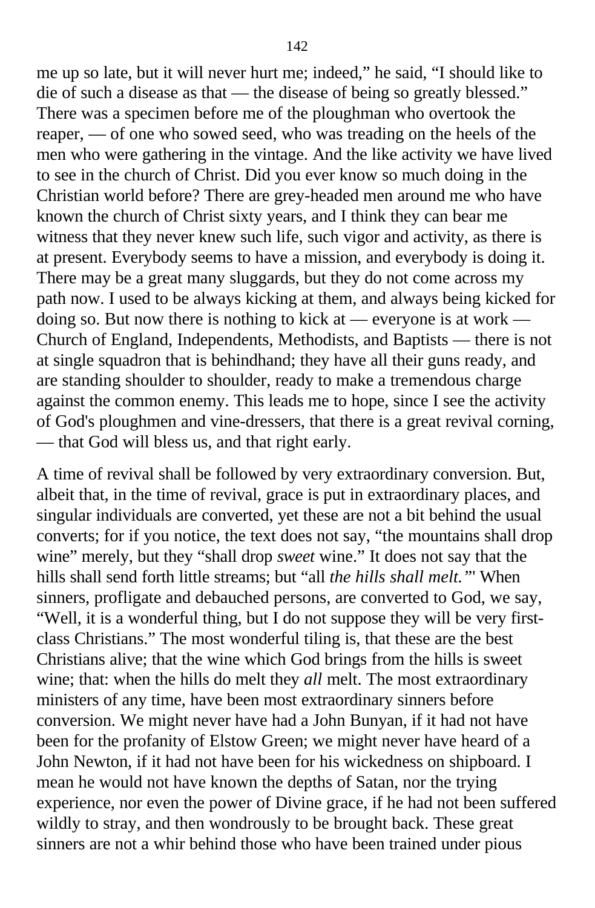me up so late, but it will never hurt me; indeed," he said, "I should like to die of such a disease as that — the disease of being so greatly blessed." There was a specimen before me of the ploughman who overtook the reaper, — of one who sowed seed, who was treading on the heels of the men who were gathering in the vintage. And the like activity we have lived to see in the church of Christ. Did you ever know so much doing in the Christian world before? There are grey-headed men around me who have known the church of Christ sixty years, and I think they can bear me witness that they never knew such life, such vigor and activity, as there is at present. Everybody seems to have a mission, and everybody is doing it. There may be a great many sluggards, but they do not come across my path now. I used to be always kicking at them, and always being kicked for doing so. But now there is nothing to kick at — everyone is at work — Church of England, Independents, Methodists, and Baptists — there is not at single squadron that is behindhand; they have all their guns ready, and are standing shoulder to shoulder, ready to make a tremendous charge against the common enemy. This leads me to hope, since I see the activity of God's ploughmen and vine-dressers, that there is a great revival corning, — that God will bless us, and that right early.

A time of revival shall be followed by very extraordinary conversion. But, albeit that, in the time of revival, grace is put in extraordinary places, and singular individuals are converted, yet these are not a bit behind the usual converts; for if you notice, the text does not say, "the mountains shall drop wine" merely, but they "shall drop *sweet* wine." It does not say that the hills shall send forth little streams; but "all *the hills shall melt.*"' When sinners, profligate and debauched persons, are converted to God, we say, "Well, it is a wonderful thing, but I do not suppose they will be very first-class Christians." The most wonderful tiling is, that these are the best Christians alive; that the wine which God brings from the hills is sweet wine; that: when the hills do melt they *all* melt. The most extraordinary ministers of any time, have been most extraordinary sinners before conversion. We might never have had a John Bunyan, if it had not have been for the profanity of Elstow Green; we might never have heard of a John Newton, if it had not have been for his wickedness on shipboard. I mean he would not have known the depths of Satan, nor the trying experience, nor even the power of Divine grace, if he had not been suffered wildly to stray, and then wondrously to be brought back. These great sinners are not a whir behind those who have been trained under pious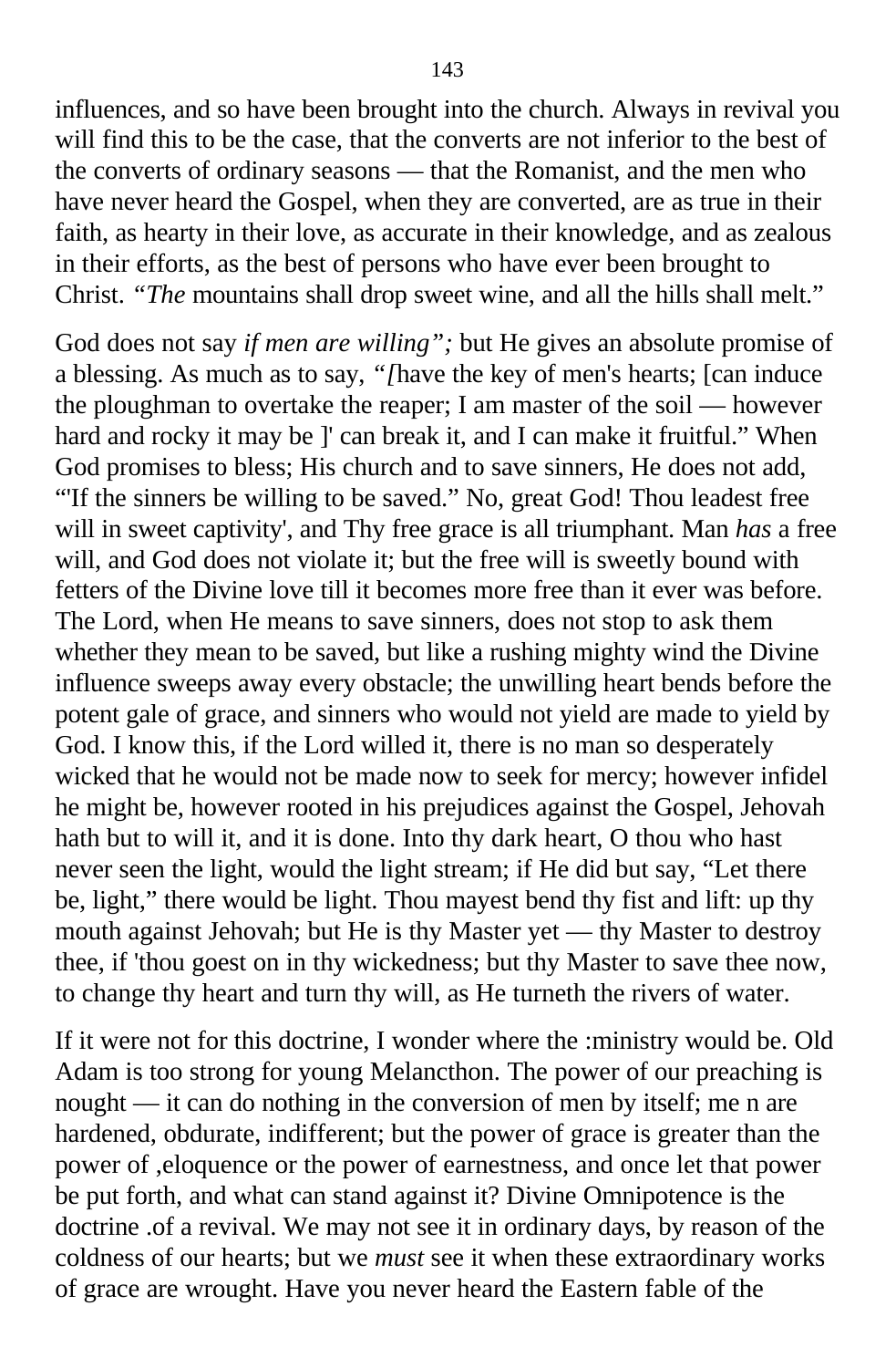influences, and so have been brought into the church. Always in revival you will find this to be the case, that the converts are not inferior to the best of the converts of ordinary seasons — that the Romanist, and the men who have never heard the Gospel, when they are converted, are as true in their faith, as hearty in their love, as accurate in their knowledge, and as zealous in their efforts, as the best of persons who have ever been brought to Christ. *"The* mountains shall drop sweet wine, and all the hills shall melt."

God does not say *if men are willing";* but He gives an absolute promise of a blessing. As much as to say, *"[*have the key of men's hearts; [can induce the ploughman to overtake the reaper; I am master of the soil — however hard and rocky it may be ]' can break it, and I can make it fruitful." When God promises to bless; His church and to save sinners, He does not add, "'If the sinners be willing to be saved." No, great God! Thou leadest free will in sweet captivity', and Thy free grace is all triumphant. Man *has* a free will, and God does not violate it; but the free will is sweetly bound with fetters of the Divine love till it becomes more free than it ever was before. The Lord, when He means to save sinners, does not stop to ask them whether they mean to be saved, but like a rushing mighty wind the Divine influence sweeps away every obstacle; the unwilling heart bends before the potent gale of grace, and sinners who would not yield are made to yield by God. I know this, if the Lord willed it, there is no man so desperately wicked that he would not be made now to seek for mercy; however infidel he might be, however rooted in his prejudices against the Gospel, Jehovah hath but to will it, and it is done. Into thy dark heart, O thou who hast never seen the light, would the light stream; if He did but say, "Let there be, light," there would be light. Thou mayest bend thy fist and lift: up thy mouth against Jehovah; but He is thy Master yet — thy Master to destroy thee, if 'thou goest on in thy wickedness; but thy Master to save thee now, to change thy heart and turn thy will, as He turneth the rivers of water.

If it were not for this doctrine, I wonder where the :ministry would be. Old Adam is too strong for young Melancthon. The power of our preaching is nought — it can do nothing in the conversion of men by itself; me n are hardened, obdurate, indifferent; but the power of grace is greater than the power of ,eloquence or the power of earnestness, and once let that power be put forth, and what can stand against it? Divine Omnipotence is the doctrine .of a revival. We may not see it in ordinary days, by reason of the coldness of our hearts; but we *must* see it when these extraordinary works of grace are wrought. Have you never heard the Eastern fable of the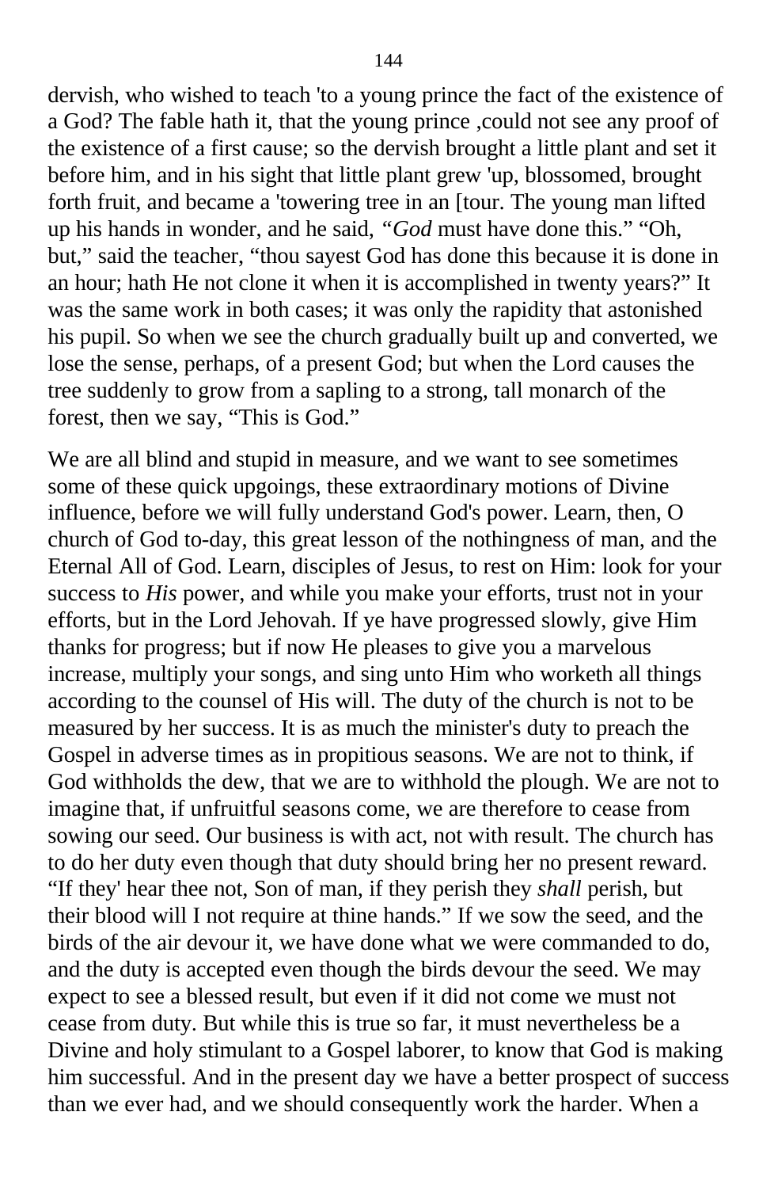dervish, who wished to teach 'to a young prince the fact of the existence of a God? The fable hath it, that the young prince ,could not see any proof of the existence of a first cause; so the dervish brought a little plant and set it before him, and in his sight that little plant grew 'up, blossomed, brought forth fruit, and became a 'towering tree in an [tour. The young man lifted up his hands in wonder, and he said, *"God* must have done this." "Oh, but," said the teacher, "thou sayest God has done this because it is done in an hour; hath He not clone it when it is accomplished in twenty years?" It was the same work in both cases; it was only the rapidity that astonished his pupil. So when we see the church gradually built up and converted, we lose the sense, perhaps, of a present God; but when the Lord causes the tree suddenly to grow from a sapling to a strong, tall monarch of the forest, then we say, "This is God."

We are all blind and stupid in measure, and we want to see sometimes some of these quick upgoings, these extraordinary motions of Divine influence, before we will fully understand God's power. Learn, then, O church of God to-day, this great lesson of the nothingness of man, and the Eternal All of God. Learn, disciples of Jesus, to rest on Him: look for your success to *His* power, and while you make your efforts, trust not in your efforts, but in the Lord Jehovah. If ye have progressed slowly, give Him thanks for progress; but if now He pleases to give you a marvelous increase, multiply your songs, and sing unto Him who worketh all things according to the counsel of His will. The duty of the church is not to be measured by her success. It is as much the minister's duty to preach the Gospel in adverse times as in propitious seasons. We are not to think, if God withholds the dew, that we are to withhold the plough. We are not to imagine that, if unfruitful seasons come, we are therefore to cease from sowing our seed. Our business is with act, not with result. The church has to do her duty even though that duty should bring her no present reward. "If they' hear thee not, Son of man, if they perish they *shall* perish, but their blood will I not require at thine hands." If we sow the seed, and the birds of the air devour it, we have done what we were commanded to do, and the duty is accepted even though the birds devour the seed. We may expect to see a blessed result, but even if it did not come we must not cease from duty. But while this is true so far, it must nevertheless be a Divine and holy stimulant to a Gospel laborer, to know that God is making him successful. And in the present day we have a better prospect of success than we ever had, and we should consequently work the harder. When a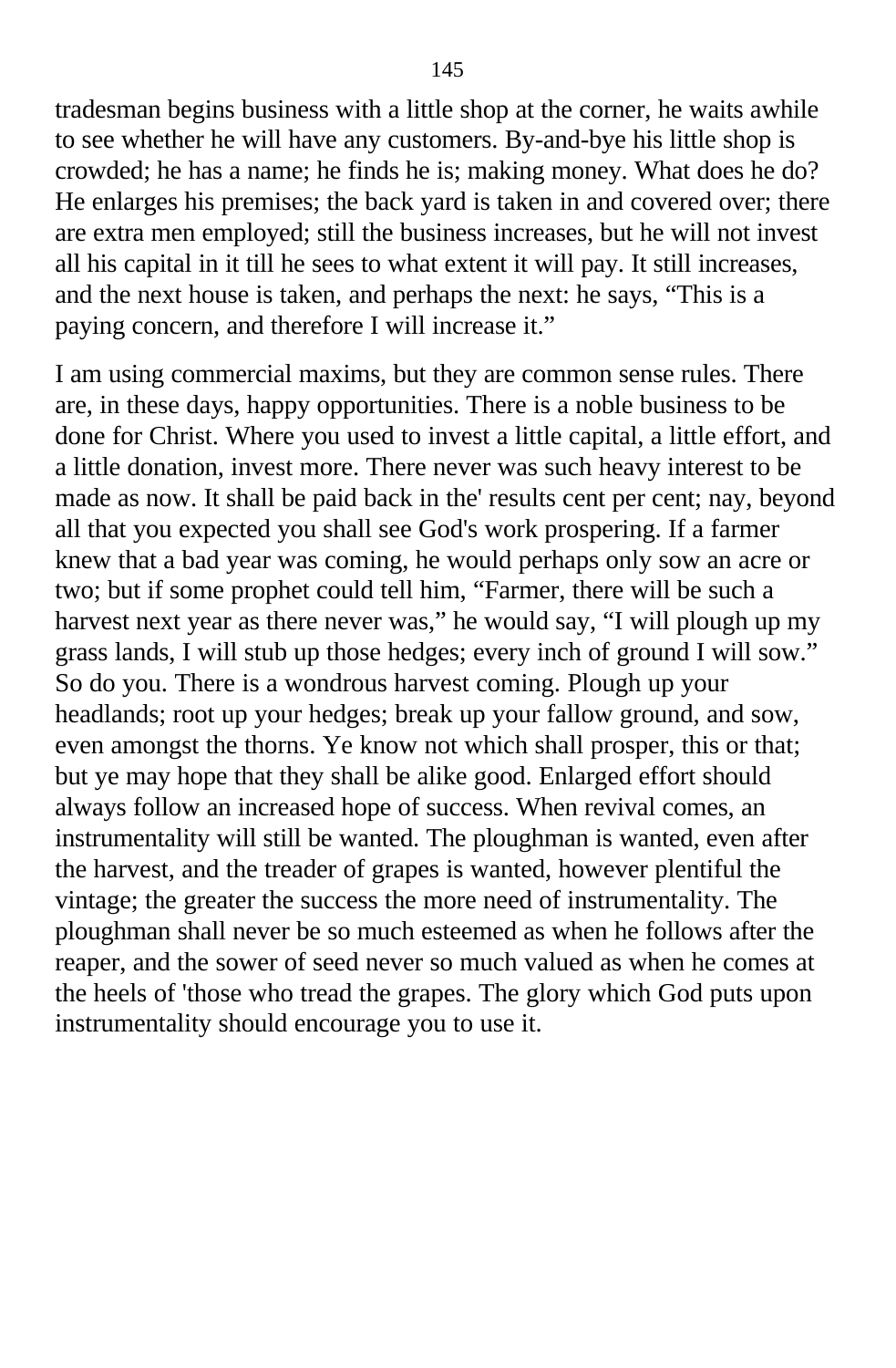tradesman begins business with a little shop at the corner, he waits awhile to see whether he will have any customers. By-and-bye his little shop is crowded; he has a name; he finds he is; making money. What does he do? He enlarges his premises; the back yard is taken in and covered over; there are extra men employed; still the business increases, but he will not invest all his capital in it till he sees to what extent it will pay. It still increases, and the next house is taken, and perhaps the next: he says, "This is a paying concern, and therefore I will increase it."

I am using commercial maxims, but they are common sense rules. There are, in these days, happy opportunities. There is a noble business to be done for Christ. Where you used to invest a little capital, a little effort, and a little donation, invest more. There never was such heavy interest to be made as now. It shall be paid back in the' results cent per cent; nay, beyond all that you expected you shall see God's work prospering. If a farmer knew that a bad year was coming, he would perhaps only sow an acre or two; but if some prophet could tell him, "Farmer, there will be such a harvest next year as there never was," he would say, "I will plough up my grass lands, I will stub up those hedges; every inch of ground I will sow." So do you. There is a wondrous harvest coming. Plough up your headlands; root up your hedges; break up your fallow ground, and sow, even amongst the thorns. Ye know not which shall prosper, this or that; but ye may hope that they shall be alike good. Enlarged effort should always follow an increased hope of success. When revival comes, an instrumentality will still be wanted. The ploughman is wanted, even after the harvest, and the treader of grapes is wanted, however plentiful the vintage; the greater the success the more need of instrumentality. The ploughman shall never be so much esteemed as when he follows after the reaper, and the sower of seed never so much valued as when he comes at the heels of 'those who tread the grapes. The glory which God puts upon instrumentality should encourage you to use it.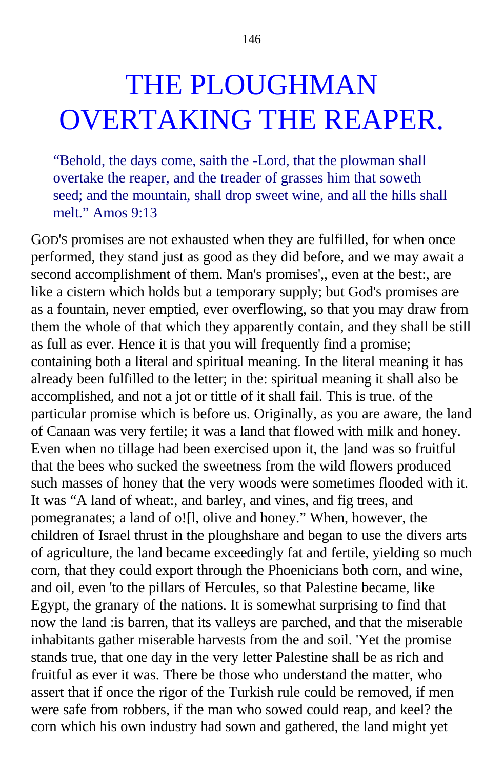# THE PLOUGHMAN OVERTAKING THE REAPER.

> "Behold, the days come, saith the -Lord, that the plowman shall overtake the reaper, and the treader of grasses him that soweth seed; and the mountain, shall drop sweet wine, and all the hills shall melt." Amos 9:13

GOD'S promises are not exhausted when they are fulfilled, for when once performed, they stand just as good as they did before, and we may await a second accomplishment of them. Man's promises',, even at the best:, are like a cistern which holds but a temporary supply; but God's promises are as a fountain, never emptied, ever overflowing, so that you may draw from them the whole of that which they apparently contain, and they shall be still as full as ever. Hence it is that you will frequently find a promise; containing both a literal and spiritual meaning. In the literal meaning it has already been fulfilled to the letter; in the: spiritual meaning it shall also be accomplished, and not a jot or tittle of it shall fail. This is true. of the particular promise which is before us. Originally, as you are aware, the land of Canaan was very fertile; it was a land that flowed with milk and honey. Even when no tillage had been exercised upon it, the ]and was so fruitful that the bees who sucked the sweetness from the wild flowers produced such masses of honey that the very woods were sometimes flooded with it. It was "A land of wheat:, and barley, and vines, and fig trees, and pomegranates; a land of o![l, olive and honey." When, however, the children of Israel thrust in the ploughshare and began to use the divers arts of agriculture, the land became exceedingly fat and fertile, yielding so much corn, that they could export through the Phoenicians both corn, and wine, and oil, even 'to the pillars of Hercules, so that Palestine became, like Egypt, the granary of the nations. It is somewhat surprising to find that now the land :is barren, that its valleys are parched, and that the miserable inhabitants gather miserable harvests from the and soil. 'Yet the promise stands true, that one day in the very letter Palestine shall be as rich and fruitful as ever it was. There be those who understand the matter, who assert that if once the rigor of the Turkish rule could be removed, if men were safe from robbers, if the man who sowed could reap, and keel? the corn which his own industry had sown and gathered, the land might yet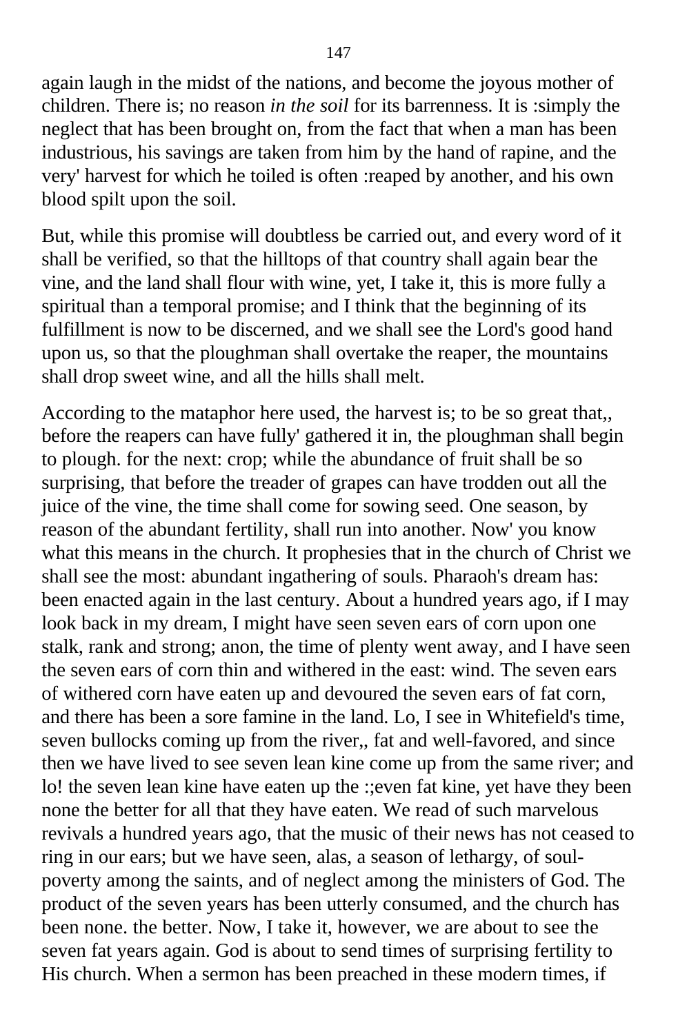again laugh in the midst of the nations, and become the joyous mother of children. There is; no reason *in the soil* for its barrenness. It is :simply the neglect that has been brought on, from the fact that when a man has been industrious, his savings are taken from him by the hand of rapine, and the very' harvest for which he toiled is often :reaped by another, and his own blood spilt upon the soil.

But, while this promise will doubtless be carried out, and every word of it shall be verified, so that the hilltops of that country shall again bear the vine, and the land shall flour with wine, yet, I take it, this is more fully a spiritual than a temporal promise; and I think that the beginning of its fulfillment is now to be discerned, and we shall see the Lord's good hand upon us, so that the ploughman shall overtake the reaper, the mountains shall drop sweet wine, and all the hills shall melt.

According to the mataphor here used, the harvest is; to be so great that,, before the reapers can have fully' gathered it in, the ploughman shall begin to plough. for the next: crop; while the abundance of fruit shall be so surprising, that before the treader of grapes can have trodden out all the juice of the vine, the time shall come for sowing seed. One season, by reason of the abundant fertility, shall run into another. Now' you know what this means in the church. It prophesies that in the church of Christ we shall see the most: abundant ingathering of souls. Pharaoh's dream has: been enacted again in the last century. About a hundred years ago, if I may look back in my dream, I might have seen seven ears of corn upon one stalk, rank and strong; anon, the time of plenty went away, and I have seen the seven ears of corn thin and withered in the east: wind. The seven ears of withered corn have eaten up and devoured the seven ears of fat corn, and there has been a sore famine in the land. Lo, I see in Whitefield's time, seven bullocks coming up from the river,, fat and well-favored, and since then we have lived to see seven lean kine come up from the same river; and lo! the seven lean kine have eaten up the :;even fat kine, yet have they been none the better for all that they have eaten. We read of such marvelous revivals a hundred years ago, that the music of their news has not ceased to ring in our ears; but we have seen, alas, a season of lethargy, of soul-poverty among the saints, and of neglect among the ministers of God. The product of the seven years has been utterly consumed, and the church has been none. the better. Now, I take it, however, we are about to see the seven fat years again. God is about to send times of surprising fertility to His church. When a sermon has been preached in these modern times, if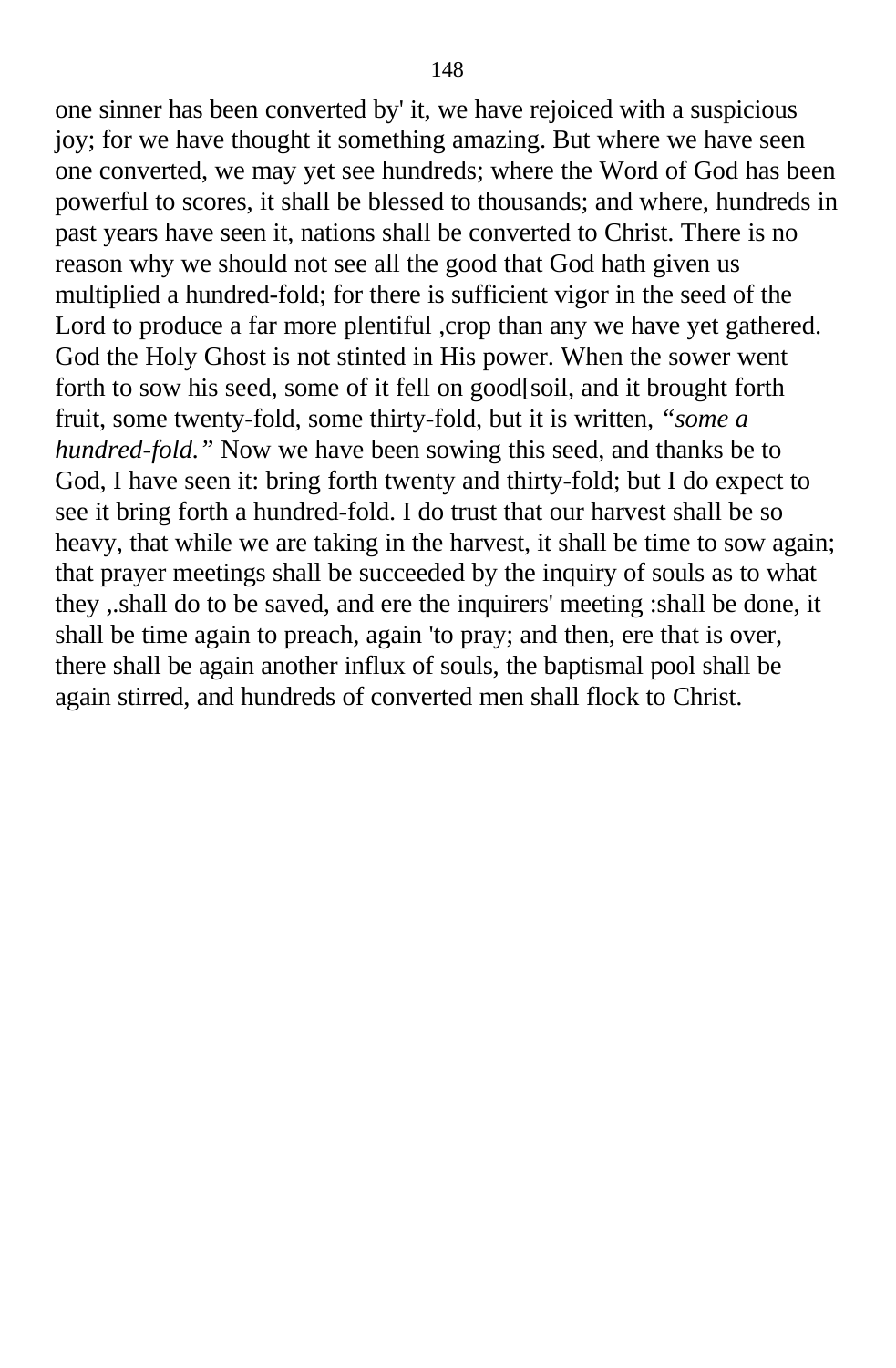one sinner has been converted by' it, we have rejoiced with a suspicious joy; for we have thought it something amazing. But where we have seen one converted, we may yet see hundreds; where the Word of God has been powerful to scores, it shall be blessed to thousands; and where, hundreds in past years have seen it, nations shall be converted to Christ. There is no reason why we should not see all the good that God hath given us multiplied a hundred-fold; for there is sufficient vigor in the seed of the Lord to produce a far more plentiful ,crop than any we have yet gathered. God the Holy Ghost is not stinted in His power. When the sower went forth to sow his seed, some of it fell on good[soil, and it brought forth fruit, some twenty-fold, some thirty-fold, but it is written, *"some a hundred-fold."* Now we have been sowing this seed, and thanks be to God, I have seen it: bring forth twenty and thirty-fold; but I do expect to see it bring forth a hundred-fold. I do trust that our harvest shall be so heavy, that while we are taking in the harvest, it shall be time to sow again; that prayer meetings shall be succeeded by the inquiry of souls as to what they ,.shall do to be saved, and ere the inquirers' meeting :shall be done, it shall be time again to preach, again 'to pray; and then, ere that is over, there shall be again another influx of souls, the baptismal pool shall be again stirred, and hundreds of converted men shall flock to Christ.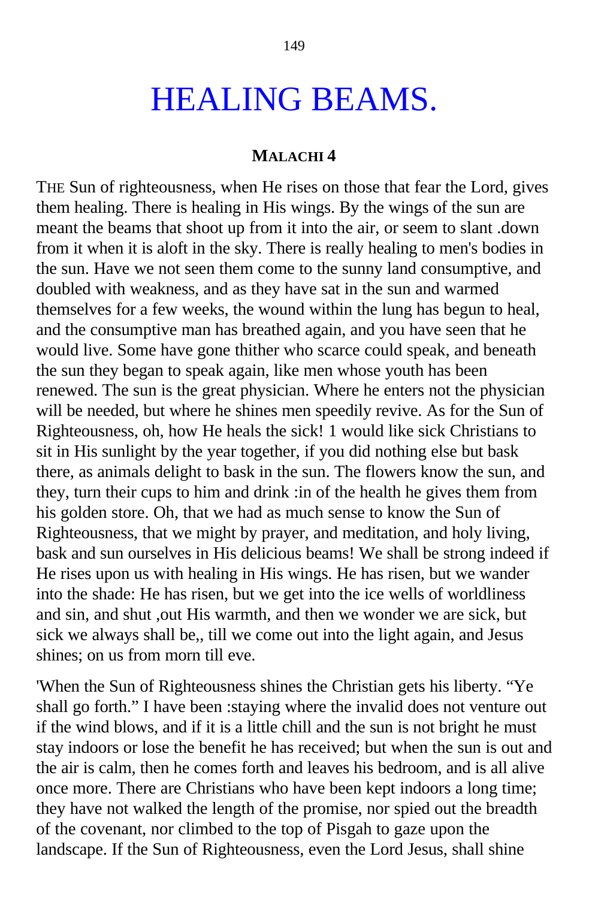# HEALING BEAMS.

**MALACHI 4**

THE Sun of righteousness, when He rises on those that fear the Lord, gives them healing. There is healing in His wings. By the wings of the sun are meant the beams that shoot up from it into the air, or seem to slant .down from it when it is aloft in the sky. There is really healing to men's bodies in the sun. Have we not seen them come to the sunny land consumptive, and doubled with weakness, and as they have sat in the sun and warmed themselves for a few weeks, the wound within the lung has begun to heal, and the consumptive man has breathed again, and you have seen that he would live. Some have gone thither who scarce could speak, and beneath the sun they began to speak again, like men whose youth has been renewed. The sun is the great physician. Where he enters not the physician will be needed, but where he shines men speedily revive. As for the Sun of Righteousness, oh, how He heals the sick! 1 would like sick Christians to sit in His sunlight by the year together, if you did nothing else but bask there, as animals delight to bask in the sun. The flowers know the sun, and they, turn their cups to him and drink :in of the health he gives them from his golden store. Oh, that we had as much sense to know the Sun of Righteousness, that we might by prayer, and meditation, and holy living, bask and sun ourselves in His delicious beams! We shall be strong indeed if He rises upon us with healing in His wings. He has risen, but we wander into the shade: He has risen, but we get into the ice wells of worldliness and sin, and shut ,out His warmth, and then we wonder we are sick, but sick we always shall be,, till we come out into the light again, and Jesus shines; on us from morn till eve.

'When the Sun of Righteousness shines the Christian gets his liberty. "Ye shall go forth." I have been :staying where the invalid does not venture out if the wind blows, and if it is a little chill and the sun is not bright he must stay indoors or lose the benefit he has received; but when the sun is out and the air is calm, then he comes forth and leaves his bedroom, and is all alive once more. There are Christians who have been kept indoors a long time; they have not walked the length of the promise, nor spied out the breadth of the covenant, nor climbed to the top of Pisgah to gaze upon the landscape. If the Sun of Righteousness, even the Lord Jesus, shall shine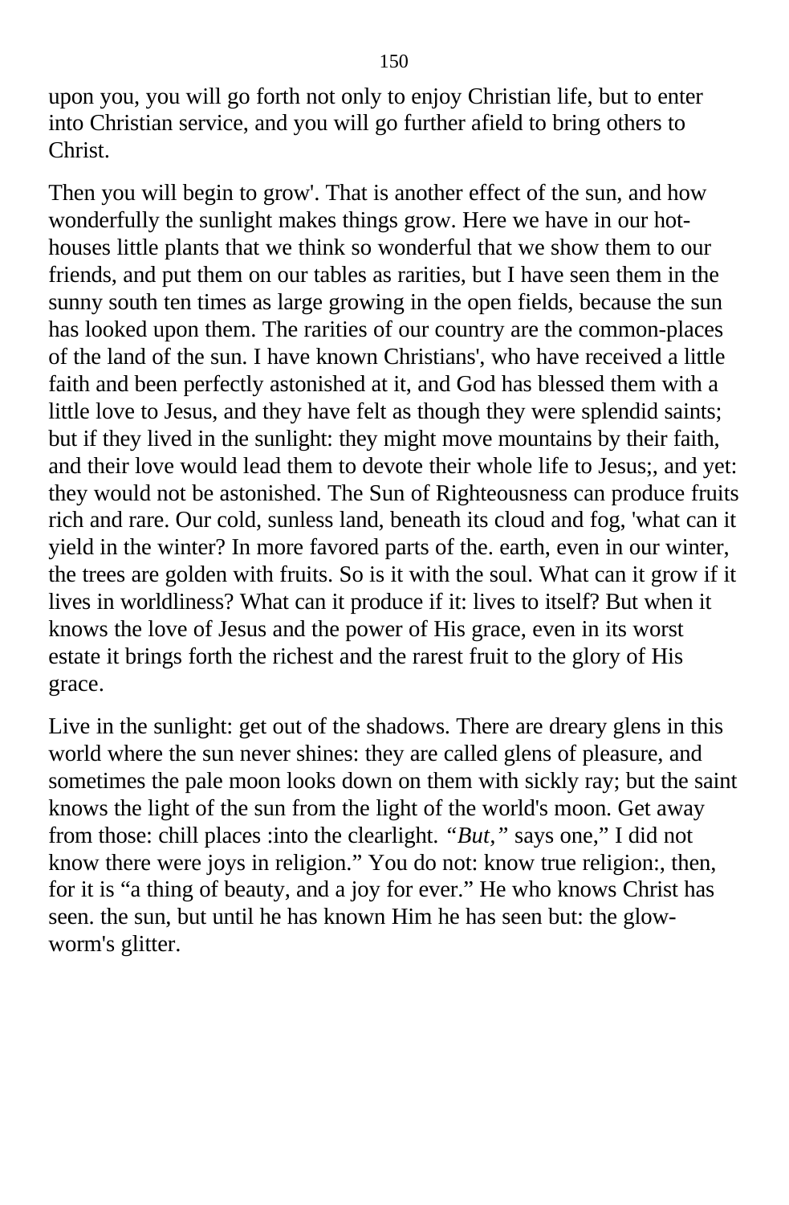upon you, you will go forth not only to enjoy Christian life, but to enter into Christian service, and you will go further afield to bring others to Christ.

Then you will begin to grow'. That is another effect of the sun, and how wonderfully the sunlight makes things grow. Here we have in our hot-houses little plants that we think so wonderful that we show them to our friends, and put them on our tables as rarities, but I have seen them in the sunny south ten times as large growing in the open fields, because the sun has looked upon them. The rarities of our country are the common-places of the land of the sun. I have known Christians', who have received a little faith and been perfectly astonished at it, and God has blessed them with a little love to Jesus, and they have felt as though they were splendid saints; but if they lived in the sunlight: they might move mountains by their faith, and their love would lead them to devote their whole life to Jesus;, and yet: they would not be astonished. The Sun of Righteousness can produce fruits rich and rare. Our cold, sunless land, beneath its cloud and fog, 'what can it yield in the winter? In more favored parts of the. earth, even in our winter, the trees are golden with fruits. So is it with the soul. What can it grow if it lives in worldliness? What can it produce if it: lives to itself? But when it knows the love of Jesus and the power of His grace, even in its worst estate it brings forth the richest and the rarest fruit to the glory of His grace.

Live in the sunlight: get out of the shadows. There are dreary glens in this world where the sun never shines: they are called glens of pleasure, and sometimes the pale moon looks down on them with sickly ray; but the saint knows the light of the sun from the light of the world's moon. Get away from those: chill places :into the clearlight. *"But,"* says one," I did not know there were joys in religion." You do not: know true religion:, then, for it is "a thing of beauty, and a joy for ever." He who knows Christ has seen. the sun, but until he has known Him he has seen but: the glow-worm's glitter.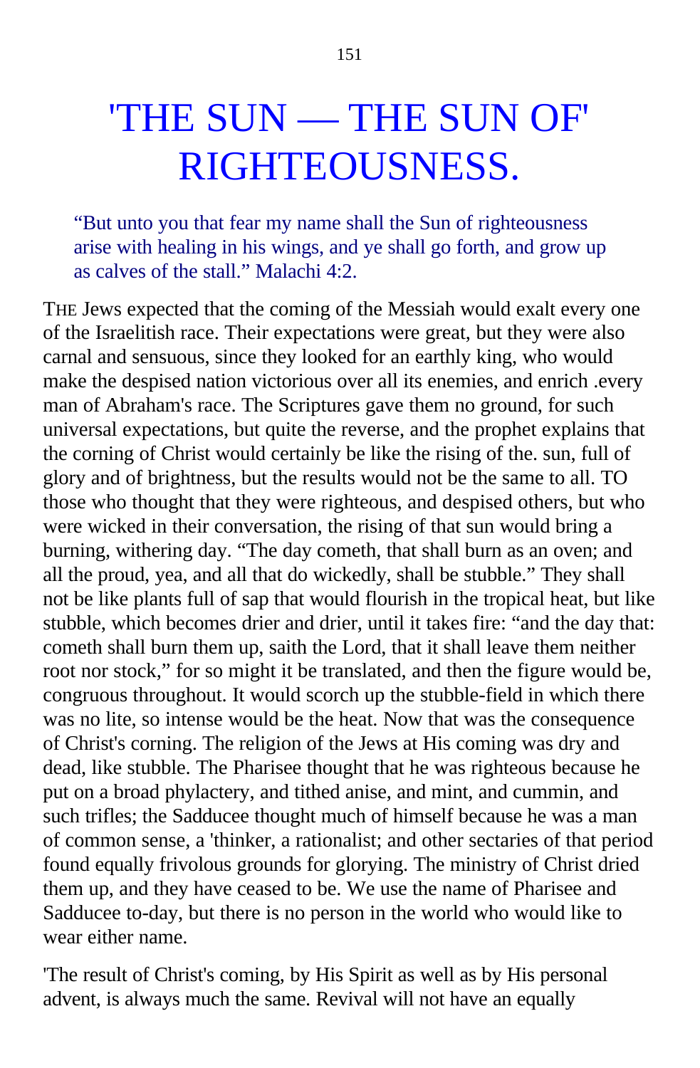# 'THE SUN — THE SUN OF' RIGHTEOUSNESS.

> "But unto you that fear my name shall the Sun of righteousness arise with healing in his wings, and ye shall go forth, and grow up as calves of the stall." Malachi 4:2.

THE Jews expected that the coming of the Messiah would exalt every one of the Israelitish race. Their expectations were great, but they were also carnal and sensuous, since they looked for an earthly king, who would make the despised nation victorious over all its enemies, and enrich .every man of Abraham's race. The Scriptures gave them no ground, for such universal expectations, but quite the reverse, and the prophet explains that the corning of Christ would certainly be like the rising of the. sun, full of glory and of brightness, but the results would not be the same to all. TO those who thought that they were righteous, and despised others, but who were wicked in their conversation, the rising of that sun would bring a burning, withering day. "The day cometh, that shall burn as an oven; and all the proud, yea, and all that do wickedly, shall be stubble." They shall not be like plants full of sap that would flourish in the tropical heat, but like stubble, which becomes drier and drier, until it takes fire: "and the day that: cometh shall burn them up, saith the Lord, that it shall leave them neither root nor stock," for so might it be translated, and then the figure would be, congruous throughout. It would scorch up the stubble-field in which there was no lite, so intense would be the heat. Now that was the consequence of Christ's corning. The religion of the Jews at His coming was dry and dead, like stubble. The Pharisee thought that he was righteous because he put on a broad phylactery, and tithed anise, and mint, and cummin, and such trifles; the Sadducee thought much of himself because he was a man of common sense, a 'thinker, a rationalist; and other sectaries of that period found equally frivolous grounds for glorying. The ministry of Christ dried them up, and they have ceased to be. We use the name of Pharisee and Sadducee to-day, but there is no person in the world who would like to wear either name.

'The result of Christ's coming, by His Spirit as well as by His personal advent, is always much the same. Revival will not have an equally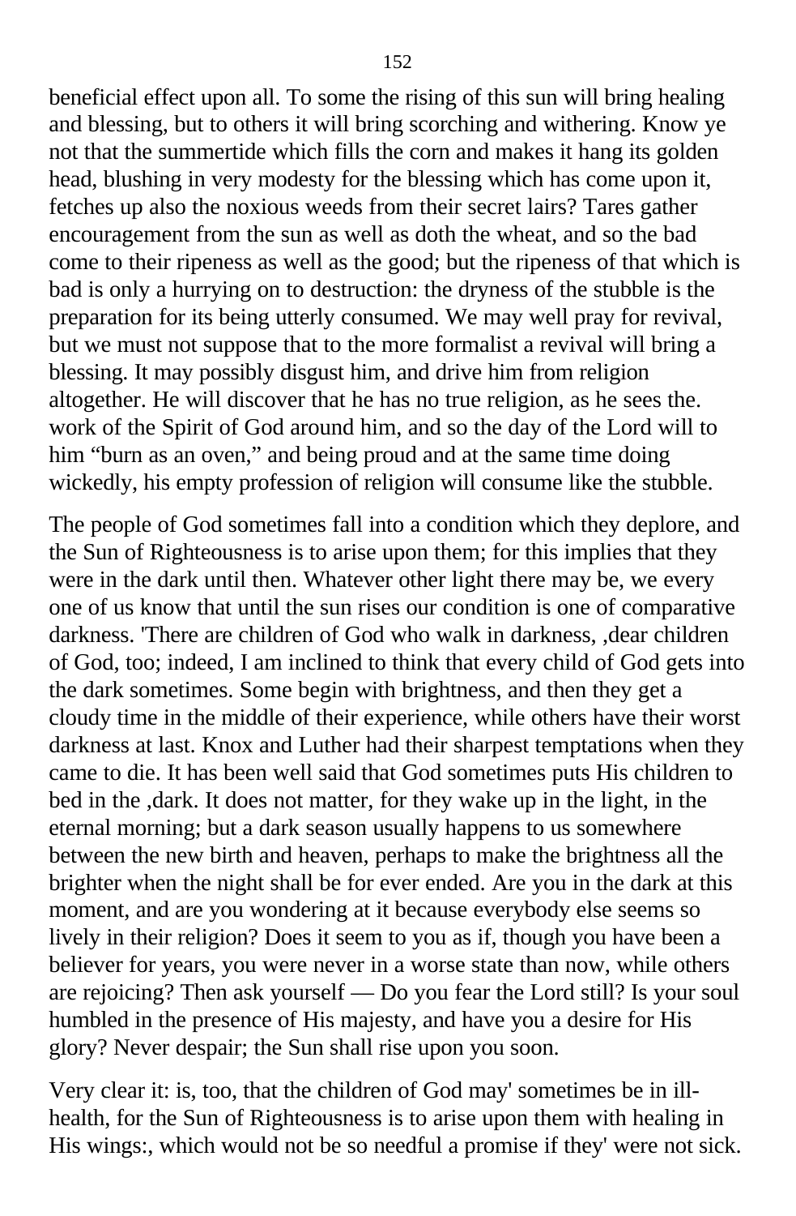beneficial effect upon all. To some the rising of this sun will bring healing and blessing, but to others it will bring scorching and withering. Know ye not that the summertide which fills the corn and makes it hang its golden head, blushing in very modesty for the blessing which has come upon it, fetches up also the noxious weeds from their secret lairs? Tares gather encouragement from the sun as well as doth the wheat, and so the bad come to their ripeness as well as the good; but the ripeness of that which is bad is only a hurrying on to destruction: the dryness of the stubble is the preparation for its being utterly consumed. We may well pray for revival, but we must not suppose that to the more formalist a revival will bring a blessing. It may possibly disgust him, and drive him from religion altogether. He will discover that he has no true religion, as he sees the. work of the Spirit of God around him, and so the day of the Lord will to him "burn as an oven," and being proud and at the same time doing wickedly, his empty profession of religion will consume like the stubble.

The people of God sometimes fall into a condition which they deplore, and the Sun of Righteousness is to arise upon them; for this implies that they were in the dark until then. Whatever other light there may be, we every one of us know that until the sun rises our condition is one of comparative darkness. 'There are children of God who walk in darkness, ,dear children of God, too; indeed, I am inclined to think that every child of God gets into the dark sometimes. Some begin with brightness, and then they get a cloudy time in the middle of their experience, while others have their worst darkness at last. Knox and Luther had their sharpest temptations when they came to die. It has been well said that God sometimes puts His children to bed in the ,dark. It does not matter, for they wake up in the light, in the eternal morning; but a dark season usually happens to us somewhere between the new birth and heaven, perhaps to make the brightness all the brighter when the night shall be for ever ended. Are you in the dark at this moment, and are you wondering at it because everybody else seems so lively in their religion? Does it seem to you as if, though you have been a believer for years, you were never in a worse state than now, while others are rejoicing? Then ask yourself — Do you fear the Lord still? Is your soul humbled in the presence of His majesty, and have you a desire for His glory? Never despair; the Sun shall rise upon you soon.

Very clear it: is, too, that the children of God may' sometimes be in ill-health, for the Sun of Righteousness is to arise upon them with healing in His wings:, which would not be so needful a promise if they' were not sick.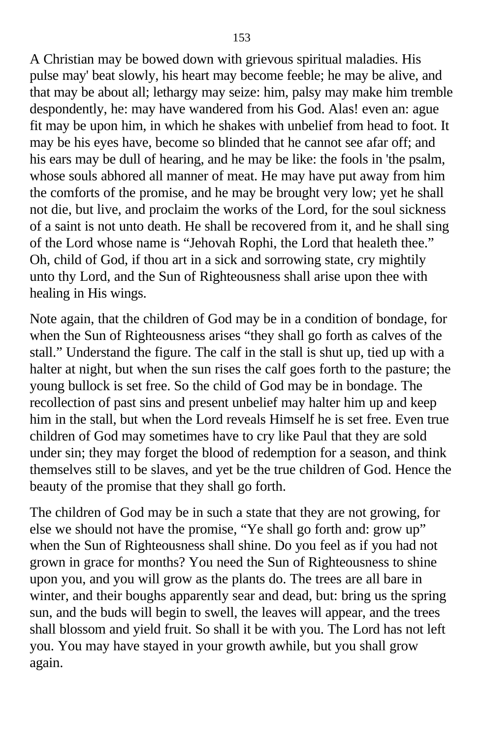A Christian may be bowed down with grievous spiritual maladies. His pulse may' beat slowly, his heart may become feeble; he may be alive, and that may be about all; lethargy may seize: him, palsy may make him tremble despondently, he: may have wandered from his God. Alas! even an: ague fit may be upon him, in which he shakes with unbelief from head to foot. It may be his eyes have, become so blinded that he cannot see afar off; and his ears may be dull of hearing, and he may be like: the fools in 'the psalm, whose souls abhored all manner of meat. He may have put away from him the comforts of the promise, and he may be brought very low; yet he shall not die, but live, and proclaim the works of the Lord, for the soul sickness of a saint is not unto death. He shall be recovered from it, and he shall sing of the Lord whose name is “Jehovah Rophi, the Lord that healeth thee.” Oh, child of God, if thou art in a sick and sorrowing state, cry mightily unto thy Lord, and the Sun of Righteousness shall arise upon thee with healing in His wings.

Note again, that the children of God may be in a condition of bondage, for when the Sun of Righteousness arises “they shall go forth as calves of the stall.” Understand the figure. The calf in the stall is shut up, tied up with a halter at night, but when the sun rises the calf goes forth to the pasture; the young bullock is set free. So the child of God may be in bondage. The recollection of past sins and present unbelief may halter him up and keep him in the stall, but when the Lord reveals Himself he is set free. Even true children of God may sometimes have to cry like Paul that they are sold under sin; they may forget the blood of redemption for a season, and think themselves still to be slaves, and yet be the true children of God. Hence the beauty of the promise that they shall go forth.

The children of God may be in such a state that they are not growing, for else we should not have the promise, “Ye shall go forth and: grow up” when the Sun of Righteousness shall shine. Do you feel as if you had not grown in grace for months? You need the Sun of Righteousness to shine upon you, and you will grow as the plants do. The trees are all bare in winter, and their boughs apparently sear and dead, but: bring us the spring sun, and the buds will begin to swell, the leaves will appear, and the trees shall blossom and yield fruit. So shall it be with you. The Lord has not left you. You may have stayed in your growth awhile, but you shall grow again.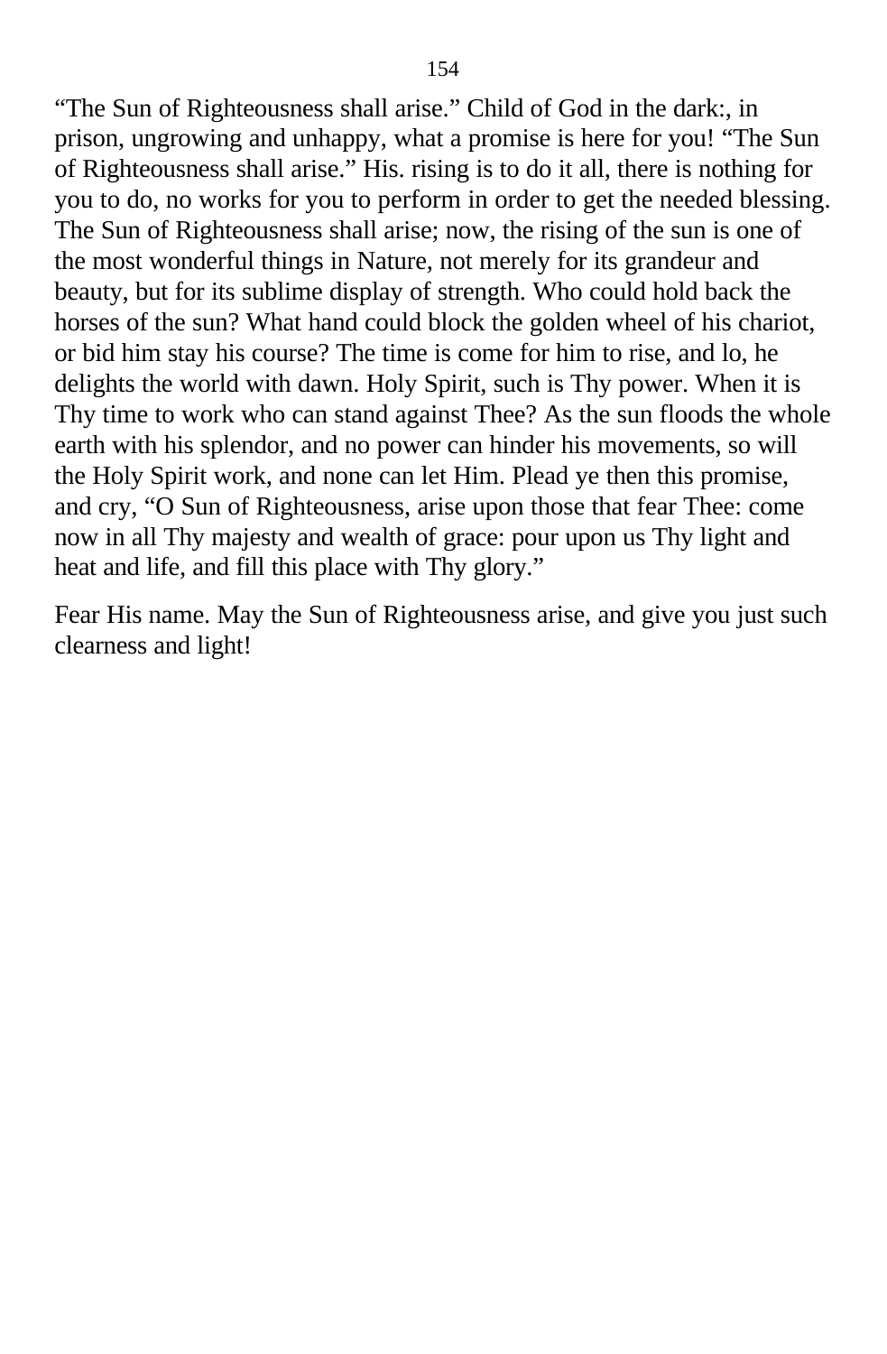“The Sun of Righteousness shall arise.” Child of God in the dark:, in prison, ungrowing and unhappy, what a promise is here for you! “The Sun of Righteousness shall arise.” His. rising is to do it all, there is nothing for you to do, no works for you to perform in order to get the needed blessing. The Sun of Righteousness shall arise; now, the rising of the sun is one of the most wonderful things in Nature, not merely for its grandeur and beauty, but for its sublime display of strength. Who could hold back the horses of the sun? What hand could block the golden wheel of his chariot, or bid him stay his course? The time is come for him to rise, and lo, he delights the world with dawn. Holy Spirit, such is Thy power. When it is Thy time to work who can stand against Thee? As the sun floods the whole earth with his splendor, and no power can hinder his movements, so will the Holy Spirit work, and none can let Him. Plead ye then this promise, and cry, “O Sun of Righteousness, arise upon those that fear Thee: come now in all Thy majesty and wealth of grace: pour upon us Thy light and heat and life, and fill this place with Thy glory.”

Fear His name. May the Sun of Righteousness arise, and give you just such clearness and light!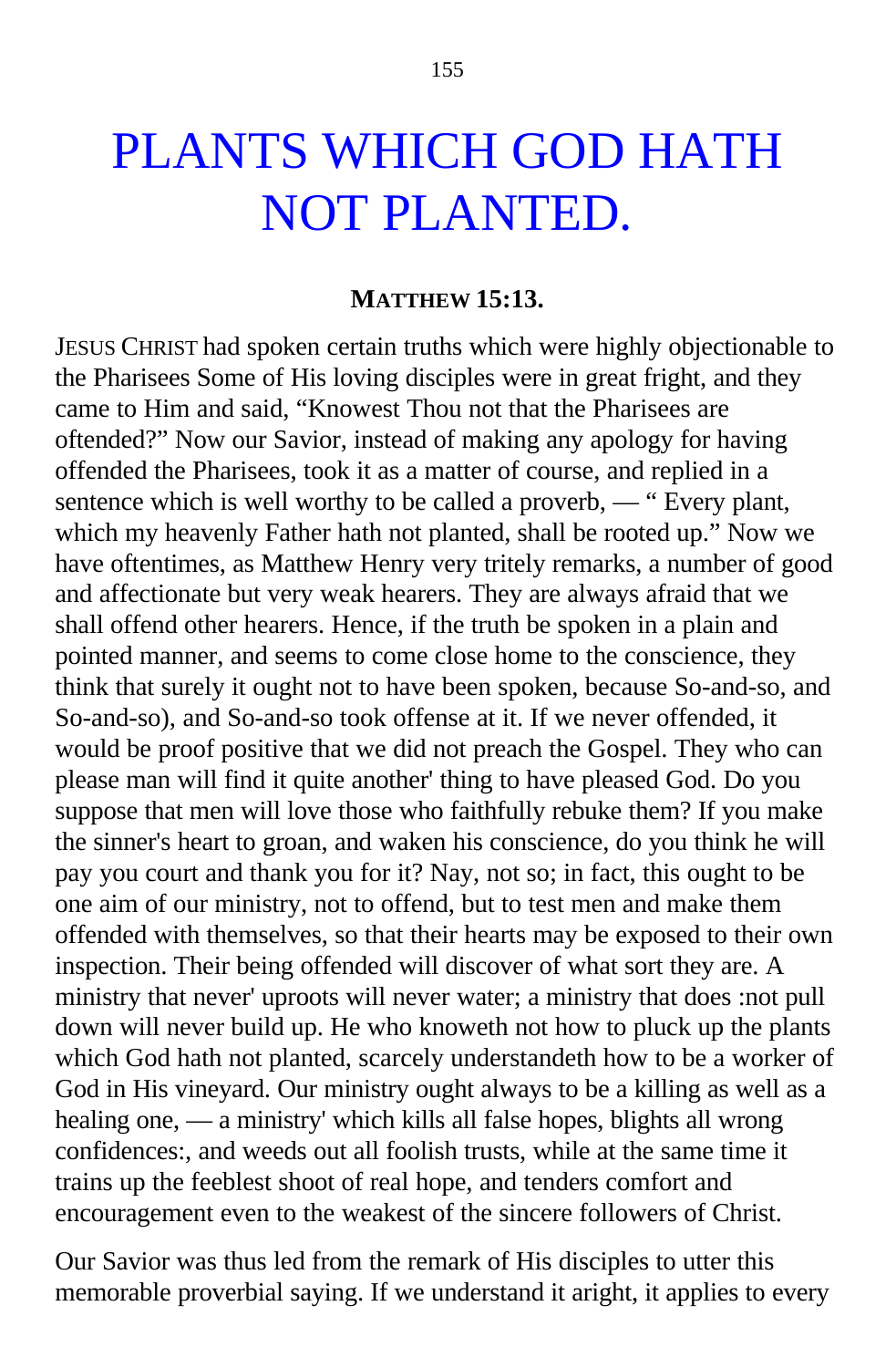# PLANTS WHICH GOD HATH NOT PLANTED.

**MATTHEW 15:13.**

JESUS CHRIST had spoken certain truths which were highly objectionable to the Pharisees Some of His loving disciples were in great fright, and they came to Him and said, "Knowest Thou not that the Pharisees are oftended?" Now our Savior, instead of making any apology for having offended the Pharisees, took it as a matter of course, and replied in a sentence which is well worthy to be called a proverb, — " Every plant, which my heavenly Father hath not planted, shall be rooted up." Now we have oftentimes, as Matthew Henry very tritely remarks, a number of good and affectionate but very weak hearers. They are always afraid that we shall offend other hearers. Hence, if the truth be spoken in a plain and pointed manner, and seems to come close home to the conscience, they think that surely it ought not to have been spoken, because So-and-so, and So-and-so), and So-and-so took offense at it. If we never offended, it would be proof positive that we did not preach the Gospel. They who can please man will find it quite another' thing to have pleased God. Do you suppose that men will love those who faithfully rebuke them? If you make the sinner's heart to groan, and waken his conscience, do you think he will pay you court and thank you for it? Nay, not so; in fact, this ought to be one aim of our ministry, not to offend, but to test men and make them offended with themselves, so that their hearts may be exposed to their own inspection. Their being offended will discover of what sort they are. A ministry that never' uproots will never water; a ministry that does :not pull down will never build up. He who knoweth not how to pluck up the plants which God hath not planted, scarcely understandeth how to be a worker of God in His vineyard. Our ministry ought always to be a killing as well as a healing one, — a ministry' which kills all false hopes, blights all wrong confidences:, and weeds out all foolish trusts, while at the same time it trains up the feeblest shoot of real hope, and tenders comfort and encouragement even to the weakest of the sincere followers of Christ.

Our Savior was thus led from the remark of His disciples to utter this memorable proverbial saying. If we understand it aright, it applies to every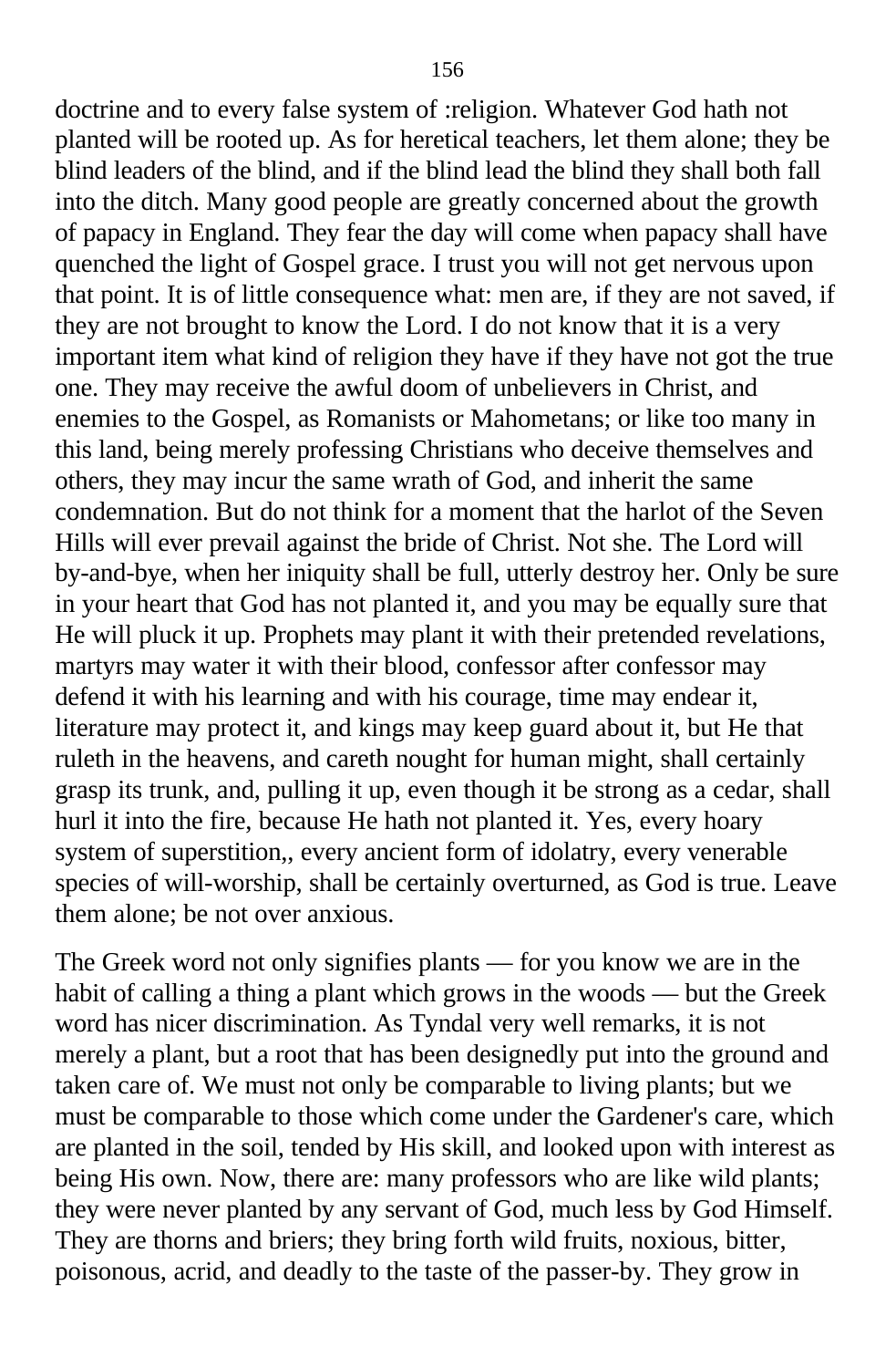doctrine and to every false system of :religion. Whatever God hath not planted will be rooted up. As for heretical teachers, let them alone; they be blind leaders of the blind, and if the blind lead the blind they shall both fall into the ditch. Many good people are greatly concerned about the growth of papacy in England. They fear the day will come when papacy shall have quenched the light of Gospel grace. I trust you will not get nervous upon that point. It is of little consequence what: men are, if they are not saved, if they are not brought to know the Lord. I do not know that it is a very important item what kind of religion they have if they have not got the true one. They may receive the awful doom of unbelievers in Christ, and enemies to the Gospel, as Romanists or Mahometans; or like too many in this land, being merely professing Christians who deceive themselves and others, they may incur the same wrath of God, and inherit the same condemnation. But do not think for a moment that the harlot of the Seven Hills will ever prevail against the bride of Christ. Not she. The Lord will by-and-bye, when her iniquity shall be full, utterly destroy her. Only be sure in your heart that God has not planted it, and you may be equally sure that He will pluck it up. Prophets may plant it with their pretended revelations, martyrs may water it with their blood, confessor after confessor may defend it with his learning and with his courage, time may endear it, literature may protect it, and kings may keep guard about it, but He that ruleth in the heavens, and careth nought for human might, shall certainly grasp its trunk, and, pulling it up, even though it be strong as a cedar, shall hurl it into the fire, because He hath not planted it. Yes, every hoary system of superstition,, every ancient form of idolatry, every venerable species of will-worship, shall be certainly overturned, as God is true. Leave them alone; be not over anxious.

The Greek word not only signifies plants — for you know we are in the habit of calling a thing a plant which grows in the woods — but the Greek word has nicer discrimination. As Tyndal very well remarks, it is not merely a plant, but a root that has been designedly put into the ground and taken care of. We must not only be comparable to living plants; but we must be comparable to those which come under the Gardener's care, which are planted in the soil, tended by His skill, and looked upon with interest as being His own. Now, there are: many professors who are like wild plants; they were never planted by any servant of God, much less by God Himself. They are thorns and briers; they bring forth wild fruits, noxious, bitter, poisonous, acrid, and deadly to the taste of the passer-by. They grow in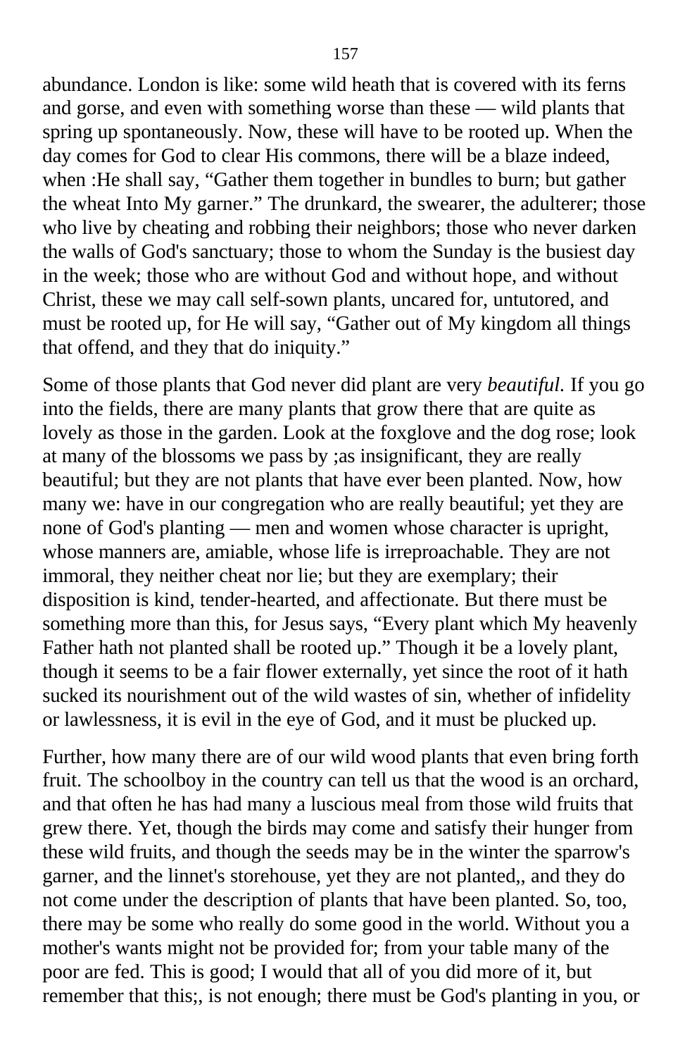abundance. London is like: some wild heath that is covered with its ferns and gorse, and even with something worse than these — wild plants that spring up spontaneously. Now, these will have to be rooted up. When the day comes for God to clear His commons, there will be a blaze indeed, when :He shall say, “Gather them together in bundles to burn; but gather the wheat Into My garner.” The drunkard, the swearer, the adulterer; those who live by cheating and robbing their neighbors; those who never darken the walls of God's sanctuary; those to whom the Sunday is the busiest day in the week; those who are without God and without hope, and without Christ, these we may call self-sown plants, uncared for, untutored, and must be rooted up, for He will say, “Gather out of My kingdom all things that offend, and they that do iniquity.”

Some of those plants that God never did plant are very *beautiful.* If you go into the fields, there are many plants that grow there that are quite as lovely as those in the garden. Look at the foxglove and the dog rose; look at many of the blossoms we pass by ;as insignificant, they are really beautiful; but they are not plants that have ever been planted. Now, how many we: have in our congregation who are really beautiful; yet they are none of God's planting — men and women whose character is upright, whose manners are, amiable, whose life is irreproachable. They are not immoral, they neither cheat nor lie; but they are exemplary; their disposition is kind, tender-hearted, and affectionate. But there must be something more than this, for Jesus says, “Every plant which My heavenly Father hath not planted shall be rooted up.” Though it be a lovely plant, though it seems to be a fair flower externally, yet since the root of it hath sucked its nourishment out of the wild wastes of sin, whether of infidelity or lawlessness, it is evil in the eye of God, and it must be plucked up.

Further, how many there are of our wild wood plants that even bring forth fruit. The schoolboy in the country can tell us that the wood is an orchard, and that often he has had many a luscious meal from those wild fruits that grew there. Yet, though the birds may come and satisfy their hunger from these wild fruits, and though the seeds may be in the winter the sparrow's garner, and the linnet's storehouse, yet they are not planted,, and they do not come under the description of plants that have been planted. So, too, there may be some who really do some good in the world. Without you a mother's wants might not be provided for; from your table many of the poor are fed. This is good; I would that all of you did more of it, but remember that this;, is not enough; there must be God's planting in you, or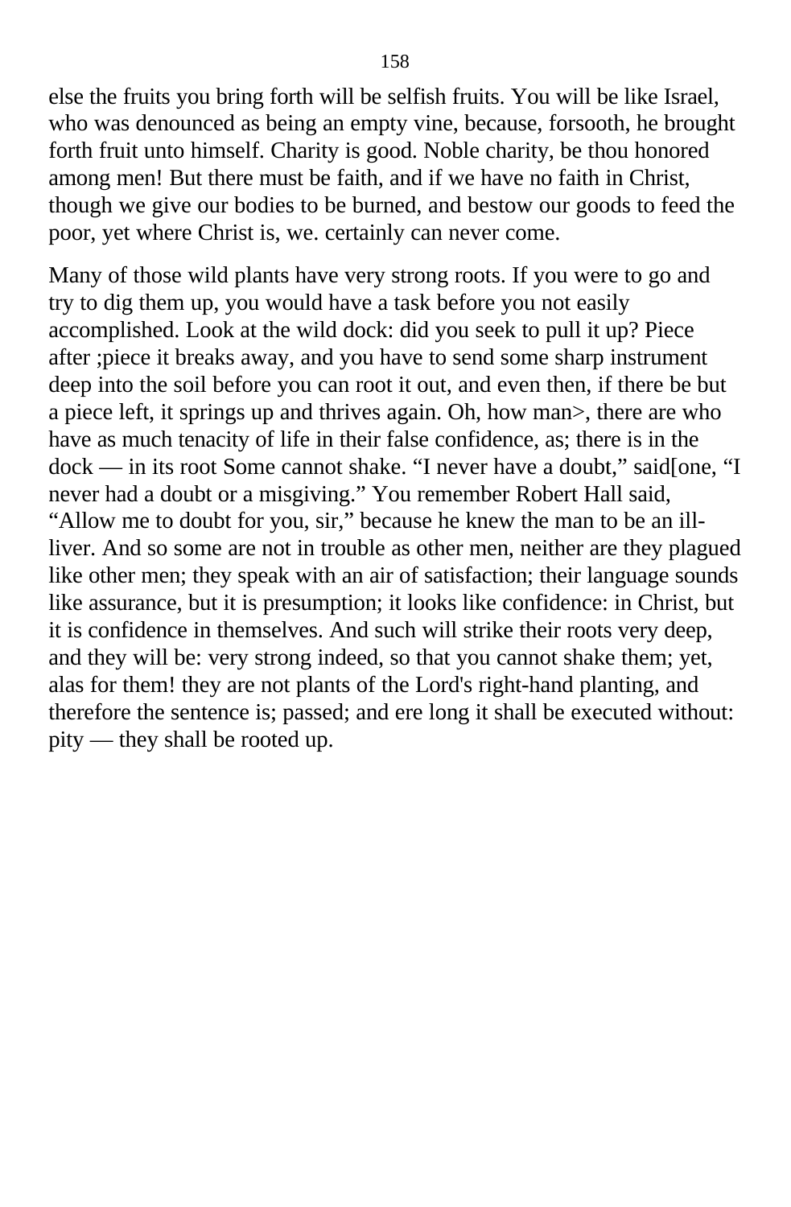else the fruits you bring forth will be selfish fruits. You will be like Israel, who was denounced as being an empty vine, because, forsooth, he brought forth fruit unto himself. Charity is good. Noble charity, be thou honored among men! But there must be faith, and if we have no faith in Christ, though we give our bodies to be burned, and bestow our goods to feed the poor, yet where Christ is, we. certainly can never come.

Many of those wild plants have very strong roots. If you were to go and try to dig them up, you would have a task before you not easily accomplished. Look at the wild dock: did you seek to pull it up? Piece after ;piece it breaks away, and you have to send some sharp instrument deep into the soil before you can root it out, and even then, if there be but a piece left, it springs up and thrives again. Oh, how man>, there are who have as much tenacity of life in their false confidence, as; there is in the dock — in its root Some cannot shake. "I never have a doubt," said[one, "I never had a doubt or a misgiving." You remember Robert Hall said, "Allow me to doubt for you, sir," because he knew the man to be an ill-liver. And so some are not in trouble as other men, neither are they plagued like other men; they speak with an air of satisfaction; their language sounds like assurance, but it is presumption; it looks like confidence: in Christ, but it is confidence in themselves. And such will strike their roots very deep, and they will be: very strong indeed, so that you cannot shake them; yet, alas for them! they are not plants of the Lord's right-hand planting, and therefore the sentence is; passed; and ere long it shall be executed without: pity — they shall be rooted up.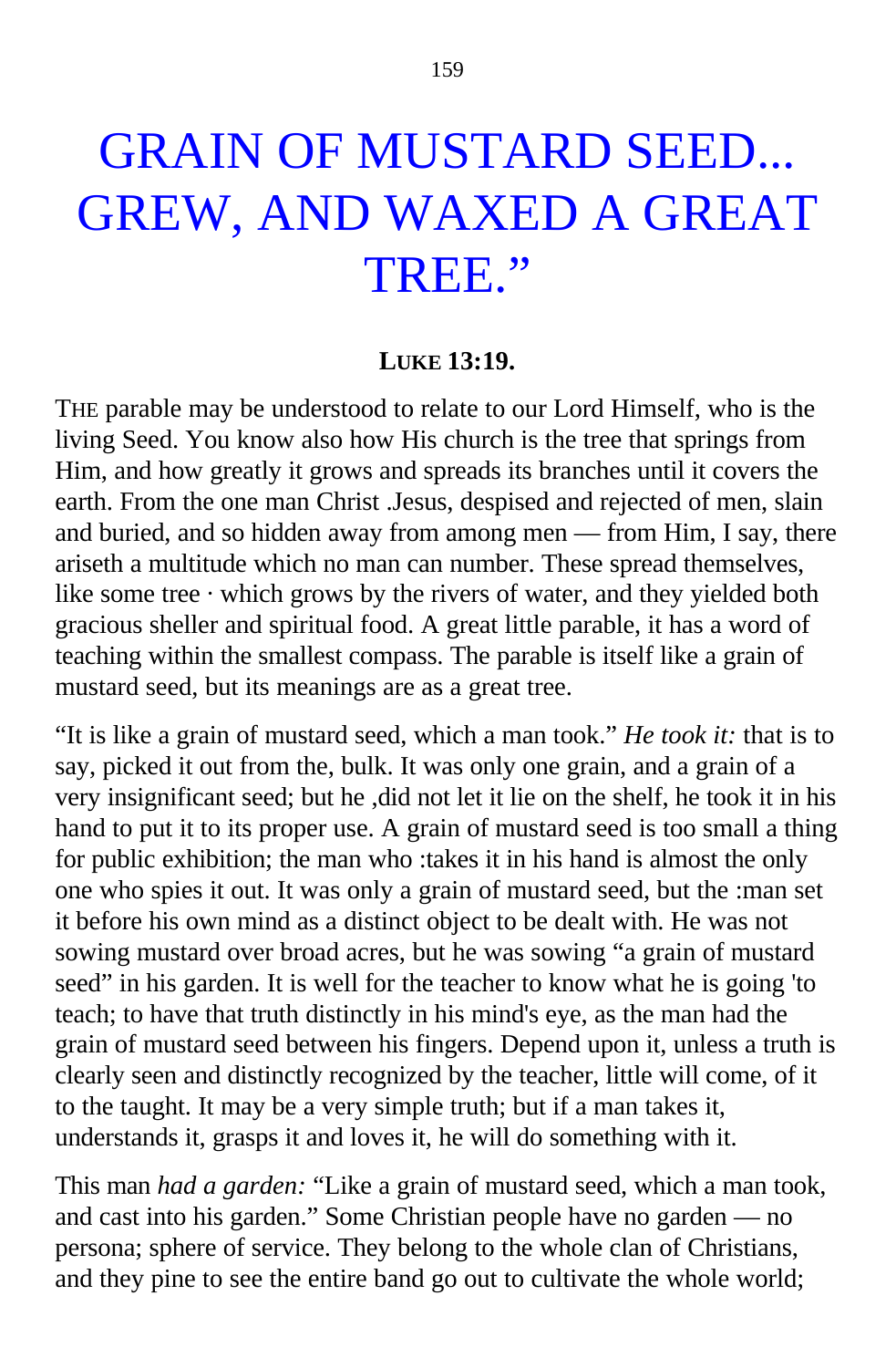# GRAIN OF MUSTARD SEED... GREW, AND WAXED A GREAT TREE."

**LUKE 13:19.**

THE parable may be understood to relate to our Lord Himself, who is the living Seed. You know also how His church is the tree that springs from Him, and how greatly it grows and spreads its branches until it covers the earth. From the one man Christ .Jesus, despised and rejected of men, slain and buried, and so hidden away from among men — from Him, I say, there ariseth a multitude which no man can number. These spread themselves, like some tree · which grows by the rivers of water, and they yielded both gracious sheller and spiritual food. A great little parable, it has a word of teaching within the smallest compass. The parable is itself like a grain of mustard seed, but its meanings are as a great tree.

"It is like a grain of mustard seed, which a man took." *He took it:* that is to say, picked it out from the, bulk. It was only one grain, and a grain of a very insignificant seed; but he ,did not let it lie on the shelf, he took it in his hand to put it to its proper use. A grain of mustard seed is too small a thing for public exhibition; the man who :takes it in his hand is almost the only one who spies it out. It was only a grain of mustard seed, but the :man set it before his own mind as a distinct object to be dealt with. He was not sowing mustard over broad acres, but he was sowing "a grain of mustard seed" in his garden. It is well for the teacher to know what he is going 'to teach; to have that truth distinctly in his mind's eye, as the man had the grain of mustard seed between his fingers. Depend upon it, unless a truth is clearly seen and distinctly recognized by the teacher, little will come, of it to the taught. It may be a very simple truth; but if a man takes it, understands it, grasps it and loves it, he will do something with it.

This man *had a garden:* "Like a grain of mustard seed, which a man took, and cast into his garden." Some Christian people have no garden — no persona; sphere of service. They belong to the whole clan of Christians, and they pine to see the entire band go out to cultivate the whole world;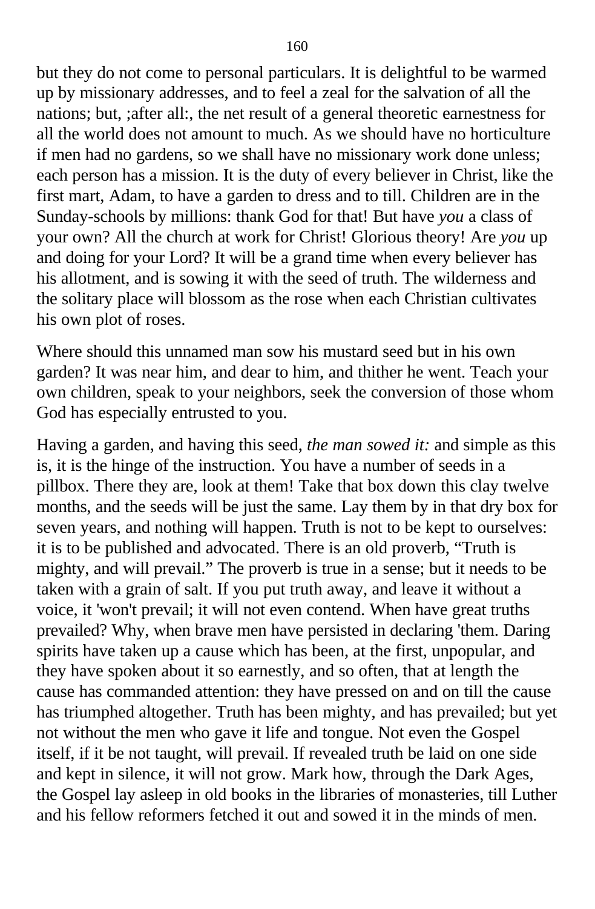but they do not come to personal particulars. It is delightful to be warmed up by missionary addresses, and to feel a zeal for the salvation of all the nations; but, ;after all:, the net result of a general theoretic earnestness for all the world does not amount to much. As we should have no horticulture if men had no gardens, so we shall have no missionary work done unless; each person has a mission. It is the duty of every believer in Christ, like the first mart, Adam, to have a garden to dress and to till. Children are in the Sunday-schools by millions: thank God for that! But have *you* a class of your own? All the church at work for Christ! Glorious theory! Are *you* up and doing for your Lord? It will be a grand time when every believer has his allotment, and is sowing it with the seed of truth. The wilderness and the solitary place will blossom as the rose when each Christian cultivates his own plot of roses.

Where should this unnamed man sow his mustard seed but in his own garden? It was near him, and dear to him, and thither he went. Teach your own children, speak to your neighbors, seek the conversion of those whom God has especially entrusted to you.

Having a garden, and having this seed, *the man sowed it:* and simple as this is, it is the hinge of the instruction. You have a number of seeds in a pillbox. There they are, look at them! Take that box down this clay twelve months, and the seeds will be just the same. Lay them by in that dry box for seven years, and nothing will happen. Truth is not to be kept to ourselves: it is to be published and advocated. There is an old proverb, “Truth is mighty, and will prevail.” The proverb is true in a sense; but it needs to be taken with a grain of salt. If you put truth away, and leave it without a voice, it 'won't prevail; it will not even contend. When have great truths prevailed? Why, when brave men have persisted in declaring 'them. Daring spirits have taken up a cause which has been, at the first, unpopular, and they have spoken about it so earnestly, and so often, that at length the cause has commanded attention: they have pressed on and on till the cause has triumphed altogether. Truth has been mighty, and has prevailed; but yet not without the men who gave it life and tongue. Not even the Gospel itself, if it be not taught, will prevail. If revealed truth be laid on one side and kept in silence, it will not grow. Mark how, through the Dark Ages, the Gospel lay asleep in old books in the libraries of monasteries, till Luther and his fellow reformers fetched it out and sowed it in the minds of men.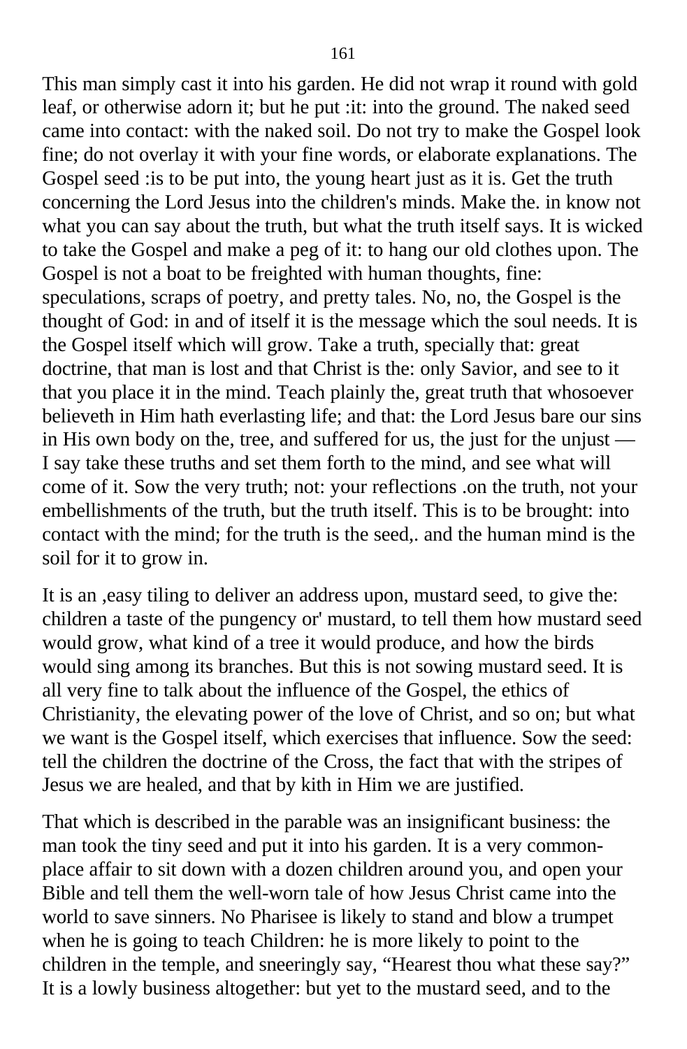This man simply cast it into his garden. He did not wrap it round with gold leaf, or otherwise adorn it; but he put :it: into the ground. The naked seed came into contact: with the naked soil. Do not try to make the Gospel look fine; do not overlay it with your fine words, or elaborate explanations. The Gospel seed :is to be put into, the young heart just as it is. Get the truth concerning the Lord Jesus into the children's minds. Make the. in know not what you can say about the truth, but what the truth itself says. It is wicked to take the Gospel and make a peg of it: to hang our old clothes upon. The Gospel is not a boat to be freighted with human thoughts, fine: speculations, scraps of poetry, and pretty tales. No, no, the Gospel is the thought of God: in and of itself it is the message which the soul needs. It is the Gospel itself which will grow. Take a truth, specially that: great doctrine, that man is lost and that Christ is the: only Savior, and see to it that you place it in the mind. Teach plainly the, great truth that whosoever believeth in Him hath everlasting life; and that: the Lord Jesus bare our sins in His own body on the, tree, and suffered for us, the just for the unjust — I say take these truths and set them forth to the mind, and see what will come of it. Sow the very truth; not: your reflections .on the truth, not your embellishments of the truth, but the truth itself. This is to be brought: into contact with the mind; for the truth is the seed,. and the human mind is the soil for it to grow in.

It is an ,easy tiling to deliver an address upon, mustard seed, to give the: children a taste of the pungency or' mustard, to tell them how mustard seed would grow, what kind of a tree it would produce, and how the birds would sing among its branches. But this is not sowing mustard seed. It is all very fine to talk about the influence of the Gospel, the ethics of Christianity, the elevating power of the love of Christ, and so on; but what we want is the Gospel itself, which exercises that influence. Sow the seed: tell the children the doctrine of the Cross, the fact that with the stripes of Jesus we are healed, and that by kith in Him we are justified.

That which is described in the parable was an insignificant business: the man took the tiny seed and put it into his garden. It is a very common-place affair to sit down with a dozen children around you, and open your Bible and tell them the well-worn tale of how Jesus Christ came into the world to save sinners. No Pharisee is likely to stand and blow a trumpet when he is going to teach Children: he is more likely to point to the children in the temple, and sneeringly say, "Hearest thou what these say?" It is a lowly business altogether: but yet to the mustard seed, and to the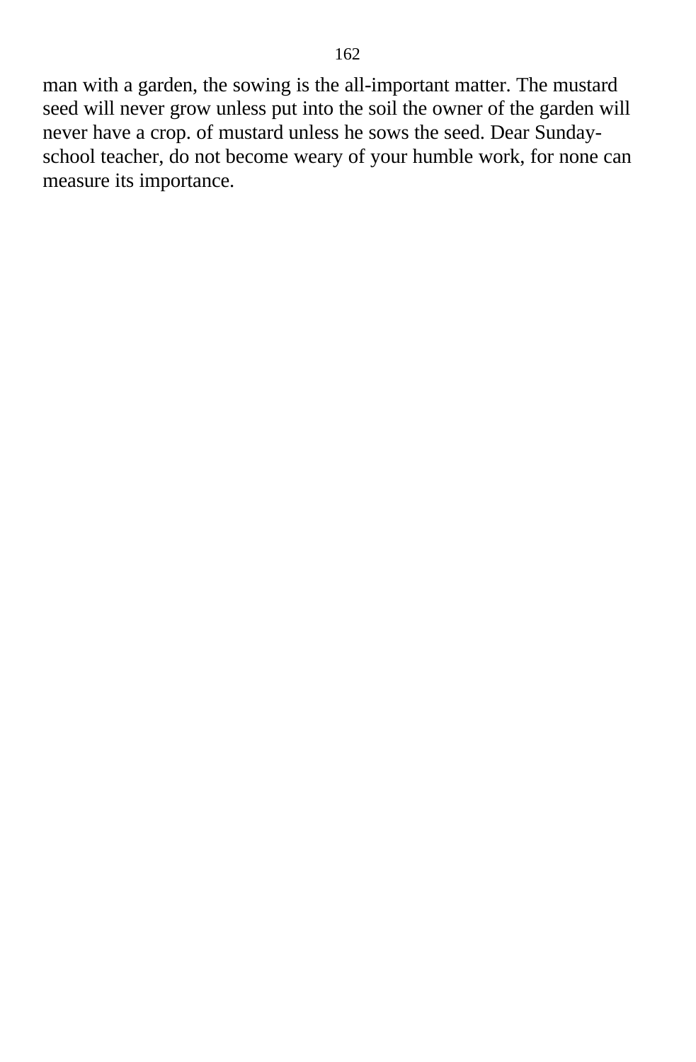man with a garden, the sowing is the all-important matter. The mustard seed will never grow unless put into the soil the owner of the garden will never have a crop. of mustard unless he sows the seed. Dear Sunday-school teacher, do not become weary of your humble work, for none can measure its importance.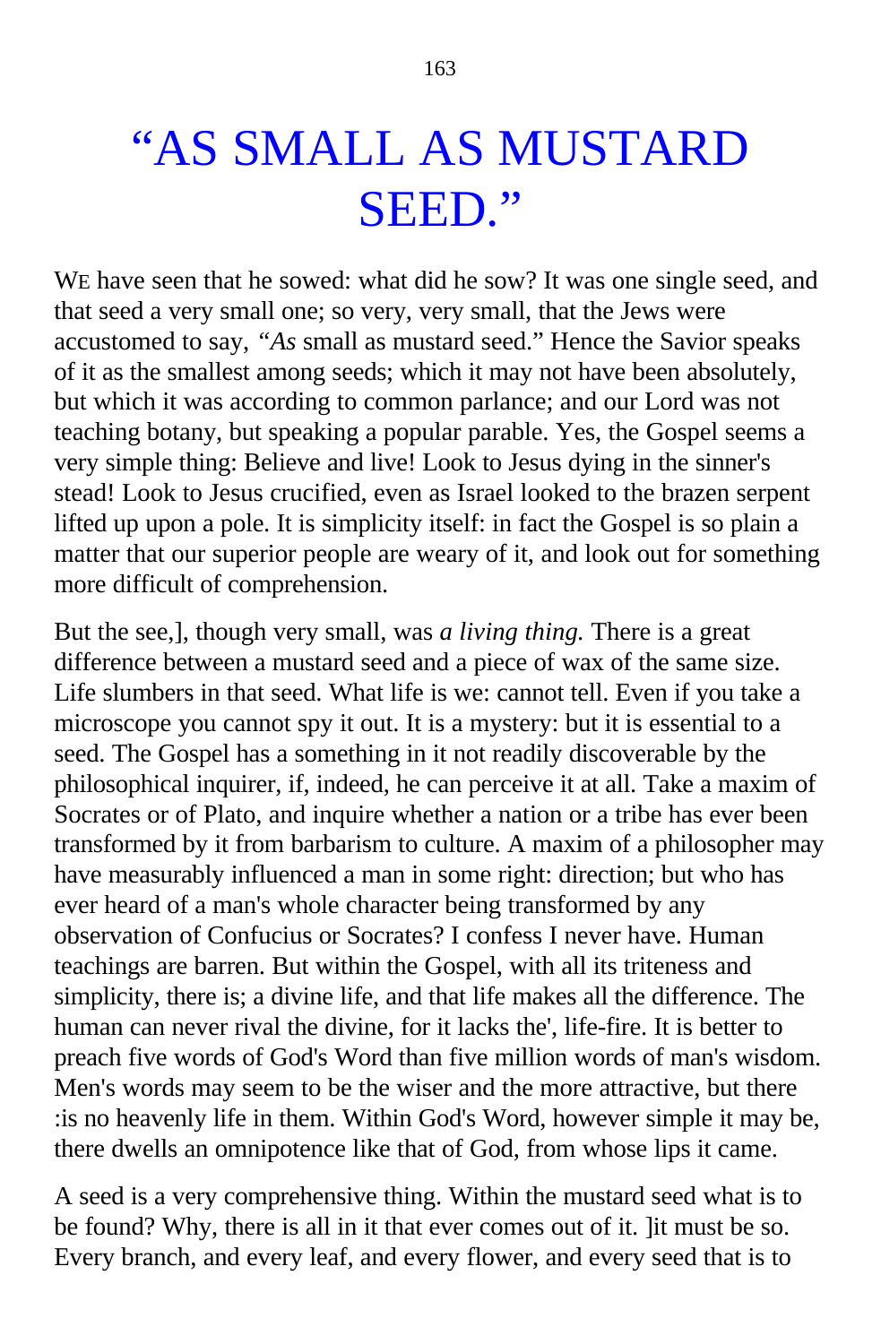# “AS SMALL AS MUSTARD SEED.”

WE have seen that he sowed: what did he sow? It was one single seed, and that seed a very small one; so very, very small, that the Jews were accustomed to say, *“As* small as mustard seed.” Hence the Savior speaks of it as the smallest among seeds; which it may not have been absolutely, but which it was according to common parlance; and our Lord was not teaching botany, but speaking a popular parable. Yes, the Gospel seems a very simple thing: Believe and live! Look to Jesus dying in the sinner's stead! Look to Jesus crucified, even as Israel looked to the brazen serpent lifted up upon a pole. It is simplicity itself: in fact the Gospel is so plain a matter that our superior people are weary of it, and look out for something more difficult of comprehension.

But the see,], though very small, was *a living thing.* There is a great difference between a mustard seed and a piece of wax of the same size. Life slumbers in that seed. What life is we: cannot tell. Even if you take a microscope you cannot spy it out. It is a mystery: but it is essential to a seed. The Gospel has a something in it not readily discoverable by the philosophical inquirer, if, indeed, he can perceive it at all. Take a maxim of Socrates or of Plato, and inquire whether a nation or a tribe has ever been transformed by it from barbarism to culture. A maxim of a philosopher may have measurably influenced a man in some right: direction; but who has ever heard of a man's whole character being transformed by any observation of Confucius or Socrates? I confess I never have. Human teachings are barren. But within the Gospel, with all its triteness and simplicity, there is; a divine life, and that life makes all the difference. The human can never rival the divine, for it lacks the', life-fire. It is better to preach five words of God's Word than five million words of man's wisdom. Men's words may seem to be the wiser and the more attractive, but there :is no heavenly life in them. Within God's Word, however simple it may be, there dwells an omnipotence like that of God, from whose lips it came.

A seed is a very comprehensive thing. Within the mustard seed what is to be found? Why, there is all in it that ever comes out of it. ]it must be so. Every branch, and every leaf, and every flower, and every seed that is to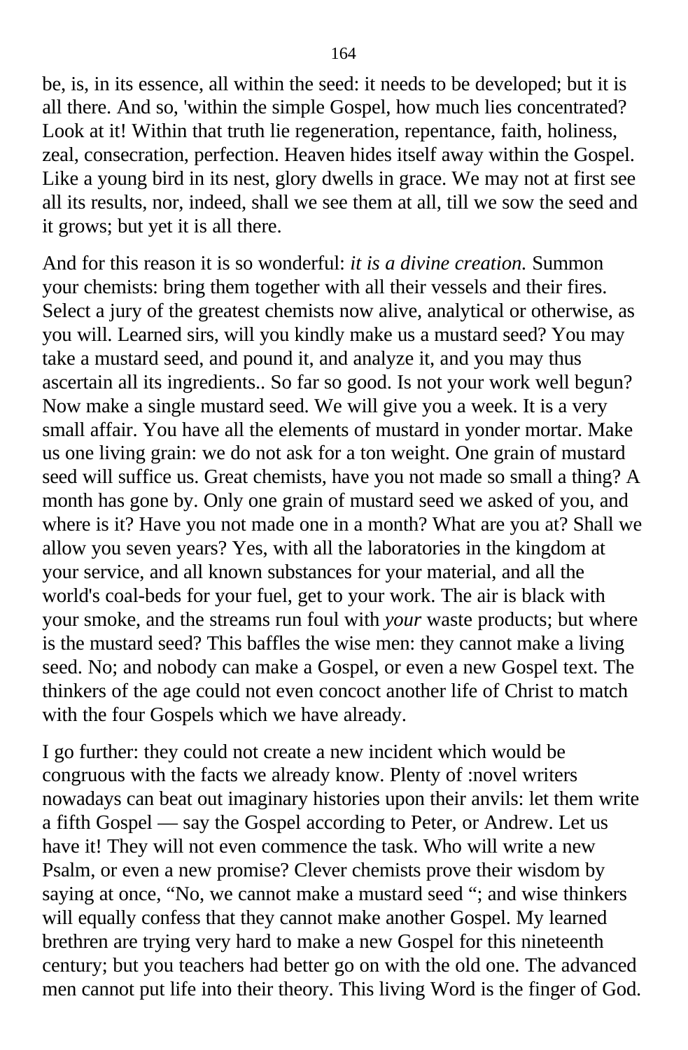be, is, in its essence, all within the seed: it needs to be developed; but it is all there. And so, 'within the simple Gospel, how much lies concentrated? Look at it! Within that truth lie regeneration, repentance, faith, holiness, zeal, consecration, perfection. Heaven hides itself away within the Gospel. Like a young bird in its nest, glory dwells in grace. We may not at first see all its results, nor, indeed, shall we see them at all, till we sow the seed and it grows; but yet it is all there.

And for this reason it is so wonderful: *it is a divine creation.* Summon your chemists: bring them together with all their vessels and their fires. Select a jury of the greatest chemists now alive, analytical or otherwise, as you will. Learned sirs, will you kindly make us a mustard seed? You may take a mustard seed, and pound it, and analyze it, and you may thus ascertain all its ingredients.. So far so good. Is not your work well begun? Now make a single mustard seed. We will give you a week. It is a very small affair. You have all the elements of mustard in yonder mortar. Make us one living grain: we do not ask for a ton weight. One grain of mustard seed will suffice us. Great chemists, have you not made so small a thing? A month has gone by. Only one grain of mustard seed we asked of you, and where is it? Have you not made one in a month? What are you at? Shall we allow you seven years? Yes, with all the laboratories in the kingdom at your service, and all known substances for your material, and all the world's coal-beds for your fuel, get to your work. The air is black with your smoke, and the streams run foul with *your* waste products; but where is the mustard seed? This baffles the wise men: they cannot make a living seed. No; and nobody can make a Gospel, or even a new Gospel text. The thinkers of the age could not even concoct another life of Christ to match with the four Gospels which we have already.

I go further: they could not create a new incident which would be congruous with the facts we already know. Plenty of :novel writers nowadays can beat out imaginary histories upon their anvils: let them write a fifth Gospel — say the Gospel according to Peter, or Andrew. Let us have it! They will not even commence the task. Who will write a new Psalm, or even a new promise? Clever chemists prove their wisdom by saying at once, "No, we cannot make a mustard seed "; and wise thinkers will equally confess that they cannot make another Gospel. My learned brethren are trying very hard to make a new Gospel for this nineteenth century; but you teachers had better go on with the old one. The advanced men cannot put life into their theory. This living Word is the finger of God.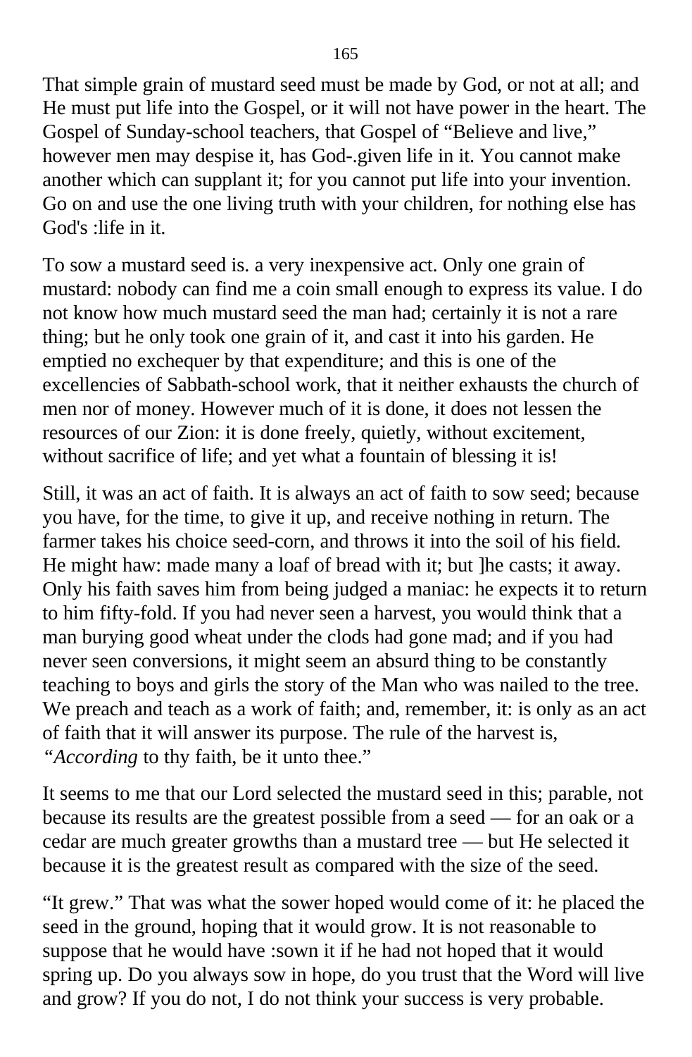That simple grain of mustard seed must be made by God, or not at all; and He must put life into the Gospel, or it will not have power in the heart. The Gospel of Sunday-school teachers, that Gospel of “Believe and live,” however men may despise it, has God-.given life in it. You cannot make another which can supplant it; for you cannot put life into your invention. Go on and use the one living truth with your children, for nothing else has God's :life in it.

To sow a mustard seed is. a very inexpensive act. Only one grain of mustard: nobody can find me a coin small enough to express its value. I do not know how much mustard seed the man had; certainly it is not a rare thing; but he only took one grain of it, and cast it into his garden. He emptied no exchequer by that expenditure; and this is one of the excellencies of Sabbath-school work, that it neither exhausts the church of men nor of money. However much of it is done, it does not lessen the resources of our Zion: it is done freely, quietly, without excitement, without sacrifice of life; and yet what a fountain of blessing it is!

Still, it was an act of faith. It is always an act of faith to sow seed; because you have, for the time, to give it up, and receive nothing in return. The farmer takes his choice seed-corn, and throws it into the soil of his field. He might haw: made many a loaf of bread with it; but ]he casts; it away. Only his faith saves him from being judged a maniac: he expects it to return to him fifty-fold. If you had never seen a harvest, you would think that a man burying good wheat under the clods had gone mad; and if you had never seen conversions, it might seem an absurd thing to be constantly teaching to boys and girls the story of the Man who was nailed to the tree. We preach and teach as a work of faith; and, remember, it: is only as an act of faith that it will answer its purpose. The rule of the harvest is, *“According* to thy faith, be it unto thee.”

It seems to me that our Lord selected the mustard seed in this; parable, not because its results are the greatest possible from a seed — for an oak or a cedar are much greater growths than a mustard tree — but He selected it because it is the greatest result as compared with the size of the seed.

“It grew.” That was what the sower hoped would come of it: he placed the seed in the ground, hoping that it would grow. It is not reasonable to suppose that he would have :sown it if he had not hoped that it would spring up. Do you always sow in hope, do you trust that the Word will live and grow? If you do not, I do not think your success is very probable.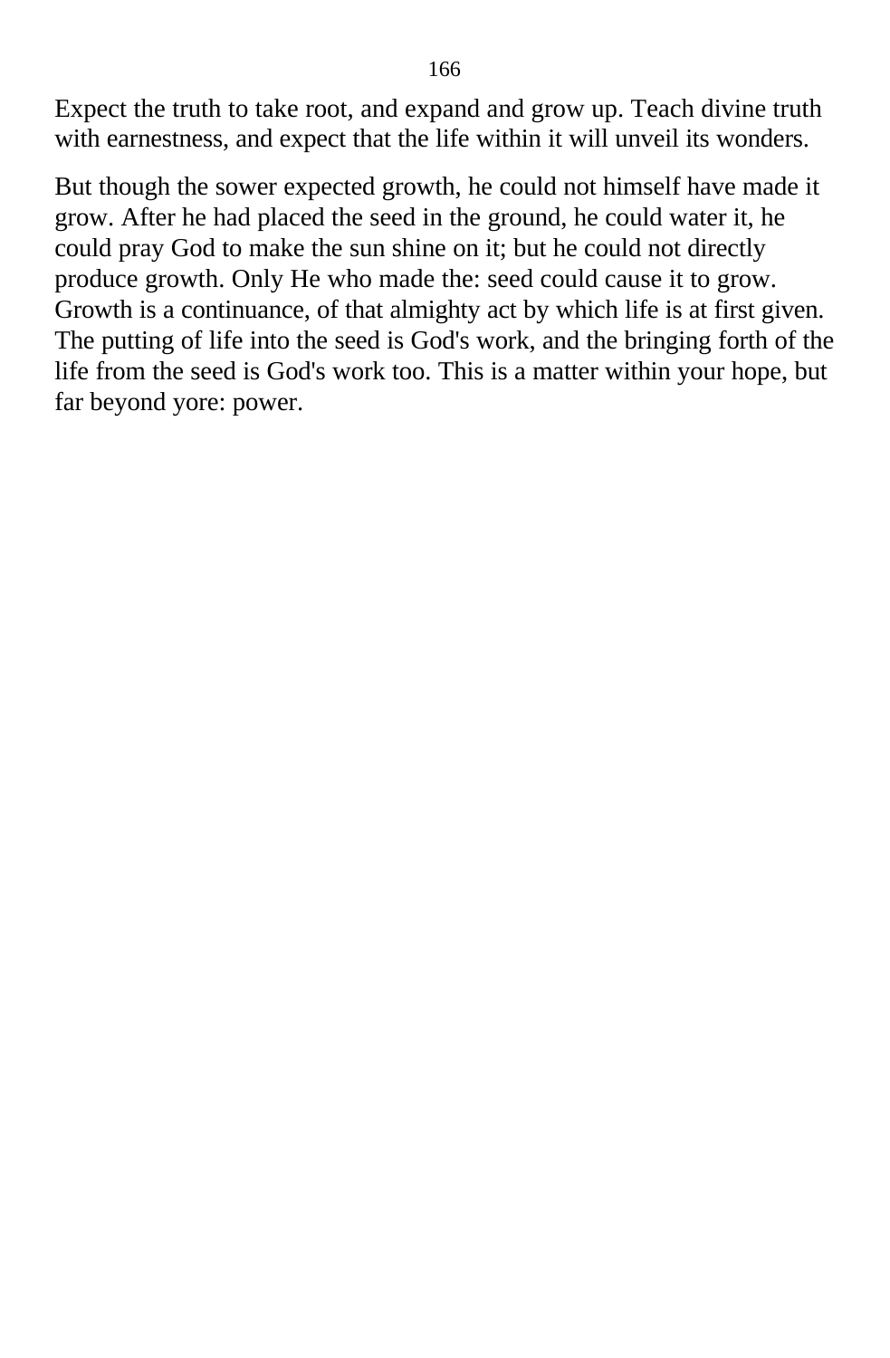Expect the truth to take root, and expand and grow up. Teach divine truth with earnestness, and expect that the life within it will unveil its wonders.

But though the sower expected growth, he could not himself have made it grow. After he had placed the seed in the ground, he could water it, he could pray God to make the sun shine on it; but he could not directly produce growth. Only He who made the: seed could cause it to grow. Growth is a continuance, of that almighty act by which life is at first given. The putting of life into the seed is God's work, and the bringing forth of the life from the seed is God's work too. This is a matter within your hope, but far beyond yore: power.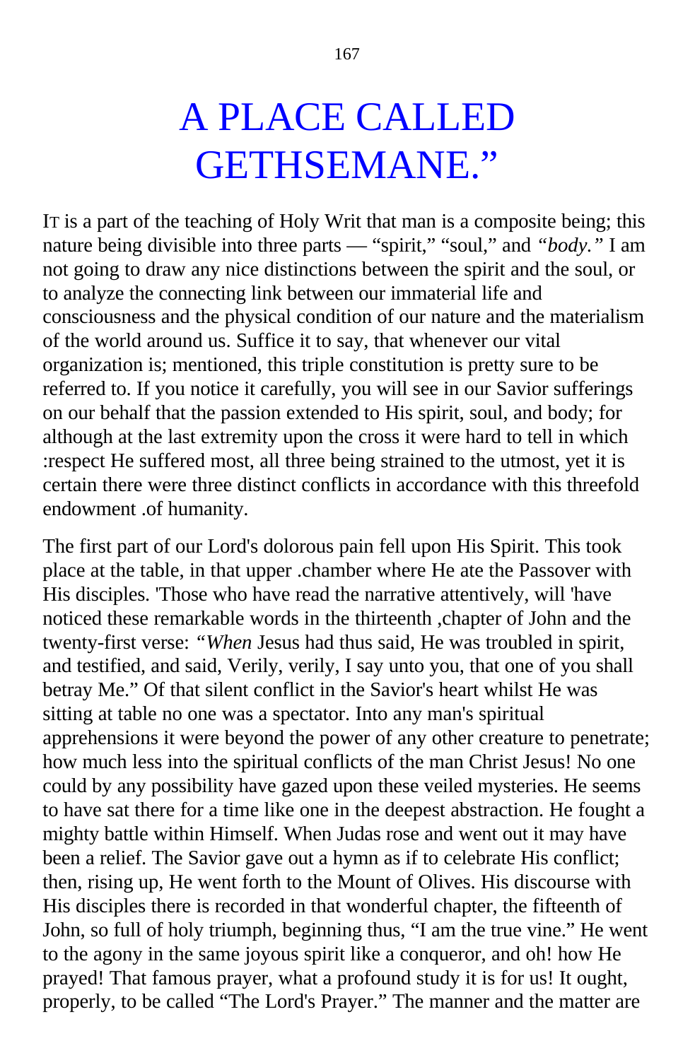# A PLACE CALLED GETHSEMANE.”

IT is a part of the teaching of Holy Writ that man is a composite being; this nature being divisible into three parts — “spirit,” “soul,” and *“body.”* I am not going to draw any nice distinctions between the spirit and the soul, or to analyze the connecting link between our immaterial life and consciousness and the physical condition of our nature and the materialism of the world around us. Suffice it to say, that whenever our vital organization is; mentioned, this triple constitution is pretty sure to be referred to. If you notice it carefully, you will see in our Savior sufferings on our behalf that the passion extended to His spirit, soul, and body; for although at the last extremity upon the cross it were hard to tell in which :respect He suffered most, all three being strained to the utmost, yet it is certain there were three distinct conflicts in accordance with this threefold endowment .of humanity.

The first part of our Lord's dolorous pain fell upon His Spirit. This took place at the table, in that upper .chamber where He ate the Passover with His disciples. 'Those who have read the narrative attentively, will 'have noticed these remarkable words in the thirteenth ,chapter of John and the twenty-first verse: *“When* Jesus had thus said, He was troubled in spirit, and testified, and said, Verily, verily, I say unto you, that one of you shall betray Me.” Of that silent conflict in the Savior's heart whilst He was sitting at table no one was a spectator. Into any man's spiritual apprehensions it were beyond the power of any other creature to penetrate; how much less into the spiritual conflicts of the man Christ Jesus! No one could by any possibility have gazed upon these veiled mysteries. He seems to have sat there for a time like one in the deepest abstraction. He fought a mighty battle within Himself. When Judas rose and went out it may have been a relief. The Savior gave out a hymn as if to celebrate His conflict; then, rising up, He went forth to the Mount of Olives. His discourse with His disciples there is recorded in that wonderful chapter, the fifteenth of John, so full of holy triumph, beginning thus, “I am the true vine.” He went to the agony in the same joyous spirit like a conqueror, and oh! how He prayed! That famous prayer, what a profound study it is for us! It ought, properly, to be called “The Lord's Prayer.” The manner and the matter are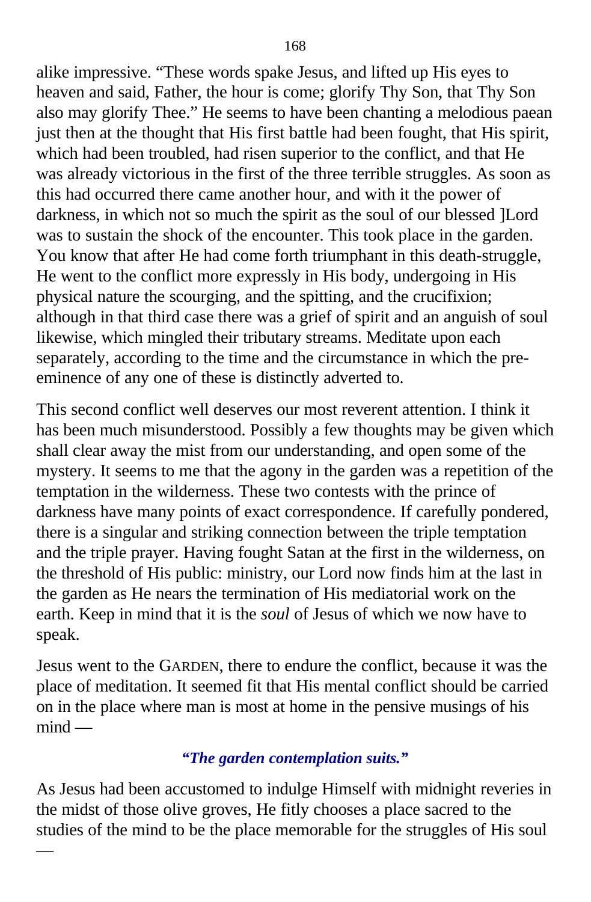alike impressive. “These words spake Jesus, and lifted up His eyes to heaven and said, Father, the hour is come; glorify Thy Son, that Thy Son also may glorify Thee.” He seems to have been chanting a melodious paean just then at the thought that His first battle had been fought, that His spirit, which had been troubled, had risen superior to the conflict, and that He was already victorious in the first of the three terrible struggles. As soon as this had occurred there came another hour, and with it the power of darkness, in which not so much the spirit as the soul of our blessed ]Lord was to sustain the shock of the encounter. This took place in the garden. You know that after He had come forth triumphant in this death-struggle, He went to the conflict more expressly in His body, undergoing in His physical nature the scourging, and the spitting, and the crucifixion; although in that third case there was a grief of spirit and an anguish of soul likewise, which mingled their tributary streams. Meditate upon each separately, according to the time and the circumstance in which the pre-eminence of any one of these is distinctly adverted to.

This second conflict well deserves our most reverent attention. I think it has been much misunderstood. Possibly a few thoughts may be given which shall clear away the mist from our understanding, and open some of the mystery. It seems to me that the agony in the garden was a repetition of the temptation in the wilderness. These two contests with the prince of darkness have many points of exact correspondence. If carefully pondered, there is a singular and striking connection between the triple temptation and the triple prayer. Having fought Satan at the first in the wilderness, on the threshold of His public: ministry, our Lord now finds him at the last in the garden as He nears the termination of His mediatorial work on the earth. Keep in mind that it is the *soul* of Jesus of which we now have to speak.

Jesus went to the GARDEN, there to endure the conflict, because it was the place of meditation. It seemed fit that His mental conflict should be carried on in the place where man is most at home in the pensive musings of his mind —

***“The garden contemplation suits.”***

As Jesus had been accustomed to indulge Himself with midnight reveries in the midst of those olive groves, He fitly chooses a place sacred to the studies of the mind to be the place memorable for the struggles of His soul —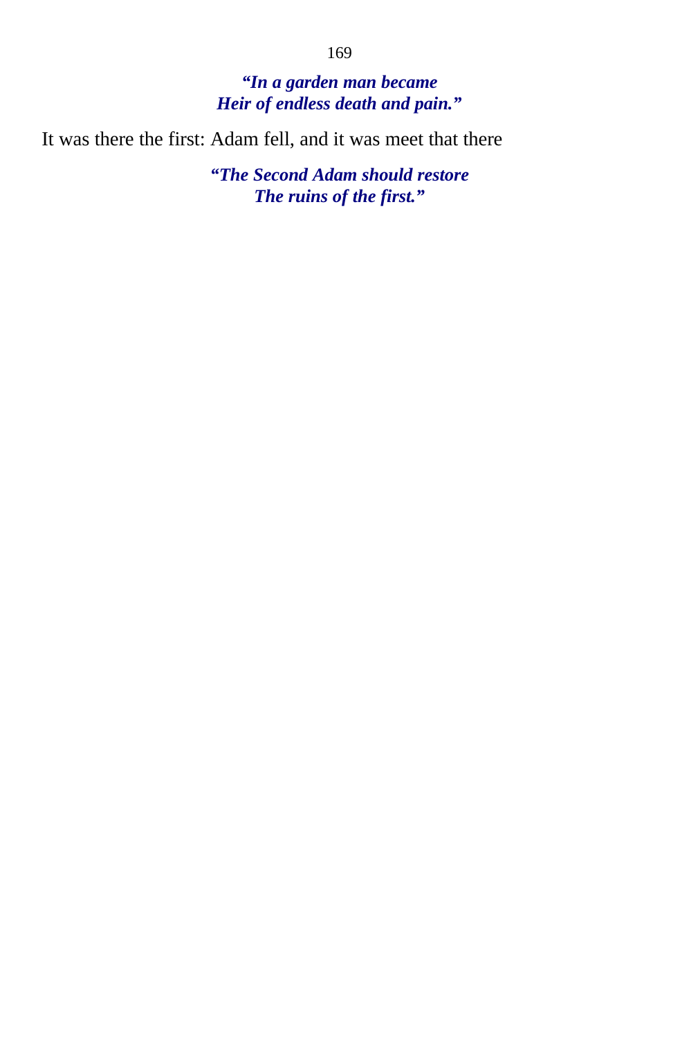> ***"In a garden man became***
> ***Heir of endless death and pain."***

It was there the first: Adam fell, and it was meet that there

> ***"The Second Adam should restore***
> ***The ruins of the first."***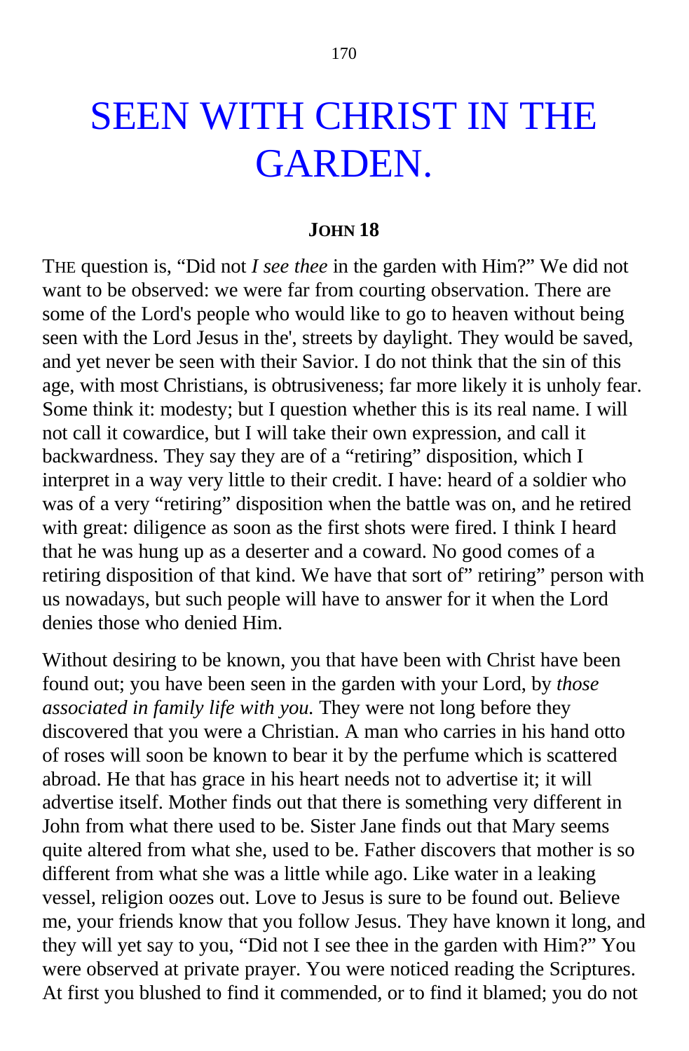# SEEN WITH CHRIST IN THE GARDEN.

## JOHN 18

THE question is, "Did not *I see thee* in the garden with Him?" We did not want to be observed: we were far from courting observation. There are some of the Lord's people who would like to go to heaven without being seen with the Lord Jesus in the', streets by daylight. They would be saved, and yet never be seen with their Savior. I do not think that the sin of this age, with most Christians, is obtrusiveness; far more likely it is unholy fear. Some think it: modesty; but I question whether this is its real name. I will not call it cowardice, but I will take their own expression, and call it backwardness. They say they are of a "retiring" disposition, which I interpret in a way very little to their credit. I have: heard of a soldier who was of a very "retiring" disposition when the battle was on, and he retired with great: diligence as soon as the first shots were fired. I think I heard that he was hung up as a deserter and a coward. No good comes of a retiring disposition of that kind. We have that sort of" retiring" person with us nowadays, but such people will have to answer for it when the Lord denies those who denied Him.

Without desiring to be known, you that have been with Christ have been found out; you have been seen in the garden with your Lord, by *those associated in family life with you.* They were not long before they discovered that you were a Christian. A man who carries in his hand otto of roses will soon be known to bear it by the perfume which is scattered abroad. He that has grace in his heart needs not to advertise it; it will advertise itself. Mother finds out that there is something very different in John from what there used to be. Sister Jane finds out that Mary seems quite altered from what she, used to be. Father discovers that mother is so different from what she was a little while ago. Like water in a leaking vessel, religion oozes out. Love to Jesus is sure to be found out. Believe me, your friends know that you follow Jesus. They have known it long, and they will yet say to you, "Did not I see thee in the garden with Him?" You were observed at private prayer. You were noticed reading the Scriptures. At first you blushed to find it commended, or to find it blamed; you do not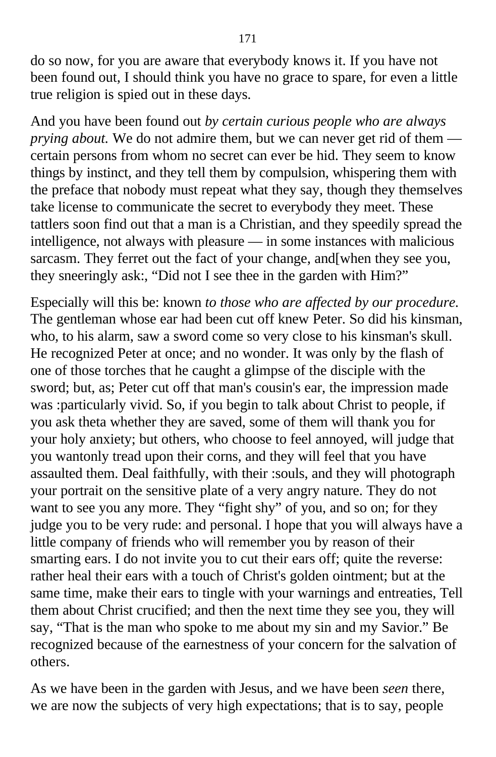do so now, for you are aware that everybody knows it. If you have not been found out, I should think you have no grace to spare, for even a little true religion is spied out in these days.

And you have been found out *by certain curious people who are always prying about.* We do not admire them, but we can never get rid of them — certain persons from whom no secret can ever be hid. They seem to know things by instinct, and they tell them by compulsion, whispering them with the preface that nobody must repeat what they say, though they themselves take license to communicate the secret to everybody they meet. These tattlers soon find out that a man is a Christian, and they speedily spread the intelligence, not always with pleasure — in some instances with malicious sarcasm. They ferret out the fact of your change, and[when they see you, they sneeringly ask:, "Did not I see thee in the garden with Him?"

Especially will this be: known *to those who are affected by our procedure.* The gentleman whose ear had been cut off knew Peter. So did his kinsman, who, to his alarm, saw a sword come so very close to his kinsman's skull. He recognized Peter at once; and no wonder. It was only by the flash of one of those torches that he caught a glimpse of the disciple with the sword; but, as; Peter cut off that man's cousin's ear, the impression made was :particularly vivid. So, if you begin to talk about Christ to people, if you ask theta whether they are saved, some of them will thank you for your holy anxiety; but others, who choose to feel annoyed, will judge that you wantonly tread upon their corns, and they will feel that you have assaulted them. Deal faithfully, with their :souls, and they will photograph your portrait on the sensitive plate of a very angry nature. They do not want to see you any more. They "fight shy" of you, and so on; for they judge you to be very rude: and personal. I hope that you will always have a little company of friends who will remember you by reason of their smarting ears. I do not invite you to cut their ears off; quite the reverse: rather heal their ears with a touch of Christ's golden ointment; but at the same time, make their ears to tingle with your warnings and entreaties, Tell them about Christ crucified; and then the next time they see you, they will say, "That is the man who spoke to me about my sin and my Savior." Be recognized because of the earnestness of your concern for the salvation of others.

As we have been in the garden with Jesus, and we have been *seen* there, we are now the subjects of very high expectations; that is to say, people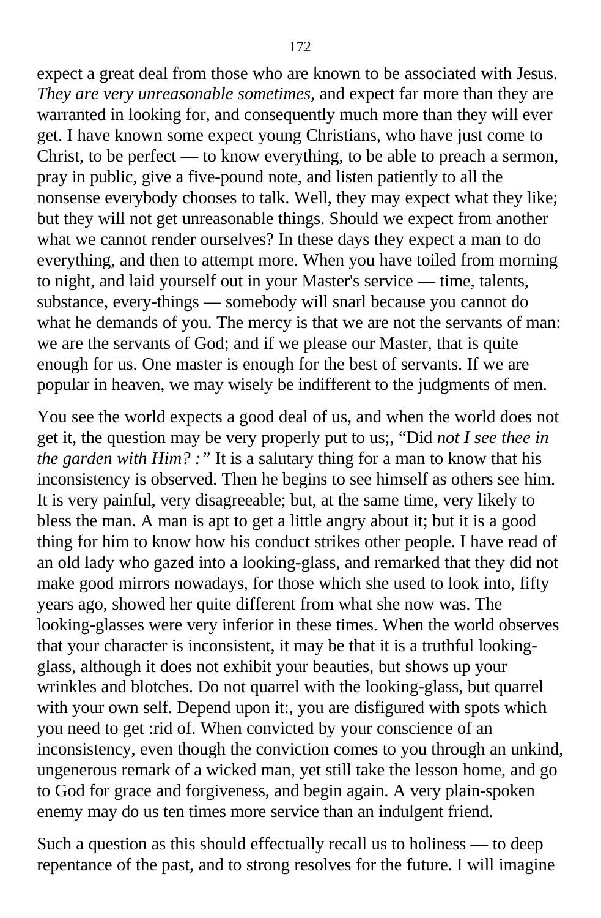expect a great deal from those who are known to be associated with Jesus. *They are very unreasonable sometimes,* and expect far more than they are warranted in looking for, and consequently much more than they will ever get. I have known some expect young Christians, who have just come to Christ, to be perfect — to know everything, to be able to preach a sermon, pray in public, give a five-pound note, and listen patiently to all the nonsense everybody chooses to talk. Well, they may expect what they like; but they will not get unreasonable things. Should we expect from another what we cannot render ourselves? In these days they expect a man to do everything, and then to attempt more. When you have toiled from morning to night, and laid yourself out in your Master's service — time, talents, substance, every-things — somebody will snarl because you cannot do what he demands of you. The mercy is that we are not the servants of man: we are the servants of God; and if we please our Master, that is quite enough for us. One master is enough for the best of servants. If we are popular in heaven, we may wisely be indifferent to the judgments of men.

You see the world expects a good deal of us, and when the world does not get it, the question may be very properly put to us;, "Did *not I see thee in the garden with Him? :"* It is a salutary thing for a man to know that his inconsistency is observed. Then he begins to see himself as others see him. It is very painful, very disagreeable; but, at the same time, very likely to bless the man. A man is apt to get a little angry about it; but it is a good thing for him to know how his conduct strikes other people. I have read of an old lady who gazed into a looking-glass, and remarked that they did not make good mirrors nowadays, for those which she used to look into, fifty years ago, showed her quite different from what she now was. The looking-glasses were very inferior in these times. When the world observes that your character is inconsistent, it may be that it is a truthful looking-glass, although it does not exhibit your beauties, but shows up your wrinkles and blotches. Do not quarrel with the looking-glass, but quarrel with your own self. Depend upon it:, you are disfigured with spots which you need to get :rid of. When convicted by your conscience of an inconsistency, even though the conviction comes to you through an unkind, ungenerous remark of a wicked man, yet still take the lesson home, and go to God for grace and forgiveness, and begin again. A very plain-spoken enemy may do us ten times more service than an indulgent friend.

Such a question as this should effectually recall us to holiness — to deep repentance of the past, and to strong resolves for the future. I will imagine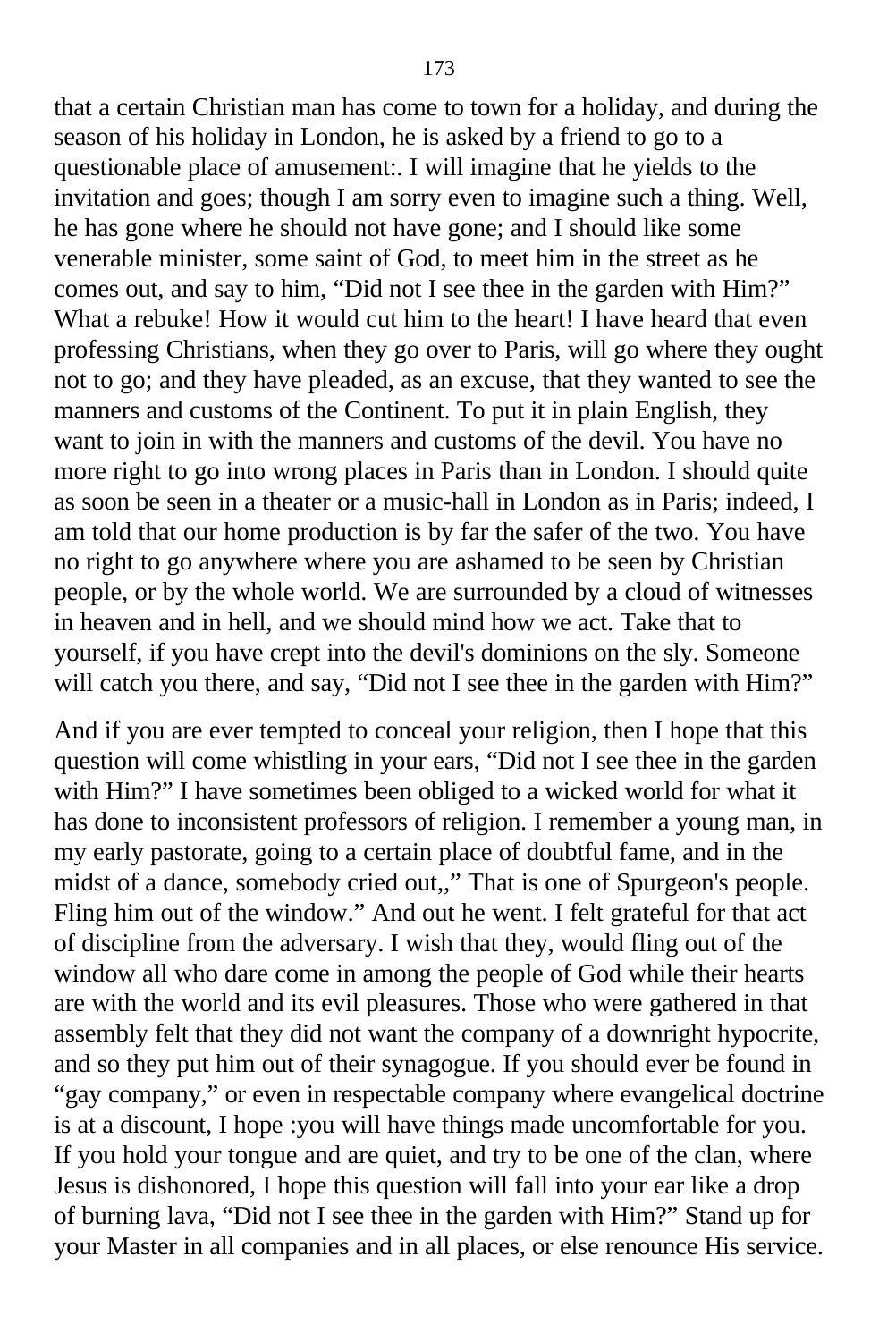that a certain Christian man has come to town for a holiday, and during the season of his holiday in London, he is asked by a friend to go to a questionable place of amusement:. I will imagine that he yields to the invitation and goes; though I am sorry even to imagine such a thing. Well, he has gone where he should not have gone; and I should like some venerable minister, some saint of God, to meet him in the street as he comes out, and say to him, "Did not I see thee in the garden with Him?" What a rebuke! How it would cut him to the heart! I have heard that even professing Christians, when they go over to Paris, will go where they ought not to go; and they have pleaded, as an excuse, that they wanted to see the manners and customs of the Continent. To put it in plain English, they want to join in with the manners and customs of the devil. You have no more right to go into wrong places in Paris than in London. I should quite as soon be seen in a theater or a music-hall in London as in Paris; indeed, I am told that our home production is by far the safer of the two. You have no right to go anywhere where you are ashamed to be seen by Christian people, or by the whole world. We are surrounded by a cloud of witnesses in heaven and in hell, and we should mind how we act. Take that to yourself, if you have crept into the devil's dominions on the sly. Someone will catch you there, and say, "Did not I see thee in the garden with Him?"

And if you are ever tempted to conceal your religion, then I hope that this question will come whistling in your ears, "Did not I see thee in the garden with Him?" I have sometimes been obliged to a wicked world for what it has done to inconsistent professors of religion. I remember a young man, in my early pastorate, going to a certain place of doubtful fame, and in the midst of a dance, somebody cried out,," That is one of Spurgeon's people. Fling him out of the window." And out he went. I felt grateful for that act of discipline from the adversary. I wish that they, would fling out of the window all who dare come in among the people of God while their hearts are with the world and its evil pleasures. Those who were gathered in that assembly felt that they did not want the company of a downright hypocrite, and so they put him out of their synagogue. If you should ever be found in "gay company," or even in respectable company where evangelical doctrine is at a discount, I hope :you will have things made uncomfortable for you. If you hold your tongue and are quiet, and try to be one of the clan, where Jesus is dishonored, I hope this question will fall into your ear like a drop of burning lava, "Did not I see thee in the garden with Him?" Stand up for your Master in all companies and in all places, or else renounce His service.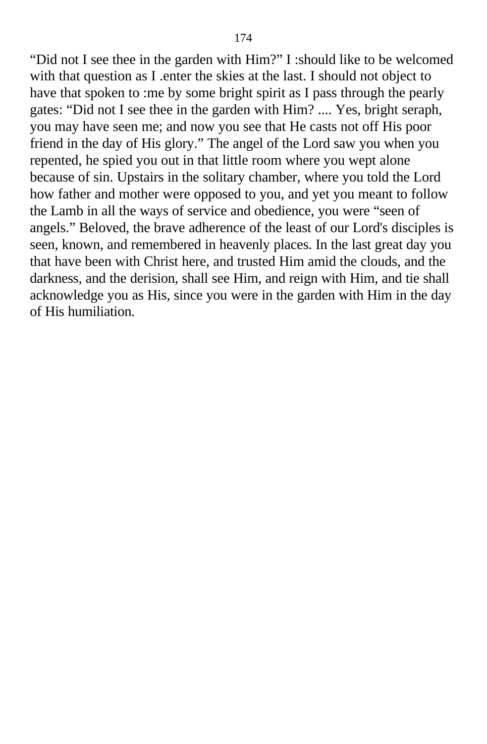“Did not I see thee in the garden with Him?” I :should like to be welcomed with that question as I .enter the skies at the last. I should not object to have that spoken to :me by some bright spirit as I pass through the pearly gates: “Did not I see thee in the garden with Him? .... Yes, bright seraph, you may have seen me; and now you see that He casts not off His poor friend in the day of His glory.” The angel of the Lord saw you when you repented, he spied you out in that little room where you wept alone because of sin. Upstairs in the solitary chamber, where you told the Lord how father and mother were opposed to you, and yet you meant to follow the Lamb in all the ways of service and obedience, you were “seen of angels.” Beloved, the brave adherence of the least of our Lord's disciples is seen, known, and remembered in heavenly places. In the last great day you that have been with Christ here, and trusted Him amid the clouds, and the darkness, and the derision, shall see Him, and reign with Him, and tie shall acknowledge you as His, since you were in the garden with Him in the day of His humiliation.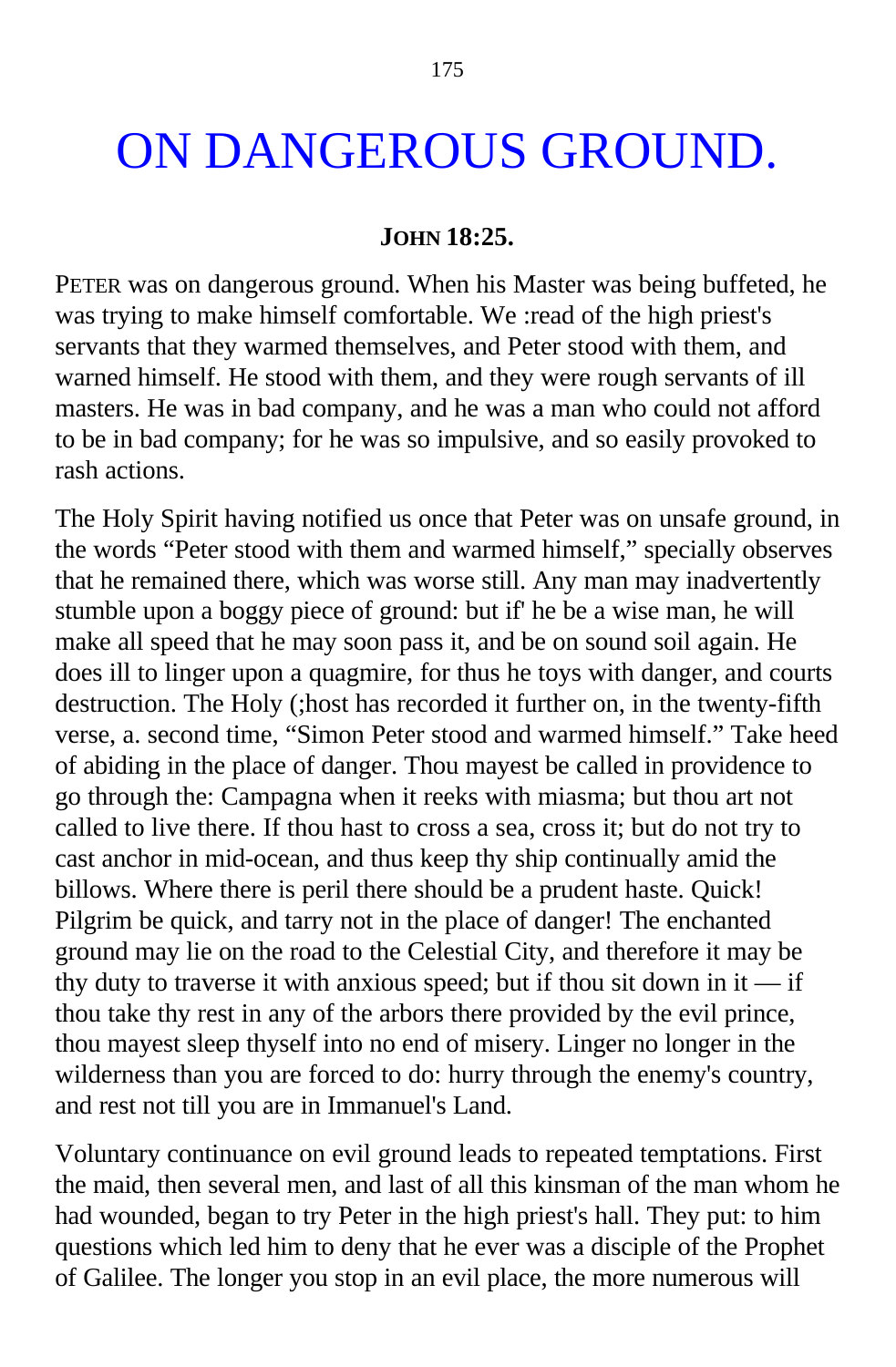# ON DANGEROUS GROUND.

**JOHN 18:25.**

PETER was on dangerous ground. When his Master was being buffeted, he was trying to make himself comfortable. We :read of the high priest's servants that they warmed themselves, and Peter stood with them, and warned himself. He stood with them, and they were rough servants of ill masters. He was in bad company, and he was a man who could not afford to be in bad company; for he was so impulsive, and so easily provoked to rash actions.

The Holy Spirit having notified us once that Peter was on unsafe ground, in the words "Peter stood with them and warmed himself," specially observes that he remained there, which was worse still. Any man may inadvertently stumble upon a boggy piece of ground: but if' he be a wise man, he will make all speed that he may soon pass it, and be on sound soil again. He does ill to linger upon a quagmire, for thus he toys with danger, and courts destruction. The Holy (;host has recorded it further on, in the twenty-fifth verse, a. second time, "Simon Peter stood and warmed himself." Take heed of abiding in the place of danger. Thou mayest be called in providence to go through the: Campagna when it reeks with miasma; but thou art not called to live there. If thou hast to cross a sea, cross it; but do not try to cast anchor in mid-ocean, and thus keep thy ship continually amid the billows. Where there is peril there should be a prudent haste. Quick! Pilgrim be quick, and tarry not in the place of danger! The enchanted ground may lie on the road to the Celestial City, and therefore it may be thy duty to traverse it with anxious speed; but if thou sit down in it — if thou take thy rest in any of the arbors there provided by the evil prince, thou mayest sleep thyself into no end of misery. Linger no longer in the wilderness than you are forced to do: hurry through the enemy's country, and rest not till you are in Immanuel's Land.

Voluntary continuance on evil ground leads to repeated temptations. First the maid, then several men, and last of all this kinsman of the man whom he had wounded, began to try Peter in the high priest's hall. They put: to him questions which led him to deny that he ever was a disciple of the Prophet of Galilee. The longer you stop in an evil place, the more numerous will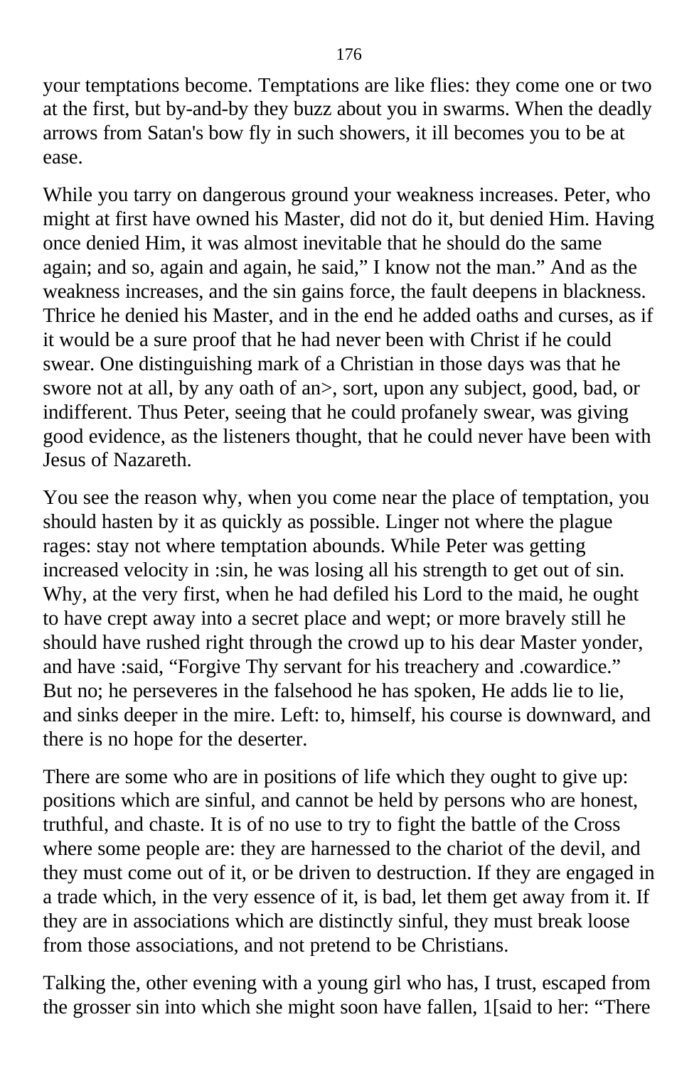your temptations become. Temptations are like flies: they come one or two at the first, but by-and-by they buzz about you in swarms. When the deadly arrows from Satan's bow fly in such showers, it ill becomes you to be at ease.

While you tarry on dangerous ground your weakness increases. Peter, who might at first have owned his Master, did not do it, but denied Him. Having once denied Him, it was almost inevitable that he should do the same again; and so, again and again, he said," I know not the man." And as the weakness increases, and the sin gains force, the fault deepens in blackness. Thrice he denied his Master, and in the end he added oaths and curses, as if it would be a sure proof that he had never been with Christ if he could swear. One distinguishing mark of a Christian in those days was that he swore not at all, by any oath of an>, sort, upon any subject, good, bad, or indifferent. Thus Peter, seeing that he could profanely swear, was giving good evidence, as the listeners thought, that he could never have been with Jesus of Nazareth.

You see the reason why, when you come near the place of temptation, you should hasten by it as quickly as possible. Linger not where the plague rages: stay not where temptation abounds. While Peter was getting increased velocity in :sin, he was losing all his strength to get out of sin. Why, at the very first, when he had defiled his Lord to the maid, he ought to have crept away into a secret place and wept; or more bravely still he should have rushed right through the crowd up to his dear Master yonder, and have :said, "Forgive Thy servant for his treachery and .cowardice." But no; he perseveres in the falsehood he has spoken, He adds lie to lie, and sinks deeper in the mire. Left: to, himself, his course is downward, and there is no hope for the deserter.

There are some who are in positions of life which they ought to give up: positions which are sinful, and cannot be held by persons who are honest, truthful, and chaste. It is of no use to try to fight the battle of the Cross where some people are: they are harnessed to the chariot of the devil, and they must come out of it, or be driven to destruction. If they are engaged in a trade which, in the very essence of it, is bad, let them get away from it. If they are in associations which are distinctly sinful, they must break loose from those associations, and not pretend to be Christians.

Talking the, other evening with a young girl who has, I trust, escaped from the grosser sin into which she might soon have fallen, 1[said to her: "There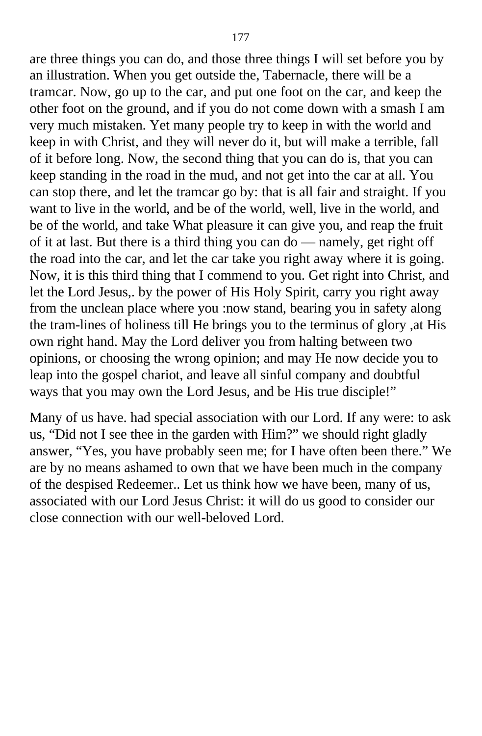are three things you can do, and those three things I will set before you by an illustration. When you get outside the, Tabernacle, there will be a tramcar. Now, go up to the car, and put one foot on the car, and keep the other foot on the ground, and if you do not come down with a smash I am very much mistaken. Yet many people try to keep in with the world and keep in with Christ, and they will never do it, but will make a terrible, fall of it before long. Now, the second thing that you can do is, that you can keep standing in the road in the mud, and not get into the car at all. You can stop there, and let the tramcar go by: that is all fair and straight. If you want to live in the world, and be of the world, well, live in the world, and be of the world, and take What pleasure it can give you, and reap the fruit of it at last. But there is a third thing you can do — namely, get right off the road into the car, and let the car take you right away where it is going. Now, it is this third thing that I commend to you. Get right into Christ, and let the Lord Jesus,. by the power of His Holy Spirit, carry you right away from the unclean place where you :now stand, bearing you in safety along the tram-lines of holiness till He brings you to the terminus of glory ,at His own right hand. May the Lord deliver you from halting between two opinions, or choosing the wrong opinion; and may He now decide you to leap into the gospel chariot, and leave all sinful company and doubtful ways that you may own the Lord Jesus, and be His true disciple!"

Many of us have. had special association with our Lord. If any were: to ask us, "Did not I see thee in the garden with Him?" we should right gladly answer, "Yes, you have probably seen me; for I have often been there." We are by no means ashamed to own that we have been much in the company of the despised Redeemer.. Let us think how we have been, many of us, associated with our Lord Jesus Christ: it will do us good to consider our close connection with our well-beloved Lord.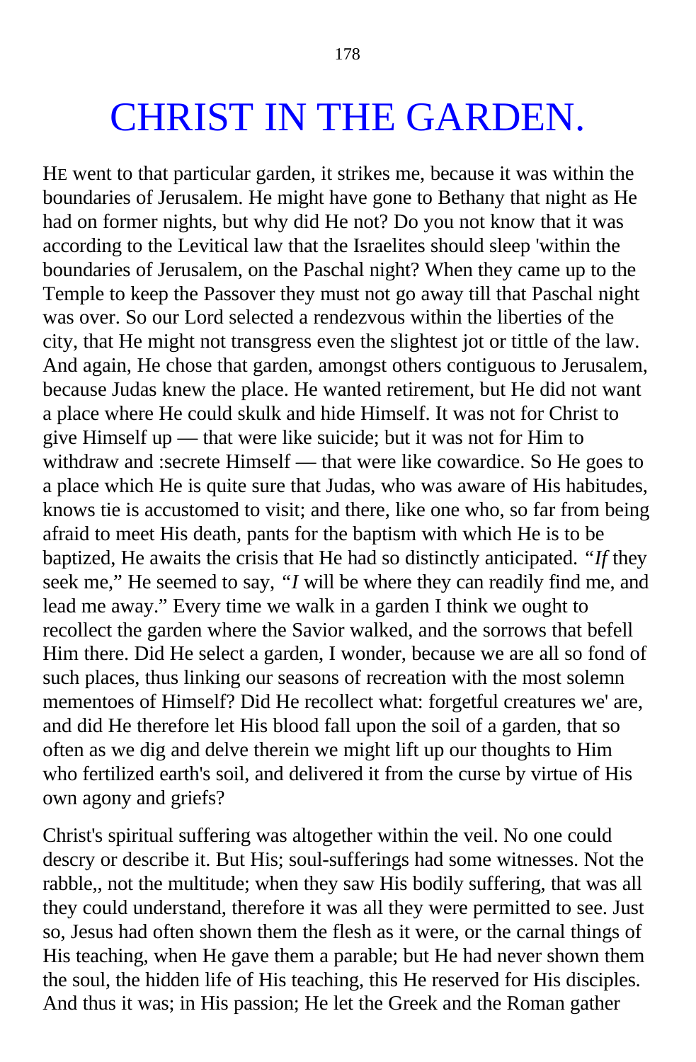# CHRIST IN THE GARDEN.

HE went to that particular garden, it strikes me, because it was within the boundaries of Jerusalem. He might have gone to Bethany that night as He had on former nights, but why did He not? Do you not know that it was according to the Levitical law that the Israelites should sleep 'within the boundaries of Jerusalem, on the Paschal night? When they came up to the Temple to keep the Passover they must not go away till that Paschal night was over. So our Lord selected a rendezvous within the liberties of the city, that He might not transgress even the slightest jot or tittle of the law. And again, He chose that garden, amongst others contiguous to Jerusalem, because Judas knew the place. He wanted retirement, but He did not want a place where He could skulk and hide Himself. It was not for Christ to give Himself up — that were like suicide; but it was not for Him to withdraw and :secrete Himself — that were like cowardice. So He goes to a place which He is quite sure that Judas, who was aware of His habitudes, knows tie is accustomed to visit; and there, like one who, so far from being afraid to meet His death, pants for the baptism with which He is to be baptized, He awaits the crisis that He had so distinctly anticipated. "*If* they seek me," He seemed to say, "*I* will be where they can readily find me, and lead me away." Every time we walk in a garden I think we ought to recollect the garden where the Savior walked, and the sorrows that befell Him there. Did He select a garden, I wonder, because we are all so fond of such places, thus linking our seasons of recreation with the most solemn mementoes of Himself? Did He recollect what: forgetful creatures we' are, and did He therefore let His blood fall upon the soil of a garden, that so often as we dig and delve therein we might lift up our thoughts to Him who fertilized earth's soil, and delivered it from the curse by virtue of His own agony and griefs?

Christ's spiritual suffering was altogether within the veil. No one could descry or describe it. But His; soul-sufferings had some witnesses. Not the rabble,, not the multitude; when they saw His bodily suffering, that was all they could understand, therefore it was all they were permitted to see. Just so, Jesus had often shown them the flesh as it were, or the carnal things of His teaching, when He gave them a parable; but He had never shown them the soul, the hidden life of His teaching, this He reserved for His disciples. And thus it was; in His passion; He let the Greek and the Roman gather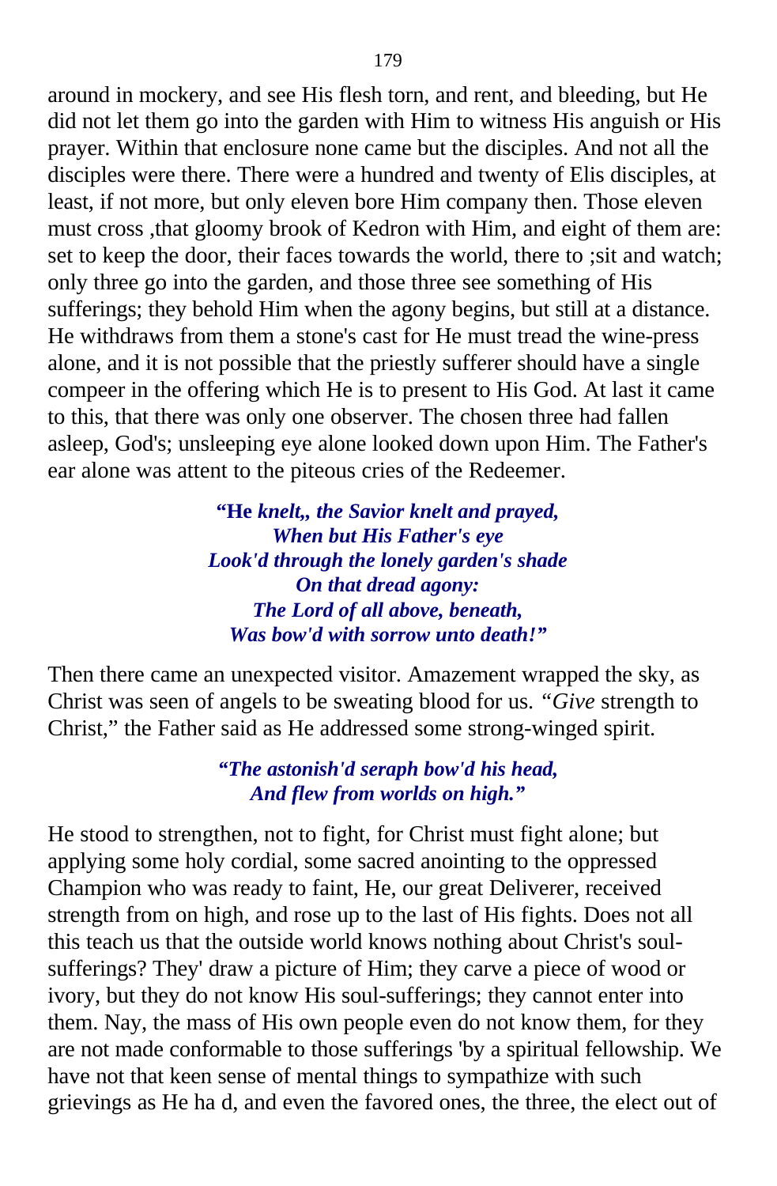around in mockery, and see His flesh torn, and rent, and bleeding, but He did not let them go into the garden with Him to witness His anguish or His prayer. Within that enclosure none came but the disciples. And not all the disciples were there. There were a hundred and twenty of Elis disciples, at least, if not more, but only eleven bore Him company then. Those eleven must cross ,that gloomy brook of Kedron with Him, and eight of them are: set to keep the door, their faces towards the world, there to ;sit and watch; only three go into the garden, and those three see something of His sufferings; they behold Him when the agony begins, but still at a distance. He withdraws from them a stone's cast for He must tread the wine-press alone, and it is not possible that the priestly sufferer should have a single compeer in the offering which He is to present to His God. At last it came to this, that there was only one observer. The chosen three had fallen asleep, God's; unsleeping eye alone looked down upon Him. The Father's ear alone was attent to the piteous cries of the Redeemer.

> ***"He knelt,, the Savior knelt and prayed,***
> ***When but His Father's eye***
> ***Look'd through the lonely garden's shade***
> ***On that dread agony:***
> ***The Lord of all above, beneath,***
> ***Was bow'd with sorrow unto death!"***

Then there came an unexpected visitor. Amazement wrapped the sky, as Christ was seen of angels to be sweating blood for us. *"Give* strength to Christ," the Father said as He addressed some strong-winged spirit.

> ***"The astonish'd seraph bow'd his head,***
> ***And flew from worlds on high."***

He stood to strengthen, not to fight, for Christ must fight alone; but applying some holy cordial, some sacred anointing to the oppressed Champion who was ready to faint, He, our great Deliverer, received strength from on high, and rose up to the last of His fights. Does not all this teach us that the outside world knows nothing about Christ's soul-sufferings? They' draw a picture of Him; they carve a piece of wood or ivory, but they do not know His soul-sufferings; they cannot enter into them. Nay, the mass of His own people even do not know them, for they are not made conformable to those sufferings 'by a spiritual fellowship. We have not that keen sense of mental things to sympathize with such grievings as He ha d, and even the favored ones, the three, the elect out of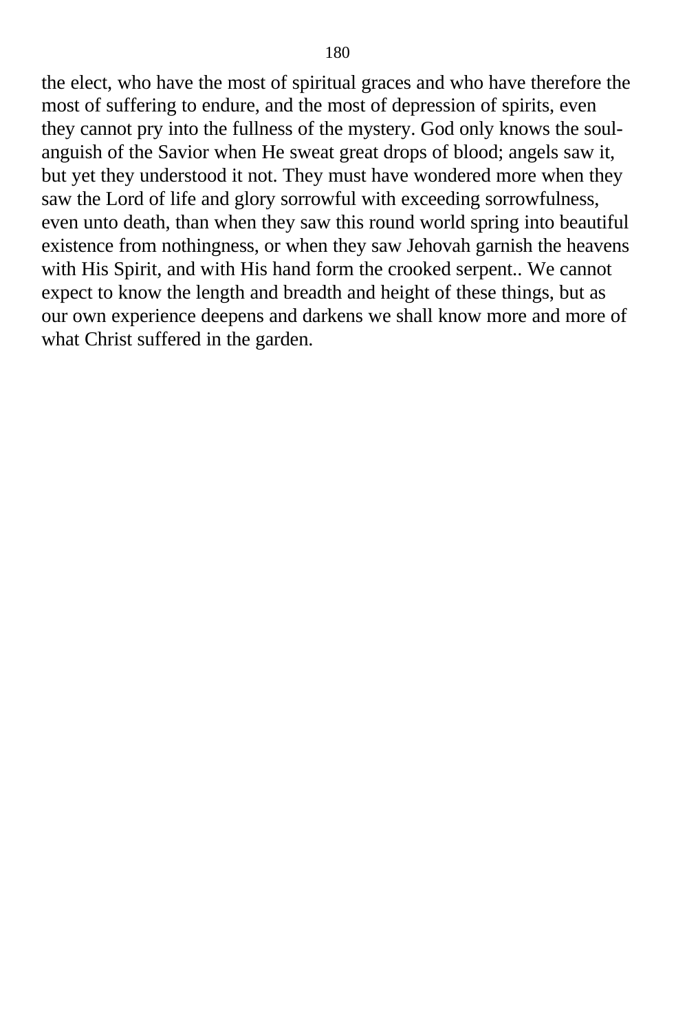the elect, who have the most of spiritual graces and who have therefore the most of suffering to endure, and the most of depression of spirits, even they cannot pry into the fullness of the mystery. God only knows the soul-anguish of the Savior when He sweat great drops of blood; angels saw it, but yet they understood it not. They must have wondered more when they saw the Lord of life and glory sorrowful with exceeding sorrowfulness, even unto death, than when they saw this round world spring into beautiful existence from nothingness, or when they saw Jehovah garnish the heavens with His Spirit, and with His hand form the crooked serpent.. We cannot expect to know the length and breadth and height of these things, but as our own experience deepens and darkens we shall know more and more of what Christ suffered in the garden.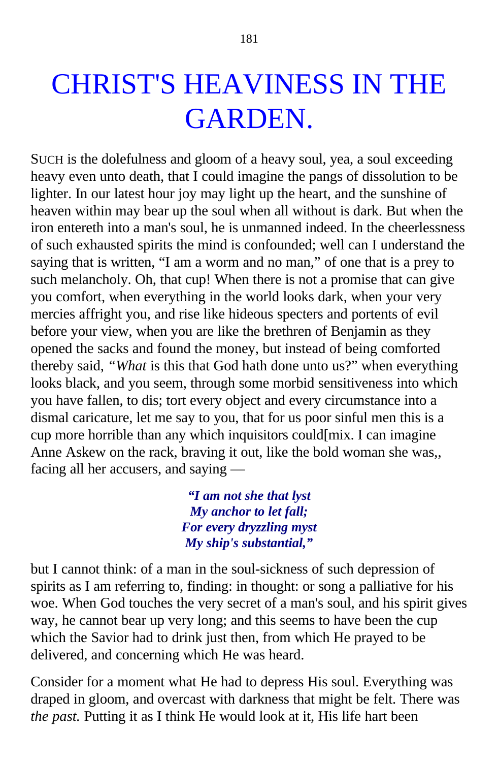# CHRIST'S HEAVINESS IN THE GARDEN.

SUCH is the dolefulness and gloom of a heavy soul, yea, a soul exceeding heavy even unto death, that I could imagine the pangs of dissolution to be lighter. In our latest hour joy may light up the heart, and the sunshine of heaven within may bear up the soul when all without is dark. But when the iron entereth into a man's soul, he is unmanned indeed. In the cheerlessness of such exhausted spirits the mind is confounded; well can I understand the saying that is written, "I am a worm and no man," of one that is a prey to such melancholy. Oh, that cup! When there is not a promise that can give you comfort, when everything in the world looks dark, when your very mercies affright you, and rise like hideous specters and portents of evil before your view, when you are like the brethren of Benjamin as they opened the sacks and found the money, but instead of being comforted thereby said, *"What* is this that God hath done unto us?" when everything looks black, and you seem, through some morbid sensitiveness into which you have fallen, to dis; tort every object and every circumstance into a dismal caricature, let me say to you, that for us poor sinful men this is a cup more horrible than any which inquisitors could[mix. I can imagine Anne Askew on the rack, braving it out, like the bold woman she was,, facing all her accusers, and saying —

> ***"I am not she that lyst***
> ***My anchor to let fall;***
> ***For every dryzzling myst***
> ***My ship's substantial,"***

but I cannot think: of a man in the soul-sickness of such depression of spirits as I am referring to, finding: in thought: or song a palliative for his woe. When God touches the very secret of a man's soul, and his spirit gives way, he cannot bear up very long; and this seems to have been the cup which the Savior had to drink just then, from which He prayed to be delivered, and concerning which He was heard.

Consider for a moment what He had to depress His soul. Everything was draped in gloom, and overcast with darkness that might be felt. There was *the past.* Putting it as I think He would look at it, His life hart been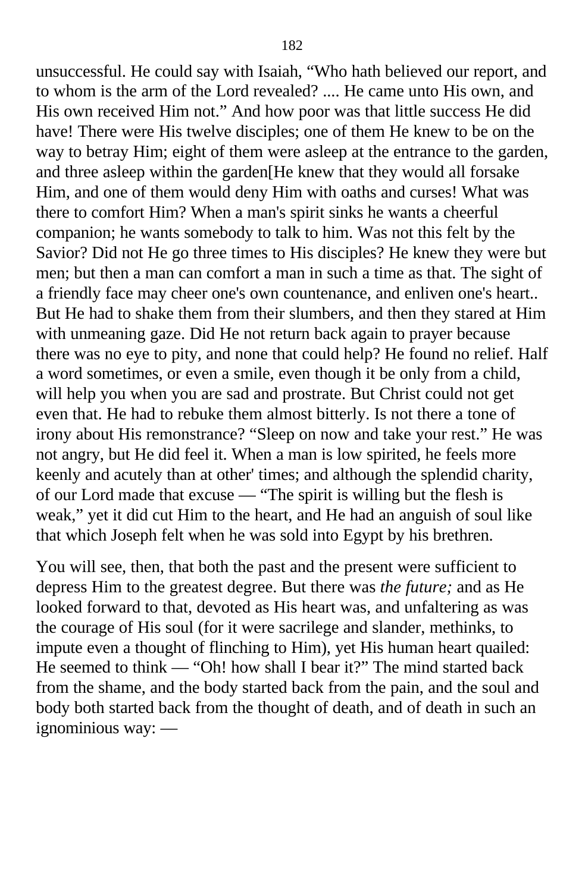unsuccessful. He could say with Isaiah, “Who hath believed our report, and to whom is the arm of the Lord revealed? .... He came unto His own, and His own received Him not.” And how poor was that little success He did have! There were His twelve disciples; one of them He knew to be on the way to betray Him; eight of them were asleep at the entrance to the garden, and three asleep within the garden[He knew that they would all forsake Him, and one of them would deny Him with oaths and curses! What was there to comfort Him? When a man's spirit sinks he wants a cheerful companion; he wants somebody to talk to him. Was not this felt by the Savior? Did not He go three times to His disciples? He knew they were but men; but then a man can comfort a man in such a time as that. The sight of a friendly face may cheer one's own countenance, and enliven one's heart.. But He had to shake them from their slumbers, and then they stared at Him with unmeaning gaze. Did He not return back again to prayer because there was no eye to pity, and none that could help? He found no relief. Half a word sometimes, or even a smile, even though it be only from a child, will help you when you are sad and prostrate. But Christ could not get even that. He had to rebuke them almost bitterly. Is not there a tone of irony about His remonstrance? “Sleep on now and take your rest.” He was not angry, but He did feel it. When a man is low spirited, he feels more keenly and acutely than at other' times; and although the splendid charity, of our Lord made that excuse — “The spirit is willing but the flesh is weak,” yet it did cut Him to the heart, and He had an anguish of soul like that which Joseph felt when he was sold into Egypt by his brethren.

You will see, then, that both the past and the present were sufficient to depress Him to the greatest degree. But there was *the future;* and as He looked forward to that, devoted as His heart was, and unfaltering as was the courage of His soul (for it were sacrilege and slander, methinks, to impute even a thought of flinching to Him), yet His human heart quailed: He seemed to think — “Oh! how shall I bear it?” The mind started back from the shame, and the body started back from the pain, and the soul and body both started back from the thought of death, and of death in such an ignominious way: —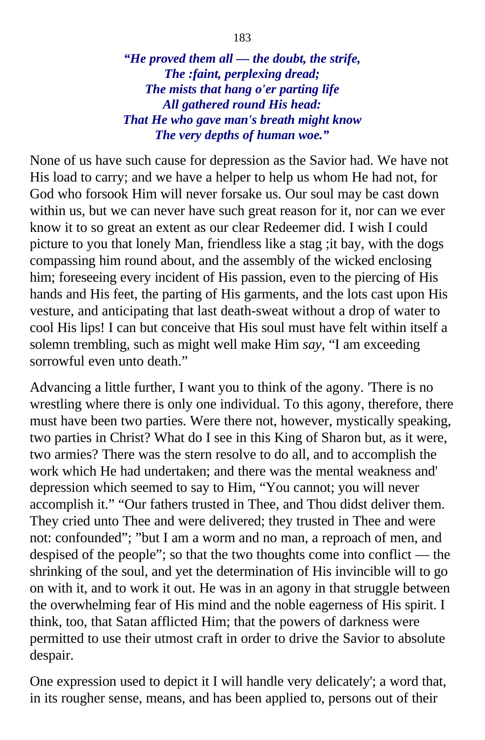***"He proved them all — the doubt, the strife,***
***The :faint, perplexing dread;***
***The mists that hang o'er parting life***
***All gathered round His head:***
***That He who gave man's breath might know***
***The very depths of human woe."***

None of us have such cause for depression as the Savior had. We have not His load to carry; and we have a helper to help us whom He had not, for God who forsook Him will never forsake us. Our soul may be cast down within us, but we can never have such great reason for it, nor can we ever know it to so great an extent as our clear Redeemer did. I wish I could picture to you that lonely Man, friendless like a stag ;it bay, with the dogs compassing him round about, and the assembly of the wicked enclosing him; foreseeing every incident of His passion, even to the piercing of His hands and His feet, the parting of His garments, and the lots cast upon His vesture, and anticipating that last death-sweat without a drop of water to cool His lips! I can but conceive that His soul must have felt within itself a solemn trembling, such as might well make Him *say,* "I am exceeding sorrowful even unto death."

Advancing a little further, I want you to think of the agony. 'There is no wrestling where there is only one individual. To this agony, therefore, there must have been two parties. Were there not, however, mystically speaking, two parties in Christ? What do I see in this King of Sharon but, as it were, two armies? There was the stern resolve to do all, and to accomplish the work which He had undertaken; and there was the mental weakness and' depression which seemed to say to Him, "You cannot; you will never accomplish it." "Our fathers trusted in Thee, and Thou didst deliver them. They cried unto Thee and were delivered; they trusted in Thee and were not: confounded"; "but I am a worm and no man, a reproach of men, and despised of the people"; so that the two thoughts come into conflict — the shrinking of the soul, and yet the determination of His invincible will to go on with it, and to work it out. He was in an agony in that struggle between the overwhelming fear of His mind and the noble eagerness of His spirit. I think, too, that Satan afflicted Him; that the powers of darkness were permitted to use their utmost craft in order to drive the Savior to absolute despair.

One expression used to depict it I will handle very delicately'; a word that, in its rougher sense, means, and has been applied to, persons out of their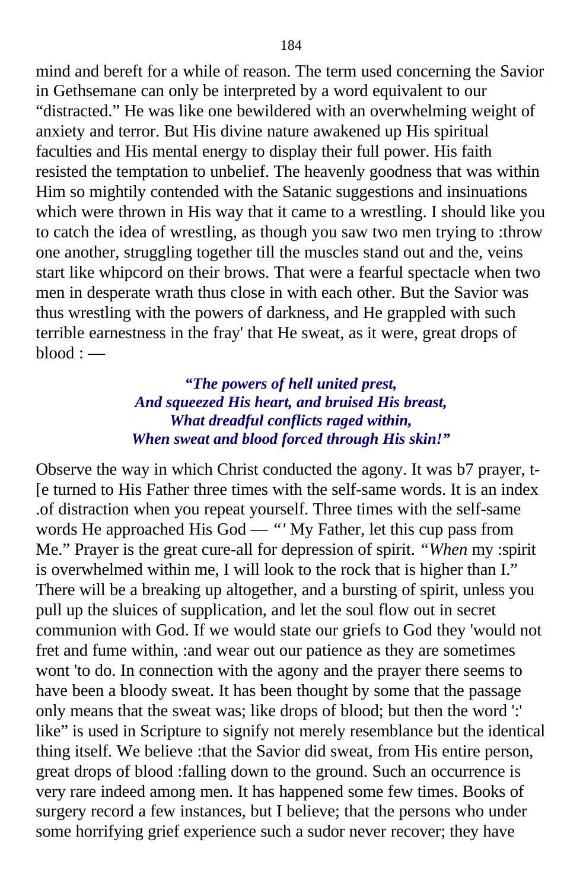mind and bereft for a while of reason. The term used concerning the Savior in Gethsemane can only be interpreted by a word equivalent to our "distracted." He was like one bewildered with an overwhelming weight of anxiety and terror. But His divine nature awakened up His spiritual faculties and His mental energy to display their full power. His faith resisted the temptation to unbelief. The heavenly goodness that was within Him so mightily contended with the Satanic suggestions and insinuations which were thrown in His way that it came to a wrestling. I should like you to catch the idea of wrestling, as though you saw two men trying to :throw one another, struggling together till the muscles stand out and the, veins start like whipcord on their brows. That were a fearful spectacle when two men in desperate wrath thus close in with each other. But the Savior was thus wrestling with the powers of darkness, and He grappled with such terrible earnestness in the fray' that He sweat, as it were, great drops of blood : —

> ***"The powers of hell united prest,***
> ***And squeezed His heart, and bruised His breast,***
> ***What dreadful conflicts raged within,***
> ***When sweat and blood forced through His skin!"***

Observe the way in which Christ conducted the agony. It was b7 prayer, t-[e turned to His Father three times with the self-same words. It is an index .of distraction when you repeat yourself. Three times with the self-same words He approached His God — "' My Father, let this cup pass from Me." Prayer is the great cure-all for depression of spirit. "*When* my :spirit is overwhelmed within me, I will look to the rock that is higher than I." There will be a breaking up altogether, and a bursting of spirit, unless you pull up the sluices of supplication, and let the soul flow out in secret communion with God. If we would state our griefs to God they 'would not fret and fume within, :and wear out our patience as they are sometimes wont 'to do. In connection with the agony and the prayer there seems to have been a bloody sweat. It has been thought by some that the passage only means that the sweat was; like drops of blood; but then the word ':' like" is used in Scripture to signify not merely resemblance but the identical thing itself. We believe :that the Savior did sweat, from His entire person, great drops of blood :falling down to the ground. Such an occurrence is very rare indeed among men. It has happened some few times. Books of surgery record a few instances, but I believe; that the persons who under some horrifying grief experience such a sudor never recover; they have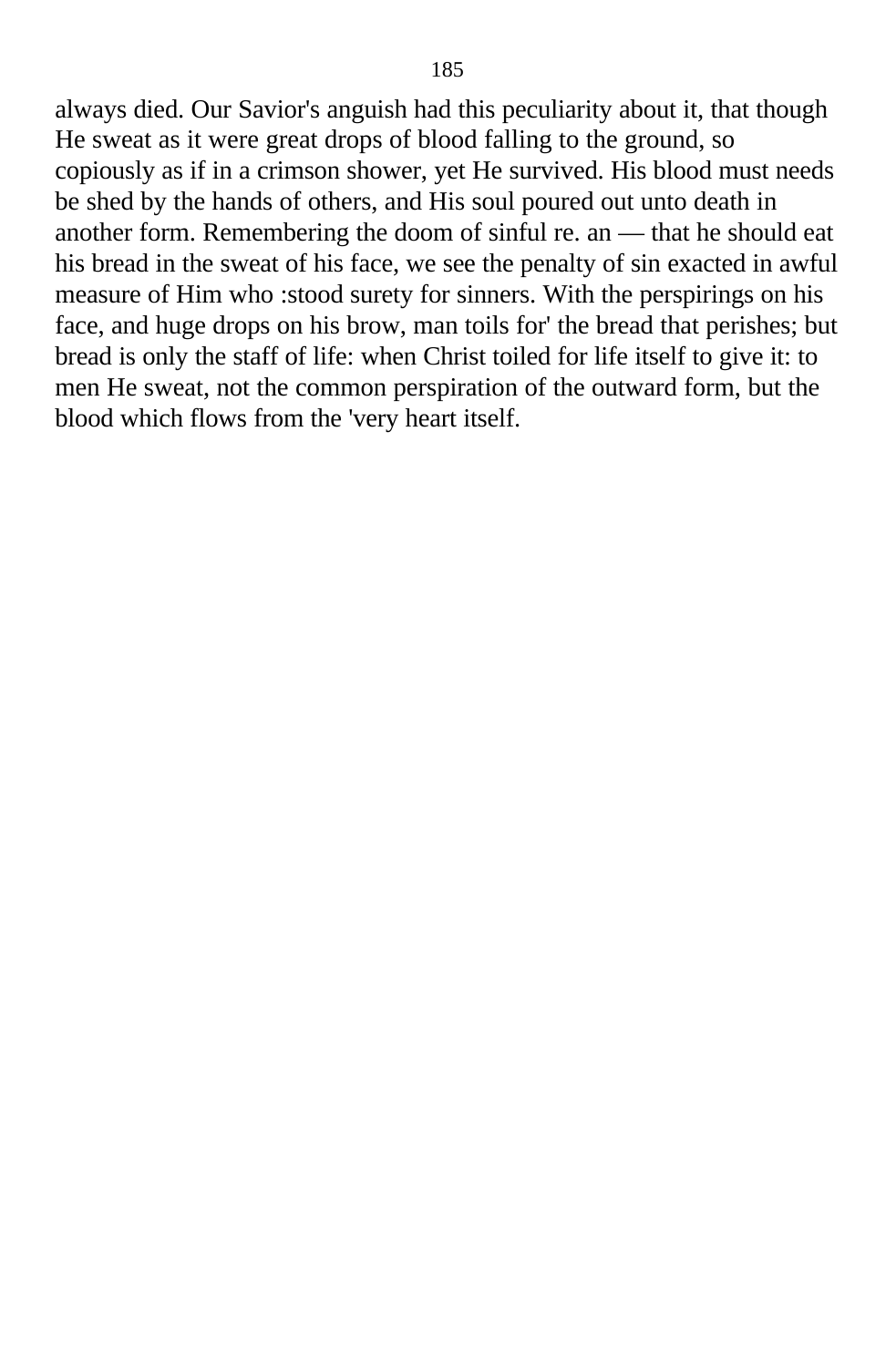always died. Our Savior's anguish had this peculiarity about it, that though He sweat as it were great drops of blood falling to the ground, so copiously as if in a crimson shower, yet He survived. His blood must needs be shed by the hands of others, and His soul poured out unto death in another form. Remembering the doom of sinful re. an — that he should eat his bread in the sweat of his face, we see the penalty of sin exacted in awful measure of Him who :stood surety for sinners. With the perspirings on his face, and huge drops on his brow, man toils for' the bread that perishes; but bread is only the staff of life: when Christ toiled for life itself to give it: to men He sweat, not the common perspiration of the outward form, but the blood which flows from the 'very heart itself.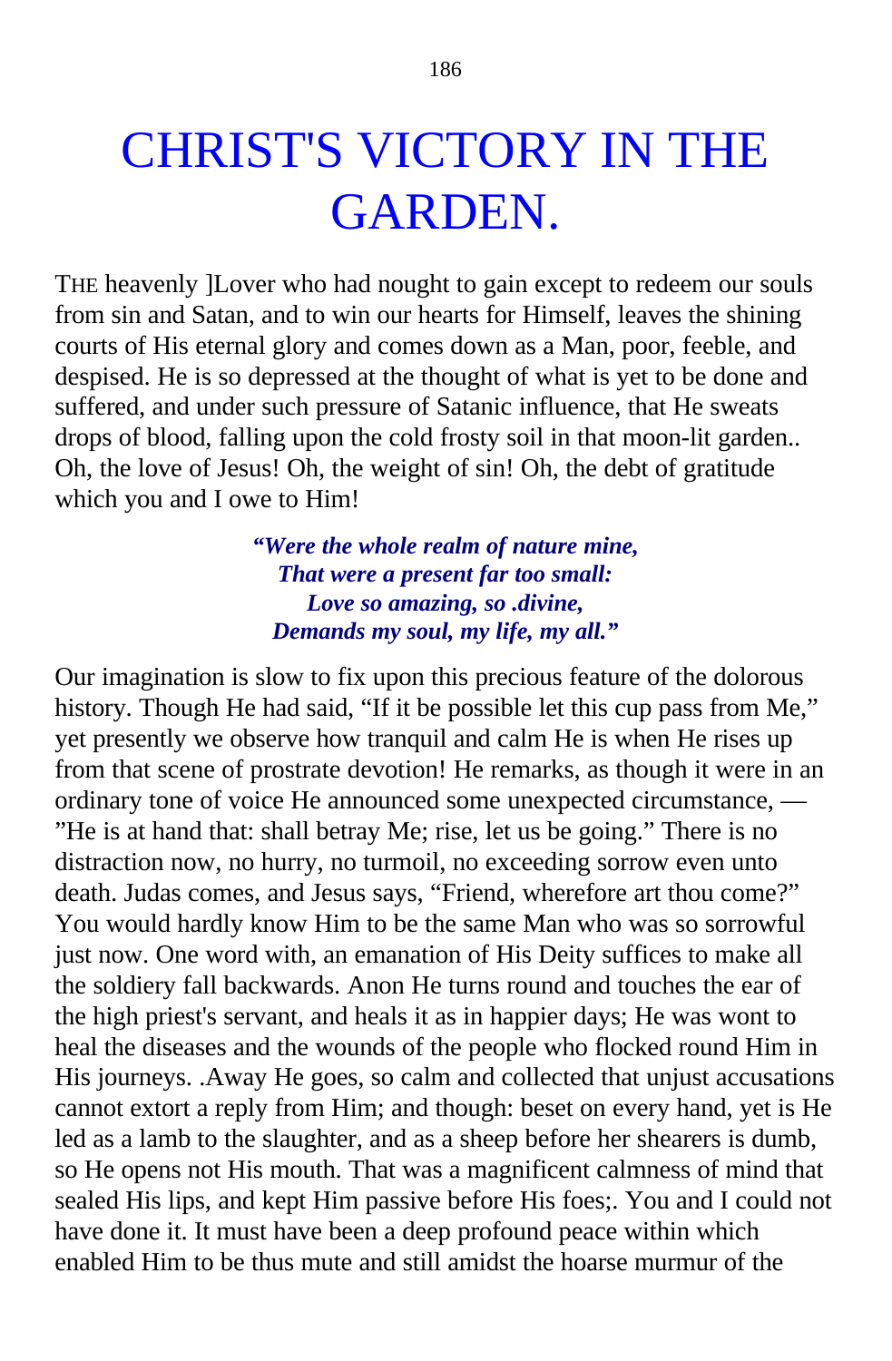# CHRIST'S VICTORY IN THE GARDEN.

THE heavenly ]Lover who had nought to gain except to redeem our souls from sin and Satan, and to win our hearts for Himself, leaves the shining courts of His eternal glory and comes down as a Man, poor, feeble, and despised. He is so depressed at the thought of what is yet to be done and suffered, and under such pressure of Satanic influence, that He sweats drops of blood, falling upon the cold frosty soil in that moon-lit garden.. Oh, the love of Jesus! Oh, the weight of sin! Oh, the debt of gratitude which you and I owe to Him!

> ***"Were the whole realm of nature mine,***
> ***That were a present far too small:***
> ***Love so amazing, so .divine,***
> ***Demands my soul, my life, my all."***

Our imagination is slow to fix upon this precious feature of the dolorous history. Though He had said, "If it be possible let this cup pass from Me," yet presently we observe how tranquil and calm He is when He rises up from that scene of prostrate devotion! He remarks, as though it were in an ordinary tone of voice He announced some unexpected circumstance, — "He is at hand that: shall betray Me; rise, let us be going." There is no distraction now, no hurry, no turmoil, no exceeding sorrow even unto death. Judas comes, and Jesus says, "Friend, wherefore art thou come?" You would hardly know Him to be the same Man who was so sorrowful just now. One word with, an emanation of His Deity suffices to make all the soldiery fall backwards. Anon He turns round and touches the ear of the high priest's servant, and heals it as in happier days; He was wont to heal the diseases and the wounds of the people who flocked round Him in His journeys. .Away He goes, so calm and collected that unjust accusations cannot extort a reply from Him; and though: beset on every hand, yet is He led as a lamb to the slaughter, and as a sheep before her shearers is dumb, so He opens not His mouth. That was a magnificent calmness of mind that sealed His lips, and kept Him passive before His foes;. You and I could not have done it. It must have been a deep profound peace within which enabled Him to be thus mute and still amidst the hoarse murmur of the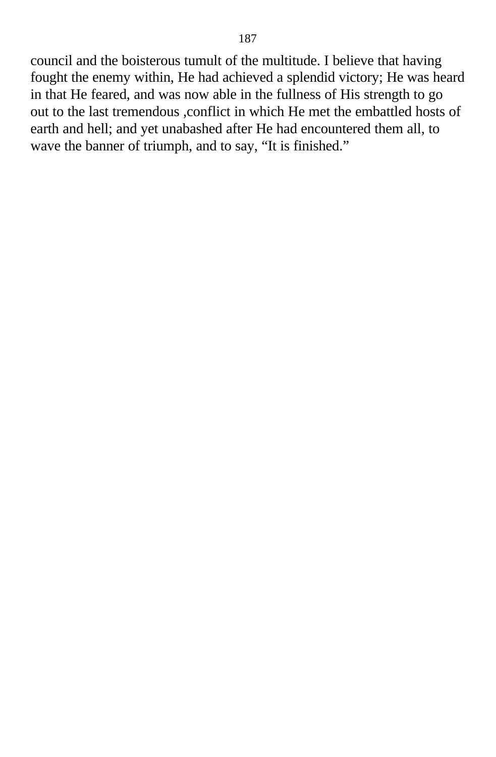council and the boisterous tumult of the multitude. I believe that having fought the enemy within, He had achieved a splendid victory; He was heard in that He feared, and was now able in the fullness of His strength to go out to the last tremendous ,conflict in which He met the embattled hosts of earth and hell; and yet unabashed after He had encountered them all, to wave the banner of triumph, and to say, “It is finished.”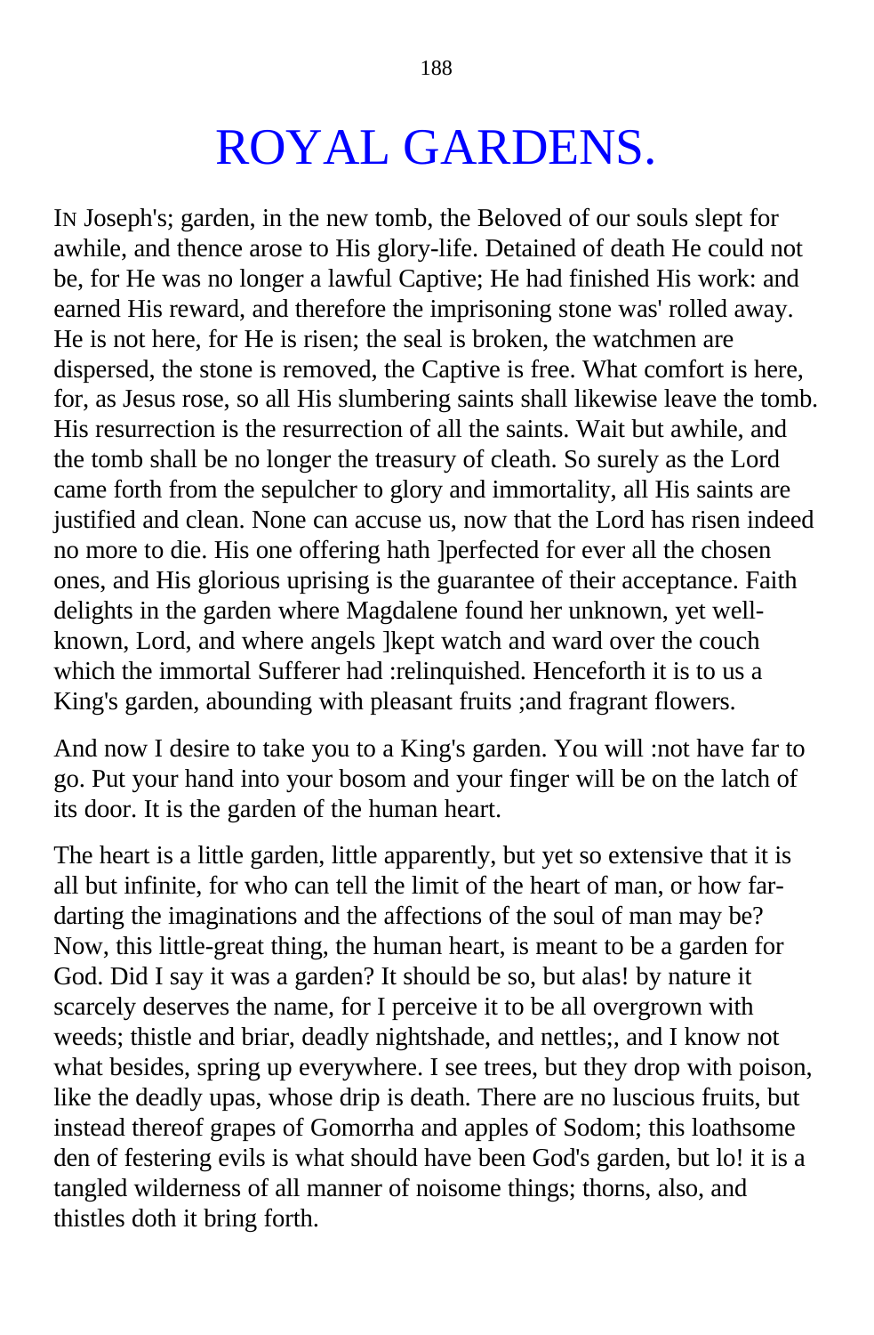# ROYAL GARDENS.

IN Joseph's; garden, in the new tomb, the Beloved of our souls slept for awhile, and thence arose to His glory-life. Detained of death He could not be, for He was no longer a lawful Captive; He had finished His work: and earned His reward, and therefore the imprisoning stone was' rolled away. He is not here, for He is risen; the seal is broken, the watchmen are dispersed, the stone is removed, the Captive is free. What comfort is here, for, as Jesus rose, so all His slumbering saints shall likewise leave the tomb. His resurrection is the resurrection of all the saints. Wait but awhile, and the tomb shall be no longer the treasury of cleath. So surely as the Lord came forth from the sepulcher to glory and immortality, all His saints are justified and clean. None can accuse us, now that the Lord has risen indeed no more to die. His one offering hath ]perfected for ever all the chosen ones, and His glorious uprising is the guarantee of their acceptance. Faith delights in the garden where Magdalene found her unknown, yet well-known, Lord, and where angels ]kept watch and ward over the couch which the immortal Sufferer had :relinquished. Henceforth it is to us a King's garden, abounding with pleasant fruits ;and fragrant flowers.

And now I desire to take you to a King's garden. You will :not have far to go. Put your hand into your bosom and your finger will be on the latch of its door. It is the garden of the human heart.

The heart is a little garden, little apparently, but yet so extensive that it is all but infinite, for who can tell the limit of the heart of man, or how far-darting the imaginations and the affections of the soul of man may be? Now, this little-great thing, the human heart, is meant to be a garden for God. Did I say it was a garden? It should be so, but alas! by nature it scarcely deserves the name, for I perceive it to be all overgrown with weeds; thistle and briar, deadly nightshade, and nettles;, and I know not what besides, spring up everywhere. I see trees, but they drop with poison, like the deadly upas, whose drip is death. There are no luscious fruits, but instead thereof grapes of Gomorrha and apples of Sodom; this loathsome den of festering evils is what should have been God's garden, but lo! it is a tangled wilderness of all manner of noisome things; thorns, also, and thistles doth it bring forth.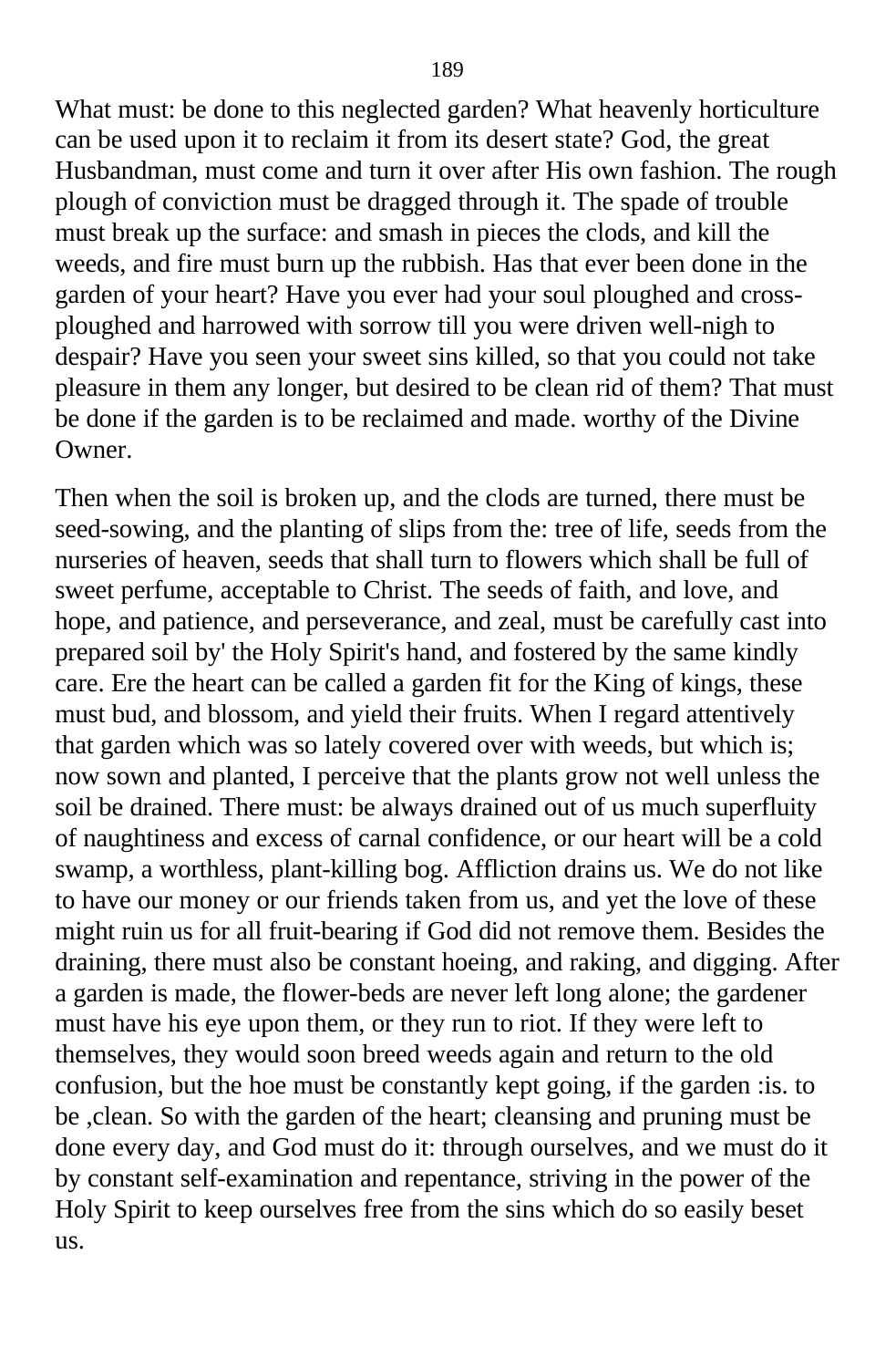What must: be done to this neglected garden? What heavenly horticulture can be used upon it to reclaim it from its desert state? God, the great Husbandman, must come and turn it over after His own fashion. The rough plough of conviction must be dragged through it. The spade of trouble must break up the surface: and smash in pieces the clods, and kill the weeds, and fire must burn up the rubbish. Has that ever been done in the garden of your heart? Have you ever had your soul ploughed and cross-ploughed and harrowed with sorrow till you were driven well-nigh to despair? Have you seen your sweet sins killed, so that you could not take pleasure in them any longer, but desired to be clean rid of them? That must be done if the garden is to be reclaimed and made. worthy of the Divine Owner.

Then when the soil is broken up, and the clods are turned, there must be seed-sowing, and the planting of slips from the: tree of life, seeds from the nurseries of heaven, seeds that shall turn to flowers which shall be full of sweet perfume, acceptable to Christ. The seeds of faith, and love, and hope, and patience, and perseverance, and zeal, must be carefully cast into prepared soil by' the Holy Spirit's hand, and fostered by the same kindly care. Ere the heart can be called a garden fit for the King of kings, these must bud, and blossom, and yield their fruits. When I regard attentively that garden which was so lately covered over with weeds, but which is; now sown and planted, I perceive that the plants grow not well unless the soil be drained. There must: be always drained out of us much superfluity of naughtiness and excess of carnal confidence, or our heart will be a cold swamp, a worthless, plant-killing bog. Affliction drains us. We do not like to have our money or our friends taken from us, and yet the love of these might ruin us for all fruit-bearing if God did not remove them. Besides the draining, there must also be constant hoeing, and raking, and digging. After a garden is made, the flower-beds are never left long alone; the gardener must have his eye upon them, or they run to riot. If they were left to themselves, they would soon breed weeds again and return to the old confusion, but the hoe must be constantly kept going, if the garden :is. to be ,clean. So with the garden of the heart; cleansing and pruning must be done every day, and God must do it: through ourselves, and we must do it by constant self-examination and repentance, striving in the power of the Holy Spirit to keep ourselves free from the sins which do so easily beset us.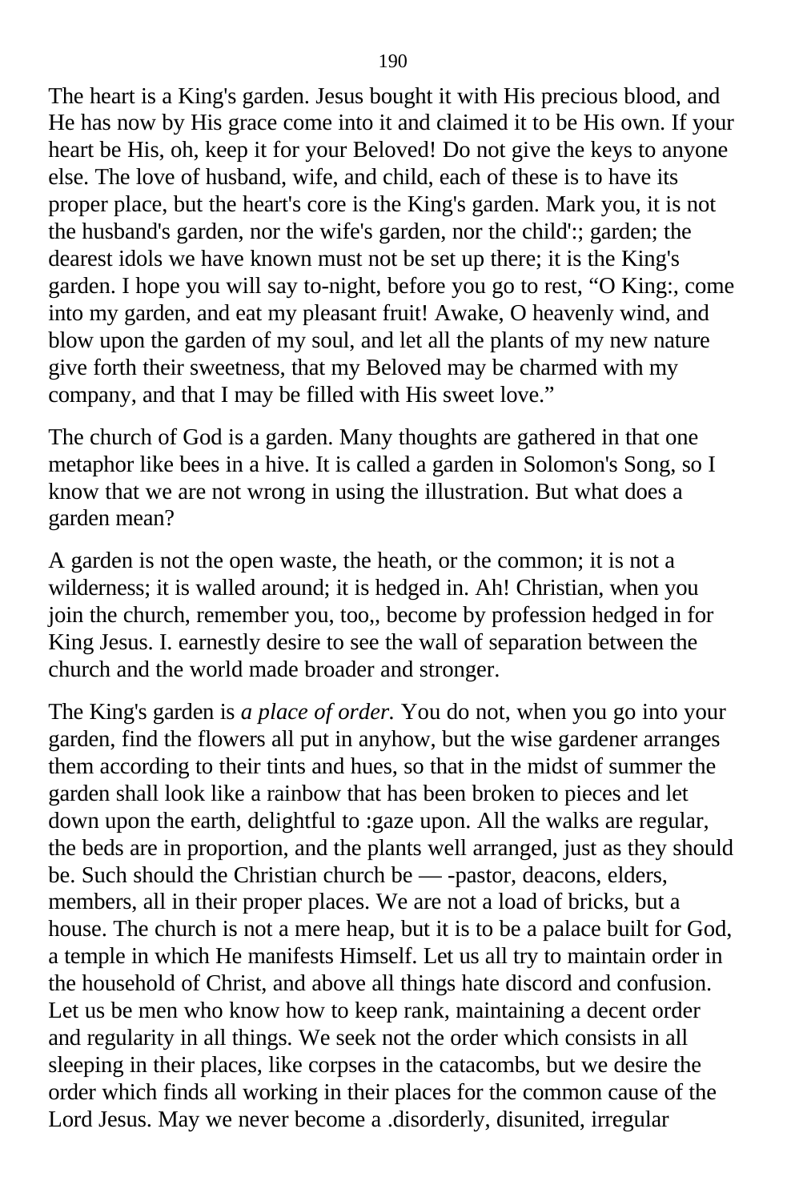The heart is a King's garden. Jesus bought it with His precious blood, and He has now by His grace come into it and claimed it to be His own. If your heart be His, oh, keep it for your Beloved! Do not give the keys to anyone else. The love of husband, wife, and child, each of these is to have its proper place, but the heart's core is the King's garden. Mark you, it is not the husband's garden, nor the wife's garden, nor the child':; garden; the dearest idols we have known must not be set up there; it is the King's garden. I hope you will say to-night, before you go to rest, "O King:, come into my garden, and eat my pleasant fruit! Awake, O heavenly wind, and blow upon the garden of my soul, and let all the plants of my new nature give forth their sweetness, that my Beloved may be charmed with my company, and that I may be filled with His sweet love."

The church of God is a garden. Many thoughts are gathered in that one metaphor like bees in a hive. It is called a garden in Solomon's Song, so I know that we are not wrong in using the illustration. But what does a garden mean?

A garden is not the open waste, the heath, or the common; it is not a wilderness; it is walled around; it is hedged in. Ah! Christian, when you join the church, remember you, too,, become by profession hedged in for King Jesus. I. earnestly desire to see the wall of separation between the church and the world made broader and stronger.

The King's garden is *a place of order.* You do not, when you go into your garden, find the flowers all put in anyhow, but the wise gardener arranges them according to their tints and hues, so that in the midst of summer the garden shall look like a rainbow that has been broken to pieces and let down upon the earth, delightful to :gaze upon. All the walks are regular, the beds are in proportion, and the plants well arranged, just as they should be. Such should the Christian church be — -pastor, deacons, elders, members, all in their proper places. We are not a load of bricks, but a house. The church is not a mere heap, but it is to be a palace built for God, a temple in which He manifests Himself. Let us all try to maintain order in the household of Christ, and above all things hate discord and confusion. Let us be men who know how to keep rank, maintaining a decent order and regularity in all things. We seek not the order which consists in all sleeping in their places, like corpses in the catacombs, but we desire the order which finds all working in their places for the common cause of the Lord Jesus. May we never become a .disorderly, disunited, irregular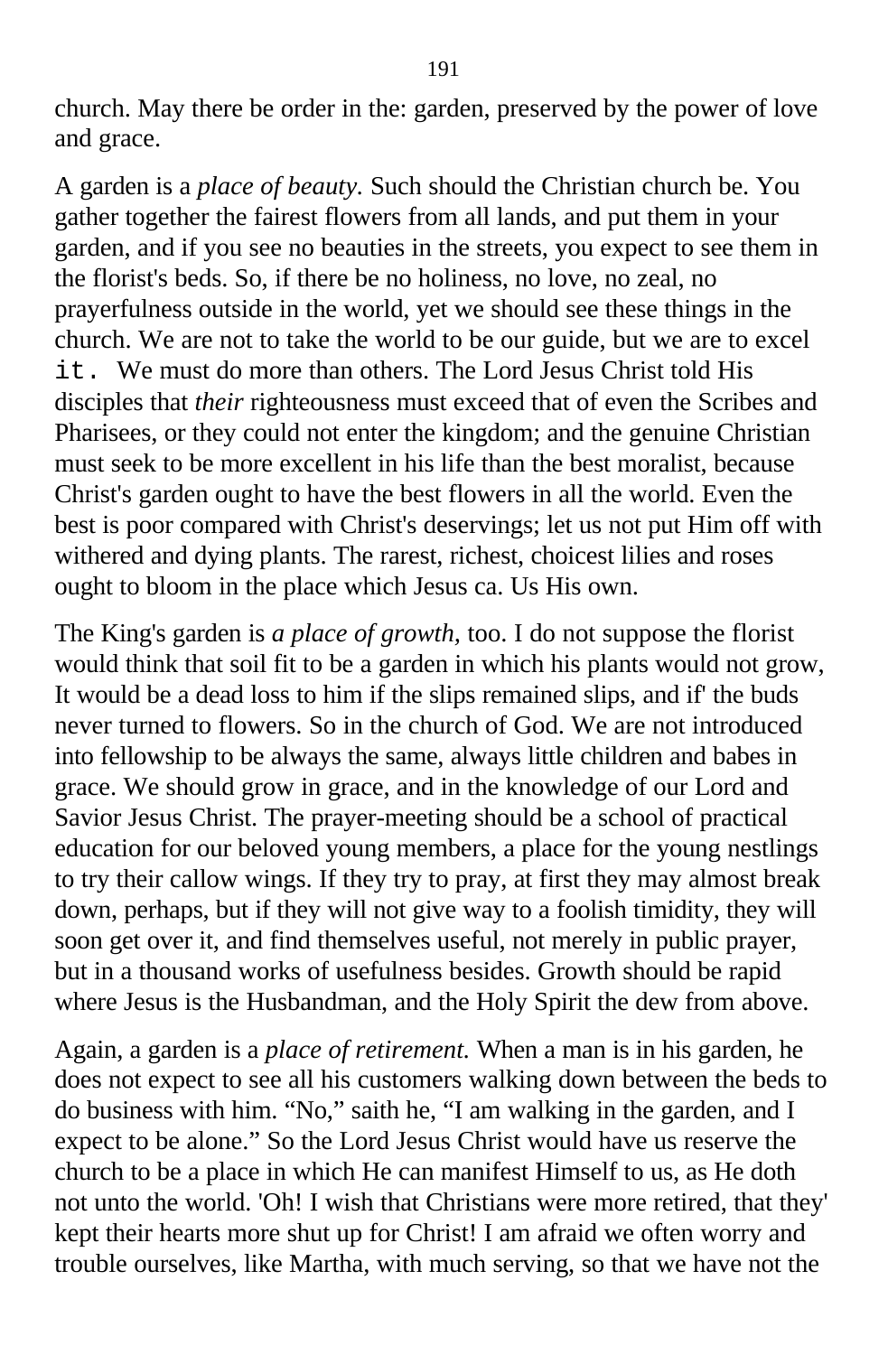church. May there be order in the: garden, preserved by the power of love and grace.

A garden is a *place of beauty.* Such should the Christian church be. You gather together the fairest flowers from all lands, and put them in your garden, and if you see no beauties in the streets, you expect to see them in the florist's beds. So, if there be no holiness, no love, no zeal, no prayerfulness outside in the world, yet we should see these things in the church. We are not to take the world to be our guide, but we are to excel it. We must do more than others. The Lord Jesus Christ told His disciples that *their* righteousness must exceed that of even the Scribes and Pharisees, or they could not enter the kingdom; and the genuine Christian must seek to be more excellent in his life than the best moralist, because Christ's garden ought to have the best flowers in all the world. Even the best is poor compared with Christ's deservings; let us not put Him off with withered and dying plants. The rarest, richest, choicest lilies and roses ought to bloom in the place which Jesus ca. Us His own.

The King's garden is *a place of growth,* too. I do not suppose the florist would think that soil fit to be a garden in which his plants would not grow, It would be a dead loss to him if the slips remained slips, and if' the buds never turned to flowers. So in the church of God. We are not introduced into fellowship to be always the same, always little children and babes in grace. We should grow in grace, and in the knowledge of our Lord and Savior Jesus Christ. The prayer-meeting should be a school of practical education for our beloved young members, a place for the young nestlings to try their callow wings. If they try to pray, at first they may almost break down, perhaps, but if they will not give way to a foolish timidity, they will soon get over it, and find themselves useful, not merely in public prayer, but in a thousand works of usefulness besides. Growth should be rapid where Jesus is the Husbandman, and the Holy Spirit the dew from above.

Again, a garden is a *place of retirement.* When a man is in his garden, he does not expect to see all his customers walking down between the beds to do business with him. "No," saith he, "I am walking in the garden, and I expect to be alone." So the Lord Jesus Christ would have us reserve the church to be a place in which He can manifest Himself to us, as He doth not unto the world. 'Oh! I wish that Christians were more retired, that they' kept their hearts more shut up for Christ! I am afraid we often worry and trouble ourselves, like Martha, with much serving, so that we have not the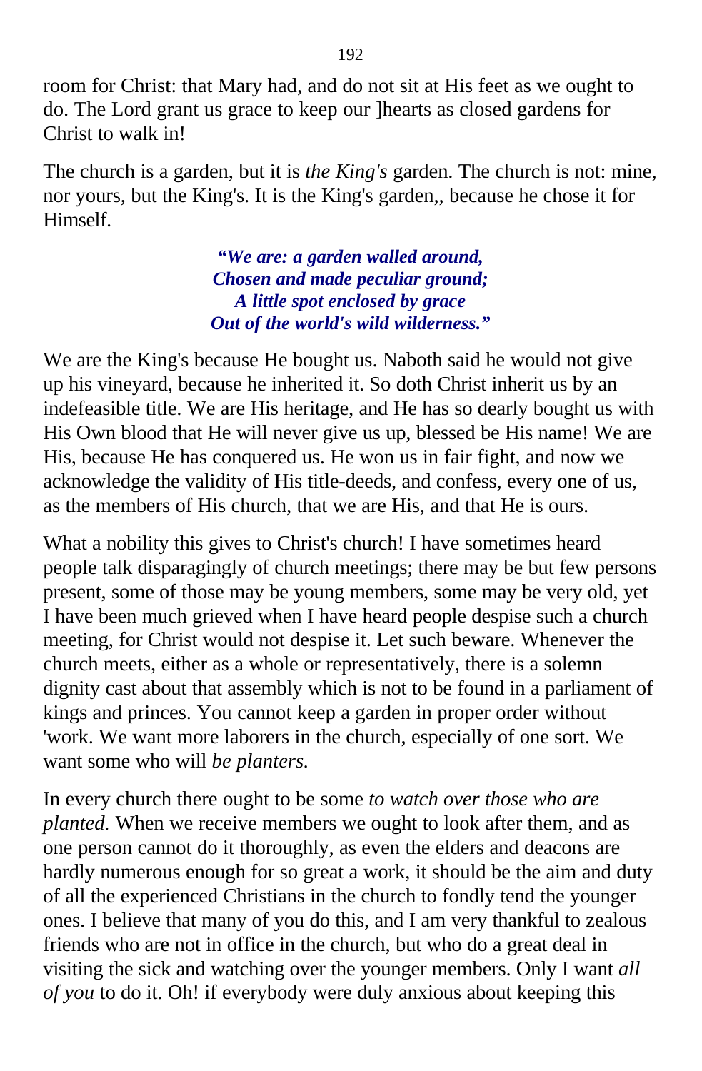room for Christ: that Mary had, and do not sit at His feet as we ought to do. The Lord grant us grace to keep our ]hearts as closed gardens for Christ to walk in!

The church is a garden, but it is *the King's* garden. The church is not: mine, nor yours, but the King's. It is the King's garden,, because he chose it for Himself.

> ***"We are: a garden walled around,***
> ***Chosen and made peculiar ground;***
> ***A little spot enclosed by grace***
> ***Out of the world's wild wilderness."***

We are the King's because He bought us. Naboth said he would not give up his vineyard, because he inherited it. So doth Christ inherit us by an indefeasible title. We are His heritage, and He has so dearly bought us with His Own blood that He will never give us up, blessed be His name! We are His, because He has conquered us. He won us in fair fight, and now we acknowledge the validity of His title-deeds, and confess, every one of us, as the members of His church, that we are His, and that He is ours.

What a nobility this gives to Christ's church! I have sometimes heard people talk disparagingly of church meetings; there may be but few persons present, some of those may be young members, some may be very old, yet I have been much grieved when I have heard people despise such a church meeting, for Christ would not despise it. Let such beware. Whenever the church meets, either as a whole or representatively, there is a solemn dignity cast about that assembly which is not to be found in a parliament of kings and princes. You cannot keep a garden in proper order without 'work. We want more laborers in the church, especially of one sort. We want some who will *be planters.*

In every church there ought to be some *to watch over those who are planted.* When we receive members we ought to look after them, and as one person cannot do it thoroughly, as even the elders and deacons are hardly numerous enough for so great a work, it should be the aim and duty of all the experienced Christians in the church to fondly tend the younger ones. I believe that many of you do this, and I am very thankful to zealous friends who are not in office in the church, but who do a great deal in visiting the sick and watching over the younger members. Only I want *all of you* to do it. Oh! if everybody were duly anxious about keeping this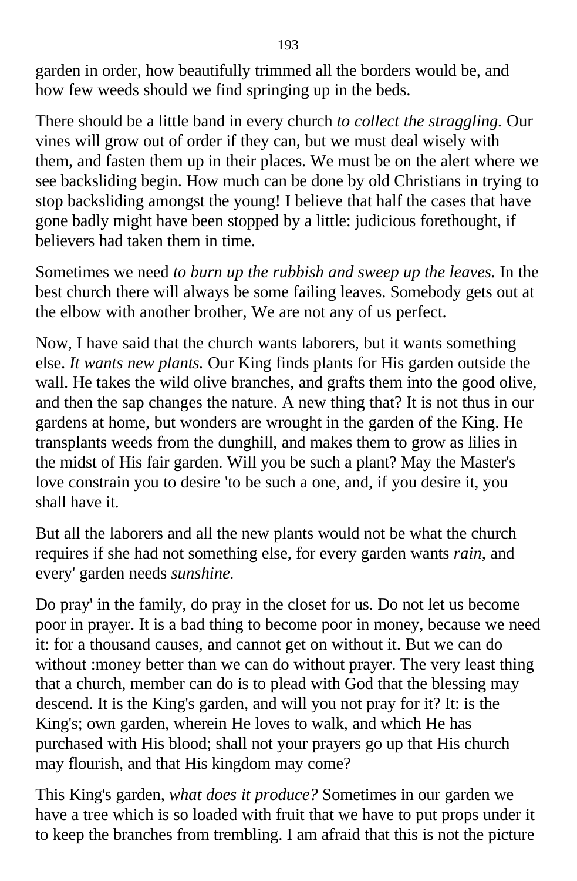garden in order, how beautifully trimmed all the borders would be, and how few weeds should we find springing up in the beds.

There should be a little band in every church *to collect the straggling.* Our vines will grow out of order if they can, but we must deal wisely with them, and fasten them up in their places. We must be on the alert where we see backsliding begin. How much can be done by old Christians in trying to stop backsliding amongst the young! I believe that half the cases that have gone badly might have been stopped by a little: judicious forethought, if believers had taken them in time.

Sometimes we need *to burn up the rubbish and sweep up the leaves.* In the best church there will always be some failing leaves. Somebody gets out at the elbow with another brother, We are not any of us perfect.

Now, I have said that the church wants laborers, but it wants something else. *It wants new plants.* Our King finds plants for His garden outside the wall. He takes the wild olive branches, and grafts them into the good olive, and then the sap changes the nature. A new thing that? It is not thus in our gardens at home, but wonders are wrought in the garden of the King. He transplants weeds from the dunghill, and makes them to grow as lilies in the midst of His fair garden. Will you be such a plant? May the Master's love constrain you to desire 'to be such a one, and, if you desire it, you shall have it.

But all the laborers and all the new plants would not be what the church requires if she had not something else, for every garden wants *rain,* and every' garden needs *sunshine.*

Do pray' in the family, do pray in the closet for us. Do not let us become poor in prayer. It is a bad thing to become poor in money, because we need it: for a thousand causes, and cannot get on without it. But we can do without :money better than we can do without prayer. The very least thing that a church, member can do is to plead with God that the blessing may descend. It is the King's garden, and will you not pray for it? It: is the King's; own garden, wherein He loves to walk, and which He has purchased with His blood; shall not your prayers go up that His church may flourish, and that His kingdom may come?

This King's garden, *what does it produce?* Sometimes in our garden we have a tree which is so loaded with fruit that we have to put props under it to keep the branches from trembling. I am afraid that this is not the picture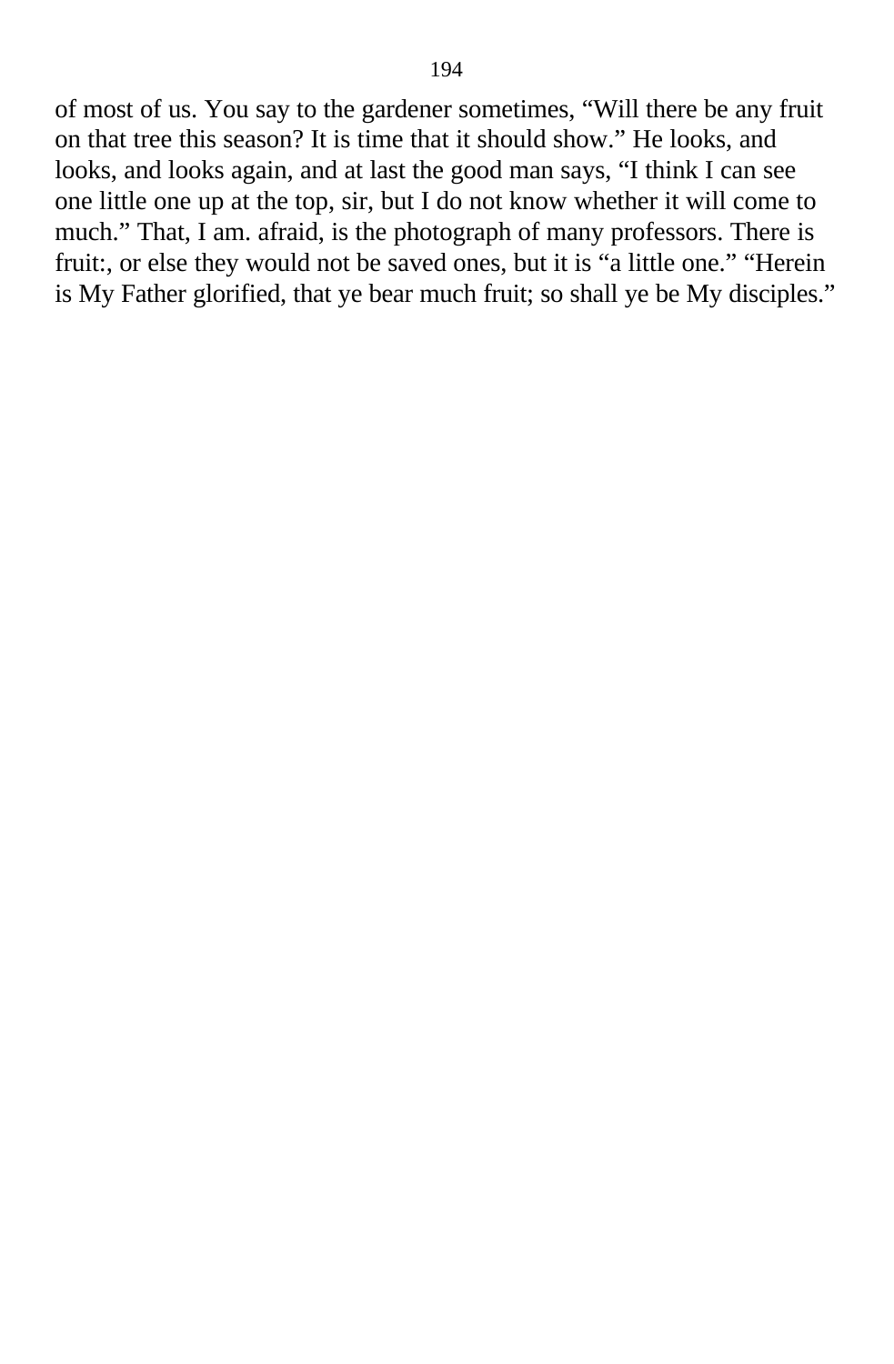of most of us. You say to the gardener sometimes, “Will there be any fruit on that tree this season? It is time that it should show.” He looks, and looks, and looks again, and at last the good man says, “I think I can see one little one up at the top, sir, but I do not know whether it will come to much.” That, I am. afraid, is the photograph of many professors. There is fruit:, or else they would not be saved ones, but it is “a little one.” “Herein is My Father glorified, that ye bear much fruit; so shall ye be My disciples.”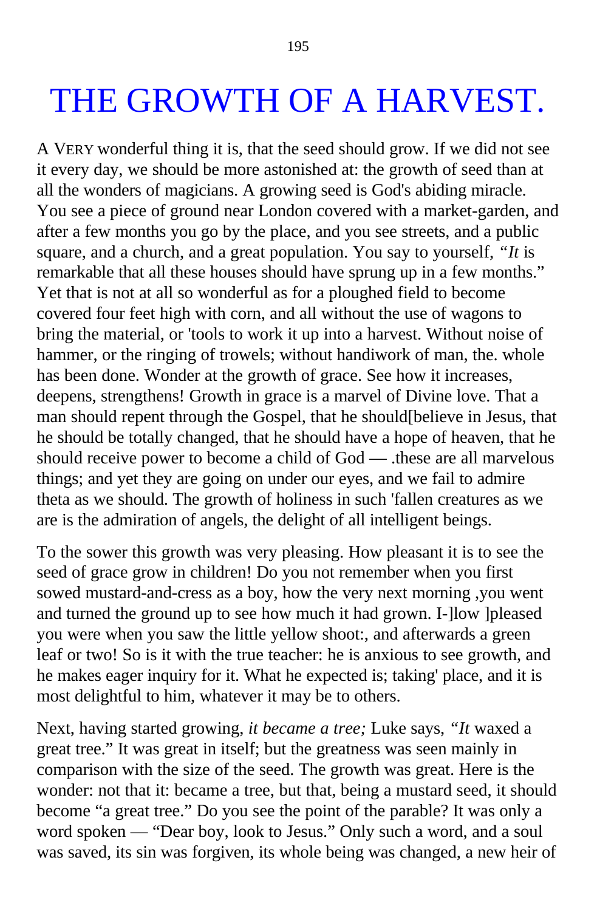# THE GROWTH OF A HARVEST.

A VERY wonderful thing it is, that the seed should grow. If we did not see it every day, we should be more astonished at: the growth of seed than at all the wonders of magicians. A growing seed is God's abiding miracle. You see a piece of ground near London covered with a market-garden, and after a few months you go by the place, and you see streets, and a public square, and a church, and a great population. You say to yourself, *"It* is remarkable that all these houses should have sprung up in a few months." Yet that is not at all so wonderful as for a ploughed field to become covered four feet high with corn, and all without the use of wagons to bring the material, or 'tools to work it up into a harvest. Without noise of hammer, or the ringing of trowels; without handiwork of man, the. whole has been done. Wonder at the growth of grace. See how it increases, deepens, strengthens! Growth in grace is a marvel of Divine love. That a man should repent through the Gospel, that he should[believe in Jesus, that he should be totally changed, that he should have a hope of heaven, that he should receive power to become a child of God — .these are all marvelous things; and yet they are going on under our eyes, and we fail to admire theta as we should. The growth of holiness in such 'fallen creatures as we are is the admiration of angels, the delight of all intelligent beings.

To the sower this growth was very pleasing. How pleasant it is to see the seed of grace grow in children! Do you not remember when you first sowed mustard-and-cress as a boy, how the very next morning ,you went and turned the ground up to see how much it had grown. I-]low ]pleased you were when you saw the little yellow shoot:, and afterwards a green leaf or two! So is it with the true teacher: he is anxious to see growth, and he makes eager inquiry for it. What he expected is; taking' place, and it is most delightful to him, whatever it may be to others.

Next, having started growing, *it became a tree;* Luke says, *"It* waxed a great tree." It was great in itself; but the greatness was seen mainly in comparison with the size of the seed. The growth was great. Here is the wonder: not that it: became a tree, but that, being a mustard seed, it should become "a great tree." Do you see the point of the parable? It was only a word spoken — "Dear boy, look to Jesus." Only such a word, and a soul was saved, its sin was forgiven, its whole being was changed, a new heir of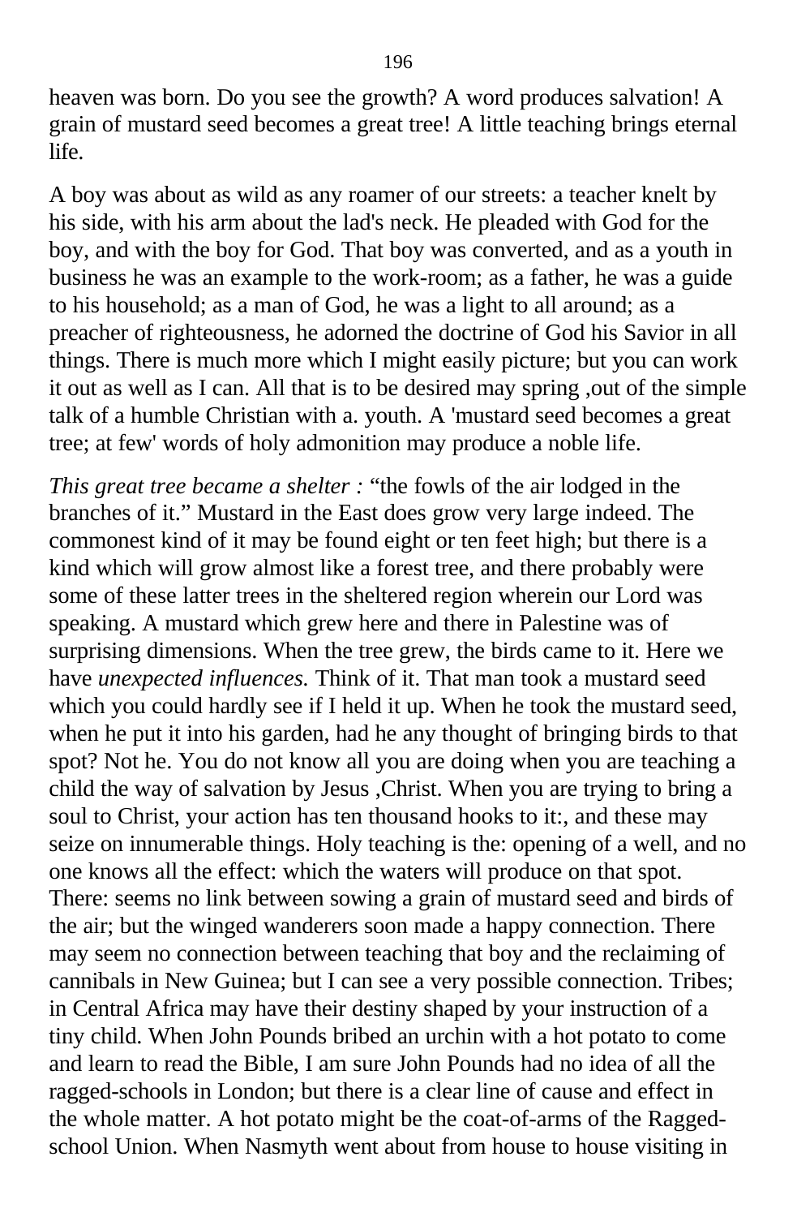heaven was born. Do you see the growth? A word produces salvation! A grain of mustard seed becomes a great tree! A little teaching brings eternal life.

A boy was about as wild as any roamer of our streets: a teacher knelt by his side, with his arm about the lad's neck. He pleaded with God for the boy, and with the boy for God. That boy was converted, and as a youth in business he was an example to the work-room; as a father, he was a guide to his household; as a man of God, he was a light to all around; as a preacher of righteousness, he adorned the doctrine of God his Savior in all things. There is much more which I might easily picture; but you can work it out as well as I can. All that is to be desired may spring ,out of the simple talk of a humble Christian with a. youth. A 'mustard seed becomes a great tree; at few' words of holy admonition may produce a noble life.

*This great tree became a shelter :* “the fowls of the air lodged in the branches of it.” Mustard in the East does grow very large indeed. The commonest kind of it may be found eight or ten feet high; but there is a kind which will grow almost like a forest tree, and there probably were some of these latter trees in the sheltered region wherein our Lord was speaking. A mustard which grew here and there in Palestine was of surprising dimensions. When the tree grew, the birds came to it. Here we have *unexpected influences.* Think of it. That man took a mustard seed which you could hardly see if I held it up. When he took the mustard seed, when he put it into his garden, had he any thought of bringing birds to that spot? Not he. You do not know all you are doing when you are teaching a child the way of salvation by Jesus ,Christ. When you are trying to bring a soul to Christ, your action has ten thousand hooks to it:, and these may seize on innumerable things. Holy teaching is the: opening of a well, and no one knows all the effect: which the waters will produce on that spot. There: seems no link between sowing a grain of mustard seed and birds of the air; but the winged wanderers soon made a happy connection. There may seem no connection between teaching that boy and the reclaiming of cannibals in New Guinea; but I can see a very possible connection. Tribes; in Central Africa may have their destiny shaped by your instruction of a tiny child. When John Pounds bribed an urchin with a hot potato to come and learn to read the Bible, I am sure John Pounds had no idea of all the ragged-schools in London; but there is a clear line of cause and effect in the whole matter. A hot potato might be the coat-of-arms of the Ragged-school Union. When Nasmyth went about from house to house visiting in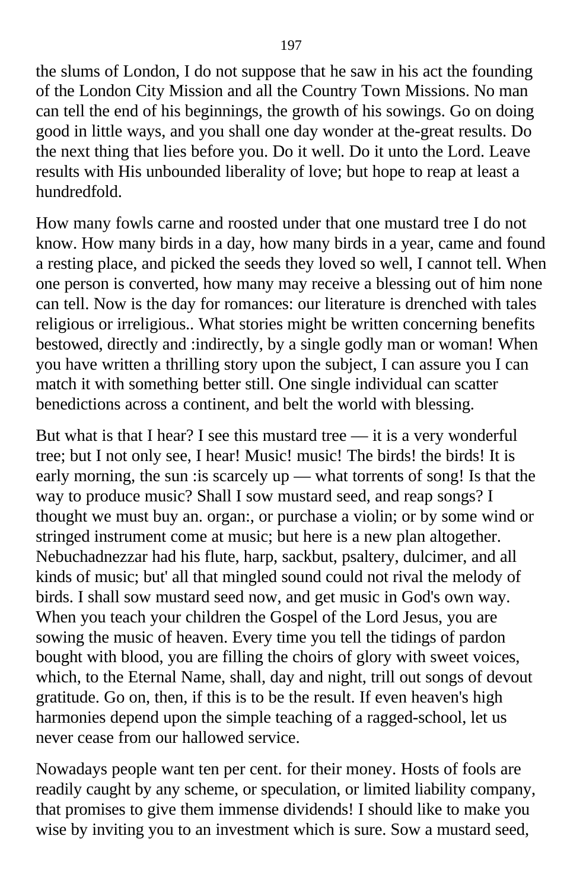the slums of London, I do not suppose that he saw in his act the founding of the London City Mission and all the Country Town Missions. No man can tell the end of his beginnings, the growth of his sowings. Go on doing good in little ways, and you shall one day wonder at the-great results. Do the next thing that lies before you. Do it well. Do it unto the Lord. Leave results with His unbounded liberality of love; but hope to reap at least a hundredfold.

How many fowls carne and roosted under that one mustard tree I do not know. How many birds in a day, how many birds in a year, came and found a resting place, and picked the seeds they loved so well, I cannot tell. When one person is converted, how many may receive a blessing out of him none can tell. Now is the day for romances: our literature is drenched with tales religious or irreligious.. What stories might be written concerning benefits bestowed, directly and :indirectly, by a single godly man or woman! When you have written a thrilling story upon the subject, I can assure you I can match it with something better still. One single individual can scatter benedictions across a continent, and belt the world with blessing.

But what is that I hear? I see this mustard tree — it is a very wonderful tree; but I not only see, I hear! Music! music! The birds! the birds! It is early morning, the sun :is scarcely up — what torrents of song! Is that the way to produce music? Shall I sow mustard seed, and reap songs? I thought we must buy an. organ:, or purchase a violin; or by some wind or stringed instrument come at music; but here is a new plan altogether. Nebuchadnezzar had his flute, harp, sackbut, psaltery, dulcimer, and all kinds of music; but' all that mingled sound could not rival the melody of birds. I shall sow mustard seed now, and get music in God's own way. When you teach your children the Gospel of the Lord Jesus, you are sowing the music of heaven. Every time you tell the tidings of pardon bought with blood, you are filling the choirs of glory with sweet voices, which, to the Eternal Name, shall, day and night, trill out songs of devout gratitude. Go on, then, if this is to be the result. If even heaven's high harmonies depend upon the simple teaching of a ragged-school, let us never cease from our hallowed service.

Nowadays people want ten per cent. for their money. Hosts of fools are readily caught by any scheme, or speculation, or limited liability company, that promises to give them immense dividends! I should like to make you wise by inviting you to an investment which is sure. Sow a mustard seed,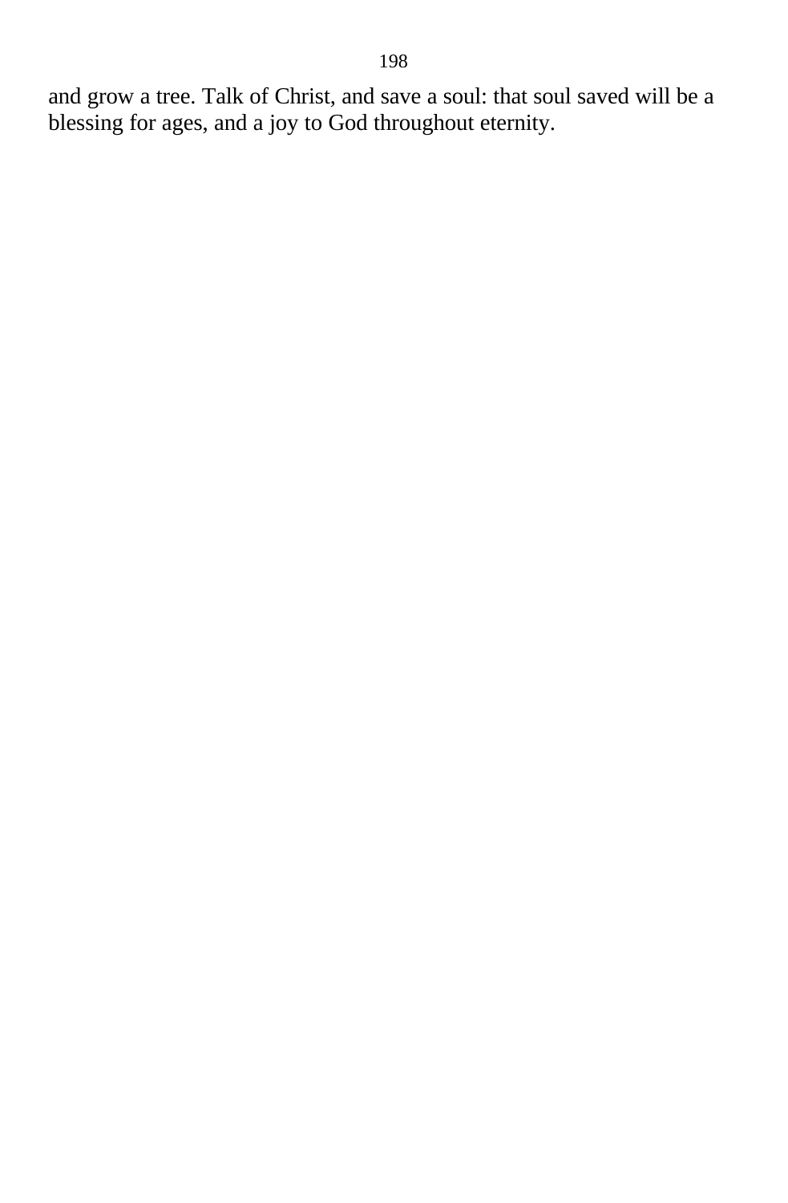and grow a tree. Talk of Christ, and save a soul: that soul saved will be a blessing for ages, and a joy to God throughout eternity.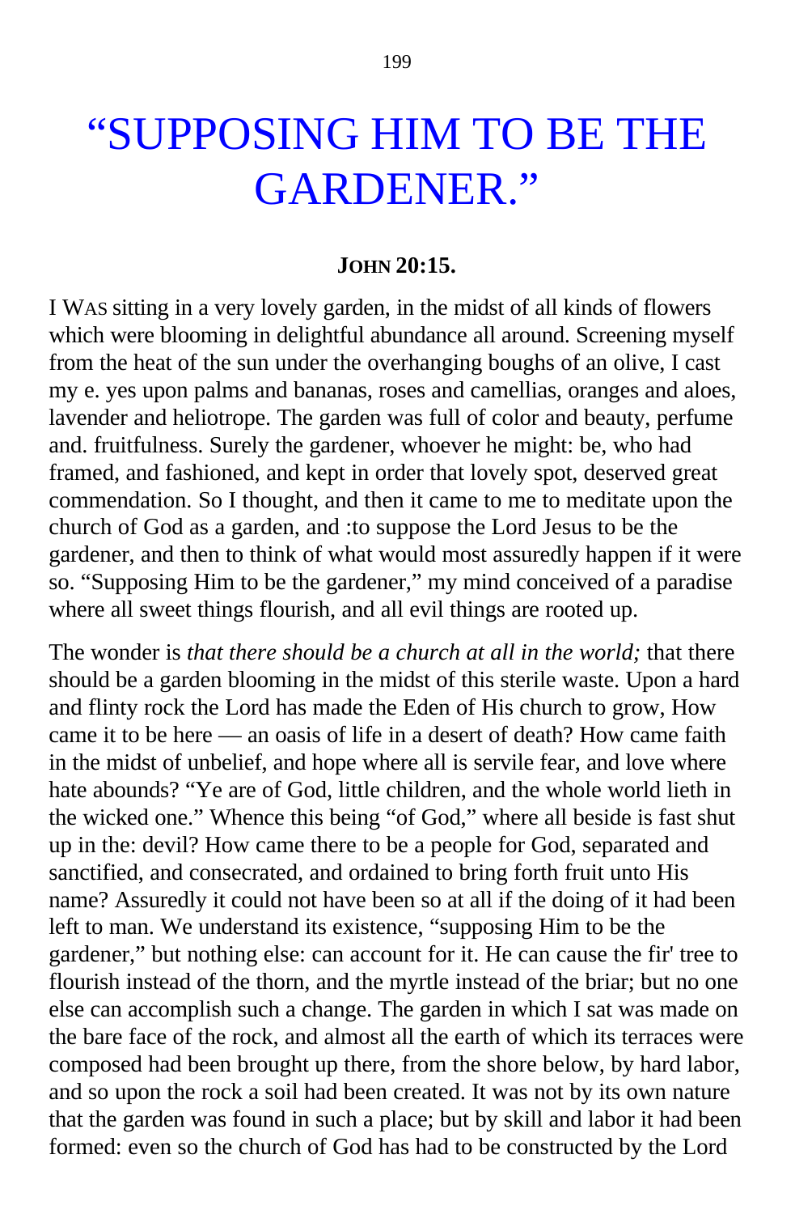# “SUPPOSING HIM TO BE THE GARDENER.”

**JOHN 20:15.**

I WAS sitting in a very lovely garden, in the midst of all kinds of flowers which were blooming in delightful abundance all around. Screening myself from the heat of the sun under the overhanging boughs of an olive, I cast my e. yes upon palms and bananas, roses and camellias, oranges and aloes, lavender and heliotrope. The garden was full of color and beauty, perfume and. fruitfulness. Surely the gardener, whoever he might: be, who had framed, and fashioned, and kept in order that lovely spot, deserved great commendation. So I thought, and then it came to me to meditate upon the church of God as a garden, and :to suppose the Lord Jesus to be the gardener, and then to think of what would most assuredly happen if it were so. “Supposing Him to be the gardener,” my mind conceived of a paradise where all sweet things flourish, and all evil things are rooted up.

The wonder is *that there should be a church at all in the world;* that there should be a garden blooming in the midst of this sterile waste. Upon a hard and flinty rock the Lord has made the Eden of His church to grow, How came it to be here — an oasis of life in a desert of death? How came faith in the midst of unbelief, and hope where all is servile fear, and love where hate abounds? “Ye are of God, little children, and the whole world lieth in the wicked one.” Whence this being “of God,” where all beside is fast shut up in the: devil? How came there to be a people for God, separated and sanctified, and consecrated, and ordained to bring forth fruit unto His name? Assuredly it could not have been so at all if the doing of it had been left to man. We understand its existence, “supposing Him to be the gardener,” but nothing else: can account for it. He can cause the fir' tree to flourish instead of the thorn, and the myrtle instead of the briar; but no one else can accomplish such a change. The garden in which I sat was made on the bare face of the rock, and almost all the earth of which its terraces were composed had been brought up there, from the shore below, by hard labor, and so upon the rock a soil had been created. It was not by its own nature that the garden was found in such a place; but by skill and labor it had been formed: even so the church of God has had to be constructed by the Lord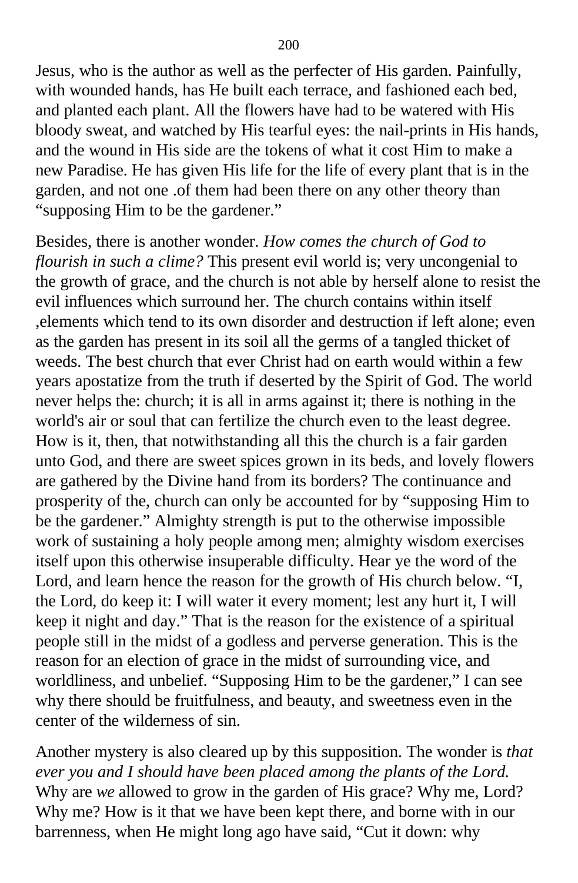Jesus, who is the author as well as the perfecter of His garden. Painfully, with wounded hands, has He built each terrace, and fashioned each bed, and planted each plant. All the flowers have had to be watered with His bloody sweat, and watched by His tearful eyes: the nail-prints in His hands, and the wound in His side are the tokens of what it cost Him to make a new Paradise. He has given His life for the life of every plant that is in the garden, and not one .of them had been there on any other theory than "supposing Him to be the gardener."

Besides, there is another wonder. *How comes the church of God to flourish in such a clime?* This present evil world is; very uncongenial to the growth of grace, and the church is not able by herself alone to resist the evil influences which surround her. The church contains within itself ,elements which tend to its own disorder and destruction if left alone; even as the garden has present in its soil all the germs of a tangled thicket of weeds. The best church that ever Christ had on earth would within a few years apostatize from the truth if deserted by the Spirit of God. The world never helps the: church; it is all in arms against it; there is nothing in the world's air or soul that can fertilize the church even to the least degree. How is it, then, that notwithstanding all this the church is a fair garden unto God, and there are sweet spices grown in its beds, and lovely flowers are gathered by the Divine hand from its borders? The continuance and prosperity of the, church can only be accounted for by "supposing Him to be the gardener." Almighty strength is put to the otherwise impossible work of sustaining a holy people among men; almighty wisdom exercises itself upon this otherwise insuperable difficulty. Hear ye the word of the Lord, and learn hence the reason for the growth of His church below. "I, the Lord, do keep it: I will water it every moment; lest any hurt it, I will keep it night and day." That is the reason for the existence of a spiritual people still in the midst of a godless and perverse generation. This is the reason for an election of grace in the midst of surrounding vice, and worldliness, and unbelief. "Supposing Him to be the gardener," I can see why there should be fruitfulness, and beauty, and sweetness even in the center of the wilderness of sin.

Another mystery is also cleared up by this supposition. The wonder is *that ever you and I should have been placed among the plants of the Lord.* Why are *we* allowed to grow in the garden of His grace? Why me, Lord? Why me? How is it that we have been kept there, and borne with in our barrenness, when He might long ago have said, "Cut it down: why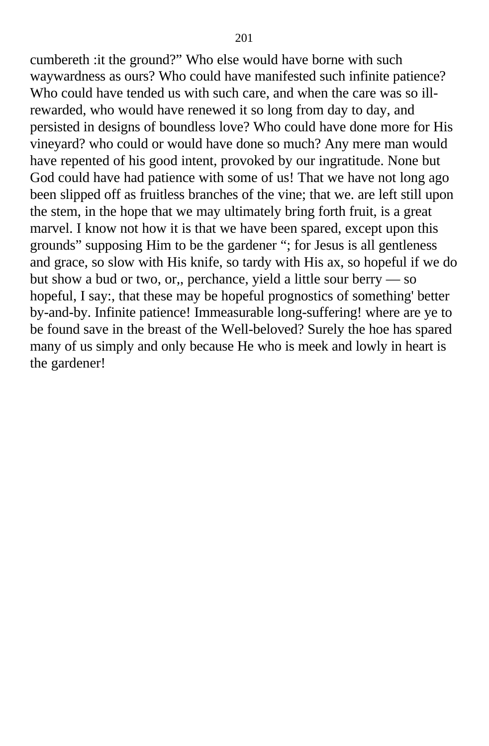cumbereth :it the ground?” Who else would have borne with such waywardness as ours? Who could have manifested such infinite patience? Who could have tended us with such care, and when the care was so ill-rewarded, who would have renewed it so long from day to day, and persisted in designs of boundless love? Who could have done more for His vineyard? who could or would have done so much? Any mere man would have repented of his good intent, provoked by our ingratitude. None but God could have had patience with some of us! That we have not long ago been slipped off as fruitless branches of the vine; that we. are left still upon the stem, in the hope that we may ultimately bring forth fruit, is a great marvel. I know not how it is that we have been spared, except upon this grounds” supposing Him to be the gardener “; for Jesus is all gentleness and grace, so slow with His knife, so tardy with His ax, so hopeful if we do but show a bud or two, or,, perchance, yield a little sour berry — so hopeful, I say:, that these may be hopeful prognostics of something' better by-and-by. Infinite patience! Immeasurable long-suffering! where are ye to be found save in the breast of the Well-beloved? Surely the hoe has spared many of us simply and only because He who is meek and lowly in heart is the gardener!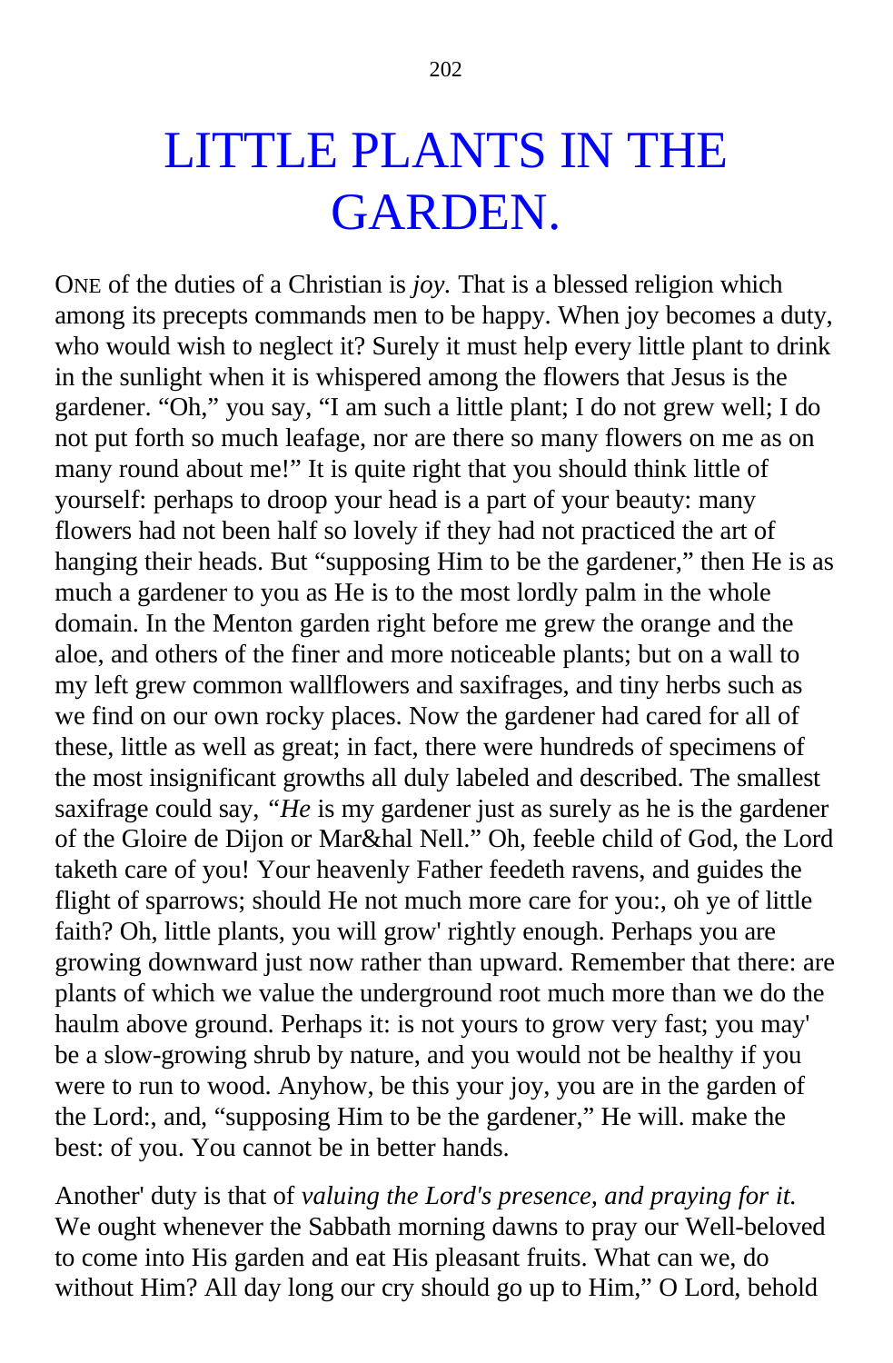# LITTLE PLANTS IN THE GARDEN.

ONE of the duties of a Christian is *joy.* That is a blessed religion which among its precepts commands men to be happy. When joy becomes a duty, who would wish to neglect it? Surely it must help every little plant to drink in the sunlight when it is whispered among the flowers that Jesus is the gardener. "Oh," you say, "I am such a little plant; I do not grew well; I do not put forth so much leafage, nor are there so many flowers on me as on many round about me!" It is quite right that you should think little of yourself: perhaps to droop your head is a part of your beauty: many flowers had not been half so lovely if they had not practiced the art of hanging their heads. But "supposing Him to be the gardener," then He is as much a gardener to you as He is to the most lordly palm in the whole domain. In the Menton garden right before me grew the orange and the aloe, and others of the finer and more noticeable plants; but on a wall to my left grew common wallflowers and saxifrages, and tiny herbs such as we find on our own rocky places. Now the gardener had cared for all of these, little as well as great; in fact, there were hundreds of specimens of the most insignificant growths all duly labeled and described. The smallest saxifrage could say, *"He* is my gardener just as surely as he is the gardener of the Gloire de Dijon or Mar&hal Nell." Oh, feeble child of God, the Lord taketh care of you! Your heavenly Father feedeth ravens, and guides the flight of sparrows; should He not much more care for you:, oh ye of little faith? Oh, little plants, you will grow' rightly enough. Perhaps you are growing downward just now rather than upward. Remember that there: are plants of which we value the underground root much more than we do the haulm above ground. Perhaps it: is not yours to grow very fast; you may' be a slow-growing shrub by nature, and you would not be healthy if you were to run to wood. Anyhow, be this your joy, you are in the garden of the Lord:, and, "supposing Him to be the gardener," He will. make the best: of you. You cannot be in better hands.

Another' duty is that of *valuing the Lord's presence, and praying for it.* We ought whenever the Sabbath morning dawns to pray our Well-beloved to come into His garden and eat His pleasant fruits. What can we, do without Him? All day long our cry should go up to Him," O Lord, behold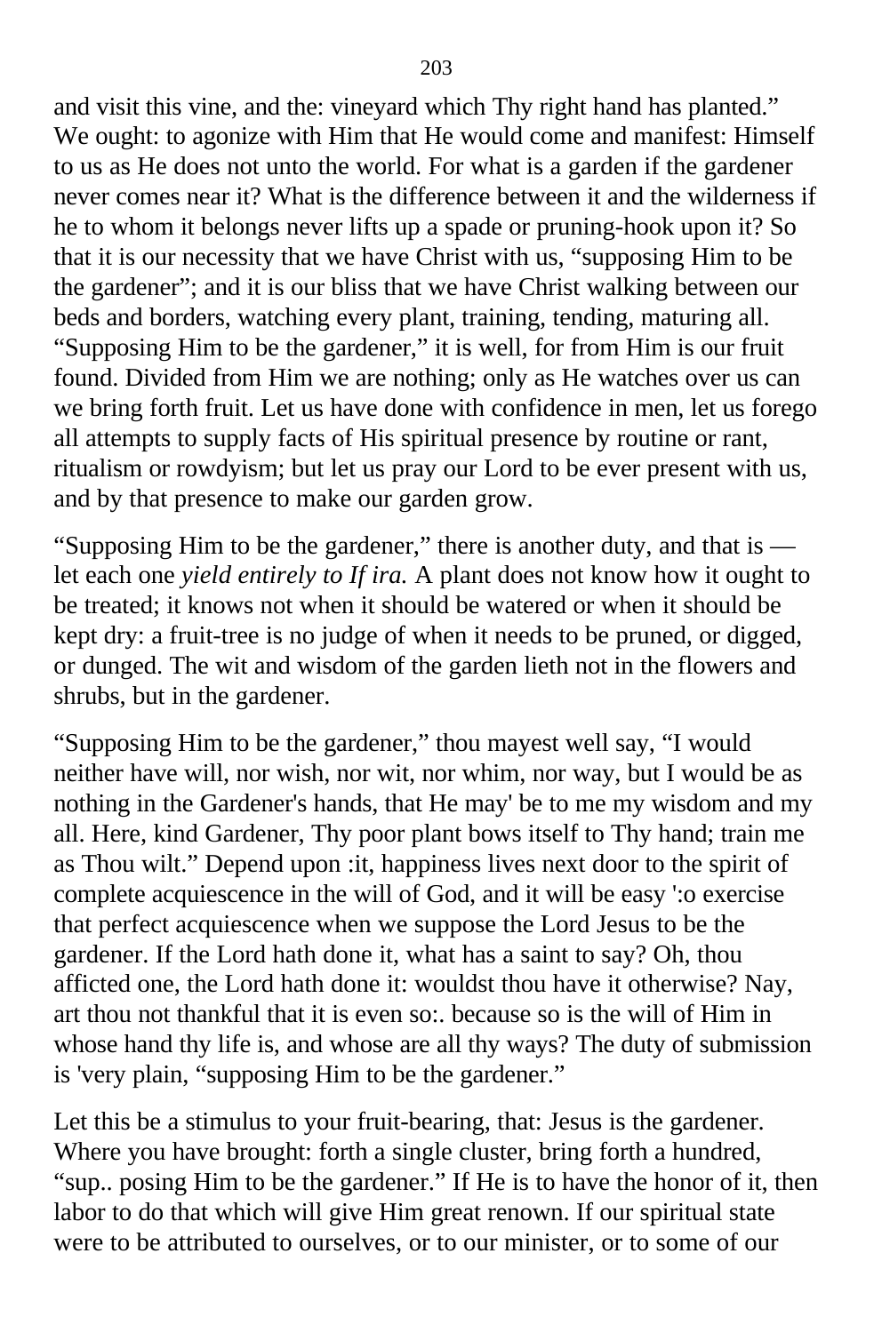and visit this vine, and the: vineyard which Thy right hand has planted.” We ought: to agonize with Him that He would come and manifest: Himself to us as He does not unto the world. For what is a garden if the gardener never comes near it? What is the difference between it and the wilderness if he to whom it belongs never lifts up a spade or pruning-hook upon it? So that it is our necessity that we have Christ with us, “supposing Him to be the gardener”; and it is our bliss that we have Christ walking between our beds and borders, watching every plant, training, tending, maturing all. “Supposing Him to be the gardener,” it is well, for from Him is our fruit found. Divided from Him we are nothing; only as He watches over us can we bring forth fruit. Let us have done with confidence in men, let us forego all attempts to supply facts of His spiritual presence by routine or rant, ritualism or rowdyism; but let us pray our Lord to be ever present with us, and by that presence to make our garden grow.

“Supposing Him to be the gardener,” there is another duty, and that is — let each one *yield entirely to If ira.* A plant does not know how it ought to be treated; it knows not when it should be watered or when it should be kept dry: a fruit-tree is no judge of when it needs to be pruned, or digged, or dunged. The wit and wisdom of the garden lieth not in the flowers and shrubs, but in the gardener.

“Supposing Him to be the gardener,” thou mayest well say, “I would neither have will, nor wish, nor wit, nor whim, nor way, but I would be as nothing in the Gardener's hands, that He may' be to me my wisdom and my all. Here, kind Gardener, Thy poor plant bows itself to Thy hand; train me as Thou wilt.” Depend upon :it, happiness lives next door to the spirit of complete acquiescence in the will of God, and it will be easy ':o exercise that perfect acquiescence when we suppose the Lord Jesus to be the gardener. If the Lord hath done it, what has a saint to say? Oh, thou afficted one, the Lord hath done it: wouldst thou have it otherwise? Nay, art thou not thankful that it is even so:. because so is the will of Him in whose hand thy life is, and whose are all thy ways? The duty of submission is 'very plain, “supposing Him to be the gardener.”

Let this be a stimulus to your fruit-bearing, that: Jesus is the gardener. Where you have brought: forth a single cluster, bring forth a hundred, “sup.. posing Him to be the gardener.” If He is to have the honor of it, then labor to do that which will give Him great renown. If our spiritual state were to be attributed to ourselves, or to our minister, or to some of our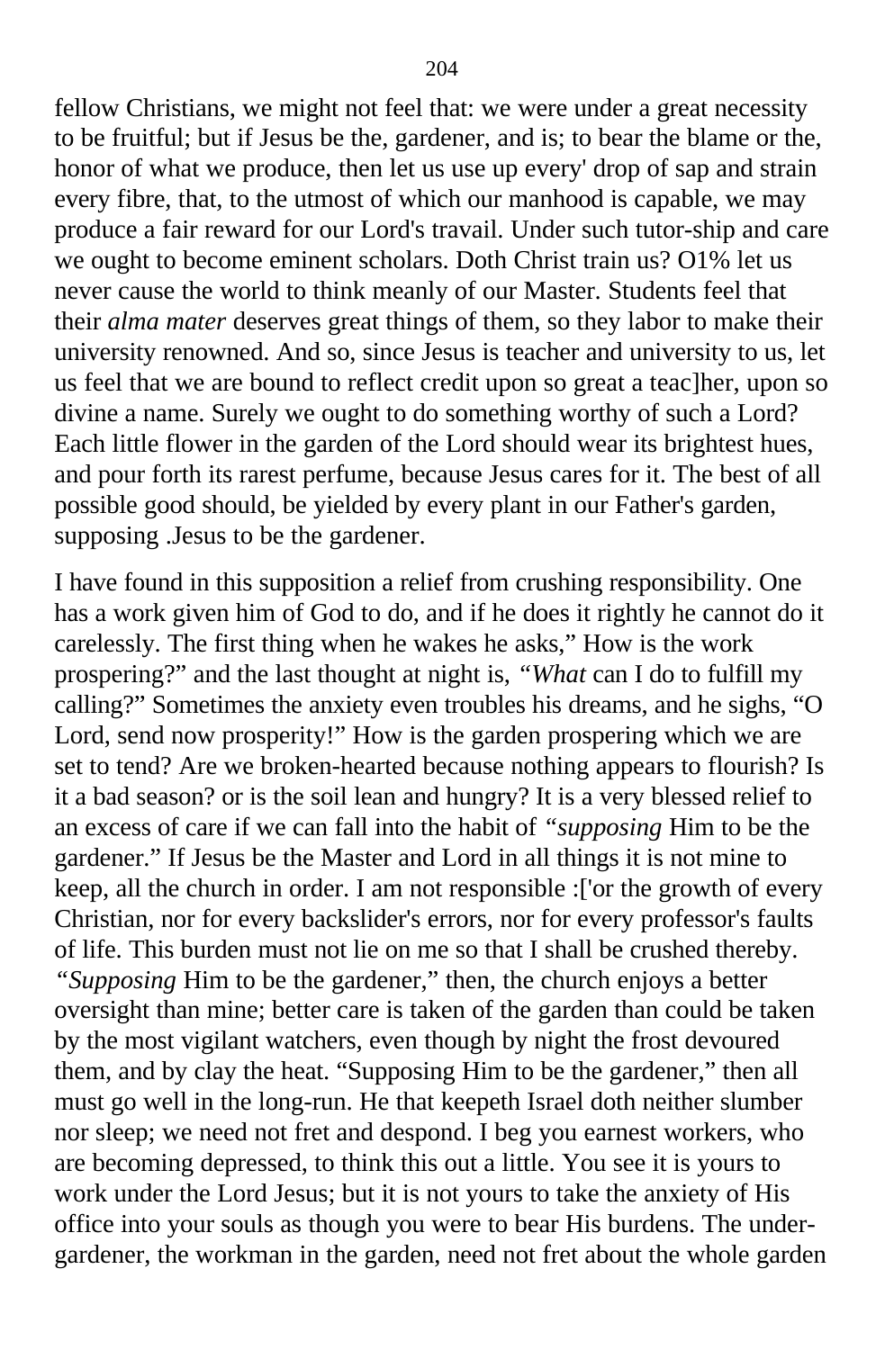fellow Christians, we might not feel that: we were under a great necessity to be fruitful; but if Jesus be the, gardener, and is; to bear the blame or the, honor of what we produce, then let us use up every' drop of sap and strain every fibre, that, to the utmost of which our manhood is capable, we may produce a fair reward for our Lord's travail. Under such tutor-ship and care we ought to become eminent scholars. Doth Christ train us? O1% let us never cause the world to think meanly of our Master. Students feel that their *alma mater* deserves great things of them, so they labor to make their university renowned. And so, since Jesus is teacher and university to us, let us feel that we are bound to reflect credit upon so great a teac]her, upon so divine a name. Surely we ought to do something worthy of such a Lord? Each little flower in the garden of the Lord should wear its brightest hues, and pour forth its rarest perfume, because Jesus cares for it. The best of all possible good should, be yielded by every plant in our Father's garden, supposing .Jesus to be the gardener.

I have found in this supposition a relief from crushing responsibility. One has a work given him of God to do, and if he does it rightly he cannot do it carelessly. The first thing when he wakes he asks," How is the work prospering?" and the last thought at night is, *"What* can I do to fulfill my calling?" Sometimes the anxiety even troubles his dreams, and he sighs, "O Lord, send now prosperity!" How is the garden prospering which we are set to tend? Are we broken-hearted because nothing appears to flourish? Is it a bad season? or is the soil lean and hungry? It is a very blessed relief to an excess of care if we can fall into the habit of *"supposing* Him to be the gardener." If Jesus be the Master and Lord in all things it is not mine to keep, all the church in order. I am not responsible :['or the growth of every Christian, nor for every backslider's errors, nor for every professor's faults of life. This burden must not lie on me so that I shall be crushed thereby. *"Supposing* Him to be the gardener," then, the church enjoys a better oversight than mine; better care is taken of the garden than could be taken by the most vigilant watchers, even though by night the frost devoured them, and by clay the heat. "Supposing Him to be the gardener," then all must go well in the long-run. He that keepeth Israel doth neither slumber nor sleep; we need not fret and despond. I beg you earnest workers, who are becoming depressed, to think this out a little. You see it is yours to work under the Lord Jesus; but it is not yours to take the anxiety of His office into your souls as though you were to bear His burdens. The under-gardener, the workman in the garden, need not fret about the whole garden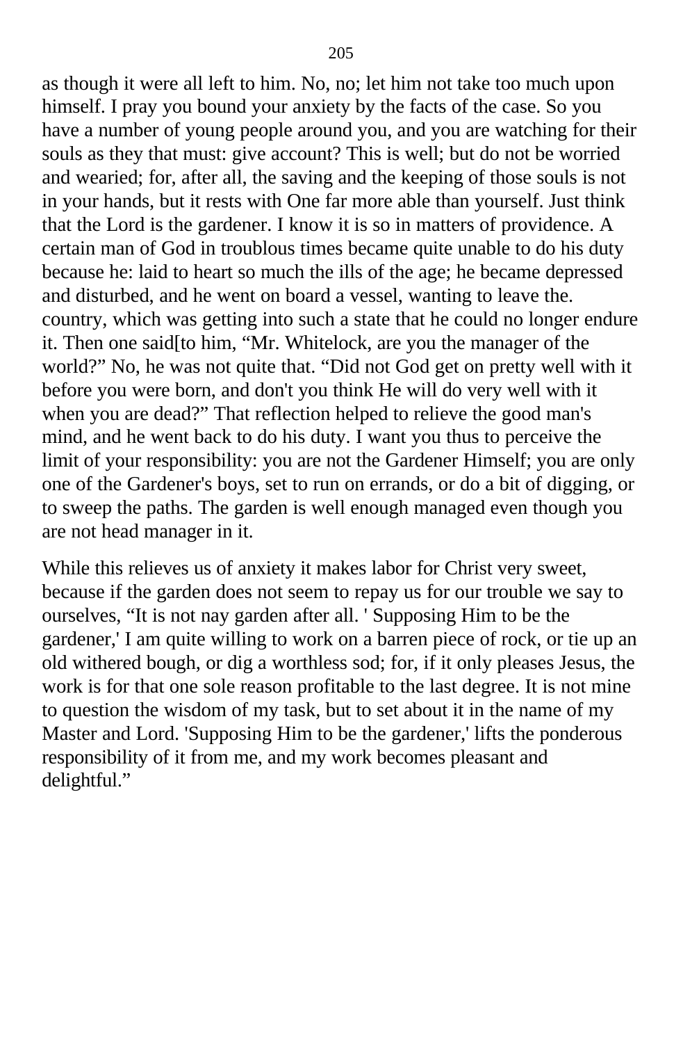as though it were all left to him. No, no; let him not take too much upon himself. I pray you bound your anxiety by the facts of the case. So you have a number of young people around you, and you are watching for their souls as they that must: give account? This is well; but do not be worried and wearied; for, after all, the saving and the keeping of those souls is not in your hands, but it rests with One far more able than yourself. Just think that the Lord is the gardener. I know it is so in matters of providence. A certain man of God in troublous times became quite unable to do his duty because he: laid to heart so much the ills of the age; he became depressed and disturbed, and he went on board a vessel, wanting to leave the. country, which was getting into such a state that he could no longer endure it. Then one said[to him, “Mr. Whitelock, are you the manager of the world?” No, he was not quite that. “Did not God get on pretty well with it before you were born, and don't you think He will do very well with it when you are dead?” That reflection helped to relieve the good man's mind, and he went back to do his duty. I want you thus to perceive the limit of your responsibility: you are not the Gardener Himself; you are only one of the Gardener's boys, set to run on errands, or do a bit of digging, or to sweep the paths. The garden is well enough managed even though you are not head manager in it.

While this relieves us of anxiety it makes labor for Christ very sweet, because if the garden does not seem to repay us for our trouble we say to ourselves, “It is not nay garden after all. ' Supposing Him to be the gardener,' I am quite willing to work on a barren piece of rock, or tie up an old withered bough, or dig a worthless sod; for, if it only pleases Jesus, the work is for that one sole reason profitable to the last degree. It is not mine to question the wisdom of my task, but to set about it in the name of my Master and Lord. 'Supposing Him to be the gardener,' lifts the ponderous responsibility of it from me, and my work becomes pleasant and delightful.”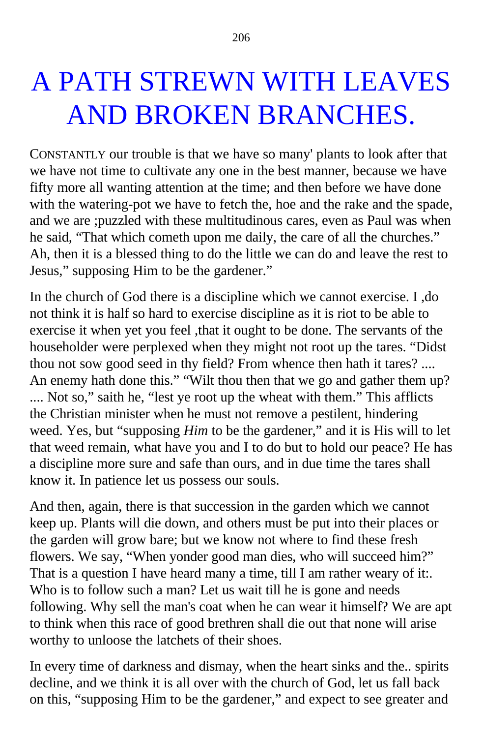# A PATH STREWN WITH LEAVES AND BROKEN BRANCHES.

CONSTANTLY our trouble is that we have so many' plants to look after that we have not time to cultivate any one in the best manner, because we have fifty more all wanting attention at the time; and then before we have done with the watering-pot we have to fetch the, hoe and the rake and the spade, and we are ;puzzled with these multitudinous cares, even as Paul was when he said, "That which cometh upon me daily, the care of all the churches." Ah, then it is a blessed thing to do the little we can do and leave the rest to Jesus," supposing Him to be the gardener."

In the church of God there is a discipline which we cannot exercise. I ,do not think it is half so hard to exercise discipline as it is riot to be able to exercise it when yet you feel ,that it ought to be done. The servants of the householder were perplexed when they might not root up the tares. "Didst thou not sow good seed in thy field? From whence then hath it tares? .... An enemy hath done this." "Wilt thou then that we go and gather them up? .... Not so," saith he, "lest ye root up the wheat with them." This afflicts the Christian minister when he must not remove a pestilent, hindering weed. Yes, but "supposing *Him* to be the gardener," and it is His will to let that weed remain, what have you and I to do but to hold our peace? He has a discipline more sure and safe than ours, and in due time the tares shall know it. In patience let us possess our souls.

And then, again, there is that succession in the garden which we cannot keep up. Plants will die down, and others must be put into their places or the garden will grow bare; but we know not where to find these fresh flowers. We say, "When yonder good man dies, who will succeed him?" That is a question I have heard many a time, till I am rather weary of it:. Who is to follow such a man? Let us wait till he is gone and needs following. Why sell the man's coat when he can wear it himself? We are apt to think when this race of good brethren shall die out that none will arise worthy to unloose the latchets of their shoes.

In every time of darkness and dismay, when the heart sinks and the.. spirits decline, and we think it is all over with the church of God, let us fall back on this, "supposing Him to be the gardener," and expect to see greater and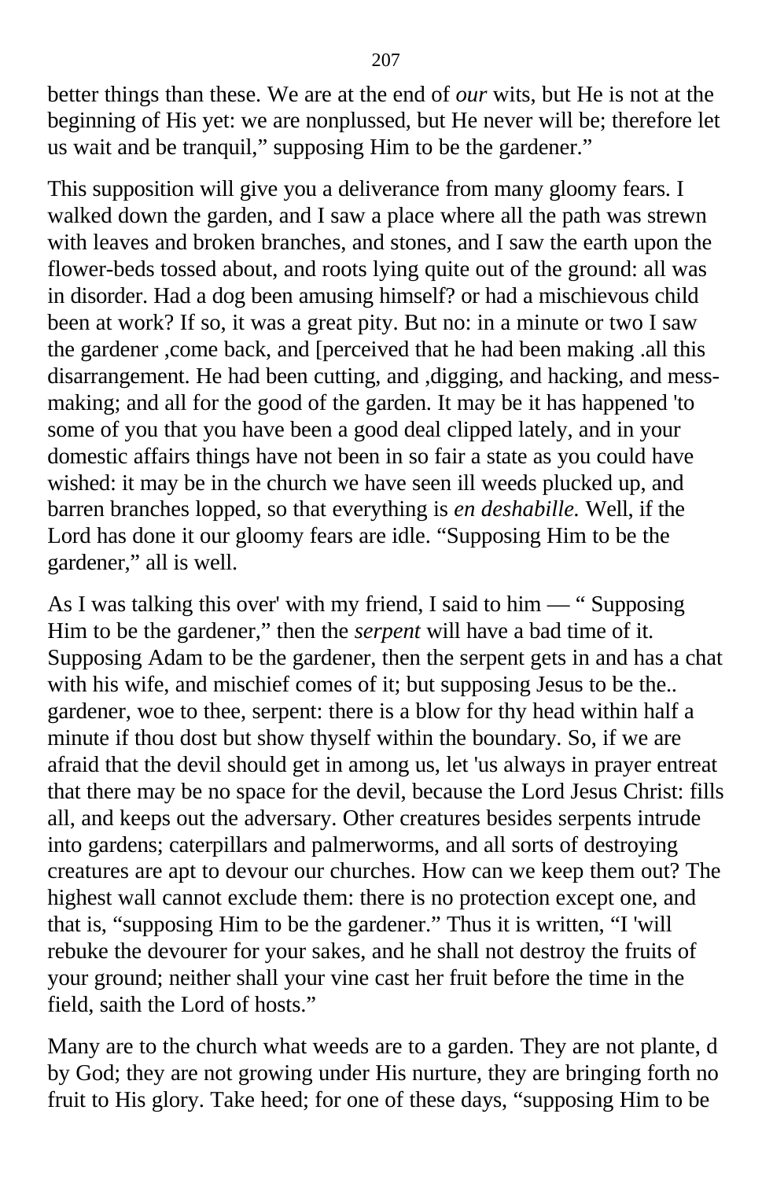better things than these. We are at the end of *our* wits, but He is not at the beginning of His yet: we are nonplussed, but He never will be; therefore let us wait and be tranquil," supposing Him to be the gardener."

This supposition will give you a deliverance from many gloomy fears. I walked down the garden, and I saw a place where all the path was strewn with leaves and broken branches, and stones, and I saw the earth upon the flower-beds tossed about, and roots lying quite out of the ground: all was in disorder. Had a dog been amusing himself? or had a mischievous child been at work? If so, it was a great pity. But no: in a minute or two I saw the gardener ,come back, and [perceived that he had been making .all this disarrangement. He had been cutting, and ,digging, and hacking, and mess-making; and all for the good of the garden. It may be it has happened 'to some of you that you have been a good deal clipped lately, and in your domestic affairs things have not been in so fair a state as you could have wished: it may be in the church we have seen ill weeds plucked up, and barren branches lopped, so that everything is *en deshabille.* Well, if the Lord has done it our gloomy fears are idle. "Supposing Him to be the gardener," all is well.

As I was talking this over' with my friend, I said to him — " Supposing Him to be the gardener," then the *serpent* will have a bad time of it. Supposing Adam to be the gardener, then the serpent gets in and has a chat with his wife, and mischief comes of it; but supposing Jesus to be the.. gardener, woe to thee, serpent: there is a blow for thy head within half a minute if thou dost but show thyself within the boundary. So, if we are afraid that the devil should get in among us, let 'us always in prayer entreat that there may be no space for the devil, because the Lord Jesus Christ: fills all, and keeps out the adversary. Other creatures besides serpents intrude into gardens; caterpillars and palmerworms, and all sorts of destroying creatures are apt to devour our churches. How can we keep them out? The highest wall cannot exclude them: there is no protection except one, and that is, "supposing Him to be the gardener." Thus it is written, "I 'will rebuke the devourer for your sakes, and he shall not destroy the fruits of your ground; neither shall your vine cast her fruit before the time in the field, saith the Lord of hosts."

Many are to the church what weeds are to a garden. They are not plante, d by God; they are not growing under His nurture, they are bringing forth no fruit to His glory. Take heed; for one of these days, "supposing Him to be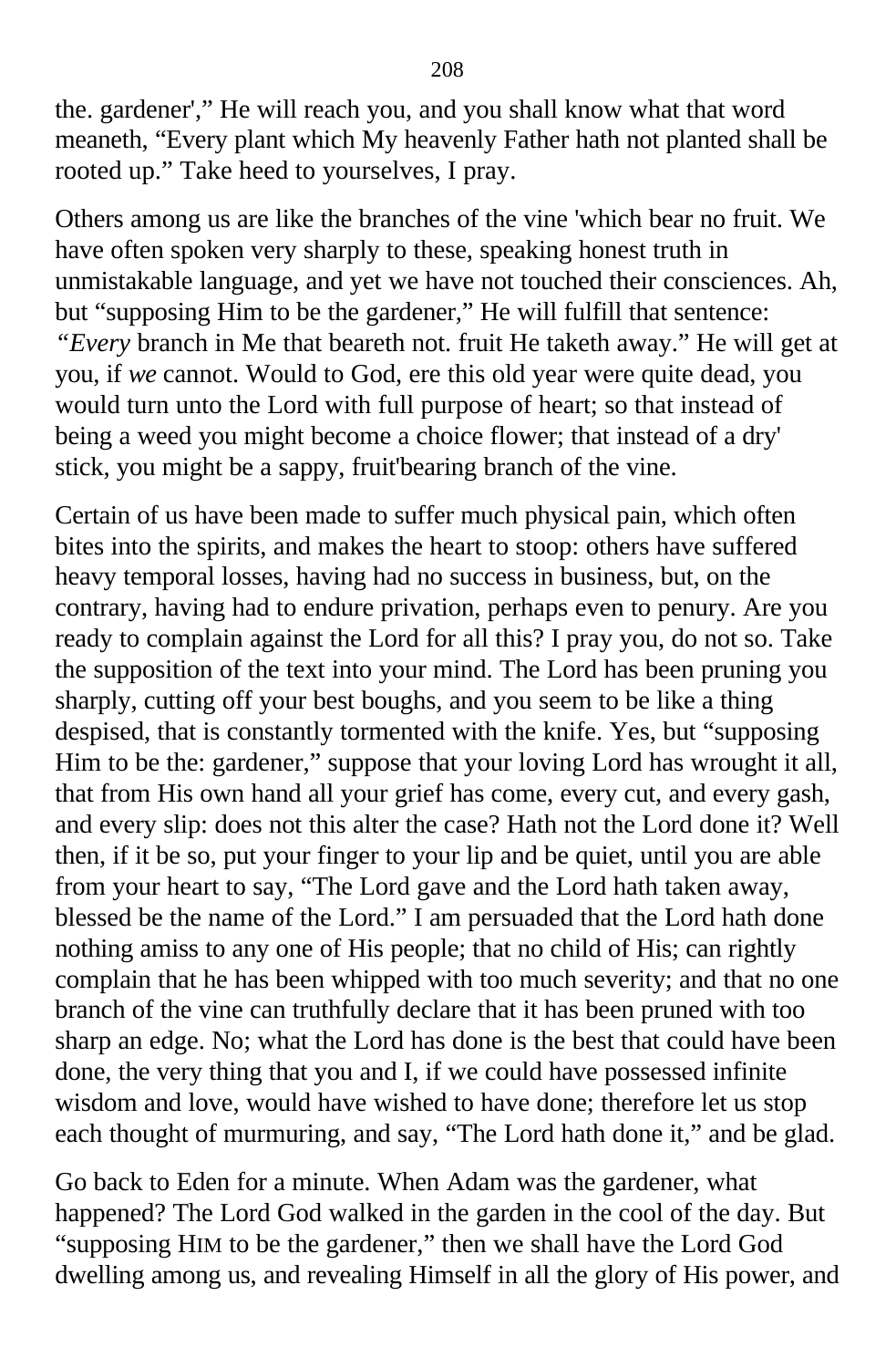the. gardener',” He will reach you, and you shall know what that word meaneth, “Every plant which My heavenly Father hath not planted shall be rooted up.” Take heed to yourselves, I pray.

Others among us are like the branches of the vine 'which bear no fruit. We have often spoken very sharply to these, speaking honest truth in unmistakable language, and yet we have not touched their consciences. Ah, but “supposing Him to be the gardener,” He will fulfill that sentence: *“Every* branch in Me that beareth not. fruit He taketh away.” He will get at you, if *we* cannot. Would to God, ere this old year were quite dead, you would turn unto the Lord with full purpose of heart; so that instead of being a weed you might become a choice flower; that instead of a dry' stick, you might be a sappy, fruit'bearing branch of the vine.

Certain of us have been made to suffer much physical pain, which often bites into the spirits, and makes the heart to stoop: others have suffered heavy temporal losses, having had no success in business, but, on the contrary, having had to endure privation, perhaps even to penury. Are you ready to complain against the Lord for all this? I pray you, do not so. Take the supposition of the text into your mind. The Lord has been pruning you sharply, cutting off your best boughs, and you seem to be like a thing despised, that is constantly tormented with the knife. Yes, but “supposing Him to be the: gardener,” suppose that your loving Lord has wrought it all, that from His own hand all your grief has come, every cut, and every gash, and every slip: does not this alter the case? Hath not the Lord done it? Well then, if it be so, put your finger to your lip and be quiet, until you are able from your heart to say, “The Lord gave and the Lord hath taken away, blessed be the name of the Lord.” I am persuaded that the Lord hath done nothing amiss to any one of His people; that no child of His; can rightly complain that he has been whipped with too much severity; and that no one branch of the vine can truthfully declare that it has been pruned with too sharp an edge. No; what the Lord has done is the best that could have been done, the very thing that you and I, if we could have possessed infinite wisdom and love, would have wished to have done; therefore let us stop each thought of murmuring, and say, “The Lord hath done it,” and be glad.

Go back to Eden for a minute. When Adam was the gardener, what happened? The Lord God walked in the garden in the cool of the day. But “supposing HIM to be the gardener,” then we shall have the Lord God dwelling among us, and revealing Himself in all the glory of His power, and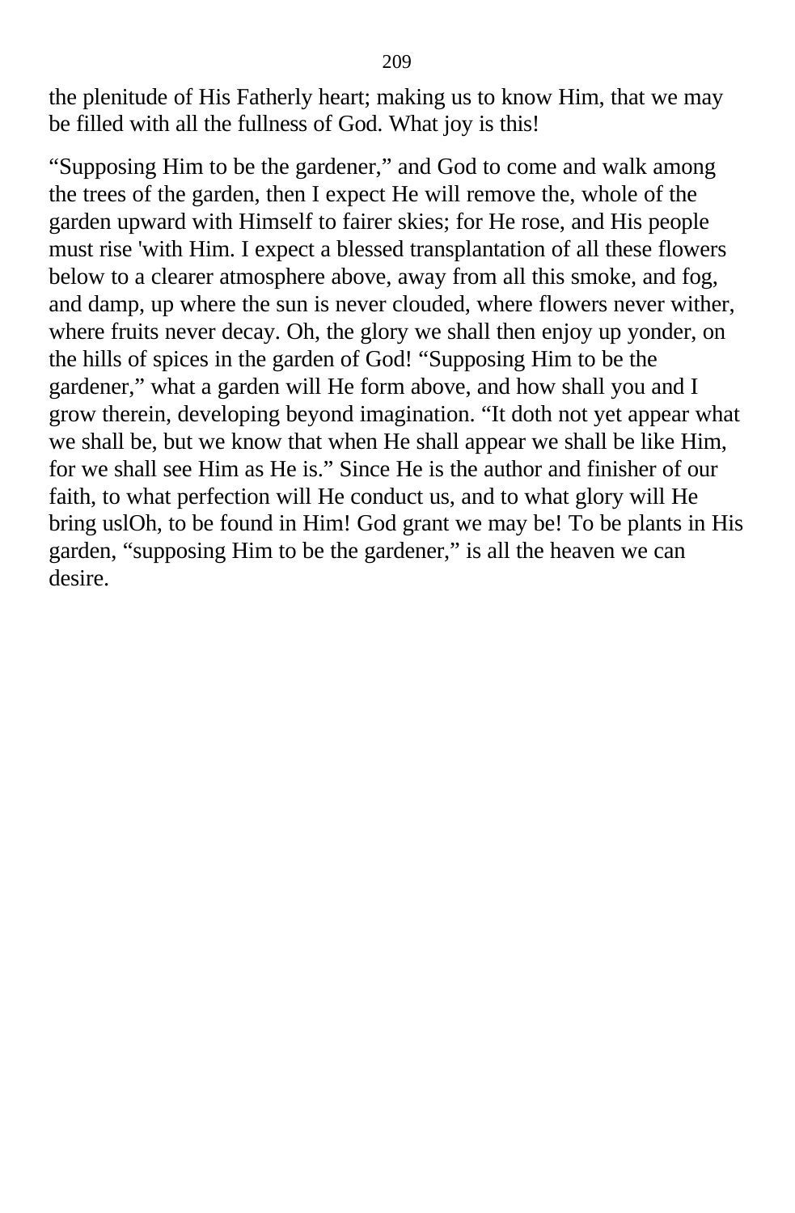the plenitude of His Fatherly heart; making us to know Him, that we may be filled with all the fullness of God. What joy is this!

“Supposing Him to be the gardener,” and God to come and walk among the trees of the garden, then I expect He will remove the, whole of the garden upward with Himself to fairer skies; for He rose, and His people must rise 'with Him. I expect a blessed transplantation of all these flowers below to a clearer atmosphere above, away from all this smoke, and fog, and damp, up where the sun is never clouded, where flowers never wither, where fruits never decay. Oh, the glory we shall then enjoy up yonder, on the hills of spices in the garden of God! “Supposing Him to be the gardener,” what a garden will He form above, and how shall you and I grow therein, developing beyond imagination. “It doth not yet appear what we shall be, but we know that when He shall appear we shall be like Him, for we shall see Him as He is.” Since He is the author and finisher of our faith, to what perfection will He conduct us, and to what glory will He bring uslOh, to be found in Him! God grant we may be! To be plants in His garden, “supposing Him to be the gardener,” is all the heaven we can desire.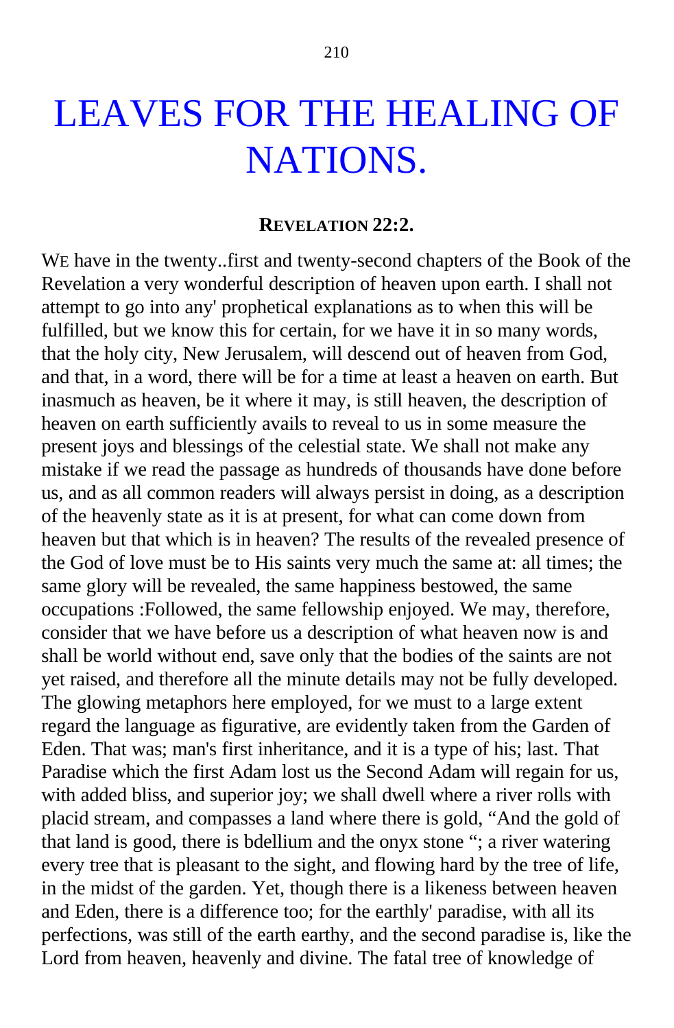# LEAVES FOR THE HEALING OF NATIONS.

**REVELATION 22:2.**

WE have in the twenty..first and twenty-second chapters of the Book of the Revelation a very wonderful description of heaven upon earth. I shall not attempt to go into any' prophetical explanations as to when this will be fulfilled, but we know this for certain, for we have it in so many words, that the holy city, New Jerusalem, will descend out of heaven from God, and that, in a word, there will be for a time at least a heaven on earth. But inasmuch as heaven, be it where it may, is still heaven, the description of heaven on earth sufficiently avails to reveal to us in some measure the present joys and blessings of the celestial state. We shall not make any mistake if we read the passage as hundreds of thousands have done before us, and as all common readers will always persist in doing, as a description of the heavenly state as it is at present, for what can come down from heaven but that which is in heaven? The results of the revealed presence of the God of love must be to His saints very much the same at: all times; the same glory will be revealed, the same happiness bestowed, the same occupations :Followed, the same fellowship enjoyed. We may, therefore, consider that we have before us a description of what heaven now is and shall be world without end, save only that the bodies of the saints are not yet raised, and therefore all the minute details may not be fully developed. The glowing metaphors here employed, for we must to a large extent regard the language as figurative, are evidently taken from the Garden of Eden. That was; man's first inheritance, and it is a type of his; last. That Paradise which the first Adam lost us the Second Adam will regain for us, with added bliss, and superior joy; we shall dwell where a river rolls with placid stream, and compasses a land where there is gold, "And the gold of that land is good, there is bdellium and the onyx stone "; a river watering every tree that is pleasant to the sight, and flowing hard by the tree of life, in the midst of the garden. Yet, though there is a likeness between heaven and Eden, there is a difference too; for the earthly' paradise, with all its perfections, was still of the earth earthy, and the second paradise is, like the Lord from heaven, heavenly and divine. The fatal tree of knowledge of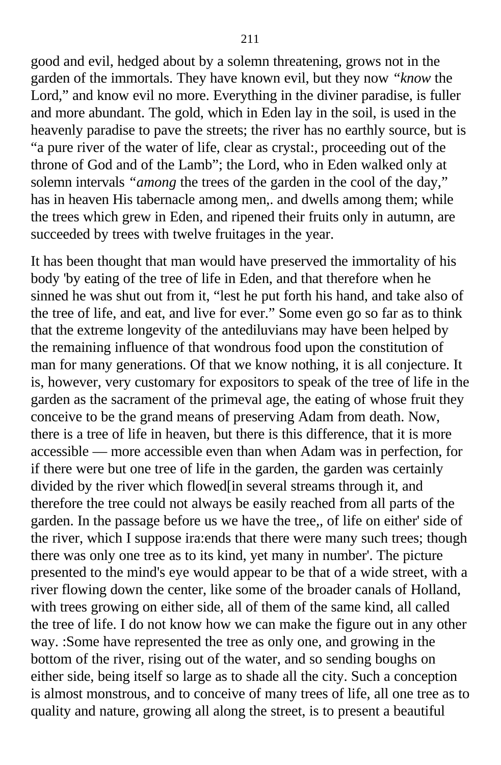good and evil, hedged about by a solemn threatening, grows not in the garden of the immortals. They have known evil, but they now *"know* the Lord," and know evil no more. Everything in the diviner paradise, is fuller and more abundant. The gold, which in Eden lay in the soil, is used in the heavenly paradise to pave the streets; the river has no earthly source, but is "a pure river of the water of life, clear as crystal:, proceeding out of the throne of God and of the Lamb"; the Lord, who in Eden walked only at solemn intervals *"among* the trees of the garden in the cool of the day," has in heaven His tabernacle among men,. and dwells among them; while the trees which grew in Eden, and ripened their fruits only in autumn, are succeeded by trees with twelve fruitages in the year.

It has been thought that man would have preserved the immortality of his body 'by eating of the tree of life in Eden, and that therefore when he sinned he was shut out from it, "lest he put forth his hand, and take also of the tree of life, and eat, and live for ever." Some even go so far as to think that the extreme longevity of the antediluvians may have been helped by the remaining influence of that wondrous food upon the constitution of man for many generations. Of that we know nothing, it is all conjecture. It is, however, very customary for expositors to speak of the tree of life in the garden as the sacrament of the primeval age, the eating of whose fruit they conceive to be the grand means of preserving Adam from death. Now, there is a tree of life in heaven, but there is this difference, that it is more accessible — more accessible even than when Adam was in perfection, for if there were but one tree of life in the garden, the garden was certainly divided by the river which flowed[in several streams through it, and therefore the tree could not always be easily reached from all parts of the garden. In the passage before us we have the tree,, of life on either' side of the river, which I suppose ira:ends that there were many such trees; though there was only one tree as to its kind, yet many in number'. The picture presented to the mind's eye would appear to be that of a wide street, with a river flowing down the center, like some of the broader canals of Holland, with trees growing on either side, all of them of the same kind, all called the tree of life. I do not know how we can make the figure out in any other way. :Some have represented the tree as only one, and growing in the bottom of the river, rising out of the water, and so sending boughs on either side, being itself so large as to shade all the city. Such a conception is almost monstrous, and to conceive of many trees of life, all one tree as to quality and nature, growing all along the street, is to present a beautiful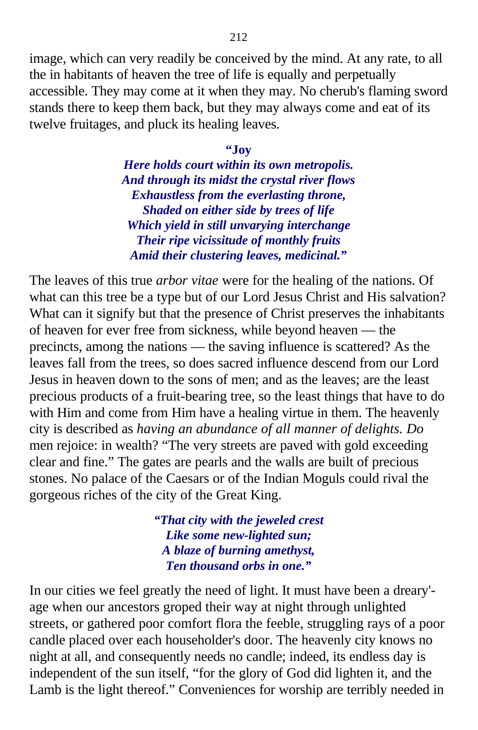image, which can very readily be conceived by the mind. At any rate, to all the in habitants of heaven the tree of life is equally and perpetually accessible. They may come at it when they may. No cherub's flaming sword stands there to keep them back, but they may always come and eat of its twelve fruitages, and pluck its healing leaves.

> ***“Joy***
> ***Here holds court within its own metropolis.***
> ***And through its midst the crystal river flows***
> ***Exhaustless from the everlasting throne,***
> ***Shaded on either side by trees of life***
> ***Which yield in still unvarying interchange***
> ***Their ripe vicissitude of monthly fruits***
> ***Amid their clustering leaves, medicinal.”***

The leaves of this true *arbor vitae* were for the healing of the nations. Of what can this tree be a type but of our Lord Jesus Christ and His salvation? What can it signify but that the presence of Christ preserves the inhabitants of heaven for ever free from sickness, while beyond heaven — the precincts, among the nations — the saving influence is scattered? As the leaves fall from the trees, so does sacred influence descend from our Lord Jesus in heaven down to the sons of men; and as the leaves; are the least precious products of a fruit-bearing tree, so the least things that have to do with Him and come from Him have a healing virtue in them. The heavenly city is described as *having an abundance of all manner of delights. Do* men rejoice: in wealth? “The very streets are paved with gold exceeding clear and fine.” The gates are pearls and the walls are built of precious stones. No palace of the Caesars or of the Indian Moguls could rival the gorgeous riches of the city of the Great King.

> ***“That city with the jeweled crest***
> ***Like some new-lighted sun;***
> ***A blaze of burning amethyst,***
> ***Ten thousand orbs in one.”***

In our cities we feel greatly the need of light. It must have been a dreary'-age when our ancestors groped their way at night through unlighted streets, or gathered poor comfort flora the feeble, struggling rays of a poor candle placed over each householder's door. The heavenly city knows no night at all, and consequently needs no candle; indeed, its endless day is independent of the sun itself, “for the glory of God did lighten it, and the Lamb is the light thereof.” Conveniences for worship are terribly needed in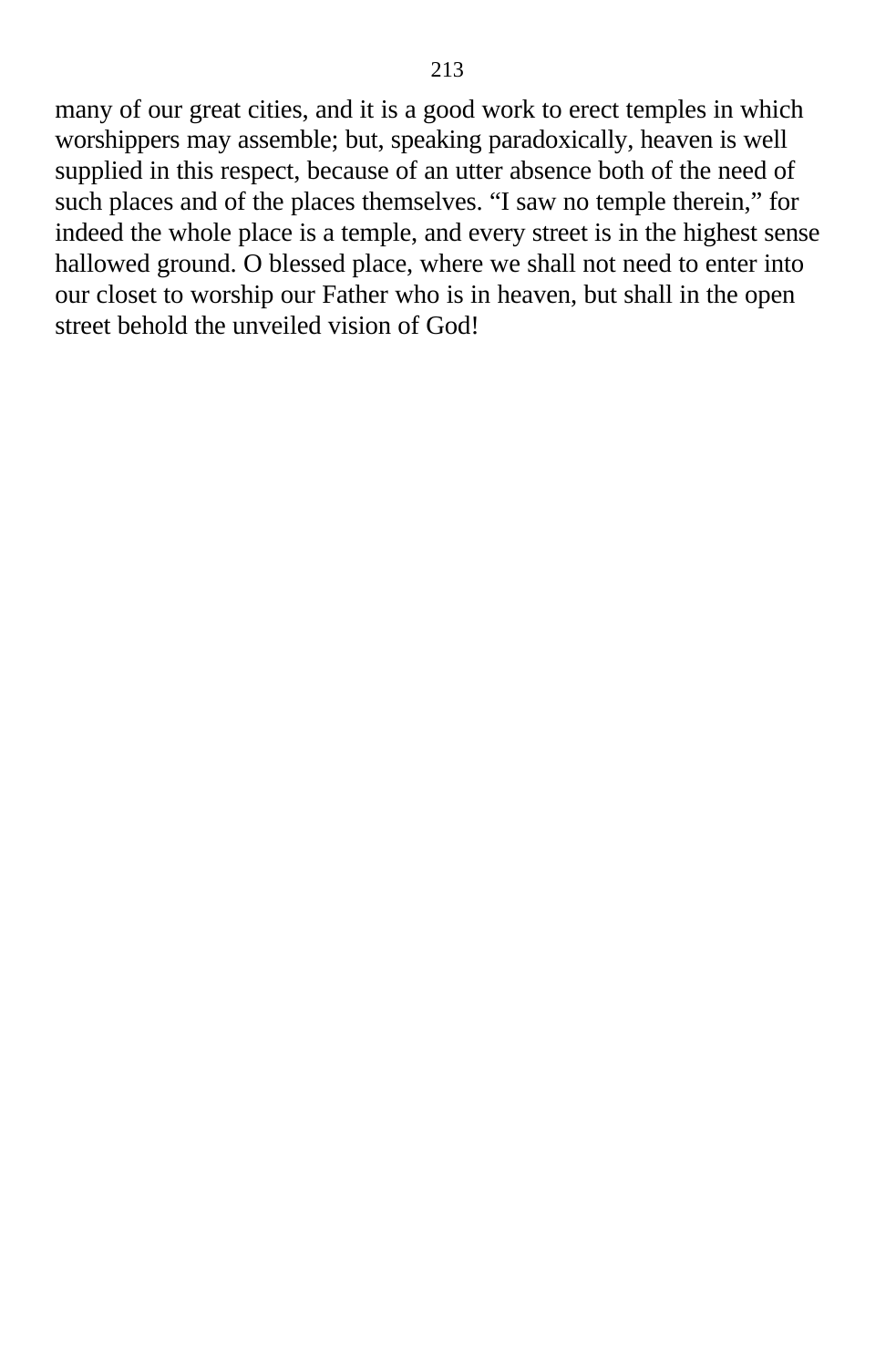many of our great cities, and it is a good work to erect temples in which worshippers may assemble; but, speaking paradoxically, heaven is well supplied in this respect, because of an utter absence both of the need of such places and of the places themselves. “I saw no temple therein,” for indeed the whole place is a temple, and every street is in the highest sense hallowed ground. O blessed place, where we shall not need to enter into our closet to worship our Father who is in heaven, but shall in the open street behold the unveiled vision of God!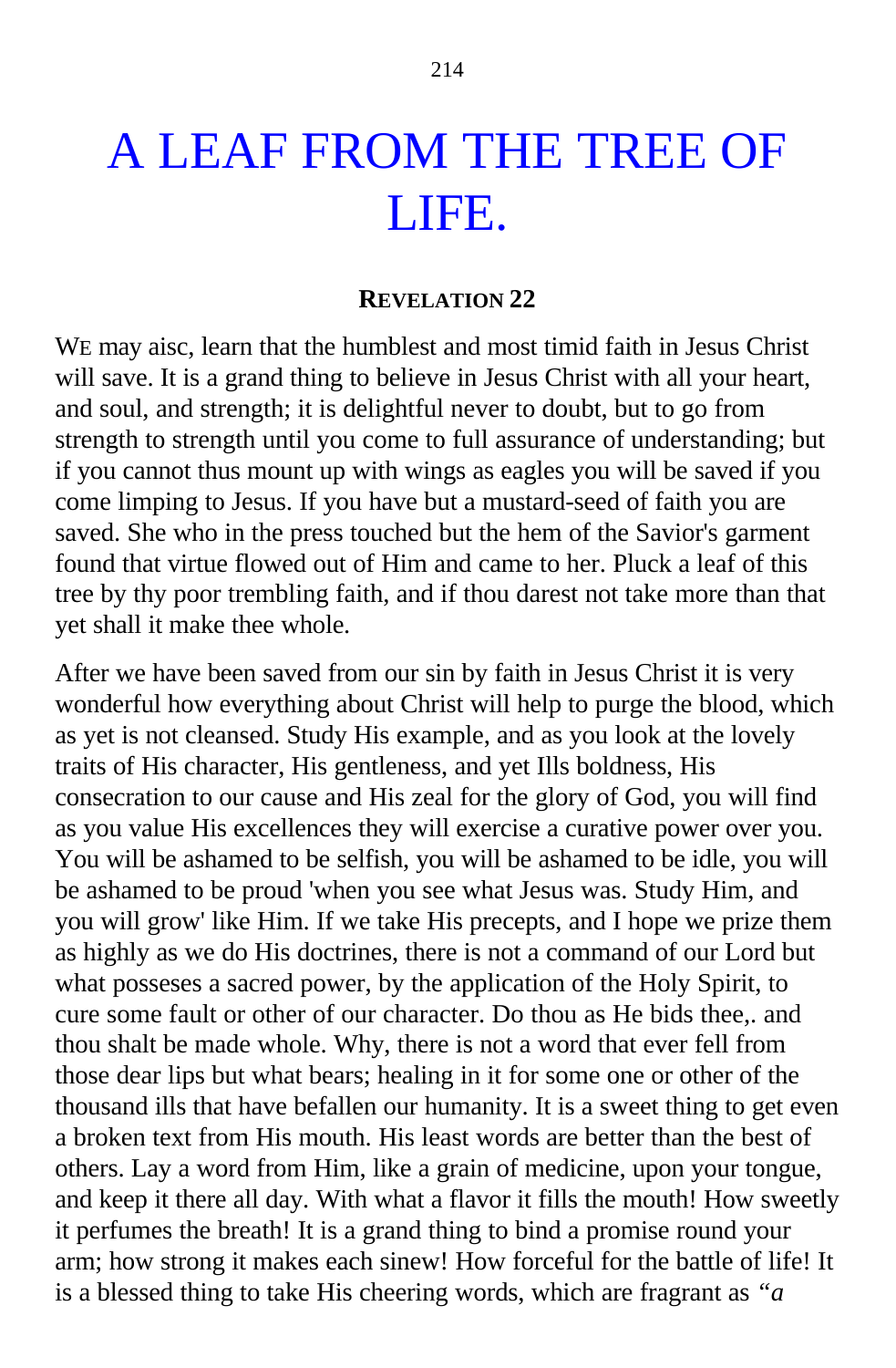# A LEAF FROM THE TREE OF LIFE.

**REVELATION 22**

WE may aisc, learn that the humblest and most timid faith in Jesus Christ will save. It is a grand thing to believe in Jesus Christ with all your heart, and soul, and strength; it is delightful never to doubt, but to go from strength to strength until you come to full assurance of understanding; but if you cannot thus mount up with wings as eagles you will be saved if you come limping to Jesus. If you have but a mustard-seed of faith you are saved. She who in the press touched but the hem of the Savior's garment found that virtue flowed out of Him and came to her. Pluck a leaf of this tree by thy poor trembling faith, and if thou darest not take more than that yet shall it make thee whole.

After we have been saved from our sin by faith in Jesus Christ it is very wonderful how everything about Christ will help to purge the blood, which as yet is not cleansed. Study His example, and as you look at the lovely traits of His character, His gentleness, and yet Ills boldness, His consecration to our cause and His zeal for the glory of God, you will find as you value His excellences they will exercise a curative power over you. You will be ashamed to be selfish, you will be ashamed to be idle, you will be ashamed to be proud 'when you see what Jesus was. Study Him, and you will grow' like Him. If we take His precepts, and I hope we prize them as highly as we do His doctrines, there is not a command of our Lord but what posseses a sacred power, by the application of the Holy Spirit, to cure some fault or other of our character. Do thou as He bids thee,. and thou shalt be made whole. Why, there is not a word that ever fell from those dear lips but what bears; healing in it for some one or other of the thousand ills that have befallen our humanity. It is a sweet thing to get even a broken text from His mouth. His least words are better than the best of others. Lay a word from Him, like a grain of medicine, upon your tongue, and keep it there all day. With what a flavor it fills the mouth! How sweetly it perfumes the breath! It is a grand thing to bind a promise round your arm; how strong it makes each sinew! How forceful for the battle of life! It is a blessed thing to take His cheering words, which are fragrant as *"a*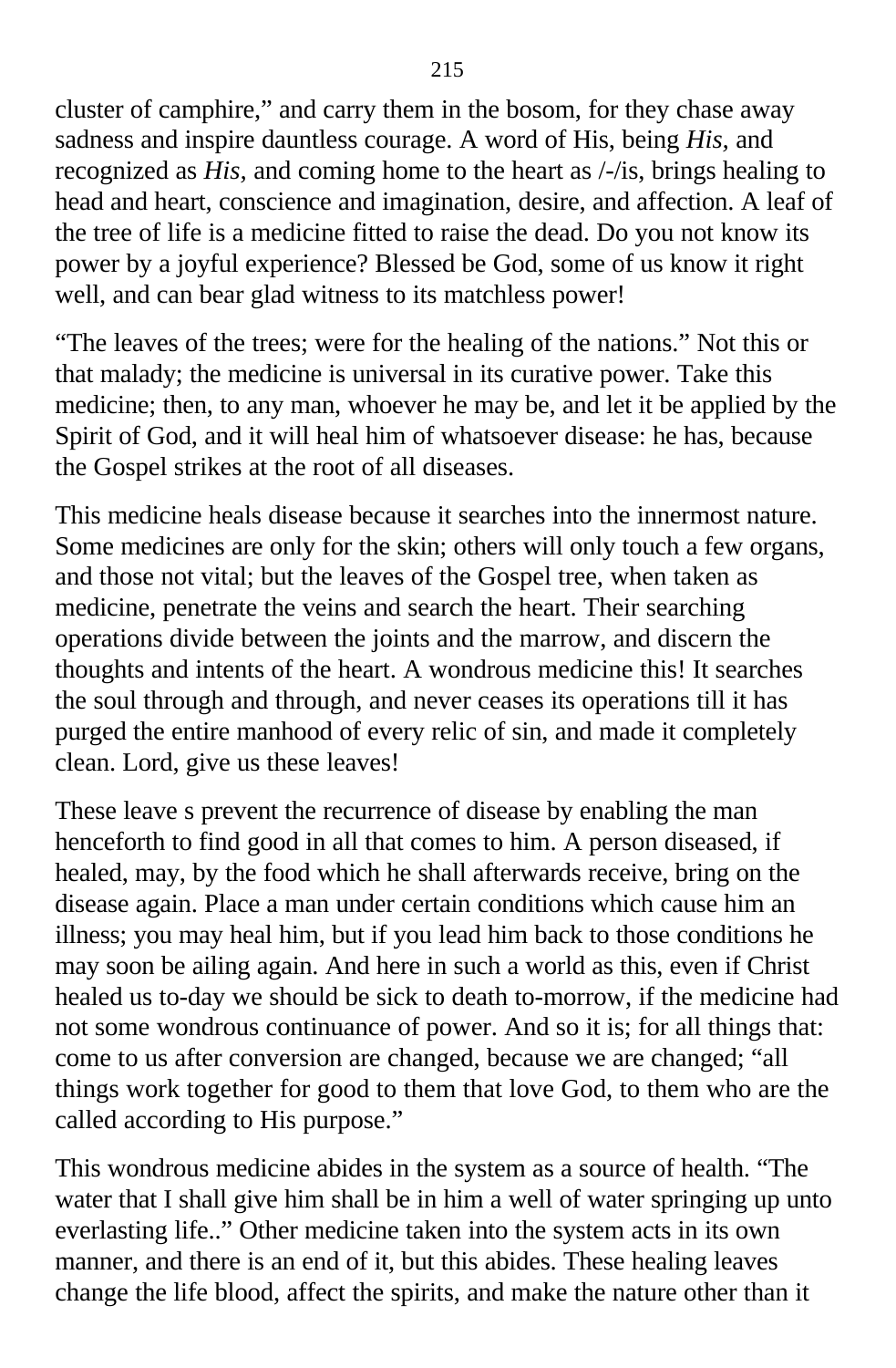cluster of camphire," and carry them in the bosom, for they chase away sadness and inspire dauntless courage. A word of His, being *His,* and recognized as *His,* and coming home to the heart as /-/is, brings healing to head and heart, conscience and imagination, desire, and affection. A leaf of the tree of life is a medicine fitted to raise the dead. Do you not know its power by a joyful experience? Blessed be God, some of us know it right well, and can bear glad witness to its matchless power!

"The leaves of the trees; were for the healing of the nations." Not this or that malady; the medicine is universal in its curative power. Take this medicine; then, to any man, whoever he may be, and let it be applied by the Spirit of God, and it will heal him of whatsoever disease: he has, because the Gospel strikes at the root of all diseases.

This medicine heals disease because it searches into the innermost nature. Some medicines are only for the skin; others will only touch a few organs, and those not vital; but the leaves of the Gospel tree, when taken as medicine, penetrate the veins and search the heart. Their searching operations divide between the joints and the marrow, and discern the thoughts and intents of the heart. A wondrous medicine this! It searches the soul through and through, and never ceases its operations till it has purged the entire manhood of every relic of sin, and made it completely clean. Lord, give us these leaves!

These leave s prevent the recurrence of disease by enabling the man henceforth to find good in all that comes to him. A person diseased, if healed, may, by the food which he shall afterwards receive, bring on the disease again. Place a man under certain conditions which cause him an illness; you may heal him, but if you lead him back to those conditions he may soon be ailing again. And here in such a world as this, even if Christ healed us to-day we should be sick to death to-morrow, if the medicine had not some wondrous continuance of power. And so it is; for all things that: come to us after conversion are changed, because we are changed; "all things work together for good to them that love God, to them who are the called according to His purpose."

This wondrous medicine abides in the system as a source of health. "The water that I shall give him shall be in him a well of water springing up unto everlasting life.." Other medicine taken into the system acts in its own manner, and there is an end of it, but this abides. These healing leaves change the life blood, affect the spirits, and make the nature other than it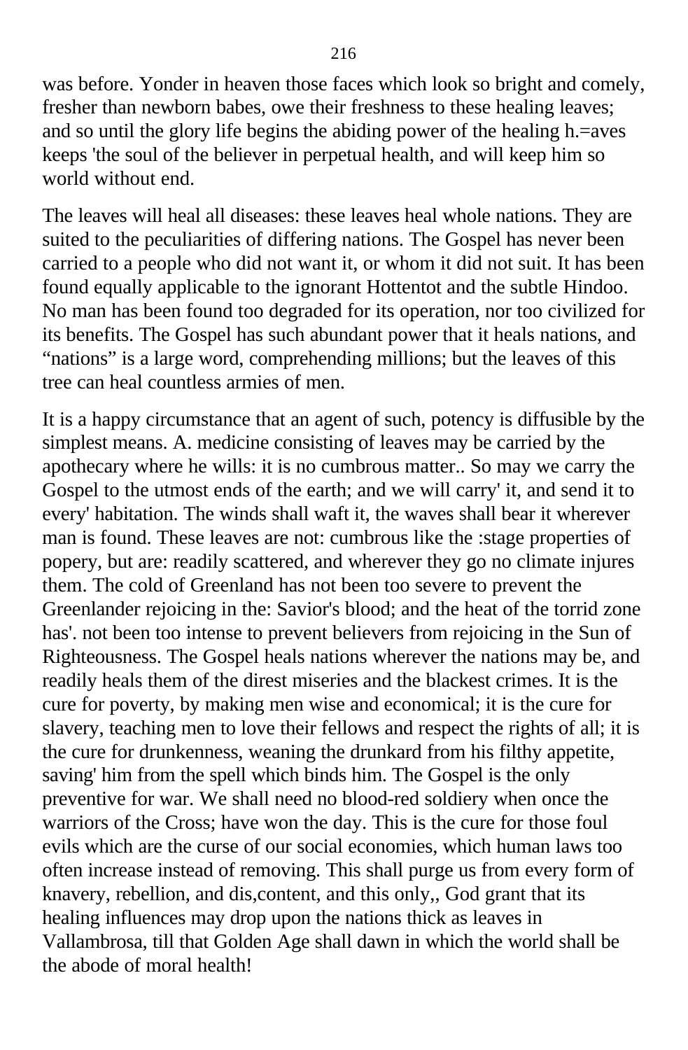was before. Yonder in heaven those faces which look so bright and comely, fresher than newborn babes, owe their freshness to these healing leaves; and so until the glory life begins the abiding power of the healing h.=aves keeps 'the soul of the believer in perpetual health, and will keep him so world without end.

The leaves will heal all diseases: these leaves heal whole nations. They are suited to the peculiarities of differing nations. The Gospel has never been carried to a people who did not want it, or whom it did not suit. It has been found equally applicable to the ignorant Hottentot and the subtle Hindoo. No man has been found too degraded for its operation, nor too civilized for its benefits. The Gospel has such abundant power that it heals nations, and "nations" is a large word, comprehending millions; but the leaves of this tree can heal countless armies of men.

It is a happy circumstance that an agent of such, potency is diffusible by the simplest means. A. medicine consisting of leaves may be carried by the apothecary where he wills: it is no cumbrous matter.. So may we carry the Gospel to the utmost ends of the earth; and we will carry' it, and send it to every' habitation. The winds shall waft it, the waves shall bear it wherever man is found. These leaves are not: cumbrous like the :stage properties of popery, but are: readily scattered, and wherever they go no climate injures them. The cold of Greenland has not been too severe to prevent the Greenlander rejoicing in the: Savior's blood; and the heat of the torrid zone has'. not been too intense to prevent believers from rejoicing in the Sun of Righteousness. The Gospel heals nations wherever the nations may be, and readily heals them of the direst miseries and the blackest crimes. It is the cure for poverty, by making men wise and economical; it is the cure for slavery, teaching men to love their fellows and respect the rights of all; it is the cure for drunkenness, weaning the drunkard from his filthy appetite, saving' him from the spell which binds him. The Gospel is the only preventive for war. We shall need no blood-red soldiery when once the warriors of the Cross; have won the day. This is the cure for those foul evils which are the curse of our social economies, which human laws too often increase instead of removing. This shall purge us from every form of knavery, rebellion, and dis,content, and this only,, God grant that its healing influences may drop upon the nations thick as leaves in Vallambrosa, till that Golden Age shall dawn in which the world shall be the abode of moral health!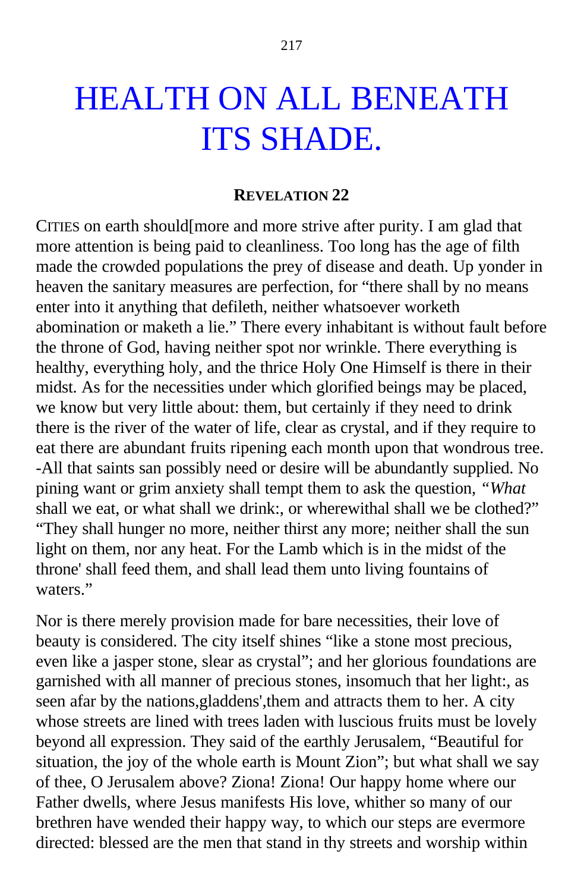# HEALTH ON ALL BENEATH ITS SHADE.

**REVELATION 22**

CITIES on earth should[more and more strive after purity. I am glad that more attention is being paid to cleanliness. Too long has the age of filth made the crowded populations the prey of disease and death. Up yonder in heaven the sanitary measures are perfection, for "there shall by no means enter into it anything that defileth, neither whatsoever worketh abomination or maketh a lie." There every inhabitant is without fault before the throne of God, having neither spot nor wrinkle. There everything is healthy, everything holy, and the thrice Holy One Himself is there in their midst. As for the necessities under which glorified beings may be placed, we know but very little about: them, but certainly if they need to drink there is the river of the water of life, clear as crystal, and if they require to eat there are abundant fruits ripening each month upon that wondrous tree. -All that saints san possibly need or desire will be abundantly supplied. No pining want or grim anxiety shall tempt them to ask the question, "*What* shall we eat, or what shall we drink:, or wherewithal shall we be clothed?" "They shall hunger no more, neither thirst any more; neither shall the sun light on them, nor any heat. For the Lamb which is in the midst of the throne' shall feed them, and shall lead them unto living fountains of waters."

Nor is there merely provision made for bare necessities, their love of beauty is considered. The city itself shines "like a stone most precious, even like a jasper stone, slear as crystal"; and her glorious foundations are garnished with all manner of precious stones, insomuch that her light:, as seen afar by the nations,gladdens',them and attracts them to her. A city whose streets are lined with trees laden with luscious fruits must be lovely beyond all expression. They said of the earthly Jerusalem, "Beautiful for situation, the joy of the whole earth is Mount Zion"; but what shall we say of thee, O Jerusalem above? Ziona! Ziona! Our happy home where our Father dwells, where Jesus manifests His love, whither so many of our brethren have wended their happy way, to which our steps are evermore directed: blessed are the men that stand in thy streets and worship within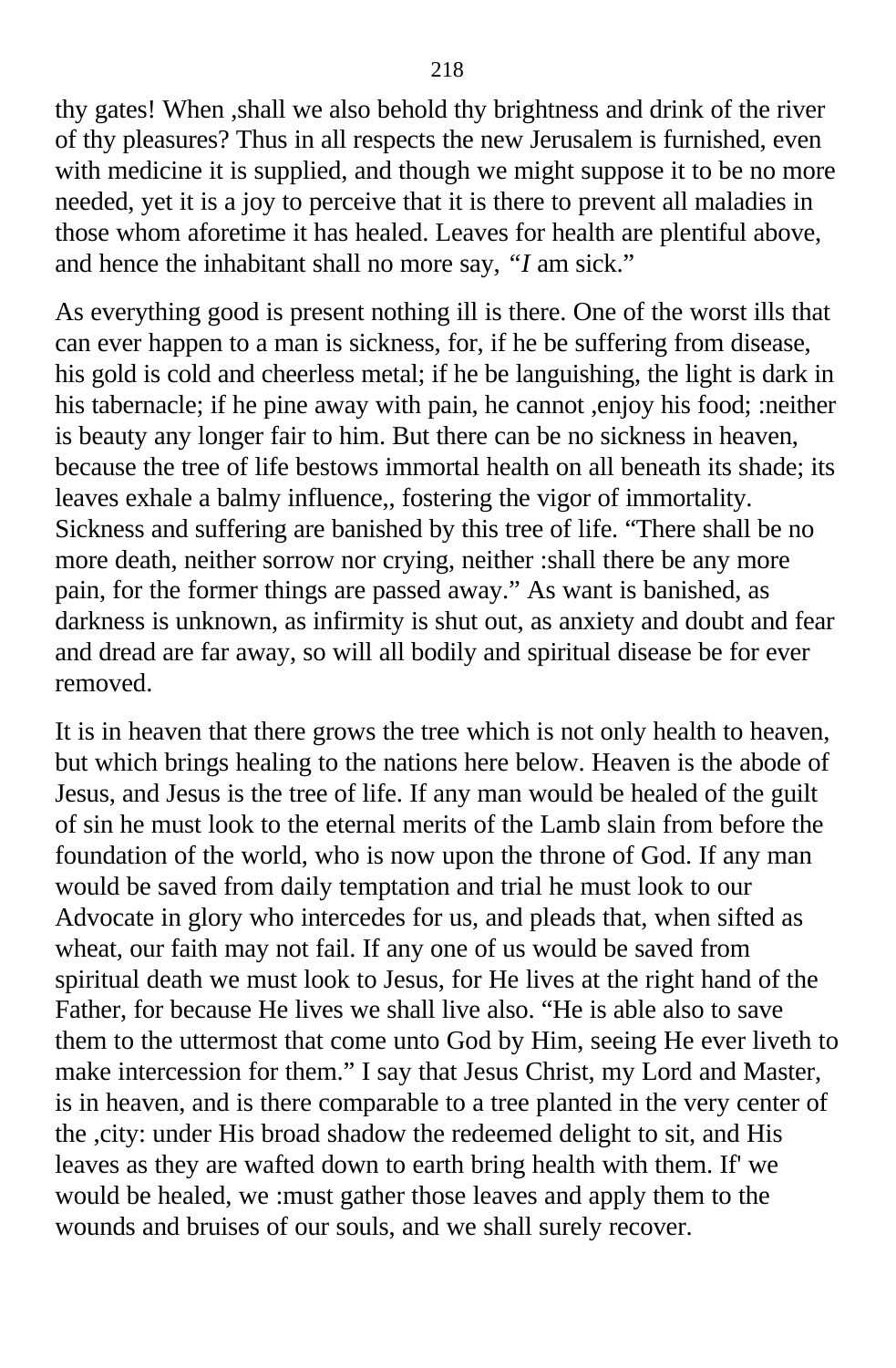thy gates! When ,shall we also behold thy brightness and drink of the river of thy pleasures? Thus in all respects the new Jerusalem is furnished, even with medicine it is supplied, and though we might suppose it to be no more needed, yet it is a joy to perceive that it is there to prevent all maladies in those whom aforetime it has healed. Leaves for health are plentiful above, and hence the inhabitant shall no more say, *"I* am sick."

As everything good is present nothing ill is there. One of the worst ills that can ever happen to a man is sickness, for, if he be suffering from disease, his gold is cold and cheerless metal; if he be languishing, the light is dark in his tabernacle; if he pine away with pain, he cannot ,enjoy his food; :neither is beauty any longer fair to him. But there can be no sickness in heaven, because the tree of life bestows immortal health on all beneath its shade; its leaves exhale a balmy influence,, fostering the vigor of immortality. Sickness and suffering are banished by this tree of life. "There shall be no more death, neither sorrow nor crying, neither :shall there be any more pain, for the former things are passed away." As want is banished, as darkness is unknown, as infirmity is shut out, as anxiety and doubt and fear and dread are far away, so will all bodily and spiritual disease be for ever removed.

It is in heaven that there grows the tree which is not only health to heaven, but which brings healing to the nations here below. Heaven is the abode of Jesus, and Jesus is the tree of life. If any man would be healed of the guilt of sin he must look to the eternal merits of the Lamb slain from before the foundation of the world, who is now upon the throne of God. If any man would be saved from daily temptation and trial he must look to our Advocate in glory who intercedes for us, and pleads that, when sifted as wheat, our faith may not fail. If any one of us would be saved from spiritual death we must look to Jesus, for He lives at the right hand of the Father, for because He lives we shall live also. "He is able also to save them to the uttermost that come unto God by Him, seeing He ever liveth to make intercession for them." I say that Jesus Christ, my Lord and Master, is in heaven, and is there comparable to a tree planted in the very center of the ,city: under His broad shadow the redeemed delight to sit, and His leaves as they are wafted down to earth bring health with them. If' we would be healed, we :must gather those leaves and apply them to the wounds and bruises of our souls, and we shall surely recover.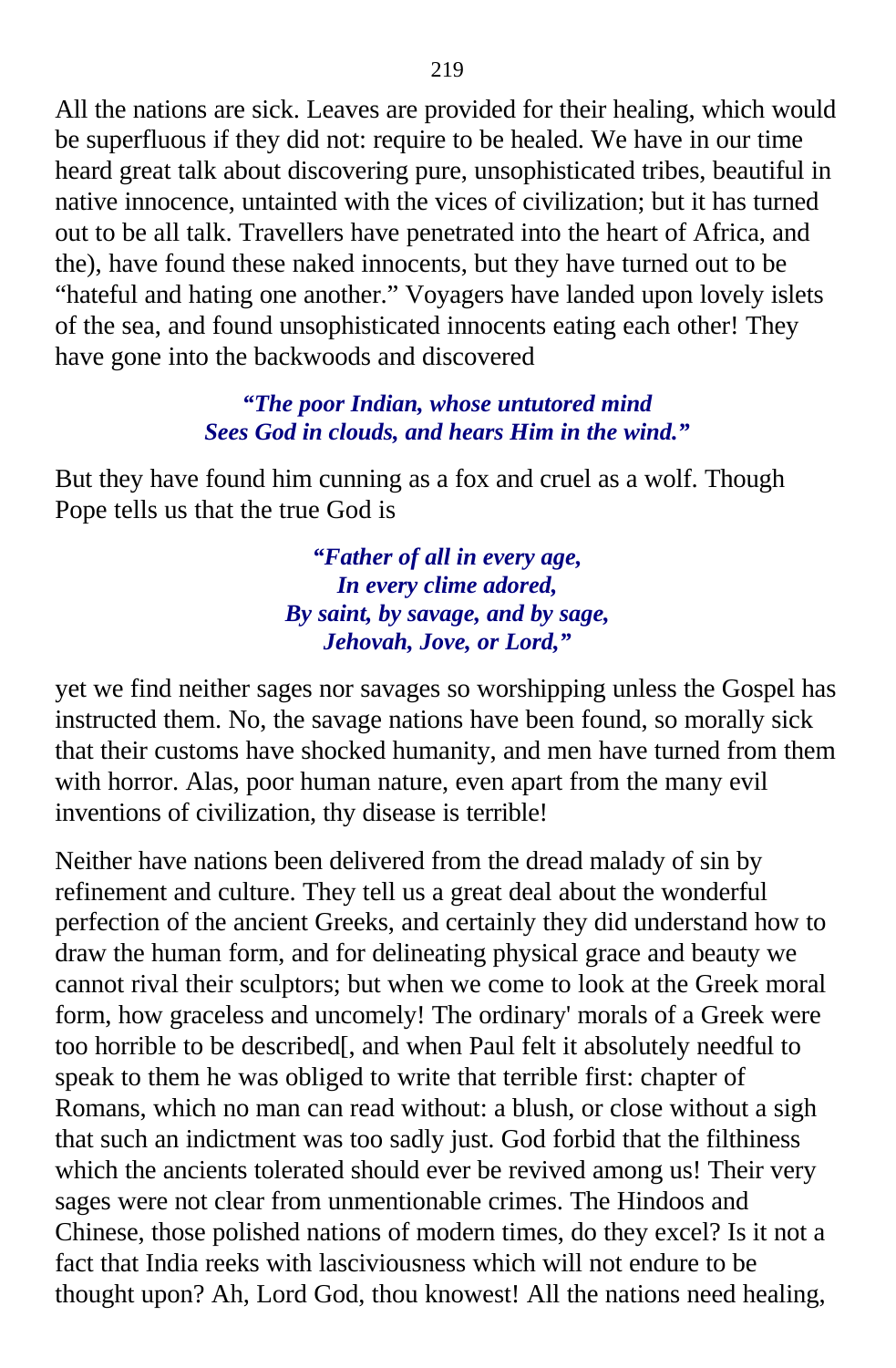All the nations are sick. Leaves are provided for their healing, which would be superfluous if they did not: require to be healed. We have in our time heard great talk about discovering pure, unsophisticated tribes, beautiful in native innocence, untainted with the vices of civilization; but it has turned out to be all talk. Travellers have penetrated into the heart of Africa, and the), have found these naked innocents, but they have turned out to be "hateful and hating one another." Voyagers have landed upon lovely islets of the sea, and found unsophisticated innocents eating each other! They have gone into the backwoods and discovered

> ***"The poor Indian, whose untutored mind***
> ***Sees God in clouds, and hears Him in the wind."***

But they have found him cunning as a fox and cruel as a wolf. Though Pope tells us that the true God is

> ***"Father of all in every age,***
> ***In every clime adored,***
> ***By saint, by savage, and by sage,***
> ***Jehovah, Jove, or Lord,"***

yet we find neither sages nor savages so worshipping unless the Gospel has instructed them. No, the savage nations have been found, so morally sick that their customs have shocked humanity, and men have turned from them with horror. Alas, poor human nature, even apart from the many evil inventions of civilization, thy disease is terrible!

Neither have nations been delivered from the dread malady of sin by refinement and culture. They tell us a great deal about the wonderful perfection of the ancient Greeks, and certainly they did understand how to draw the human form, and for delineating physical grace and beauty we cannot rival their sculptors; but when we come to look at the Greek moral form, how graceless and uncomely! The ordinary' morals of a Greek were too horrible to be described[, and when Paul felt it absolutely needful to speak to them he was obliged to write that terrible first: chapter of Romans, which no man can read without: a blush, or close without a sigh that such an indictment was too sadly just. God forbid that the filthiness which the ancients tolerated should ever be revived among us! Their very sages were not clear from unmentionable crimes. The Hindoos and Chinese, those polished nations of modern times, do they excel? Is it not a fact that India reeks with lasciviousness which will not endure to be thought upon? Ah, Lord God, thou knowest! All the nations need healing,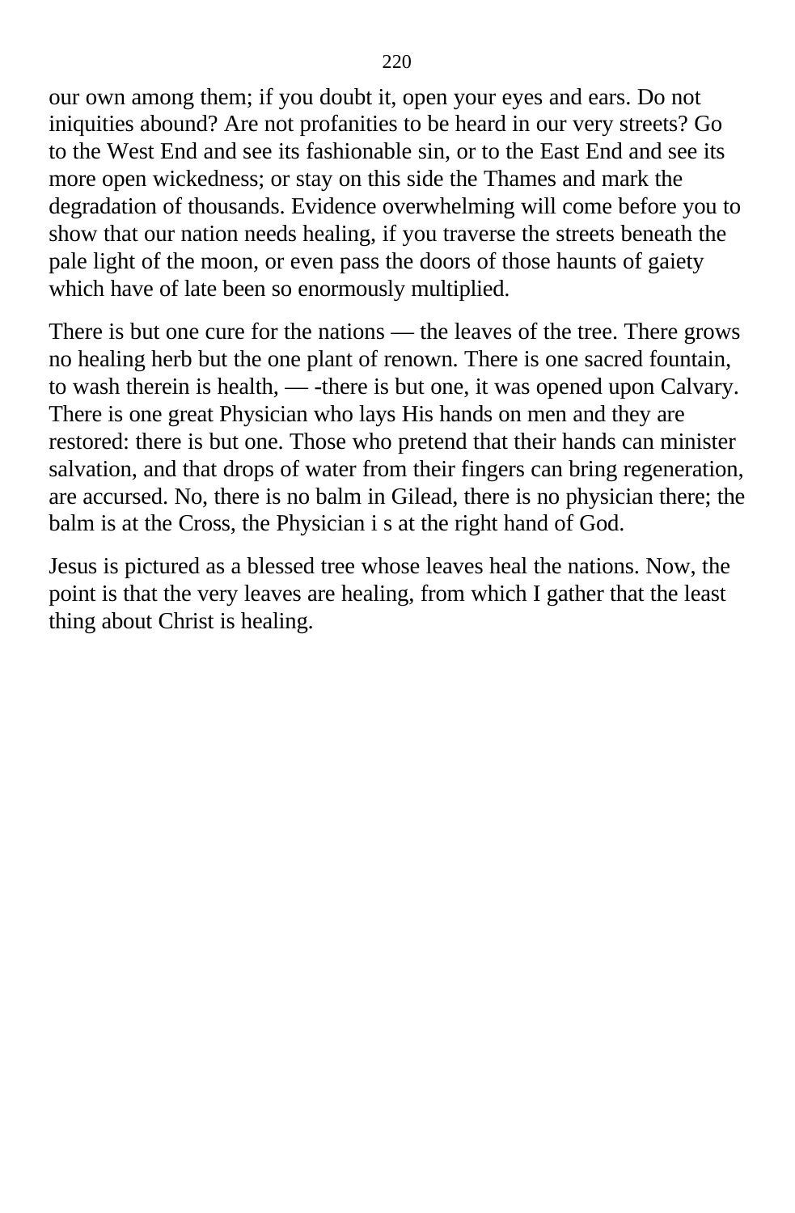our own among them; if you doubt it, open your eyes and ears. Do not iniquities abound? Are not profanities to be heard in our very streets? Go to the West End and see its fashionable sin, or to the East End and see its more open wickedness; or stay on this side the Thames and mark the degradation of thousands. Evidence overwhelming will come before you to show that our nation needs healing, if you traverse the streets beneath the pale light of the moon, or even pass the doors of those haunts of gaiety which have of late been so enormously multiplied.

There is but one cure for the nations — the leaves of the tree. There grows no healing herb but the one plant of renown. There is one sacred fountain, to wash therein is health, — -there is but one, it was opened upon Calvary. There is one great Physician who lays His hands on men and they are restored: there is but one. Those who pretend that their hands can minister salvation, and that drops of water from their fingers can bring regeneration, are accursed. No, there is no balm in Gilead, there is no physician there; the balm is at the Cross, the Physician i s at the right hand of God.

Jesus is pictured as a blessed tree whose leaves heal the nations. Now, the point is that the very leaves are healing, from which I gather that the least thing about Christ is healing.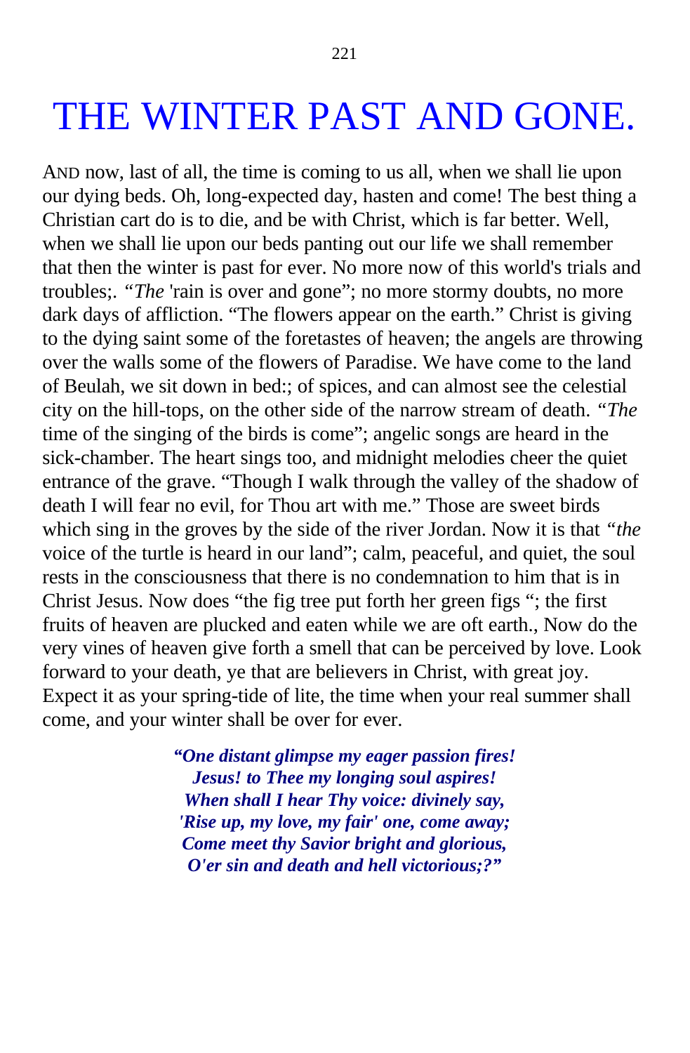# THE WINTER PAST AND GONE.

AND now, last of all, the time is coming to us all, when we shall lie upon our dying beds. Oh, long-expected day, hasten and come! The best thing a Christian cart do is to die, and be with Christ, which is far better. Well, when we shall lie upon our beds panting out our life we shall remember that then the winter is past for ever. No more now of this world's trials and troubles;. *"The* 'rain is over and gone"; no more stormy doubts, no more dark days of affliction. "The flowers appear on the earth." Christ is giving to the dying saint some of the foretastes of heaven; the angels are throwing over the walls some of the flowers of Paradise. We have come to the land of Beulah, we sit down in bed:; of spices, and can almost see the celestial city on the hill-tops, on the other side of the narrow stream of death. *"The* time of the singing of the birds is come"; angelic songs are heard in the sick-chamber. The heart sings too, and midnight melodies cheer the quiet entrance of the grave. "Though I walk through the valley of the shadow of death I will fear no evil, for Thou art with me." Those are sweet birds which sing in the groves by the side of the river Jordan. Now it is that *"the* voice of the turtle is heard in our land"; calm, peaceful, and quiet, the soul rests in the consciousness that there is no condemnation to him that is in Christ Jesus. Now does "the fig tree put forth her green figs "; the first fruits of heaven are plucked and eaten while we are oft earth., Now do the very vines of heaven give forth a smell that can be perceived by love. Look forward to your death, ye that are believers in Christ, with great joy. Expect it as your spring-tide of lite, the time when your real summer shall come, and your winter shall be over for ever.

***"One distant glimpse my eager passion fires!***
***Jesus! to Thee my longing soul aspires!***
***When shall I hear Thy voice: divinely say,***
***'Rise up, my love, my fair' one, come away;***
***Come meet thy Savior bright and glorious,***
***O'er sin and death and hell victorious;?"***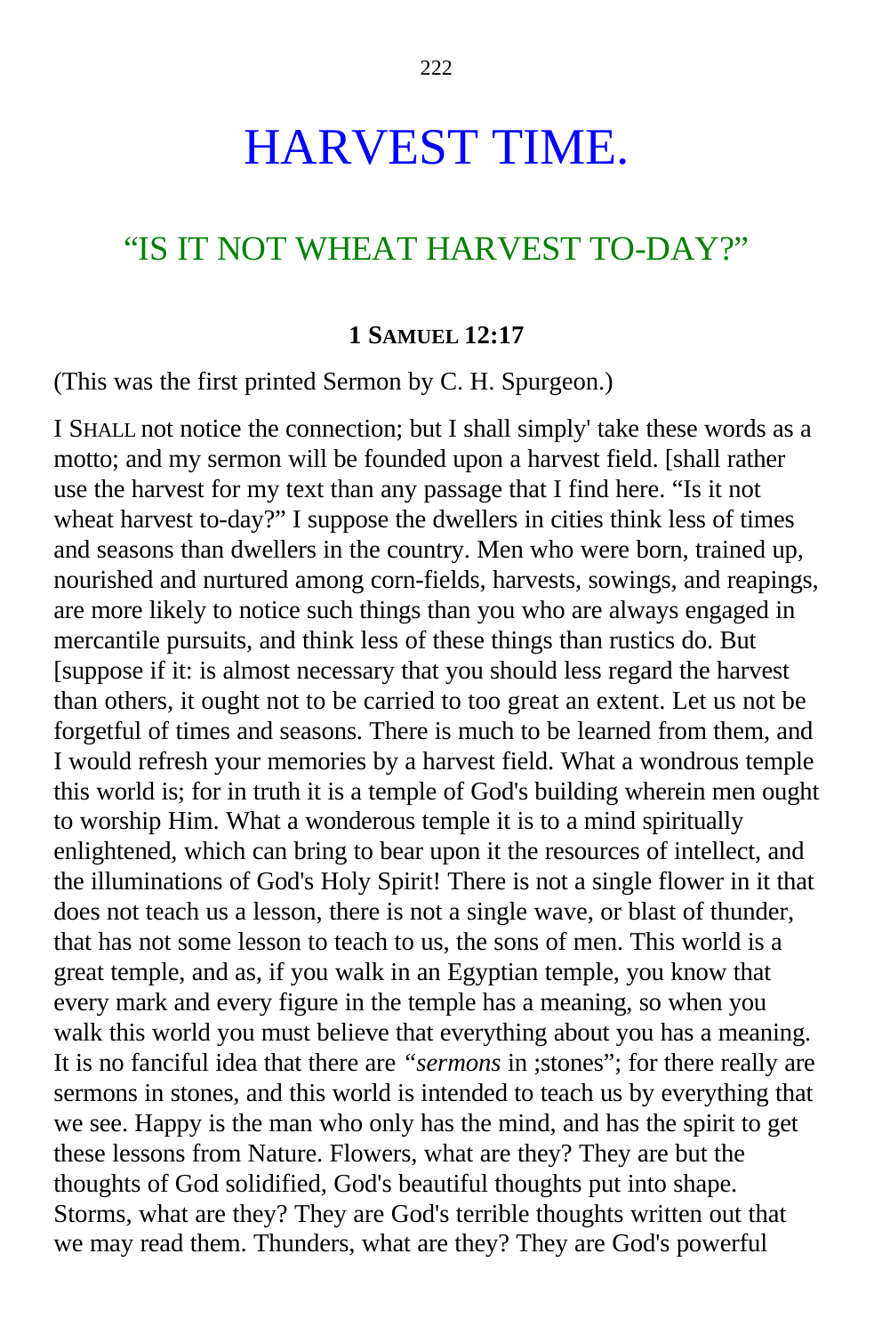# HARVEST TIME.

## “IS IT NOT WHEAT HARVEST TO-DAY?”

### 1 SAMUEL 12:17

(This was the first printed Sermon by C. H. Spurgeon.)

I SHALL not notice the connection; but I shall simply' take these words as a motto; and my sermon will be founded upon a harvest field. [shall rather use the harvest for my text than any passage that I find here. “Is it not wheat harvest to-day?” I suppose the dwellers in cities think less of times and seasons than dwellers in the country. Men who were born, trained up, nourished and nurtured among corn-fields, harvests, sowings, and reapings, are more likely to notice such things than you who are always engaged in mercantile pursuits, and think less of these things than rustics do. But [suppose if it: is almost necessary that you should less regard the harvest than others, it ought not to be carried to too great an extent. Let us not be forgetful of times and seasons. There is much to be learned from them, and I would refresh your memories by a harvest field. What a wondrous temple this world is; for in truth it is a temple of God's building wherein men ought to worship Him. What a wonderous temple it is to a mind spiritually enlightened, which can bring to bear upon it the resources of intellect, and the illuminations of God's Holy Spirit! There is not a single flower in it that does not teach us a lesson, there is not a single wave, or blast of thunder, that has not some lesson to teach to us, the sons of men. This world is a great temple, and as, if you walk in an Egyptian temple, you know that every mark and every figure in the temple has a meaning, so when you walk this world you must believe that everything about you has a meaning. It is no fanciful idea that there are *“sermons* in ;stones”; for there really are sermons in stones, and this world is intended to teach us by everything that we see. Happy is the man who only has the mind, and has the spirit to get these lessons from Nature. Flowers, what are they? They are but the thoughts of God solidified, God's beautiful thoughts put into shape. Storms, what are they? They are God's terrible thoughts written out that we may read them. Thunders, what are they? They are God's powerful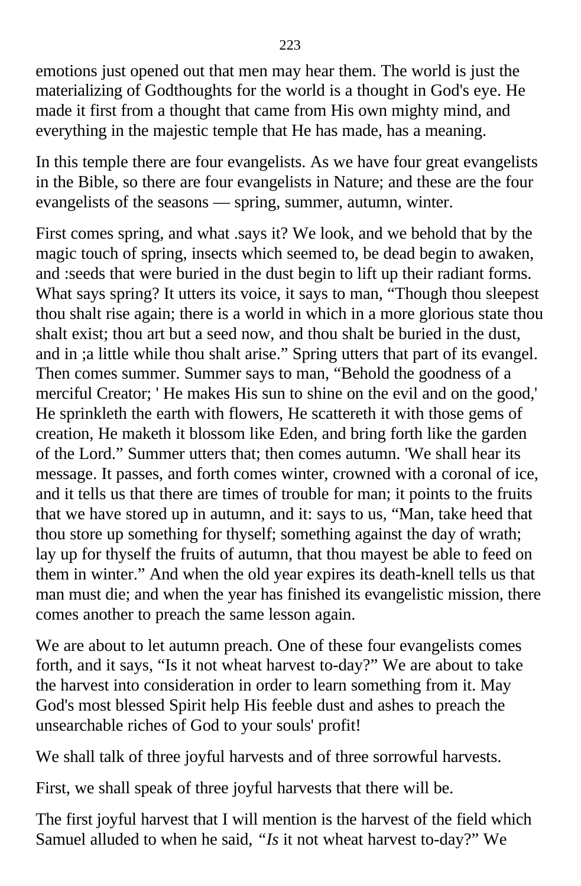emotions just opened out that men may hear them. The world is just the materializing of Godthoughts for the world is a thought in God's eye. He made it first from a thought that came from His own mighty mind, and everything in the majestic temple that He has made, has a meaning.

In this temple there are four evangelists. As we have four great evangelists in the Bible, so there are four evangelists in Nature; and these are the four evangelists of the seasons — spring, summer, autumn, winter.

First comes spring, and what .says it? We look, and we behold that by the magic touch of spring, insects which seemed to, be dead begin to awaken, and :seeds that were buried in the dust begin to lift up their radiant forms. What says spring? It utters its voice, it says to man, "Though thou sleepest thou shalt rise again; there is a world in which in a more glorious state thou shalt exist; thou art but a seed now, and thou shalt be buried in the dust, and in ;a little while thou shalt arise." Spring utters that part of its evangel. Then comes summer. Summer says to man, "Behold the goodness of a merciful Creator; ' He makes His sun to shine on the evil and on the good,' He sprinkleth the earth with flowers, He scattereth it with those gems of creation, He maketh it blossom like Eden, and bring forth like the garden of the Lord." Summer utters that; then comes autumn. 'We shall hear its message. It passes, and forth comes winter, crowned with a coronal of ice, and it tells us that there are times of trouble for man; it points to the fruits that we have stored up in autumn, and it: says to us, "Man, take heed that thou store up something for thyself; something against the day of wrath; lay up for thyself the fruits of autumn, that thou mayest be able to feed on them in winter." And when the old year expires its death-knell tells us that man must die; and when the year has finished its evangelistic mission, there comes another to preach the same lesson again.

We are about to let autumn preach. One of these four evangelists comes forth, and it says, "Is it not wheat harvest to-day?" We are about to take the harvest into consideration in order to learn something from it. May God's most blessed Spirit help His feeble dust and ashes to preach the unsearchable riches of God to your souls' profit!

We shall talk of three joyful harvests and of three sorrowful harvests.

First, we shall speak of three joyful harvests that there will be.

The first joyful harvest that I will mention is the harvest of the field which Samuel alluded to when he said, "*Is* it not wheat harvest to-day?" We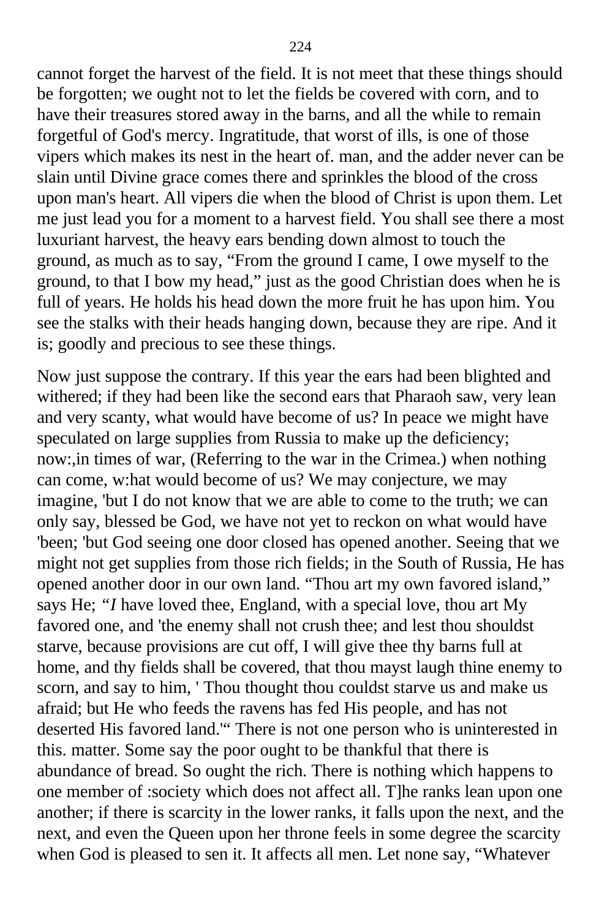cannot forget the harvest of the field. It is not meet that these things should be forgotten; we ought not to let the fields be covered with corn, and to have their treasures stored away in the barns, and all the while to remain forgetful of God's mercy. Ingratitude, that worst of ills, is one of those vipers which makes its nest in the heart of. man, and the adder never can be slain until Divine grace comes there and sprinkles the blood of the cross upon man's heart. All vipers die when the blood of Christ is upon them. Let me just lead you for a moment to a harvest field. You shall see there a most luxuriant harvest, the heavy ears bending down almost to touch the ground, as much as to say, "From the ground I came, I owe myself to the ground, to that I bow my head," just as the good Christian does when he is full of years. He holds his head down the more fruit he has upon him. You see the stalks with their heads hanging down, because they are ripe. And it is; goodly and precious to see these things.

Now just suppose the contrary. If this year the ears had been blighted and withered; if they had been like the second ears that Pharaoh saw, very lean and very scanty, what would have become of us? In peace we might have speculated on large supplies from Russia to make up the deficiency; now:,in times of war, (Referring to the war in the Crimea.) when nothing can come, w:hat would become of us? We may conjecture, we may imagine, 'but I do not know that we are able to come to the truth; we can only say, blessed be God, we have not yet to reckon on what would have 'been; 'but God seeing one door closed has opened another. Seeing that we might not get supplies from those rich fields; in the South of Russia, He has opened another door in our own land. "Thou art my own favored island," says He; *"I* have loved thee, England, with a special love, thou art My favored one, and 'the enemy shall not crush thee; and lest thou shouldst starve, because provisions are cut off, I will give thee thy barns full at home, and thy fields shall be covered, that thou mayst laugh thine enemy to scorn, and say to him, ' Thou thought thou couldst starve us and make us afraid; but He who feeds the ravens has fed His people, and has not deserted His favored land.'" There is not one person who is uninterested in this. matter. Some say the poor ought to be thankful that there is abundance of bread. So ought the rich. There is nothing which happens to one member of :society which does not affect all. T]he ranks lean upon one another; if there is scarcity in the lower ranks, it falls upon the next, and the next, and even the Queen upon her throne feels in some degree the scarcity when God is pleased to sen it. It affects all men. Let none say, "Whatever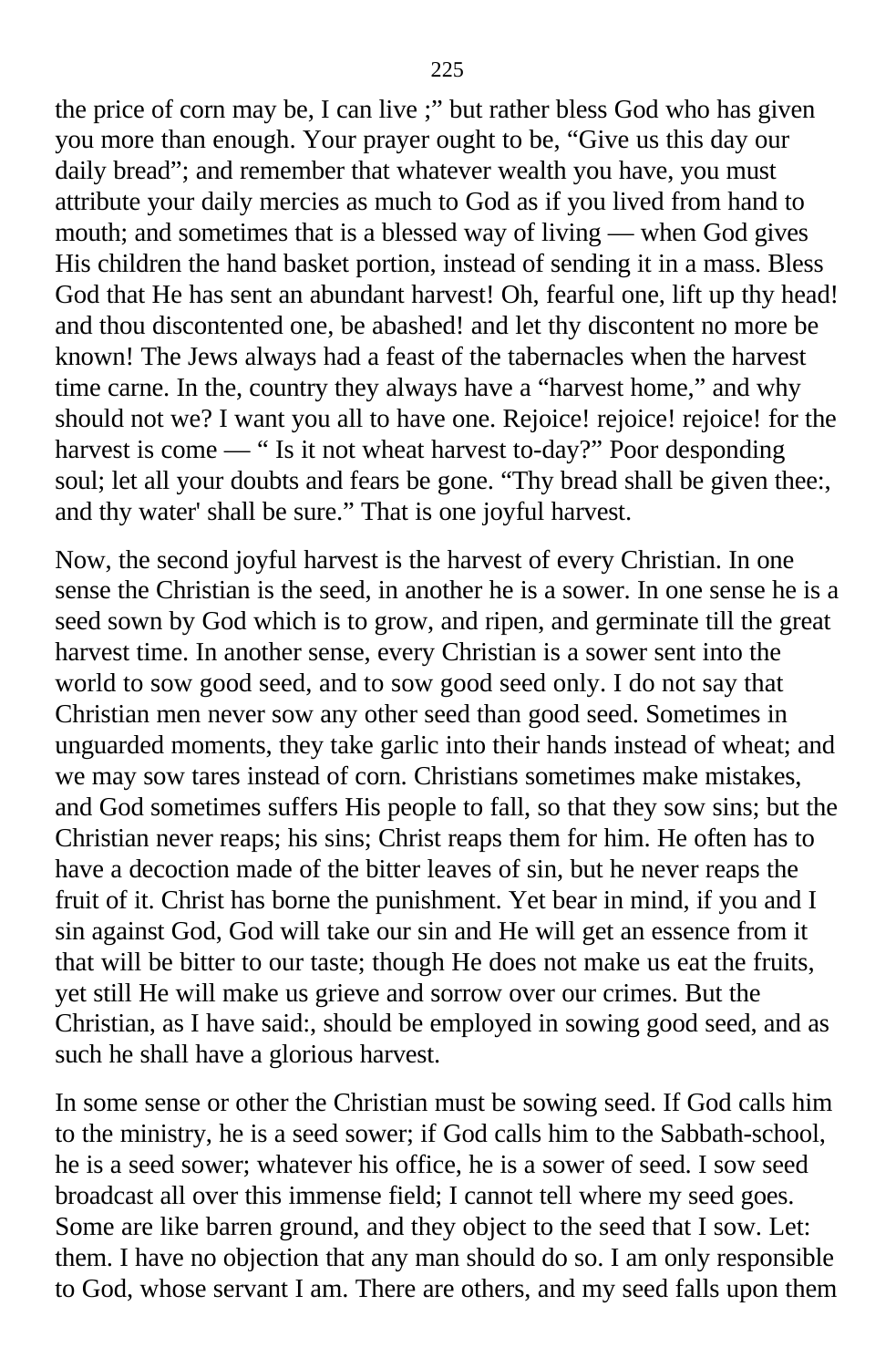the price of corn may be, I can live ;" but rather bless God who has given you more than enough. Your prayer ought to be, "Give us this day our daily bread"; and remember that whatever wealth you have, you must attribute your daily mercies as much to God as if you lived from hand to mouth; and sometimes that is a blessed way of living — when God gives His children the hand basket portion, instead of sending it in a mass. Bless God that He has sent an abundant harvest! Oh, fearful one, lift up thy head! and thou discontented one, be abashed! and let thy discontent no more be known! The Jews always had a feast of the tabernacles when the harvest time carne. In the, country they always have a "harvest home," and why should not we? I want you all to have one. Rejoice! rejoice! rejoice! for the harvest is come — " Is it not wheat harvest to-day?" Poor desponding soul; let all your doubts and fears be gone. "Thy bread shall be given thee:, and thy water' shall be sure." That is one joyful harvest.

Now, the second joyful harvest is the harvest of every Christian. In one sense the Christian is the seed, in another he is a sower. In one sense he is a seed sown by God which is to grow, and ripen, and germinate till the great harvest time. In another sense, every Christian is a sower sent into the world to sow good seed, and to sow good seed only. I do not say that Christian men never sow any other seed than good seed. Sometimes in unguarded moments, they take garlic into their hands instead of wheat; and we may sow tares instead of corn. Christians sometimes make mistakes, and God sometimes suffers His people to fall, so that they sow sins; but the Christian never reaps; his sins; Christ reaps them for him. He often has to have a decoction made of the bitter leaves of sin, but he never reaps the fruit of it. Christ has borne the punishment. Yet bear in mind, if you and I sin against God, God will take our sin and He will get an essence from it that will be bitter to our taste; though He does not make us eat the fruits, yet still He will make us grieve and sorrow over our crimes. But the Christian, as I have said:, should be employed in sowing good seed, and as such he shall have a glorious harvest.

In some sense or other the Christian must be sowing seed. If God calls him to the ministry, he is a seed sower; if God calls him to the Sabbath-school, he is a seed sower; whatever his office, he is a sower of seed. I sow seed broadcast all over this immense field; I cannot tell where my seed goes. Some are like barren ground, and they object to the seed that I sow. Let: them. I have no objection that any man should do so. I am only responsible to God, whose servant I am. There are others, and my seed falls upon them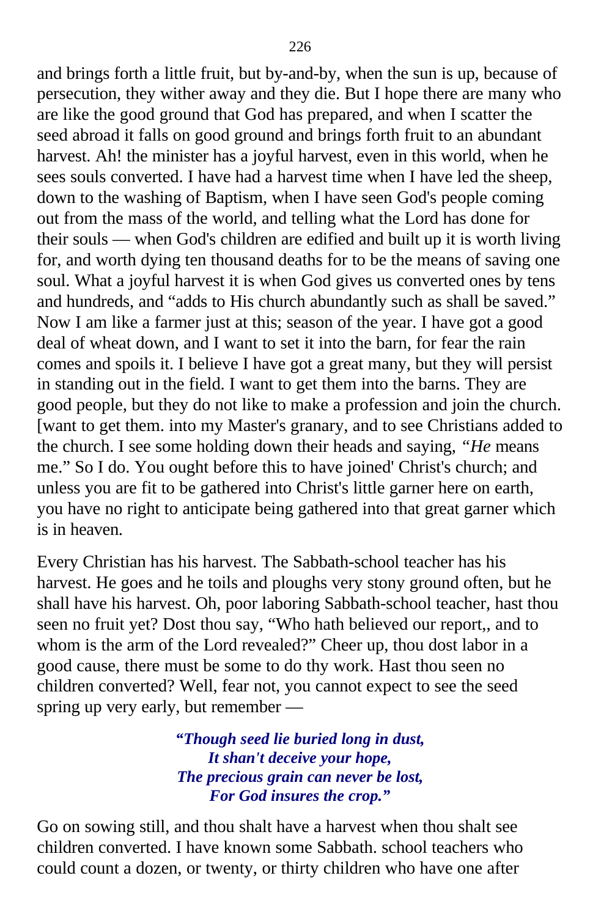and brings forth a little fruit, but by-and-by, when the sun is up, because of persecution, they wither away and they die. But I hope there are many who are like the good ground that God has prepared, and when I scatter the seed abroad it falls on good ground and brings forth fruit to an abundant harvest. Ah! the minister has a joyful harvest, even in this world, when he sees souls converted. I have had a harvest time when I have led the sheep, down to the washing of Baptism, when I have seen God's people coming out from the mass of the world, and telling what the Lord has done for their souls — when God's children are edified and built up it is worth living for, and worth dying ten thousand deaths for to be the means of saving one soul. What a joyful harvest it is when God gives us converted ones by tens and hundreds, and "adds to His church abundantly such as shall be saved." Now I am like a farmer just at this; season of the year. I have got a good deal of wheat down, and I want to set it into the barn, for fear the rain comes and spoils it. I believe I have got a great many, but they will persist in standing out in the field. I want to get them into the barns. They are good people, but they do not like to make a profession and join the church. [want to get them. into my Master's granary, and to see Christians added to the church. I see some holding down their heads and saying, "*He* means me." So I do. You ought before this to have joined' Christ's church; and unless you are fit to be gathered into Christ's little garner here on earth, you have no right to anticipate being gathered into that great garner which is in heaven.

Every Christian has his harvest. The Sabbath-school teacher has his harvest. He goes and he toils and ploughs very stony ground often, but he shall have his harvest. Oh, poor laboring Sabbath-school teacher, hast thou seen no fruit yet? Dost thou say, "Who hath believed our report,, and to whom is the arm of the Lord revealed?" Cheer up, thou dost labor in a good cause, there must be some to do thy work. Hast thou seen no children converted? Well, fear not, you cannot expect to see the seed spring up very early, but remember —

> ***"Though seed lie buried long in dust,***
> ***It shan't deceive your hope,***
> ***The precious grain can never be lost,***
> ***For God insures the crop."***

Go on sowing still, and thou shalt have a harvest when thou shalt see children converted. I have known some Sabbath. school teachers who could count a dozen, or twenty, or thirty children who have one after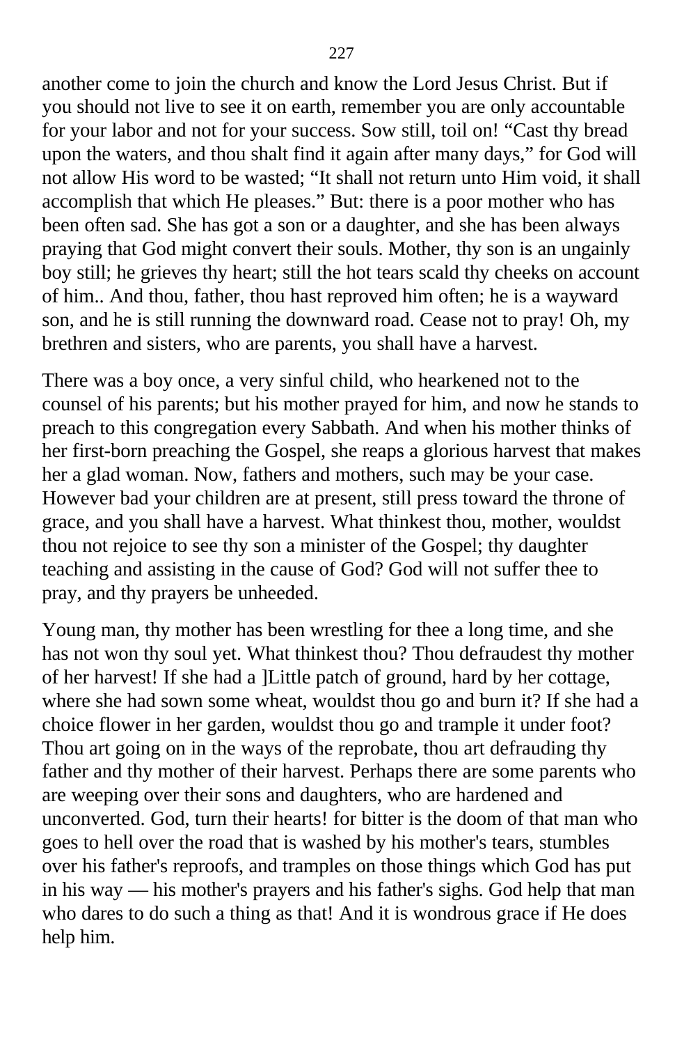another come to join the church and know the Lord Jesus Christ. But if you should not live to see it on earth, remember you are only accountable for your labor and not for your success. Sow still, toil on! “Cast thy bread upon the waters, and thou shalt find it again after many days,” for God will not allow His word to be wasted; “It shall not return unto Him void, it shall accomplish that which He pleases.” But: there is a poor mother who has been often sad. She has got a son or a daughter, and she has been always praying that God might convert their souls. Mother, thy son is an ungainly boy still; he grieves thy heart; still the hot tears scald thy cheeks on account of him.. And thou, father, thou hast reproved him often; he is a wayward son, and he is still running the downward road. Cease not to pray! Oh, my brethren and sisters, who are parents, you shall have a harvest.

There was a boy once, a very sinful child, who hearkened not to the counsel of his parents; but his mother prayed for him, and now he stands to preach to this congregation every Sabbath. And when his mother thinks of her first-born preaching the Gospel, she reaps a glorious harvest that makes her a glad woman. Now, fathers and mothers, such may be your case. However bad your children are at present, still press toward the throne of grace, and you shall have a harvest. What thinkest thou, mother, wouldst thou not rejoice to see thy son a minister of the Gospel; thy daughter teaching and assisting in the cause of God? God will not suffer thee to pray, and thy prayers be unheeded.

Young man, thy mother has been wrestling for thee a long time, and she has not won thy soul yet. What thinkest thou? Thou defraudest thy mother of her harvest! If she had a ]Little patch of ground, hard by her cottage, where she had sown some wheat, wouldst thou go and burn it? If she had a choice flower in her garden, wouldst thou go and trample it under foot? Thou art going on in the ways of the reprobate, thou art defrauding thy father and thy mother of their harvest. Perhaps there are some parents who are weeping over their sons and daughters, who are hardened and unconverted. God, turn their hearts! for bitter is the doom of that man who goes to hell over the road that is washed by his mother's tears, stumbles over his father's reproofs, and tramples on those things which God has put in his way — his mother's prayers and his father's sighs. God help that man who dares to do such a thing as that! And it is wondrous grace if He does help him.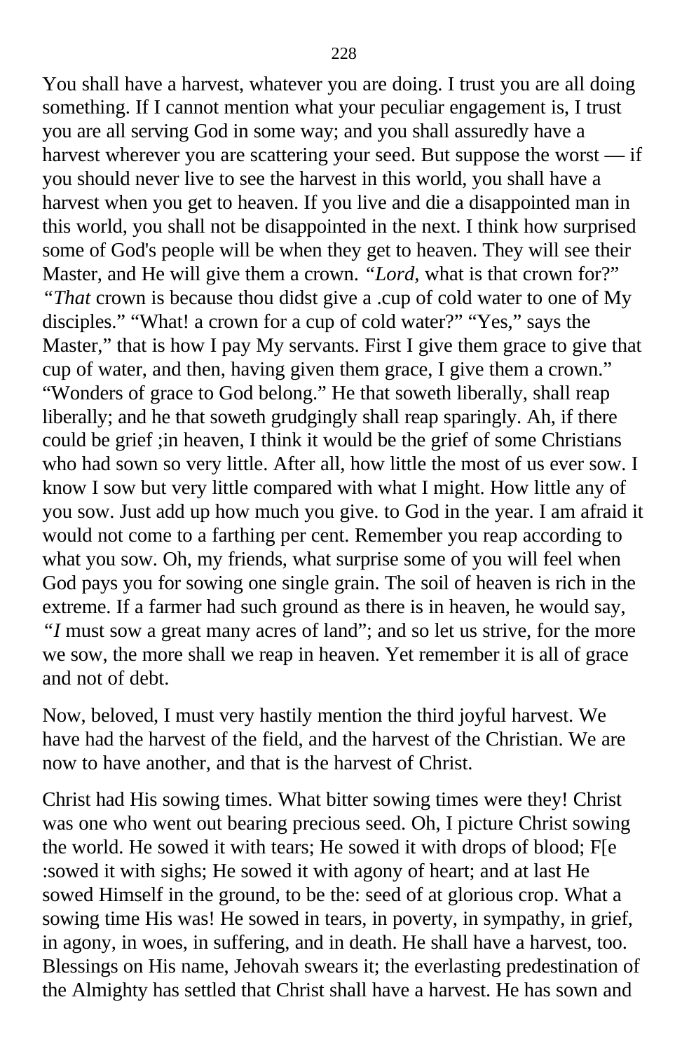You shall have a harvest, whatever you are doing. I trust you are all doing something. If I cannot mention what your peculiar engagement is, I trust you are all serving God in some way; and you shall assuredly have a harvest wherever you are scattering your seed. But suppose the worst — if you should never live to see the harvest in this world, you shall have a harvest when you get to heaven. If you live and die a disappointed man in this world, you shall not be disappointed in the next. I think how surprised some of God's people will be when they get to heaven. They will see their Master, and He will give them a crown. *"Lord,* what is that crown for?" *"That* crown is because thou didst give a .cup of cold water to one of My disciples." "What! a crown for a cup of cold water?" "Yes," says the Master," that is how I pay My servants. First I give them grace to give that cup of water, and then, having given them grace, I give them a crown." "Wonders of grace to God belong." He that soweth liberally, shall reap liberally; and he that soweth grudgingly shall reap sparingly. Ah, if there could be grief ;in heaven, I think it would be the grief of some Christians who had sown so very little. After all, how little the most of us ever sow. I know I sow but very little compared with what I might. How little any of you sow. Just add up how much you give. to God in the year. I am afraid it would not come to a farthing per cent. Remember you reap according to what you sow. Oh, my friends, what surprise some of you will feel when God pays you for sowing one single grain. The soil of heaven is rich in the extreme. If a farmer had such ground as there is in heaven, he would say, *"I* must sow a great many acres of land"; and so let us strive, for the more we sow, the more shall we reap in heaven. Yet remember it is all of grace and not of debt.

Now, beloved, I must very hastily mention the third joyful harvest. We have had the harvest of the field, and the harvest of the Christian. We are now to have another, and that is the harvest of Christ.

Christ had His sowing times. What bitter sowing times were they! Christ was one who went out bearing precious seed. Oh, I picture Christ sowing the world. He sowed it with tears; He sowed it with drops of blood; F[e :sowed it with sighs; He sowed it with agony of heart; and at last He sowed Himself in the ground, to be the: seed of at glorious crop. What a sowing time His was! He sowed in tears, in poverty, in sympathy, in grief, in agony, in woes, in suffering, and in death. He shall have a harvest, too. Blessings on His name, Jehovah swears it; the everlasting predestination of the Almighty has settled that Christ shall have a harvest. He has sown and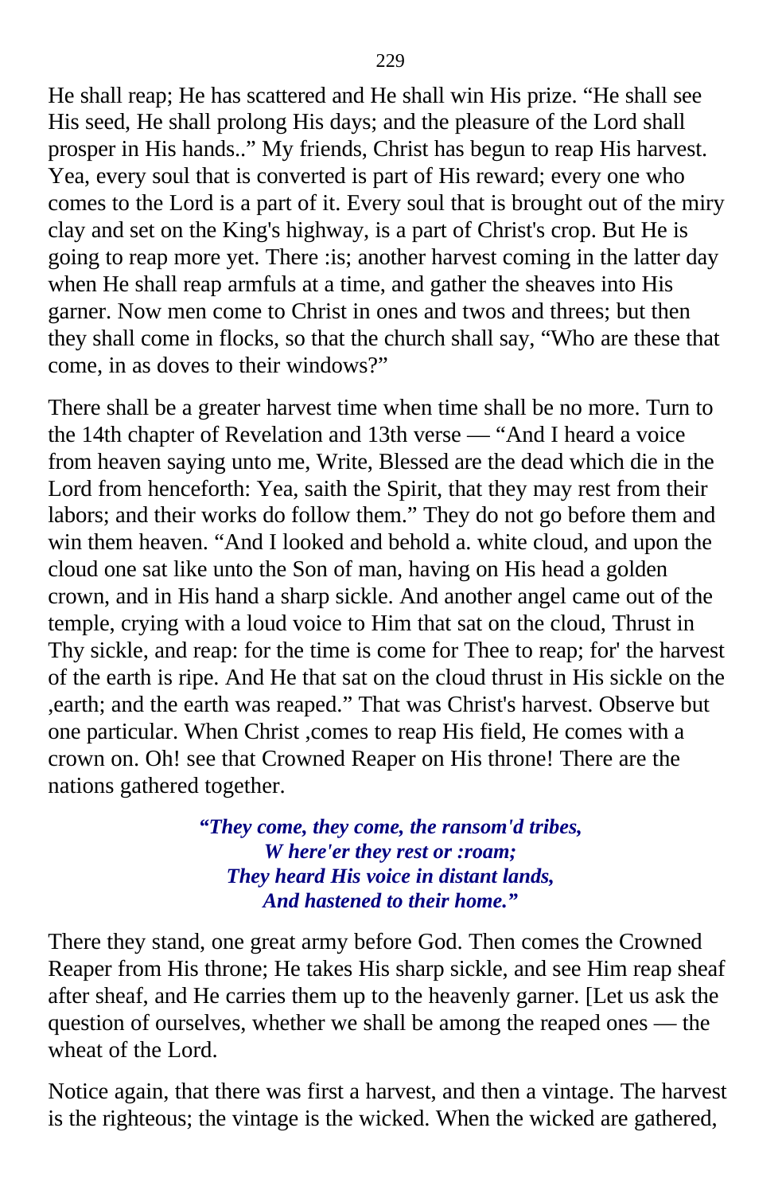He shall reap; He has scattered and He shall win His prize. “He shall see His seed, He shall prolong His days; and the pleasure of the Lord shall prosper in His hands..” My friends, Christ has begun to reap His harvest. Yea, every soul that is converted is part of His reward; every one who comes to the Lord is a part of it. Every soul that is brought out of the miry clay and set on the King's highway, is a part of Christ's crop. But He is going to reap more yet. There :is; another harvest coming in the latter day when He shall reap armfuls at a time, and gather the sheaves into His garner. Now men come to Christ in ones and twos and threes; but then they shall come in flocks, so that the church shall say, “Who are these that come, in as doves to their windows?”

There shall be a greater harvest time when time shall be no more. Turn to the 14th chapter of Revelation and 13th verse — “And I heard a voice from heaven saying unto me, Write, Blessed are the dead which die in the Lord from henceforth: Yea, saith the Spirit, that they may rest from their labors; and their works do follow them.” They do not go before them and win them heaven. “And I looked and behold a. white cloud, and upon the cloud one sat like unto the Son of man, having on His head a golden crown, and in His hand a sharp sickle. And another angel came out of the temple, crying with a loud voice to Him that sat on the cloud, Thrust in Thy sickle, and reap: for the time is come for Thee to reap; for' the harvest of the earth is ripe. And He that sat on the cloud thrust in His sickle on the ,earth; and the earth was reaped.” That was Christ's harvest. Observe but one particular. When Christ ,comes to reap His field, He comes with a crown on. Oh! see that Crowned Reaper on His throne! There are the nations gathered together.

***“They come, they come, the ransom'd tribes,***
***W here'er they rest or :roam;***
***They heard His voice in distant lands,***
***And hastened to their home.”***

There they stand, one great army before God. Then comes the Crowned Reaper from His throne; He takes His sharp sickle, and see Him reap sheaf after sheaf, and He carries them up to the heavenly garner. [Let us ask the question of ourselves, whether we shall be among the reaped ones — the wheat of the Lord.

Notice again, that there was first a harvest, and then a vintage. The harvest is the righteous; the vintage is the wicked. When the wicked are gathered,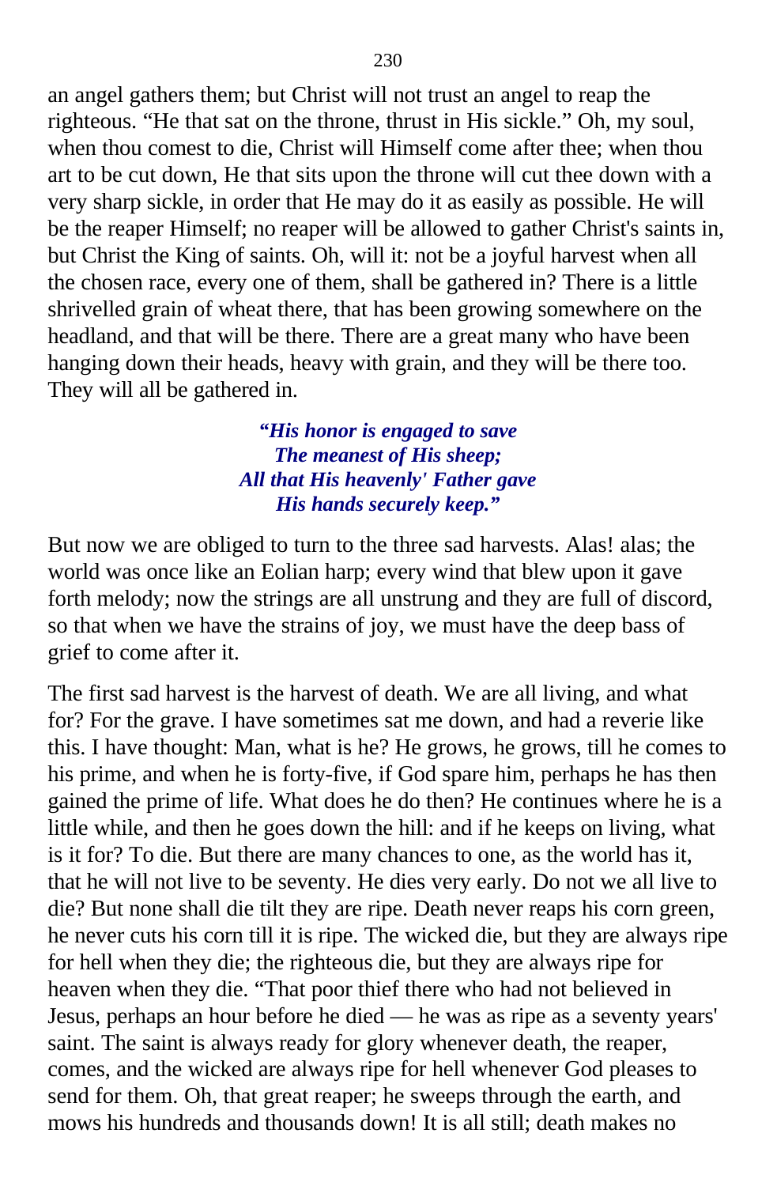an angel gathers them; but Christ will not trust an angel to reap the righteous. “He that sat on the throne, thrust in His sickle.” Oh, my soul, when thou comest to die, Christ will Himself come after thee; when thou art to be cut down, He that sits upon the throne will cut thee down with a very sharp sickle, in order that He may do it as easily as possible. He will be the reaper Himself; no reaper will be allowed to gather Christ's saints in, but Christ the King of saints. Oh, will it: not be a joyful harvest when all the chosen race, every one of them, shall be gathered in? There is a little shrivelled grain of wheat there, that has been growing somewhere on the headland, and that will be there. There are a great many who have been hanging down their heads, heavy with grain, and they will be there too. They will all be gathered in.

> ***“His honor is engaged to save***
> ***The meanest of His sheep;***
> ***All that His heavenly' Father gave***
> ***His hands securely keep.”***

But now we are obliged to turn to the three sad harvests. Alas! alas; the world was once like an Eolian harp; every wind that blew upon it gave forth melody; now the strings are all unstrung and they are full of discord, so that when we have the strains of joy, we must have the deep bass of grief to come after it.

The first sad harvest is the harvest of death. We are all living, and what for? For the grave. I have sometimes sat me down, and had a reverie like this. I have thought: Man, what is he? He grows, he grows, till he comes to his prime, and when he is forty-five, if God spare him, perhaps he has then gained the prime of life. What does he do then? He continues where he is a little while, and then he goes down the hill: and if he keeps on living, what is it for? To die. But there are many chances to one, as the world has it, that he will not live to be seventy. He dies very early. Do not we all live to die? But none shall die tilt they are ripe. Death never reaps his corn green, he never cuts his corn till it is ripe. The wicked die, but they are always ripe for hell when they die; the righteous die, but they are always ripe for heaven when they die. “That poor thief there who had not believed in Jesus, perhaps an hour before he died — he was as ripe as a seventy years' saint. The saint is always ready for glory whenever death, the reaper, comes, and the wicked are always ripe for hell whenever God pleases to send for them. Oh, that great reaper; he sweeps through the earth, and mows his hundreds and thousands down! It is all still; death makes no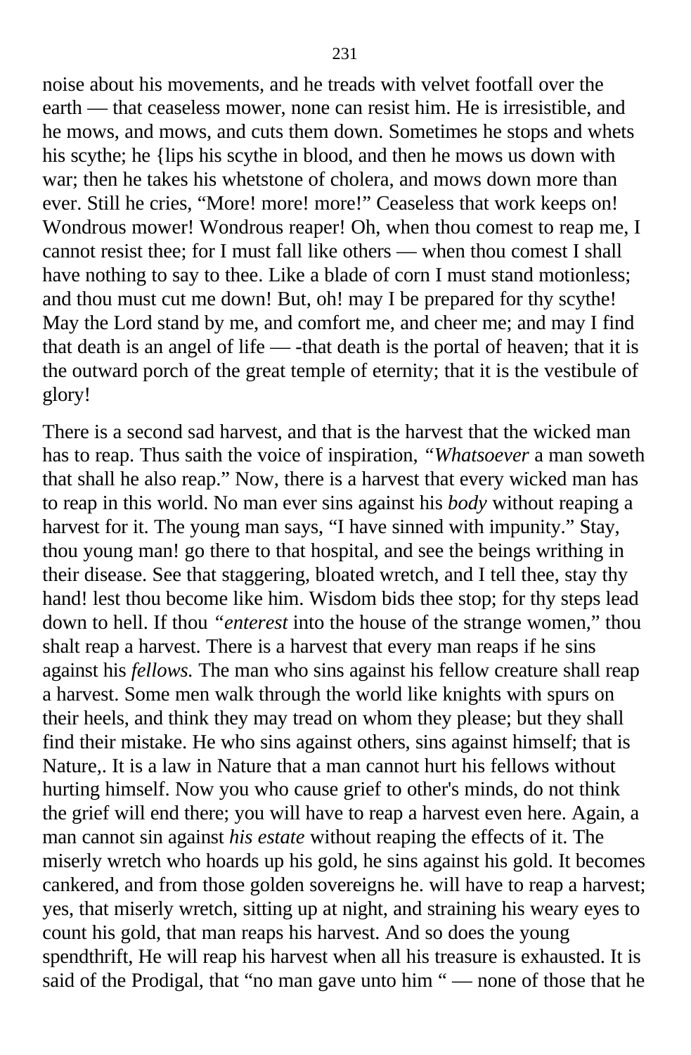noise about his movements, and he treads with velvet footfall over the earth — that ceaseless mower, none can resist him. He is irresistible, and he mows, and mows, and cuts them down. Sometimes he stops and whets his scythe; he {lips his scythe in blood, and then he mows us down with war; then he takes his whetstone of cholera, and mows down more than ever. Still he cries, "More! more! more!" Ceaseless that work keeps on! Wondrous mower! Wondrous reaper! Oh, when thou comest to reap me, I cannot resist thee; for I must fall like others — when thou comest I shall have nothing to say to thee. Like a blade of corn I must stand motionless; and thou must cut me down! But, oh! may I be prepared for thy scythe! May the Lord stand by me, and comfort me, and cheer me; and may I find that death is an angel of life — -that death is the portal of heaven; that it is the outward porch of the great temple of eternity; that it is the vestibule of glory!

There is a second sad harvest, and that is the harvest that the wicked man has to reap. Thus saith the voice of inspiration, *"Whatsoever* a man soweth that shall he also reap." Now, there is a harvest that every wicked man has to reap in this world. No man ever sins against his *body* without reaping a harvest for it. The young man says, "I have sinned with impunity." Stay, thou young man! go there to that hospital, and see the beings writhing in their disease. See that staggering, bloated wretch, and I tell thee, stay thy hand! lest thou become like him. Wisdom bids thee stop; for thy steps lead down to hell. If thou *"enterest* into the house of the strange women," thou shalt reap a harvest. There is a harvest that every man reaps if he sins against his *fellows.* The man who sins against his fellow creature shall reap a harvest. Some men walk through the world like knights with spurs on their heels, and think they may tread on whom they please; but they shall find their mistake. He who sins against others, sins against himself; that is Nature,. It is a law in Nature that a man cannot hurt his fellows without hurting himself. Now you who cause grief to other's minds, do not think the grief will end there; you will have to reap a harvest even here. Again, a man cannot sin against *his estate* without reaping the effects of it. The miserly wretch who hoards up his gold, he sins against his gold. It becomes cankered, and from those golden sovereigns he. will have to reap a harvest; yes, that miserly wretch, sitting up at night, and straining his weary eyes to count his gold, that man reaps his harvest. And so does the young spendthrift, He will reap his harvest when all his treasure is exhausted. It is said of the Prodigal, that "no man gave unto him " — none of those that he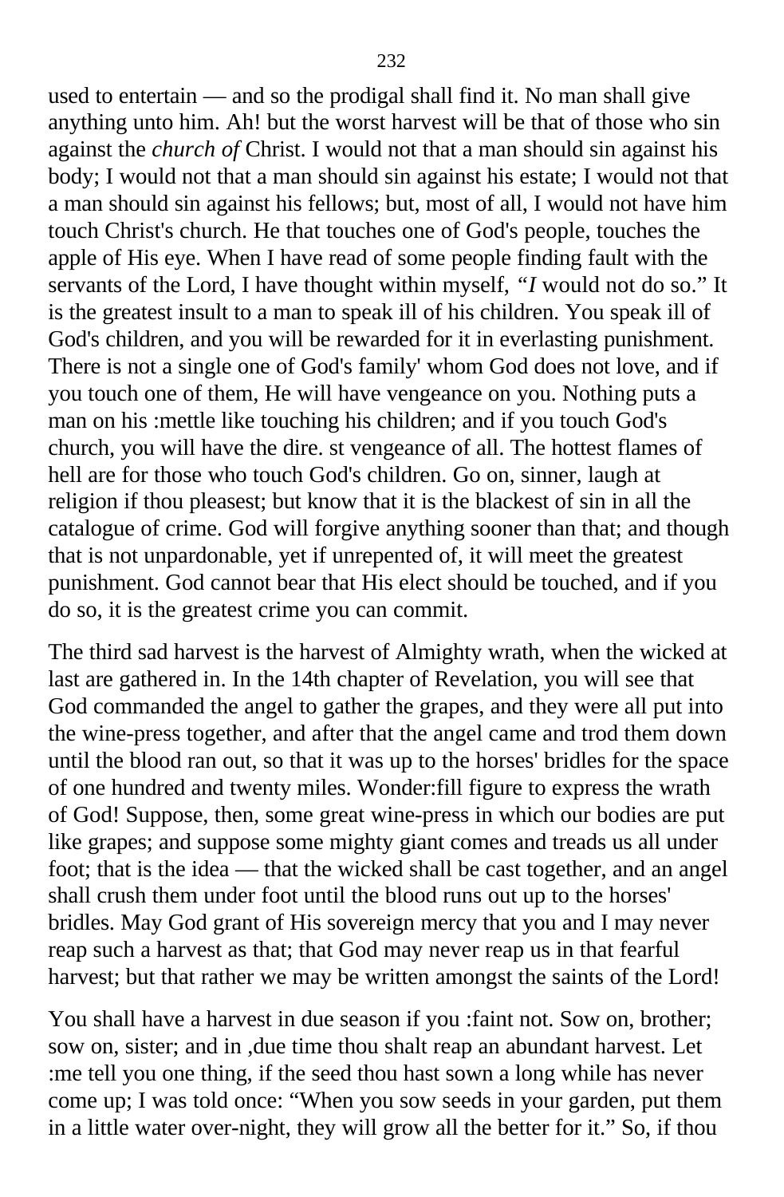used to entertain — and so the prodigal shall find it. No man shall give anything unto him. Ah! but the worst harvest will be that of those who sin against the *church of* Christ. I would not that a man should sin against his body; I would not that a man should sin against his estate; I would not that a man should sin against his fellows; but, most of all, I would not have him touch Christ's church. He that touches one of God's people, touches the apple of His eye. When I have read of some people finding fault with the servants of the Lord, I have thought within myself, *"I* would not do so." It is the greatest insult to a man to speak ill of his children. You speak ill of God's children, and you will be rewarded for it in everlasting punishment. There is not a single one of God's family' whom God does not love, and if you touch one of them, He will have vengeance on you. Nothing puts a man on his :mettle like touching his children; and if you touch God's church, you will have the dire. st vengeance of all. The hottest flames of hell are for those who touch God's children. Go on, sinner, laugh at religion if thou pleasest; but know that it is the blackest of sin in all the catalogue of crime. God will forgive anything sooner than that; and though that is not unpardonable, yet if unrepented of, it will meet the greatest punishment. God cannot bear that His elect should be touched, and if you do so, it is the greatest crime you can commit.

The third sad harvest is the harvest of Almighty wrath, when the wicked at last are gathered in. In the 14th chapter of Revelation, you will see that God commanded the angel to gather the grapes, and they were all put into the wine-press together, and after that the angel came and trod them down until the blood ran out, so that it was up to the horses' bridles for the space of one hundred and twenty miles. Wonder:fill figure to express the wrath of God! Suppose, then, some great wine-press in which our bodies are put like grapes; and suppose some mighty giant comes and treads us all under foot; that is the idea — that the wicked shall be cast together, and an angel shall crush them under foot until the blood runs out up to the horses' bridles. May God grant of His sovereign mercy that you and I may never reap such a harvest as that; that God may never reap us in that fearful harvest; but that rather we may be written amongst the saints of the Lord!

You shall have a harvest in due season if you :faint not. Sow on, brother; sow on, sister; and in ,due time thou shalt reap an abundant harvest. Let :me tell you one thing, if the seed thou hast sown a long while has never come up; I was told once: "When you sow seeds in your garden, put them in a little water over-night, they will grow all the better for it." So, if thou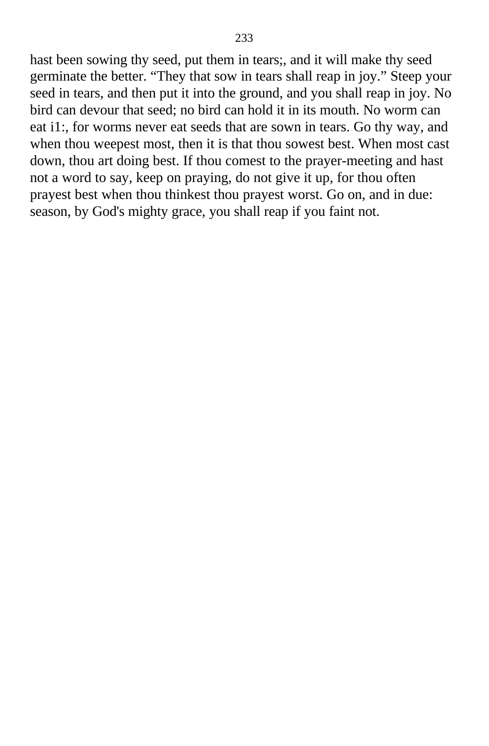hast been sowing thy seed, put them in tears;, and it will make thy seed germinate the better. “They that sow in tears shall reap in joy.” Steep your seed in tears, and then put it into the ground, and you shall reap in joy. No bird can devour that seed; no bird can hold it in its mouth. No worm can eat i1:, for worms never eat seeds that are sown in tears. Go thy way, and when thou weepest most, then it is that thou sowest best. When most cast down, thou art doing best. If thou comest to the prayer-meeting and hast not a word to say, keep on praying, do not give it up, for thou often prayest best when thou thinkest thou prayest worst. Go on, and in due: season, by God's mighty grace, you shall reap if you faint not.